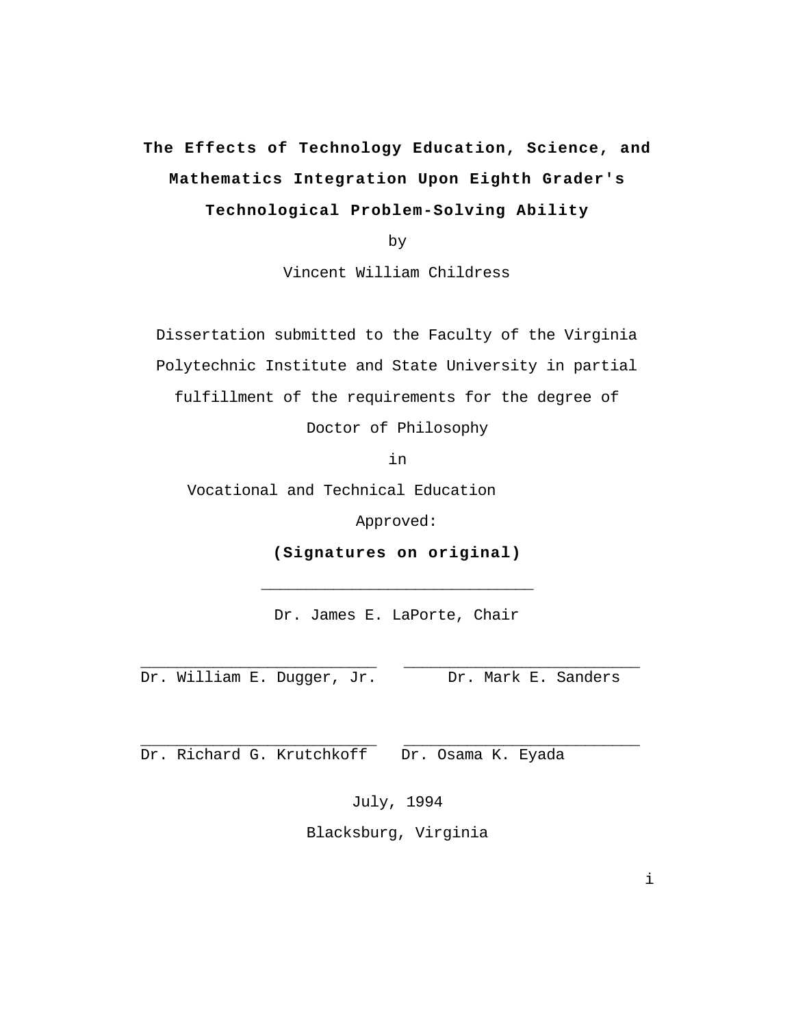# The Effects of Technology Education, Science, and Mathematics Integration Upon Eighth Grader's Technological Problem-Solving Ability

by

Vincent William Childress

Dissertation submitted to the Faculty of the Virginia Polytechnic Institute and State University in partial fulfillment of the requirements for the degree of

Doctor of Philosophy

in

Vocational and Technical Education

Approved:

**(Signatures on original)**

_____________________________

Dr. James E. LaPorte, Chair

_________________________ Dr. William E. Dugger, Jr.

_________________________ Dr. Mark E. Sanders

_________________________ Dr. Richard G. Krutchkoff

_________________________ Dr. Osama K. Eyada

July, 1994

Blacksburg, Virginia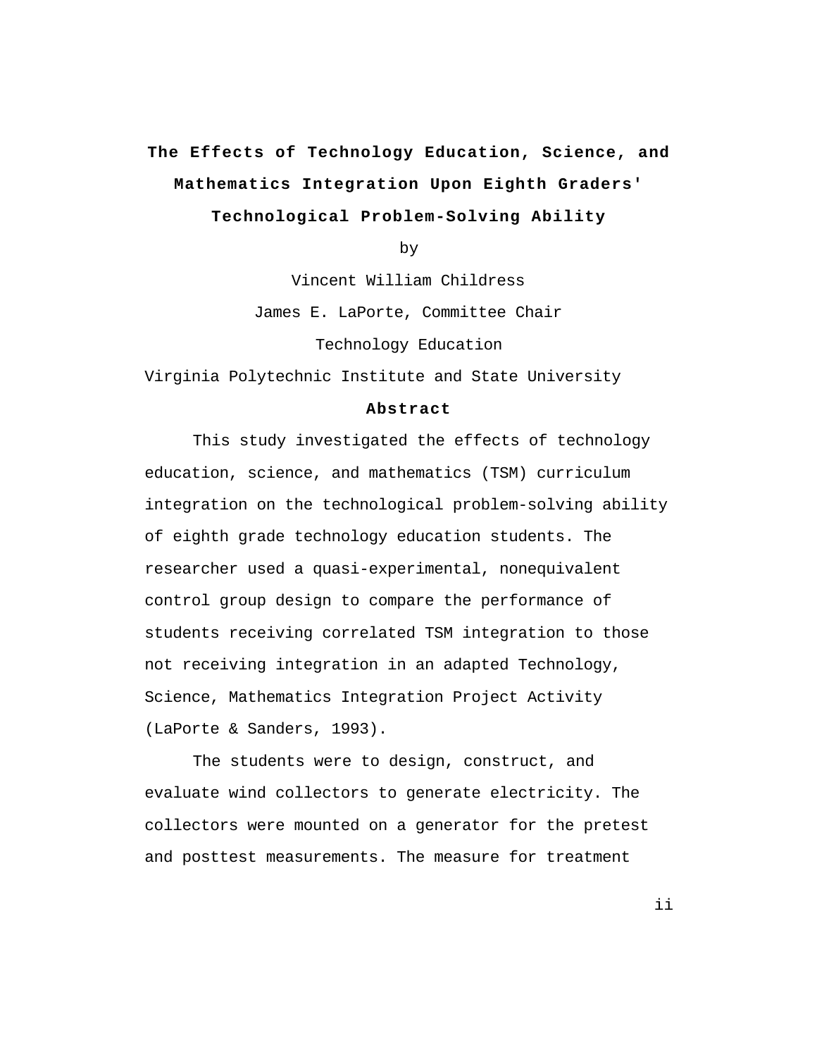**The Effects of Technology Education, Science, and Mathematics Integration Upon Eighth Graders' Technological Problem-Solving Ability**

by

Vincent William Childress

James E. LaPorte, Committee Chair

Technology Education

Virginia Polytechnic Institute and State University

## Abstract

This study investigated the effects of technology education, science, and mathematics (TSM) curriculum integration on the technological problem-solving ability of eighth grade technology education students. The researcher used a quasi-experimental, nonequivalent control group design to compare the performance of students receiving correlated TSM integration to those not receiving integration in an adapted Technology, Science, Mathematics Integration Project Activity (LaPorte & Sanders, 1993).

The students were to design, construct, and evaluate wind collectors to generate electricity. The collectors were mounted on a generator for the pretest and posttest measurements. The measure for treatment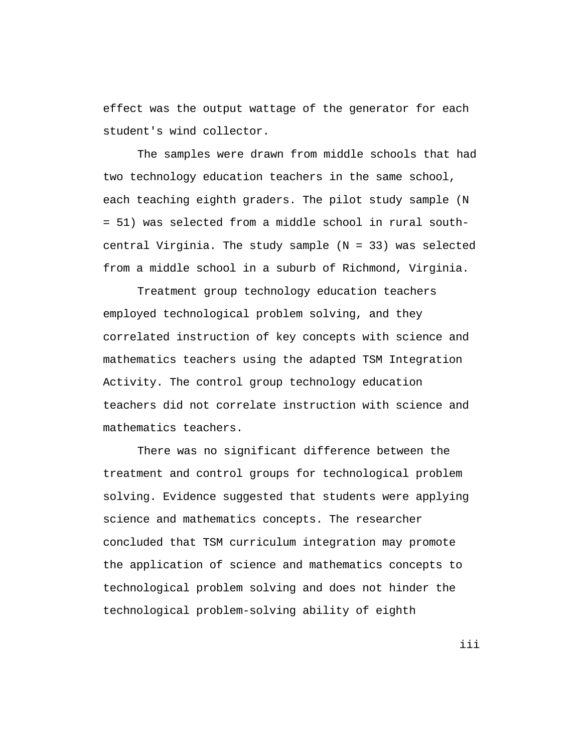effect was the output wattage of the generator for each student's wind collector.

The samples were drawn from middle schools that had two technology education teachers in the same school, each teaching eighth graders. The pilot study sample ($N = 51$) was selected from a middle school in rural south-central Virginia. The study sample ($N = 33$) was selected from a middle school in a suburb of Richmond, Virginia.

Treatment group technology education teachers employed technological problem solving, and they correlated instruction of key concepts with science and mathematics teachers using the adapted TSM Integration Activity. The control group technology education teachers did not correlate instruction with science and mathematics teachers.

There was no significant difference between the treatment and control groups for technological problem solving. Evidence suggested that students were applying science and mathematics concepts. The researcher concluded that TSM curriculum integration may promote the application of science and mathematics concepts to technological problem solving and does not hinder the technological problem-solving ability of eighth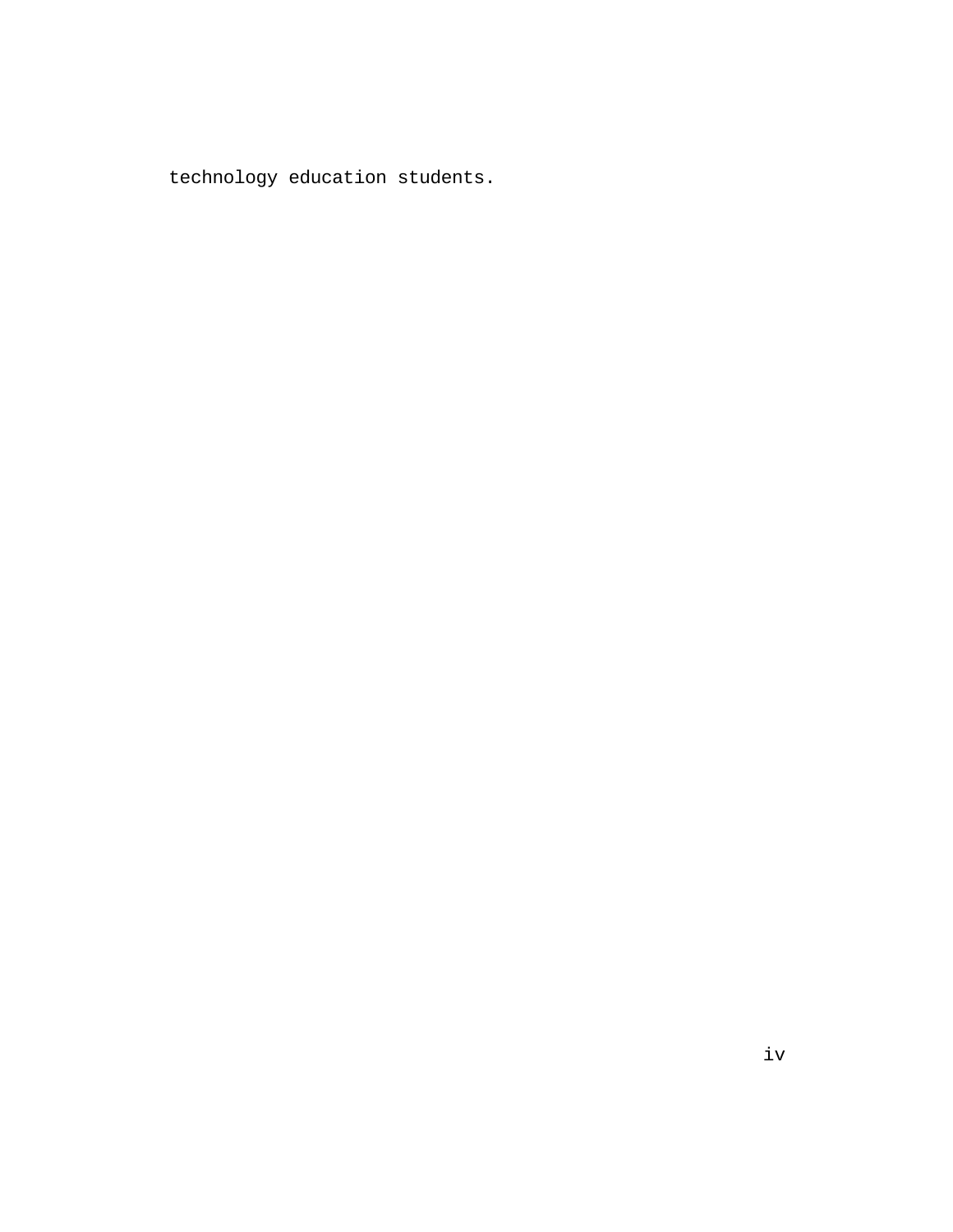technology education students.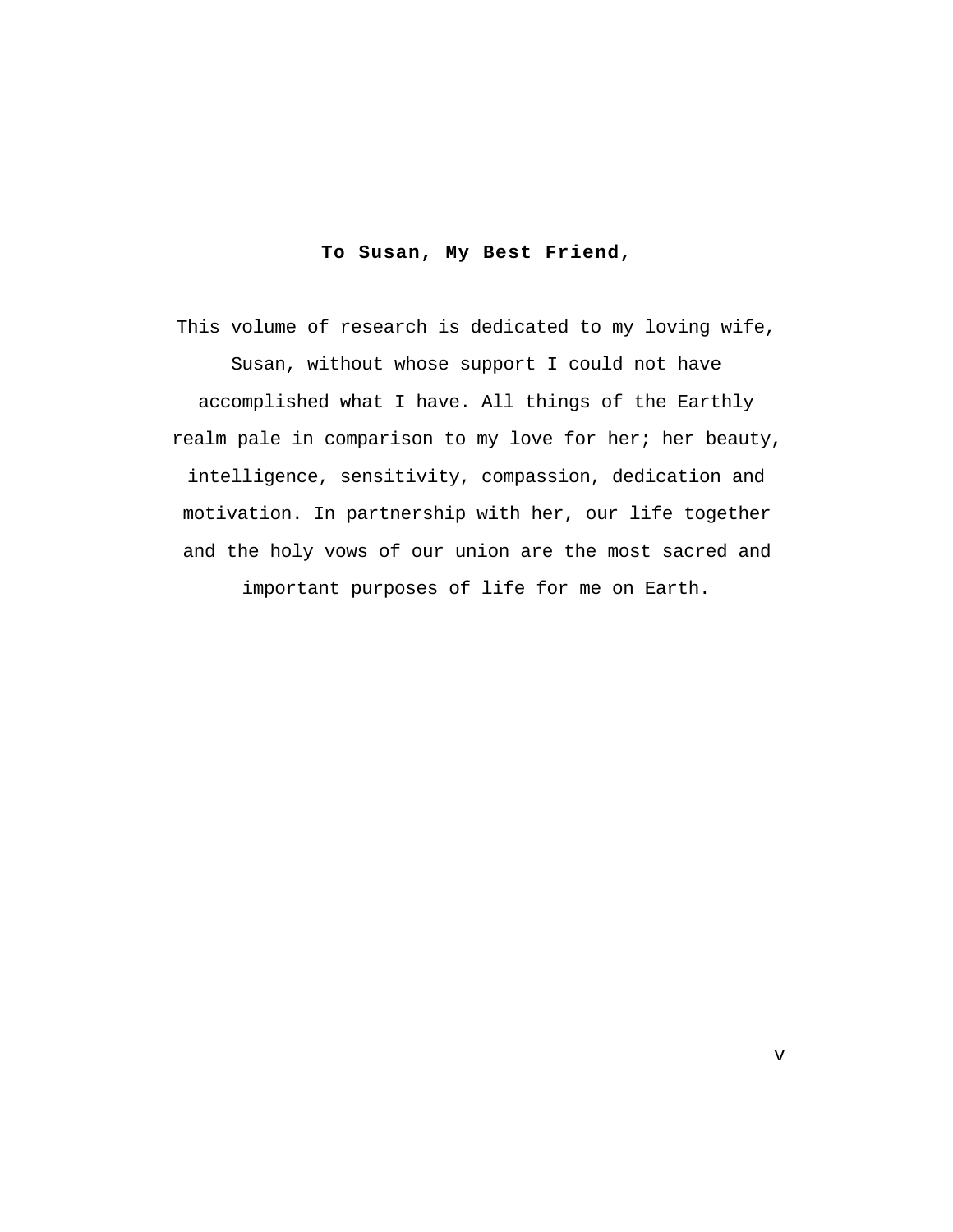**To Susan, My Best Friend,**

This volume of research is dedicated to my loving wife, Susan, without whose support I could not have accomplished what I have. All things of the Earthly realm pale in comparison to my love for her; her beauty, intelligence, sensitivity, compassion, dedication and motivation. In partnership with her, our life together and the holy vows of our union are the most sacred and important purposes of life for me on Earth.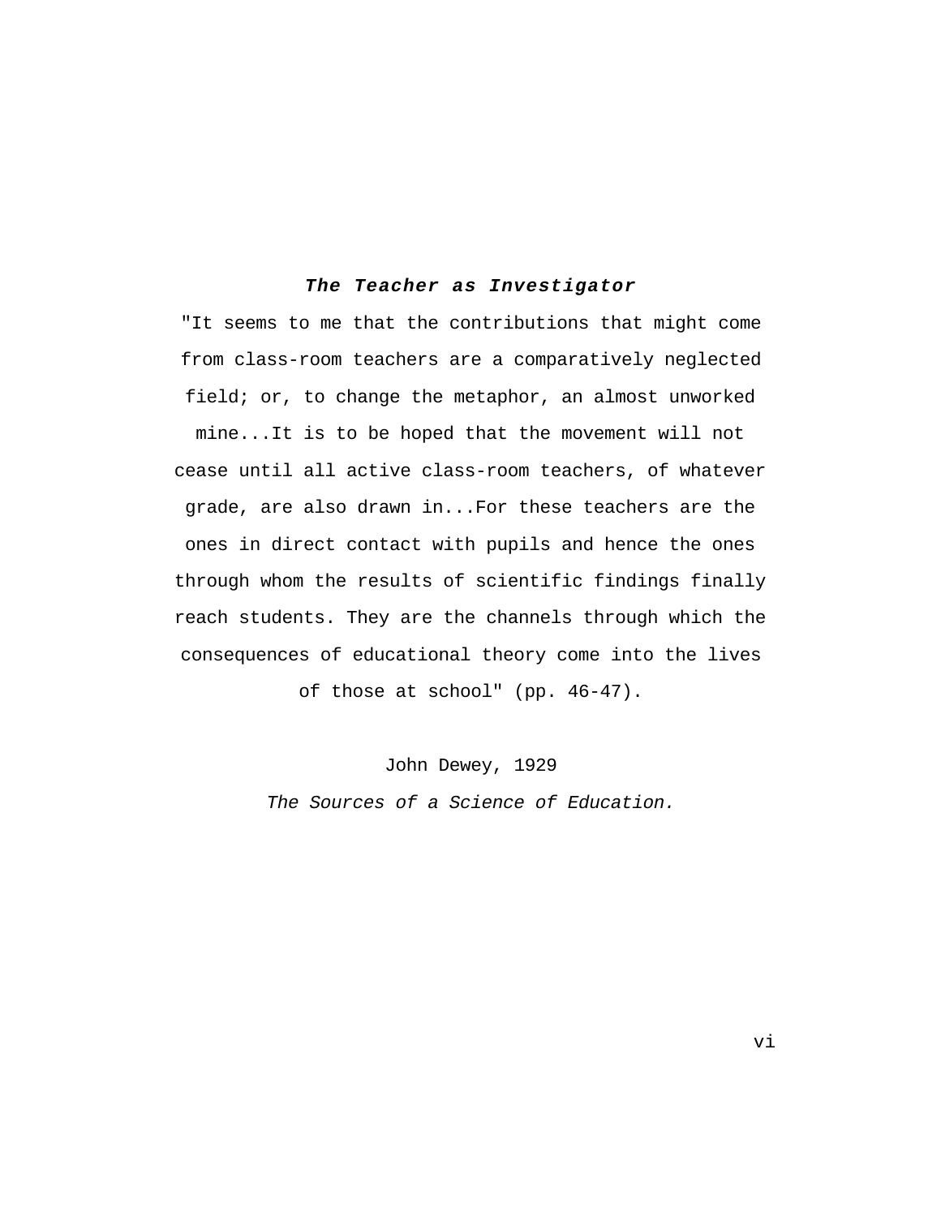***The Teacher as Investigator***

"It seems to me that the contributions that might come from class-room teachers are a comparatively neglected field; or, to change the metaphor, an almost unworked mine...It is to be hoped that the movement will not cease until all active class-room teachers, of whatever grade, are also drawn in...For these teachers are the ones in direct contact with pupils and hence the ones through whom the results of scientific findings finally reach students. They are the channels through which the consequences of educational theory come into the lives of those at school" (pp. 46-47).

John Dewey, 1929

*The Sources of a Science of Education.*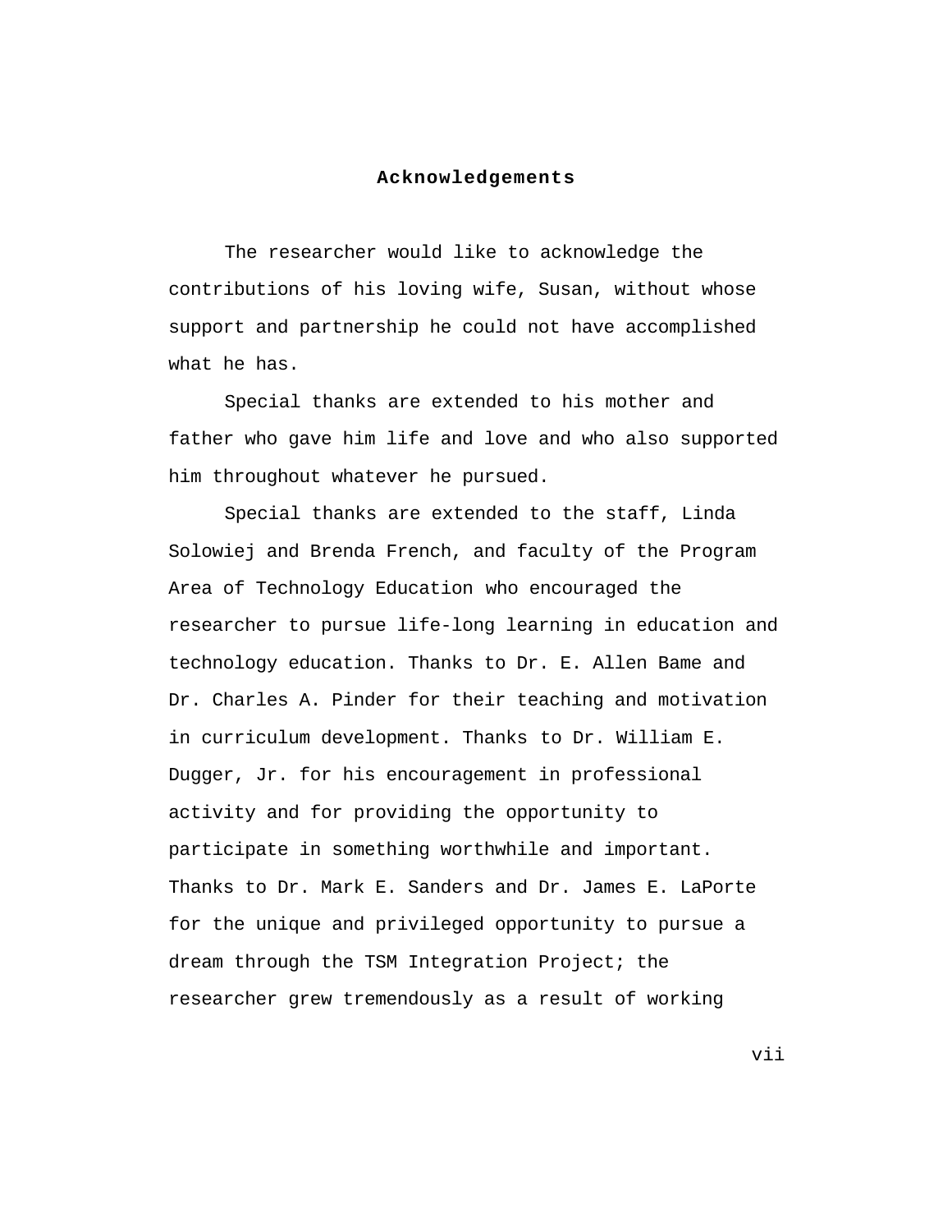# Acknowledgements

The researcher would like to acknowledge the contributions of his loving wife, Susan, without whose support and partnership he could not have accomplished what he has.

Special thanks are extended to his mother and father who gave him life and love and who also supported him throughout whatever he pursued.

Special thanks are extended to the staff, Linda Solowiej and Brenda French, and faculty of the Program Area of Technology Education who encouraged the researcher to pursue life-long learning in education and technology education. Thanks to Dr. E. Allen Bame and Dr. Charles A. Pinder for their teaching and motivation in curriculum development. Thanks to Dr. William E. Dugger, Jr. for his encouragement in professional activity and for providing the opportunity to participate in something worthwhile and important. Thanks to Dr. Mark E. Sanders and Dr. James E. LaPorte for the unique and privileged opportunity to pursue a dream through the TSM Integration Project; the researcher grew tremendously as a result of working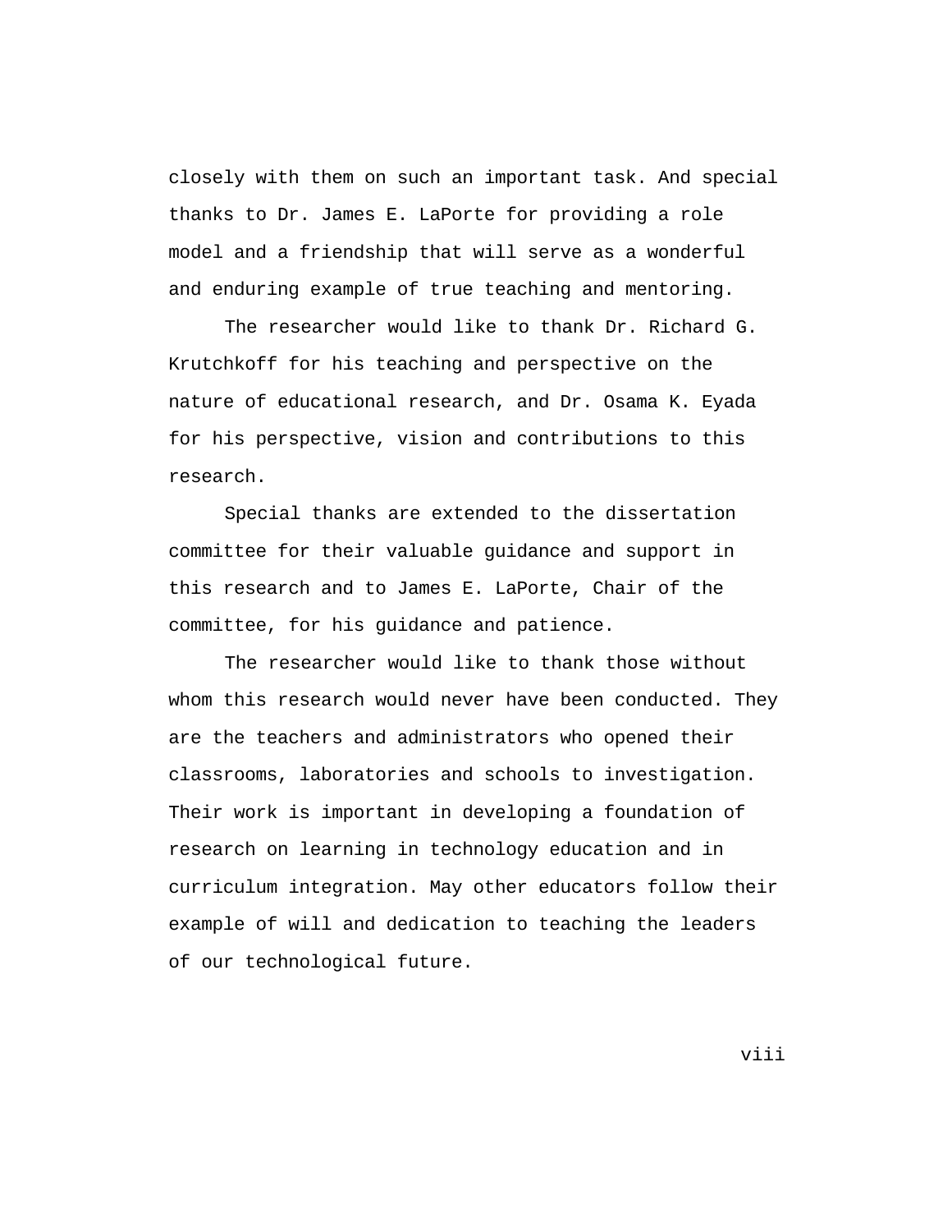closely with them on such an important task. And special thanks to Dr. James E. LaPorte for providing a role model and a friendship that will serve as a wonderful and enduring example of true teaching and mentoring.

The researcher would like to thank Dr. Richard G. Krutchkoff for his teaching and perspective on the nature of educational research, and Dr. Osama K. Eyada for his perspective, vision and contributions to this research.

Special thanks are extended to the dissertation committee for their valuable guidance and support in this research and to James E. LaPorte, Chair of the committee, for his guidance and patience.

The researcher would like to thank those without whom this research would never have been conducted. They are the teachers and administrators who opened their classrooms, laboratories and schools to investigation. Their work is important in developing a foundation of research on learning in technology education and in curriculum integration. May other educators follow their example of will and dedication to teaching the leaders of our technological future.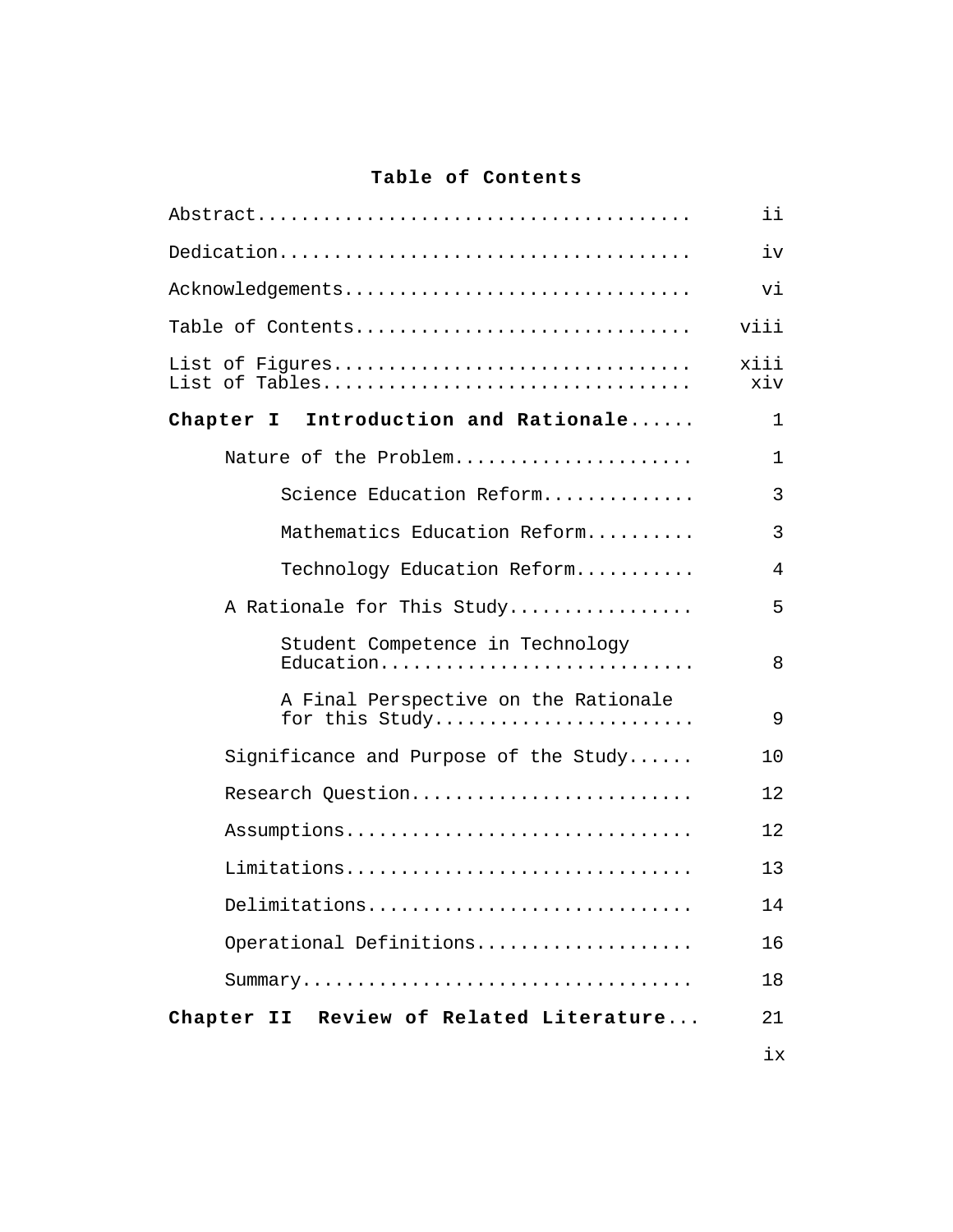# Table of Contents

| | |
|---|---|
| Abstract | ii |
| Dedication | iv |
| Acknowledgements | vi |
| Table of Contents | viii |
| List of Figures | xiii |
| List of Tables | xiv |
| **Chapter I Introduction and Rationale** | 1 |
| Nature of the Problem | 1 |
| Science Education Reform | 3 |
| Mathematics Education Reform | 3 |
| Technology Education Reform | 4 |
| A Rationale for This Study | 5 |
| Student Competence in Technology Education | 8 |
| A Final Perspective on the Rationale for this Study | 9 |
| Significance and Purpose of the Study | 10 |
| Research Question | 12 |
| Assumptions | 12 |
| Limitations | 13 |
| Delimitations | 14 |
| Operational Definitions | 16 |
| Summary | 18 |
| **Chapter II Review of Related Literature** | 21 |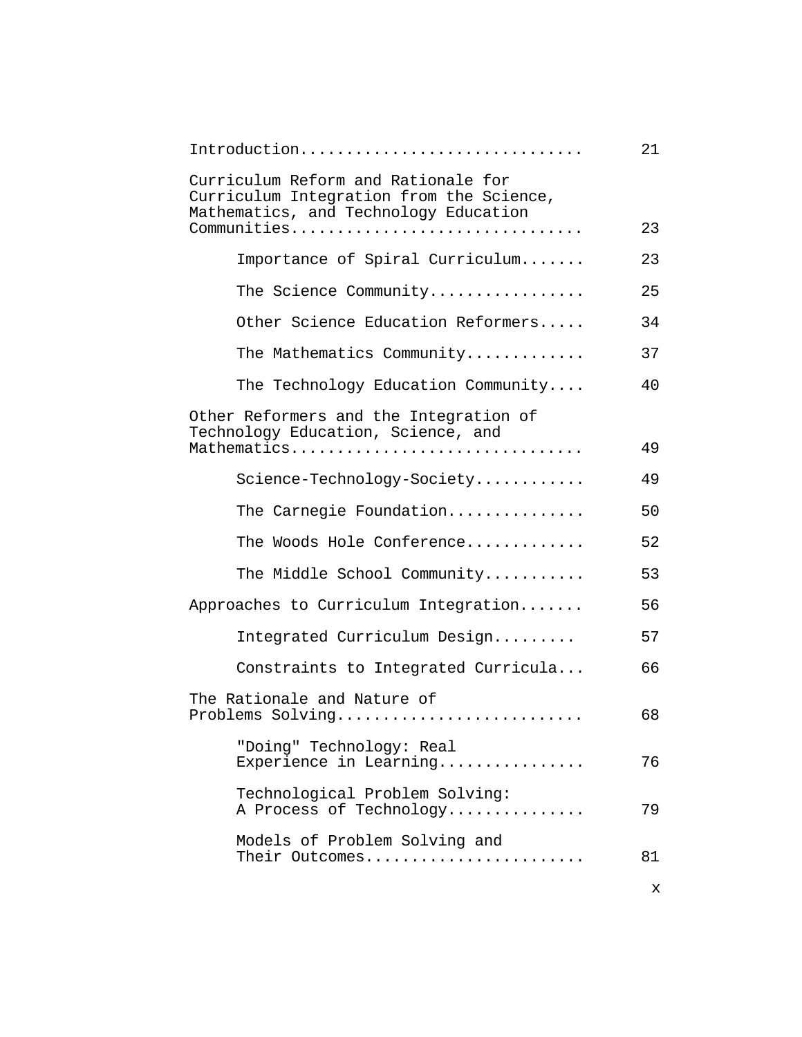| | |
|---|---|
| Introduction | 21 |
| Curriculum Reform and Rationale for Curriculum Integration from the Science, Mathematics, and Technology Education Communities | 23 |
| &nbsp;&nbsp;&nbsp;&nbsp;Importance of Spiral Curriculum | 23 |
| &nbsp;&nbsp;&nbsp;&nbsp;The Science Community | 25 |
| &nbsp;&nbsp;&nbsp;&nbsp;Other Science Education Reformers | 34 |
| &nbsp;&nbsp;&nbsp;&nbsp;The Mathematics Community | 37 |
| &nbsp;&nbsp;&nbsp;&nbsp;The Technology Education Community | 40 |
| Other Reformers and the Integration of Technology Education, Science, and Mathematics | 49 |
| &nbsp;&nbsp;&nbsp;&nbsp;Science-Technology-Society | 49 |
| &nbsp;&nbsp;&nbsp;&nbsp;The Carnegie Foundation | 50 |
| &nbsp;&nbsp;&nbsp;&nbsp;The Woods Hole Conference | 52 |
| &nbsp;&nbsp;&nbsp;&nbsp;The Middle School Community | 53 |
| Approaches to Curriculum Integration | 56 |
| &nbsp;&nbsp;&nbsp;&nbsp;Integrated Curriculum Design | 57 |
| &nbsp;&nbsp;&nbsp;&nbsp;Constraints to Integrated Curricula | 66 |
| The Rationale and Nature of Problems Solving | 68 |
| &nbsp;&nbsp;&nbsp;&nbsp;"Doing" Technology: Real Experience in Learning | 76 |
| &nbsp;&nbsp;&nbsp;&nbsp;Technological Problem Solving: A Process of Technology | 79 |
| &nbsp;&nbsp;&nbsp;&nbsp;Models of Problem Solving and Their Outcomes | 81 |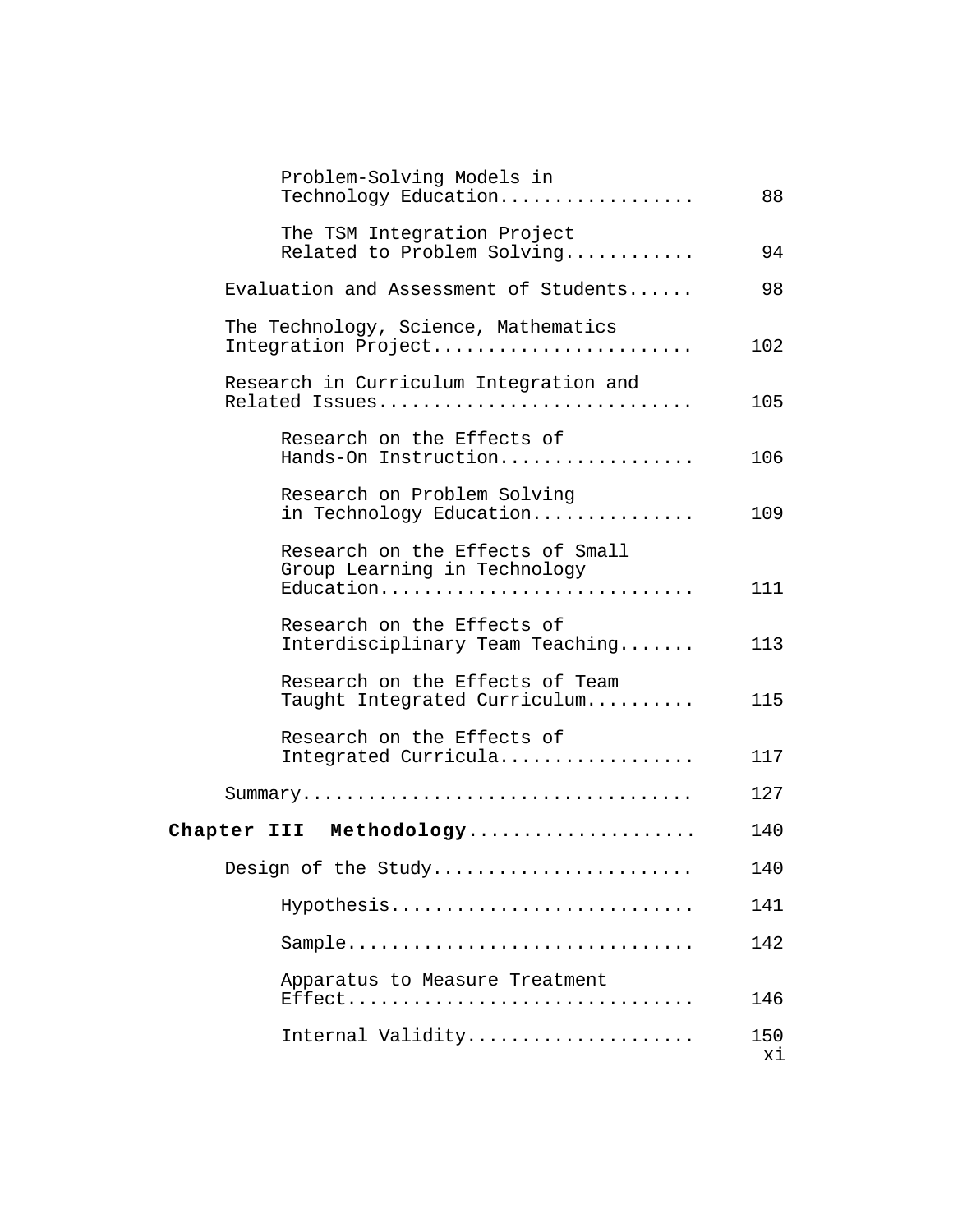| | |
|---|---|
| Problem-Solving Models in Technology Education.................. | 88 |
| The TSM Integration Project Related to Problem Solving............ | 94 |
| Evaluation and Assessment of Students...... | 98 |
| The Technology, Science, Mathematics Integration Project....................... | 102 |
| Research in Curriculum Integration and Related Issues............................ | 105 |
| Research on the Effects of Hands-On Instruction.................. | 106 |
| Research on Problem Solving in Technology Education............... | 109 |
| Research on the Effects of Small Group Learning in Technology Education............................ | 111 |
| Research on the Effects of Interdisciplinary Team Teaching....... | 113 |
| Research on the Effects of Team Taught Integrated Curriculum.......... | 115 |
| Research on the Effects of Integrated Curricula.................. | 117 |
| Summary................................... | 127 |
| **Chapter III Methodology**.................... | 140 |
| Design of the Study....................... | 140 |
| Hypothesis........................... | 141 |
| Sample............................... | 142 |
| Apparatus to Measure Treatment Effect............................... | 146 |
| Internal Validity.................... | 150 |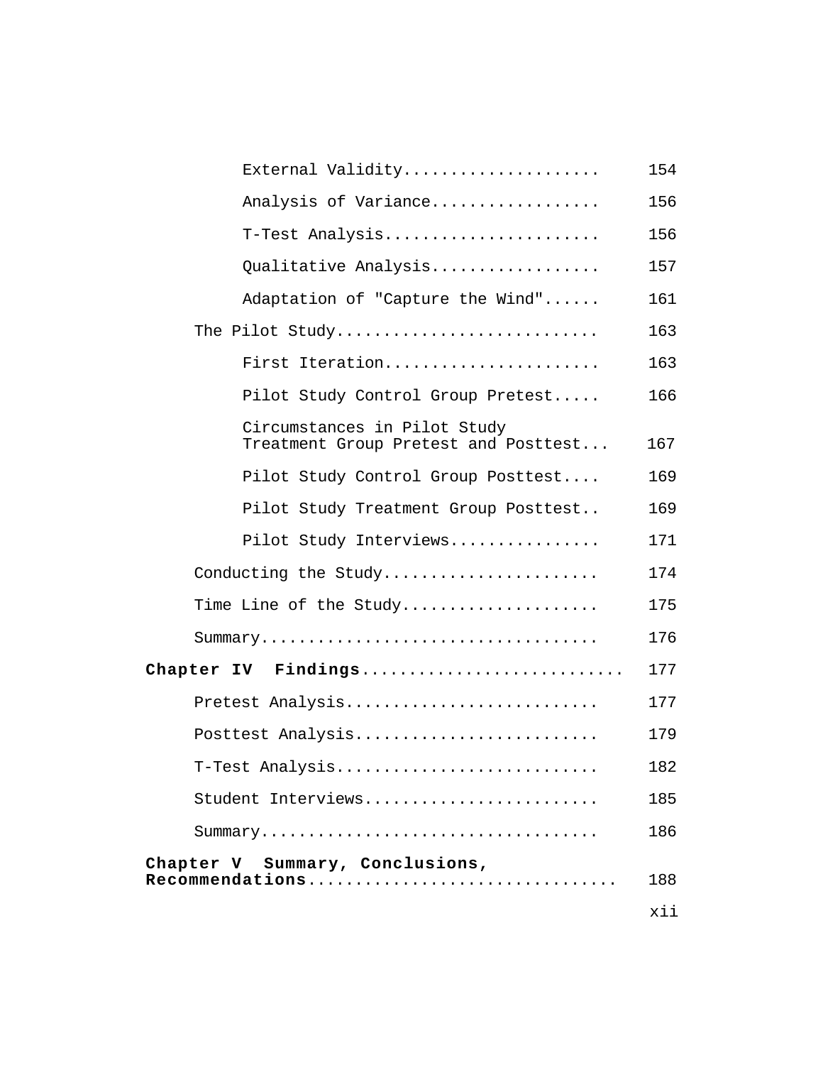External Validity.................... 154

Analysis of Variance................. 156

T-Test Analysis...................... 156

Qualitative Analysis................. 157

Adaptation of "Capture the Wind"...... 161

The Pilot Study.......................... 163

First Iteration...................... 163

Pilot Study Control Group Pretest..... 166

Circumstances in Pilot Study Treatment Group Pretest and Posttest... 167

Pilot Study Control Group Posttest.... 169

Pilot Study Treatment Group Posttest.. 169

Pilot Study Interviews................ 171

Conducting the Study...................... 174

Time Line of the Study.................... 175

Summary................................... 176

**Chapter IV Findings**.......................... 177

Pretest Analysis.......................... 177

Posttest Analysis......................... 179

T-Test Analysis........................... 182

Student Interviews........................ 185

Summary................................... 186

**Chapter V Summary, Conclusions, Recommendations**............................... 188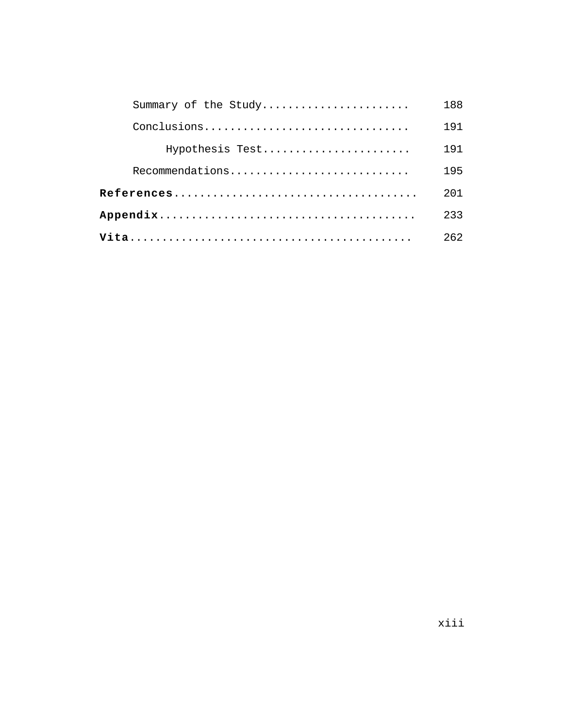Summary of the Study....................... 188

Conclusions................................ 191

Hypothesis Test....................... 191

Recommendations............................ 195

**References**..................................... 201

**Appendix**....................................... 233

**Vita**........................................... 262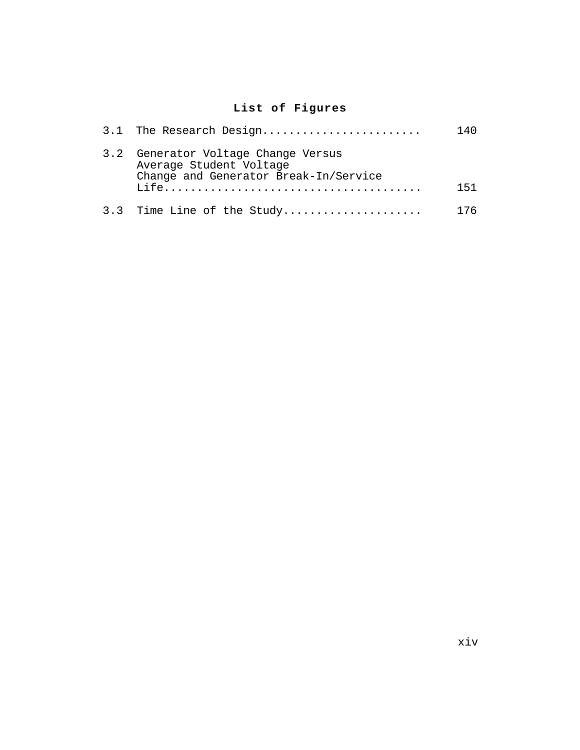# List of Figures

| | | |
|---|---|---|
| 3.1 | The Research Design........................ | 140 |
| 3.2 | Generator Voltage Change Versus Average Student Voltage Change and Generator Break-In/Service Life...................................... | 151 |
| 3.3 | Time Line of the Study.................... | 176 |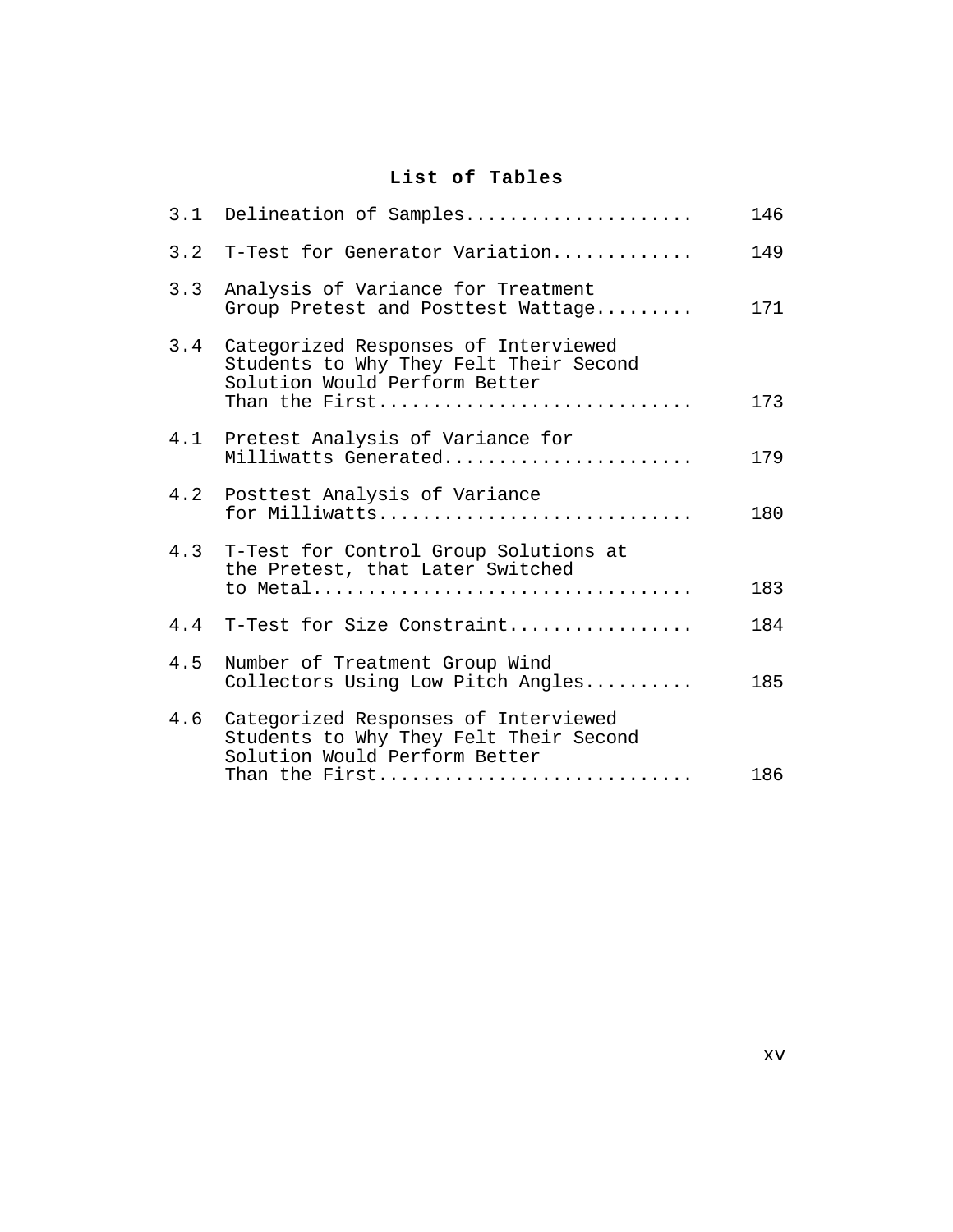# List of Tables

| | | |
|---|---|---|
| 3.1 | Delineation of Samples | 146 |
| 3.2 | T-Test for Generator Variation | 149 |
| 3.3 | Analysis of Variance for Treatment Group Pretest and Posttest Wattage | 171 |
| 3.4 | Categorized Responses of Interviewed Students to Why They Felt Their Second Solution Would Perform Better Than the First | 173 |
| 4.1 | Pretest Analysis of Variance for Milliwatts Generated | 179 |
| 4.2 | Posttest Analysis of Variance for Milliwatts | 180 |
| 4.3 | T-Test for Control Group Solutions at the Pretest, that Later Switched to Metal | 183 |
| 4.4 | T-Test for Size Constraint | 184 |
| 4.5 | Number of Treatment Group Wind Collectors Using Low Pitch Angles | 185 |
| 4.6 | Categorized Responses of Interviewed Students to Why They Felt Their Second Solution Would Perform Better Than the First | 186 |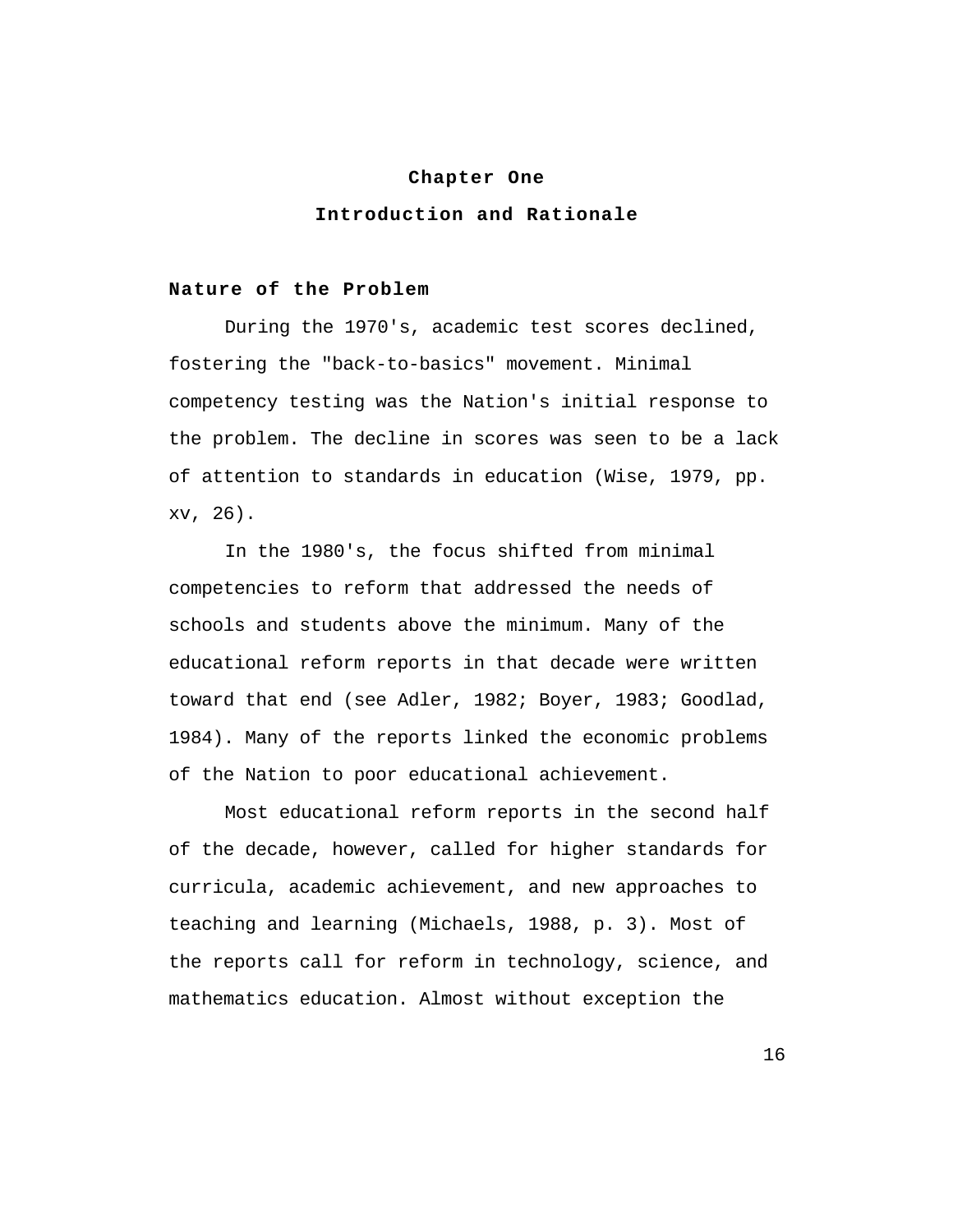# Chapter One

# Introduction and Rationale

## Nature of the Problem

During the 1970's, academic test scores declined, fostering the "back-to-basics" movement. Minimal competency testing was the Nation's initial response to the problem. The decline in scores was seen to be a lack of attention to standards in education (Wise, 1979, pp. xv, 26).

In the 1980's, the focus shifted from minimal competencies to reform that addressed the needs of schools and students above the minimum. Many of the educational reform reports in that decade were written toward that end (see Adler, 1982; Boyer, 1983; Goodlad, 1984). Many of the reports linked the economic problems of the Nation to poor educational achievement.

Most educational reform reports in the second half of the decade, however, called for higher standards for curricula, academic achievement, and new approaches to teaching and learning (Michaels, 1988, p. 3). Most of the reports call for reform in technology, science, and mathematics education. Almost without exception the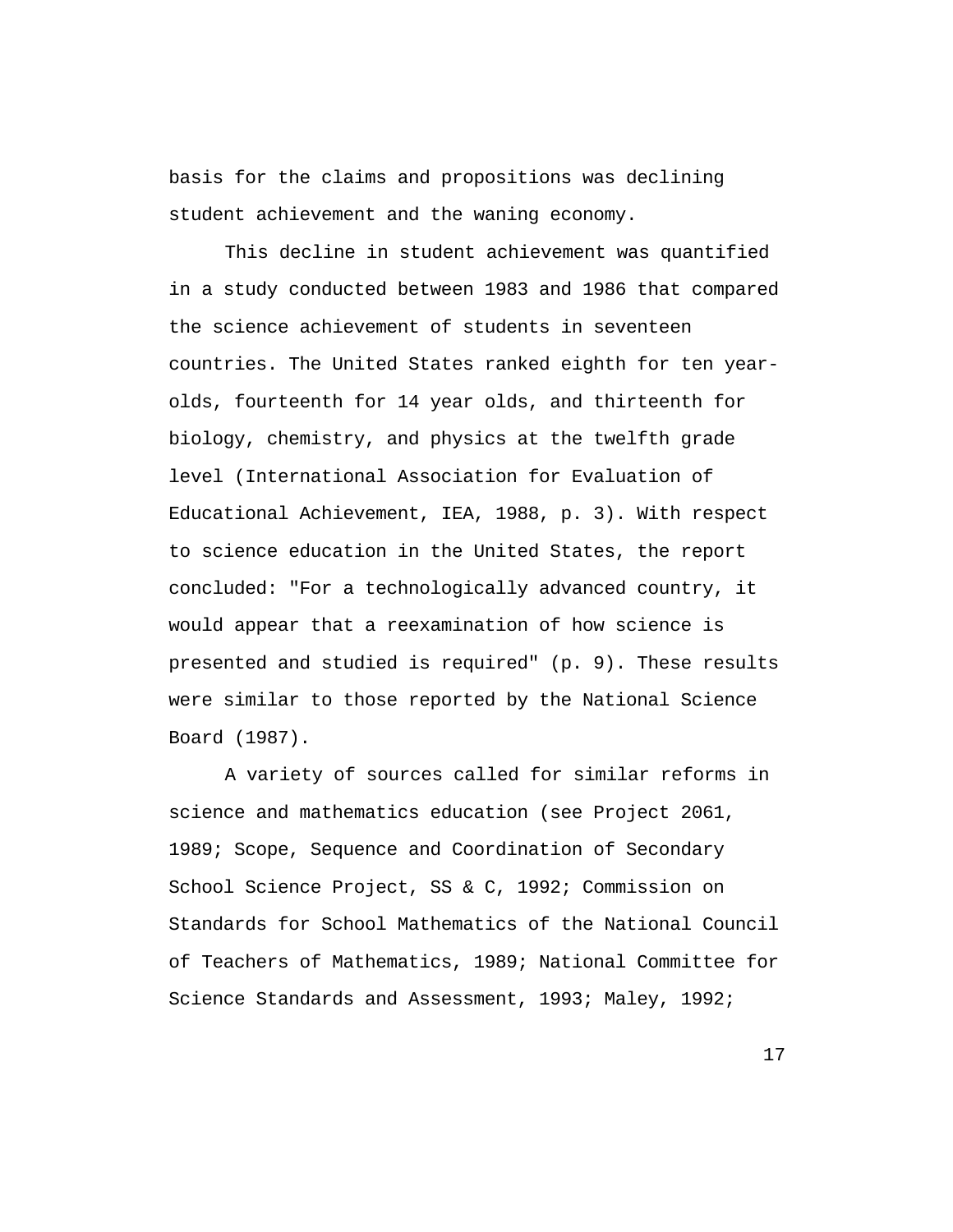basis for the claims and propositions was declining student achievement and the waning economy.

This decline in student achievement was quantified in a study conducted between 1983 and 1986 that compared the science achievement of students in seventeen countries. The United States ranked eighth for ten year-olds, fourteenth for 14 year olds, and thirteenth for biology, chemistry, and physics at the twelfth grade level (International Association for Evaluation of Educational Achievement, IEA, 1988, p. 3). With respect to science education in the United States, the report concluded: "For a technologically advanced country, it would appear that a reexamination of how science is presented and studied is required" (p. 9). These results were similar to those reported by the National Science Board (1987).

A variety of sources called for similar reforms in science and mathematics education (see Project 2061, 1989; Scope, Sequence and Coordination of Secondary School Science Project, SS & C, 1992; Commission on Standards for School Mathematics of the National Council of Teachers of Mathematics, 1989; National Committee for Science Standards and Assessment, 1993; Maley, 1992;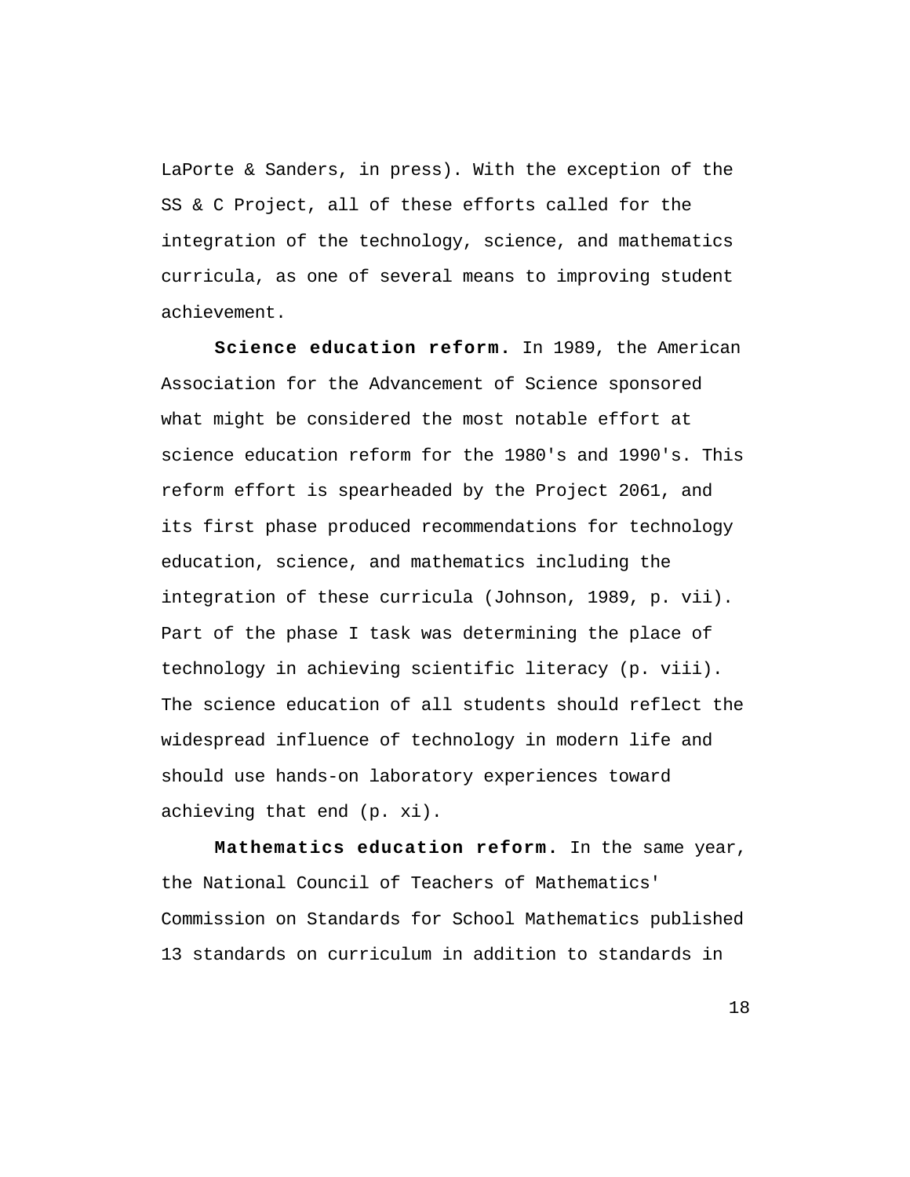LaPorte & Sanders, in press). With the exception of the SS & C Project, all of these efforts called for the integration of the technology, science, and mathematics curricula, as one of several means to improving student achievement.

**Science education reform.** In 1989, the American Association for the Advancement of Science sponsored what might be considered the most notable effort at science education reform for the 1980's and 1990's. This reform effort is spearheaded by the Project 2061, and its first phase produced recommendations for technology education, science, and mathematics including the integration of these curricula (Johnson, 1989, p. vii). Part of the phase I task was determining the place of technology in achieving scientific literacy (p. viii). The science education of all students should reflect the widespread influence of technology in modern life and should use hands-on laboratory experiences toward achieving that end (p. xi).

**Mathematics education reform.** In the same year, the National Council of Teachers of Mathematics' Commission on Standards for School Mathematics published 13 standards on curriculum in addition to standards in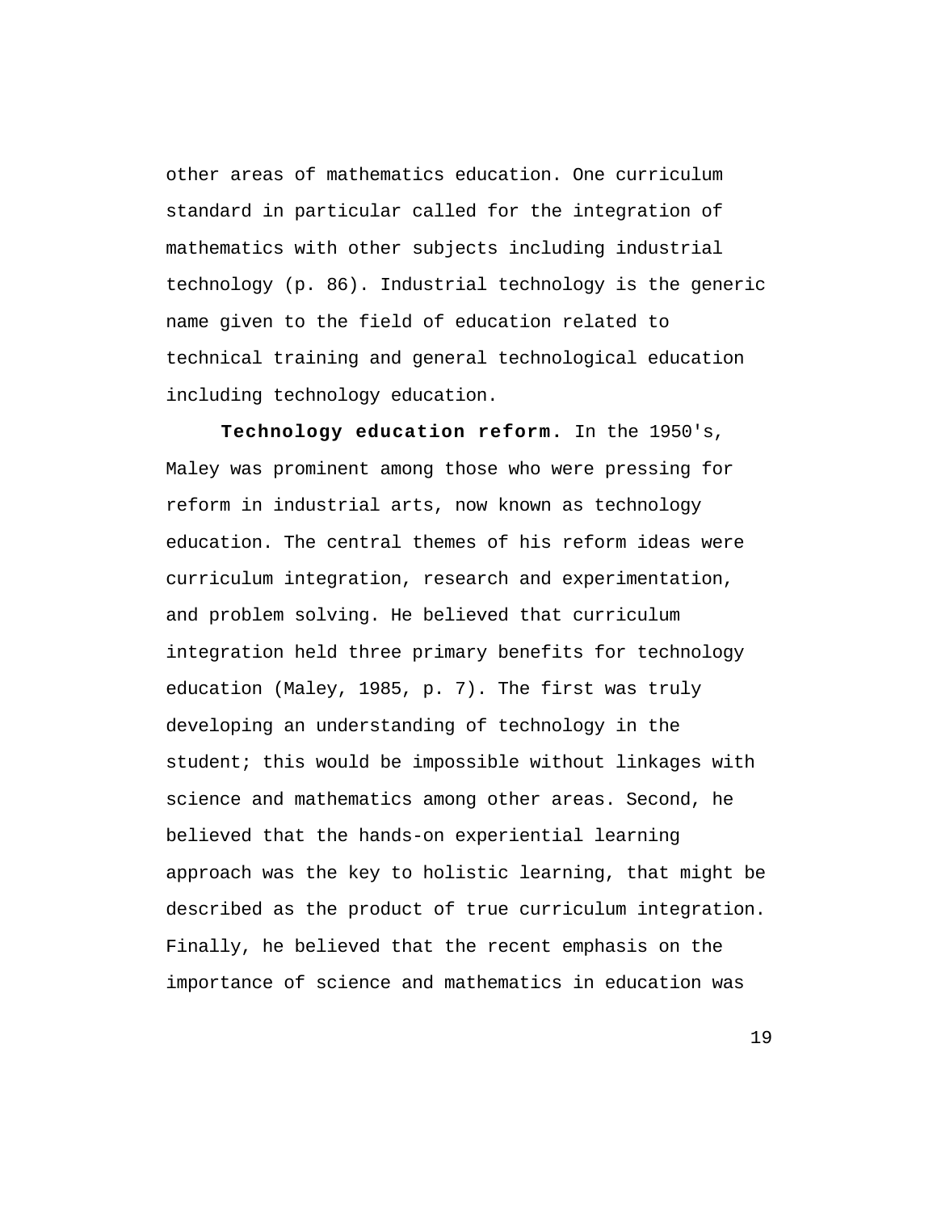other areas of mathematics education. One curriculum standard in particular called for the integration of mathematics with other subjects including industrial technology (p. 86). Industrial technology is the generic name given to the field of education related to technical training and general technological education including technology education.

**Technology education reform.** In the 1950's, Maley was prominent among those who were pressing for reform in industrial arts, now known as technology education. The central themes of his reform ideas were curriculum integration, research and experimentation, and problem solving. He believed that curriculum integration held three primary benefits for technology education (Maley, 1985, p. 7). The first was truly developing an understanding of technology in the student; this would be impossible without linkages with science and mathematics among other areas. Second, he believed that the hands-on experiential learning approach was the key to holistic learning, that might be described as the product of true curriculum integration. Finally, he believed that the recent emphasis on the importance of science and mathematics in education was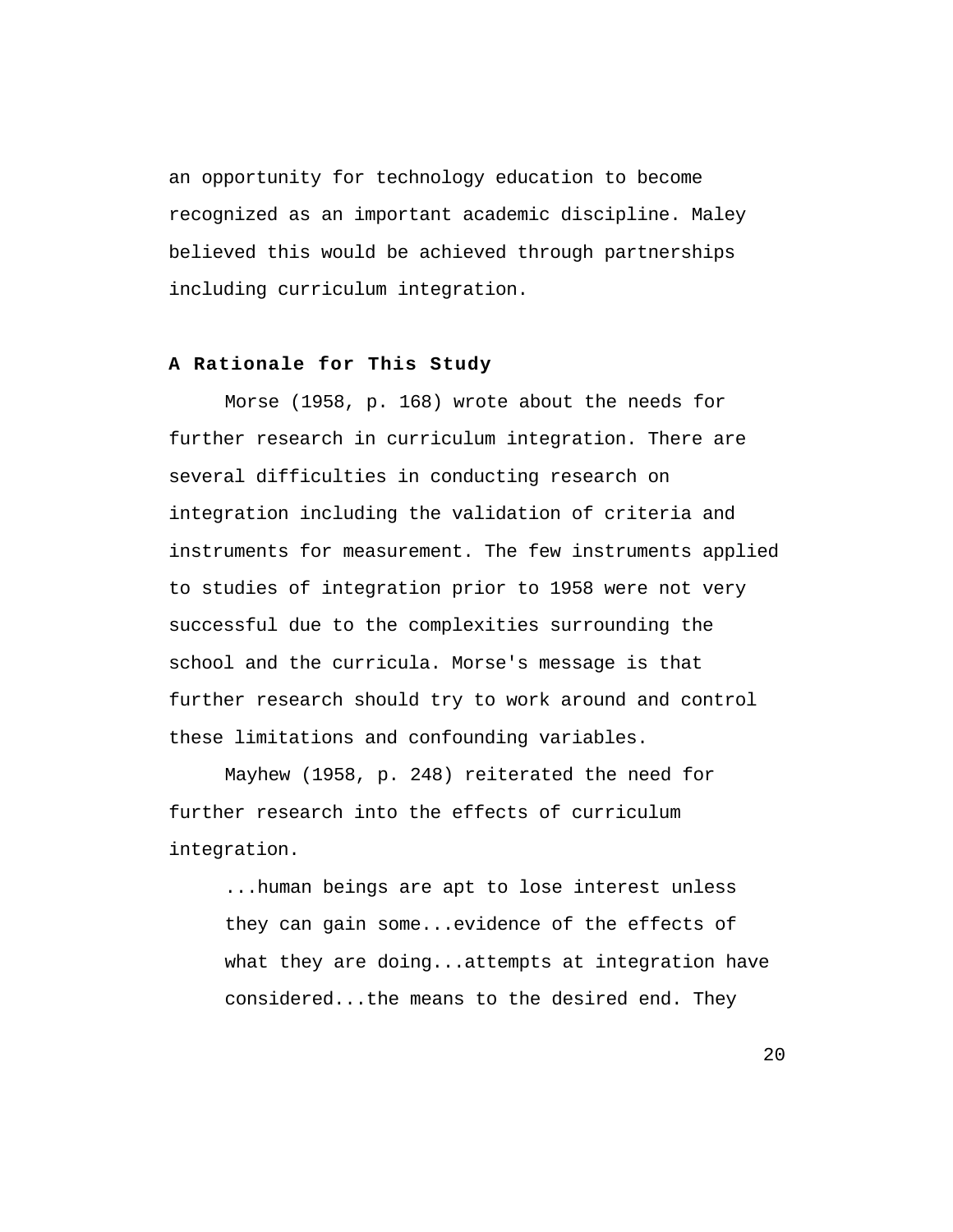an opportunity for technology education to become recognized as an important academic discipline. Maley believed this would be achieved through partnerships including curriculum integration.

### A Rationale for This Study

Morse (1958, p. 168) wrote about the needs for further research in curriculum integration. There are several difficulties in conducting research on integration including the validation of criteria and instruments for measurement. The few instruments applied to studies of integration prior to 1958 were not very successful due to the complexities surrounding the school and the curricula. Morse's message is that further research should try to work around and control these limitations and confounding variables.

Mayhew (1958, p. 248) reiterated the need for further research into the effects of curriculum integration.

> ...human beings are apt to lose interest unless they can gain some...evidence of the effects of what they are doing...attempts at integration have considered...the means to the desired end. They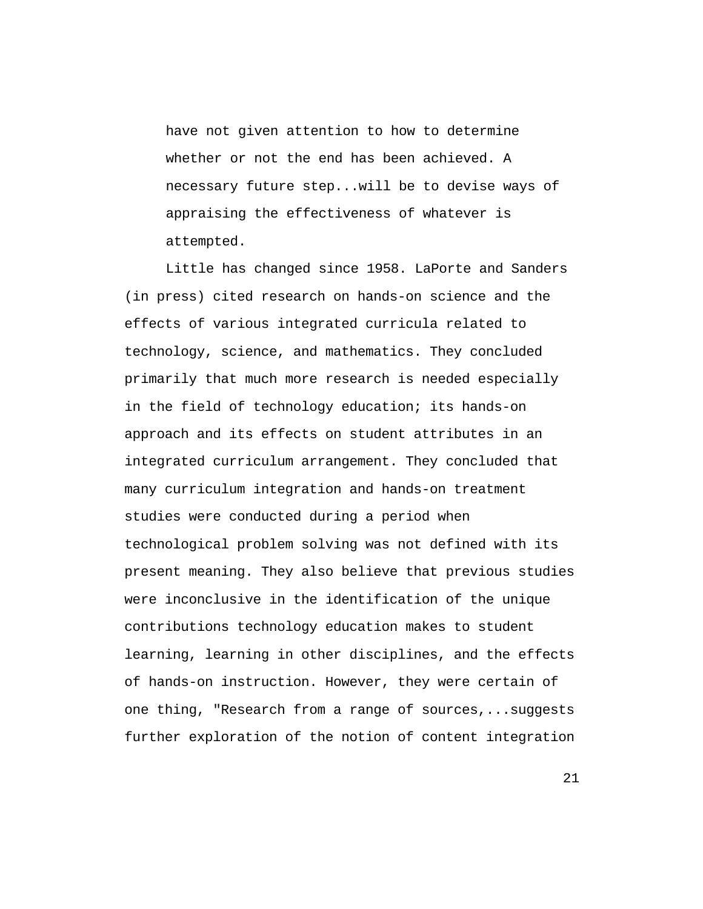> have not given attention to how to determine whether or not the end has been achieved. A necessary future step...will be to devise ways of appraising the effectiveness of whatever is attempted.

Little has changed since 1958. LaPorte and Sanders (in press) cited research on hands-on science and the effects of various integrated curricula related to technology, science, and mathematics. They concluded primarily that much more research is needed especially in the field of technology education; its hands-on approach and its effects on student attributes in an integrated curriculum arrangement. They concluded that many curriculum integration and hands-on treatment studies were conducted during a period when technological problem solving was not defined with its present meaning. They also believe that previous studies were inconclusive in the identification of the unique contributions technology education makes to student learning, learning in other disciplines, and the effects of hands-on instruction. However, they were certain of one thing, "Research from a range of sources,...suggests further exploration of the notion of content integration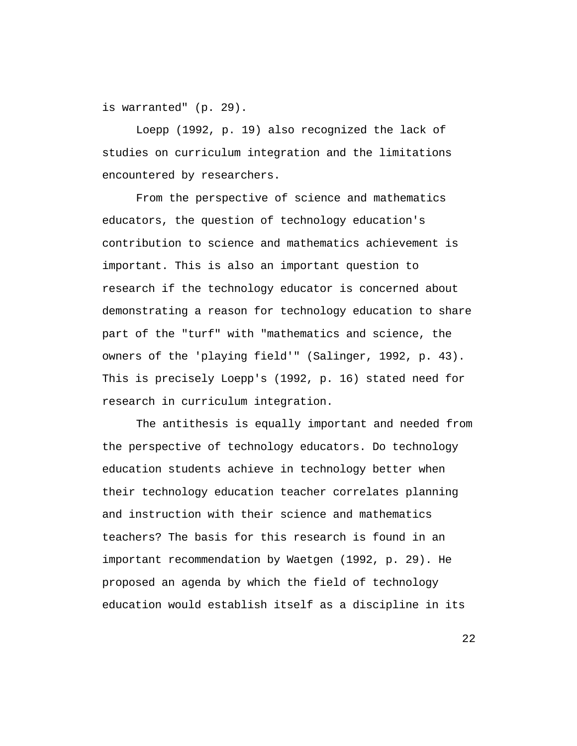is warranted" (p. 29).

Loepp (1992, p. 19) also recognized the lack of studies on curriculum integration and the limitations encountered by researchers.

From the perspective of science and mathematics educators, the question of technology education's contribution to science and mathematics achievement is important. This is also an important question to research if the technology educator is concerned about demonstrating a reason for technology education to share part of the "turf" with "mathematics and science, the owners of the 'playing field'" (Salinger, 1992, p. 43). This is precisely Loepp's (1992, p. 16) stated need for research in curriculum integration.

The antithesis is equally important and needed from the perspective of technology educators. Do technology education students achieve in technology better when their technology education teacher correlates planning and instruction with their science and mathematics teachers? The basis for this research is found in an important recommendation by Waetgen (1992, p. 29). He proposed an agenda by which the field of technology education would establish itself as a discipline in its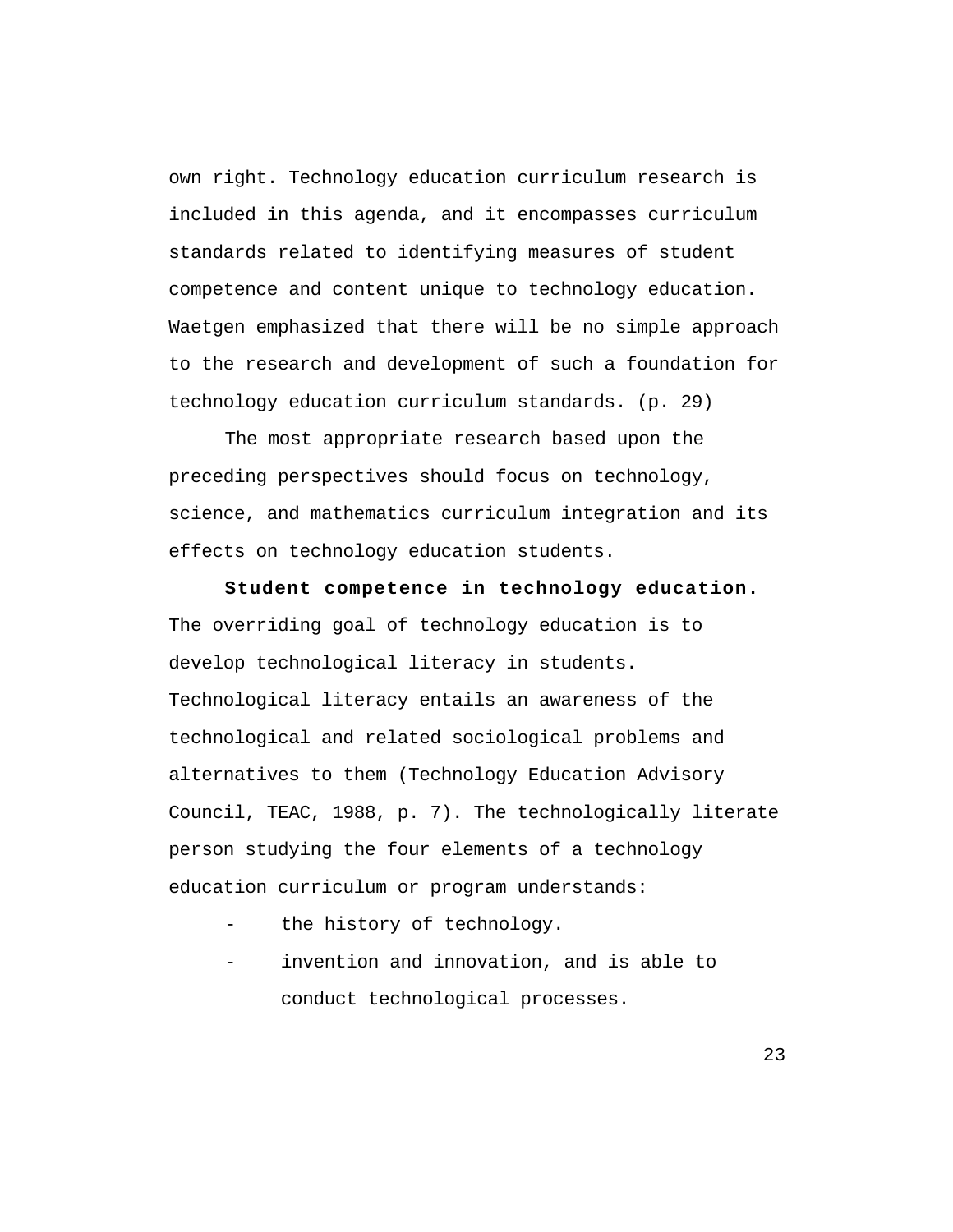own right. Technology education curriculum research is included in this agenda, and it encompasses curriculum standards related to identifying measures of student competence and content unique to technology education. Waetgen emphasized that there will be no simple approach to the research and development of such a foundation for technology education curriculum standards. (p. 29)

The most appropriate research based upon the preceding perspectives should focus on technology, science, and mathematics curriculum integration and its effects on technology education students.

**Student competence in technology education.** The overriding goal of technology education is to develop technological literacy in students. Technological literacy entails an awareness of the technological and related sociological problems and alternatives to them (Technology Education Advisory Council, TEAC, 1988, p. 7). The technologically literate person studying the four elements of a technology education curriculum or program understands:

- the history of technology.
- invention and innovation, and is able to conduct technological processes.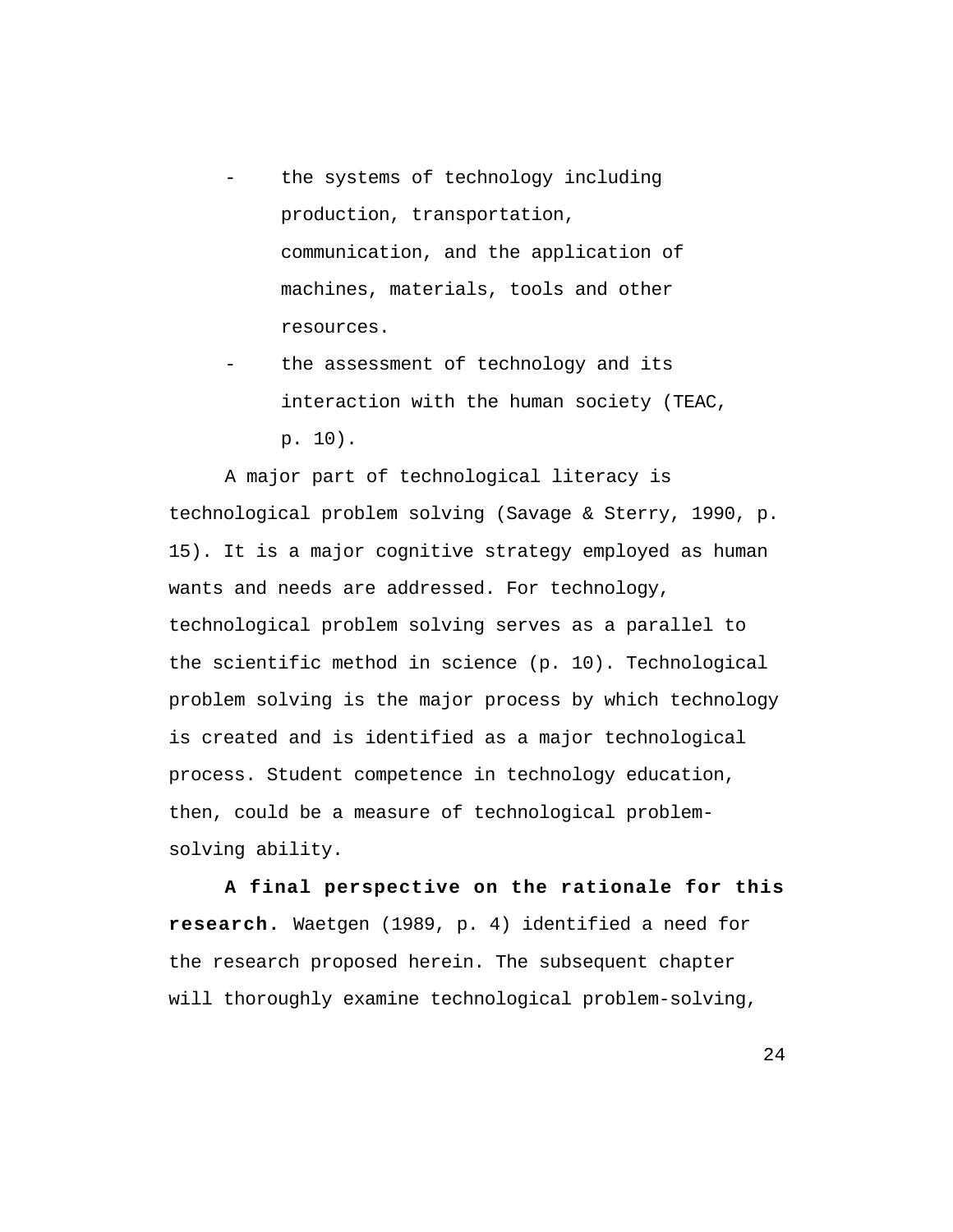- the systems of technology including production, transportation, communication, and the application of machines, materials, tools and other resources.
- the assessment of technology and its interaction with the human society (TEAC, p. 10).

A major part of technological literacy is technological problem solving (Savage & Sterry, 1990, p. 15). It is a major cognitive strategy employed as human wants and needs are addressed. For technology, technological problem solving serves as a parallel to the scientific method in science (p. 10). Technological problem solving is the major process by which technology is created and is identified as a major technological process. Student competence in technology education, then, could be a measure of technological problem-solving ability.

**A final perspective on the rationale for this research.** Waetgen (1989, p. 4) identified a need for the research proposed herein. The subsequent chapter will thoroughly examine technological problem-solving,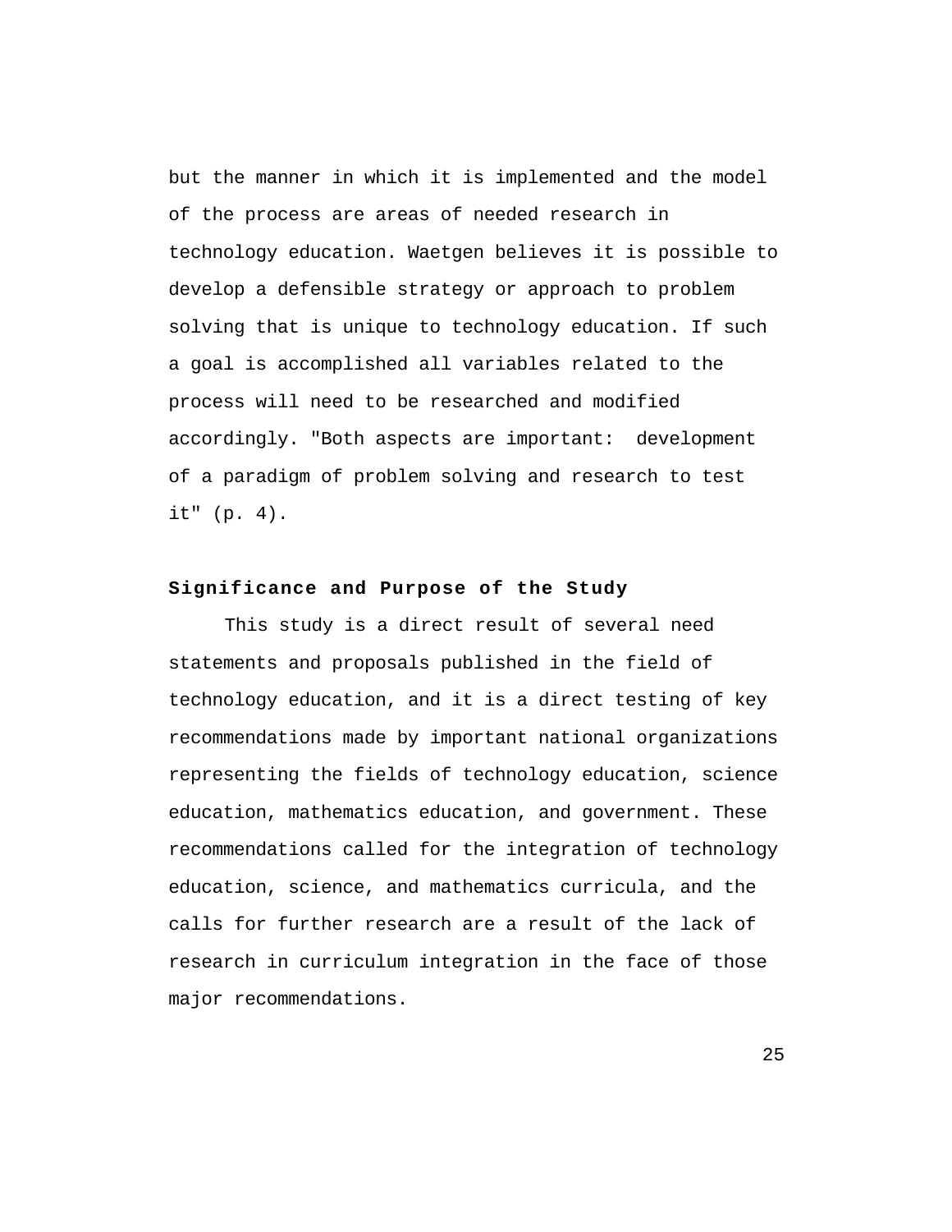but the manner in which it is implemented and the model of the process are areas of needed research in technology education. Waetgen believes it is possible to develop a defensible strategy or approach to problem solving that is unique to technology education. If such a goal is accomplished all variables related to the process will need to be researched and modified accordingly. "Both aspects are important: development of a paradigm of problem solving and research to test it" (p. 4).

### Significance and Purpose of the Study

This study is a direct result of several need statements and proposals published in the field of technology education, and it is a direct testing of key recommendations made by important national organizations representing the fields of technology education, science education, mathematics education, and government. These recommendations called for the integration of technology education, science, and mathematics curricula, and the calls for further research are a result of the lack of research in curriculum integration in the face of those major recommendations.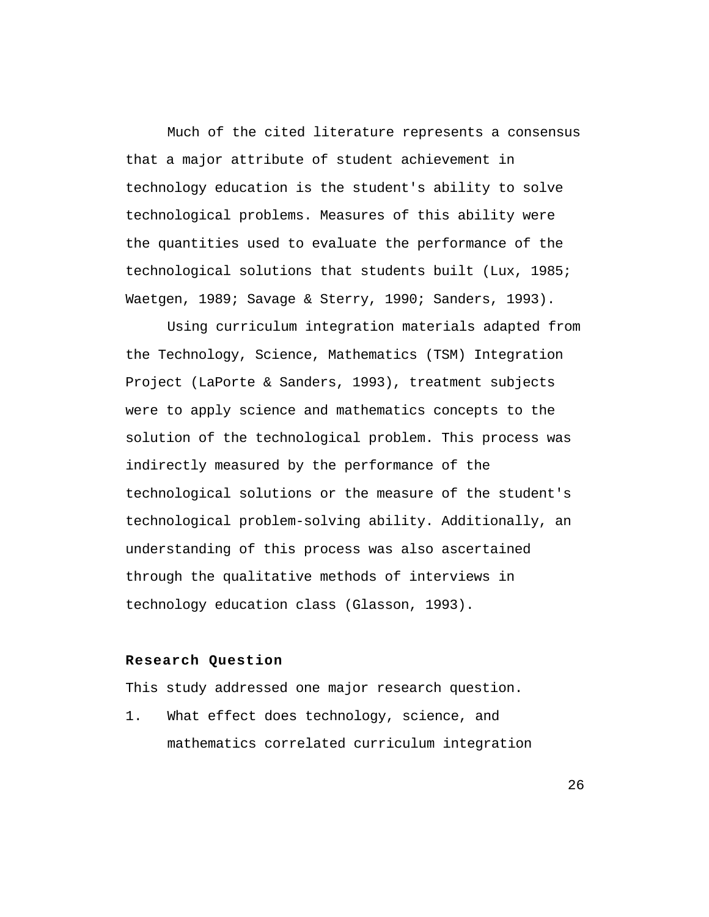Much of the cited literature represents a consensus that a major attribute of student achievement in technology education is the student's ability to solve technological problems. Measures of this ability were the quantities used to evaluate the performance of the technological solutions that students built (Lux, 1985; Waetgen, 1989; Savage & Sterry, 1990; Sanders, 1993).

Using curriculum integration materials adapted from the Technology, Science, Mathematics (TSM) Integration Project (LaPorte & Sanders, 1993), treatment subjects were to apply science and mathematics concepts to the solution of the technological problem. This process was indirectly measured by the performance of the technological solutions or the measure of the student's technological problem-solving ability. Additionally, an understanding of this process was also ascertained through the qualitative methods of interviews in technology education class (Glasson, 1993).

**Research Question**

This study addressed one major research question.

1. What effect does technology, science, and mathematics correlated curriculum integration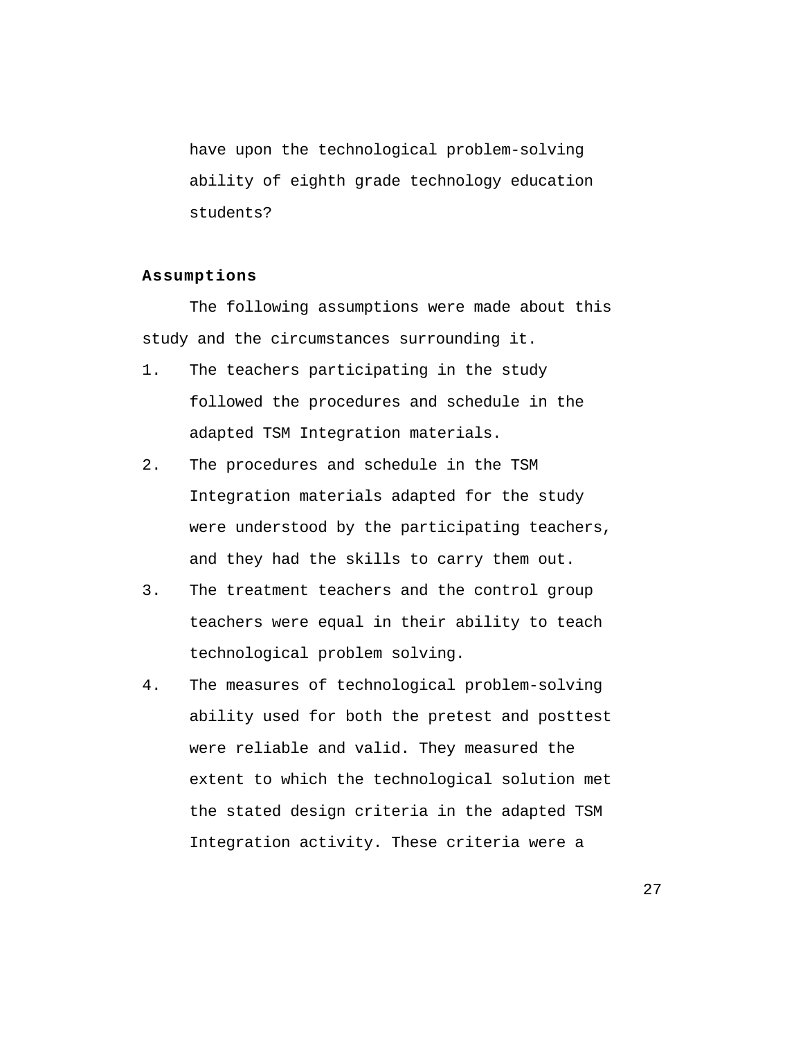have upon the technological problem-solving ability of eighth grade technology education students?

**Assumptions**

The following assumptions were made about this study and the circumstances surrounding it.

1. The teachers participating in the study followed the procedures and schedule in the adapted TSM Integration materials.
2. The procedures and schedule in the TSM Integration materials adapted for the study were understood by the participating teachers, and they had the skills to carry them out.
3. The treatment teachers and the control group teachers were equal in their ability to teach technological problem solving.
4. The measures of technological problem-solving ability used for both the pretest and posttest were reliable and valid. They measured the extent to which the technological solution met the stated design criteria in the adapted TSM Integration activity. These criteria were a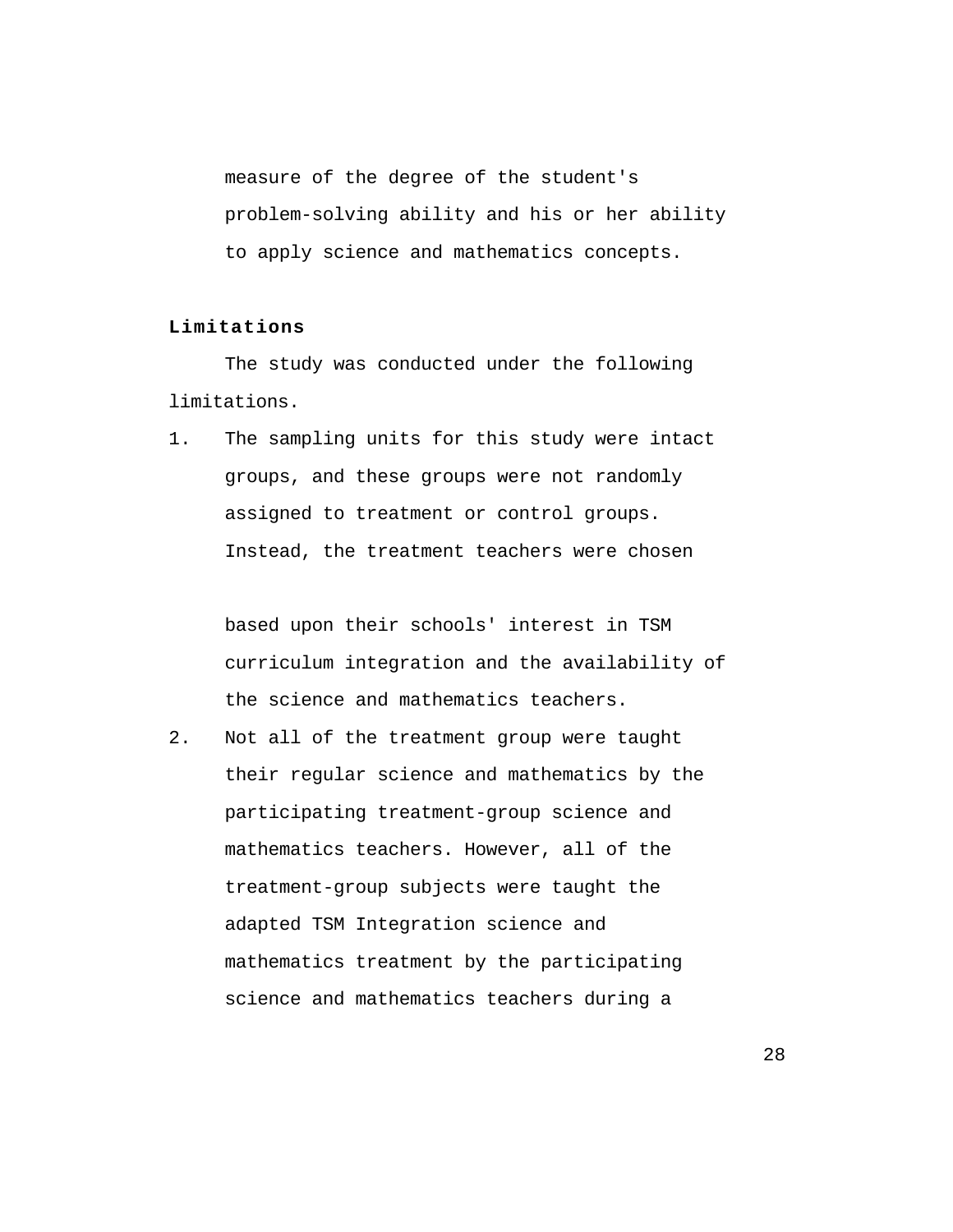measure of the degree of the student's problem-solving ability and his or her ability to apply science and mathematics concepts.

**Limitations**

The study was conducted under the following limitations.

1. The sampling units for this study were intact groups, and these groups were not randomly assigned to treatment or control groups. Instead, the treatment teachers were chosen based upon their schools' interest in TSM curriculum integration and the availability of the science and mathematics teachers.
2. Not all of the treatment group were taught their regular science and mathematics by the participating treatment-group science and mathematics teachers. However, all of the treatment-group subjects were taught the adapted TSM Integration science and mathematics treatment by the participating science and mathematics teachers during a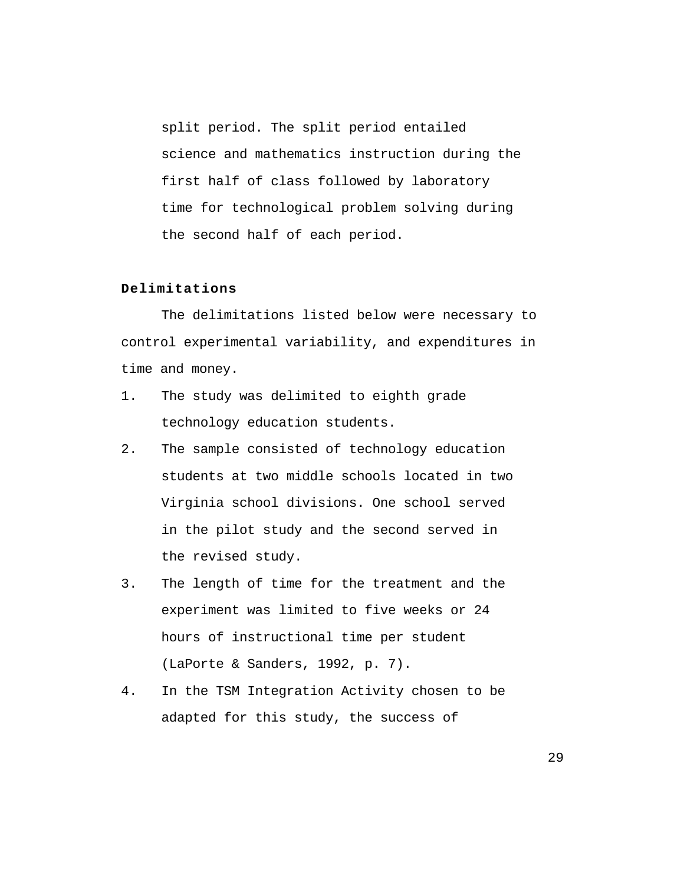split period. The split period entailed science and mathematics instruction during the first half of class followed by laboratory time for technological problem solving during the second half of each period.

**Delimitations**

The delimitations listed below were necessary to control experimental variability, and expenditures in time and money.

1. The study was delimited to eighth grade technology education students.
2. The sample consisted of technology education students at two middle schools located in two Virginia school divisions. One school served in the pilot study and the second served in the revised study.
3. The length of time for the treatment and the experiment was limited to five weeks or 24 hours of instructional time per student (LaPorte & Sanders, 1992, p. 7).
4. In the TSM Integration Activity chosen to be adapted for this study, the success of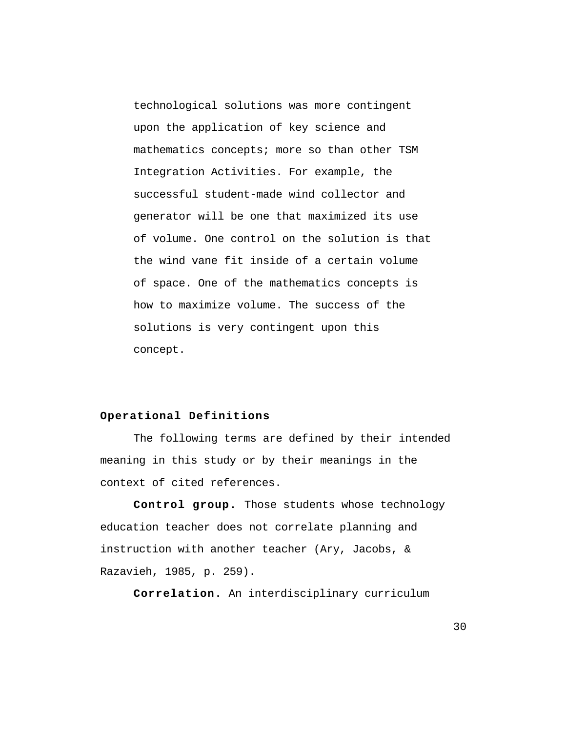technological solutions was more contingent upon the application of key science and mathematics concepts; more so than other TSM Integration Activities. For example, the successful student-made wind collector and generator will be one that maximized its use of volume. One control on the solution is that the wind vane fit inside of a certain volume of space. One of the mathematics concepts is how to maximize volume. The success of the solutions is very contingent upon this concept.

**Operational Definitions**

The following terms are defined by their intended meaning in this study or by their meanings in the context of cited references.

**Control group.** Those students whose technology education teacher does not correlate planning and instruction with another teacher (Ary, Jacobs, & Razavieh, 1985, p. 259).

**Correlation.** An interdisciplinary curriculum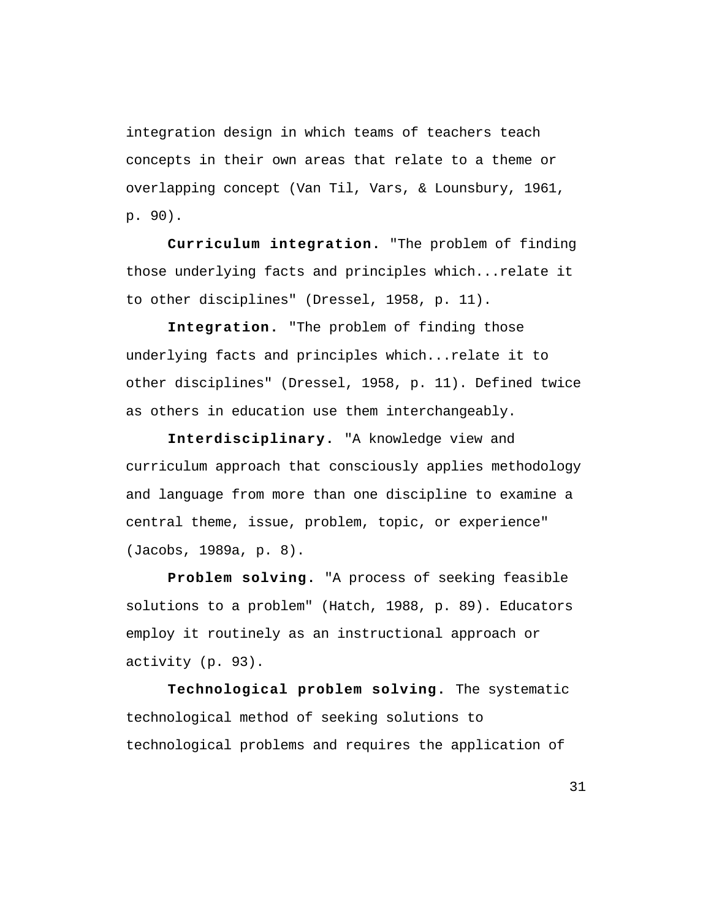integration design in which teams of teachers teach concepts in their own areas that relate to a theme or overlapping concept (Van Til, Vars, & Lounsbury, 1961, p. 90).

**Curriculum integration.** "The problem of finding those underlying facts and principles which...relate it to other disciplines" (Dressel, 1958, p. 11).

**Integration.** "The problem of finding those underlying facts and principles which...relate it to other disciplines" (Dressel, 1958, p. 11). Defined twice as others in education use them interchangeably.

**Interdisciplinary.** "A knowledge view and curriculum approach that consciously applies methodology and language from more than one discipline to examine a central theme, issue, problem, topic, or experience" (Jacobs, 1989a, p. 8).

**Problem solving.** "A process of seeking feasible solutions to a problem" (Hatch, 1988, p. 89). Educators employ it routinely as an instructional approach or activity (p. 93).

**Technological problem solving.** The systematic technological method of seeking solutions to technological problems and requires the application of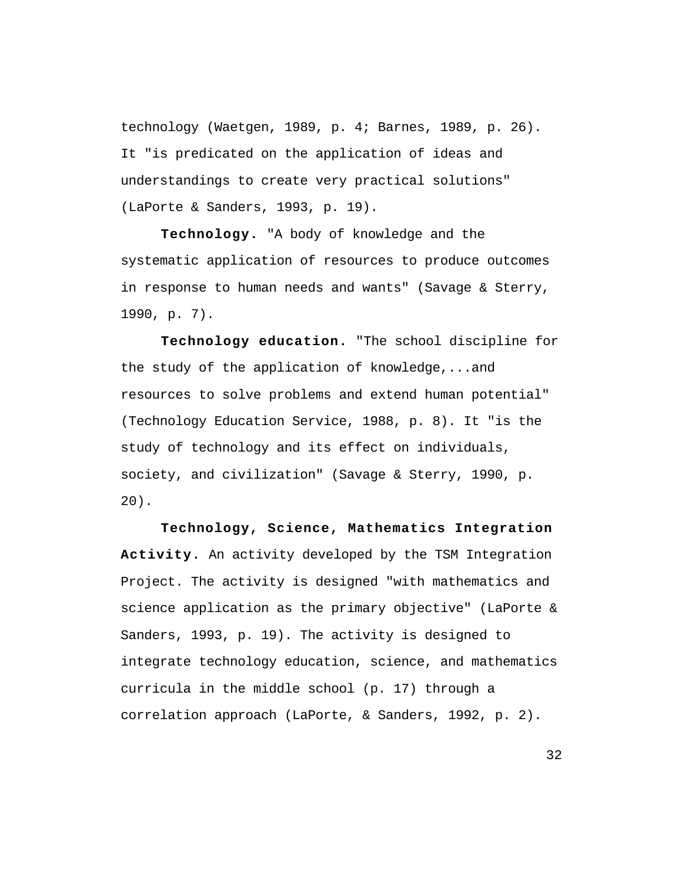technology (Waetgen, 1989, p. 4; Barnes, 1989, p. 26). It "is predicated on the application of ideas and understandings to create very practical solutions" (LaPorte & Sanders, 1993, p. 19).

**Technology.** "A body of knowledge and the systematic application of resources to produce outcomes in response to human needs and wants" (Savage & Sterry, 1990, p. 7).

**Technology education.** "The school discipline for the study of the application of knowledge,...and resources to solve problems and extend human potential" (Technology Education Service, 1988, p. 8). It "is the study of technology and its effect on individuals, society, and civilization" (Savage & Sterry, 1990, p. 20).

**Technology, Science, Mathematics Integration Activity.** An activity developed by the TSM Integration Project. The activity is designed "with mathematics and science application as the primary objective" (LaPorte & Sanders, 1993, p. 19). The activity is designed to integrate technology education, science, and mathematics curricula in the middle school (p. 17) through a correlation approach (LaPorte, & Sanders, 1992, p. 2).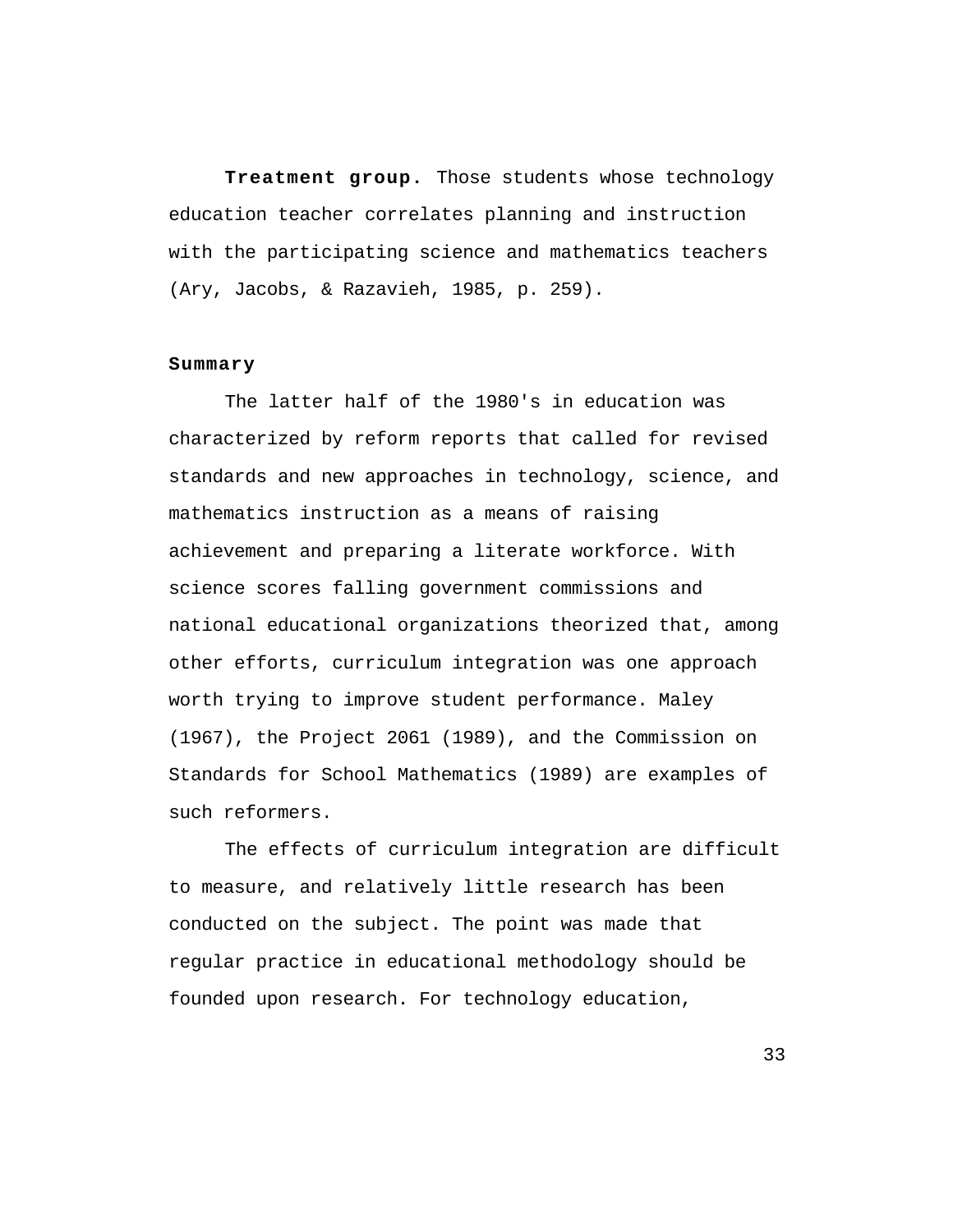**Treatment group.** Those students whose technology education teacher correlates planning and instruction with the participating science and mathematics teachers (Ary, Jacobs, & Razavieh, 1985, p. 259).

### Summary

The latter half of the 1980's in education was characterized by reform reports that called for revised standards and new approaches in technology, science, and mathematics instruction as a means of raising achievement and preparing a literate workforce. With science scores falling government commissions and national educational organizations theorized that, among other efforts, curriculum integration was one approach worth trying to improve student performance. Maley (1967), the Project 2061 (1989), and the Commission on Standards for School Mathematics (1989) are examples of such reformers.

The effects of curriculum integration are difficult to measure, and relatively little research has been conducted on the subject. The point was made that regular practice in educational methodology should be founded upon research. For technology education,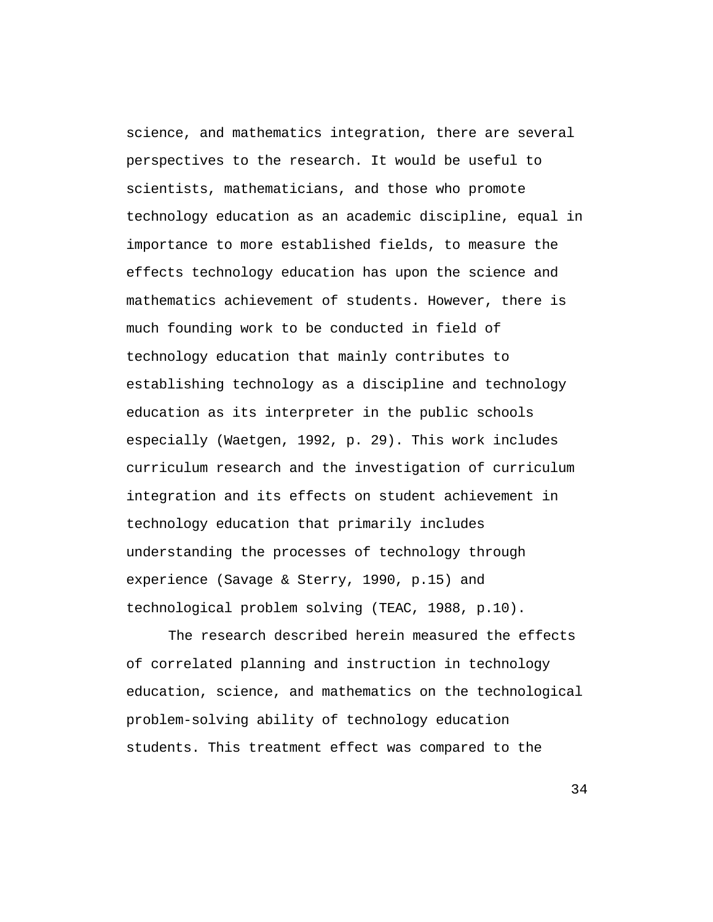science, and mathematics integration, there are several perspectives to the research. It would be useful to scientists, mathematicians, and those who promote technology education as an academic discipline, equal in importance to more established fields, to measure the effects technology education has upon the science and mathematics achievement of students. However, there is much founding work to be conducted in field of technology education that mainly contributes to establishing technology as a discipline and technology education as its interpreter in the public schools especially (Waetgen, 1992, p. 29). This work includes curriculum research and the investigation of curriculum integration and its effects on student achievement in technology education that primarily includes understanding the processes of technology through experience (Savage & Sterry, 1990, p.15) and technological problem solving (TEAC, 1988, p.10).

The research described herein measured the effects of correlated planning and instruction in technology education, science, and mathematics on the technological problem-solving ability of technology education students. This treatment effect was compared to the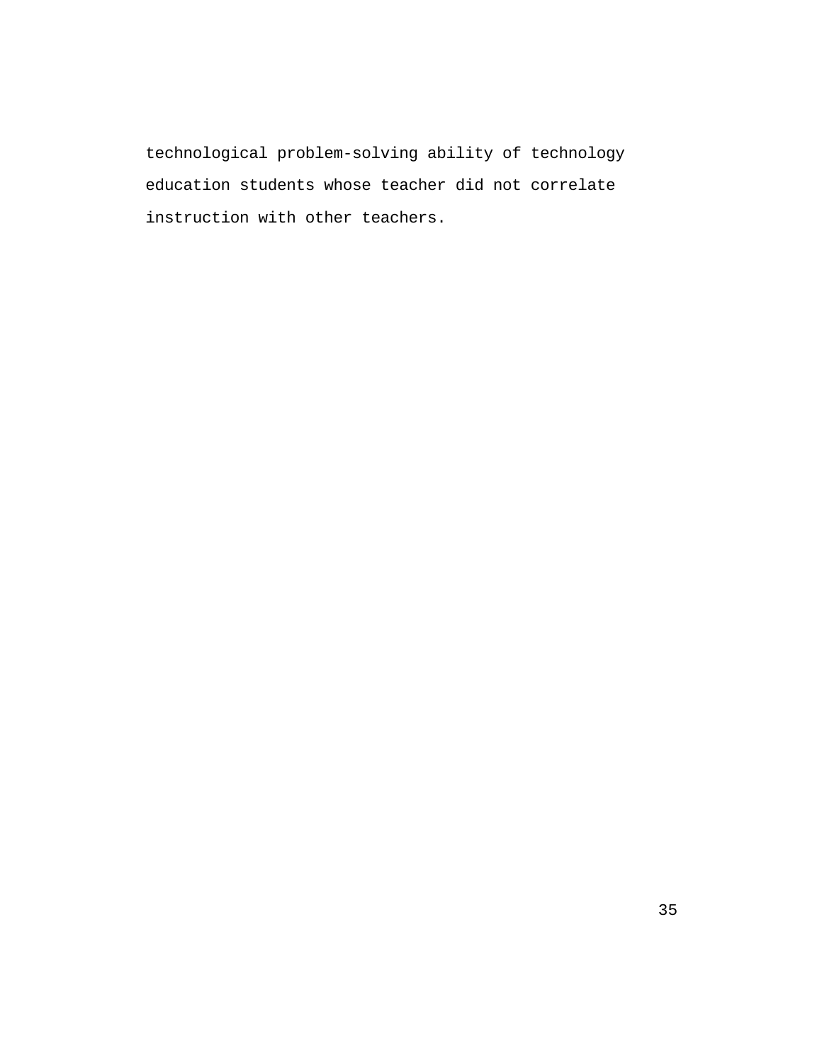technological problem-solving ability of technology education students whose teacher did not correlate instruction with other teachers.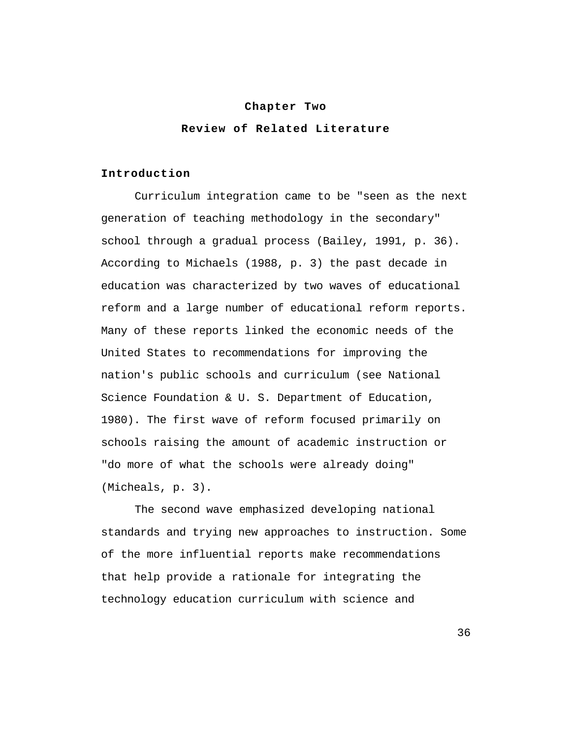# Chapter Two

# Review of Related Literature

## Introduction

Curriculum integration came to be "seen as the next generation of teaching methodology in the secondary" school through a gradual process (Bailey, 1991, p. 36). According to Michaels (1988, p. 3) the past decade in education was characterized by two waves of educational reform and a large number of educational reform reports. Many of these reports linked the economic needs of the United States to recommendations for improving the nation's public schools and curriculum (see National Science Foundation & U. S. Department of Education, 1980). The first wave of reform focused primarily on schools raising the amount of academic instruction or "do more of what the schools were already doing" (Micheals, p. 3).

The second wave emphasized developing national standards and trying new approaches to instruction. Some of the more influential reports make recommendations that help provide a rationale for integrating the technology education curriculum with science and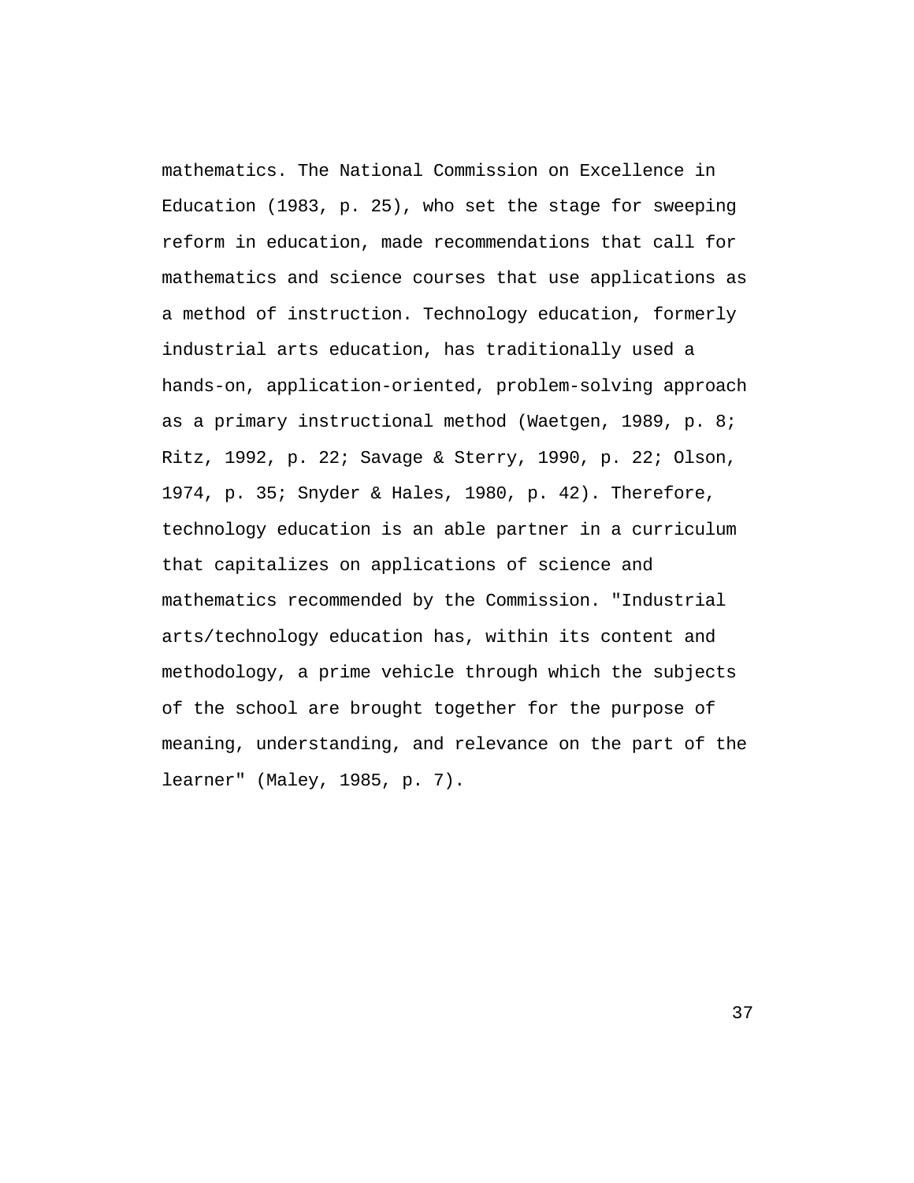mathematics. The National Commission on Excellence in Education (1983, p. 25), who set the stage for sweeping reform in education, made recommendations that call for mathematics and science courses that use applications as a method of instruction. Technology education, formerly industrial arts education, has traditionally used a hands-on, application-oriented, problem-solving approach as a primary instructional method (Waetgen, 1989, p. 8; Ritz, 1992, p. 22; Savage & Sterry, 1990, p. 22; Olson, 1974, p. 35; Snyder & Hales, 1980, p. 42). Therefore, technology education is an able partner in a curriculum that capitalizes on applications of science and mathematics recommended by the Commission. "Industrial arts/technology education has, within its content and methodology, a prime vehicle through which the subjects of the school are brought together for the purpose of meaning, understanding, and relevance on the part of the learner" (Maley, 1985, p. 7).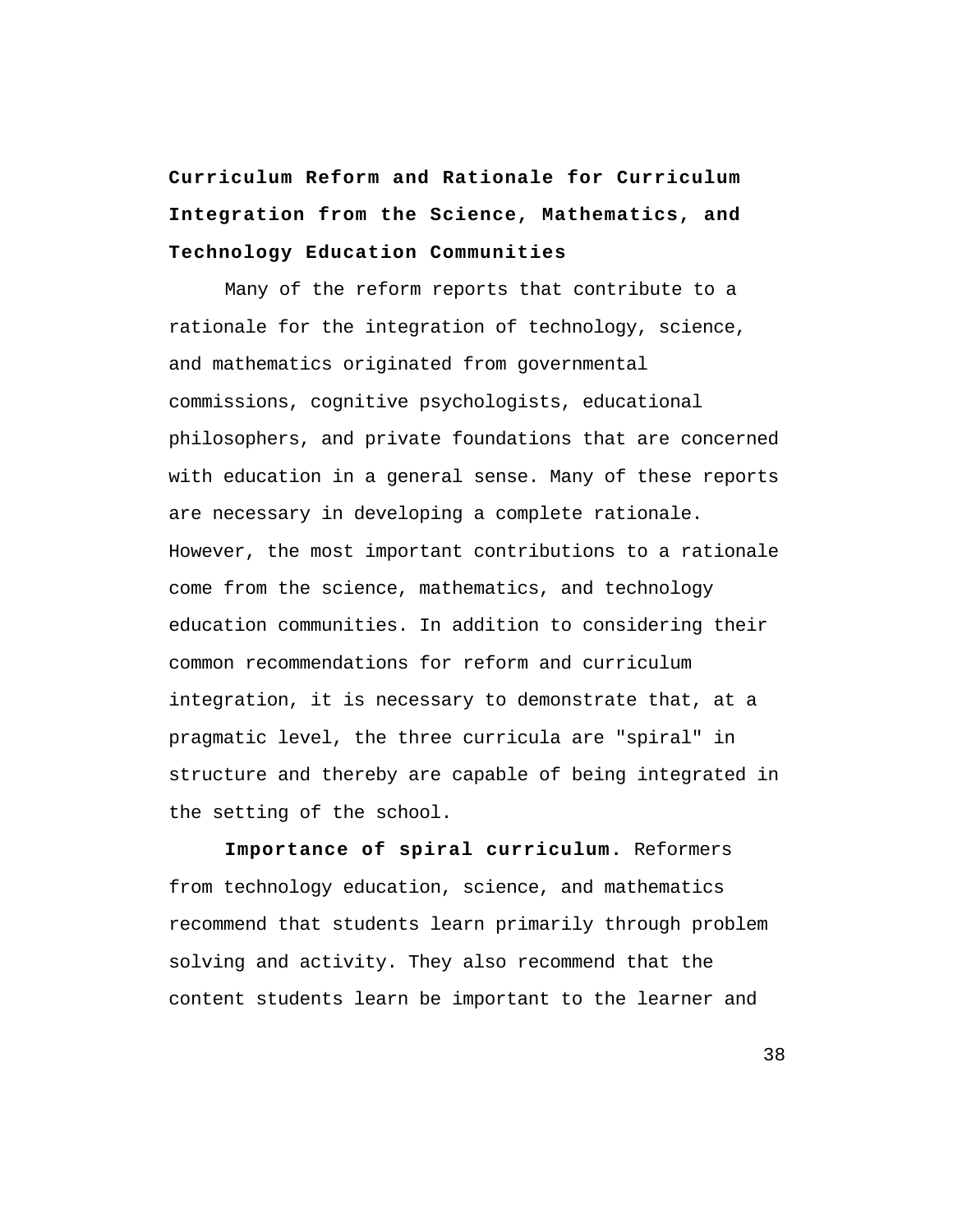## Curriculum Reform and Rationale for Curriculum Integration from the Science, Mathematics, and Technology Education Communities

Many of the reform reports that contribute to a rationale for the integration of technology, science, and mathematics originated from governmental commissions, cognitive psychologists, educational philosophers, and private foundations that are concerned with education in a general sense. Many of these reports are necessary in developing a complete rationale. However, the most important contributions to a rationale come from the science, mathematics, and technology education communities. In addition to considering their common recommendations for reform and curriculum integration, it is necessary to demonstrate that, at a pragmatic level, the three curricula are "spiral" in structure and thereby are capable of being integrated in the setting of the school.

**Importance of spiral curriculum.** Reformers from technology education, science, and mathematics recommend that students learn primarily through problem solving and activity. They also recommend that the content students learn be important to the learner and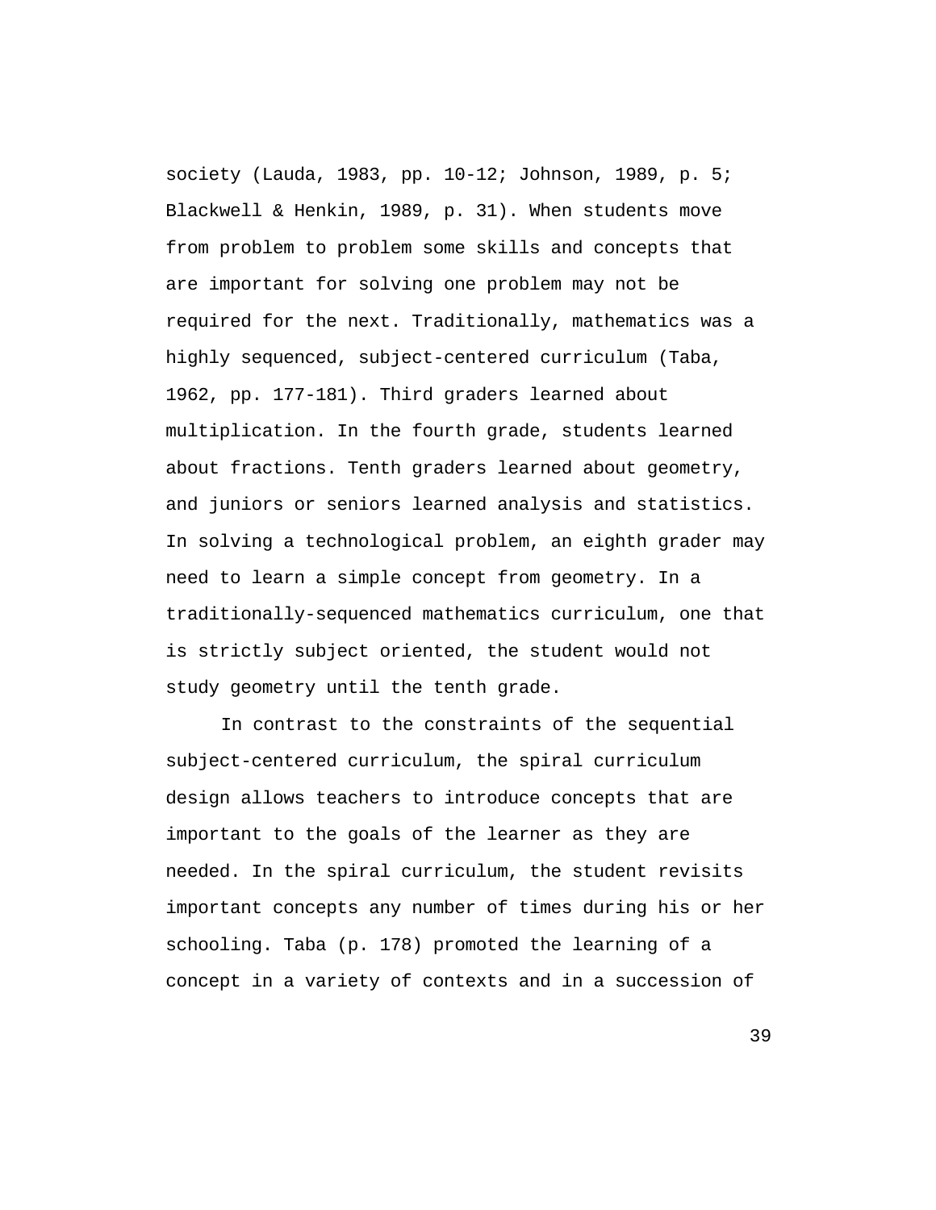society (Lauda, 1983, pp. 10-12; Johnson, 1989, p. 5; Blackwell & Henkin, 1989, p. 31). When students move from problem to problem some skills and concepts that are important for solving one problem may not be required for the next. Traditionally, mathematics was a highly sequenced, subject-centered curriculum (Taba, 1962, pp. 177-181). Third graders learned about multiplication. In the fourth grade, students learned about fractions. Tenth graders learned about geometry, and juniors or seniors learned analysis and statistics. In solving a technological problem, an eighth grader may need to learn a simple concept from geometry. In a traditionally-sequenced mathematics curriculum, one that is strictly subject oriented, the student would not study geometry until the tenth grade.

In contrast to the constraints of the sequential subject-centered curriculum, the spiral curriculum design allows teachers to introduce concepts that are important to the goals of the learner as they are needed. In the spiral curriculum, the student revisits important concepts any number of times during his or her schooling. Taba (p. 178) promoted the learning of a concept in a variety of contexts and in a succession of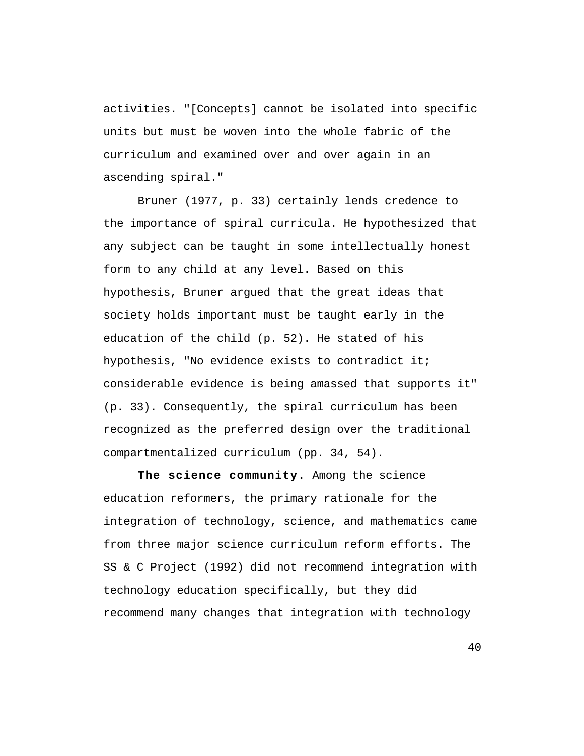activities. "[Concepts] cannot be isolated into specific units but must be woven into the whole fabric of the curriculum and examined over and over again in an ascending spiral."

Bruner (1977, p. 33) certainly lends credence to the importance of spiral curricula. He hypothesized that any subject can be taught in some intellectually honest form to any child at any level. Based on this hypothesis, Bruner argued that the great ideas that society holds important must be taught early in the education of the child (p. 52). He stated of his hypothesis, "No evidence exists to contradict it; considerable evidence is being amassed that supports it" (p. 33). Consequently, the spiral curriculum has been recognized as the preferred design over the traditional compartmentalized curriculum (pp. 34, 54).

**The science community.** Among the science education reformers, the primary rationale for the integration of technology, science, and mathematics came from three major science curriculum reform efforts. The SS & C Project (1992) did not recommend integration with technology education specifically, but they did recommend many changes that integration with technology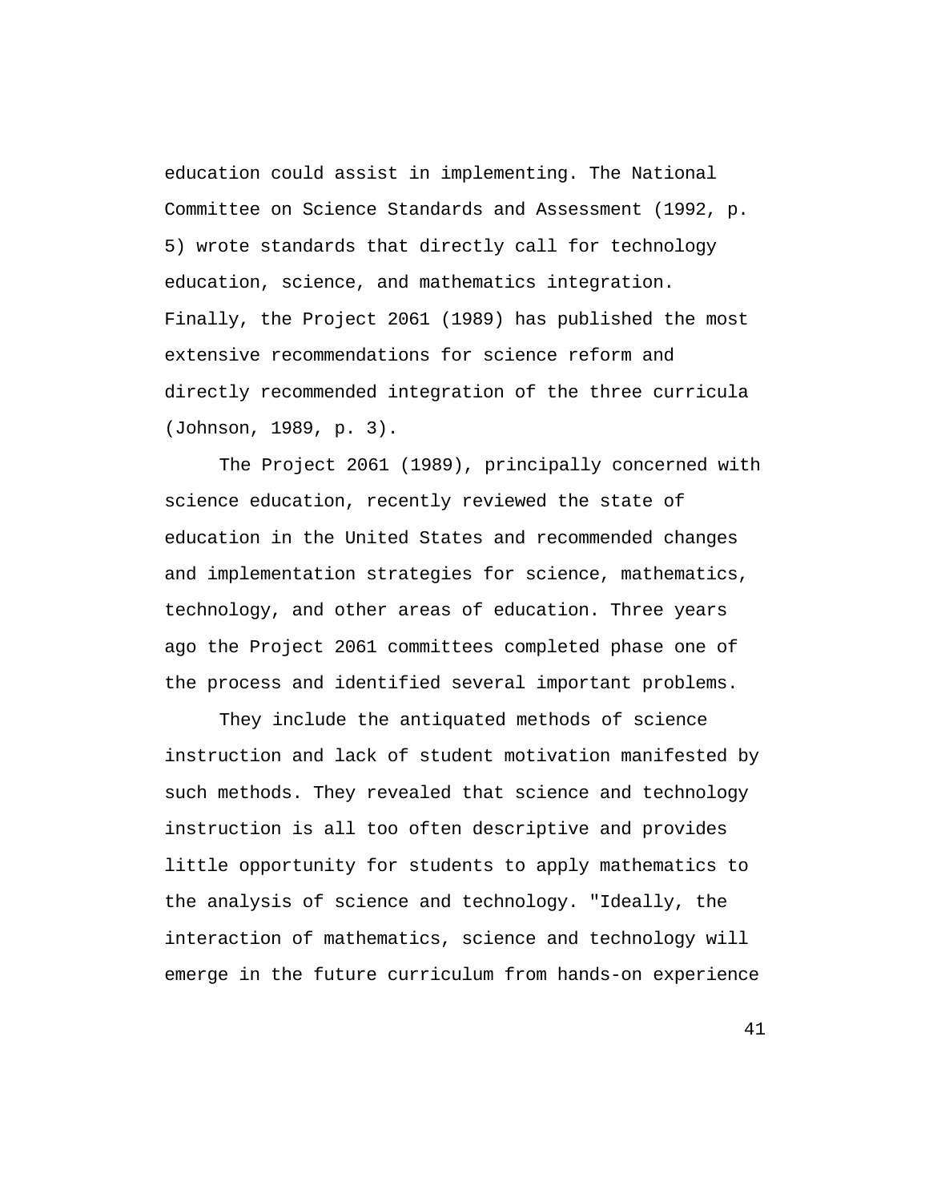education could assist in implementing. The National Committee on Science Standards and Assessment (1992, p. 5) wrote standards that directly call for technology education, science, and mathematics integration. Finally, the Project 2061 (1989) has published the most extensive recommendations for science reform and directly recommended integration of the three curricula (Johnson, 1989, p. 3).

The Project 2061 (1989), principally concerned with science education, recently reviewed the state of education in the United States and recommended changes and implementation strategies for science, mathematics, technology, and other areas of education. Three years ago the Project 2061 committees completed phase one of the process and identified several important problems.

They include the antiquated methods of science instruction and lack of student motivation manifested by such methods. They revealed that science and technology instruction is all too often descriptive and provides little opportunity for students to apply mathematics to the analysis of science and technology. "Ideally, the interaction of mathematics, science and technology will emerge in the future curriculum from hands-on experience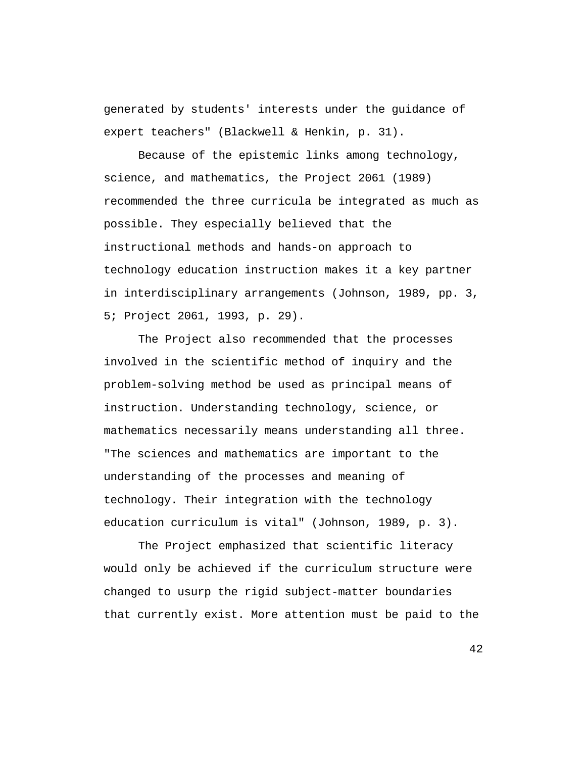generated by students' interests under the guidance of expert teachers" (Blackwell & Henkin, p. 31).

Because of the epistemic links among technology, science, and mathematics, the Project 2061 (1989) recommended the three curricula be integrated as much as possible. They especially believed that the instructional methods and hands-on approach to technology education instruction makes it a key partner in interdisciplinary arrangements (Johnson, 1989, pp. 3, 5; Project 2061, 1993, p. 29).

The Project also recommended that the processes involved in the scientific method of inquiry and the problem-solving method be used as principal means of instruction. Understanding technology, science, or mathematics necessarily means understanding all three. "The sciences and mathematics are important to the understanding of the processes and meaning of technology. Their integration with the technology education curriculum is vital" (Johnson, 1989, p. 3).

The Project emphasized that scientific literacy would only be achieved if the curriculum structure were changed to usurp the rigid subject-matter boundaries that currently exist. More attention must be paid to the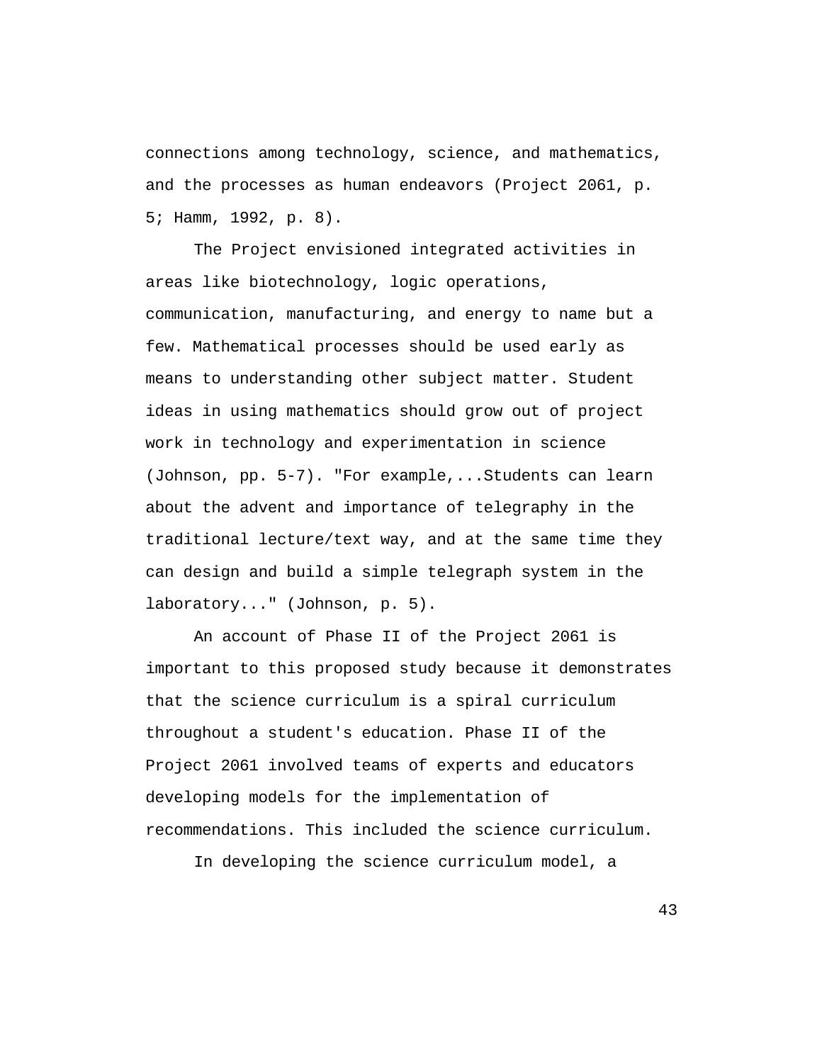connections among technology, science, and mathematics, and the processes as human endeavors (Project 2061, p. 5; Hamm, 1992, p. 8).

The Project envisioned integrated activities in areas like biotechnology, logic operations, communication, manufacturing, and energy to name but a few. Mathematical processes should be used early as means to understanding other subject matter. Student ideas in using mathematics should grow out of project work in technology and experimentation in science (Johnson, pp. 5-7). "For example,...Students can learn about the advent and importance of telegraphy in the traditional lecture/text way, and at the same time they can design and build a simple telegraph system in the laboratory..." (Johnson, p. 5).

An account of Phase II of the Project 2061 is important to this proposed study because it demonstrates that the science curriculum is a spiral curriculum throughout a student's education. Phase II of the Project 2061 involved teams of experts and educators developing models for the implementation of recommendations. This included the science curriculum.

In developing the science curriculum model, a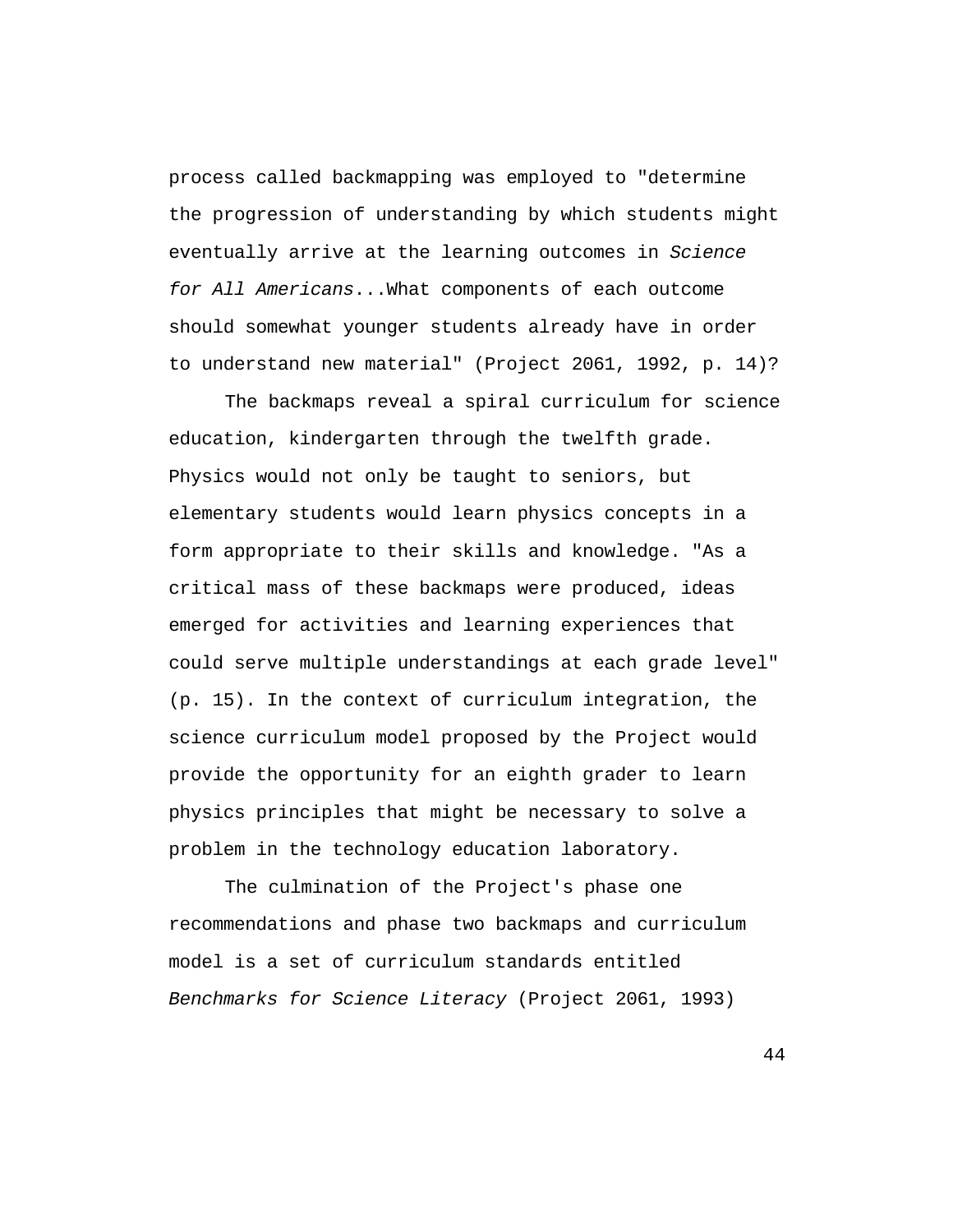process called backmapping was employed to "determine the progression of understanding by which students might eventually arrive at the learning outcomes in *Science for All Americans*...What components of each outcome should somewhat younger students already have in order to understand new material" (Project 2061, 1992, p. 14)?

The backmaps reveal a spiral curriculum for science education, kindergarten through the twelfth grade. Physics would not only be taught to seniors, but elementary students would learn physics concepts in a form appropriate to their skills and knowledge. "As a critical mass of these backmaps were produced, ideas emerged for activities and learning experiences that could serve multiple understandings at each grade level" (p. 15). In the context of curriculum integration, the science curriculum model proposed by the Project would provide the opportunity for an eighth grader to learn physics principles that might be necessary to solve a problem in the technology education laboratory.

The culmination of the Project's phase one recommendations and phase two backmaps and curriculum model is a set of curriculum standards entitled *Benchmarks for Science Literacy* (Project 2061, 1993)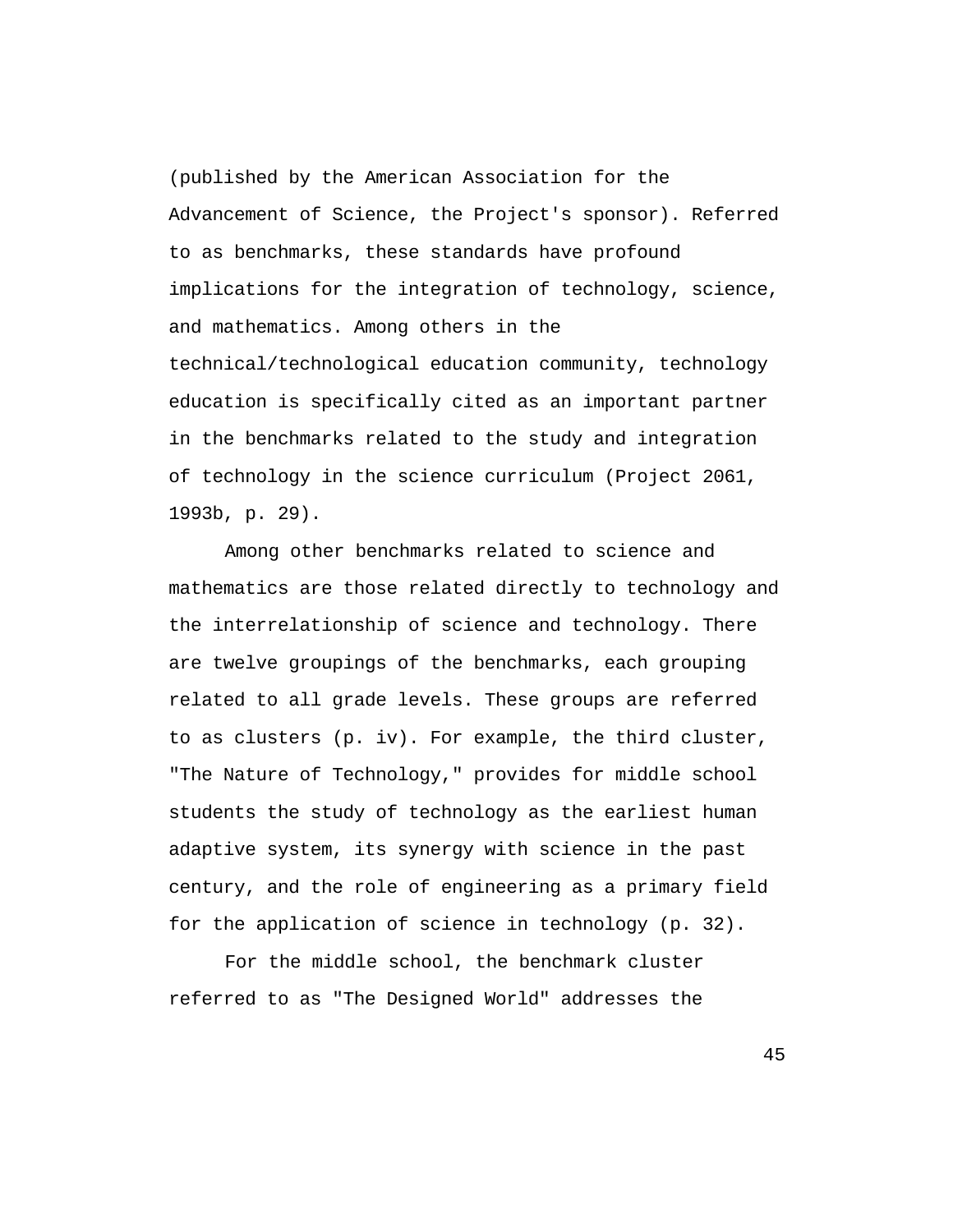(published by the American Association for the Advancement of Science, the Project's sponsor). Referred to as benchmarks, these standards have profound implications for the integration of technology, science, and mathematics. Among others in the technical/technological education community, technology education is specifically cited as an important partner in the benchmarks related to the study and integration of technology in the science curriculum (Project 2061, 1993b, p. 29).

Among other benchmarks related to science and mathematics are those related directly to technology and the interrelationship of science and technology. There are twelve groupings of the benchmarks, each grouping related to all grade levels. These groups are referred to as clusters (p. iv). For example, the third cluster, "The Nature of Technology," provides for middle school students the study of technology as the earliest human adaptive system, its synergy with science in the past century, and the role of engineering as a primary field for the application of science in technology (p. 32).

For the middle school, the benchmark cluster referred to as "The Designed World" addresses the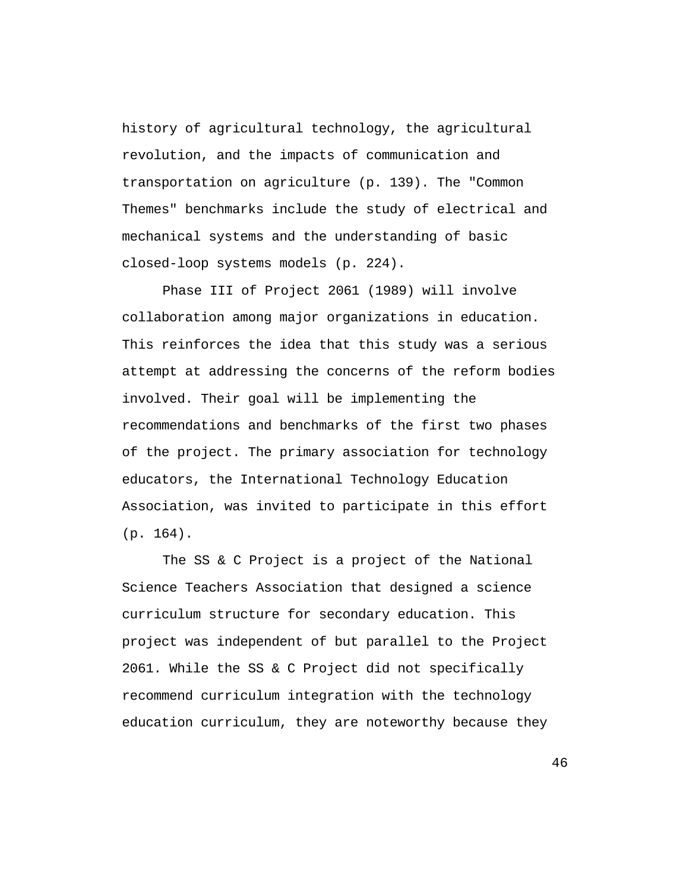history of agricultural technology, the agricultural revolution, and the impacts of communication and transportation on agriculture (p. 139). The "Common Themes" benchmarks include the study of electrical and mechanical systems and the understanding of basic closed-loop systems models (p. 224).

Phase III of Project 2061 (1989) will involve collaboration among major organizations in education. This reinforces the idea that this study was a serious attempt at addressing the concerns of the reform bodies involved. Their goal will be implementing the recommendations and benchmarks of the first two phases of the project. The primary association for technology educators, the International Technology Education Association, was invited to participate in this effort (p. 164).

The SS & C Project is a project of the National Science Teachers Association that designed a science curriculum structure for secondary education. This project was independent of but parallel to the Project 2061. While the SS & C Project did not specifically recommend curriculum integration with the technology education curriculum, they are noteworthy because they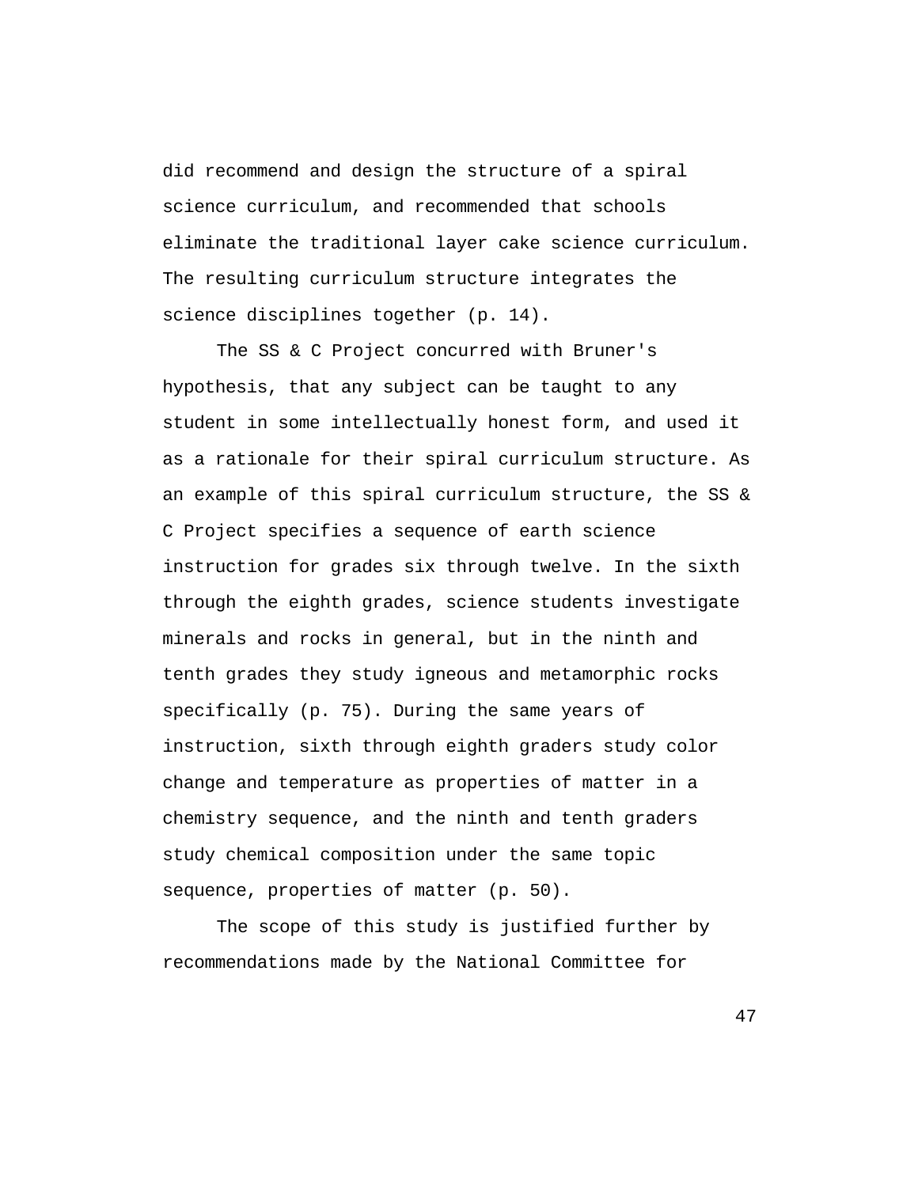did recommend and design the structure of a spiral science curriculum, and recommended that schools eliminate the traditional layer cake science curriculum. The resulting curriculum structure integrates the science disciplines together (p. 14).

The SS & C Project concurred with Bruner's hypothesis, that any subject can be taught to any student in some intellectually honest form, and used it as a rationale for their spiral curriculum structure. As an example of this spiral curriculum structure, the SS & C Project specifies a sequence of earth science instruction for grades six through twelve. In the sixth through the eighth grades, science students investigate minerals and rocks in general, but in the ninth and tenth grades they study igneous and metamorphic rocks specifically (p. 75). During the same years of instruction, sixth through eighth graders study color change and temperature as properties of matter in a chemistry sequence, and the ninth and tenth graders study chemical composition under the same topic sequence, properties of matter (p. 50).

The scope of this study is justified further by recommendations made by the National Committee for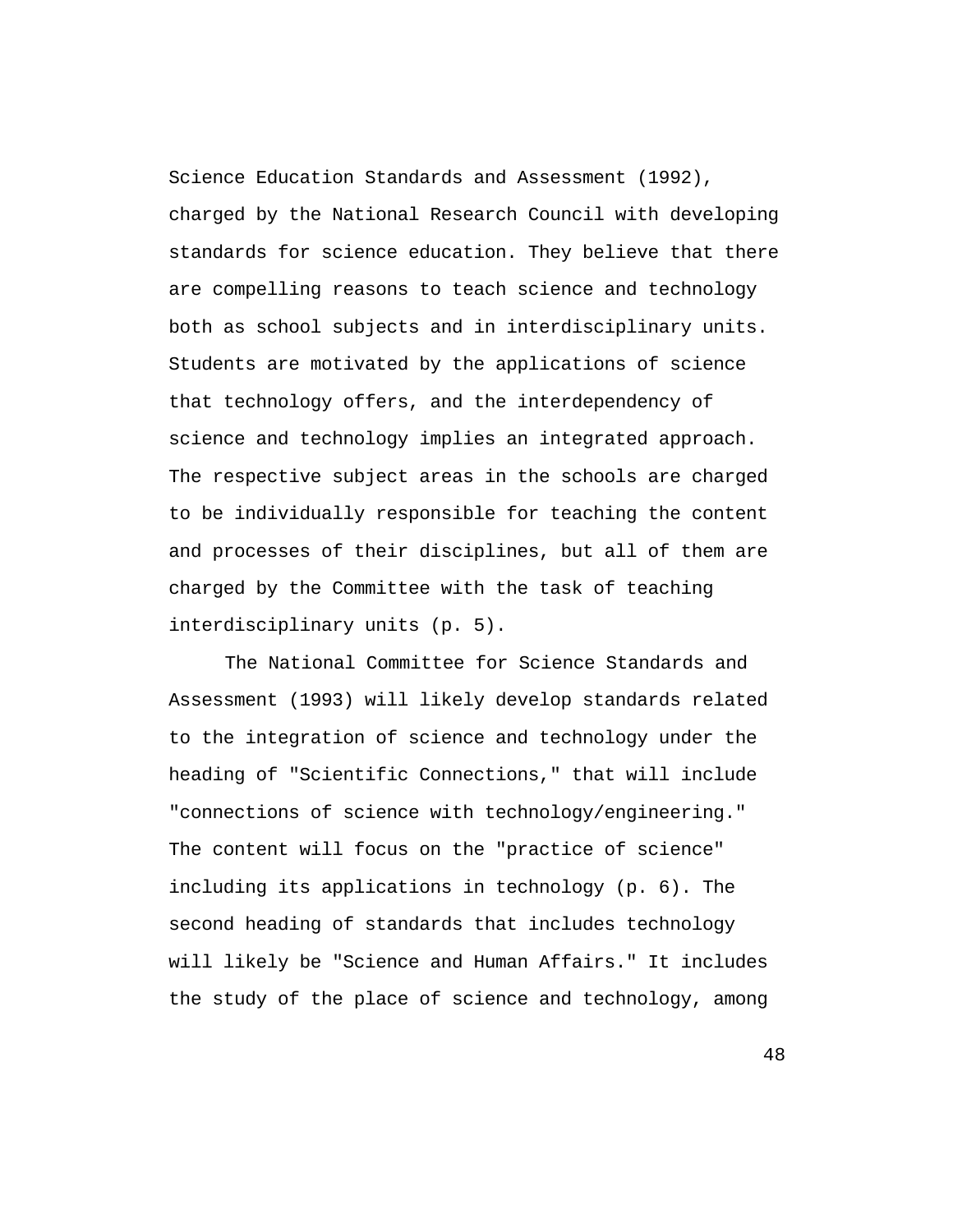Science Education Standards and Assessment (1992), charged by the National Research Council with developing standards for science education. They believe that there are compelling reasons to teach science and technology both as school subjects and in interdisciplinary units. Students are motivated by the applications of science that technology offers, and the interdependency of science and technology implies an integrated approach. The respective subject areas in the schools are charged to be individually responsible for teaching the content and processes of their disciplines, but all of them are charged by the Committee with the task of teaching interdisciplinary units (p. 5).

The National Committee for Science Standards and Assessment (1993) will likely develop standards related to the integration of science and technology under the heading of "Scientific Connections," that will include "connections of science with technology/engineering." The content will focus on the "practice of science" including its applications in technology (p. 6). The second heading of standards that includes technology will likely be "Science and Human Affairs." It includes the study of the place of science and technology, among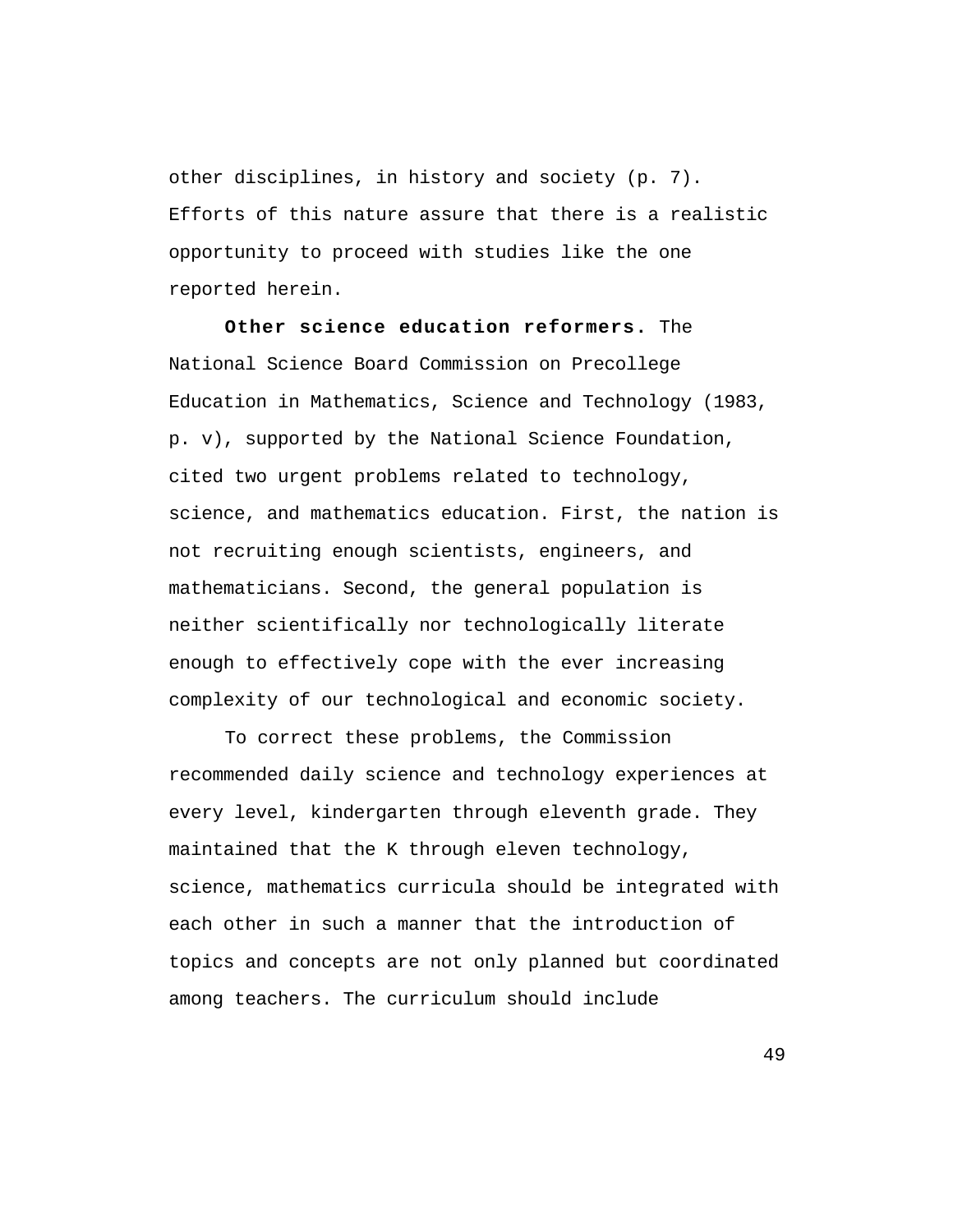other disciplines, in history and society (p. 7). Efforts of this nature assure that there is a realistic opportunity to proceed with studies like the one reported herein.

**Other science education reformers.** The National Science Board Commission on Precollege Education in Mathematics, Science and Technology (1983, p. v), supported by the National Science Foundation, cited two urgent problems related to technology, science, and mathematics education. First, the nation is not recruiting enough scientists, engineers, and mathematicians. Second, the general population is neither scientifically nor technologically literate enough to effectively cope with the ever increasing complexity of our technological and economic society.

To correct these problems, the Commission recommended daily science and technology experiences at every level, kindergarten through eleventh grade. They maintained that the K through eleven technology, science, mathematics curricula should be integrated with each other in such a manner that the introduction of topics and concepts are not only planned but coordinated among teachers. The curriculum should include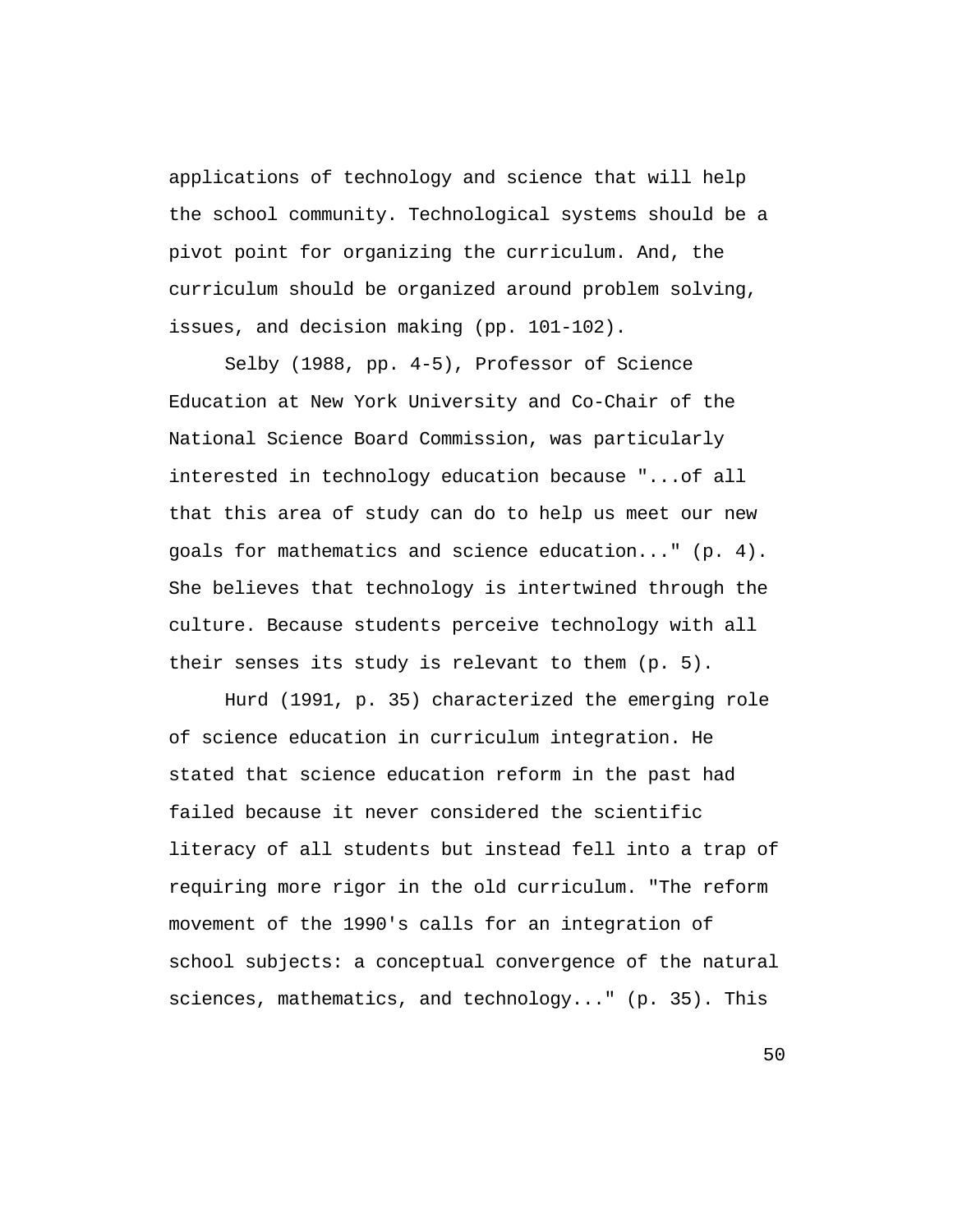applications of technology and science that will help the school community. Technological systems should be a pivot point for organizing the curriculum. And, the curriculum should be organized around problem solving, issues, and decision making (pp. 101-102).

Selby (1988, pp. 4-5), Professor of Science Education at New York University and Co-Chair of the National Science Board Commission, was particularly interested in technology education because "...of all that this area of study can do to help us meet our new goals for mathematics and science education..." (p. 4). She believes that technology is intertwined through the culture. Because students perceive technology with all their senses its study is relevant to them (p. 5).

Hurd (1991, p. 35) characterized the emerging role of science education in curriculum integration. He stated that science education reform in the past had failed because it never considered the scientific literacy of all students but instead fell into a trap of requiring more rigor in the old curriculum. "The reform movement of the 1990's calls for an integration of school subjects: a conceptual convergence of the natural sciences, mathematics, and technology..." (p. 35). This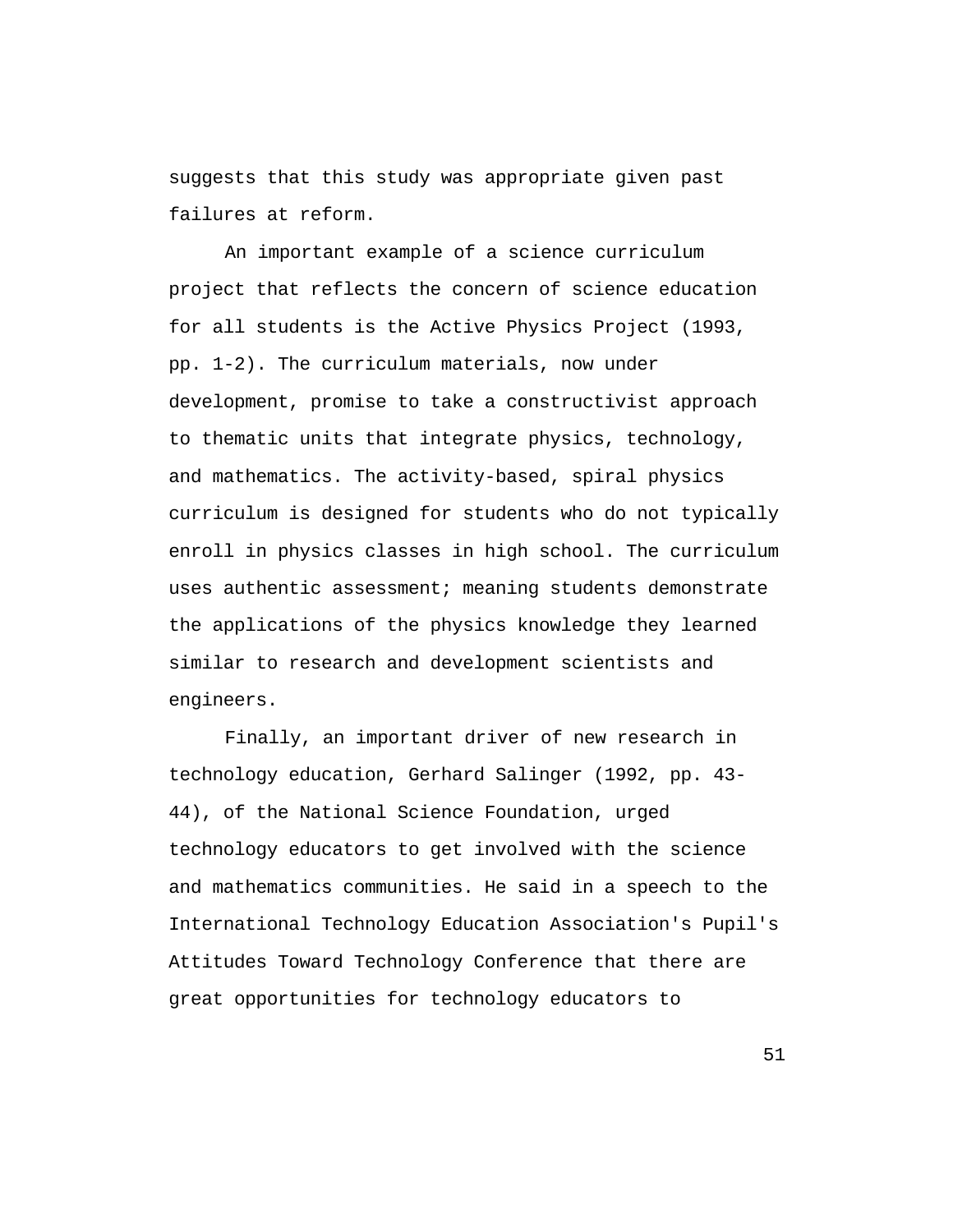suggests that this study was appropriate given past failures at reform.

An important example of a science curriculum project that reflects the concern of science education for all students is the Active Physics Project (1993, pp. 1-2). The curriculum materials, now under development, promise to take a constructivist approach to thematic units that integrate physics, technology, and mathematics. The activity-based, spiral physics curriculum is designed for students who do not typically enroll in physics classes in high school. The curriculum uses authentic assessment; meaning students demonstrate the applications of the physics knowledge they learned similar to research and development scientists and engineers.

Finally, an important driver of new research in technology education, Gerhard Salinger (1992, pp. 43-44), of the National Science Foundation, urged technology educators to get involved with the science and mathematics communities. He said in a speech to the International Technology Education Association's Pupil's Attitudes Toward Technology Conference that there are great opportunities for technology educators to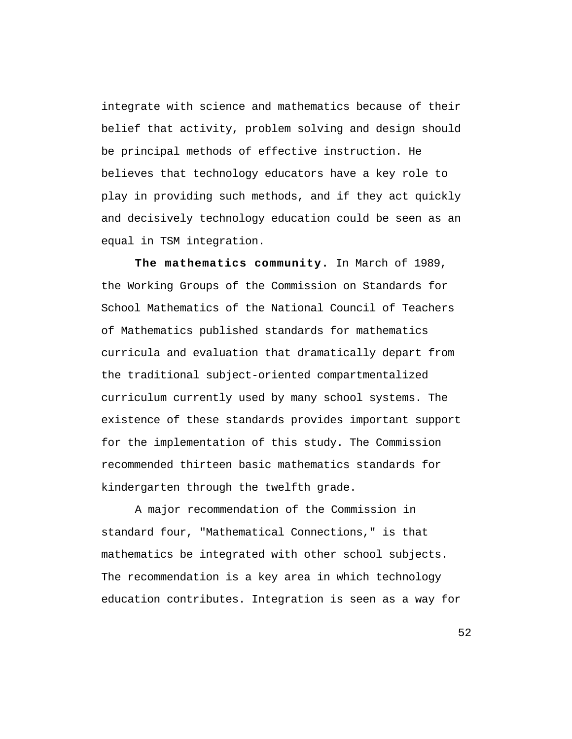integrate with science and mathematics because of their belief that activity, problem solving and design should be principal methods of effective instruction. He believes that technology educators have a key role to play in providing such methods, and if they act quickly and decisively technology education could be seen as an equal in TSM integration.

**The mathematics community.** In March of 1989, the Working Groups of the Commission on Standards for School Mathematics of the National Council of Teachers of Mathematics published standards for mathematics curricula and evaluation that dramatically depart from the traditional subject-oriented compartmentalized curriculum currently used by many school systems. The existence of these standards provides important support for the implementation of this study. The Commission recommended thirteen basic mathematics standards for kindergarten through the twelfth grade.

A major recommendation of the Commission in standard four, "Mathematical Connections," is that mathematics be integrated with other school subjects. The recommendation is a key area in which technology education contributes. Integration is seen as a way for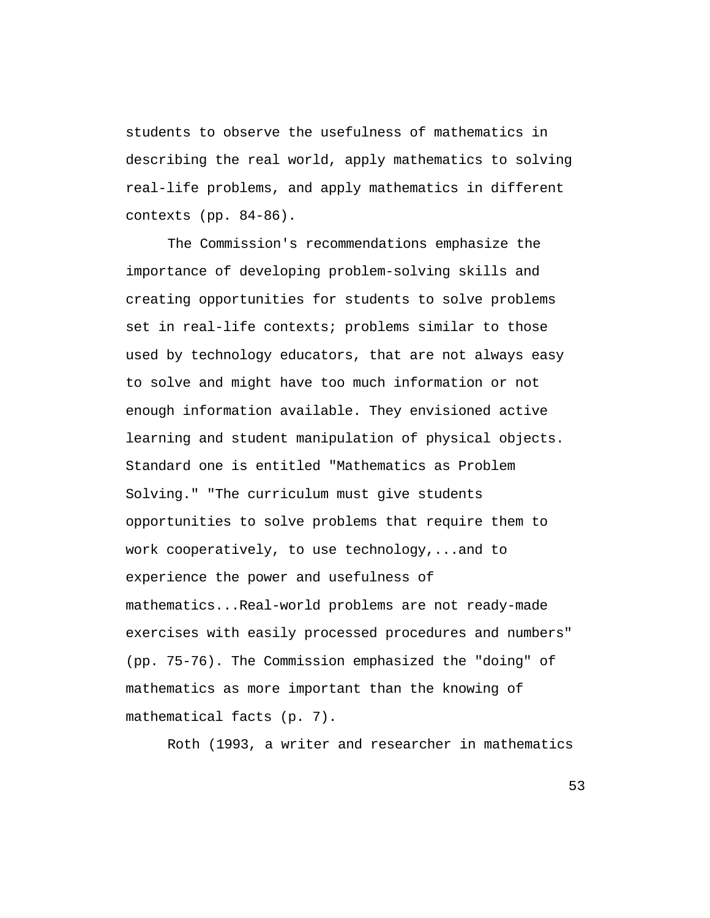students to observe the usefulness of mathematics in describing the real world, apply mathematics to solving real-life problems, and apply mathematics in different contexts (pp. 84-86).

The Commission's recommendations emphasize the importance of developing problem-solving skills and creating opportunities for students to solve problems set in real-life contexts; problems similar to those used by technology educators, that are not always easy to solve and might have too much information or not enough information available. They envisioned active learning and student manipulation of physical objects. Standard one is entitled "Mathematics as Problem Solving." "The curriculum must give students opportunities to solve problems that require them to work cooperatively, to use technology,...and to experience the power and usefulness of mathematics...Real-world problems are not ready-made exercises with easily processed procedures and numbers" (pp. 75-76). The Commission emphasized the "doing" of mathematics as more important than the knowing of mathematical facts (p. 7).

Roth (1993, a writer and researcher in mathematics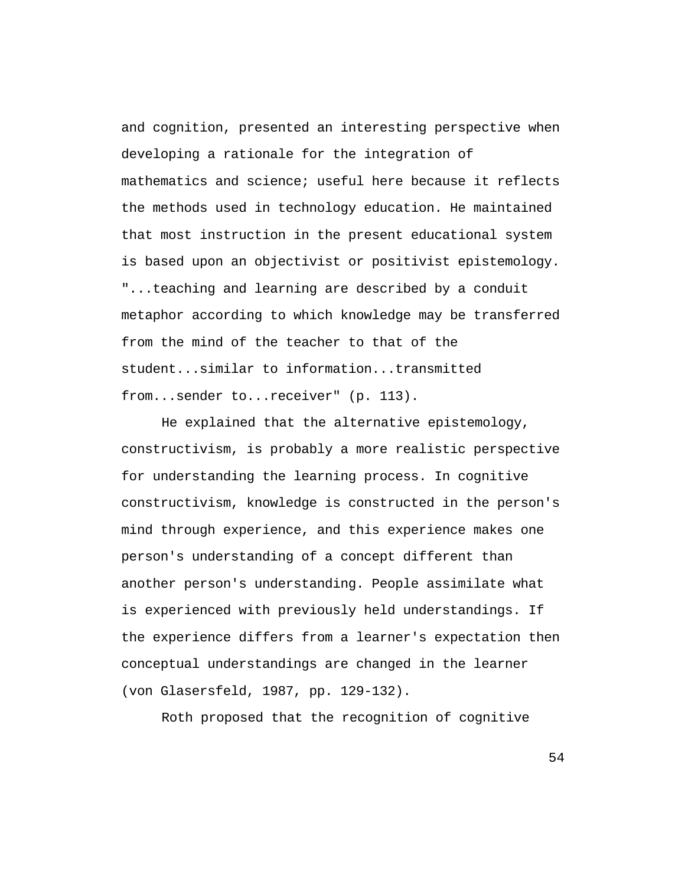and cognition, presented an interesting perspective when developing a rationale for the integration of mathematics and science; useful here because it reflects the methods used in technology education. He maintained that most instruction in the present educational system is based upon an objectivist or positivist epistemology. "...teaching and learning are described by a conduit metaphor according to which knowledge may be transferred from the mind of the teacher to that of the student...similar to information...transmitted from...sender to...receiver" (p. 113).

He explained that the alternative epistemology, constructivism, is probably a more realistic perspective for understanding the learning process. In cognitive constructivism, knowledge is constructed in the person's mind through experience, and this experience makes one person's understanding of a concept different than another person's understanding. People assimilate what is experienced with previously held understandings. If the experience differs from a learner's expectation then conceptual understandings are changed in the learner (von Glasersfeld, 1987, pp. 129-132).

Roth proposed that the recognition of cognitive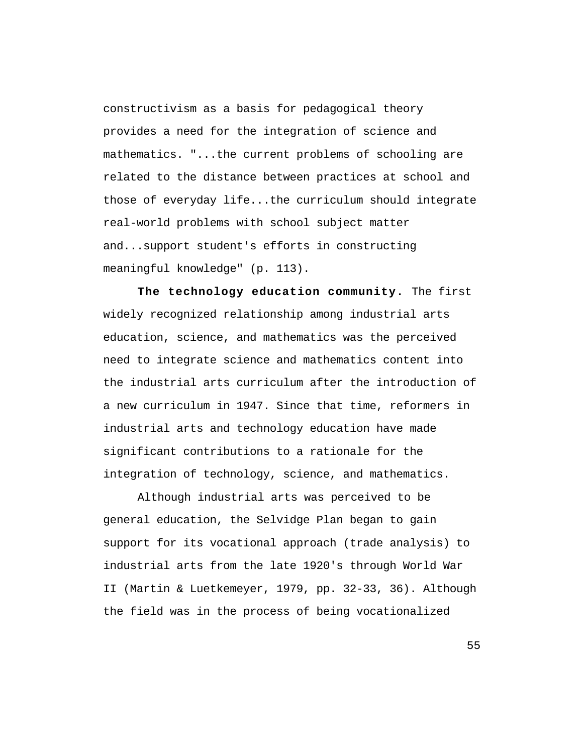constructivism as a basis for pedagogical theory provides a need for the integration of science and mathematics. "...the current problems of schooling are related to the distance between practices at school and those of everyday life...the curriculum should integrate real-world problems with school subject matter and...support student's efforts in constructing meaningful knowledge" (p. 113).

**The technology education community.** The first widely recognized relationship among industrial arts education, science, and mathematics was the perceived need to integrate science and mathematics content into the industrial arts curriculum after the introduction of a new curriculum in 1947. Since that time, reformers in industrial arts and technology education have made significant contributions to a rationale for the integration of technology, science, and mathematics.

Although industrial arts was perceived to be general education, the Selvidge Plan began to gain support for its vocational approach (trade analysis) to industrial arts from the late 1920's through World War II (Martin & Luetkemeyer, 1979, pp. 32-33, 36). Although the field was in the process of being vocationalized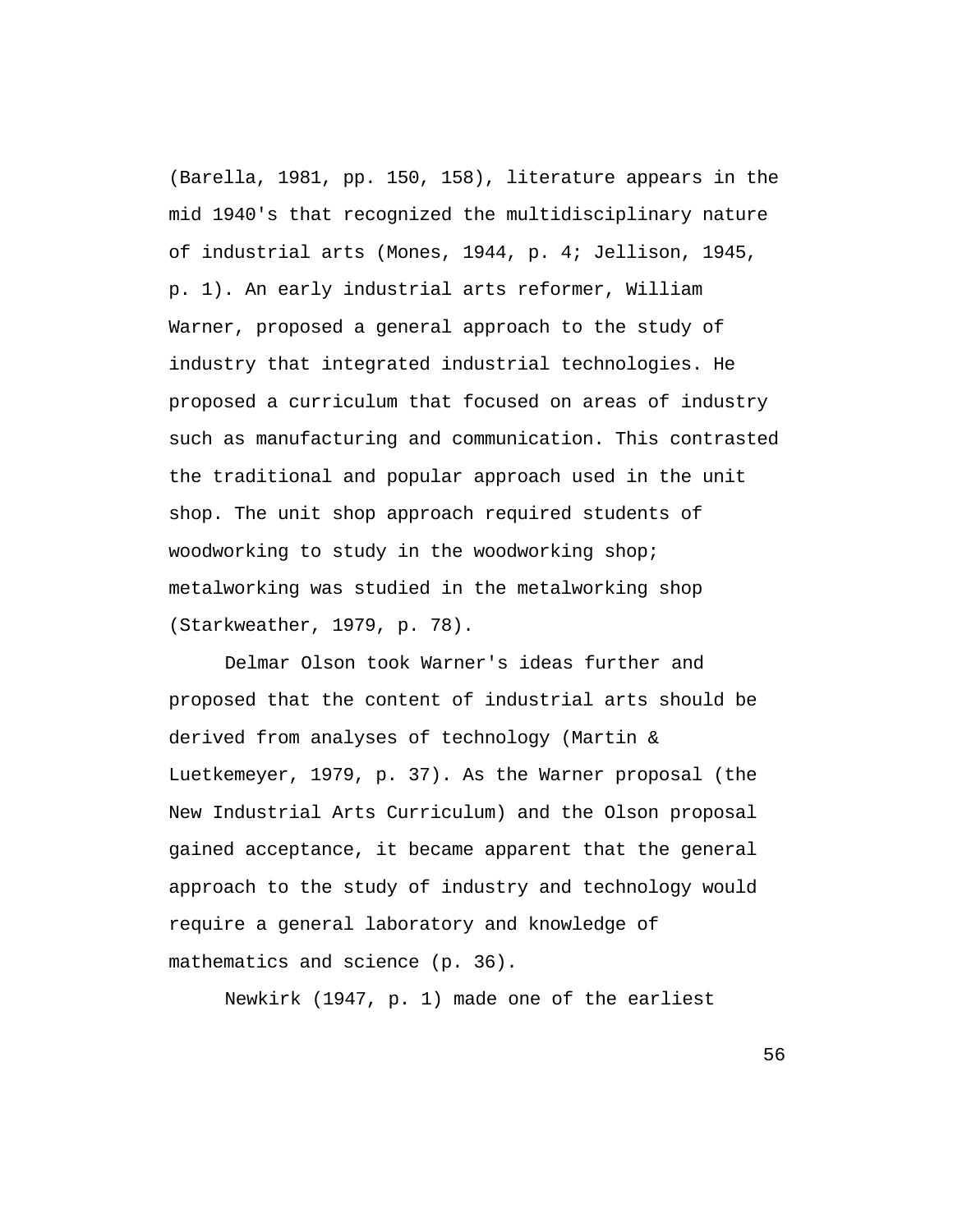(Barella, 1981, pp. 150, 158), literature appears in the mid 1940's that recognized the multidisciplinary nature of industrial arts (Mones, 1944, p. 4; Jellison, 1945, p. 1). An early industrial arts reformer, William Warner, proposed a general approach to the study of industry that integrated industrial technologies. He proposed a curriculum that focused on areas of industry such as manufacturing and communication. This contrasted the traditional and popular approach used in the unit shop. The unit shop approach required students of woodworking to study in the woodworking shop; metalworking was studied in the metalworking shop (Starkweather, 1979, p. 78).

Delmar Olson took Warner's ideas further and proposed that the content of industrial arts should be derived from analyses of technology (Martin & Luetkemeyer, 1979, p. 37). As the Warner proposal (the New Industrial Arts Curriculum) and the Olson proposal gained acceptance, it became apparent that the general approach to the study of industry and technology would require a general laboratory and knowledge of mathematics and science (p. 36).

Newkirk (1947, p. 1) made one of the earliest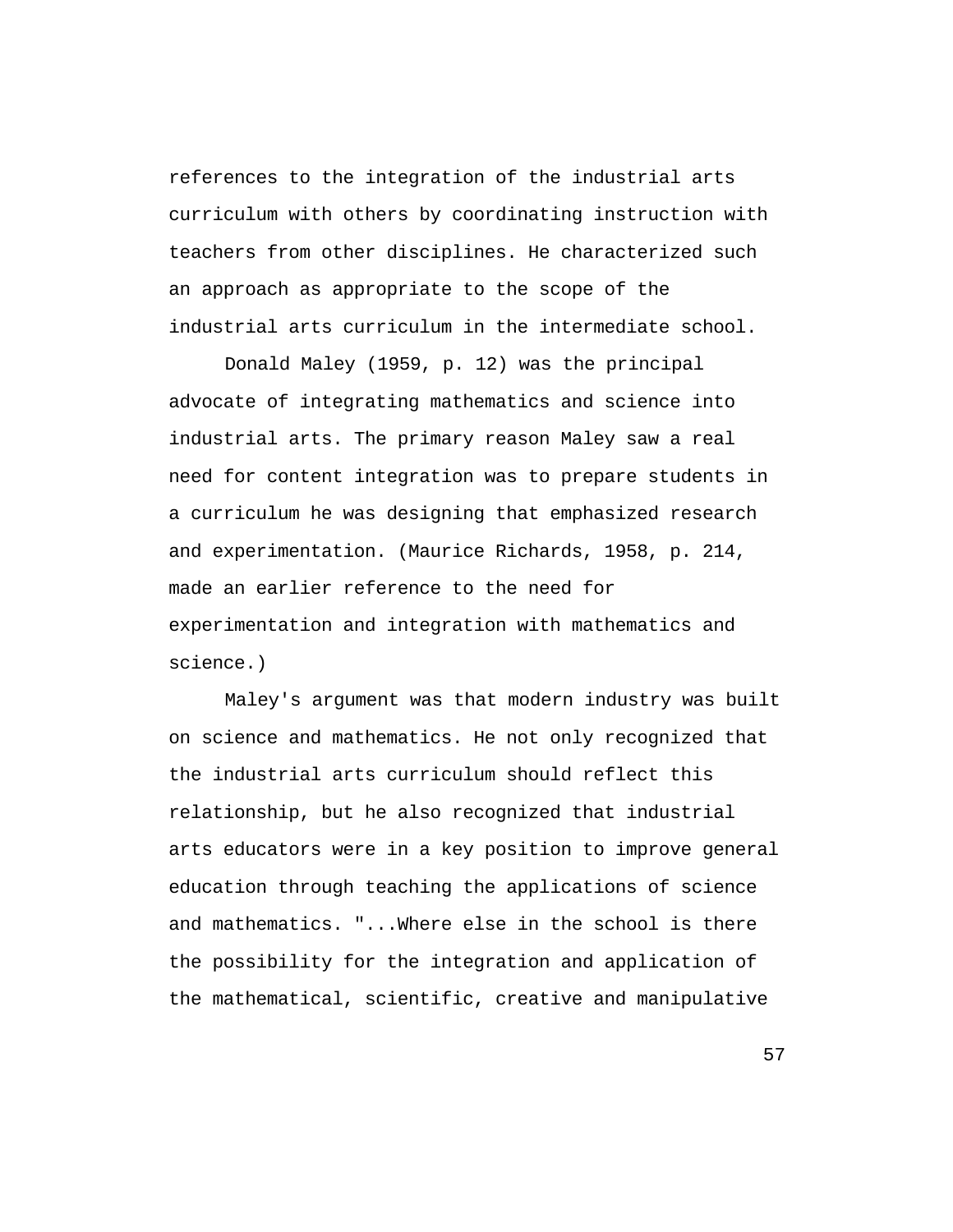references to the integration of the industrial arts curriculum with others by coordinating instruction with teachers from other disciplines. He characterized such an approach as appropriate to the scope of the industrial arts curriculum in the intermediate school.

Donald Maley (1959, p. 12) was the principal advocate of integrating mathematics and science into industrial arts. The primary reason Maley saw a real need for content integration was to prepare students in a curriculum he was designing that emphasized research and experimentation. (Maurice Richards, 1958, p. 214, made an earlier reference to the need for experimentation and integration with mathematics and science.)

Maley's argument was that modern industry was built on science and mathematics. He not only recognized that the industrial arts curriculum should reflect this relationship, but he also recognized that industrial arts educators were in a key position to improve general education through teaching the applications of science and mathematics. "...Where else in the school is there the possibility for the integration and application of the mathematical, scientific, creative and manipulative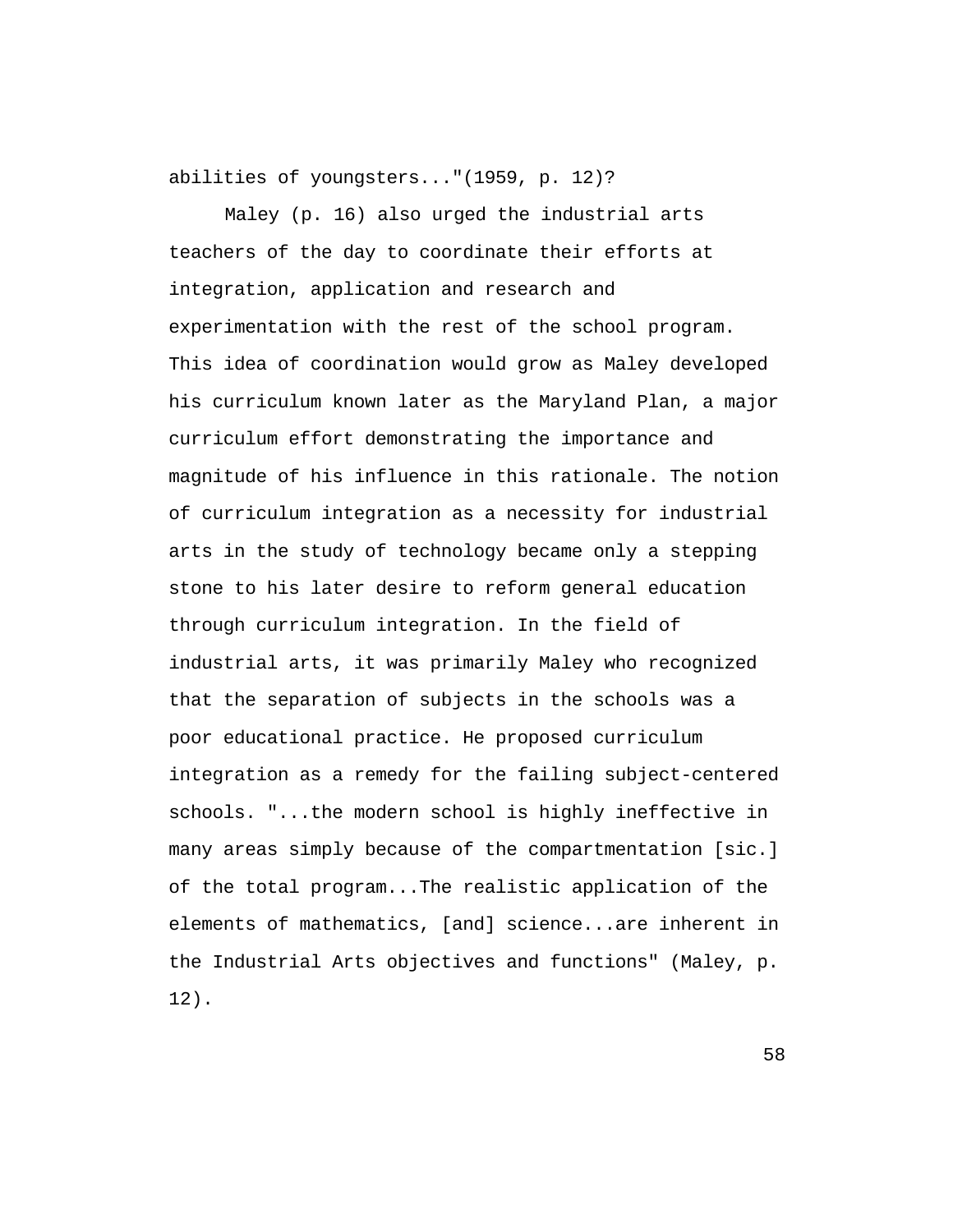abilities of youngsters..."(1959, p. 12)?

Maley (p. 16) also urged the industrial arts teachers of the day to coordinate their efforts at integration, application and research and experimentation with the rest of the school program. This idea of coordination would grow as Maley developed his curriculum known later as the Maryland Plan, a major curriculum effort demonstrating the importance and magnitude of his influence in this rationale. The notion of curriculum integration as a necessity for industrial arts in the study of technology became only a stepping stone to his later desire to reform general education through curriculum integration. In the field of industrial arts, it was primarily Maley who recognized that the separation of subjects in the schools was a poor educational practice. He proposed curriculum integration as a remedy for the failing subject-centered schools. "...the modern school is highly ineffective in many areas simply because of the compartmentation [sic.] of the total program...The realistic application of the elements of mathematics, [and] science...are inherent in the Industrial Arts objectives and functions" (Maley, p. 12).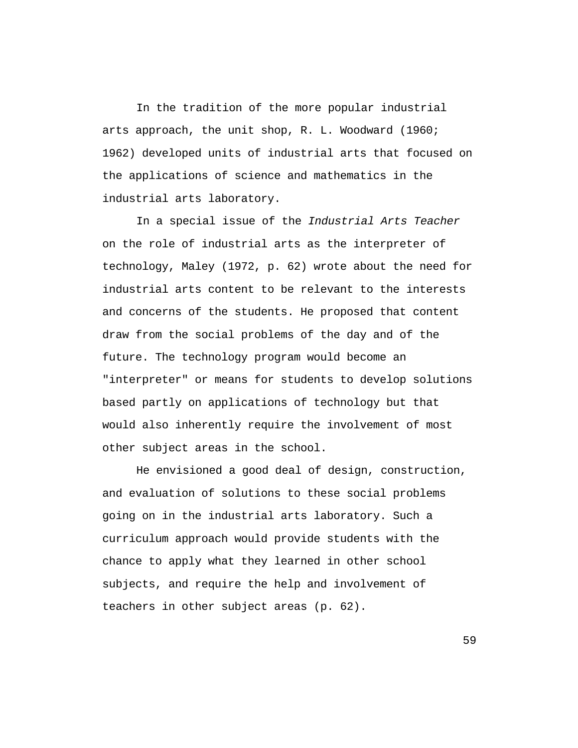In the tradition of the more popular industrial arts approach, the unit shop, R. L. Woodward (1960; 1962) developed units of industrial arts that focused on the applications of science and mathematics in the industrial arts laboratory.

In a special issue of the *Industrial Arts Teacher* on the role of industrial arts as the interpreter of technology, Maley (1972, p. 62) wrote about the need for industrial arts content to be relevant to the interests and concerns of the students. He proposed that content draw from the social problems of the day and of the future. The technology program would become an "interpreter" or means for students to develop solutions based partly on applications of technology but that would also inherently require the involvement of most other subject areas in the school.

He envisioned a good deal of design, construction, and evaluation of solutions to these social problems going on in the industrial arts laboratory. Such a curriculum approach would provide students with the chance to apply what they learned in other school subjects, and require the help and involvement of teachers in other subject areas (p. 62).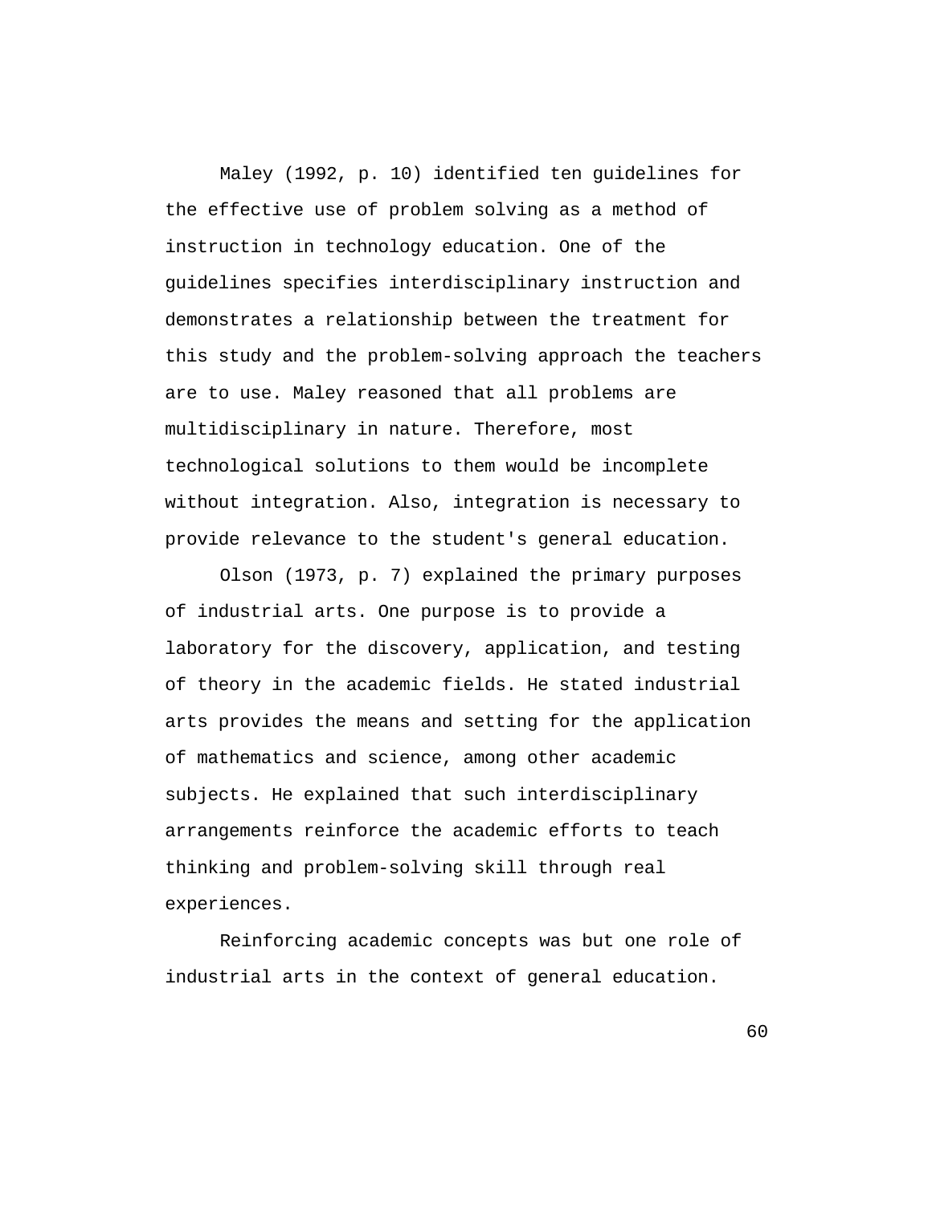Maley (1992, p. 10) identified ten guidelines for the effective use of problem solving as a method of instruction in technology education. One of the guidelines specifies interdisciplinary instruction and demonstrates a relationship between the treatment for this study and the problem-solving approach the teachers are to use. Maley reasoned that all problems are multidisciplinary in nature. Therefore, most technological solutions to them would be incomplete without integration. Also, integration is necessary to provide relevance to the student's general education.

Olson (1973, p. 7) explained the primary purposes of industrial arts. One purpose is to provide a laboratory for the discovery, application, and testing of theory in the academic fields. He stated industrial arts provides the means and setting for the application of mathematics and science, among other academic subjects. He explained that such interdisciplinary arrangements reinforce the academic efforts to teach thinking and problem-solving skill through real experiences.

Reinforcing academic concepts was but one role of industrial arts in the context of general education.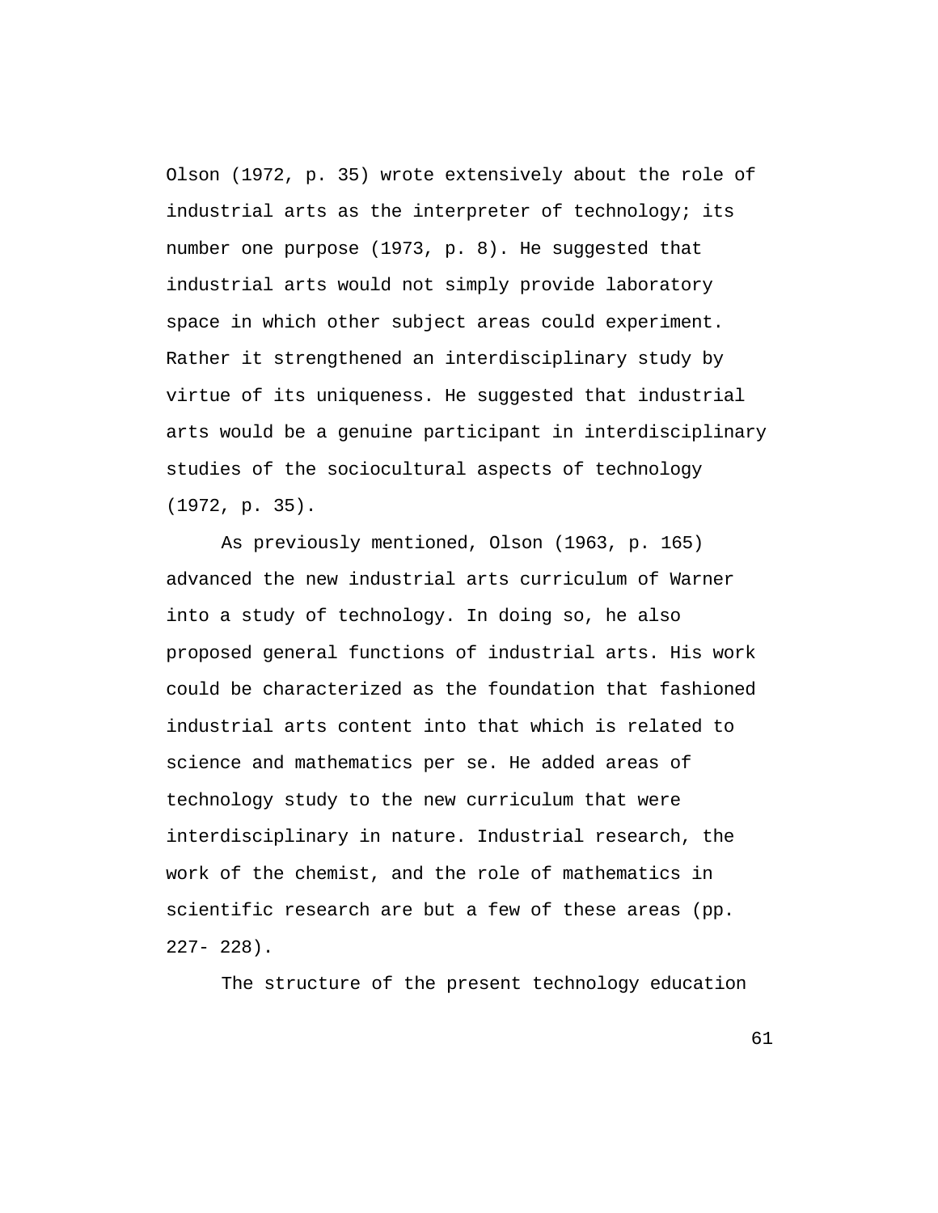Olson (1972, p. 35) wrote extensively about the role of industrial arts as the interpreter of technology; its number one purpose (1973, p. 8). He suggested that industrial arts would not simply provide laboratory space in which other subject areas could experiment. Rather it strengthened an interdisciplinary study by virtue of its uniqueness. He suggested that industrial arts would be a genuine participant in interdisciplinary studies of the sociocultural aspects of technology (1972, p. 35).

As previously mentioned, Olson (1963, p. 165) advanced the new industrial arts curriculum of Warner into a study of technology. In doing so, he also proposed general functions of industrial arts. His work could be characterized as the foundation that fashioned industrial arts content into that which is related to science and mathematics per se. He added areas of technology study to the new curriculum that were interdisciplinary in nature. Industrial research, the work of the chemist, and the role of mathematics in scientific research are but a few of these areas (pp. 227- 228).

The structure of the present technology education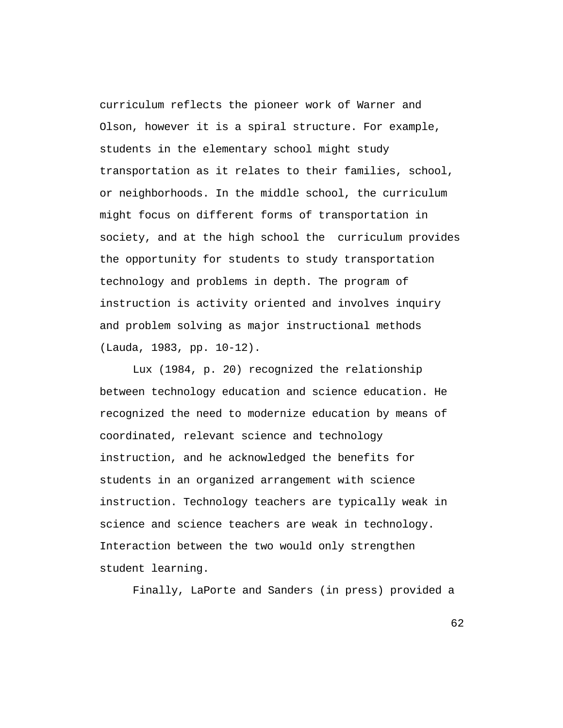curriculum reflects the pioneer work of Warner and Olson, however it is a spiral structure. For example, students in the elementary school might study transportation as it relates to their families, school, or neighborhoods. In the middle school, the curriculum might focus on different forms of transportation in society, and at the high school the curriculum provides the opportunity for students to study transportation technology and problems in depth. The program of instruction is activity oriented and involves inquiry and problem solving as major instructional methods (Lauda, 1983, pp. 10-12).

Lux (1984, p. 20) recognized the relationship between technology education and science education. He recognized the need to modernize education by means of coordinated, relevant science and technology instruction, and he acknowledged the benefits for students in an organized arrangement with science instruction. Technology teachers are typically weak in science and science teachers are weak in technology. Interaction between the two would only strengthen student learning.

Finally, LaPorte and Sanders (in press) provided a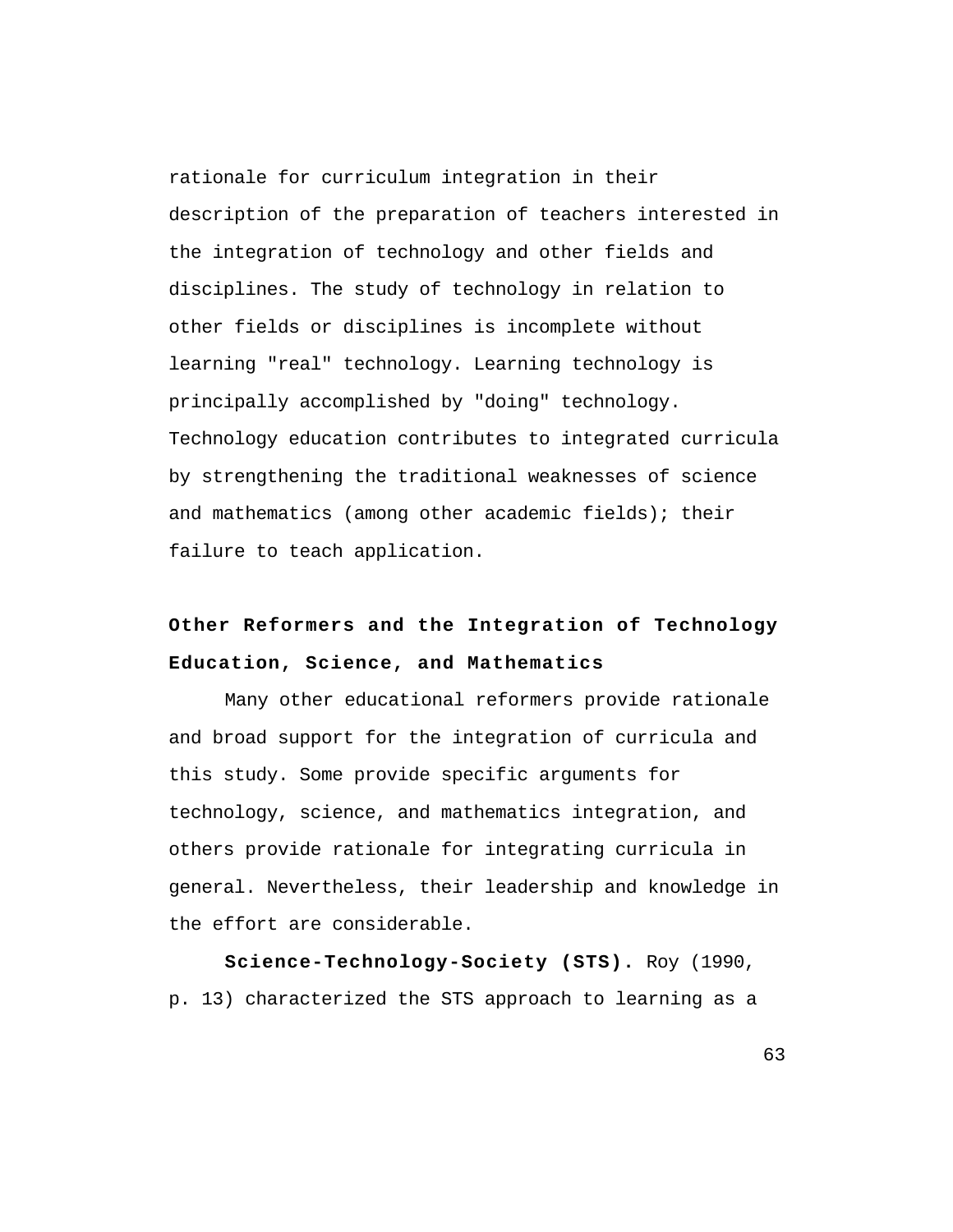rationale for curriculum integration in their description of the preparation of teachers interested in the integration of technology and other fields and disciplines. The study of technology in relation to other fields or disciplines is incomplete without learning "real" technology. Learning technology is principally accomplished by "doing" technology. Technology education contributes to integrated curricula by strengthening the traditional weaknesses of science and mathematics (among other academic fields); their failure to teach application.

## Other Reformers and the Integration of Technology Education, Science, and Mathematics

Many other educational reformers provide rationale and broad support for the integration of curricula and this study. Some provide specific arguments for technology, science, and mathematics integration, and others provide rationale for integrating curricula in general. Nevertheless, their leadership and knowledge in the effort are considerable.

**Science-Technology-Society (STS).** Roy (1990, p. 13) characterized the STS approach to learning as a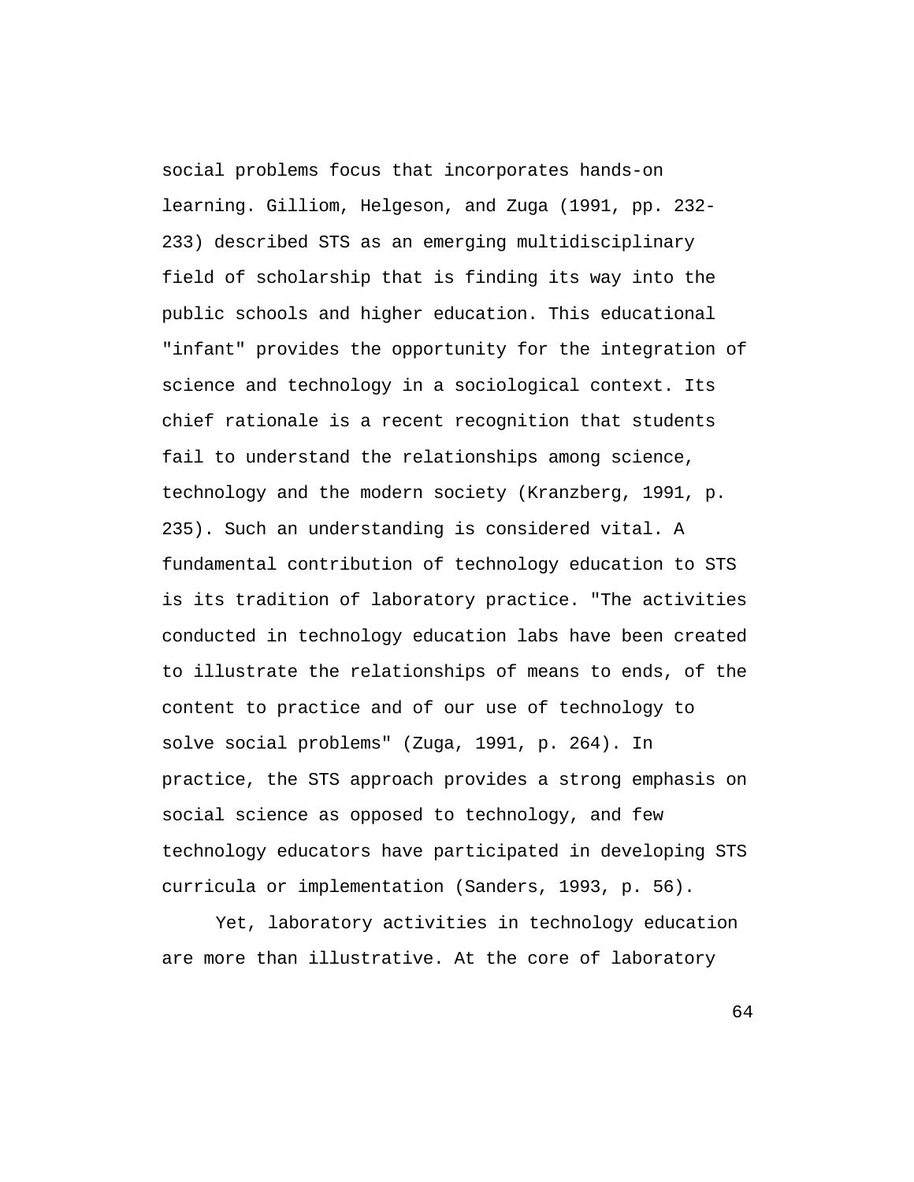social problems focus that incorporates hands-on learning. Gilliom, Helgeson, and Zuga (1991, pp. 232-233) described STS as an emerging multidisciplinary field of scholarship that is finding its way into the public schools and higher education. This educational "infant" provides the opportunity for the integration of science and technology in a sociological context. Its chief rationale is a recent recognition that students fail to understand the relationships among science, technology and the modern society (Kranzberg, 1991, p. 235). Such an understanding is considered vital. A fundamental contribution of technology education to STS is its tradition of laboratory practice. "The activities conducted in technology education labs have been created to illustrate the relationships of means to ends, of the content to practice and of our use of technology to solve social problems" (Zuga, 1991, p. 264). In practice, the STS approach provides a strong emphasis on social science as opposed to technology, and few technology educators have participated in developing STS curricula or implementation (Sanders, 1993, p. 56).

Yet, laboratory activities in technology education are more than illustrative. At the core of laboratory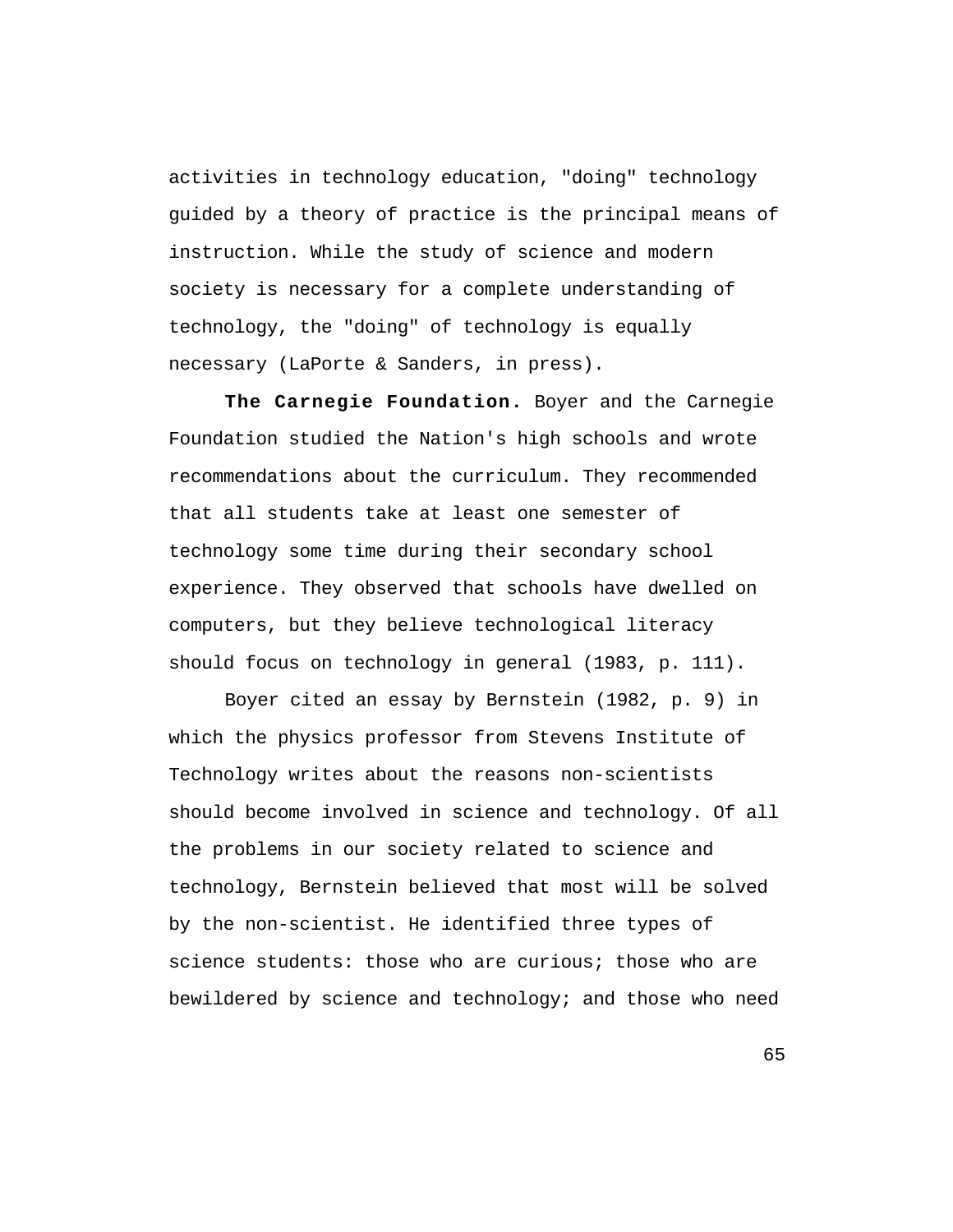activities in technology education, "doing" technology guided by a theory of practice is the principal means of instruction. While the study of science and modern society is necessary for a complete understanding of technology, the "doing" of technology is equally necessary (LaPorte & Sanders, in press).

**The Carnegie Foundation.** Boyer and the Carnegie Foundation studied the Nation's high schools and wrote recommendations about the curriculum. They recommended that all students take at least one semester of technology some time during their secondary school experience. They observed that schools have dwelled on computers, but they believe technological literacy should focus on technology in general (1983, p. 111).

Boyer cited an essay by Bernstein (1982, p. 9) in which the physics professor from Stevens Institute of Technology writes about the reasons non-scientists should become involved in science and technology. Of all the problems in our society related to science and technology, Bernstein believed that most will be solved by the non-scientist. He identified three types of science students: those who are curious; those who are bewildered by science and technology; and those who need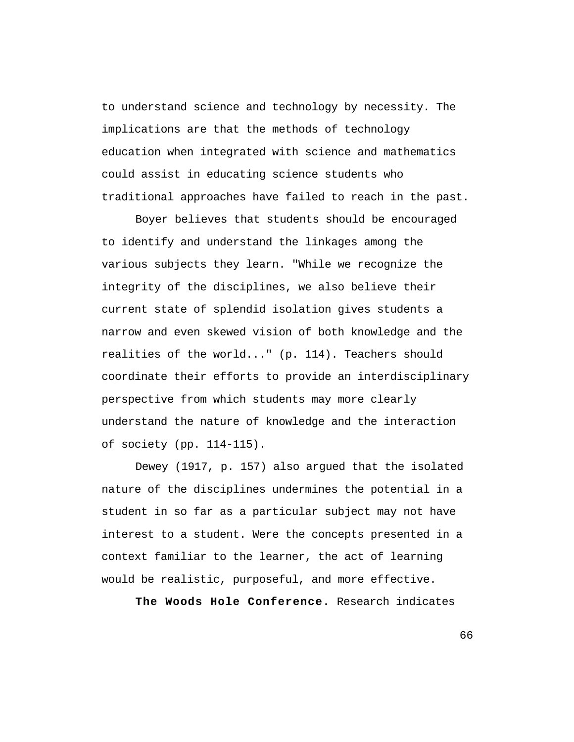to understand science and technology by necessity. The implications are that the methods of technology education when integrated with science and mathematics could assist in educating science students who traditional approaches have failed to reach in the past.

Boyer believes that students should be encouraged to identify and understand the linkages among the various subjects they learn. "While we recognize the integrity of the disciplines, we also believe their current state of splendid isolation gives students a narrow and even skewed vision of both knowledge and the realities of the world..." (p. 114). Teachers should coordinate their efforts to provide an interdisciplinary perspective from which students may more clearly understand the nature of knowledge and the interaction of society (pp. 114-115).

Dewey (1917, p. 157) also argued that the isolated nature of the disciplines undermines the potential in a student in so far as a particular subject may not have interest to a student. Were the concepts presented in a context familiar to the learner, the act of learning would be realistic, purposeful, and more effective.

**The Woods Hole Conference.** Research indicates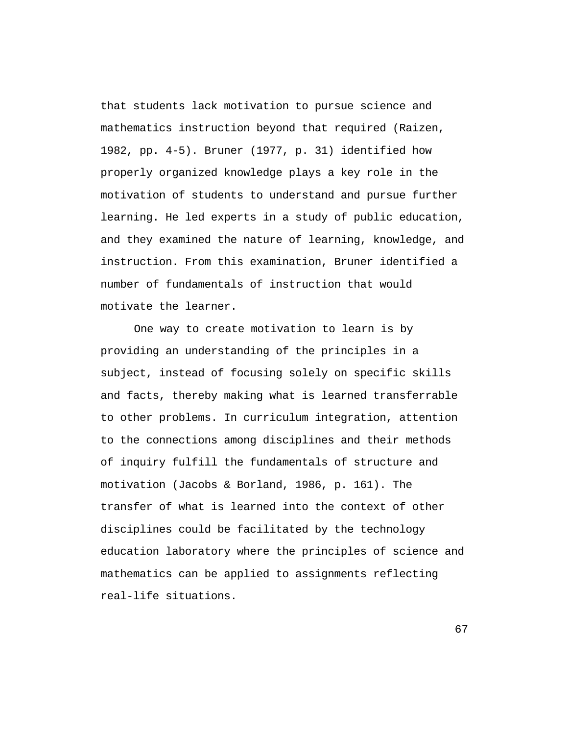that students lack motivation to pursue science and mathematics instruction beyond that required (Raizen, 1982, pp. 4-5). Bruner (1977, p. 31) identified how properly organized knowledge plays a key role in the motivation of students to understand and pursue further learning. He led experts in a study of public education, and they examined the nature of learning, knowledge, and instruction. From this examination, Bruner identified a number of fundamentals of instruction that would motivate the learner.

One way to create motivation to learn is by providing an understanding of the principles in a subject, instead of focusing solely on specific skills and facts, thereby making what is learned transferrable to other problems. In curriculum integration, attention to the connections among disciplines and their methods of inquiry fulfill the fundamentals of structure and motivation (Jacobs & Borland, 1986, p. 161). The transfer of what is learned into the context of other disciplines could be facilitated by the technology education laboratory where the principles of science and mathematics can be applied to assignments reflecting real-life situations.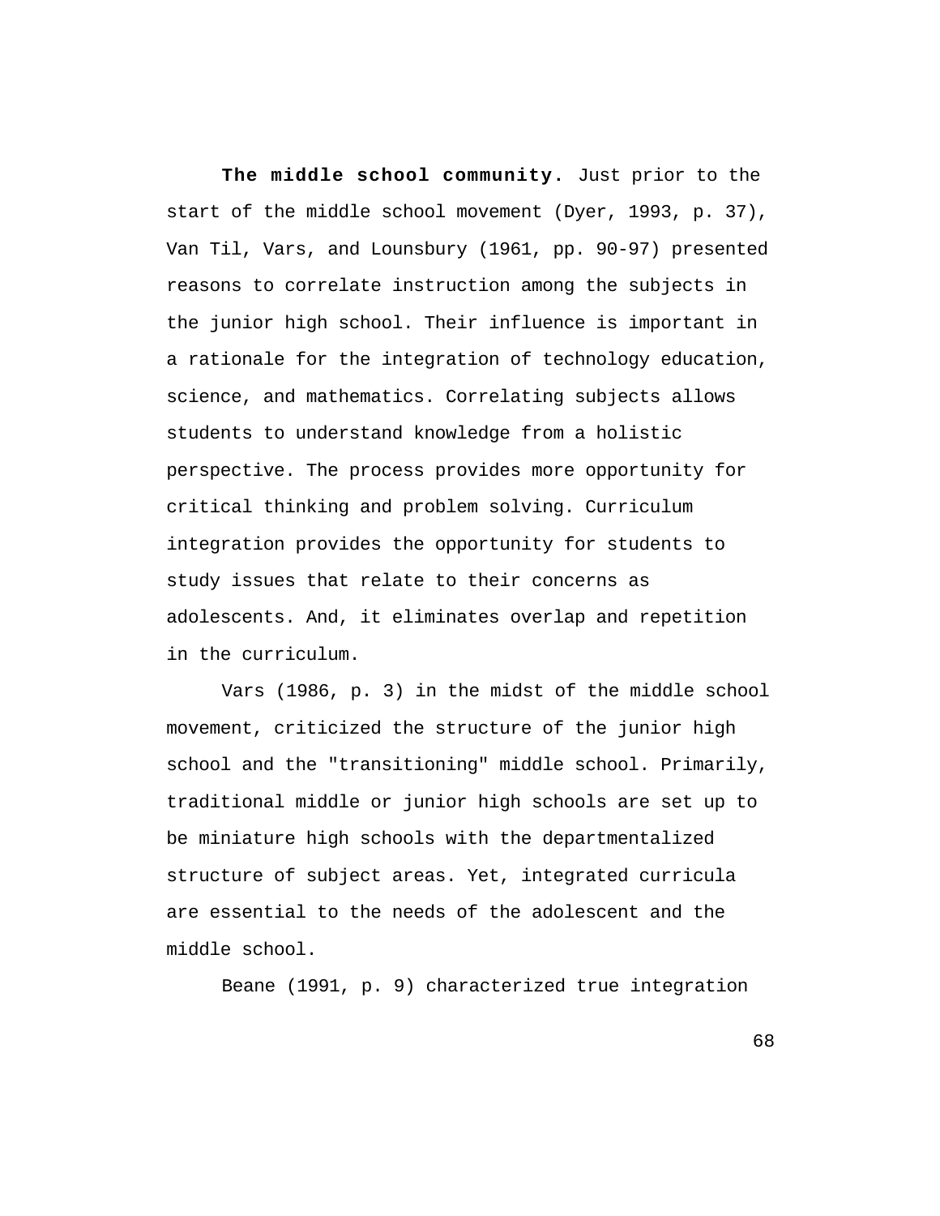**The middle school community.** Just prior to the start of the middle school movement (Dyer, 1993, p. 37), Van Til, Vars, and Lounsbury (1961, pp. 90-97) presented reasons to correlate instruction among the subjects in the junior high school. Their influence is important in a rationale for the integration of technology education, science, and mathematics. Correlating subjects allows students to understand knowledge from a holistic perspective. The process provides more opportunity for critical thinking and problem solving. Curriculum integration provides the opportunity for students to study issues that relate to their concerns as adolescents. And, it eliminates overlap and repetition in the curriculum.

Vars (1986, p. 3) in the midst of the middle school movement, criticized the structure of the junior high school and the "transitioning" middle school. Primarily, traditional middle or junior high schools are set up to be miniature high schools with the departmentalized structure of subject areas. Yet, integrated curricula are essential to the needs of the adolescent and the middle school.

Beane (1991, p. 9) characterized true integration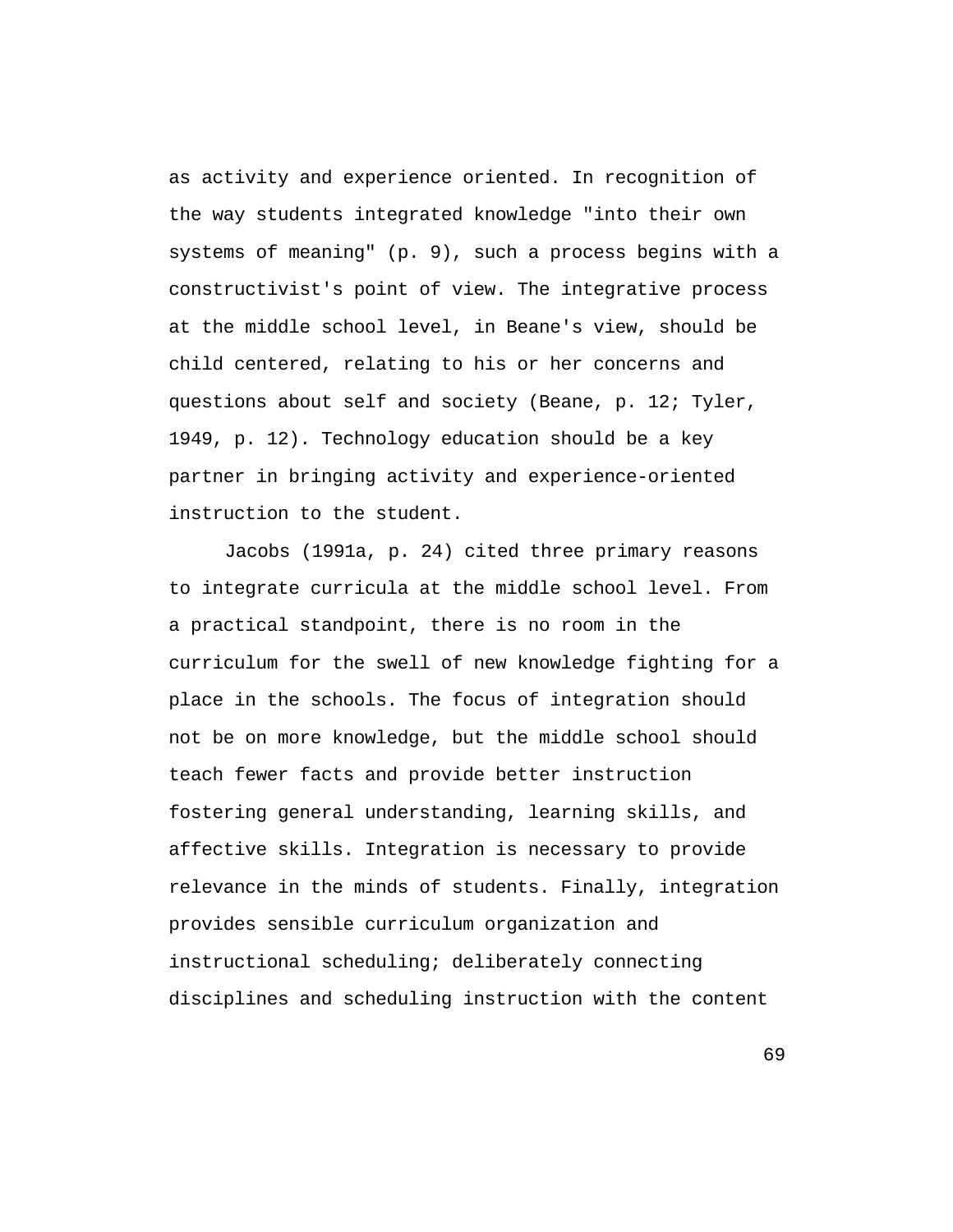as activity and experience oriented. In recognition of the way students integrated knowledge "into their own systems of meaning" (p. 9), such a process begins with a constructivist's point of view. The integrative process at the middle school level, in Beane's view, should be child centered, relating to his or her concerns and questions about self and society (Beane, p. 12; Tyler, 1949, p. 12). Technology education should be a key partner in bringing activity and experience-oriented instruction to the student.

Jacobs (1991a, p. 24) cited three primary reasons to integrate curricula at the middle school level. From a practical standpoint, there is no room in the curriculum for the swell of new knowledge fighting for a place in the schools. The focus of integration should not be on more knowledge, but the middle school should teach fewer facts and provide better instruction fostering general understanding, learning skills, and affective skills. Integration is necessary to provide relevance in the minds of students. Finally, integration provides sensible curriculum organization and instructional scheduling; deliberately connecting disciplines and scheduling instruction with the content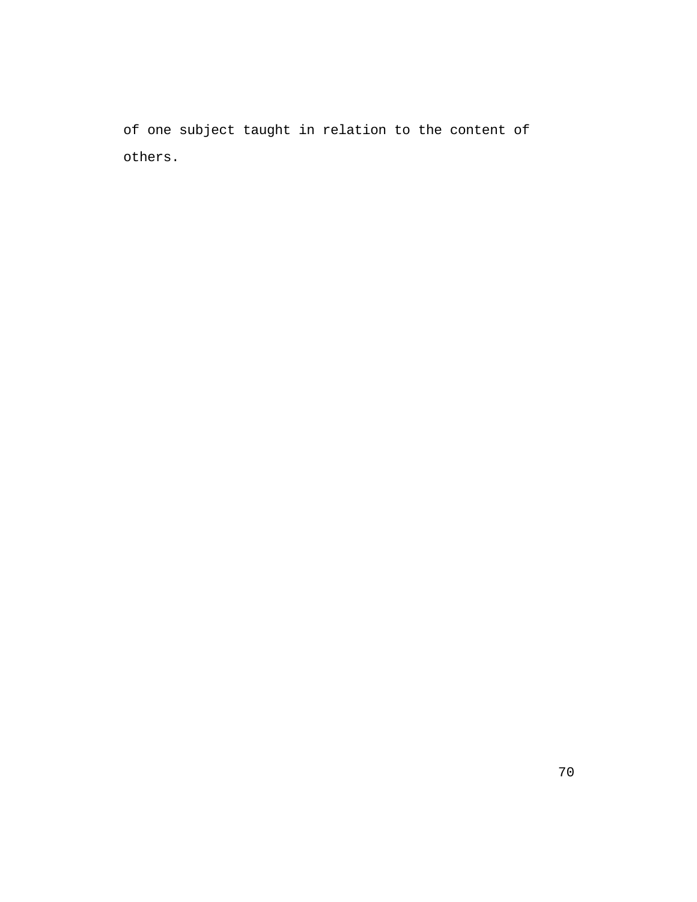of one subject taught in relation to the content of others.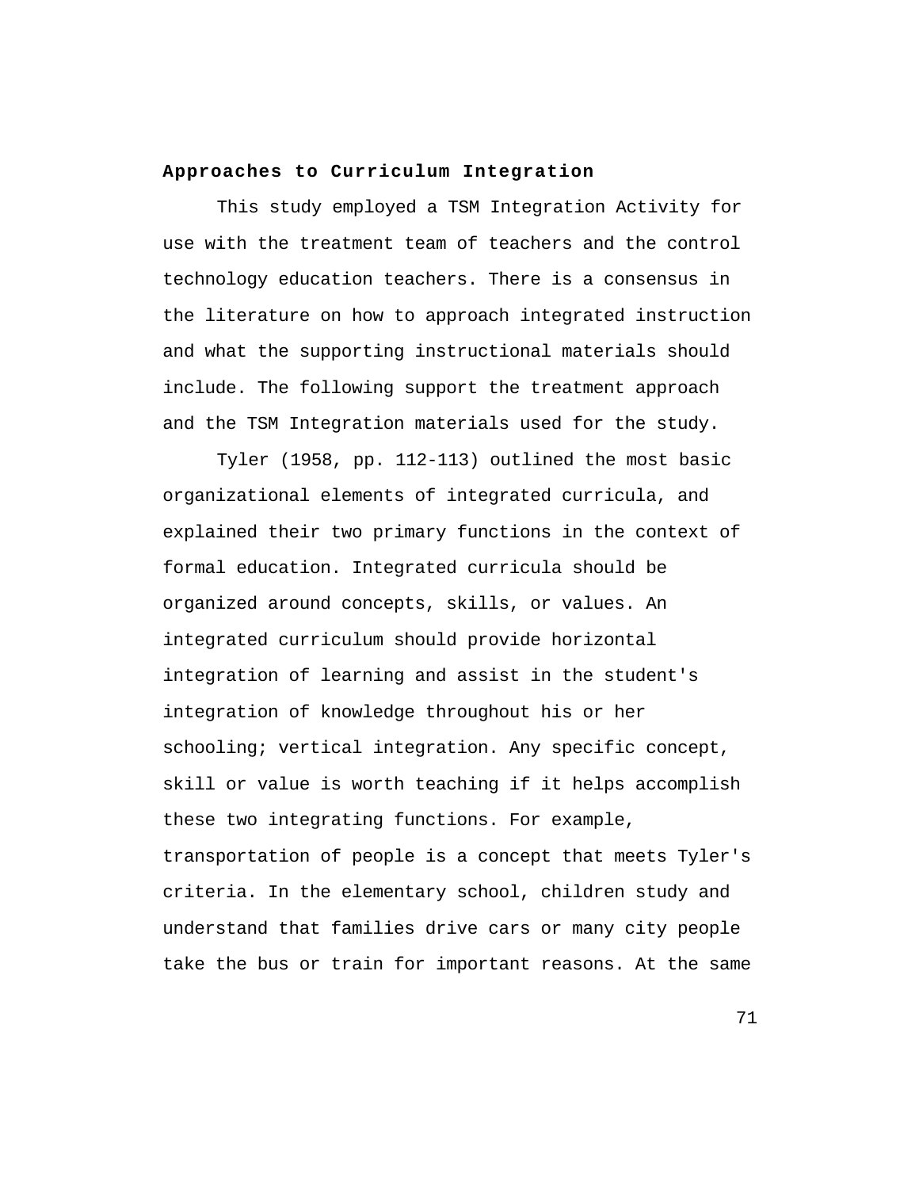## Approaches to Curriculum Integration

This study employed a TSM Integration Activity for use with the treatment team of teachers and the control technology education teachers. There is a consensus in the literature on how to approach integrated instruction and what the supporting instructional materials should include. The following support the treatment approach and the TSM Integration materials used for the study.

Tyler (1958, pp. 112-113) outlined the most basic organizational elements of integrated curricula, and explained their two primary functions in the context of formal education. Integrated curricula should be organized around concepts, skills, or values. An integrated curriculum should provide horizontal integration of learning and assist in the student's integration of knowledge throughout his or her schooling; vertical integration. Any specific concept, skill or value is worth teaching if it helps accomplish these two integrating functions. For example, transportation of people is a concept that meets Tyler's criteria. In the elementary school, children study and understand that families drive cars or many city people take the bus or train for important reasons. At the same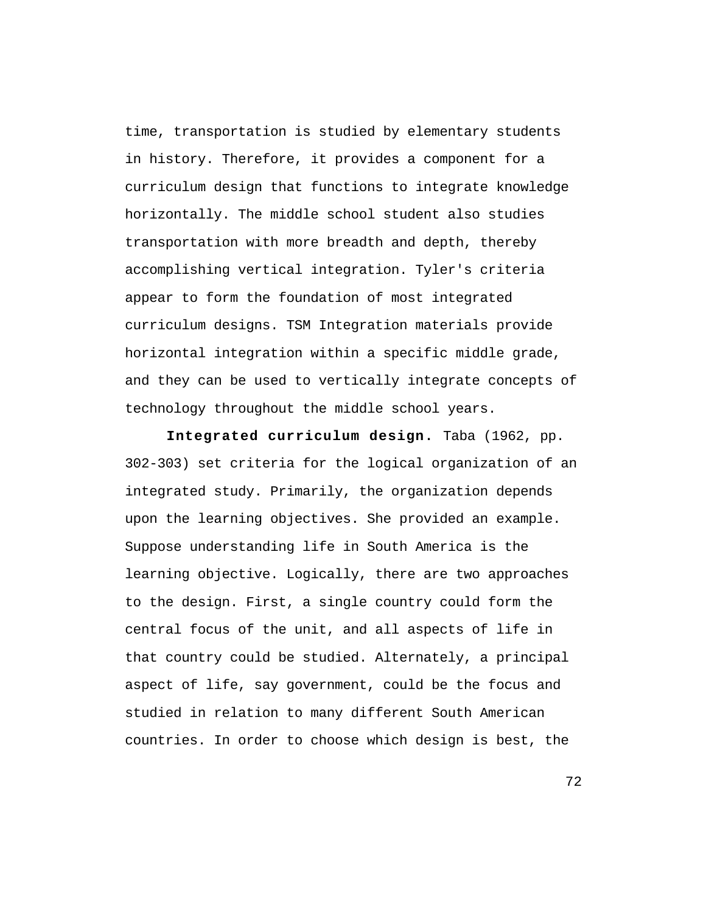time, transportation is studied by elementary students in history. Therefore, it provides a component for a curriculum design that functions to integrate knowledge horizontally. The middle school student also studies transportation with more breadth and depth, thereby accomplishing vertical integration. Tyler's criteria appear to form the foundation of most integrated curriculum designs. TSM Integration materials provide horizontal integration within a specific middle grade, and they can be used to vertically integrate concepts of technology throughout the middle school years.

**Integrated curriculum design.** Taba (1962, pp. 302-303) set criteria for the logical organization of an integrated study. Primarily, the organization depends upon the learning objectives. She provided an example. Suppose understanding life in South America is the learning objective. Logically, there are two approaches to the design. First, a single country could form the central focus of the unit, and all aspects of life in that country could be studied. Alternately, a principal aspect of life, say government, could be the focus and studied in relation to many different South American countries. In order to choose which design is best, the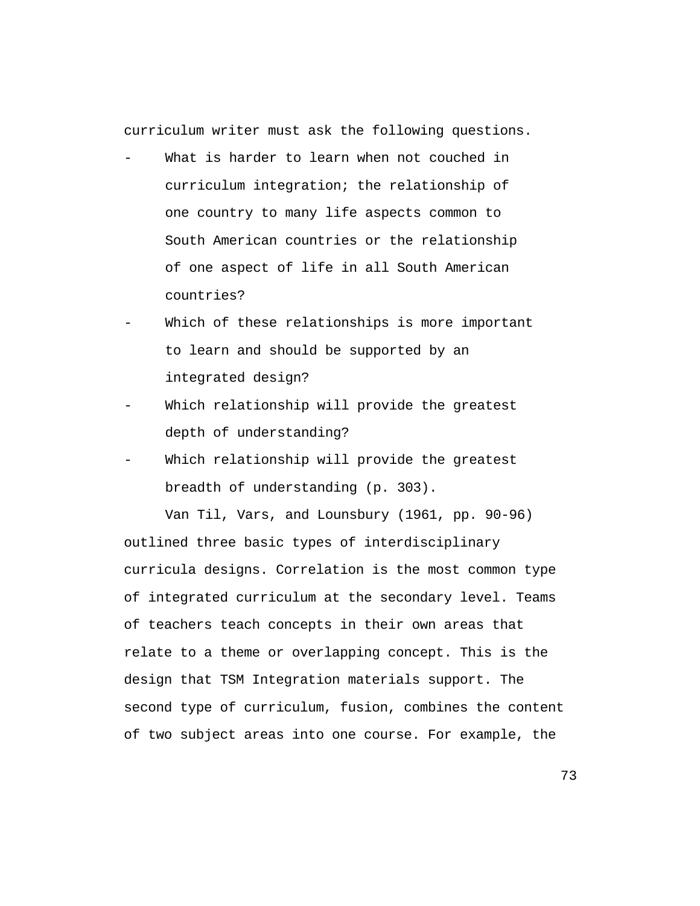curriculum writer must ask the following questions.

- What is harder to learn when not couched in curriculum integration; the relationship of one country to many life aspects common to South American countries or the relationship of one aspect of life in all South American countries?
- Which of these relationships is more important to learn and should be supported by an integrated design?
- Which relationship will provide the greatest depth of understanding?
- Which relationship will provide the greatest breadth of understanding (p. 303).

Van Til, Vars, and Lounsbury (1961, pp. 90-96) outlined three basic types of interdisciplinary curricula designs. Correlation is the most common type of integrated curriculum at the secondary level. Teams of teachers teach concepts in their own areas that relate to a theme or overlapping concept. This is the design that TSM Integration materials support. The second type of curriculum, fusion, combines the content of two subject areas into one course. For example, the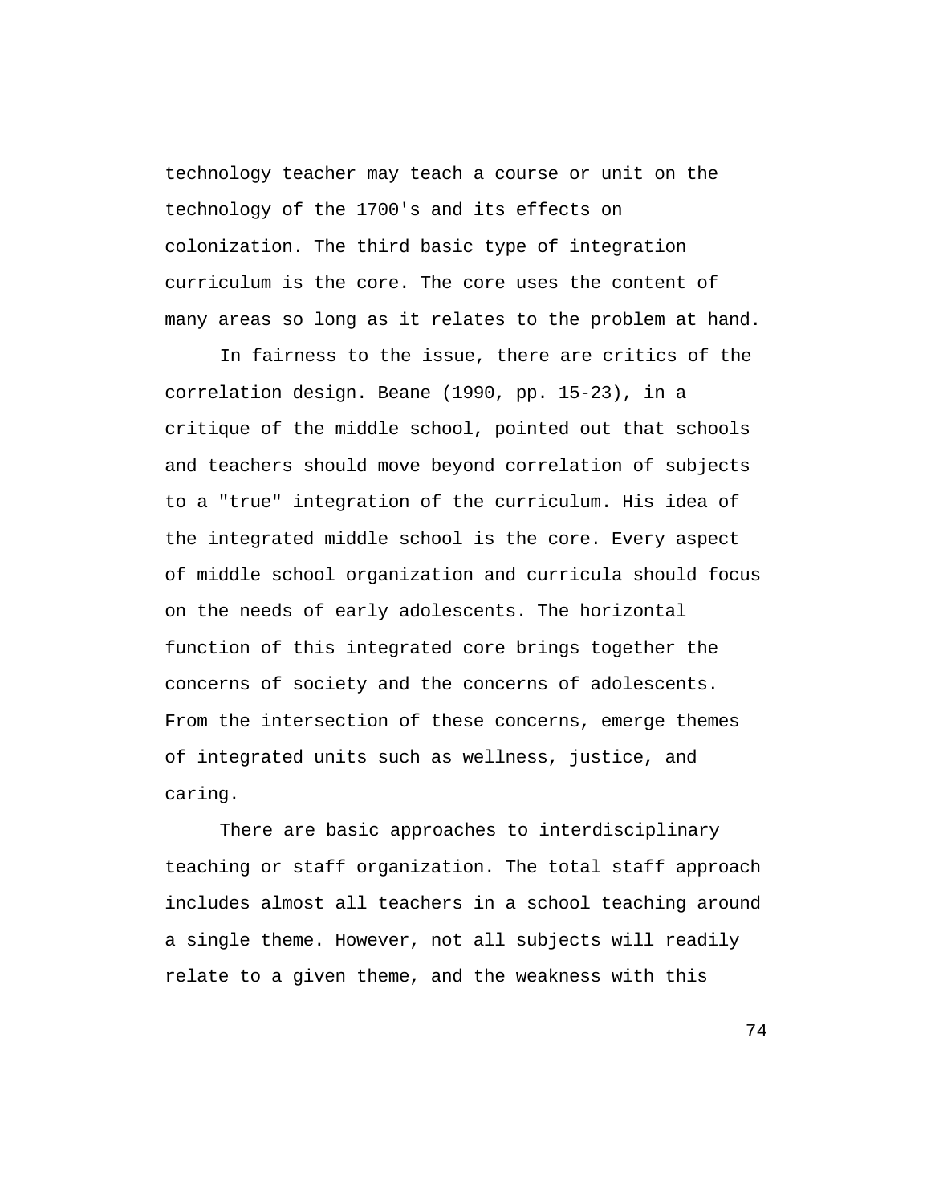technology teacher may teach a course or unit on the technology of the 1700's and its effects on colonization. The third basic type of integration curriculum is the core. The core uses the content of many areas so long as it relates to the problem at hand.

In fairness to the issue, there are critics of the correlation design. Beane (1990, pp. 15-23), in a critique of the middle school, pointed out that schools and teachers should move beyond correlation of subjects to a "true" integration of the curriculum. His idea of the integrated middle school is the core. Every aspect of middle school organization and curricula should focus on the needs of early adolescents. The horizontal function of this integrated core brings together the concerns of society and the concerns of adolescents. From the intersection of these concerns, emerge themes of integrated units such as wellness, justice, and caring.

There are basic approaches to interdisciplinary teaching or staff organization. The total staff approach includes almost all teachers in a school teaching around a single theme. However, not all subjects will readily relate to a given theme, and the weakness with this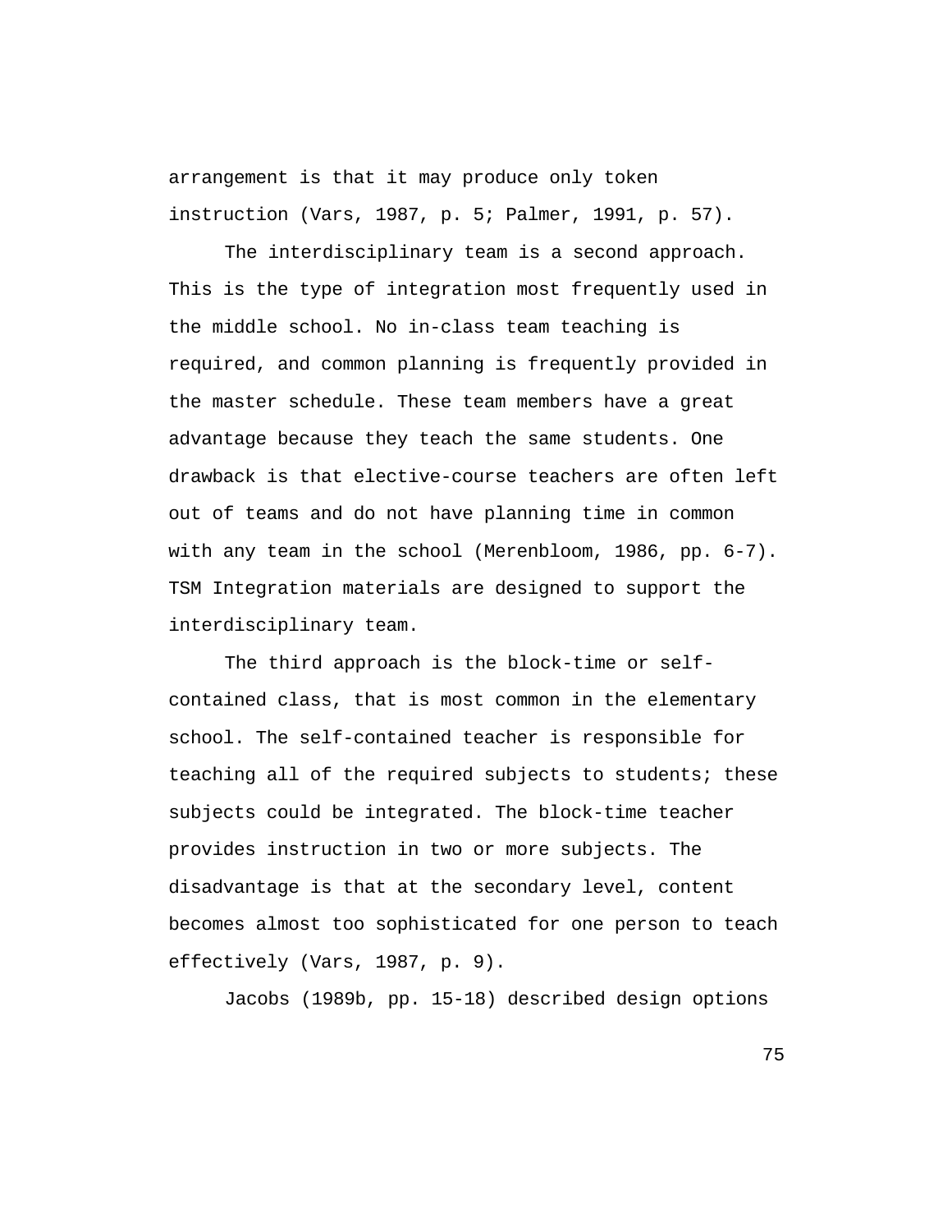arrangement is that it may produce only token instruction (Vars, 1987, p. 5; Palmer, 1991, p. 57).

The interdisciplinary team is a second approach. This is the type of integration most frequently used in the middle school. No in-class team teaching is required, and common planning is frequently provided in the master schedule. These team members have a great advantage because they teach the same students. One drawback is that elective-course teachers are often left out of teams and do not have planning time in common with any team in the school (Merenbloom, 1986, pp. 6-7). TSM Integration materials are designed to support the interdisciplinary team.

The third approach is the block-time or self-contained class, that is most common in the elementary school. The self-contained teacher is responsible for teaching all of the required subjects to students; these subjects could be integrated. The block-time teacher provides instruction in two or more subjects. The disadvantage is that at the secondary level, content becomes almost too sophisticated for one person to teach effectively (Vars, 1987, p. 9).

Jacobs (1989b, pp. 15-18) described design options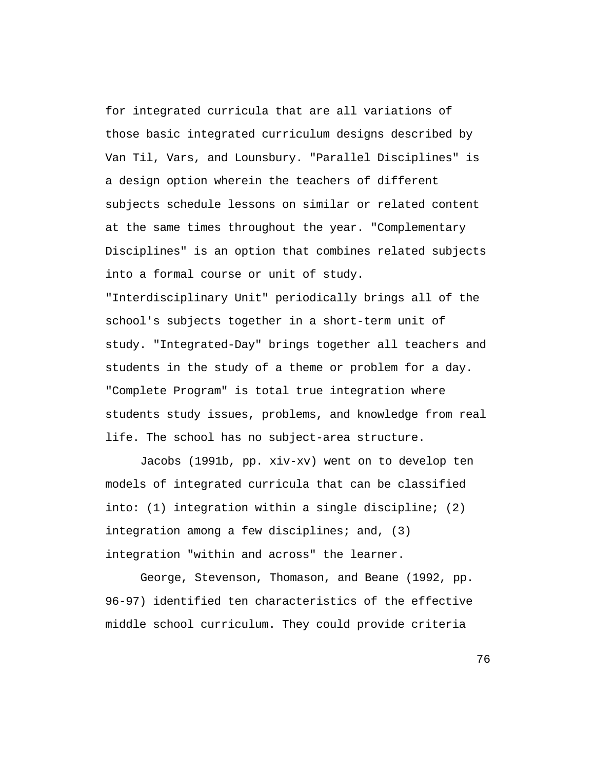for integrated curricula that are all variations of those basic integrated curriculum designs described by Van Til, Vars, and Lounsbury. "Parallel Disciplines" is a design option wherein the teachers of different subjects schedule lessons on similar or related content at the same times throughout the year. "Complementary Disciplines" is an option that combines related subjects into a formal course or unit of study. "Interdisciplinary Unit" periodically brings all of the school's subjects together in a short-term unit of study. "Integrated-Day" brings together all teachers and students in the study of a theme or problem for a day. "Complete Program" is total true integration where students study issues, problems, and knowledge from real life. The school has no subject-area structure.

Jacobs (1991b, pp. xiv-xv) went on to develop ten models of integrated curricula that can be classified into: (1) integration within a single discipline; (2) integration among a few disciplines; and, (3) integration "within and across" the learner.

George, Stevenson, Thomason, and Beane (1992, pp. 96-97) identified ten characteristics of the effective middle school curriculum. They could provide criteria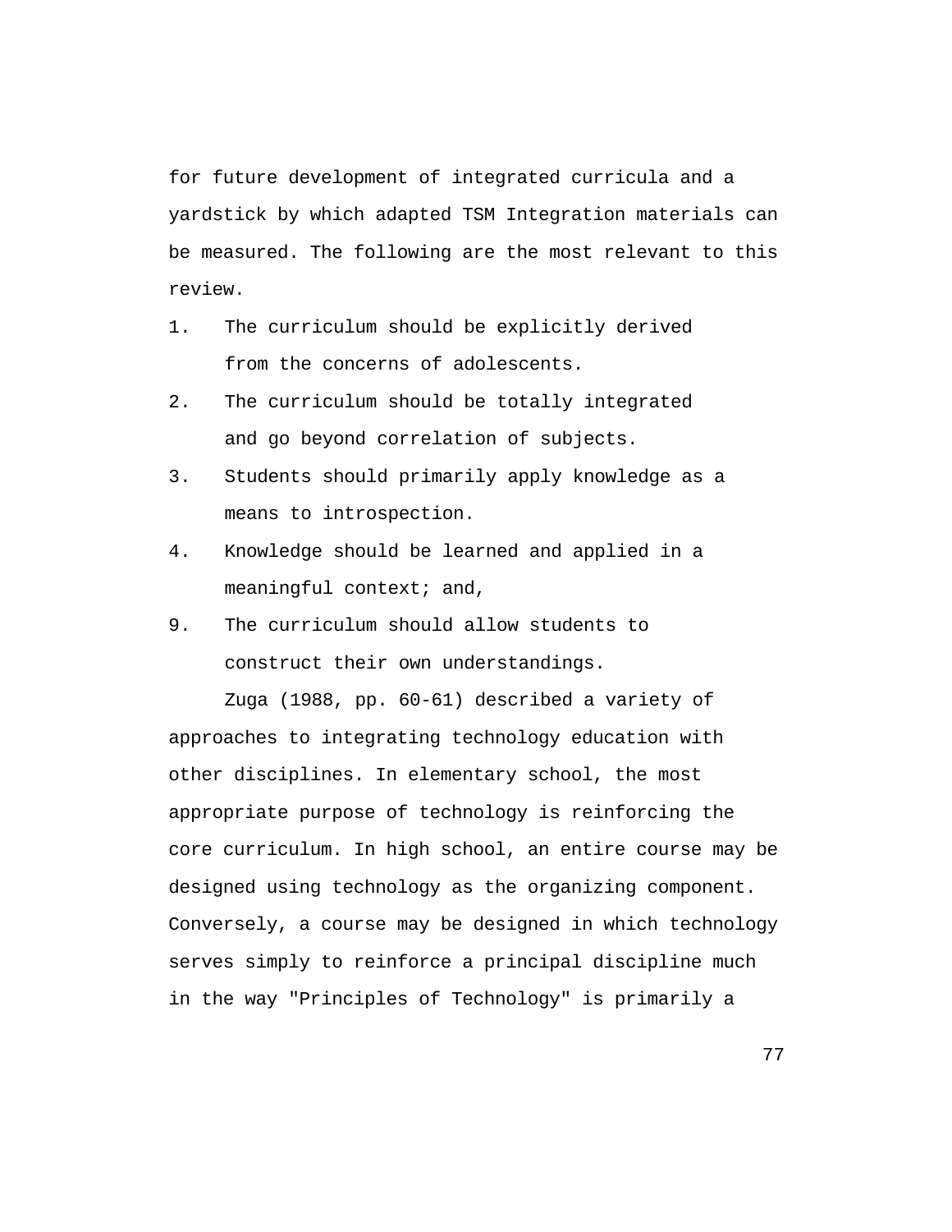for future development of integrated curricula and a yardstick by which adapted TSM Integration materials can be measured. The following are the most relevant to this review.

1. The curriculum should be explicitly derived from the concerns of adolescents.
2. The curriculum should be totally integrated and go beyond correlation of subjects.
3. Students should primarily apply knowledge as a means to introspection.
4. Knowledge should be learned and applied in a meaningful context; and,
9. The curriculum should allow students to construct their own understandings.

Zuga (1988, pp. 60-61) described a variety of approaches to integrating technology education with other disciplines. In elementary school, the most appropriate purpose of technology is reinforcing the core curriculum. In high school, an entire course may be designed using technology as the organizing component. Conversely, a course may be designed in which technology serves simply to reinforce a principal discipline much in the way "Principles of Technology" is primarily a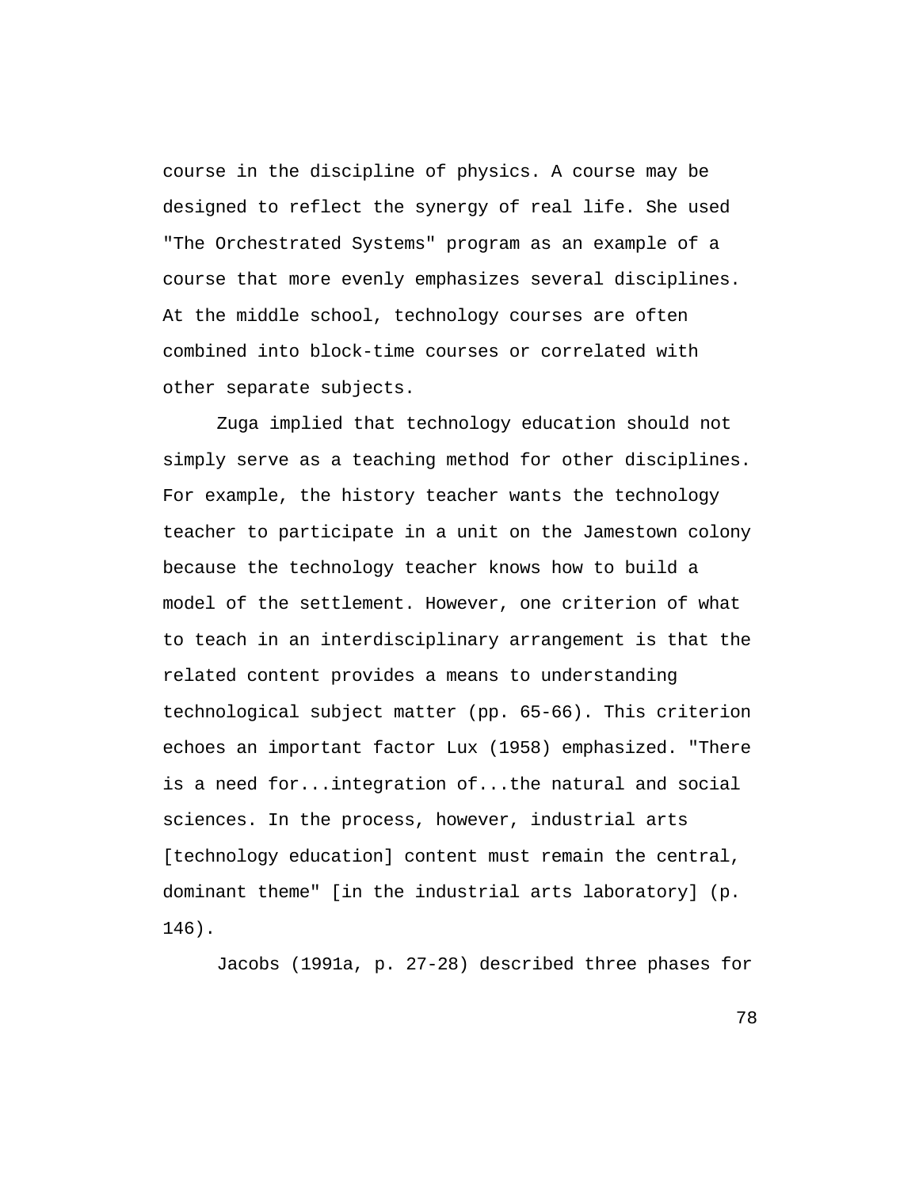course in the discipline of physics. A course may be designed to reflect the synergy of real life. She used "The Orchestrated Systems" program as an example of a course that more evenly emphasizes several disciplines. At the middle school, technology courses are often combined into block-time courses or correlated with other separate subjects.

Zuga implied that technology education should not simply serve as a teaching method for other disciplines. For example, the history teacher wants the technology teacher to participate in a unit on the Jamestown colony because the technology teacher knows how to build a model of the settlement. However, one criterion of what to teach in an interdisciplinary arrangement is that the related content provides a means to understanding technological subject matter (pp. 65-66). This criterion echoes an important factor Lux (1958) emphasized. "There is a need for...integration of...the natural and social sciences. In the process, however, industrial arts [technology education] content must remain the central, dominant theme" [in the industrial arts laboratory] (p. 146).

Jacobs (1991a, p. 27-28) described three phases for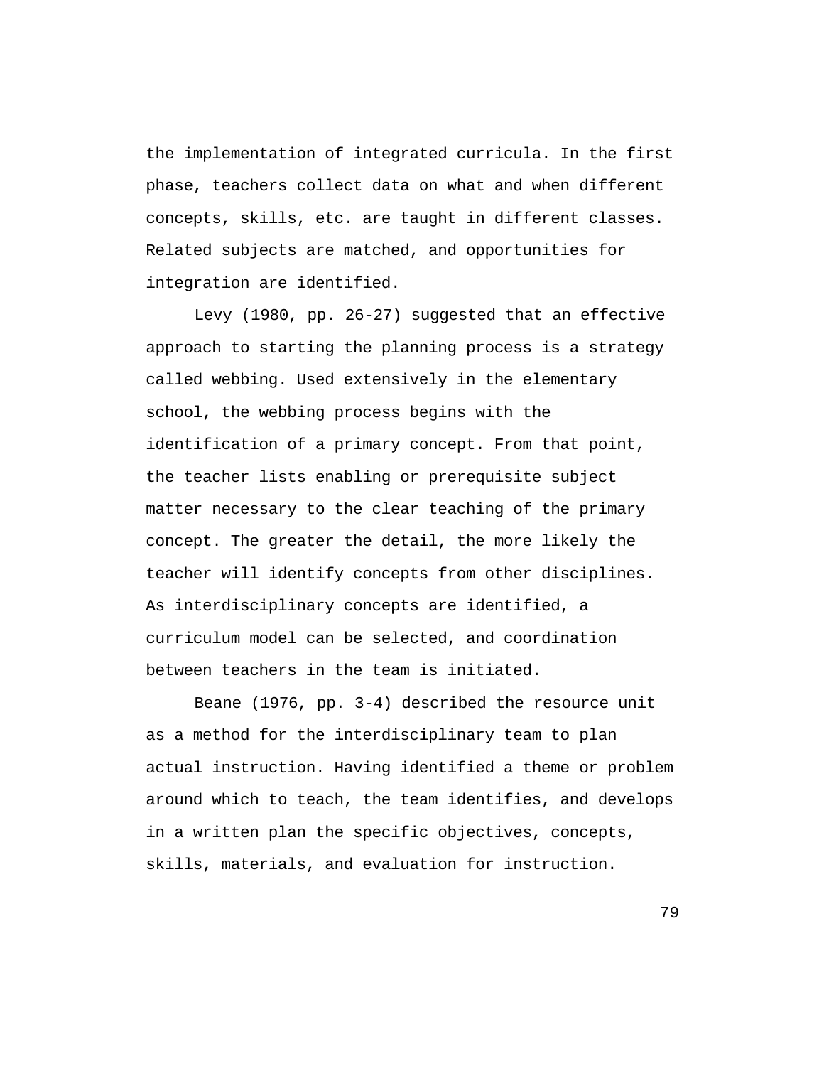the implementation of integrated curricula. In the first phase, teachers collect data on what and when different concepts, skills, etc. are taught in different classes. Related subjects are matched, and opportunities for integration are identified.

Levy (1980, pp. 26-27) suggested that an effective approach to starting the planning process is a strategy called webbing. Used extensively in the elementary school, the webbing process begins with the identification of a primary concept. From that point, the teacher lists enabling or prerequisite subject matter necessary to the clear teaching of the primary concept. The greater the detail, the more likely the teacher will identify concepts from other disciplines. As interdisciplinary concepts are identified, a curriculum model can be selected, and coordination between teachers in the team is initiated.

Beane (1976, pp. 3-4) described the resource unit as a method for the interdisciplinary team to plan actual instruction. Having identified a theme or problem around which to teach, the team identifies, and develops in a written plan the specific objectives, concepts, skills, materials, and evaluation for instruction.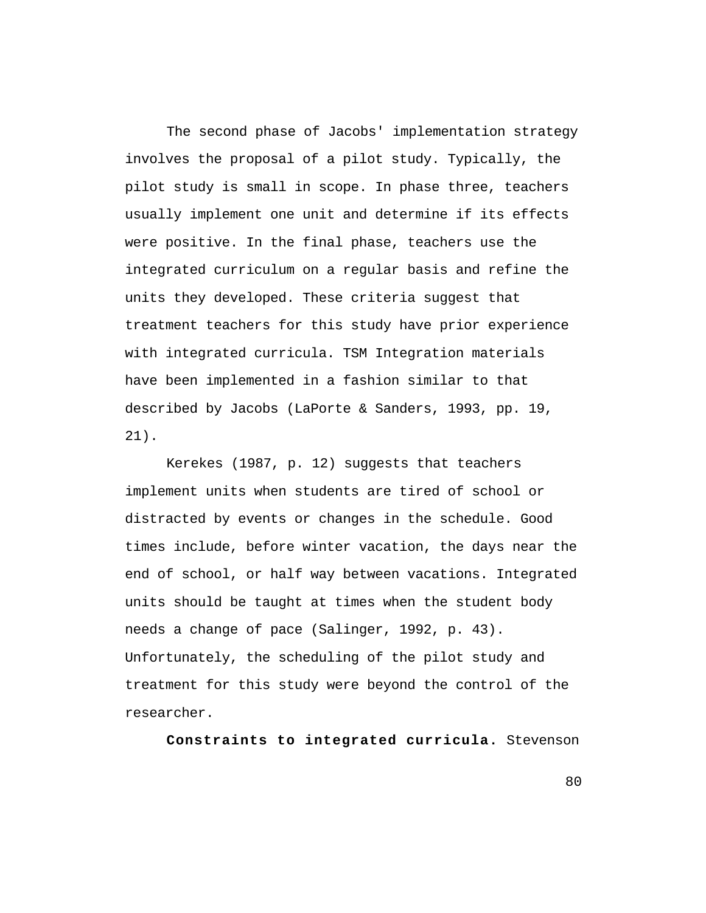The second phase of Jacobs' implementation strategy involves the proposal of a pilot study. Typically, the pilot study is small in scope. In phase three, teachers usually implement one unit and determine if its effects were positive. In the final phase, teachers use the integrated curriculum on a regular basis and refine the units they developed. These criteria suggest that treatment teachers for this study have prior experience with integrated curricula. TSM Integration materials have been implemented in a fashion similar to that described by Jacobs (LaPorte & Sanders, 1993, pp. 19, 21).

Kerekes (1987, p. 12) suggests that teachers implement units when students are tired of school or distracted by events or changes in the schedule. Good times include, before winter vacation, the days near the end of school, or half way between vacations. Integrated units should be taught at times when the student body needs a change of pace (Salinger, 1992, p. 43). Unfortunately, the scheduling of the pilot study and treatment for this study were beyond the control of the researcher.

**Constraints to integrated curricula.** Stevenson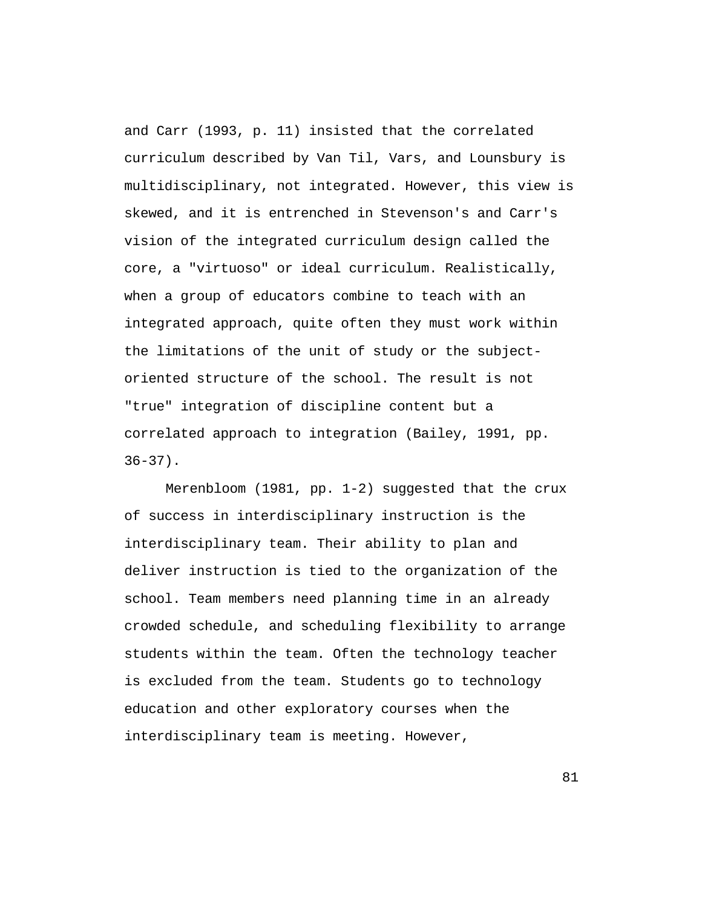and Carr (1993, p. 11) insisted that the correlated curriculum described by Van Til, Vars, and Lounsbury is multidisciplinary, not integrated. However, this view is skewed, and it is entrenched in Stevenson's and Carr's vision of the integrated curriculum design called the core, a "virtuoso" or ideal curriculum. Realistically, when a group of educators combine to teach with an integrated approach, quite often they must work within the limitations of the unit of study or the subject-oriented structure of the school. The result is not "true" integration of discipline content but a correlated approach to integration (Bailey, 1991, pp. 36-37).

Merenbloom (1981, pp. 1-2) suggested that the crux of success in interdisciplinary instruction is the interdisciplinary team. Their ability to plan and deliver instruction is tied to the organization of the school. Team members need planning time in an already crowded schedule, and scheduling flexibility to arrange students within the team. Often the technology teacher is excluded from the team. Students go to technology education and other exploratory courses when the interdisciplinary team is meeting. However,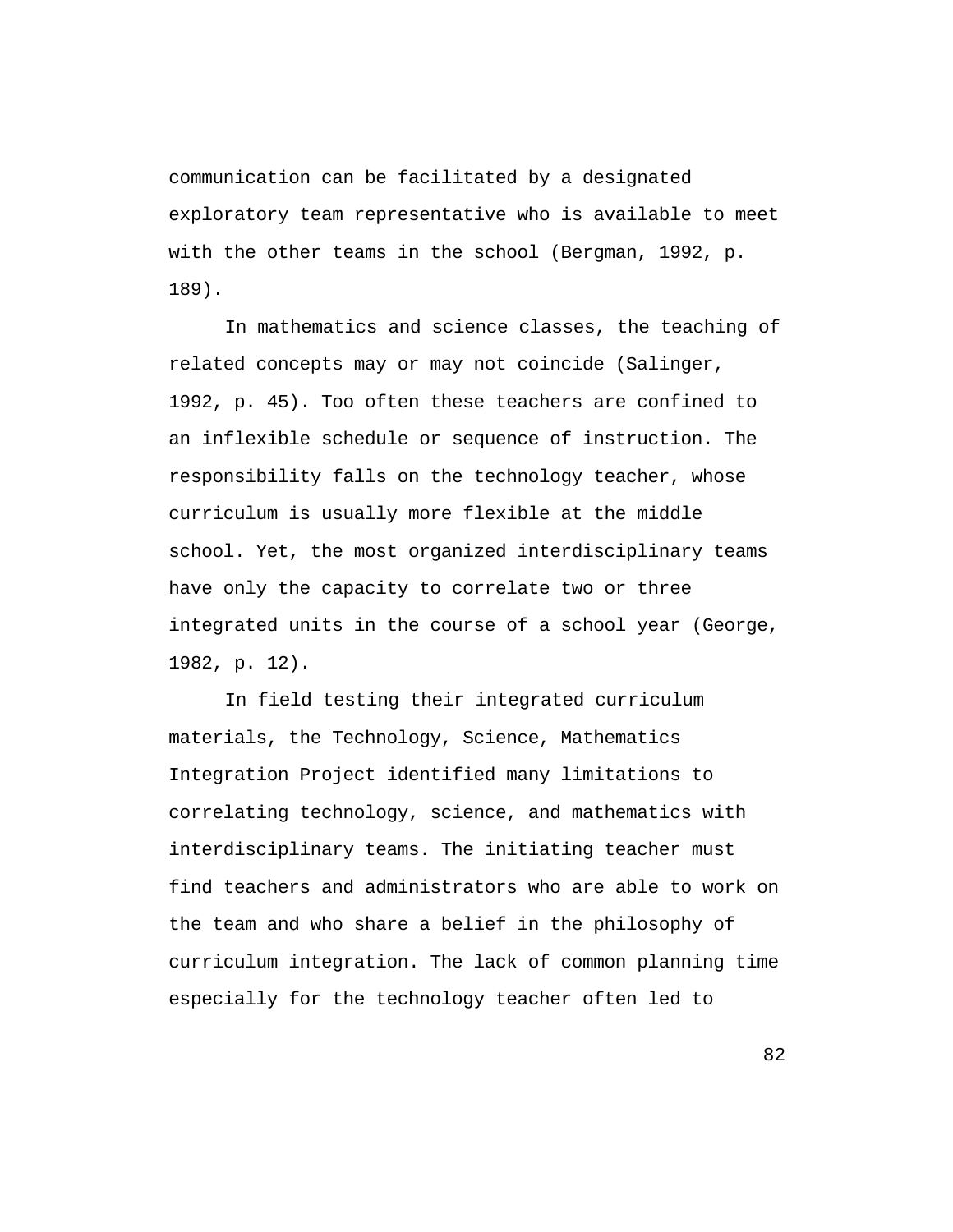communication can be facilitated by a designated exploratory team representative who is available to meet with the other teams in the school (Bergman, 1992, p. 189).

In mathematics and science classes, the teaching of related concepts may or may not coincide (Salinger, 1992, p. 45). Too often these teachers are confined to an inflexible schedule or sequence of instruction. The responsibility falls on the technology teacher, whose curriculum is usually more flexible at the middle school. Yet, the most organized interdisciplinary teams have only the capacity to correlate two or three integrated units in the course of a school year (George, 1982, p. 12).

In field testing their integrated curriculum materials, the Technology, Science, Mathematics Integration Project identified many limitations to correlating technology, science, and mathematics with interdisciplinary teams. The initiating teacher must find teachers and administrators who are able to work on the team and who share a belief in the philosophy of curriculum integration. The lack of common planning time especially for the technology teacher often led to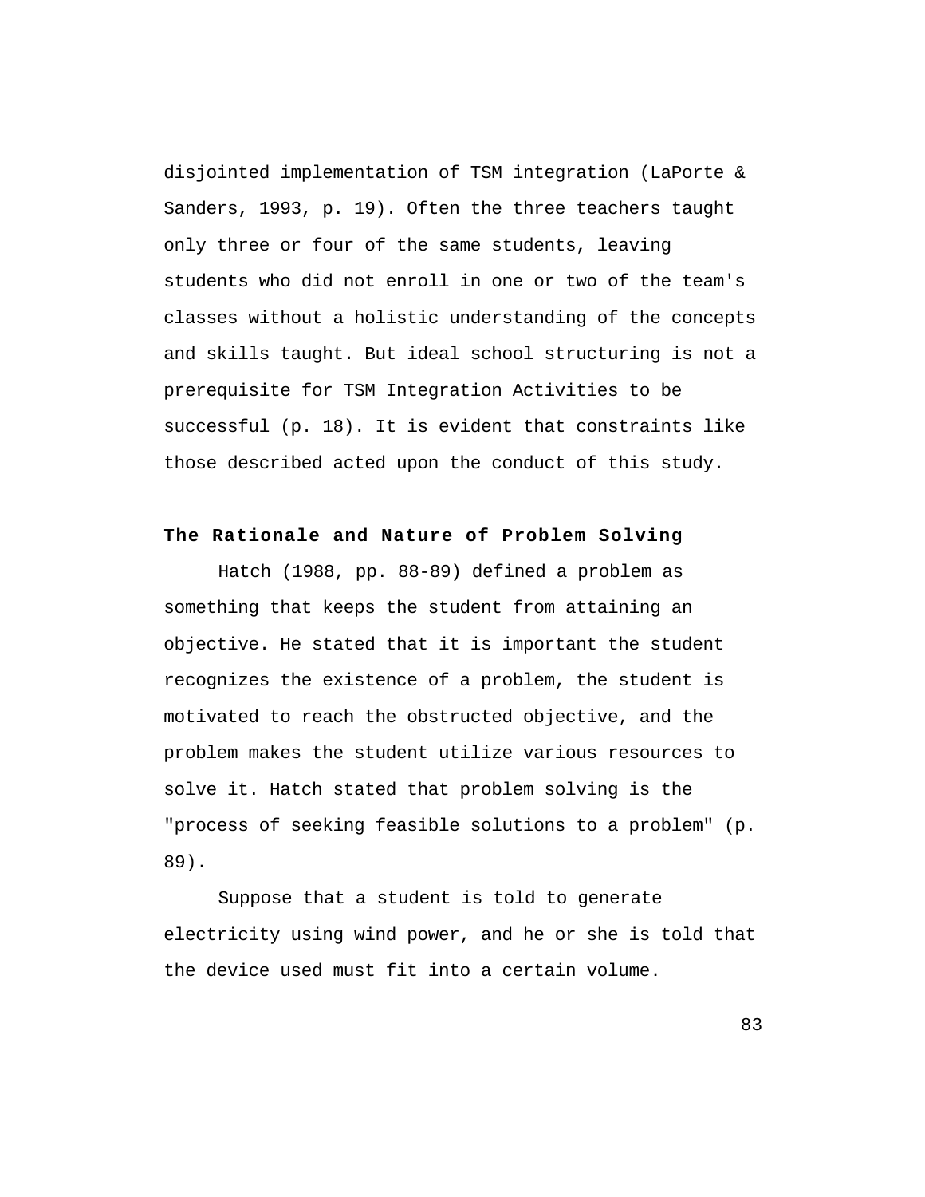disjointed implementation of TSM integration (LaPorte & Sanders, 1993, p. 19). Often the three teachers taught only three or four of the same students, leaving students who did not enroll in one or two of the team's classes without a holistic understanding of the concepts and skills taught. But ideal school structuring is not a prerequisite for TSM Integration Activities to be successful (p. 18). It is evident that constraints like those described acted upon the conduct of this study.

### The Rationale and Nature of Problem Solving

Hatch (1988, pp. 88-89) defined a problem as something that keeps the student from attaining an objective. He stated that it is important the student recognizes the existence of a problem, the student is motivated to reach the obstructed objective, and the problem makes the student utilize various resources to solve it. Hatch stated that problem solving is the "process of seeking feasible solutions to a problem" (p. 89).

Suppose that a student is told to generate electricity using wind power, and he or she is told that the device used must fit into a certain volume.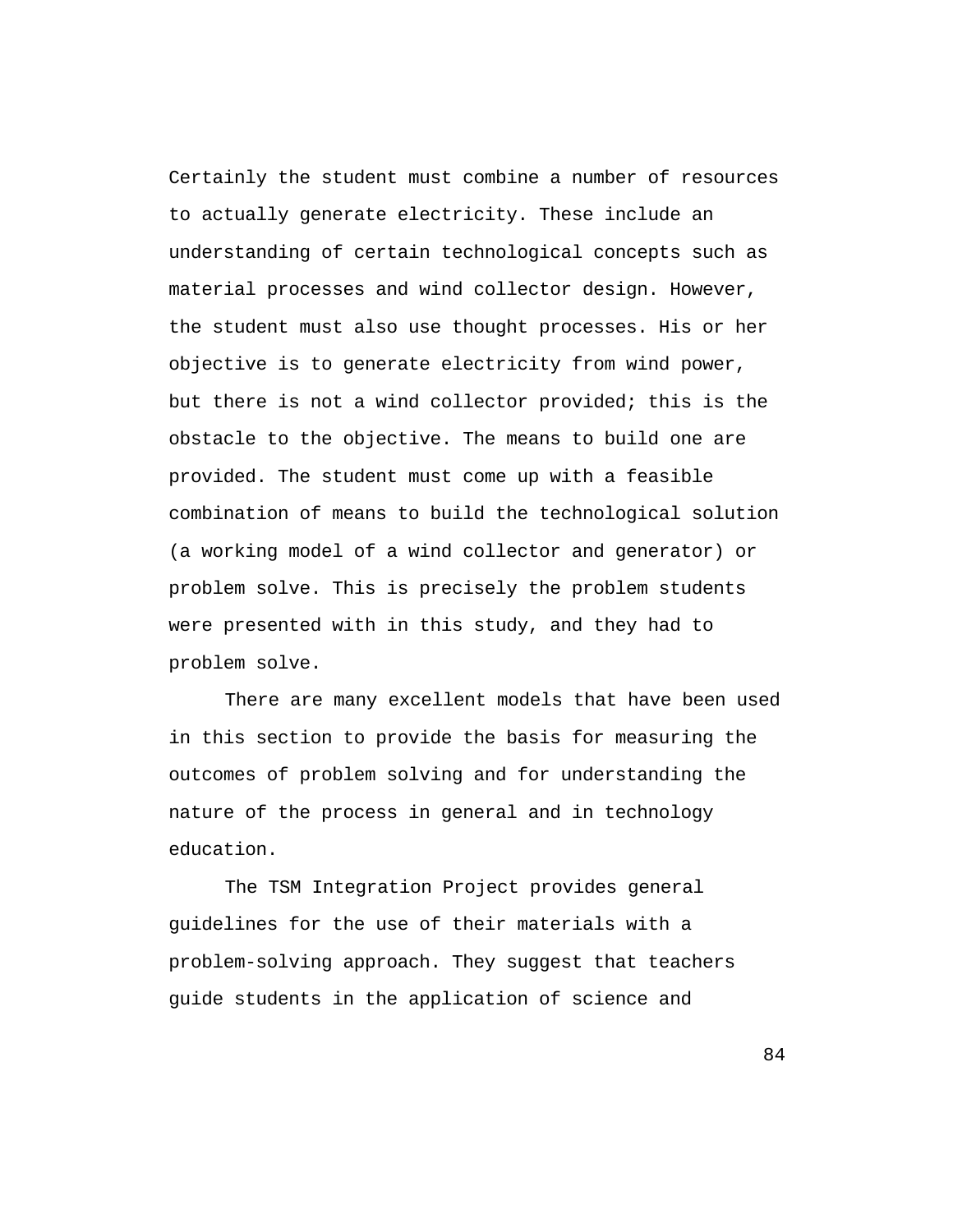Certainly the student must combine a number of resources to actually generate electricity. These include an understanding of certain technological concepts such as material processes and wind collector design. However, the student must also use thought processes. His or her objective is to generate electricity from wind power, but there is not a wind collector provided; this is the obstacle to the objective. The means to build one are provided. The student must come up with a feasible combination of means to build the technological solution (a working model of a wind collector and generator) or problem solve. This is precisely the problem students were presented with in this study, and they had to problem solve.

There are many excellent models that have been used in this section to provide the basis for measuring the outcomes of problem solving and for understanding the nature of the process in general and in technology education.

The TSM Integration Project provides general guidelines for the use of their materials with a problem-solving approach. They suggest that teachers guide students in the application of science and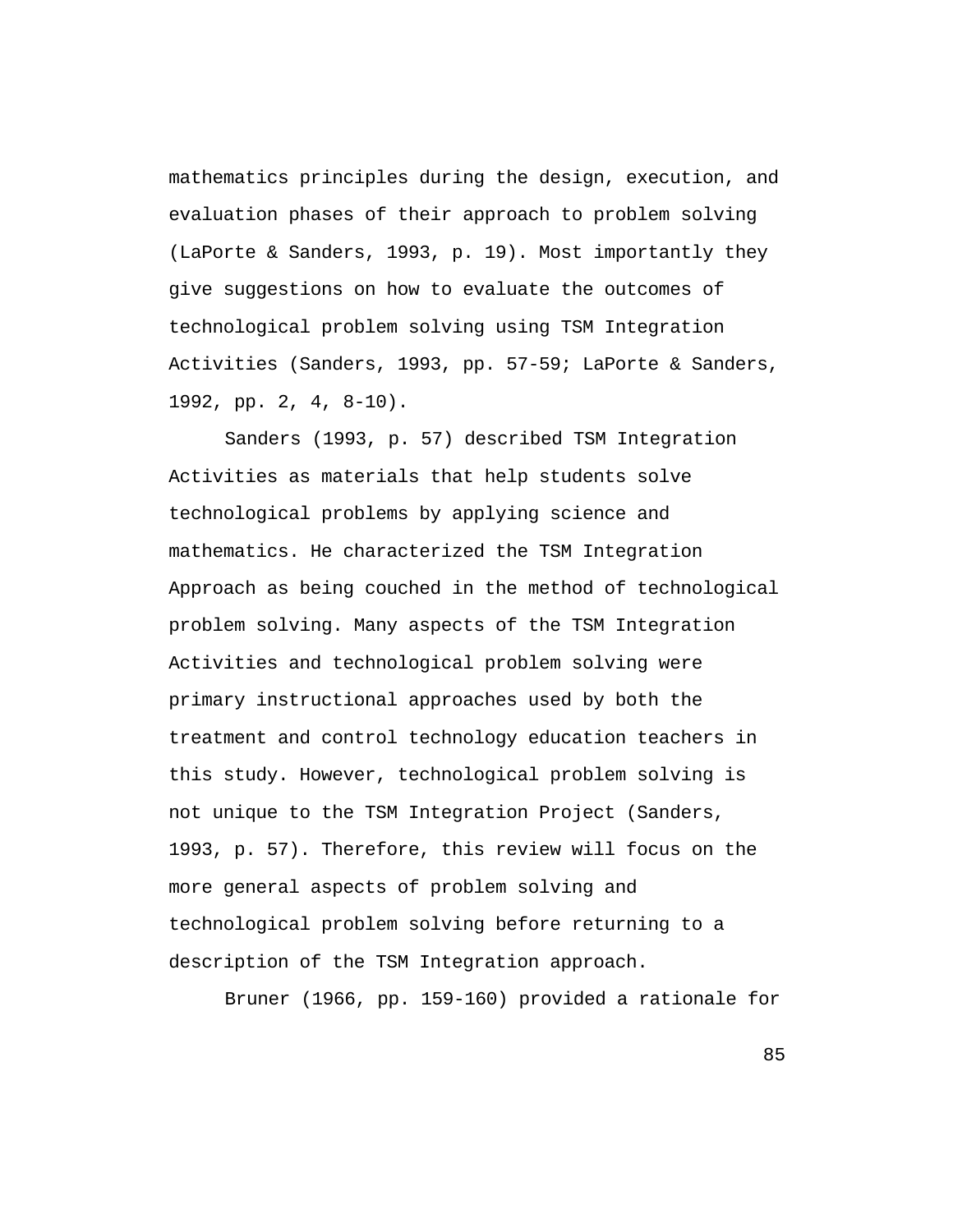mathematics principles during the design, execution, and evaluation phases of their approach to problem solving (LaPorte & Sanders, 1993, p. 19). Most importantly they give suggestions on how to evaluate the outcomes of technological problem solving using TSM Integration Activities (Sanders, 1993, pp. 57-59; LaPorte & Sanders, 1992, pp. 2, 4, 8-10).

Sanders (1993, p. 57) described TSM Integration Activities as materials that help students solve technological problems by applying science and mathematics. He characterized the TSM Integration Approach as being couched in the method of technological problem solving. Many aspects of the TSM Integration Activities and technological problem solving were primary instructional approaches used by both the treatment and control technology education teachers in this study. However, technological problem solving is not unique to the TSM Integration Project (Sanders, 1993, p. 57). Therefore, this review will focus on the more general aspects of problem solving and technological problem solving before returning to a description of the TSM Integration approach.

Bruner (1966, pp. 159-160) provided a rationale for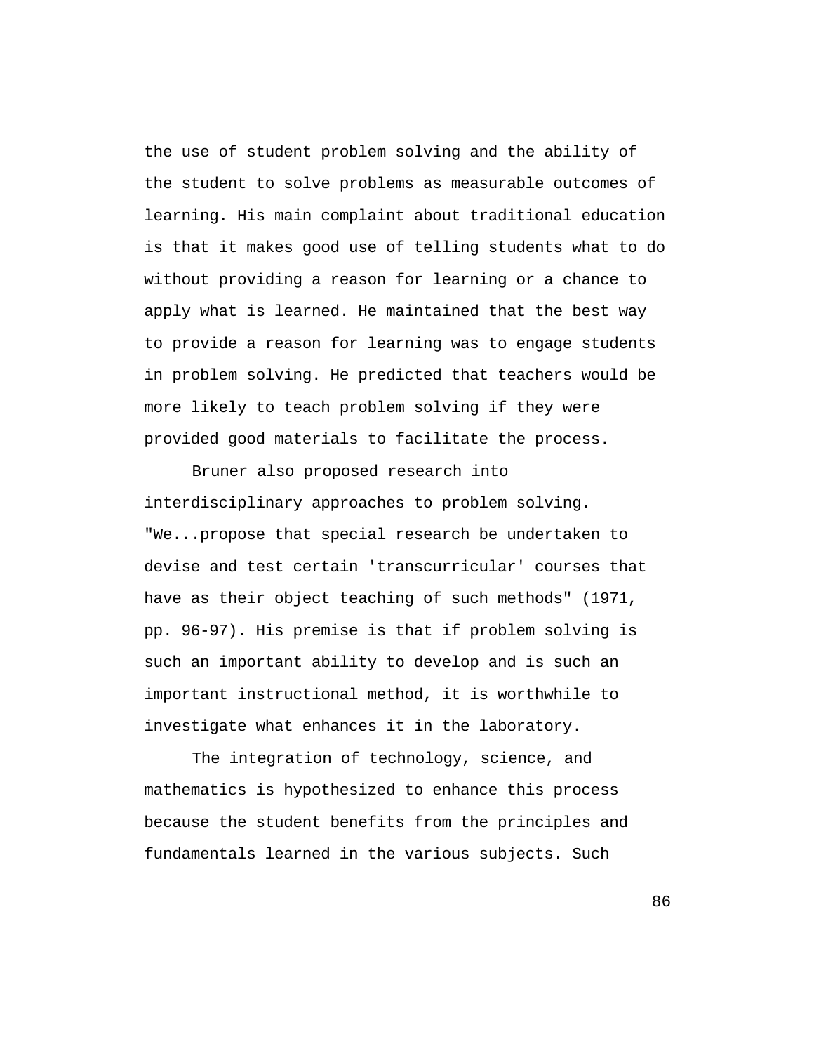the use of student problem solving and the ability of the student to solve problems as measurable outcomes of learning. His main complaint about traditional education is that it makes good use of telling students what to do without providing a reason for learning or a chance to apply what is learned. He maintained that the best way to provide a reason for learning was to engage students in problem solving. He predicted that teachers would be more likely to teach problem solving if they were provided good materials to facilitate the process.

Bruner also proposed research into interdisciplinary approaches to problem solving. "We...propose that special research be undertaken to devise and test certain 'transcurricular' courses that have as their object teaching of such methods" (1971, pp. 96-97). His premise is that if problem solving is such an important ability to develop and is such an important instructional method, it is worthwhile to investigate what enhances it in the laboratory.

The integration of technology, science, and mathematics is hypothesized to enhance this process because the student benefits from the principles and fundamentals learned in the various subjects. Such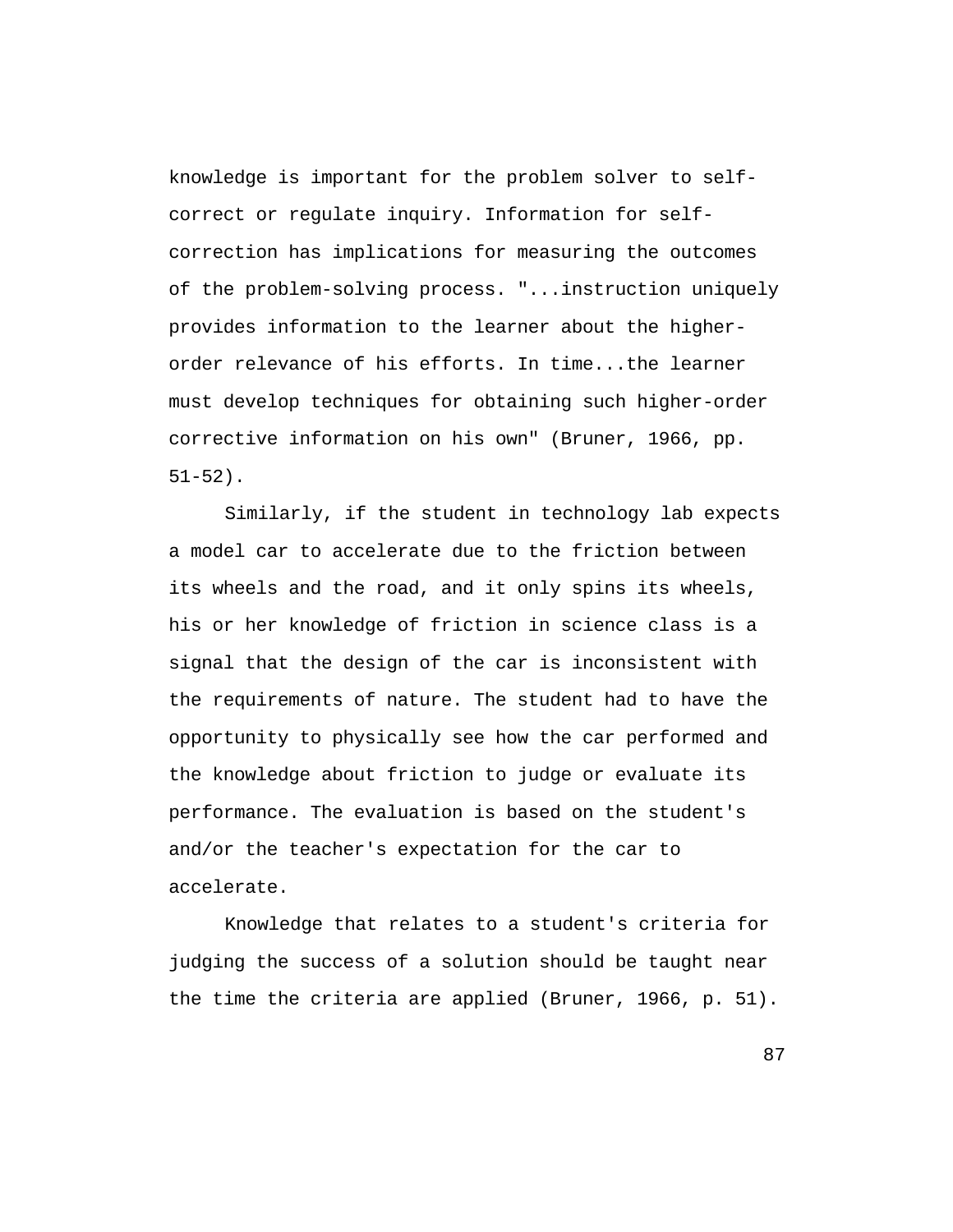knowledge is important for the problem solver to self-correct or regulate inquiry. Information for self-correction has implications for measuring the outcomes of the problem-solving process. "...instruction uniquely provides information to the learner about the higher-order relevance of his efforts. In time...the learner must develop techniques for obtaining such higher-order corrective information on his own" (Bruner, 1966, pp. 51-52).

Similarly, if the student in technology lab expects a model car to accelerate due to the friction between its wheels and the road, and it only spins its wheels, his or her knowledge of friction in science class is a signal that the design of the car is inconsistent with the requirements of nature. The student had to have the opportunity to physically see how the car performed and the knowledge about friction to judge or evaluate its performance. The evaluation is based on the student's and/or the teacher's expectation for the car to accelerate.

Knowledge that relates to a student's criteria for judging the success of a solution should be taught near the time the criteria are applied (Bruner, 1966, p. 51).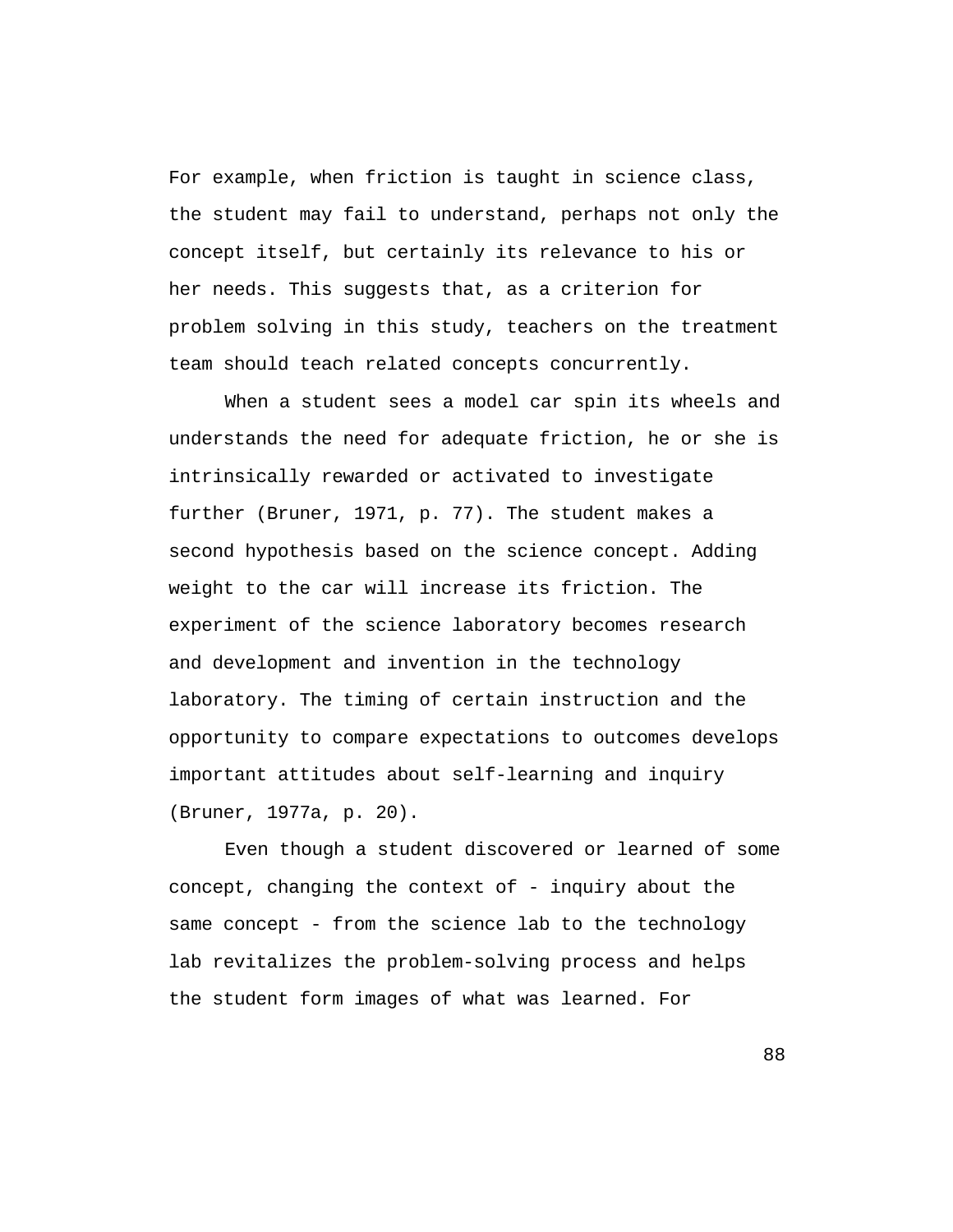For example, when friction is taught in science class, the student may fail to understand, perhaps not only the concept itself, but certainly its relevance to his or her needs. This suggests that, as a criterion for problem solving in this study, teachers on the treatment team should teach related concepts concurrently.

When a student sees a model car spin its wheels and understands the need for adequate friction, he or she is intrinsically rewarded or activated to investigate further (Bruner, 1971, p. 77). The student makes a second hypothesis based on the science concept. Adding weight to the car will increase its friction. The experiment of the science laboratory becomes research and development and invention in the technology laboratory. The timing of certain instruction and the opportunity to compare expectations to outcomes develops important attitudes about self-learning and inquiry (Bruner, 1977a, p. 20).

Even though a student discovered or learned of some concept, changing the context of - inquiry about the same concept - from the science lab to the technology lab revitalizes the problem-solving process and helps the student form images of what was learned. For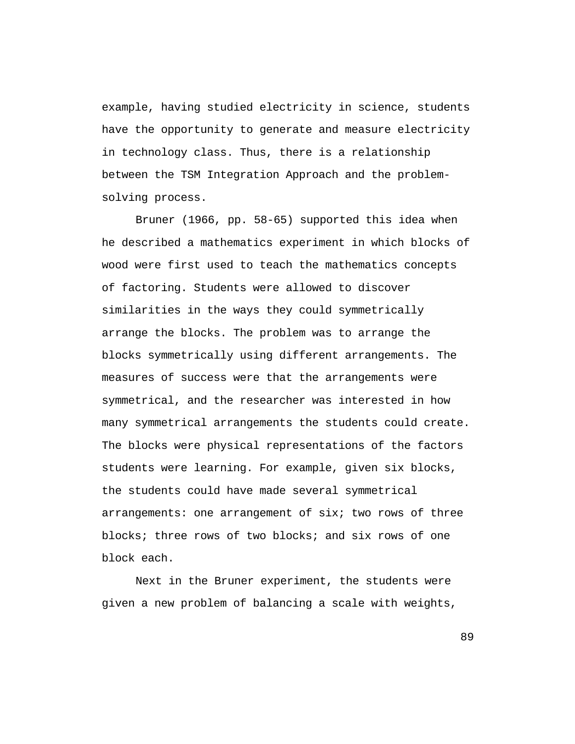example, having studied electricity in science, students have the opportunity to generate and measure electricity in technology class. Thus, there is a relationship between the TSM Integration Approach and the problem-solving process.

Bruner (1966, pp. 58-65) supported this idea when he described a mathematics experiment in which blocks of wood were first used to teach the mathematics concepts of factoring. Students were allowed to discover similarities in the ways they could symmetrically arrange the blocks. The problem was to arrange the blocks symmetrically using different arrangements. The measures of success were that the arrangements were symmetrical, and the researcher was interested in how many symmetrical arrangements the students could create. The blocks were physical representations of the factors students were learning. For example, given six blocks, the students could have made several symmetrical arrangements: one arrangement of six; two rows of three blocks; three rows of two blocks; and six rows of one block each.

Next in the Bruner experiment, the students were given a new problem of balancing a scale with weights,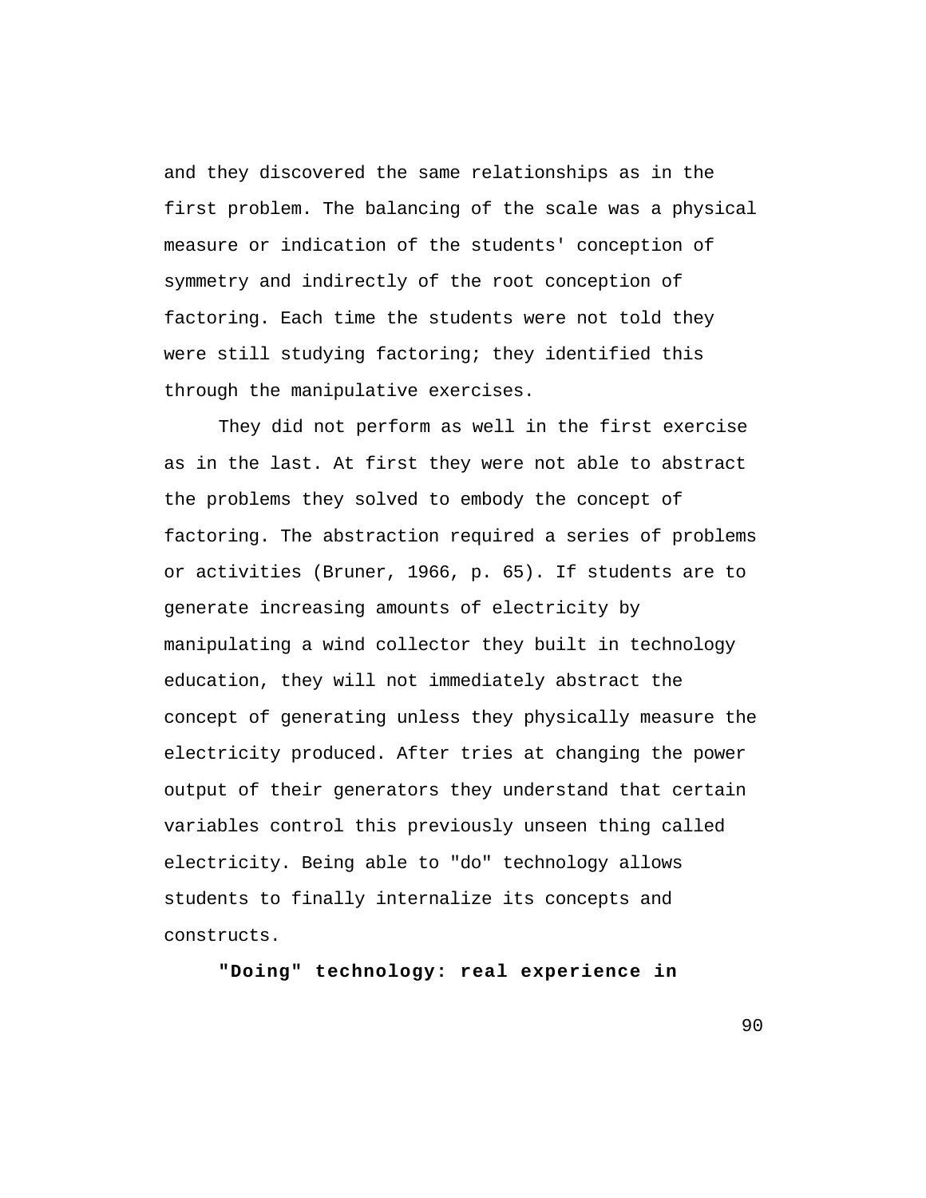and they discovered the same relationships as in the first problem. The balancing of the scale was a physical measure or indication of the students' conception of symmetry and indirectly of the root conception of factoring. Each time the students were not told they were still studying factoring; they identified this through the manipulative exercises.

They did not perform as well in the first exercise as in the last. At first they were not able to abstract the problems they solved to embody the concept of factoring. The abstraction required a series of problems or activities (Bruner, 1966, p. 65). If students are to generate increasing amounts of electricity by manipulating a wind collector they built in technology education, they will not immediately abstract the concept of generating unless they physically measure the electricity produced. After tries at changing the power output of their generators they understand that certain variables control this previously unseen thing called electricity. Being able to "do" technology allows students to finally internalize its concepts and constructs.

**"Doing" technology: real experience in**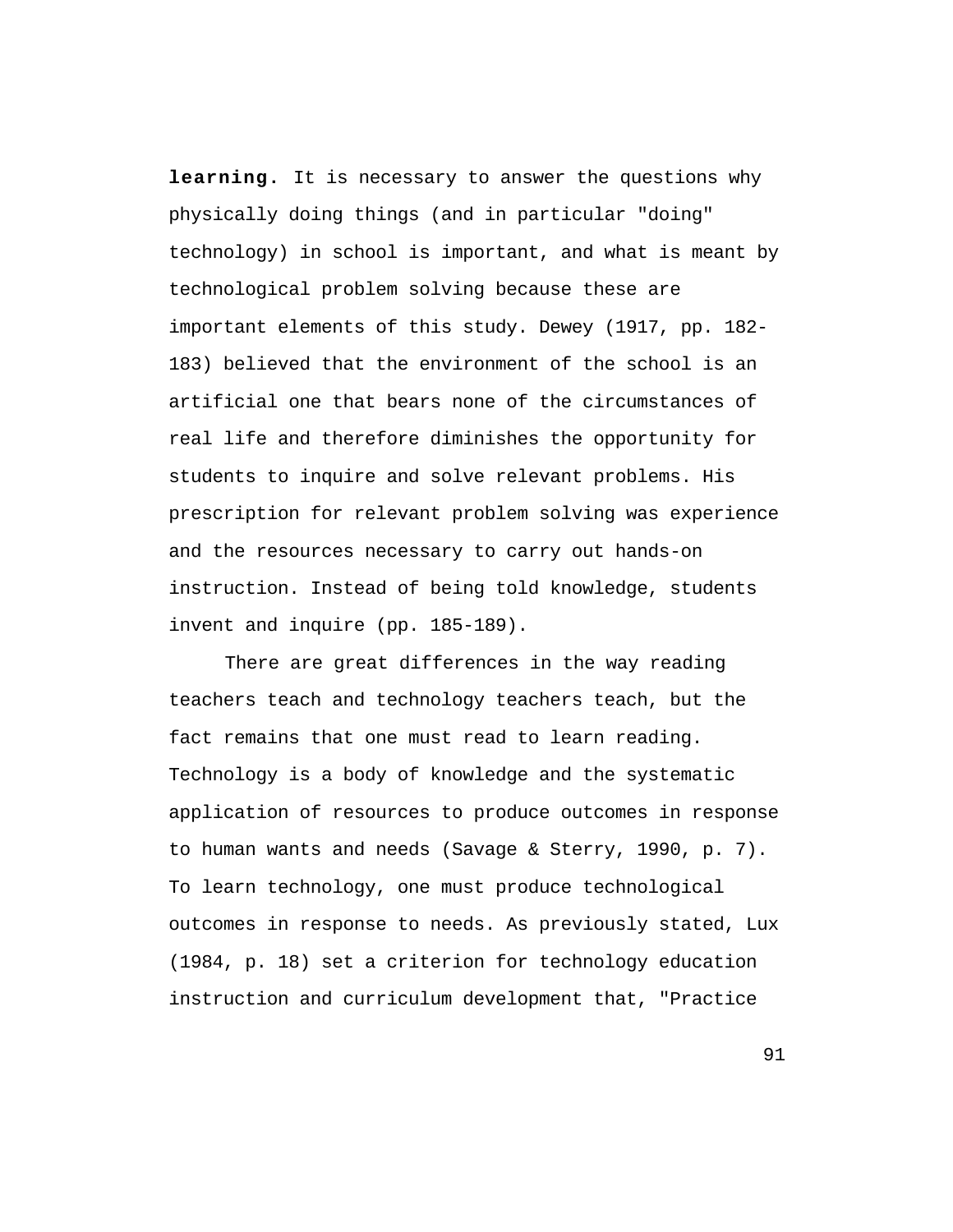**learning.** It is necessary to answer the questions why physically doing things (and in particular "doing" technology) in school is important, and what is meant by technological problem solving because these are important elements of this study. Dewey (1917, pp. 182-183) believed that the environment of the school is an artificial one that bears none of the circumstances of real life and therefore diminishes the opportunity for students to inquire and solve relevant problems. His prescription for relevant problem solving was experience and the resources necessary to carry out hands-on instruction. Instead of being told knowledge, students invent and inquire (pp. 185-189).

There are great differences in the way reading teachers teach and technology teachers teach, but the fact remains that one must read to learn reading. Technology is a body of knowledge and the systematic application of resources to produce outcomes in response to human wants and needs (Savage & Sterry, 1990, p. 7). To learn technology, one must produce technological outcomes in response to needs. As previously stated, Lux (1984, p. 18) set a criterion for technology education instruction and curriculum development that, "Practice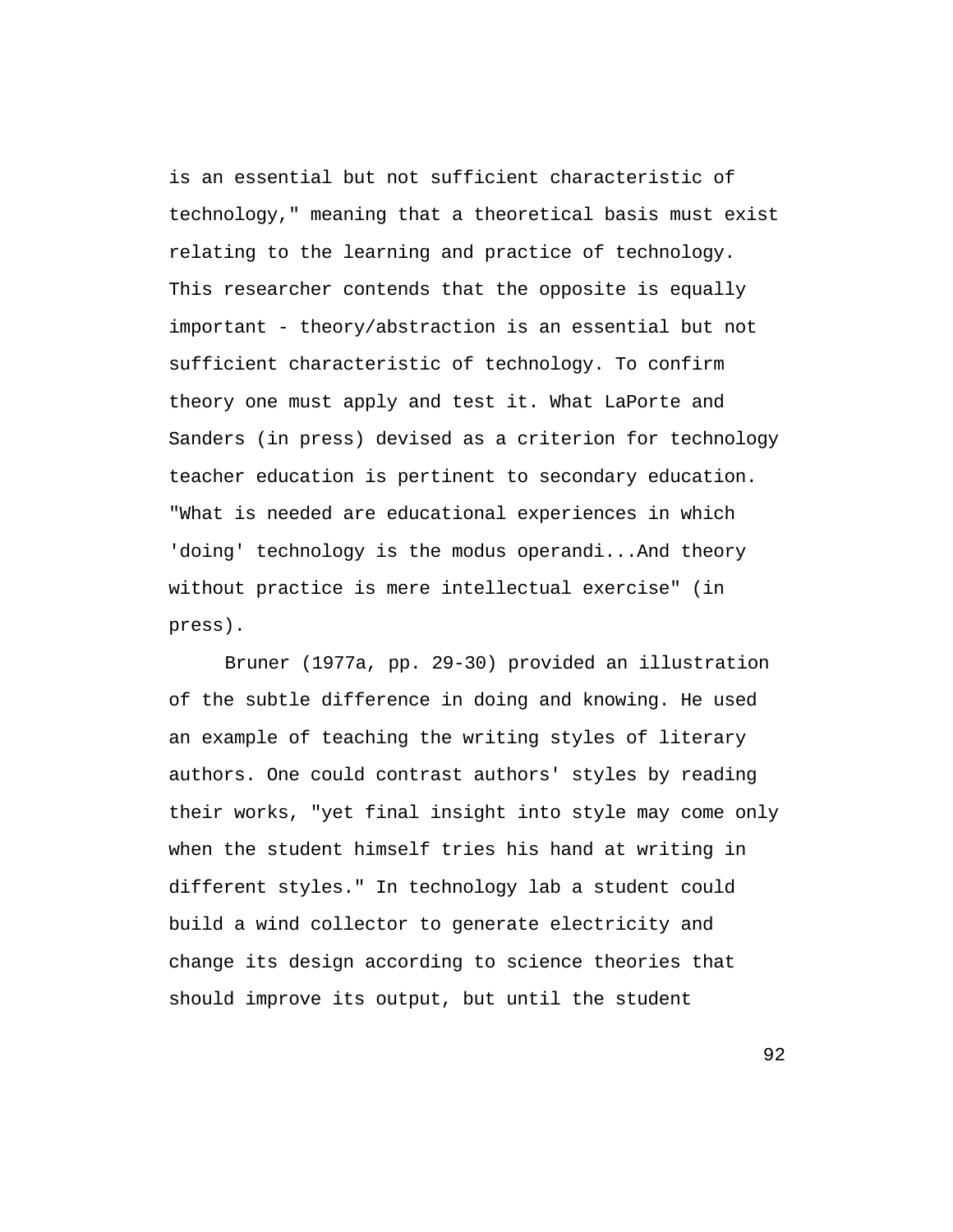is an essential but not sufficient characteristic of technology," meaning that a theoretical basis must exist relating to the learning and practice of technology. This researcher contends that the opposite is equally important - theory/abstraction is an essential but not sufficient characteristic of technology. To confirm theory one must apply and test it. What LaPorte and Sanders (in press) devised as a criterion for technology teacher education is pertinent to secondary education. "What is needed are educational experiences in which 'doing' technology is the modus operandi...And theory without practice is mere intellectual exercise" (in press).

Bruner (1977a, pp. 29-30) provided an illustration of the subtle difference in doing and knowing. He used an example of teaching the writing styles of literary authors. One could contrast authors' styles by reading their works, "yet final insight into style may come only when the student himself tries his hand at writing in different styles." In technology lab a student could build a wind collector to generate electricity and change its design according to science theories that should improve its output, but until the student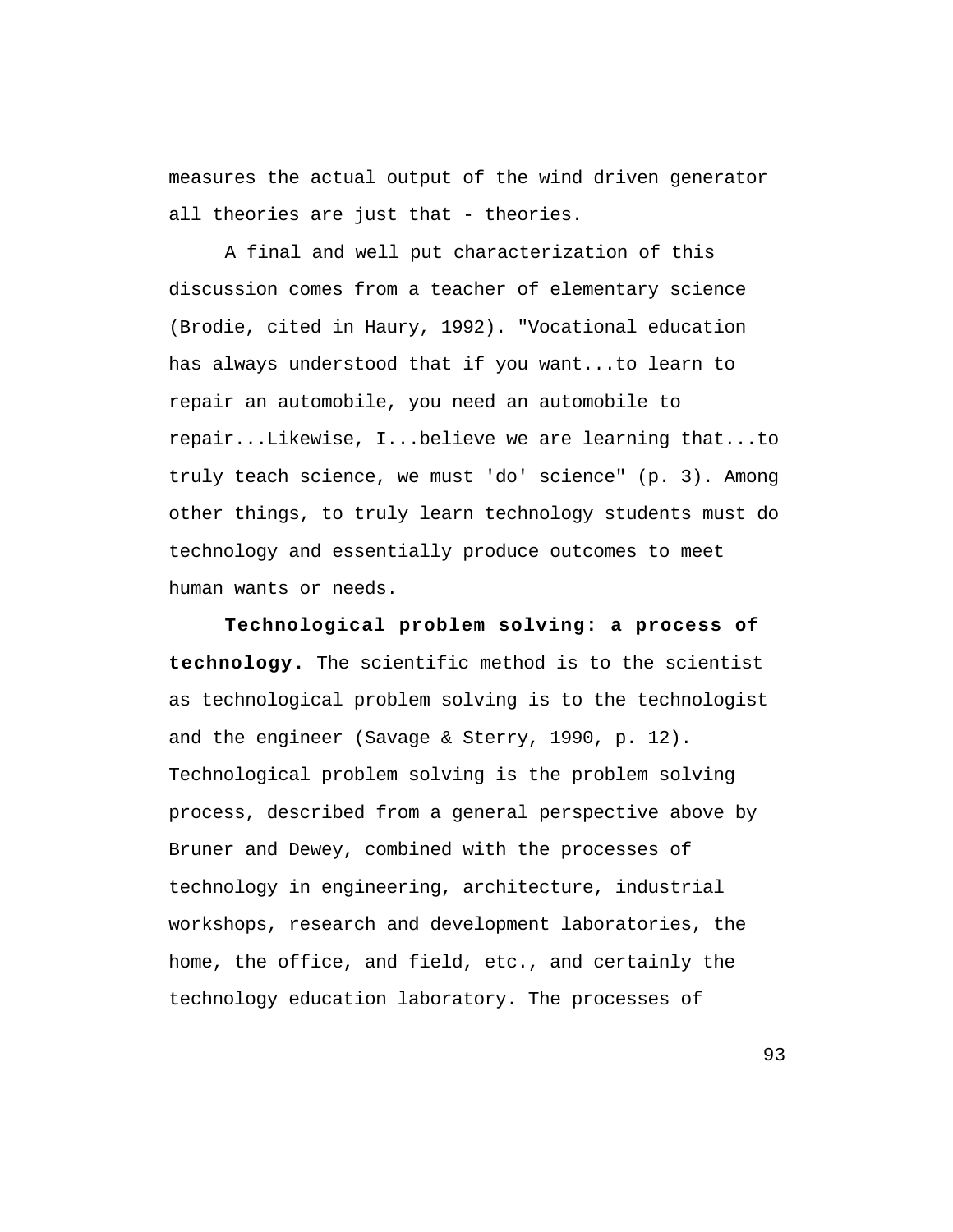measures the actual output of the wind driven generator all theories are just that - theories.

A final and well put characterization of this discussion comes from a teacher of elementary science (Brodie, cited in Haury, 1992). "Vocational education has always understood that if you want...to learn to repair an automobile, you need an automobile to repair...Likewise, I...believe we are learning that...to truly teach science, we must 'do' science" (p. 3). Among other things, to truly learn technology students must do technology and essentially produce outcomes to meet human wants or needs.

**Technological problem solving: a process of technology.** The scientific method is to the scientist as technological problem solving is to the technologist and the engineer (Savage & Sterry, 1990, p. 12). Technological problem solving is the problem solving process, described from a general perspective above by Bruner and Dewey, combined with the processes of technology in engineering, architecture, industrial workshops, research and development laboratories, the home, the office, and field, etc., and certainly the technology education laboratory. The processes of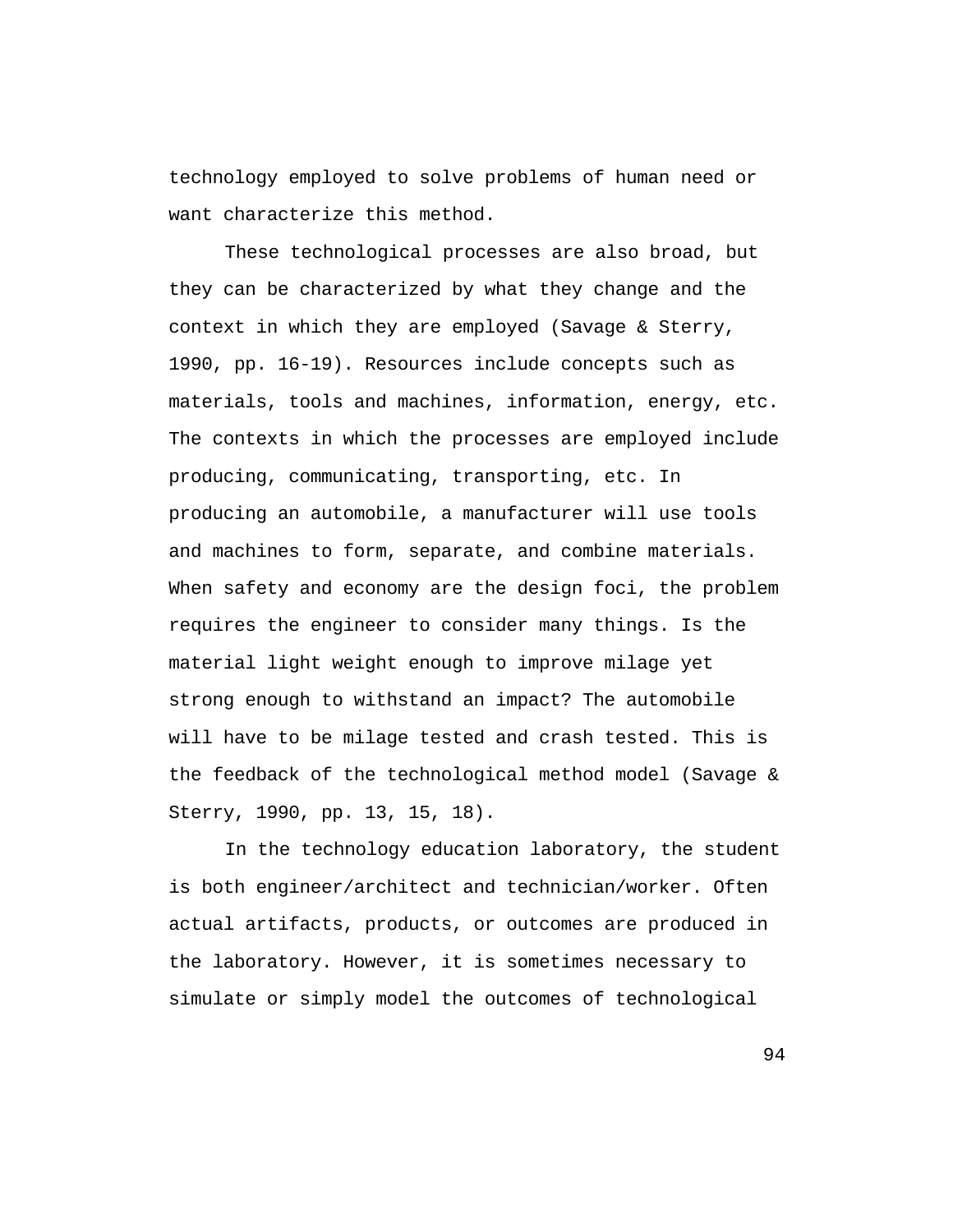technology employed to solve problems of human need or want characterize this method.

These technological processes are also broad, but they can be characterized by what they change and the context in which they are employed (Savage & Sterry, 1990, pp. 16-19). Resources include concepts such as materials, tools and machines, information, energy, etc. The contexts in which the processes are employed include producing, communicating, transporting, etc. In producing an automobile, a manufacturer will use tools and machines to form, separate, and combine materials. When safety and economy are the design foci, the problem requires the engineer to consider many things. Is the material light weight enough to improve milage yet strong enough to withstand an impact? The automobile will have to be milage tested and crash tested. This is the feedback of the technological method model (Savage & Sterry, 1990, pp. 13, 15, 18).

In the technology education laboratory, the student is both engineer/architect and technician/worker. Often actual artifacts, products, or outcomes are produced in the laboratory. However, it is sometimes necessary to simulate or simply model the outcomes of technological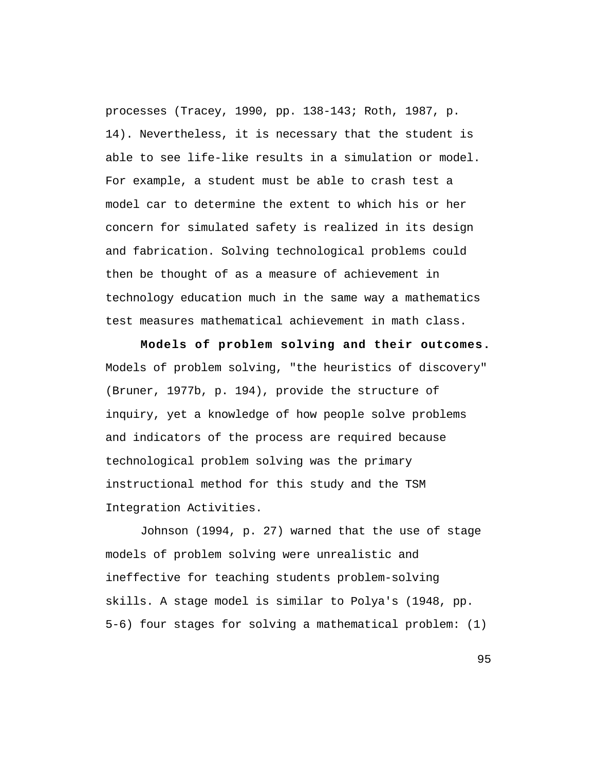processes (Tracey, 1990, pp. 138-143; Roth, 1987, p. 14). Nevertheless, it is necessary that the student is able to see life-like results in a simulation or model. For example, a student must be able to crash test a model car to determine the extent to which his or her concern for simulated safety is realized in its design and fabrication. Solving technological problems could then be thought of as a measure of achievement in technology education much in the same way a mathematics test measures mathematical achievement in math class.

**Models of problem solving and their outcomes.** Models of problem solving, "the heuristics of discovery" (Bruner, 1977b, p. 194), provide the structure of inquiry, yet a knowledge of how people solve problems and indicators of the process are required because technological problem solving was the primary instructional method for this study and the TSM Integration Activities.

Johnson (1994, p. 27) warned that the use of stage models of problem solving were unrealistic and ineffective for teaching students problem-solving skills. A stage model is similar to Polya's (1948, pp. 5-6) four stages for solving a mathematical problem: (1)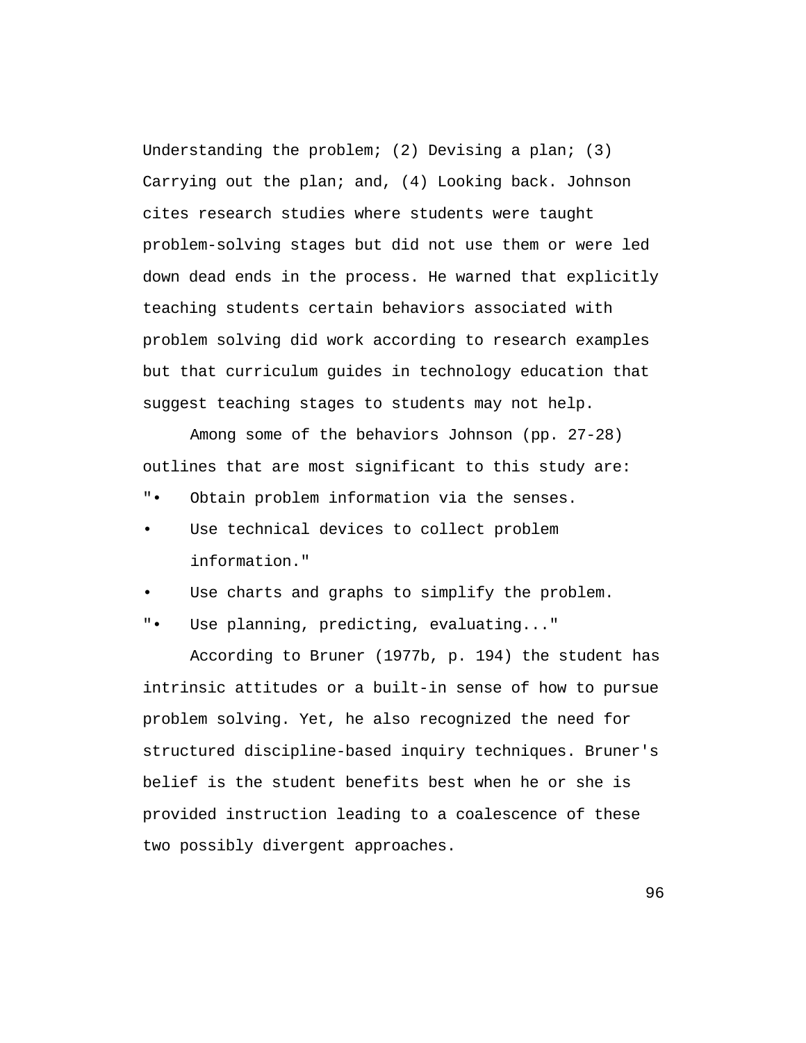Understanding the problem; (2) Devising a plan; (3) Carrying out the plan; and, (4) Looking back. Johnson cites research studies where students were taught problem-solving stages but did not use them or were led down dead ends in the process. He warned that explicitly teaching students certain behaviors associated with problem solving did work according to research examples but that curriculum guides in technology education that suggest teaching stages to students may not help.

Among some of the behaviors Johnson (pp. 27-28) outlines that are most significant to this study are:

"• Obtain problem information via the senses.

• Use technical devices to collect problem information."

• Use charts and graphs to simplify the problem.

"• Use planning, predicting, evaluating..."

According to Bruner (1977b, p. 194) the student has intrinsic attitudes or a built-in sense of how to pursue problem solving. Yet, he also recognized the need for structured discipline-based inquiry techniques. Bruner's belief is the student benefits best when he or she is provided instruction leading to a coalescence of these two possibly divergent approaches.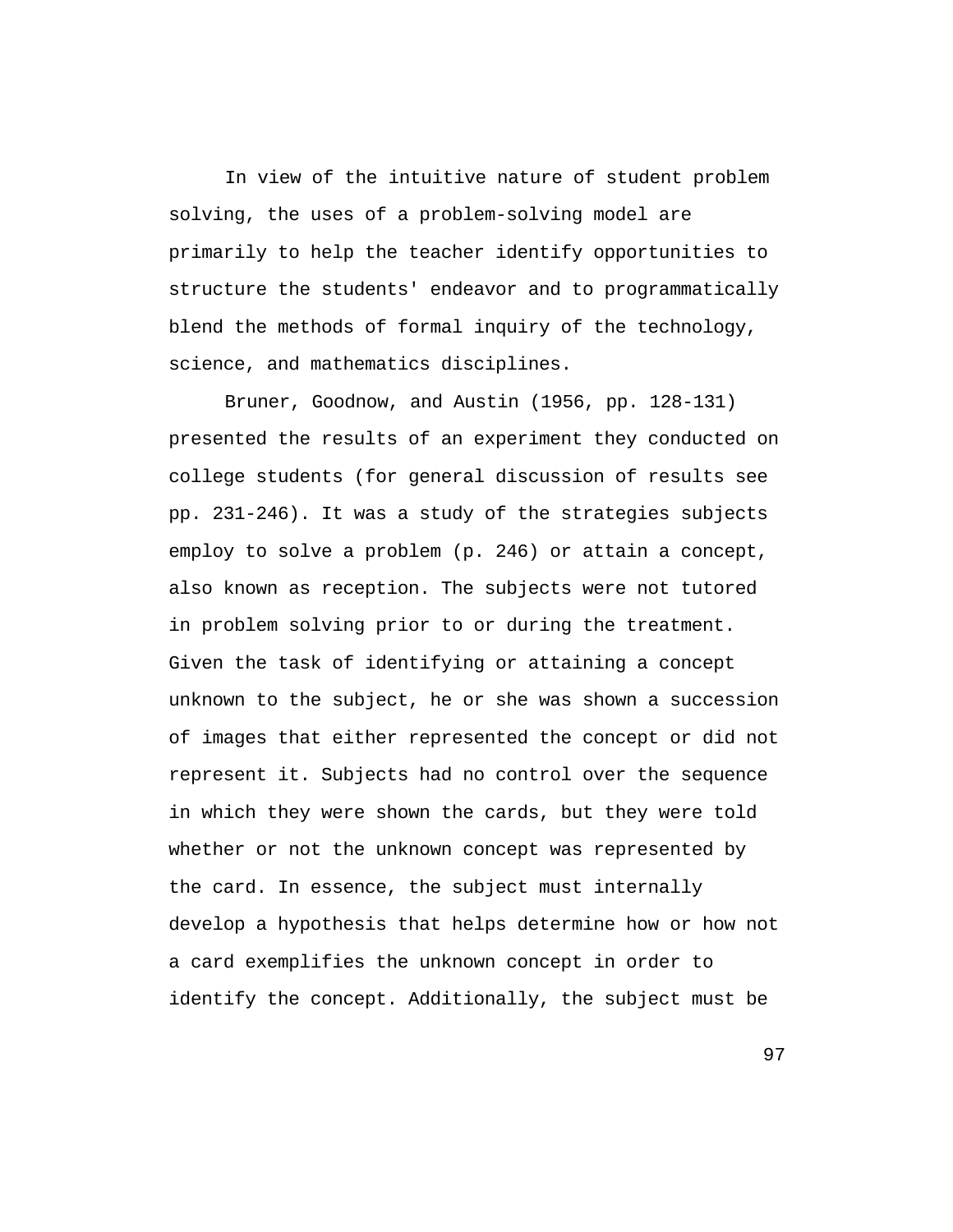In view of the intuitive nature of student problem solving, the uses of a problem-solving model are primarily to help the teacher identify opportunities to structure the students' endeavor and to programmatically blend the methods of formal inquiry of the technology, science, and mathematics disciplines.

Bruner, Goodnow, and Austin (1956, pp. 128-131) presented the results of an experiment they conducted on college students (for general discussion of results see pp. 231-246). It was a study of the strategies subjects employ to solve a problem (p. 246) or attain a concept, also known as reception. The subjects were not tutored in problem solving prior to or during the treatment. Given the task of identifying or attaining a concept unknown to the subject, he or she was shown a succession of images that either represented the concept or did not represent it. Subjects had no control over the sequence in which they were shown the cards, but they were told whether or not the unknown concept was represented by the card. In essence, the subject must internally develop a hypothesis that helps determine how or how not a card exemplifies the unknown concept in order to identify the concept. Additionally, the subject must be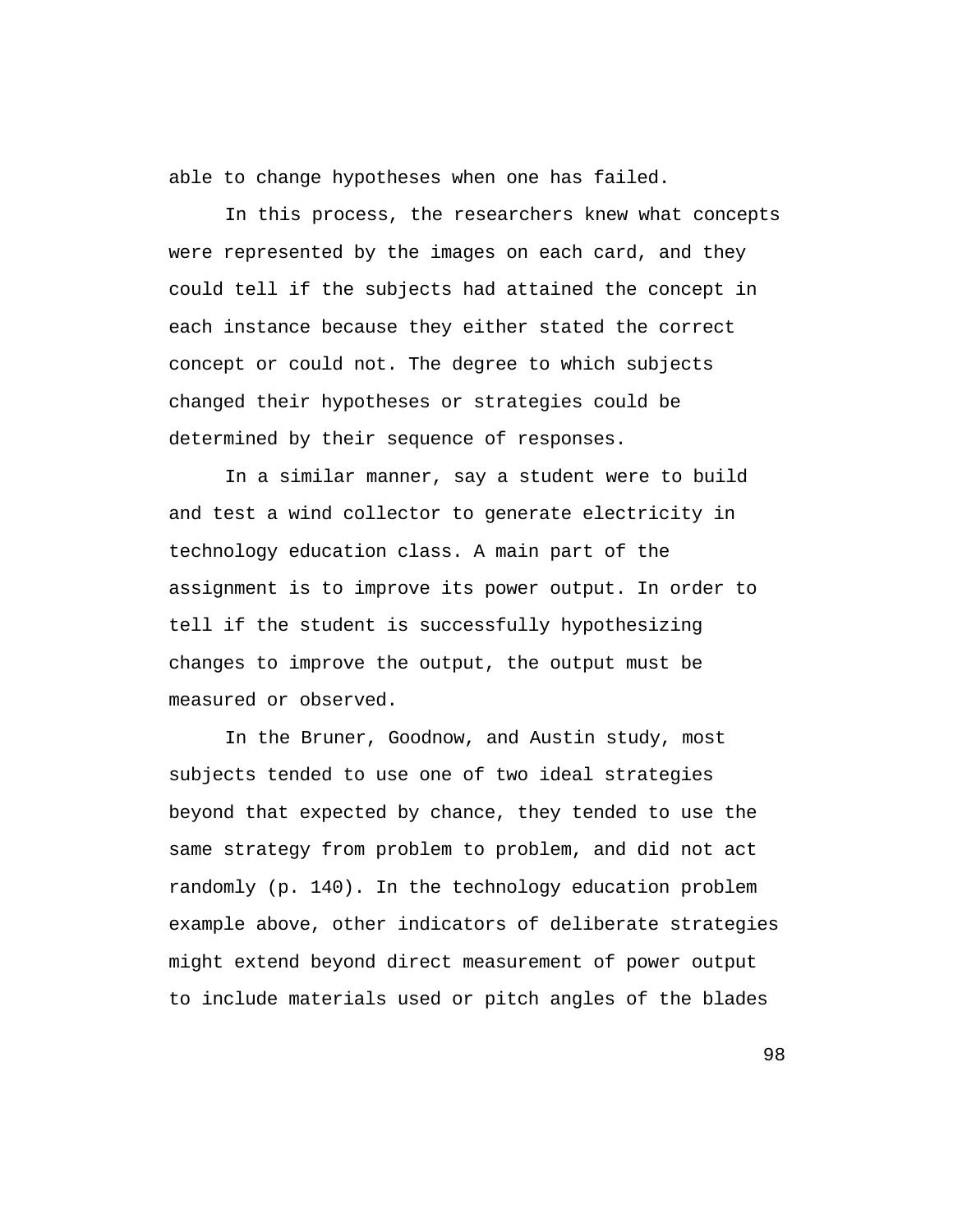able to change hypotheses when one has failed.

In this process, the researchers knew what concepts were represented by the images on each card, and they could tell if the subjects had attained the concept in each instance because they either stated the correct concept or could not. The degree to which subjects changed their hypotheses or strategies could be determined by their sequence of responses.

In a similar manner, say a student were to build and test a wind collector to generate electricity in technology education class. A main part of the assignment is to improve its power output. In order to tell if the student is successfully hypothesizing changes to improve the output, the output must be measured or observed.

In the Bruner, Goodnow, and Austin study, most subjects tended to use one of two ideal strategies beyond that expected by chance, they tended to use the same strategy from problem to problem, and did not act randomly (p. 140). In the technology education problem example above, other indicators of deliberate strategies might extend beyond direct measurement of power output to include materials used or pitch angles of the blades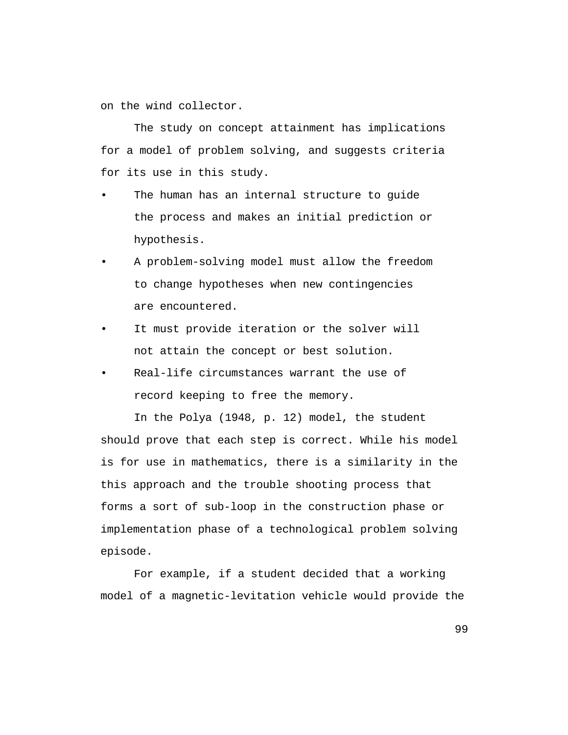on the wind collector.

The study on concept attainment has implications for a model of problem solving, and suggests criteria for its use in this study.

- The human has an internal structure to guide the process and makes an initial prediction or hypothesis.
- A problem-solving model must allow the freedom to change hypotheses when new contingencies are encountered.
- It must provide iteration or the solver will not attain the concept or best solution.
- Real-life circumstances warrant the use of record keeping to free the memory.

In the Polya (1948, p. 12) model, the student should prove that each step is correct. While his model is for use in mathematics, there is a similarity in the this approach and the trouble shooting process that forms a sort of sub-loop in the construction phase or implementation phase of a technological problem solving episode.

For example, if a student decided that a working model of a magnetic-levitation vehicle would provide the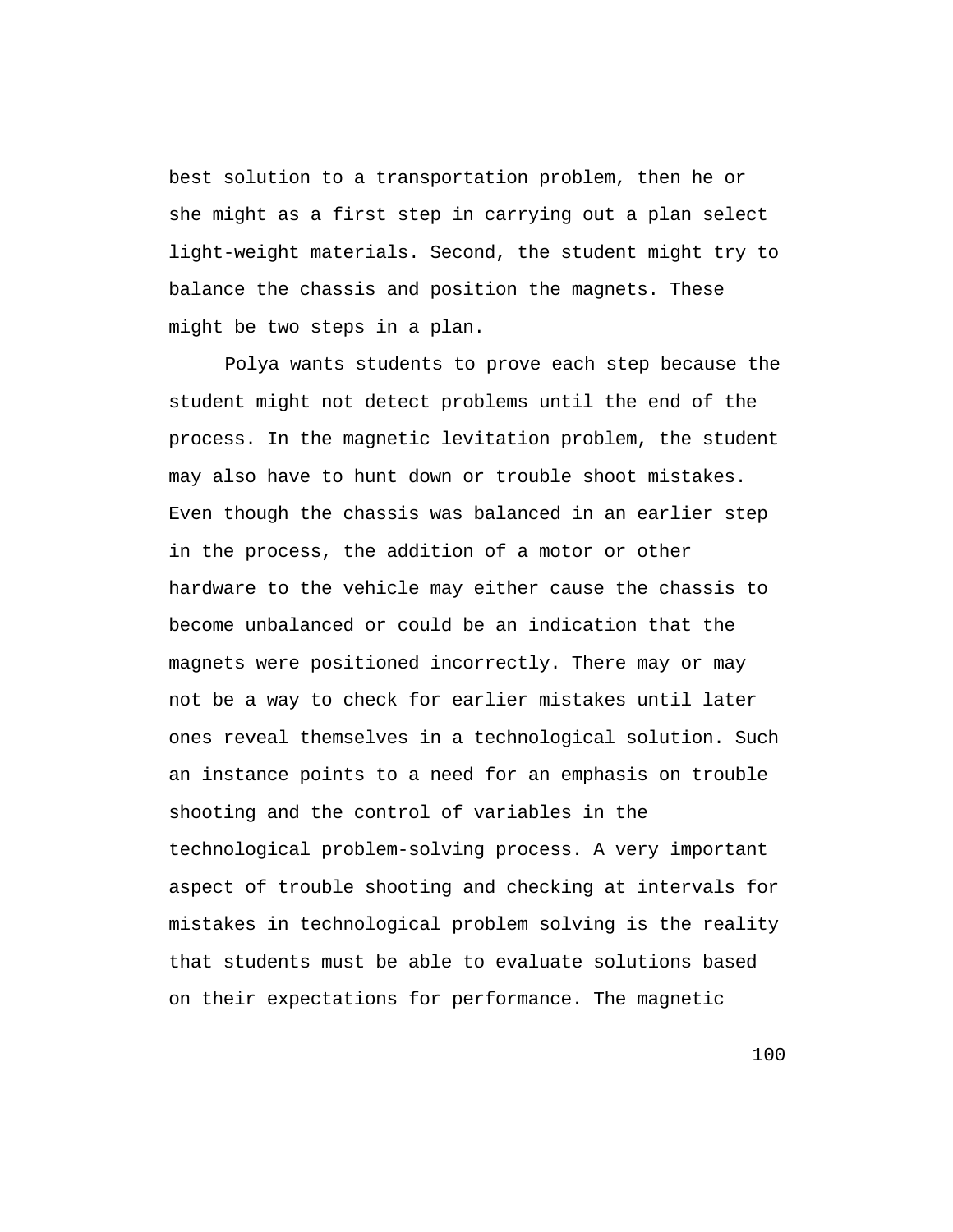best solution to a transportation problem, then he or she might as a first step in carrying out a plan select light-weight materials. Second, the student might try to balance the chassis and position the magnets. These might be two steps in a plan.

Polya wants students to prove each step because the student might not detect problems until the end of the process. In the magnetic levitation problem, the student may also have to hunt down or trouble shoot mistakes. Even though the chassis was balanced in an earlier step in the process, the addition of a motor or other hardware to the vehicle may either cause the chassis to become unbalanced or could be an indication that the magnets were positioned incorrectly. There may or may not be a way to check for earlier mistakes until later ones reveal themselves in a technological solution. Such an instance points to a need for an emphasis on trouble shooting and the control of variables in the technological problem-solving process. A very important aspect of trouble shooting and checking at intervals for mistakes in technological problem solving is the reality that students must be able to evaluate solutions based on their expectations for performance. The magnetic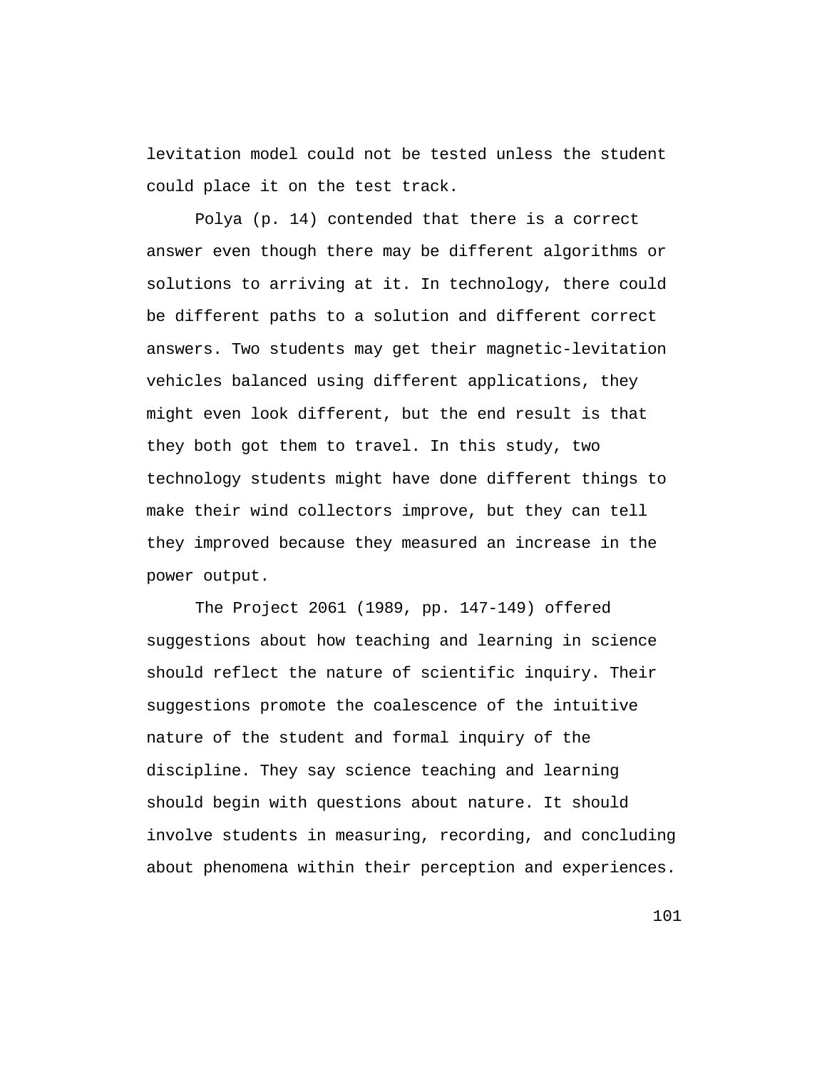levitation model could not be tested unless the student could place it on the test track.

Polya (p. 14) contended that there is a correct answer even though there may be different algorithms or solutions to arriving at it. In technology, there could be different paths to a solution and different correct answers. Two students may get their magnetic-levitation vehicles balanced using different applications, they might even look different, but the end result is that they both got them to travel. In this study, two technology students might have done different things to make their wind collectors improve, but they can tell they improved because they measured an increase in the power output.

The Project 2061 (1989, pp. 147-149) offered suggestions about how teaching and learning in science should reflect the nature of scientific inquiry. Their suggestions promote the coalescence of the intuitive nature of the student and formal inquiry of the discipline. They say science teaching and learning should begin with questions about nature. It should involve students in measuring, recording, and concluding about phenomena within their perception and experiences.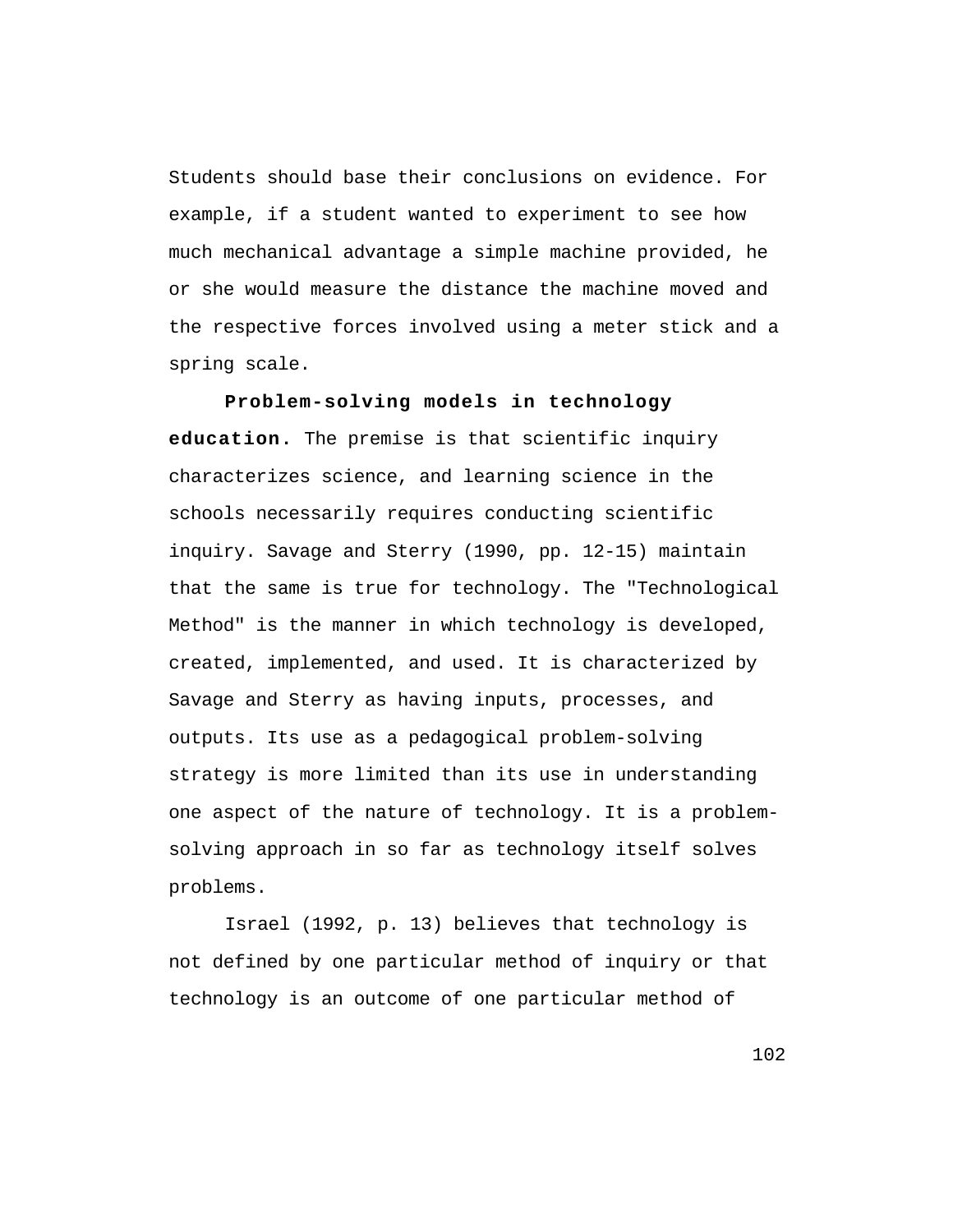Students should base their conclusions on evidence. For example, if a student wanted to experiment to see how much mechanical advantage a simple machine provided, he or she would measure the distance the machine moved and the respective forces involved using a meter stick and a spring scale.

**Problem-solving models in technology education.** The premise is that scientific inquiry characterizes science, and learning science in the schools necessarily requires conducting scientific inquiry. Savage and Sterry (1990, pp. 12-15) maintain that the same is true for technology. The "Technological Method" is the manner in which technology is developed, created, implemented, and used. It is characterized by Savage and Sterry as having inputs, processes, and outputs. Its use as a pedagogical problem-solving strategy is more limited than its use in understanding one aspect of the nature of technology. It is a problem-solving approach in so far as technology itself solves problems.

Israel (1992, p. 13) believes that technology is not defined by one particular method of inquiry or that technology is an outcome of one particular method of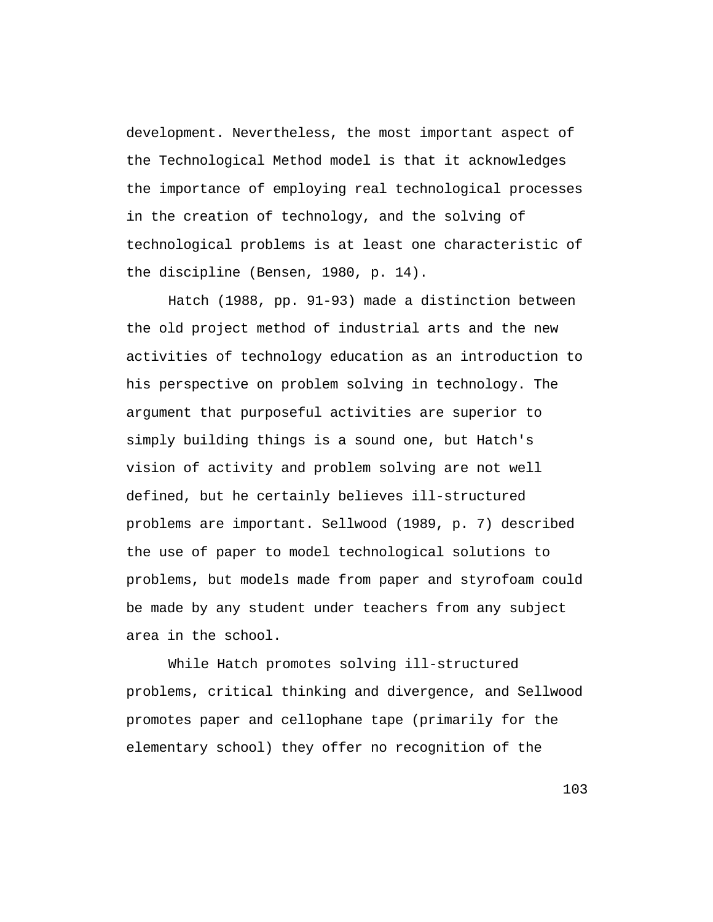development. Nevertheless, the most important aspect of the Technological Method model is that it acknowledges the importance of employing real technological processes in the creation of technology, and the solving of technological problems is at least one characteristic of the discipline (Bensen, 1980, p. 14).

Hatch (1988, pp. 91-93) made a distinction between the old project method of industrial arts and the new activities of technology education as an introduction to his perspective on problem solving in technology. The argument that purposeful activities are superior to simply building things is a sound one, but Hatch's vision of activity and problem solving are not well defined, but he certainly believes ill-structured problems are important. Sellwood (1989, p. 7) described the use of paper to model technological solutions to problems, but models made from paper and styrofoam could be made by any student under teachers from any subject area in the school.

While Hatch promotes solving ill-structured problems, critical thinking and divergence, and Sellwood promotes paper and cellophane tape (primarily for the elementary school) they offer no recognition of the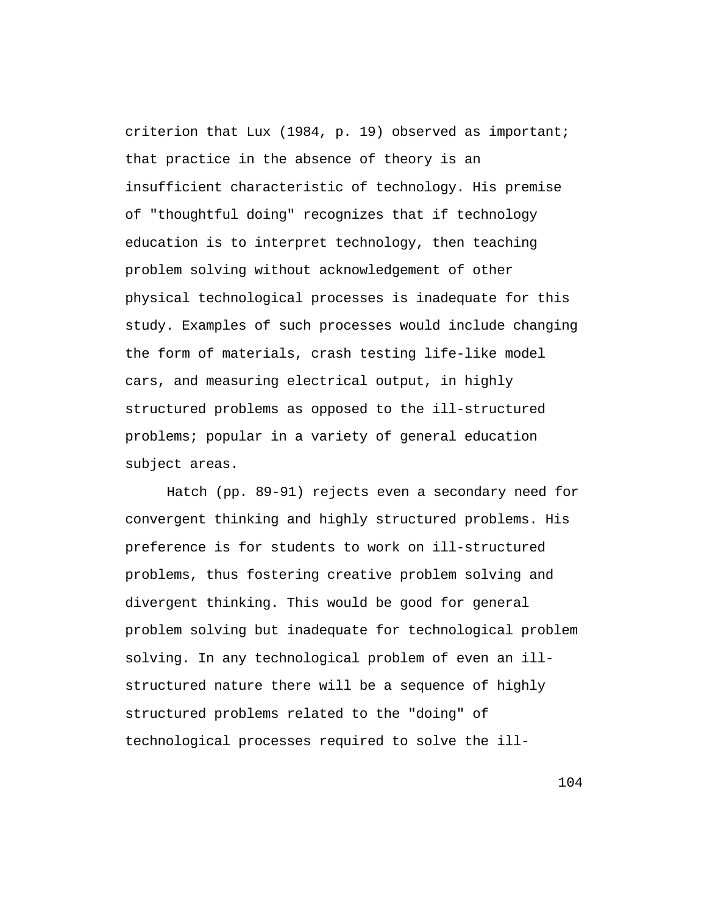criterion that Lux (1984, p. 19) observed as important; that practice in the absence of theory is an insufficient characteristic of technology. His premise of "thoughtful doing" recognizes that if technology education is to interpret technology, then teaching problem solving without acknowledgement of other physical technological processes is inadequate for this study. Examples of such processes would include changing the form of materials, crash testing life-like model cars, and measuring electrical output, in highly structured problems as opposed to the ill-structured problems; popular in a variety of general education subject areas.

Hatch (pp. 89-91) rejects even a secondary need for convergent thinking and highly structured problems. His preference is for students to work on ill-structured problems, thus fostering creative problem solving and divergent thinking. This would be good for general problem solving but inadequate for technological problem solving. In any technological problem of even an ill-structured nature there will be a sequence of highly structured problems related to the "doing" of technological processes required to solve the ill-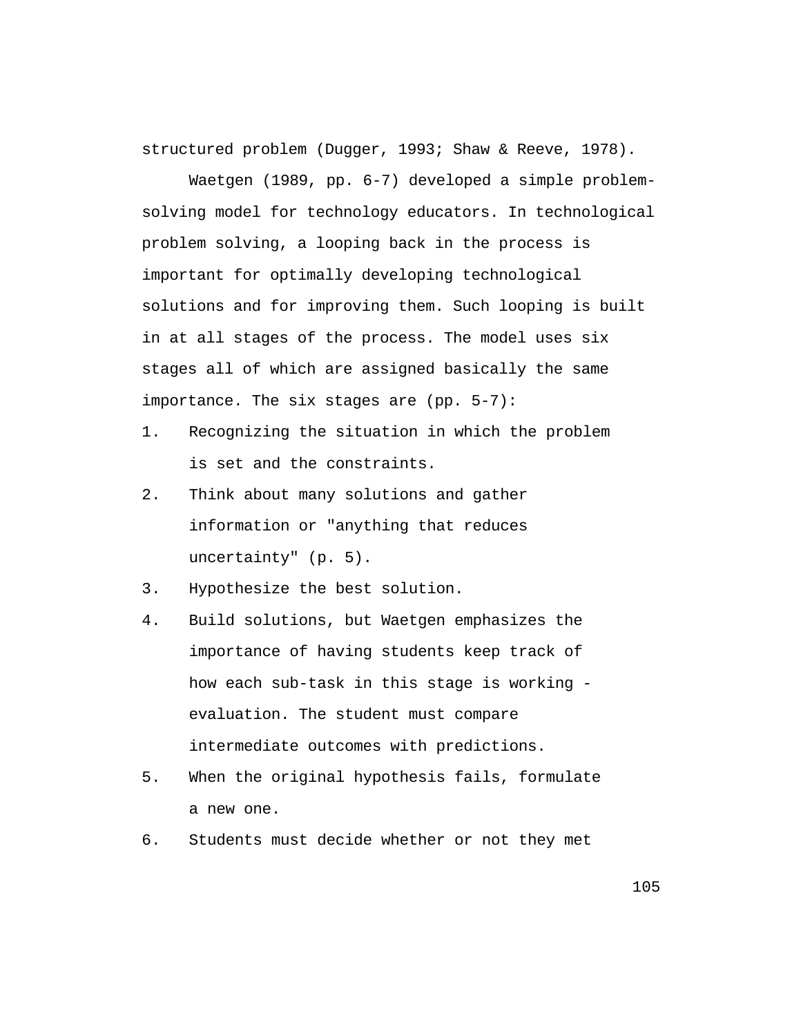structured problem (Dugger, 1993; Shaw & Reeve, 1978).

Waetgen (1989, pp. 6-7) developed a simple problem-solving model for technology educators. In technological problem solving, a looping back in the process is important for optimally developing technological solutions and for improving them. Such looping is built in at all stages of the process. The model uses six stages all of which are assigned basically the same importance. The six stages are (pp. 5-7):

1. Recognizing the situation in which the problem is set and the constraints.
2. Think about many solutions and gather information or "anything that reduces uncertainty" (p. 5).
3. Hypothesize the best solution.
4. Build solutions, but Waetgen emphasizes the importance of having students keep track of how each sub-task in this stage is working - evaluation. The student must compare intermediate outcomes with predictions.
5. When the original hypothesis fails, formulate a new one.
6. Students must decide whether or not they met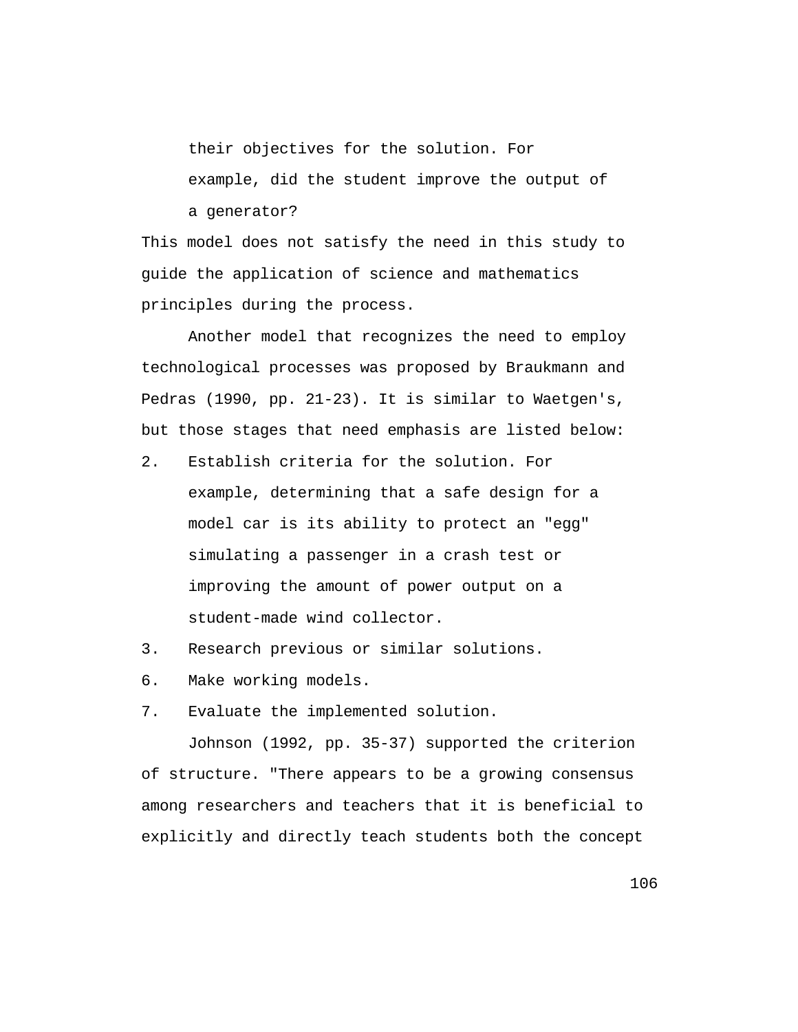their objectives for the solution. For example, did the student improve the output of a generator?

This model does not satisfy the need in this study to guide the application of science and mathematics principles during the process.

Another model that recognizes the need to employ technological processes was proposed by Braukmann and Pedras (1990, pp. 21-23). It is similar to Waetgen's, but those stages that need emphasis are listed below:

2. Establish criteria for the solution. For example, determining that a safe design for a model car is its ability to protect an "egg" simulating a passenger in a crash test or improving the amount of power output on a student-made wind collector.
3. Research previous or similar solutions.
6. Make working models.
7. Evaluate the implemented solution.

Johnson (1992, pp. 35-37) supported the criterion of structure. "There appears to be a growing consensus among researchers and teachers that it is beneficial to explicitly and directly teach students both the concept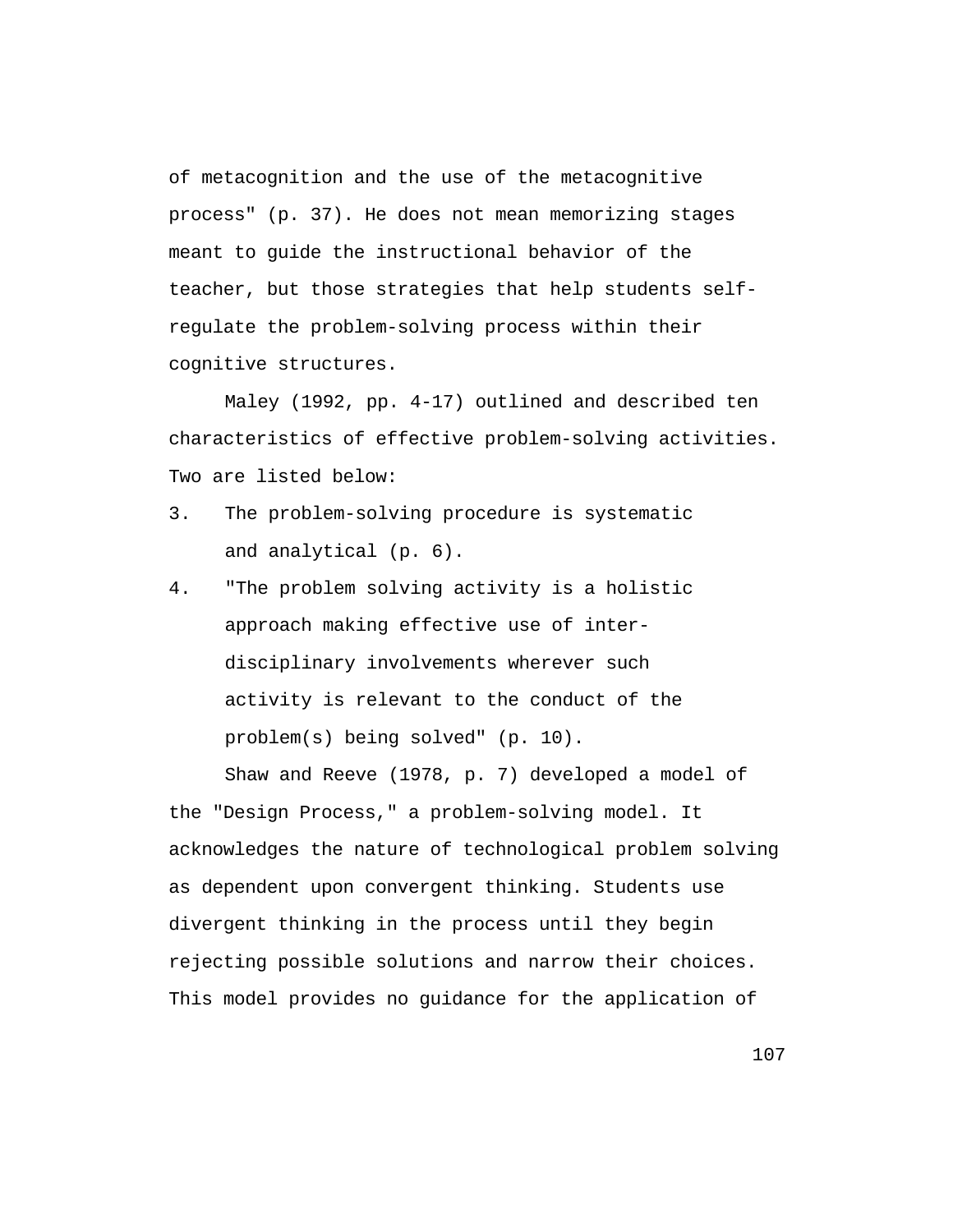of metacognition and the use of the metacognitive process" (p. 37). He does not mean memorizing stages meant to guide the instructional behavior of the teacher, but those strategies that help students self-regulate the problem-solving process within their cognitive structures.

Maley (1992, pp. 4-17) outlined and described ten characteristics of effective problem-solving activities. Two are listed below:

3. The problem-solving procedure is systematic and analytical (p. 6).
4. "The problem solving activity is a holistic approach making effective use of inter-disciplinary involvements wherever such activity is relevant to the conduct of the problem(s) being solved" (p. 10).

Shaw and Reeve (1978, p. 7) developed a model of the "Design Process," a problem-solving model. It acknowledges the nature of technological problem solving as dependent upon convergent thinking. Students use divergent thinking in the process until they begin rejecting possible solutions and narrow their choices. This model provides no guidance for the application of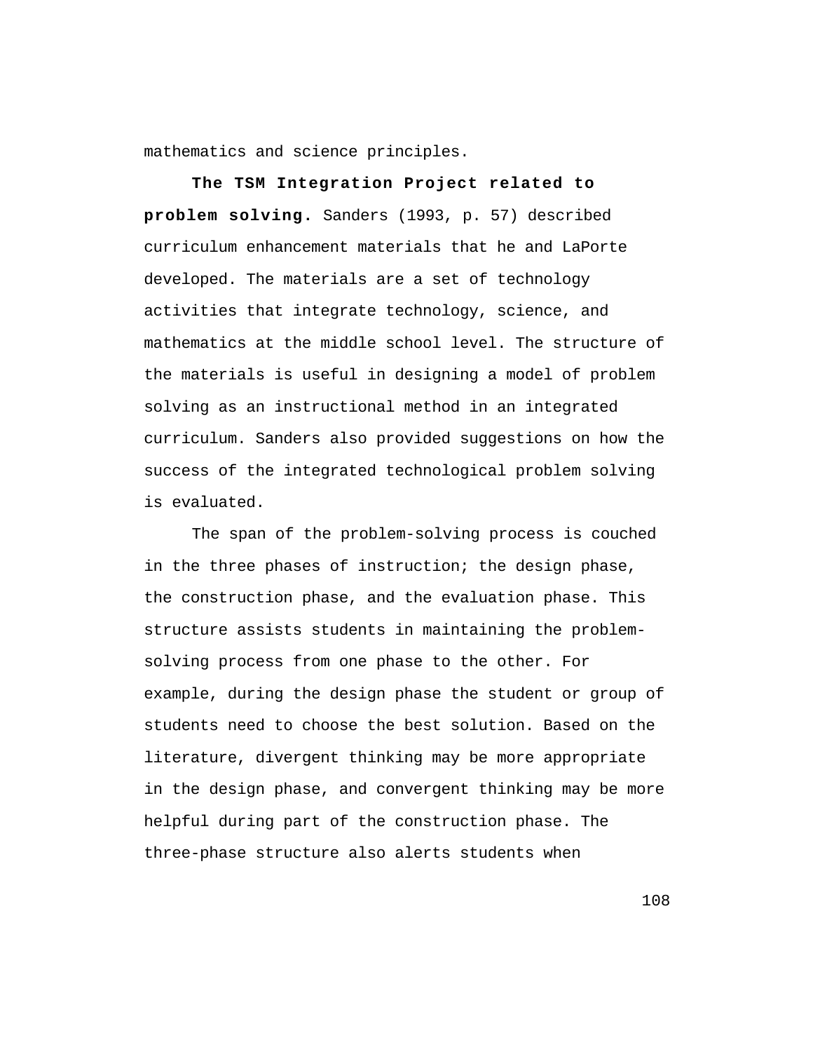mathematics and science principles.

**The TSM Integration Project related to problem solving.** Sanders (1993, p. 57) described curriculum enhancement materials that he and LaPorte developed. The materials are a set of technology activities that integrate technology, science, and mathematics at the middle school level. The structure of the materials is useful in designing a model of problem solving as an instructional method in an integrated curriculum. Sanders also provided suggestions on how the success of the integrated technological problem solving is evaluated.

The span of the problem-solving process is couched in the three phases of instruction; the design phase, the construction phase, and the evaluation phase. This structure assists students in maintaining the problem-solving process from one phase to the other. For example, during the design phase the student or group of students need to choose the best solution. Based on the literature, divergent thinking may be more appropriate in the design phase, and convergent thinking may be more helpful during part of the construction phase. The three-phase structure also alerts students when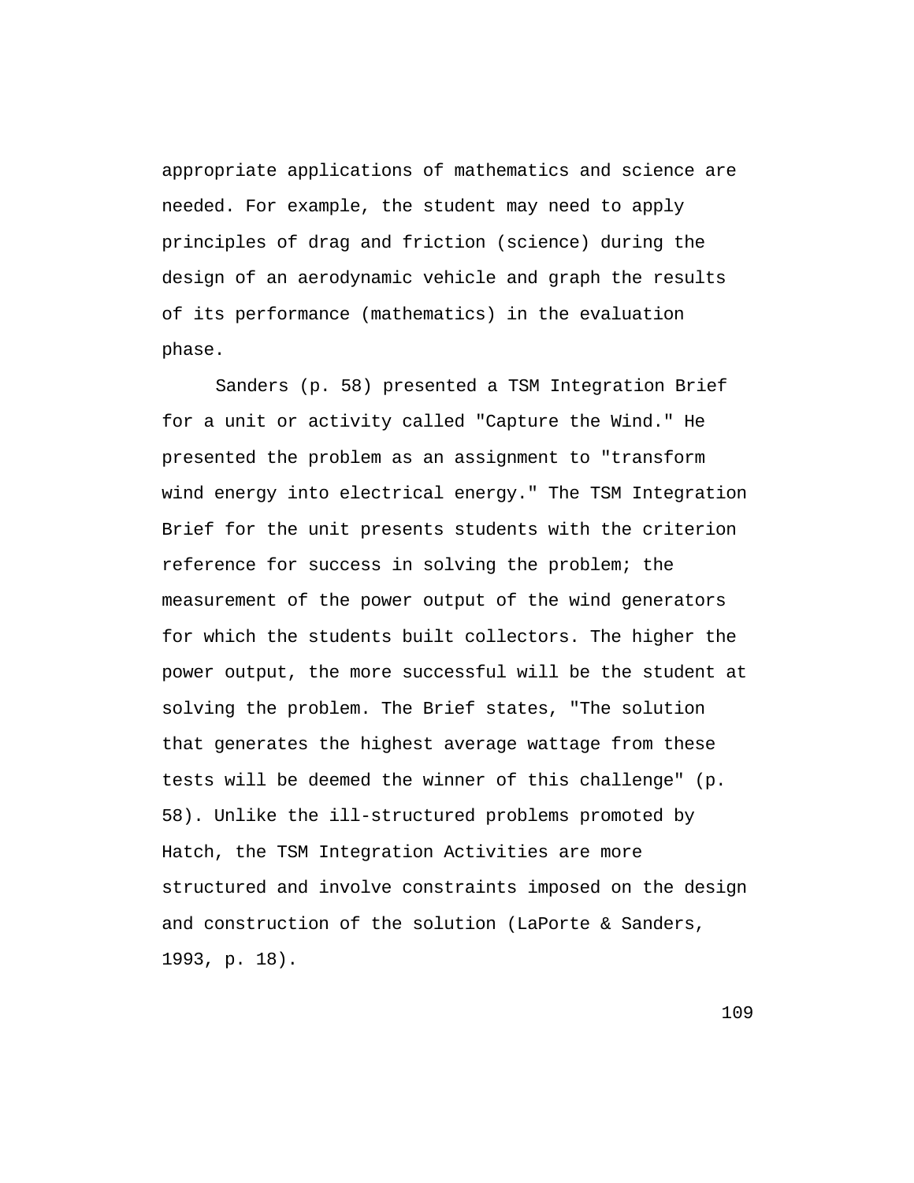appropriate applications of mathematics and science are needed. For example, the student may need to apply principles of drag and friction (science) during the design of an aerodynamic vehicle and graph the results of its performance (mathematics) in the evaluation phase.

Sanders (p. 58) presented a TSM Integration Brief for a unit or activity called "Capture the Wind." He presented the problem as an assignment to "transform wind energy into electrical energy." The TSM Integration Brief for the unit presents students with the criterion reference for success in solving the problem; the measurement of the power output of the wind generators for which the students built collectors. The higher the power output, the more successful will be the student at solving the problem. The Brief states, "The solution that generates the highest average wattage from these tests will be deemed the winner of this challenge" (p. 58). Unlike the ill-structured problems promoted by Hatch, the TSM Integration Activities are more structured and involve constraints imposed on the design and construction of the solution (LaPorte & Sanders, 1993, p. 18).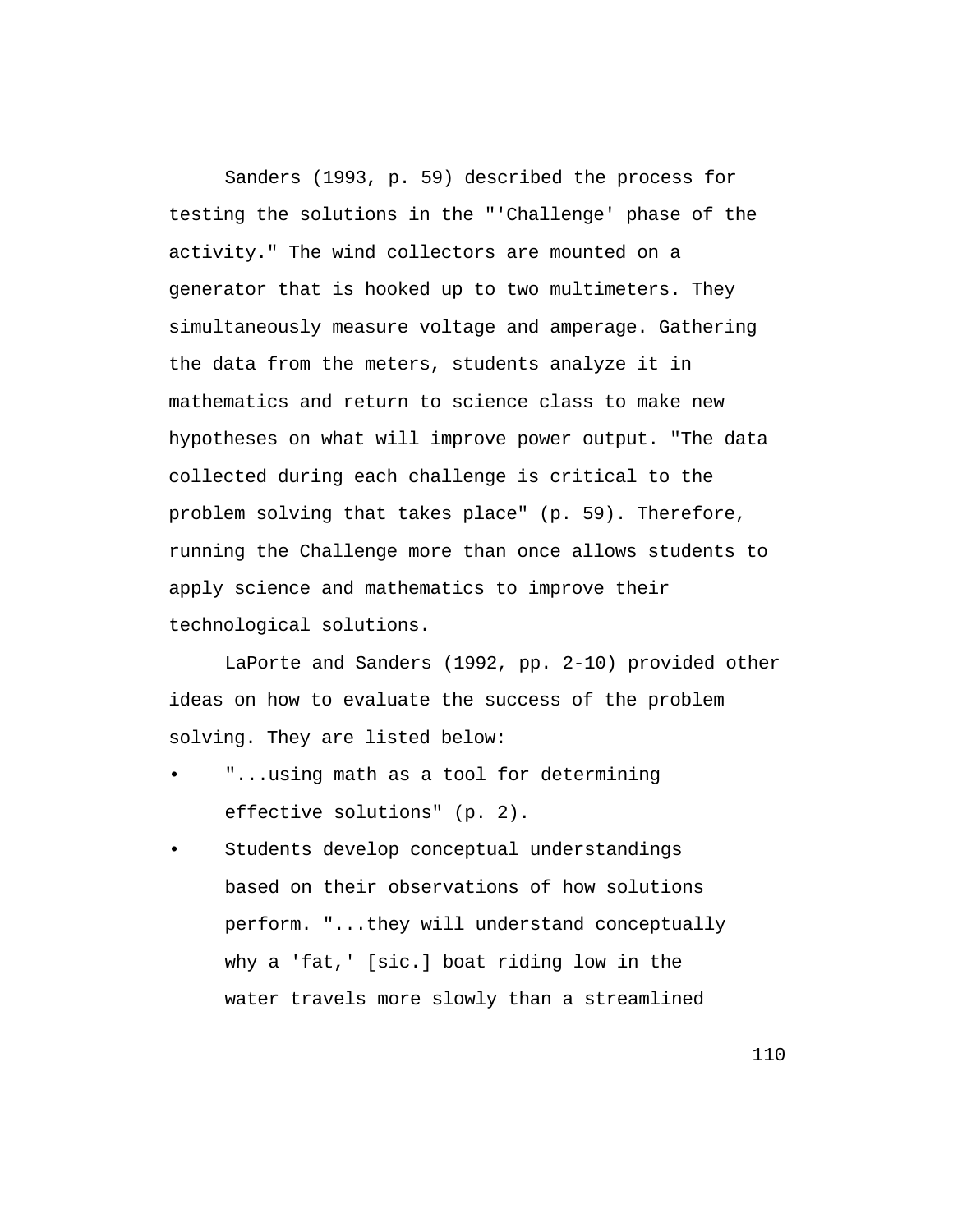Sanders (1993, p. 59) described the process for testing the solutions in the "'Challenge' phase of the activity." The wind collectors are mounted on a generator that is hooked up to two multimeters. They simultaneously measure voltage and amperage. Gathering the data from the meters, students analyze it in mathematics and return to science class to make new hypotheses on what will improve power output. "The data collected during each challenge is critical to the problem solving that takes place" (p. 59). Therefore, running the Challenge more than once allows students to apply science and mathematics to improve their technological solutions.

LaPorte and Sanders (1992, pp. 2-10) provided other ideas on how to evaluate the success of the problem solving. They are listed below:

- "...using math as a tool for determining effective solutions" (p. 2).
- Students develop conceptual understandings based on their observations of how solutions perform. "...they will understand conceptually why a 'fat,' [sic.] boat riding low in the water travels more slowly than a streamlined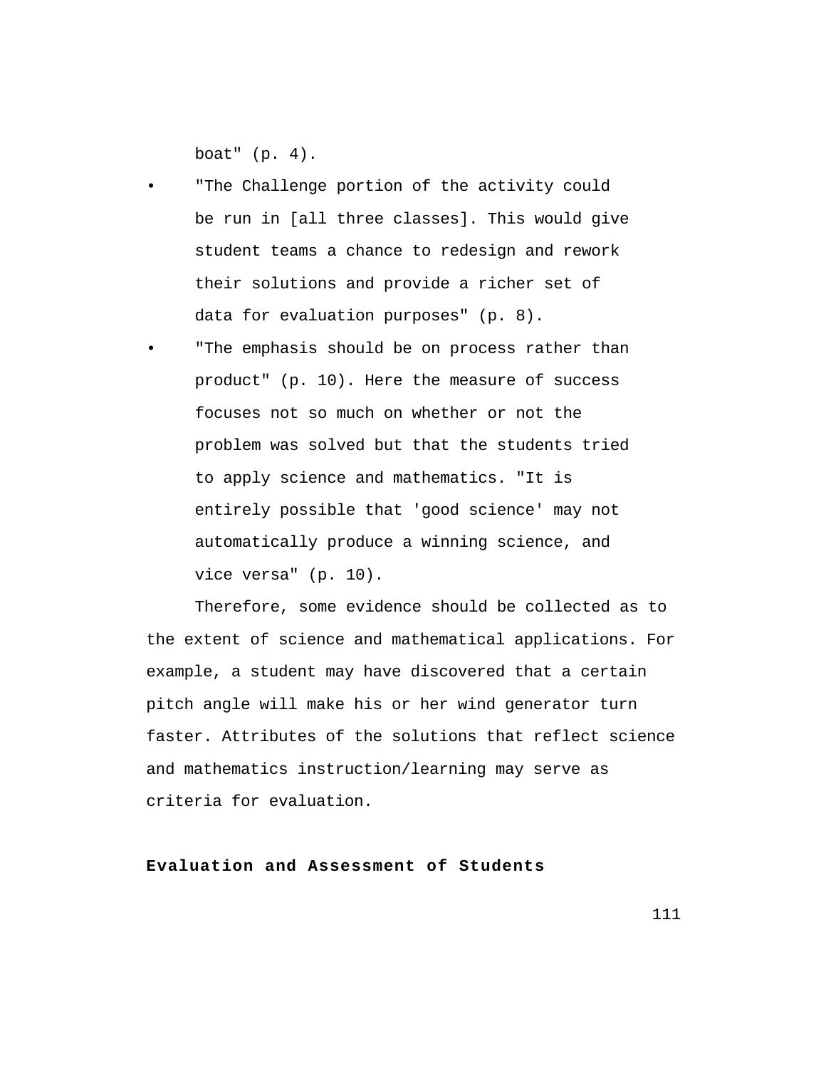boat" (p. 4).

- "The Challenge portion of the activity could be run in [all three classes]. This would give student teams a chance to redesign and rework their solutions and provide a richer set of data for evaluation purposes" (p. 8).
- "The emphasis should be on process rather than product" (p. 10). Here the measure of success focuses not so much on whether or not the problem was solved but that the students tried to apply science and mathematics. "It is entirely possible that 'good science' may not automatically produce a winning science, and vice versa" (p. 10).

Therefore, some evidence should be collected as to the extent of science and mathematical applications. For example, a student may have discovered that a certain pitch angle will make his or her wind generator turn faster. Attributes of the solutions that reflect science and mathematics instruction/learning may serve as criteria for evaluation.

**Evaluation and Assessment of Students**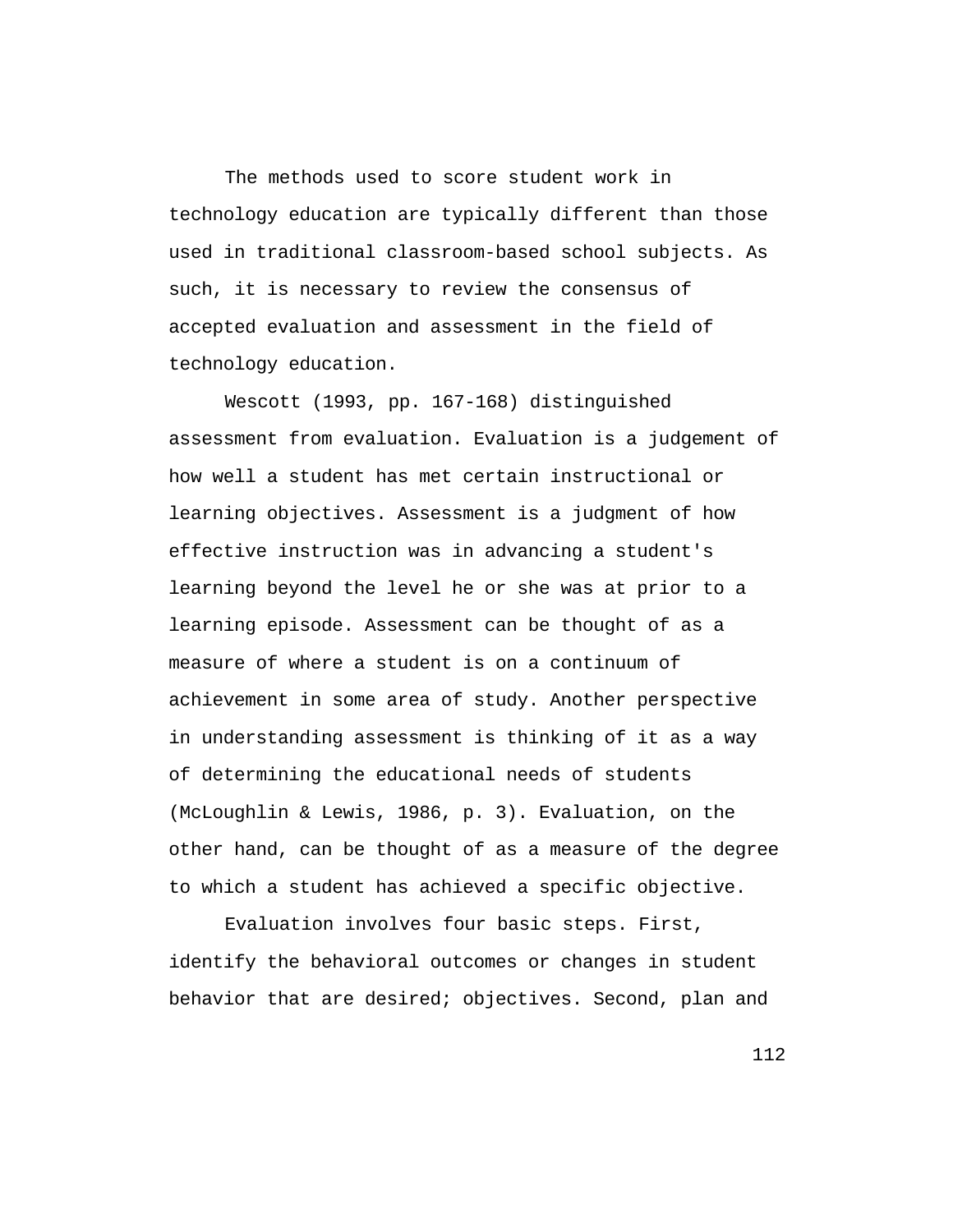The methods used to score student work in technology education are typically different than those used in traditional classroom-based school subjects. As such, it is necessary to review the consensus of accepted evaluation and assessment in the field of technology education.

Wescott (1993, pp. 167-168) distinguished assessment from evaluation. Evaluation is a judgement of how well a student has met certain instructional or learning objectives. Assessment is a judgment of how effective instruction was in advancing a student's learning beyond the level he or she was at prior to a learning episode. Assessment can be thought of as a measure of where a student is on a continuum of achievement in some area of study. Another perspective in understanding assessment is thinking of it as a way of determining the educational needs of students (McLoughlin & Lewis, 1986, p. 3). Evaluation, on the other hand, can be thought of as a measure of the degree to which a student has achieved a specific objective.

Evaluation involves four basic steps. First, identify the behavioral outcomes or changes in student behavior that are desired; objectives. Second, plan and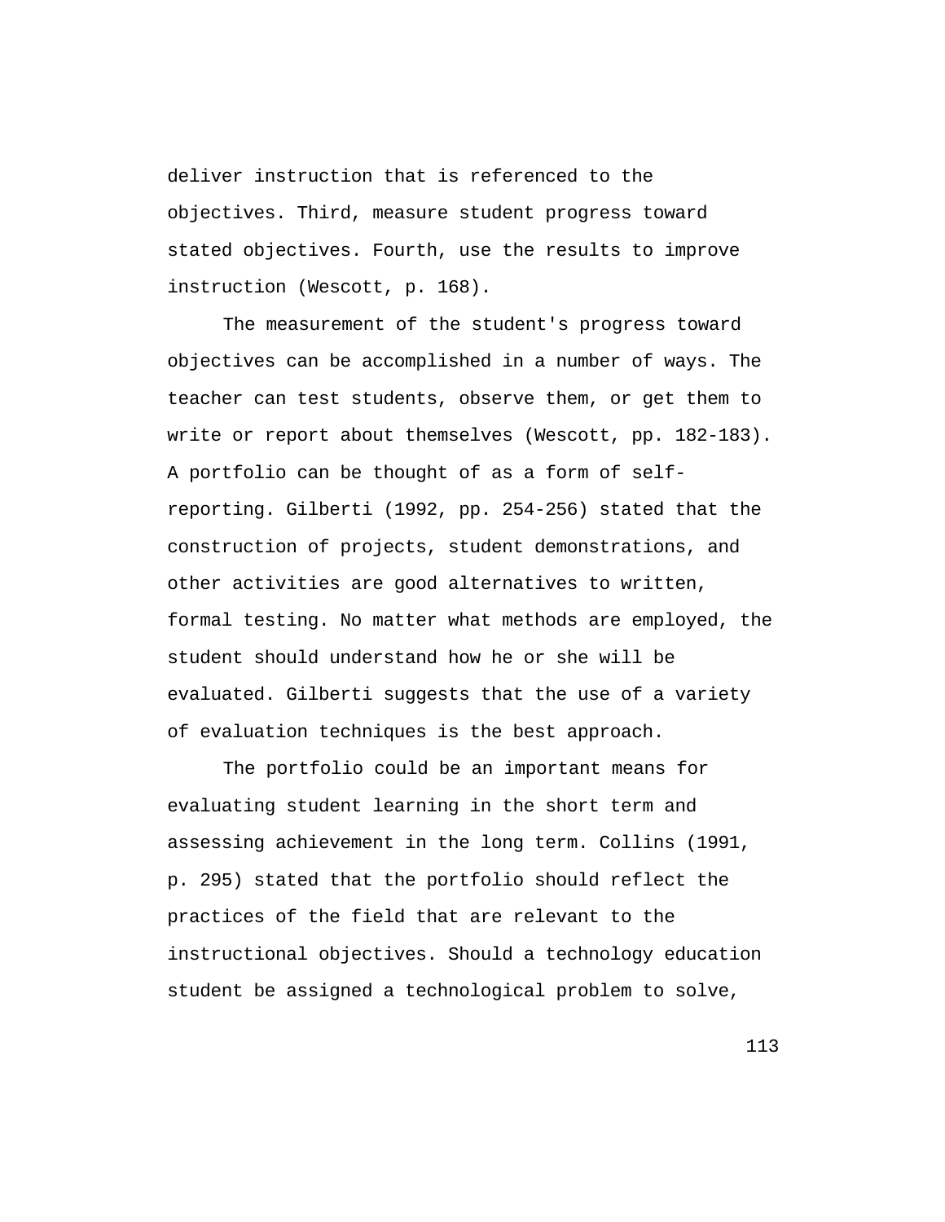deliver instruction that is referenced to the objectives. Third, measure student progress toward stated objectives. Fourth, use the results to improve instruction (Wescott, p. 168).

The measurement of the student's progress toward objectives can be accomplished in a number of ways. The teacher can test students, observe them, or get them to write or report about themselves (Wescott, pp. 182-183). A portfolio can be thought of as a form of self-reporting. Gilberti (1992, pp. 254-256) stated that the construction of projects, student demonstrations, and other activities are good alternatives to written, formal testing. No matter what methods are employed, the student should understand how he or she will be evaluated. Gilberti suggests that the use of a variety of evaluation techniques is the best approach.

The portfolio could be an important means for evaluating student learning in the short term and assessing achievement in the long term. Collins (1991, p. 295) stated that the portfolio should reflect the practices of the field that are relevant to the instructional objectives. Should a technology education student be assigned a technological problem to solve,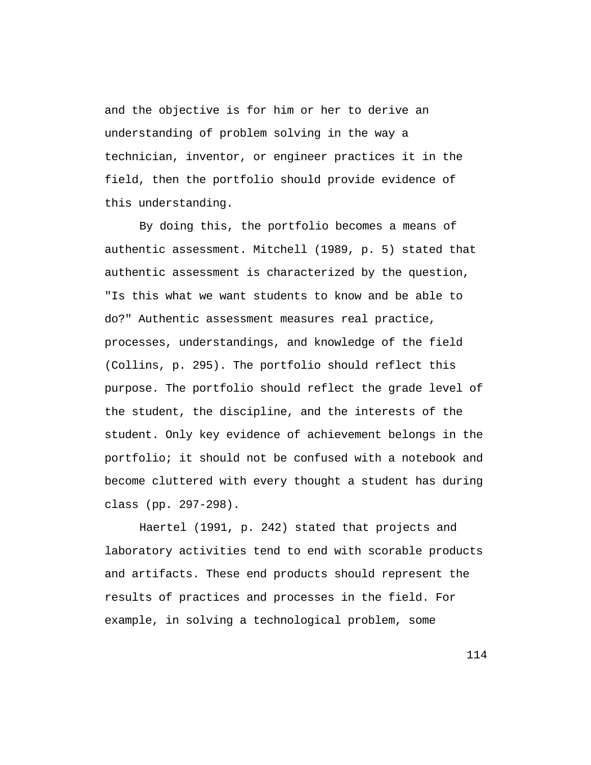and the objective is for him or her to derive an understanding of problem solving in the way a technician, inventor, or engineer practices it in the field, then the portfolio should provide evidence of this understanding.

By doing this, the portfolio becomes a means of authentic assessment. Mitchell (1989, p. 5) stated that authentic assessment is characterized by the question, "Is this what we want students to know and be able to do?" Authentic assessment measures real practice, processes, understandings, and knowledge of the field (Collins, p. 295). The portfolio should reflect this purpose. The portfolio should reflect the grade level of the student, the discipline, and the interests of the student. Only key evidence of achievement belongs in the portfolio; it should not be confused with a notebook and become cluttered with every thought a student has during class (pp. 297-298).

Haertel (1991, p. 242) stated that projects and laboratory activities tend to end with scorable products and artifacts. These end products should represent the results of practices and processes in the field. For example, in solving a technological problem, some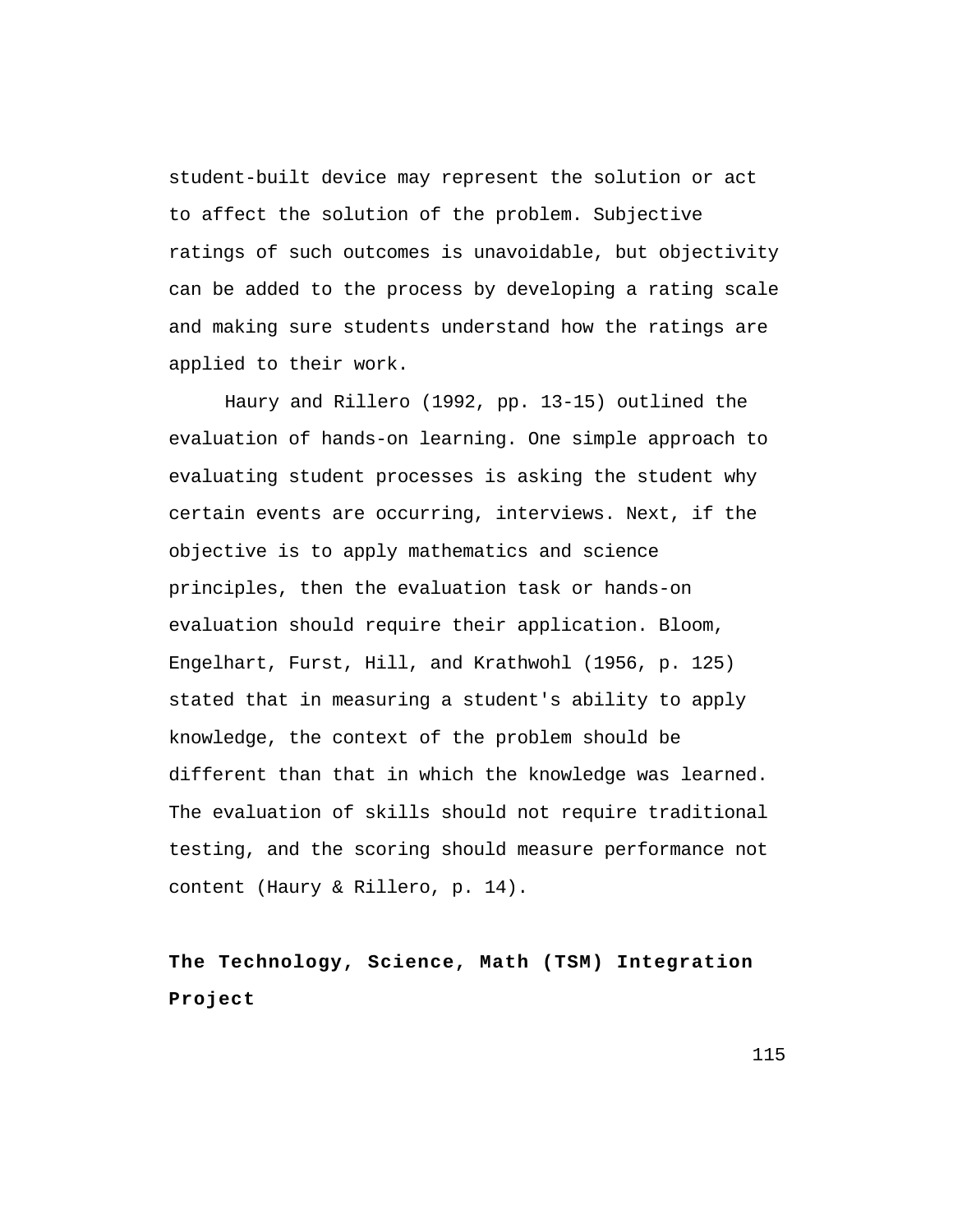student-built device may represent the solution or act to affect the solution of the problem. Subjective ratings of such outcomes is unavoidable, but objectivity can be added to the process by developing a rating scale and making sure students understand how the ratings are applied to their work.

Haury and Rillero (1992, pp. 13-15) outlined the evaluation of hands-on learning. One simple approach to evaluating student processes is asking the student why certain events are occurring, interviews. Next, if the objective is to apply mathematics and science principles, then the evaluation task or hands-on evaluation should require their application. Bloom, Engelhart, Furst, Hill, and Krathwohl (1956, p. 125) stated that in measuring a student's ability to apply knowledge, the context of the problem should be different than that in which the knowledge was learned. The evaluation of skills should not require traditional testing, and the scoring should measure performance not content (Haury & Rillero, p. 14).

## The Technology, Science, Math (TSM) Integration Project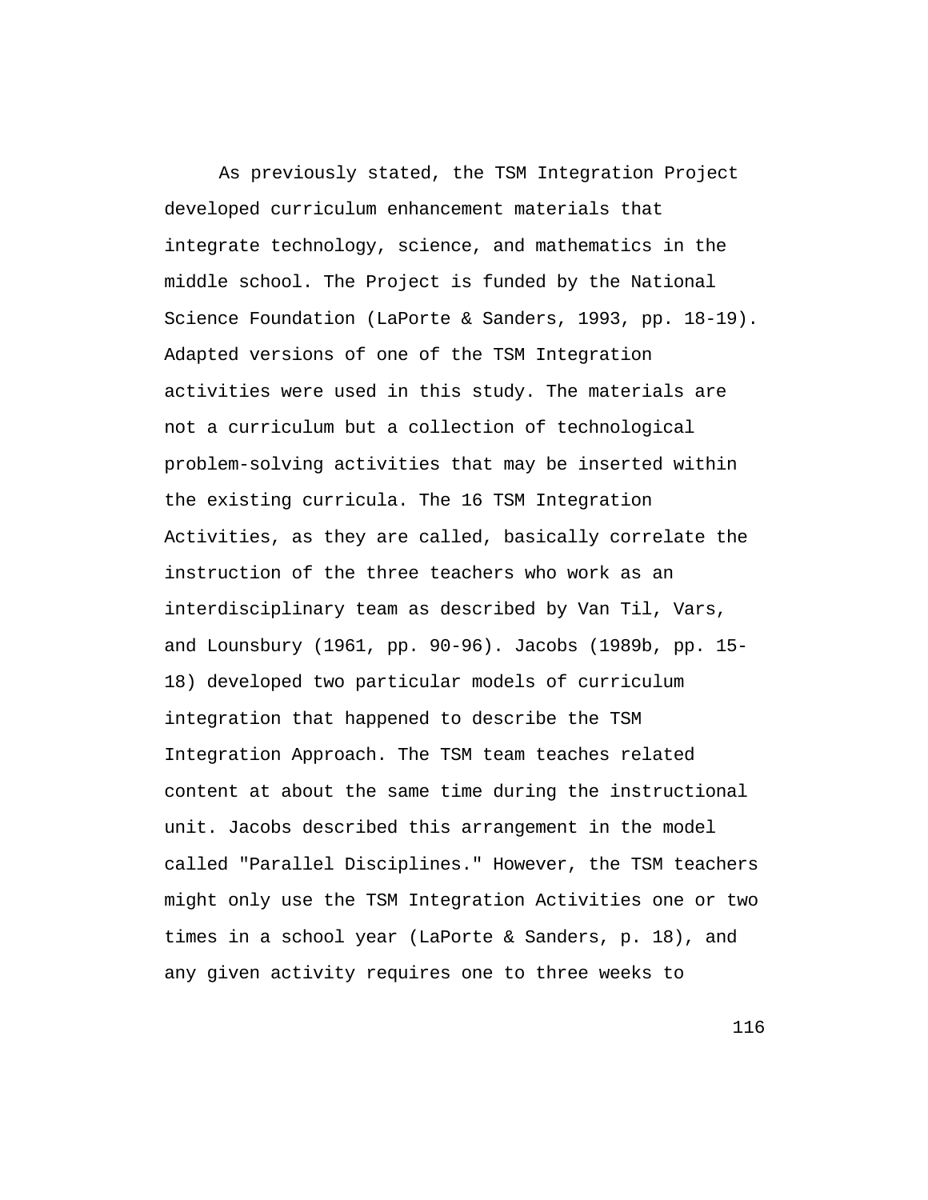As previously stated, the TSM Integration Project developed curriculum enhancement materials that integrate technology, science, and mathematics in the middle school. The Project is funded by the National Science Foundation (LaPorte & Sanders, 1993, pp. 18-19). Adapted versions of one of the TSM Integration activities were used in this study. The materials are not a curriculum but a collection of technological problem-solving activities that may be inserted within the existing curricula. The 16 TSM Integration Activities, as they are called, basically correlate the instruction of the three teachers who work as an interdisciplinary team as described by Van Til, Vars, and Lounsbury (1961, pp. 90-96). Jacobs (1989b, pp. 15-18) developed two particular models of curriculum integration that happened to describe the TSM Integration Approach. The TSM team teaches related content at about the same time during the instructional unit. Jacobs described this arrangement in the model called "Parallel Disciplines." However, the TSM teachers might only use the TSM Integration Activities one or two times in a school year (LaPorte & Sanders, p. 18), and any given activity requires one to three weeks to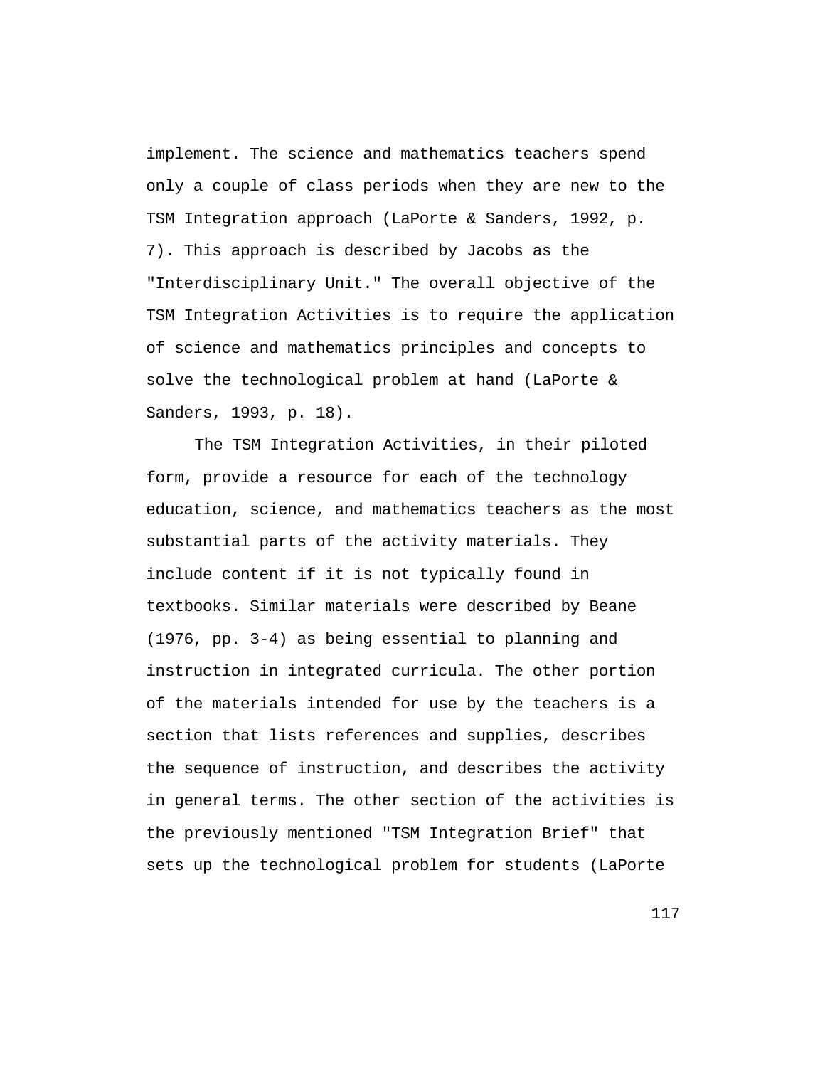implement. The science and mathematics teachers spend only a couple of class periods when they are new to the TSM Integration approach (LaPorte & Sanders, 1992, p. 7). This approach is described by Jacobs as the "Interdisciplinary Unit." The overall objective of the TSM Integration Activities is to require the application of science and mathematics principles and concepts to solve the technological problem at hand (LaPorte & Sanders, 1993, p. 18).

The TSM Integration Activities, in their piloted form, provide a resource for each of the technology education, science, and mathematics teachers as the most substantial parts of the activity materials. They include content if it is not typically found in textbooks. Similar materials were described by Beane (1976, pp. 3-4) as being essential to planning and instruction in integrated curricula. The other portion of the materials intended for use by the teachers is a section that lists references and supplies, describes the sequence of instruction, and describes the activity in general terms. The other section of the activities is the previously mentioned "TSM Integration Brief" that sets up the technological problem for students (LaPorte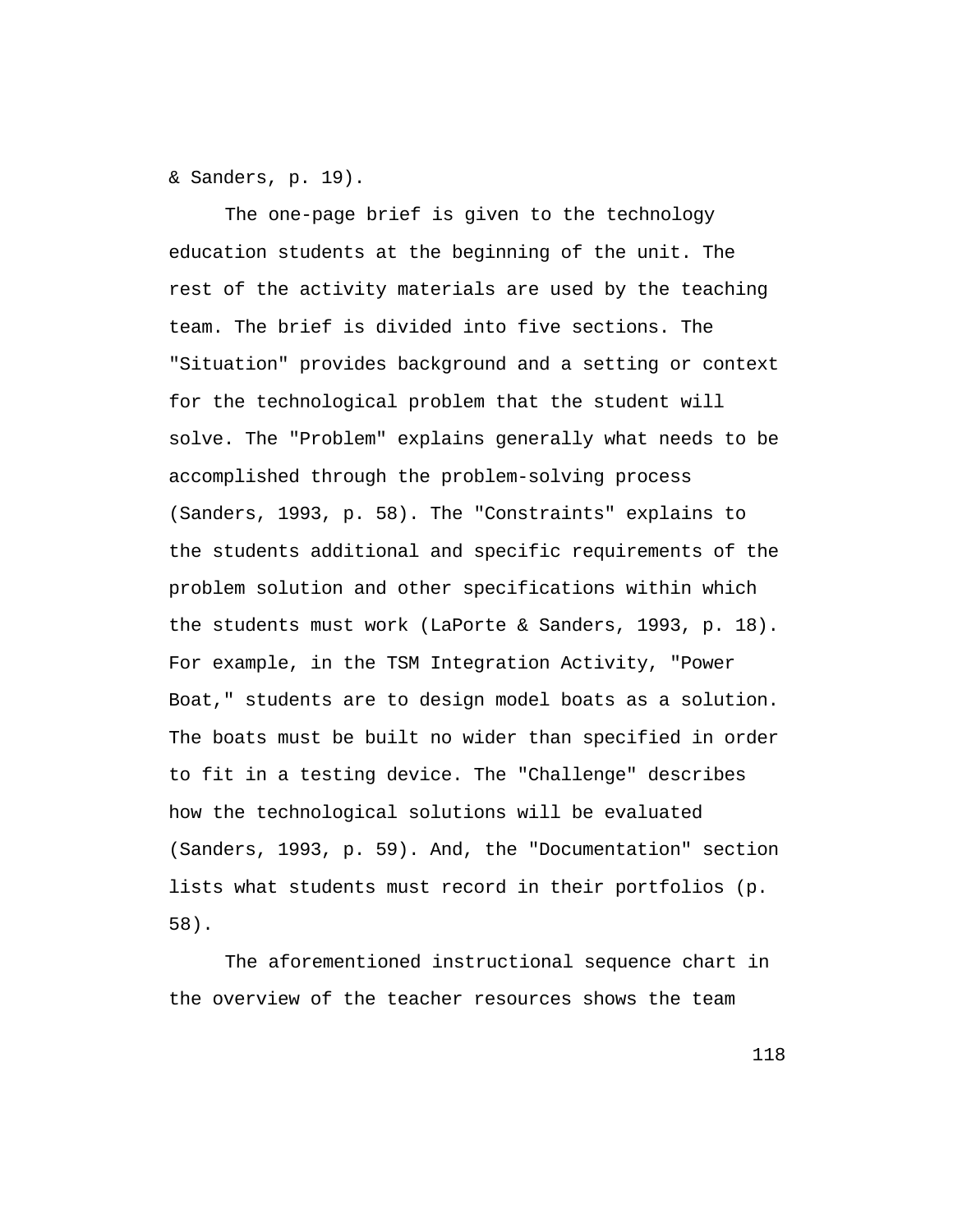& Sanders, p. 19).

The one-page brief is given to the technology education students at the beginning of the unit. The rest of the activity materials are used by the teaching team. The brief is divided into five sections. The "Situation" provides background and a setting or context for the technological problem that the student will solve. The "Problem" explains generally what needs to be accomplished through the problem-solving process (Sanders, 1993, p. 58). The "Constraints" explains to the students additional and specific requirements of the problem solution and other specifications within which the students must work (LaPorte & Sanders, 1993, p. 18). For example, in the TSM Integration Activity, "Power Boat," students are to design model boats as a solution. The boats must be built no wider than specified in order to fit in a testing device. The "Challenge" describes how the technological solutions will be evaluated (Sanders, 1993, p. 59). And, the "Documentation" section lists what students must record in their portfolios (p. 58).

The aforementioned instructional sequence chart in the overview of the teacher resources shows the team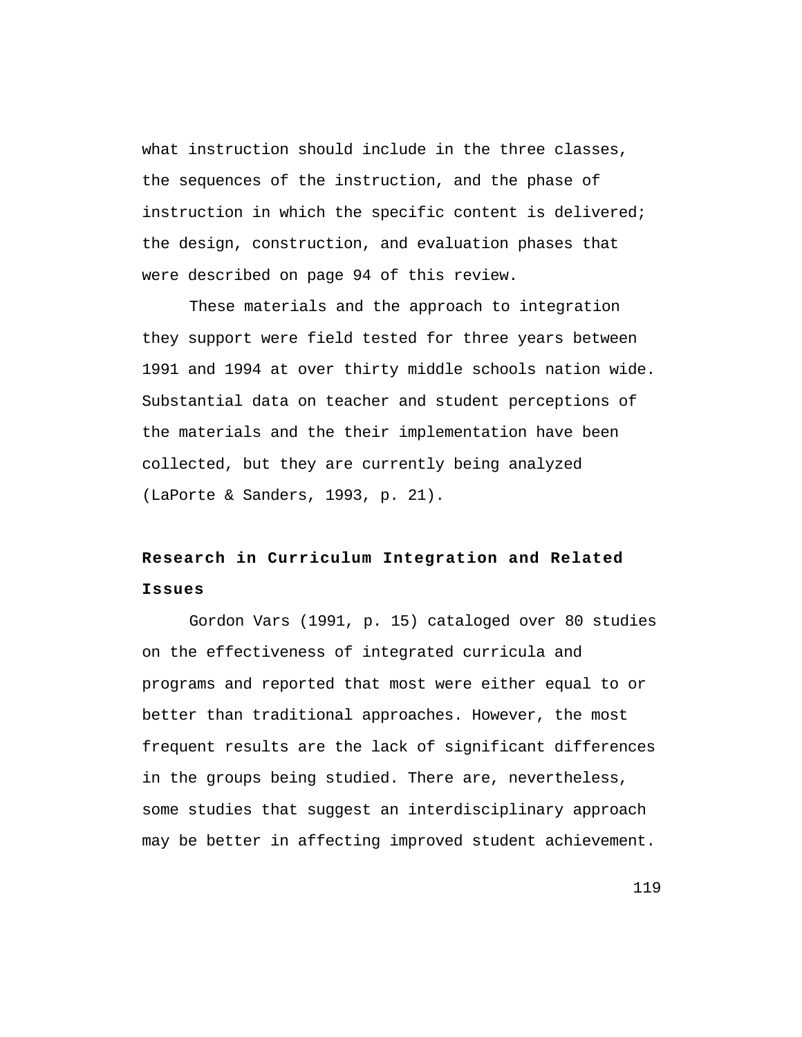what instruction should include in the three classes, the sequences of the instruction, and the phase of instruction in which the specific content is delivered; the design, construction, and evaluation phases that were described on page 94 of this review.

These materials and the approach to integration they support were field tested for three years between 1991 and 1994 at over thirty middle schools nation wide. Substantial data on teacher and student perceptions of the materials and the their implementation have been collected, but they are currently being analyzed (LaPorte & Sanders, 1993, p. 21).

## Research in Curriculum Integration and Related Issues

Gordon Vars (1991, p. 15) cataloged over 80 studies on the effectiveness of integrated curricula and programs and reported that most were either equal to or better than traditional approaches. However, the most frequent results are the lack of significant differences in the groups being studied. There are, nevertheless, some studies that suggest an interdisciplinary approach may be better in affecting improved student achievement.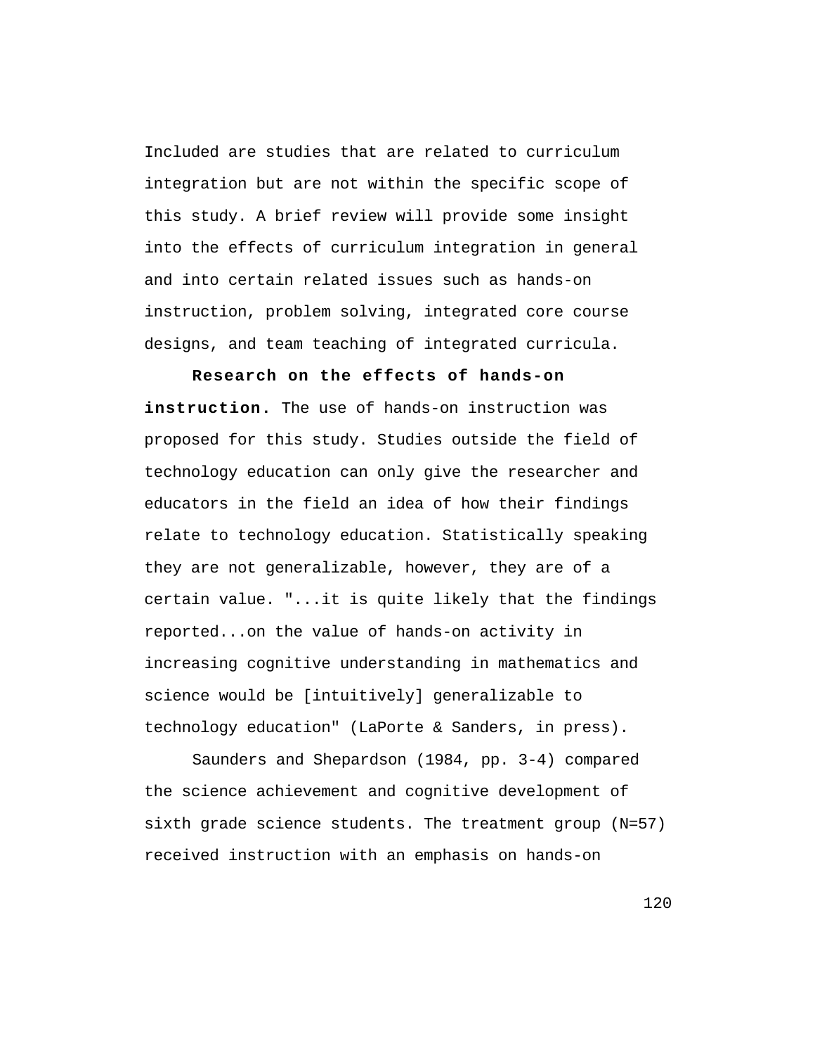Included are studies that are related to curriculum integration but are not within the specific scope of this study. A brief review will provide some insight into the effects of curriculum integration in general and into certain related issues such as hands-on instruction, problem solving, integrated core course designs, and team teaching of integrated curricula.

**Research on the effects of hands-on instruction.** The use of hands-on instruction was proposed for this study. Studies outside the field of technology education can only give the researcher and educators in the field an idea of how their findings relate to technology education. Statistically speaking they are not generalizable, however, they are of a certain value. "...it is quite likely that the findings reported...on the value of hands-on activity in increasing cognitive understanding in mathematics and science would be [intuitively] generalizable to technology education" (LaPorte & Sanders, in press).

Saunders and Shepardson (1984, pp. 3-4) compared the science achievement and cognitive development of sixth grade science students. The treatment group (N=57) received instruction with an emphasis on hands-on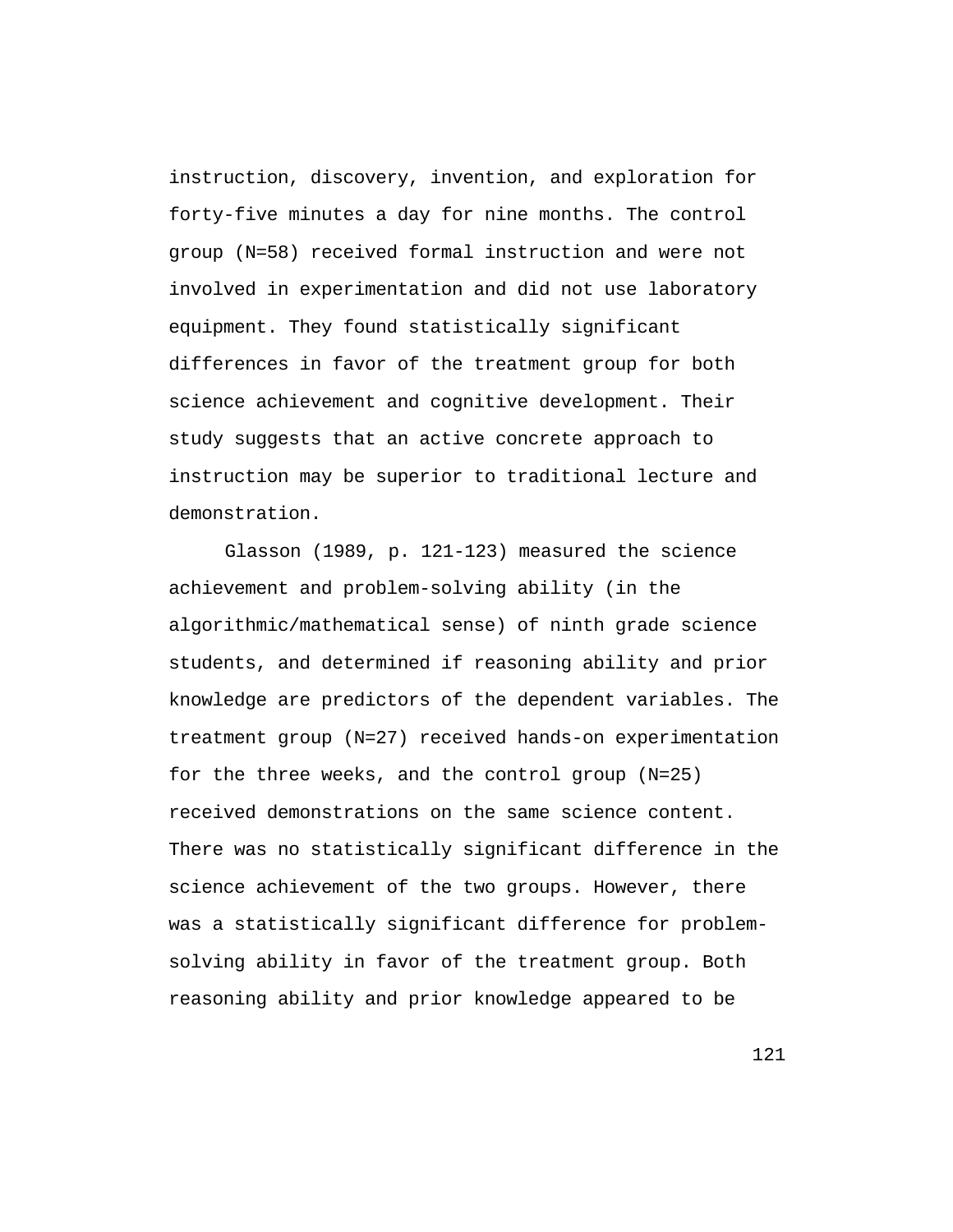instruction, discovery, invention, and exploration for forty-five minutes a day for nine months. The control group (N=58) received formal instruction and were not involved in experimentation and did not use laboratory equipment. They found statistically significant differences in favor of the treatment group for both science achievement and cognitive development. Their study suggests that an active concrete approach to instruction may be superior to traditional lecture and demonstration.

Glasson (1989, p. 121-123) measured the science achievement and problem-solving ability (in the algorithmic/mathematical sense) of ninth grade science students, and determined if reasoning ability and prior knowledge are predictors of the dependent variables. The treatment group (N=27) received hands-on experimentation for the three weeks, and the control group (N=25) received demonstrations on the same science content. There was no statistically significant difference in the science achievement of the two groups. However, there was a statistically significant difference for problem-solving ability in favor of the treatment group. Both reasoning ability and prior knowledge appeared to be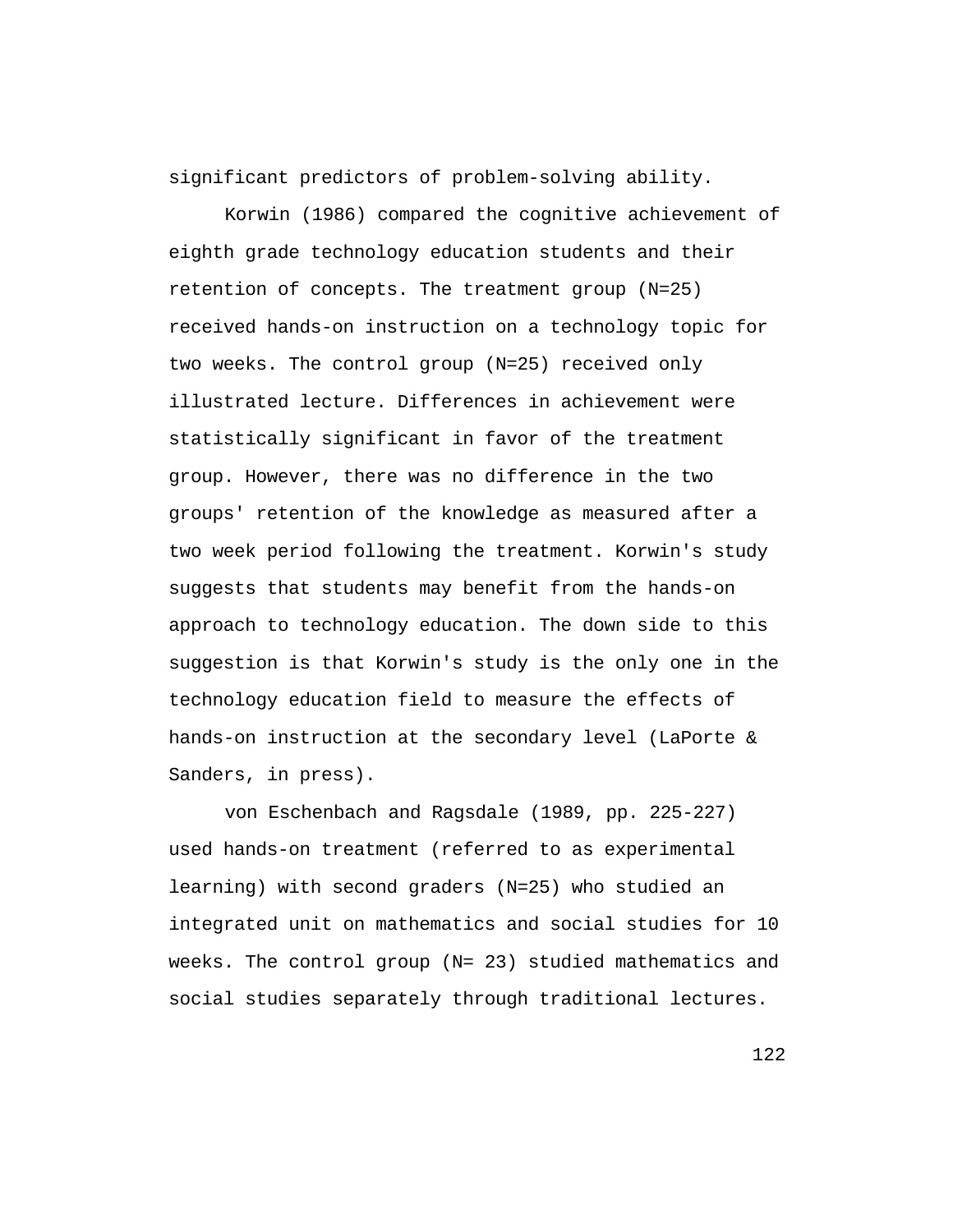significant predictors of problem-solving ability.

Korwin (1986) compared the cognitive achievement of eighth grade technology education students and their retention of concepts. The treatment group (N=25) received hands-on instruction on a technology topic for two weeks. The control group (N=25) received only illustrated lecture. Differences in achievement were statistically significant in favor of the treatment group. However, there was no difference in the two groups' retention of the knowledge as measured after a two week period following the treatment. Korwin's study suggests that students may benefit from the hands-on approach to technology education. The down side to this suggestion is that Korwin's study is the only one in the technology education field to measure the effects of hands-on instruction at the secondary level (LaPorte & Sanders, in press).

von Eschenbach and Ragsdale (1989, pp. 225-227) used hands-on treatment (referred to as experimental learning) with second graders (N=25) who studied an integrated unit on mathematics and social studies for 10 weeks. The control group (N= 23) studied mathematics and social studies separately through traditional lectures.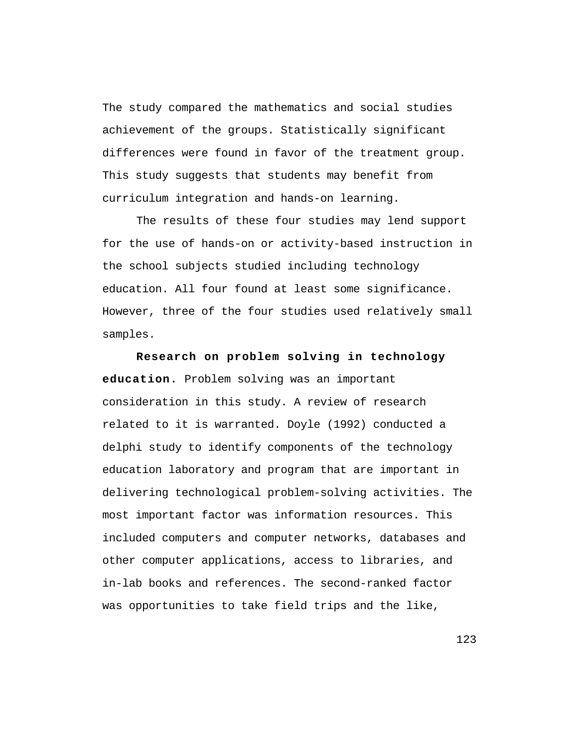The study compared the mathematics and social studies achievement of the groups. Statistically significant differences were found in favor of the treatment group. This study suggests that students may benefit from curriculum integration and hands-on learning.

The results of these four studies may lend support for the use of hands-on or activity-based instruction in the school subjects studied including technology education. All four found at least some significance. However, three of the four studies used relatively small samples.

**Research on problem solving in technology education.** Problem solving was an important consideration in this study. A review of research related to it is warranted. Doyle (1992) conducted a delphi study to identify components of the technology education laboratory and program that are important in delivering technological problem-solving activities. The most important factor was information resources. This included computers and computer networks, databases and other computer applications, access to libraries, and in-lab books and references. The second-ranked factor was opportunities to take field trips and the like,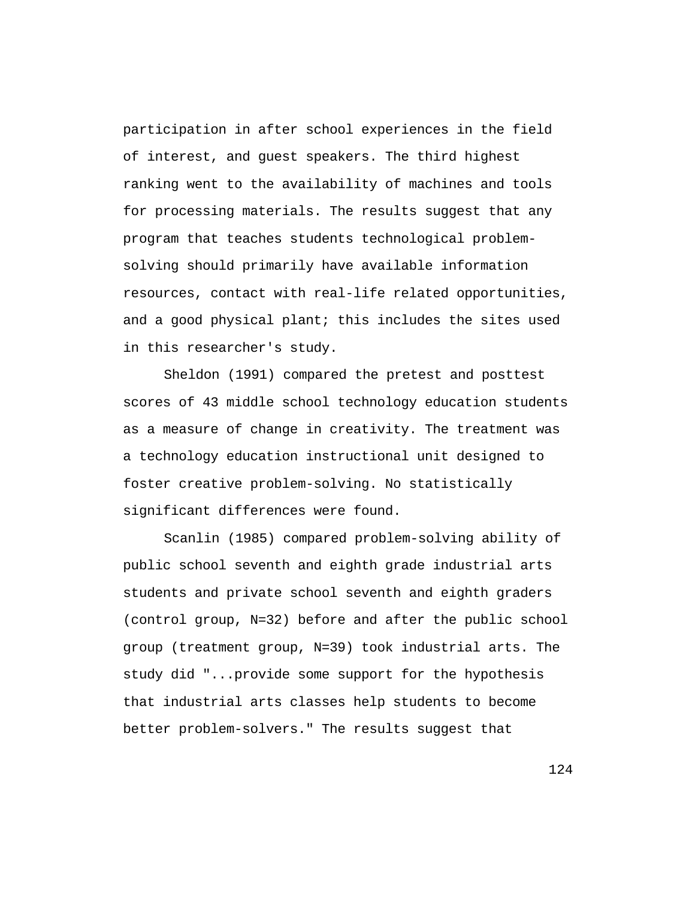participation in after school experiences in the field of interest, and guest speakers. The third highest ranking went to the availability of machines and tools for processing materials. The results suggest that any program that teaches students technological problem-solving should primarily have available information resources, contact with real-life related opportunities, and a good physical plant; this includes the sites used in this researcher's study.

Sheldon (1991) compared the pretest and posttest scores of 43 middle school technology education students as a measure of change in creativity. The treatment was a technology education instructional unit designed to foster creative problem-solving. No statistically significant differences were found.

Scanlin (1985) compared problem-solving ability of public school seventh and eighth grade industrial arts students and private school seventh and eighth graders (control group, N=32) before and after the public school group (treatment group, N=39) took industrial arts. The study did "...provide some support for the hypothesis that industrial arts classes help students to become better problem-solvers." The results suggest that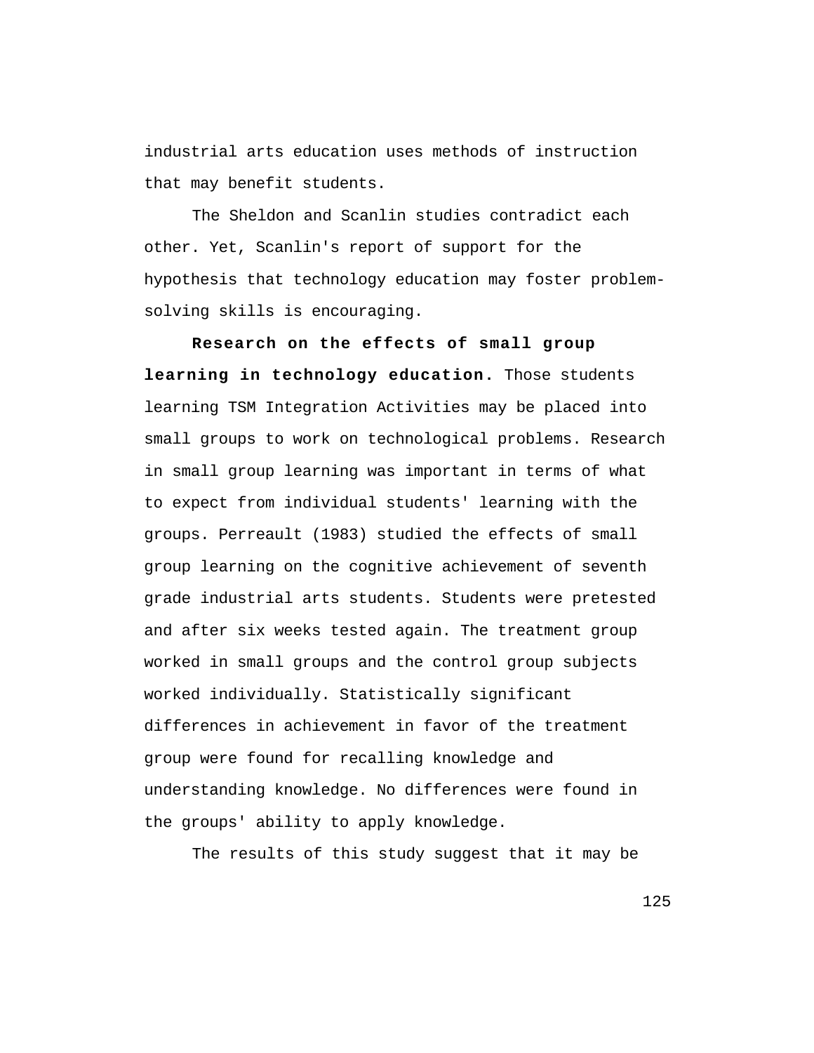industrial arts education uses methods of instruction that may benefit students.

The Sheldon and Scanlin studies contradict each other. Yet, Scanlin's report of support for the hypothesis that technology education may foster problem-solving skills is encouraging.

**Research on the effects of small group learning in technology education.** Those students learning TSM Integration Activities may be placed into small groups to work on technological problems. Research in small group learning was important in terms of what to expect from individual students' learning with the groups. Perreault (1983) studied the effects of small group learning on the cognitive achievement of seventh grade industrial arts students. Students were pretested and after six weeks tested again. The treatment group worked in small groups and the control group subjects worked individually. Statistically significant differences in achievement in favor of the treatment group were found for recalling knowledge and understanding knowledge. No differences were found in the groups' ability to apply knowledge.

The results of this study suggest that it may be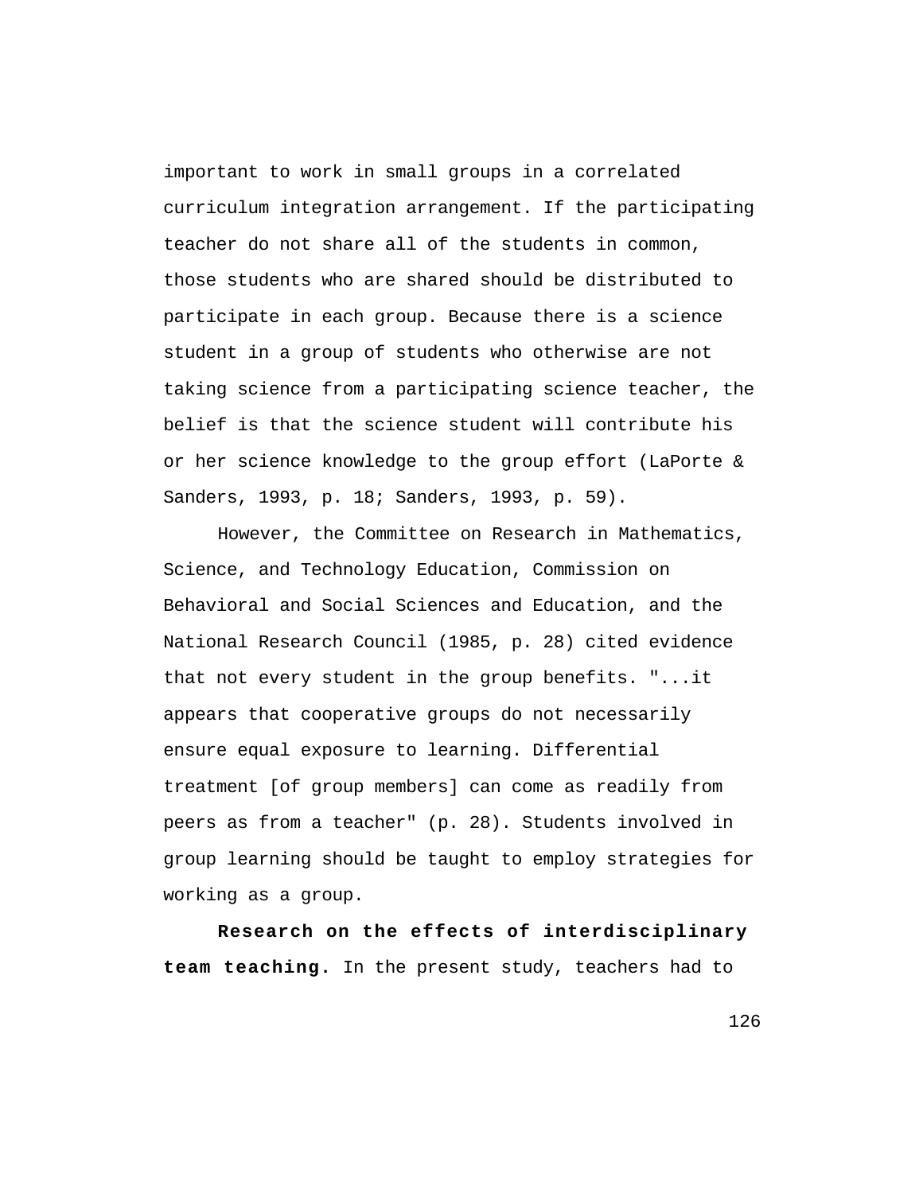important to work in small groups in a correlated curriculum integration arrangement. If the participating teacher do not share all of the students in common, those students who are shared should be distributed to participate in each group. Because there is a science student in a group of students who otherwise are not taking science from a participating science teacher, the belief is that the science student will contribute his or her science knowledge to the group effort (LaPorte & Sanders, 1993, p. 18; Sanders, 1993, p. 59).

However, the Committee on Research in Mathematics, Science, and Technology Education, Commission on Behavioral and Social Sciences and Education, and the National Research Council (1985, p. 28) cited evidence that not every student in the group benefits. "...it appears that cooperative groups do not necessarily ensure equal exposure to learning. Differential treatment [of group members] can come as readily from peers as from a teacher" (p. 28). Students involved in group learning should be taught to employ strategies for working as a group.

**Research on the effects of interdisciplinary team teaching.** In the present study, teachers had to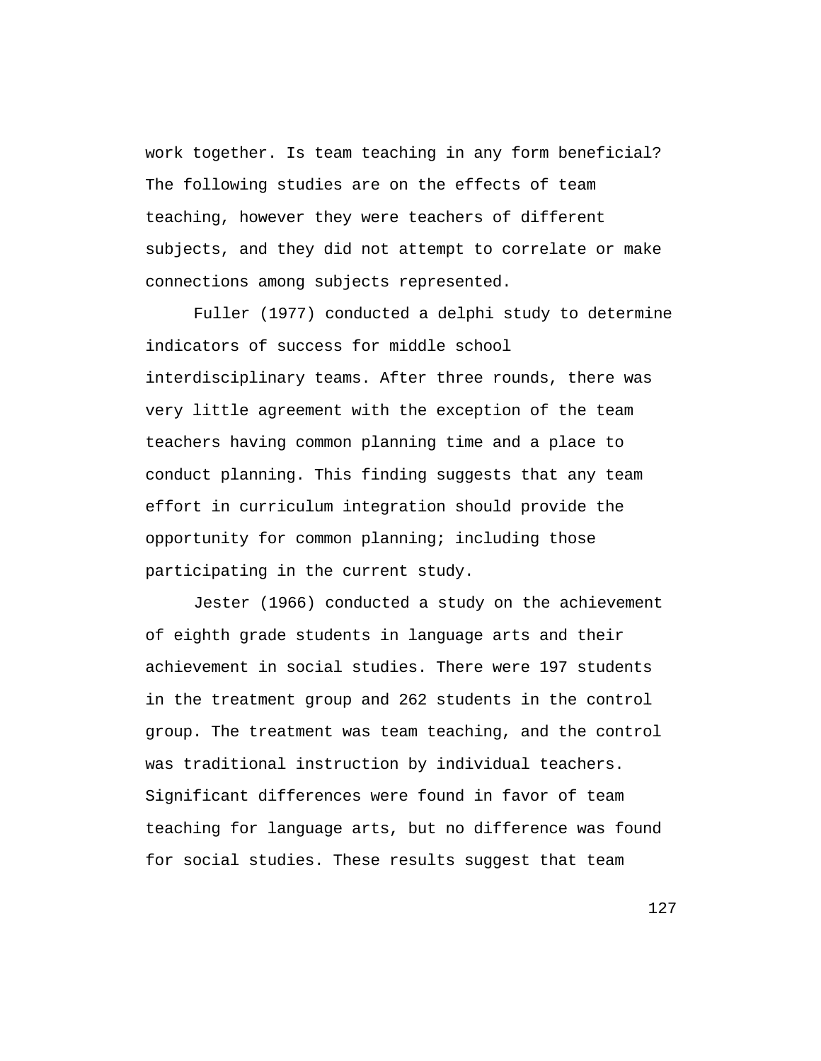work together. Is team teaching in any form beneficial? The following studies are on the effects of team teaching, however they were teachers of different subjects, and they did not attempt to correlate or make connections among subjects represented.

Fuller (1977) conducted a delphi study to determine indicators of success for middle school interdisciplinary teams. After three rounds, there was very little agreement with the exception of the team teachers having common planning time and a place to conduct planning. This finding suggests that any team effort in curriculum integration should provide the opportunity for common planning; including those participating in the current study.

Jester (1966) conducted a study on the achievement of eighth grade students in language arts and their achievement in social studies. There were 197 students in the treatment group and 262 students in the control group. The treatment was team teaching, and the control was traditional instruction by individual teachers. Significant differences were found in favor of team teaching for language arts, but no difference was found for social studies. These results suggest that team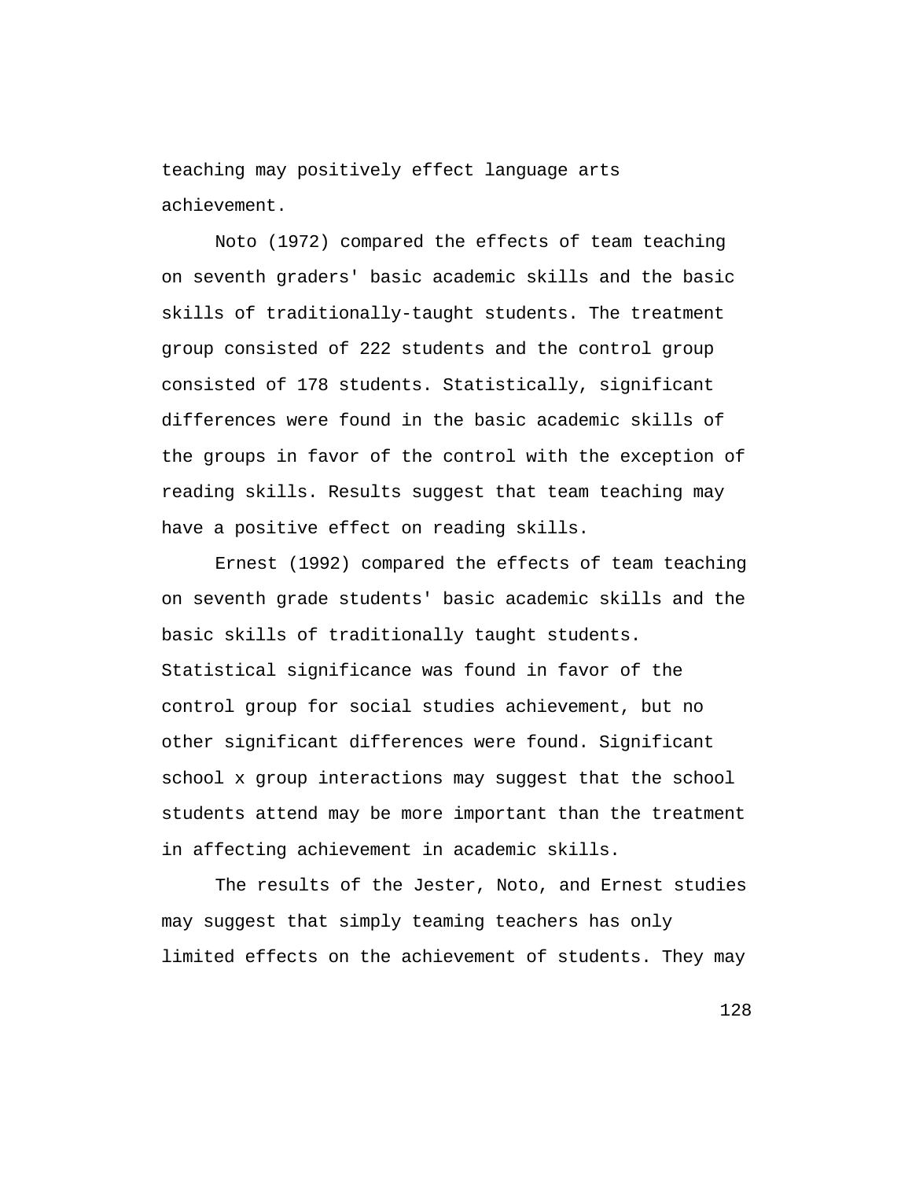teaching may positively effect language arts achievement.

Noto (1972) compared the effects of team teaching on seventh graders' basic academic skills and the basic skills of traditionally-taught students. The treatment group consisted of 222 students and the control group consisted of 178 students. Statistically, significant differences were found in the basic academic skills of the groups in favor of the control with the exception of reading skills. Results suggest that team teaching may have a positive effect on reading skills.

Ernest (1992) compared the effects of team teaching on seventh grade students' basic academic skills and the basic skills of traditionally taught students. Statistical significance was found in favor of the control group for social studies achievement, but no other significant differences were found. Significant school x group interactions may suggest that the school students attend may be more important than the treatment in affecting achievement in academic skills.

The results of the Jester, Noto, and Ernest studies may suggest that simply teaming teachers has only limited effects on the achievement of students. They may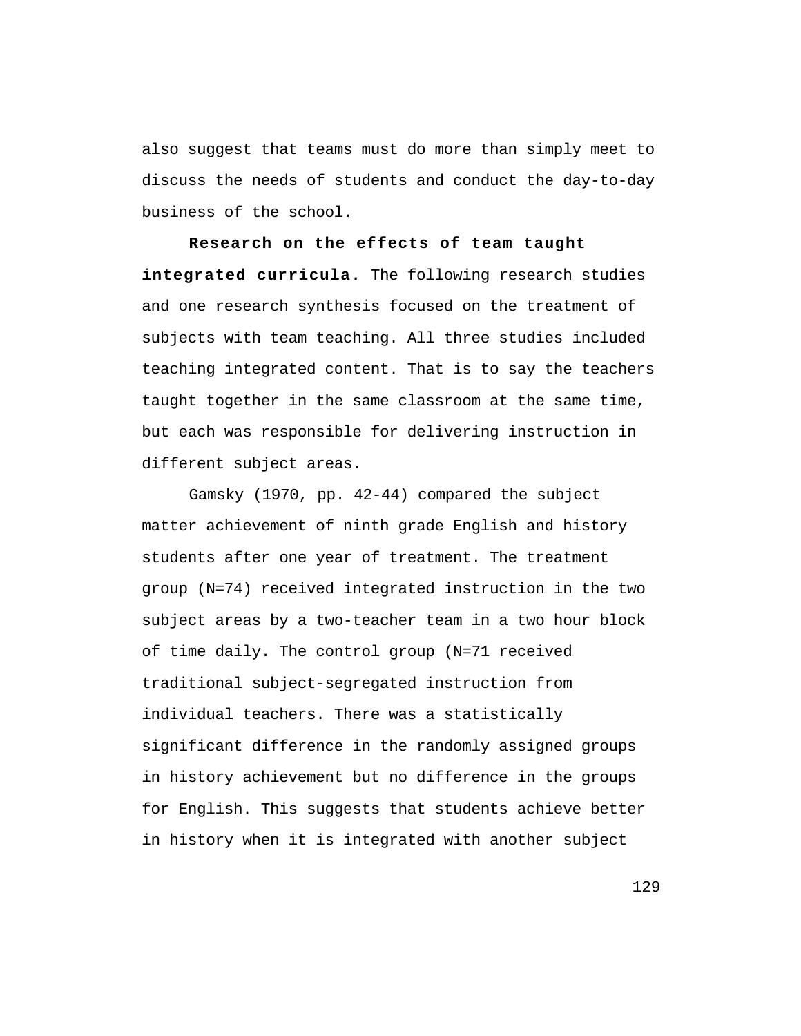also suggest that teams must do more than simply meet to discuss the needs of students and conduct the day-to-day business of the school.

**Research on the effects of team taught integrated curricula.** The following research studies and one research synthesis focused on the treatment of subjects with team teaching. All three studies included teaching integrated content. That is to say the teachers taught together in the same classroom at the same time, but each was responsible for delivering instruction in different subject areas.

Gamsky (1970, pp. 42-44) compared the subject matter achievement of ninth grade English and history students after one year of treatment. The treatment group (N=74) received integrated instruction in the two subject areas by a two-teacher team in a two hour block of time daily. The control group (N=71 received traditional subject-segregated instruction from individual teachers. There was a statistically significant difference in the randomly assigned groups in history achievement but no difference in the groups for English. This suggests that students achieve better in history when it is integrated with another subject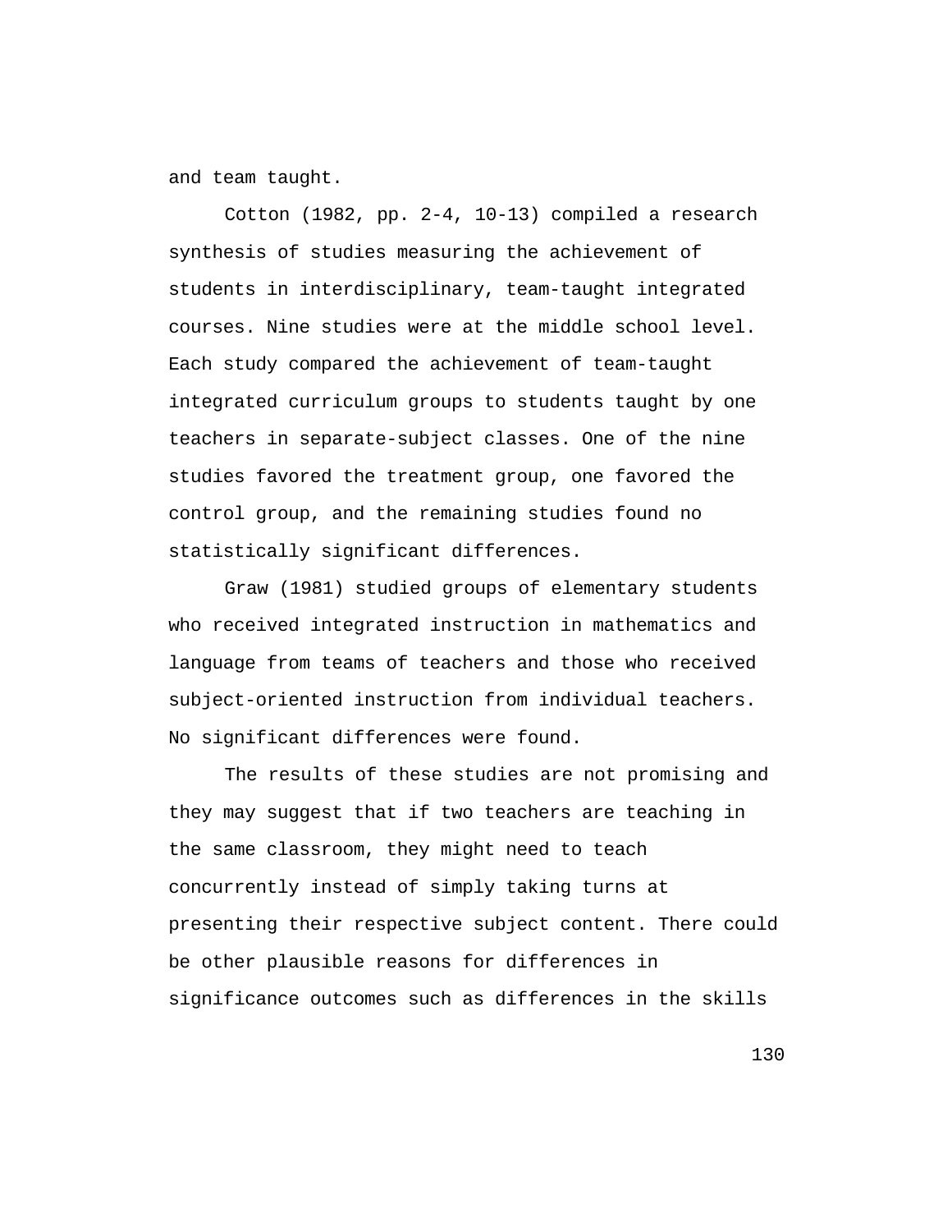and team taught.

Cotton (1982, pp. 2-4, 10-13) compiled a research synthesis of studies measuring the achievement of students in interdisciplinary, team-taught integrated courses. Nine studies were at the middle school level. Each study compared the achievement of team-taught integrated curriculum groups to students taught by one teachers in separate-subject classes. One of the nine studies favored the treatment group, one favored the control group, and the remaining studies found no statistically significant differences.

Graw (1981) studied groups of elementary students who received integrated instruction in mathematics and language from teams of teachers and those who received subject-oriented instruction from individual teachers. No significant differences were found.

The results of these studies are not promising and they may suggest that if two teachers are teaching in the same classroom, they might need to teach concurrently instead of simply taking turns at presenting their respective subject content. There could be other plausible reasons for differences in significance outcomes such as differences in the skills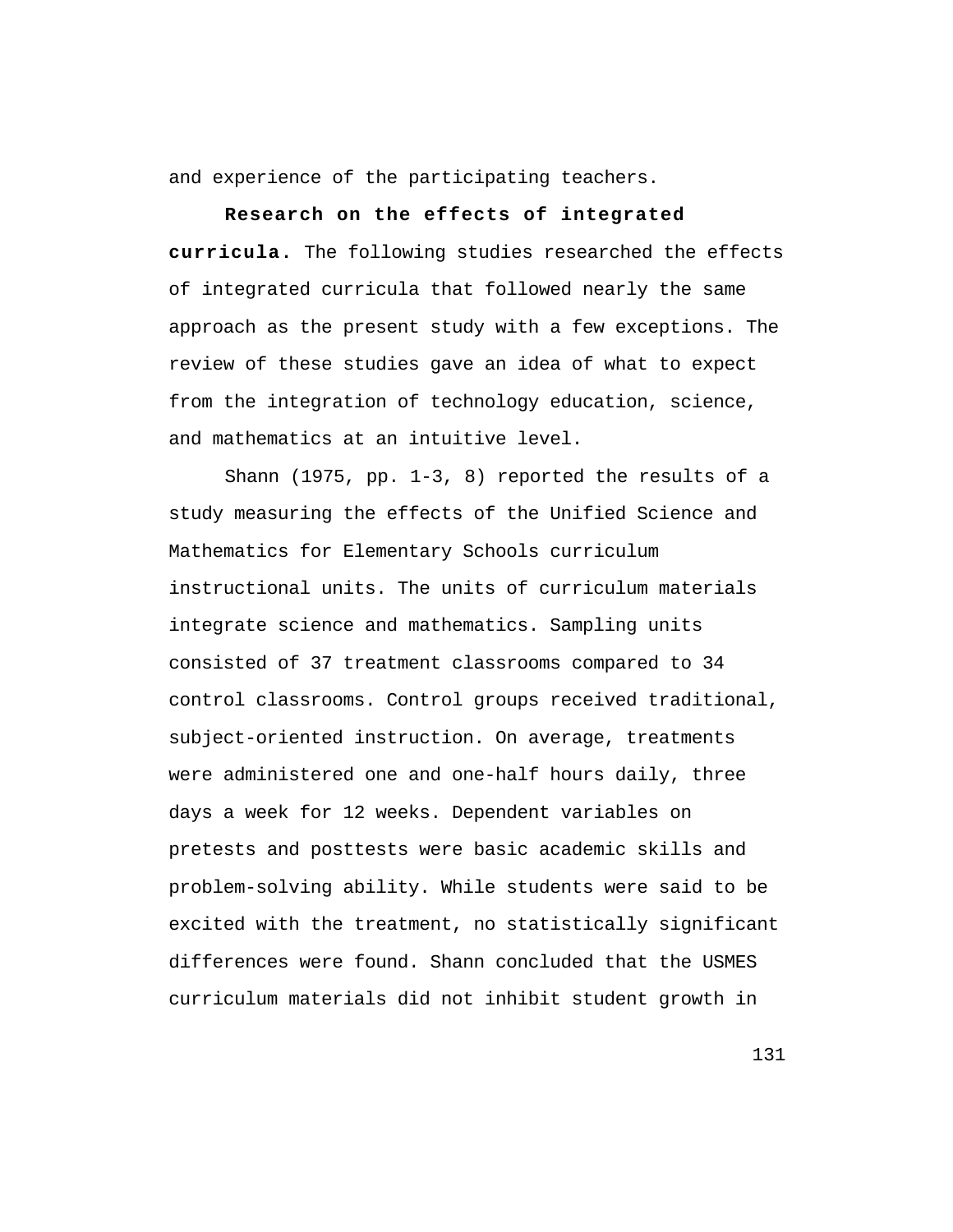and experience of the participating teachers.

**Research on the effects of integrated curricula.** The following studies researched the effects of integrated curricula that followed nearly the same approach as the present study with a few exceptions. The review of these studies gave an idea of what to expect from the integration of technology education, science, and mathematics at an intuitive level.

Shann (1975, pp. 1-3, 8) reported the results of a study measuring the effects of the Unified Science and Mathematics for Elementary Schools curriculum instructional units. The units of curriculum materials integrate science and mathematics. Sampling units consisted of 37 treatment classrooms compared to 34 control classrooms. Control groups received traditional, subject-oriented instruction. On average, treatments were administered one and one-half hours daily, three days a week for 12 weeks. Dependent variables on pretests and posttests were basic academic skills and problem-solving ability. While students were said to be excited with the treatment, no statistically significant differences were found. Shann concluded that the USMES curriculum materials did not inhibit student growth in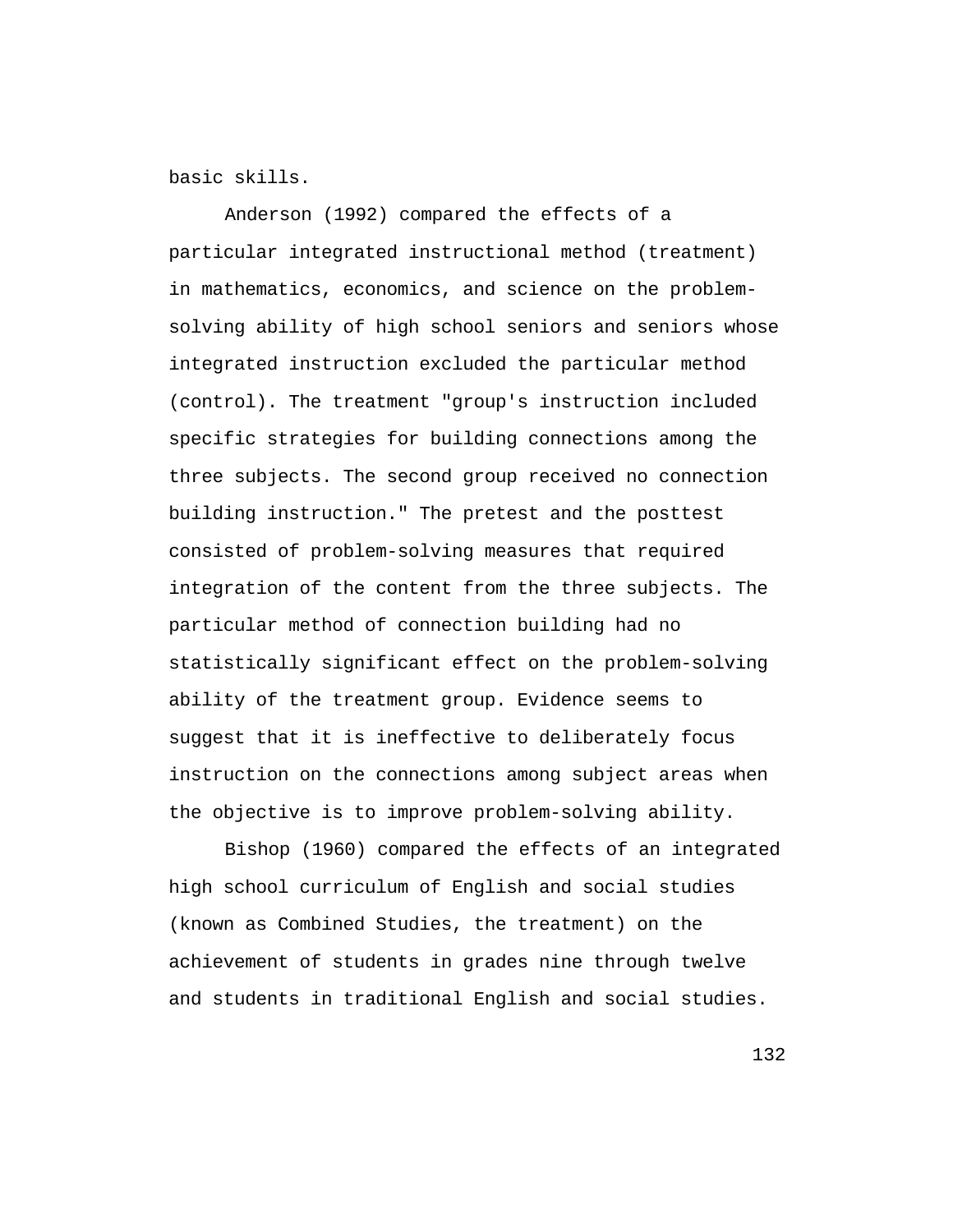basic skills.

Anderson (1992) compared the effects of a particular integrated instructional method (treatment) in mathematics, economics, and science on the problem-solving ability of high school seniors and seniors whose integrated instruction excluded the particular method (control). The treatment "group's instruction included specific strategies for building connections among the three subjects. The second group received no connection building instruction." The pretest and the posttest consisted of problem-solving measures that required integration of the content from the three subjects. The particular method of connection building had no statistically significant effect on the problem-solving ability of the treatment group. Evidence seems to suggest that it is ineffective to deliberately focus instruction on the connections among subject areas when the objective is to improve problem-solving ability.

Bishop (1960) compared the effects of an integrated high school curriculum of English and social studies (known as Combined Studies, the treatment) on the achievement of students in grades nine through twelve and students in traditional English and social studies.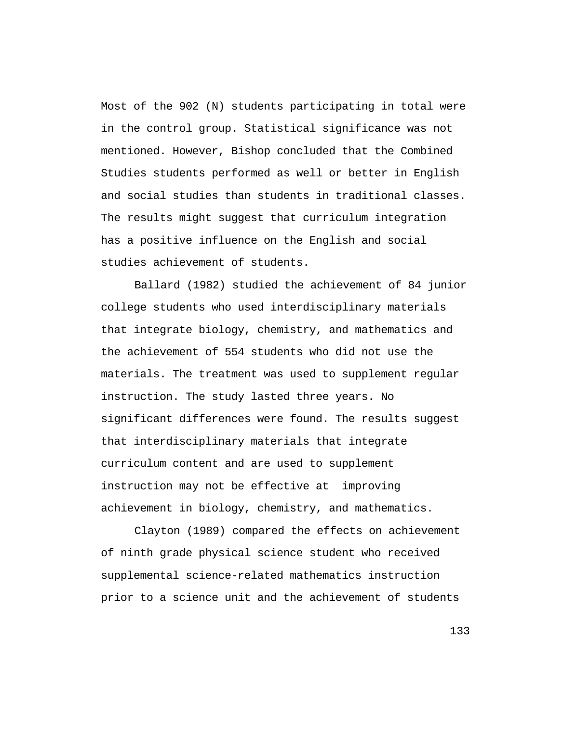Most of the 902 (N) students participating in total were in the control group. Statistical significance was not mentioned. However, Bishop concluded that the Combined Studies students performed as well or better in English and social studies than students in traditional classes. The results might suggest that curriculum integration has a positive influence on the English and social studies achievement of students.

Ballard (1982) studied the achievement of 84 junior college students who used interdisciplinary materials that integrate biology, chemistry, and mathematics and the achievement of 554 students who did not use the materials. The treatment was used to supplement regular instruction. The study lasted three years. No significant differences were found. The results suggest that interdisciplinary materials that integrate curriculum content and are used to supplement instruction may not be effective at improving achievement in biology, chemistry, and mathematics.

Clayton (1989) compared the effects on achievement of ninth grade physical science student who received supplemental science-related mathematics instruction prior to a science unit and the achievement of students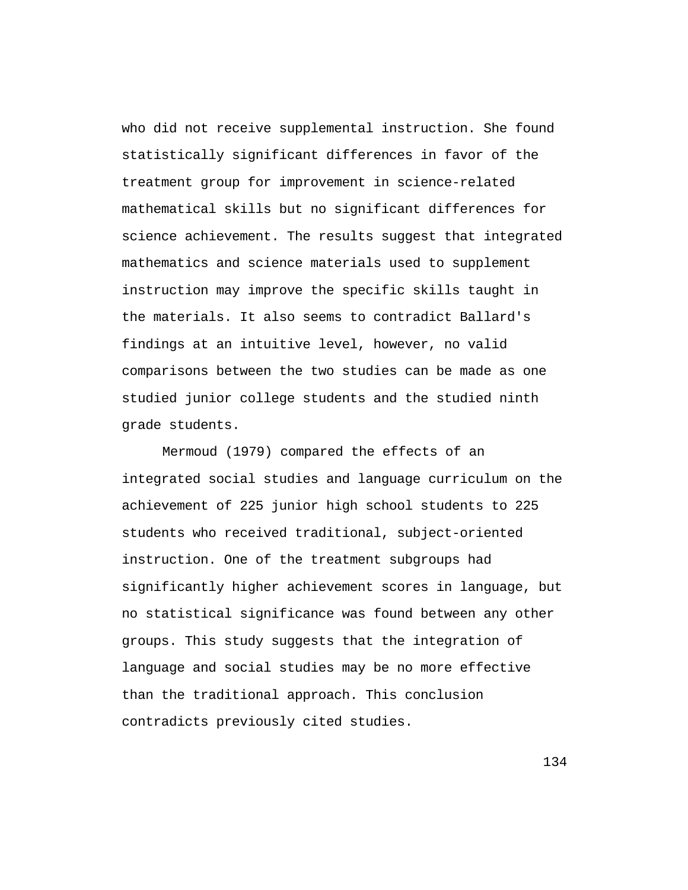who did not receive supplemental instruction. She found statistically significant differences in favor of the treatment group for improvement in science-related mathematical skills but no significant differences for science achievement. The results suggest that integrated mathematics and science materials used to supplement instruction may improve the specific skills taught in the materials. It also seems to contradict Ballard's findings at an intuitive level, however, no valid comparisons between the two studies can be made as one studied junior college students and the studied ninth grade students.

Mermoud (1979) compared the effects of an integrated social studies and language curriculum on the achievement of 225 junior high school students to 225 students who received traditional, subject-oriented instruction. One of the treatment subgroups had significantly higher achievement scores in language, but no statistical significance was found between any other groups. This study suggests that the integration of language and social studies may be no more effective than the traditional approach. This conclusion contradicts previously cited studies.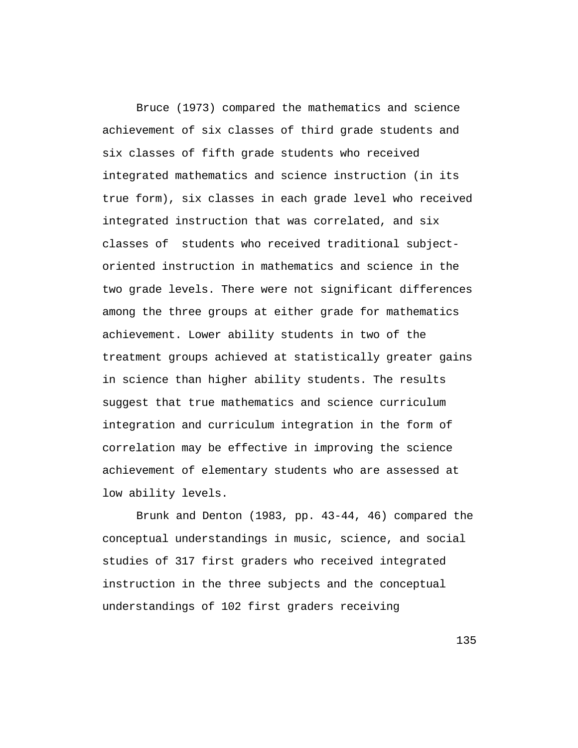Bruce (1973) compared the mathematics and science achievement of six classes of third grade students and six classes of fifth grade students who received integrated mathematics and science instruction (in its true form), six classes in each grade level who received integrated instruction that was correlated, and six classes of students who received traditional subject-oriented instruction in mathematics and science in the two grade levels. There were not significant differences among the three groups at either grade for mathematics achievement. Lower ability students in two of the treatment groups achieved at statistically greater gains in science than higher ability students. The results suggest that true mathematics and science curriculum integration and curriculum integration in the form of correlation may be effective in improving the science achievement of elementary students who are assessed at low ability levels.

Brunk and Denton (1983, pp. 43-44, 46) compared the conceptual understandings in music, science, and social studies of 317 first graders who received integrated instruction in the three subjects and the conceptual understandings of 102 first graders receiving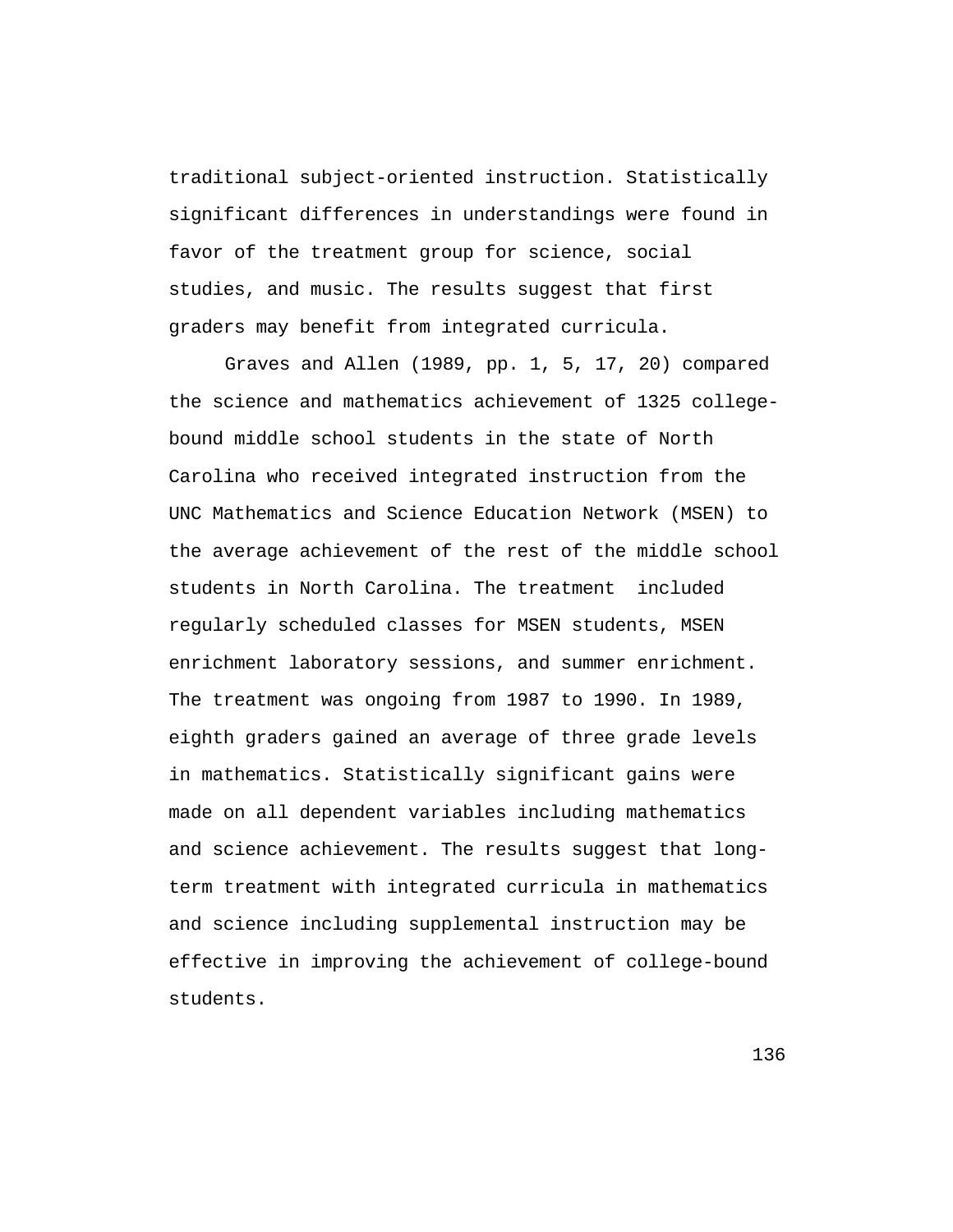traditional subject-oriented instruction. Statistically significant differences in understandings were found in favor of the treatment group for science, social studies, and music. The results suggest that first graders may benefit from integrated curricula.

Graves and Allen (1989, pp. 1, 5, 17, 20) compared the science and mathematics achievement of 1325 college-bound middle school students in the state of North Carolina who received integrated instruction from the UNC Mathematics and Science Education Network (MSEN) to the average achievement of the rest of the middle school students in North Carolina. The treatment included regularly scheduled classes for MSEN students, MSEN enrichment laboratory sessions, and summer enrichment. The treatment was ongoing from 1987 to 1990. In 1989, eighth graders gained an average of three grade levels in mathematics. Statistically significant gains were made on all dependent variables including mathematics and science achievement. The results suggest that long-term treatment with integrated curricula in mathematics and science including supplemental instruction may be effective in improving the achievement of college-bound students.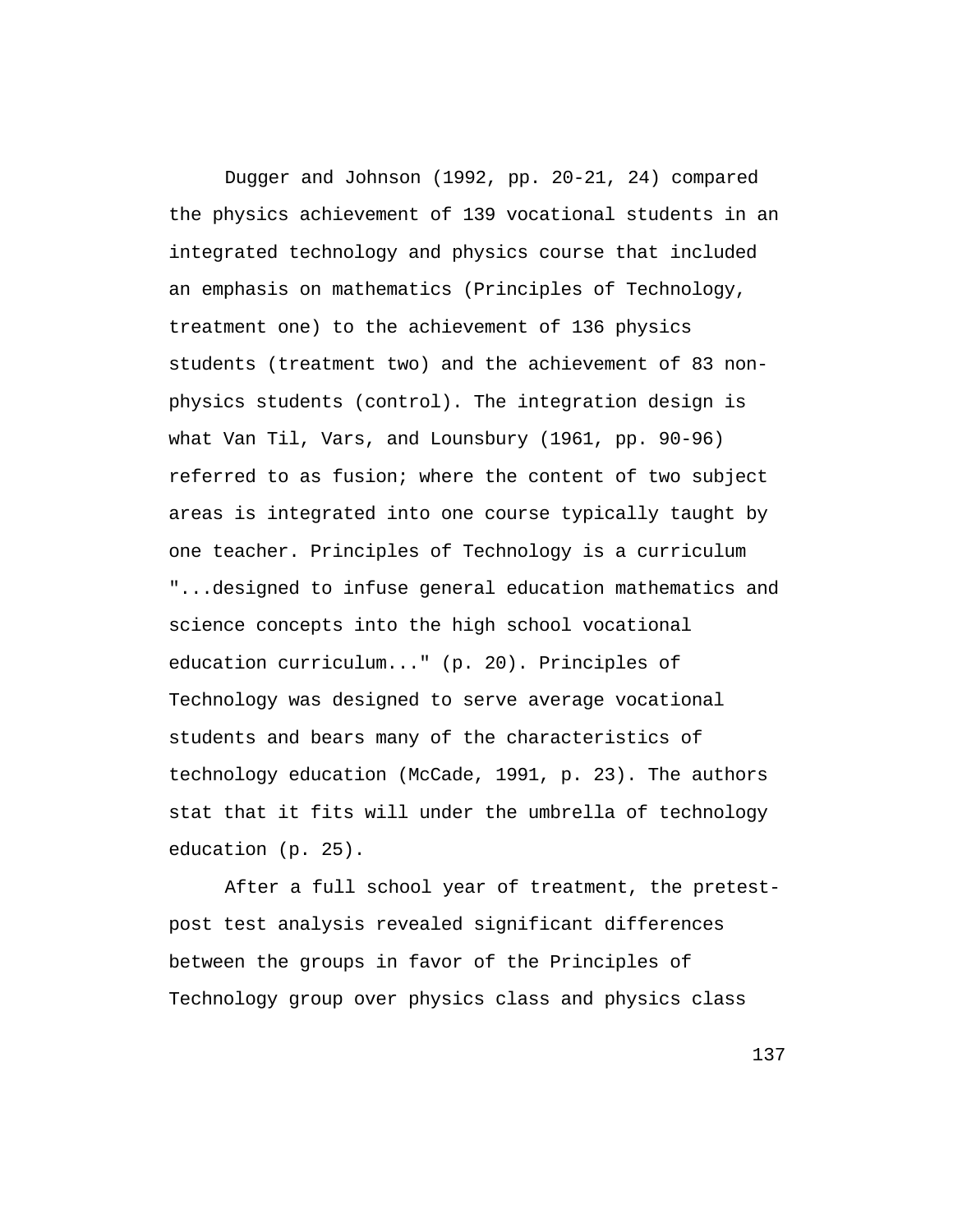Dugger and Johnson (1992, pp. 20-21, 24) compared the physics achievement of 139 vocational students in an integrated technology and physics course that included an emphasis on mathematics (Principles of Technology, treatment one) to the achievement of 136 physics students (treatment two) and the achievement of 83 non-physics students (control). The integration design is what Van Til, Vars, and Lounsbury (1961, pp. 90-96) referred to as fusion; where the content of two subject areas is integrated into one course typically taught by one teacher. Principles of Technology is a curriculum "...designed to infuse general education mathematics and science concepts into the high school vocational education curriculum..." (p. 20). Principles of Technology was designed to serve average vocational students and bears many of the characteristics of technology education (McCade, 1991, p. 23). The authors stat that it fits will under the umbrella of technology education (p. 25).

After a full school year of treatment, the pretest-post test analysis revealed significant differences between the groups in favor of the Principles of Technology group over physics class and physics class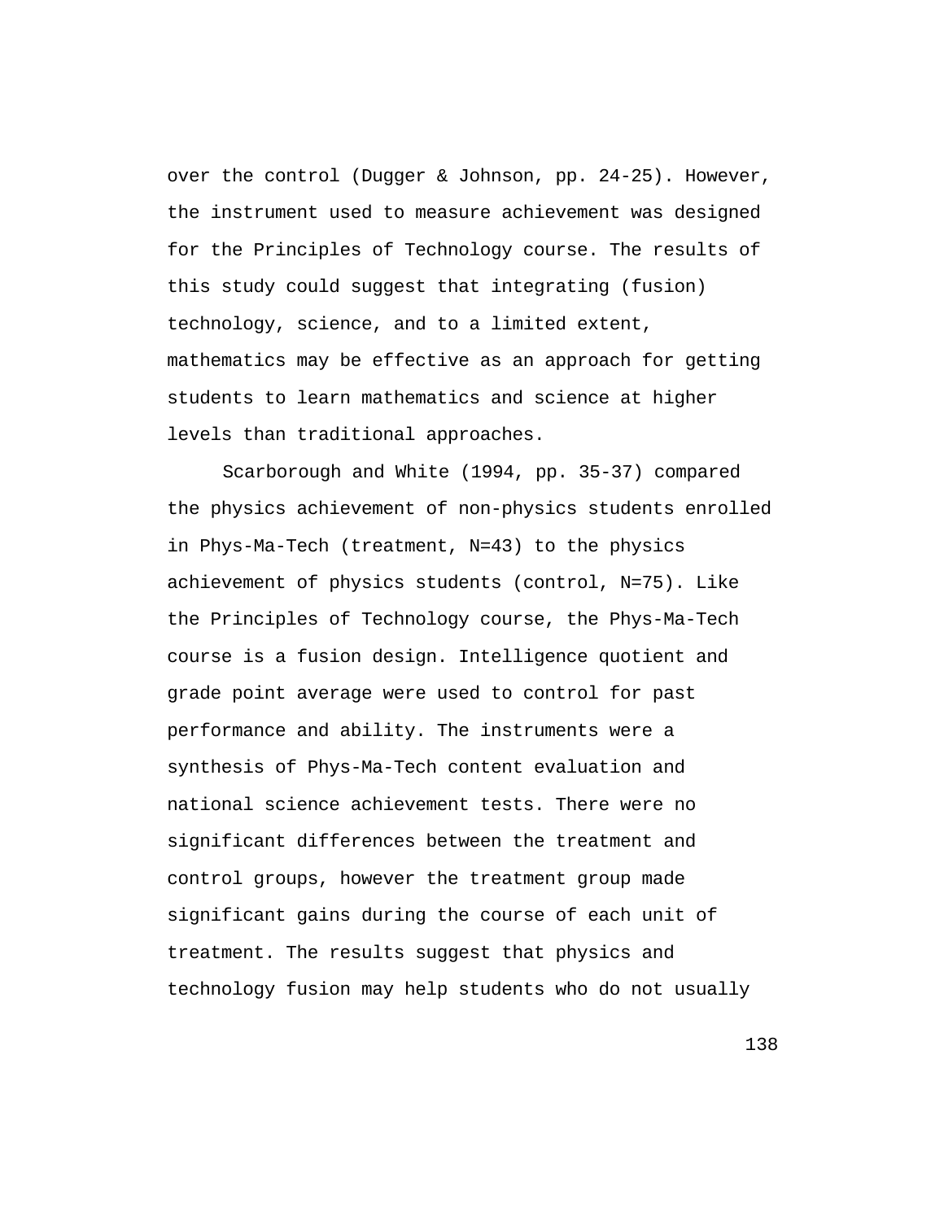over the control (Dugger & Johnson, pp. 24-25). However, the instrument used to measure achievement was designed for the Principles of Technology course. The results of this study could suggest that integrating (fusion) technology, science, and to a limited extent, mathematics may be effective as an approach for getting students to learn mathematics and science at higher levels than traditional approaches.

Scarborough and White (1994, pp. 35-37) compared the physics achievement of non-physics students enrolled in Phys-Ma-Tech (treatment, N=43) to the physics achievement of physics students (control, N=75). Like the Principles of Technology course, the Phys-Ma-Tech course is a fusion design. Intelligence quotient and grade point average were used to control for past performance and ability. The instruments were a synthesis of Phys-Ma-Tech content evaluation and national science achievement tests. There were no significant differences between the treatment and control groups, however the treatment group made significant gains during the course of each unit of treatment. The results suggest that physics and technology fusion may help students who do not usually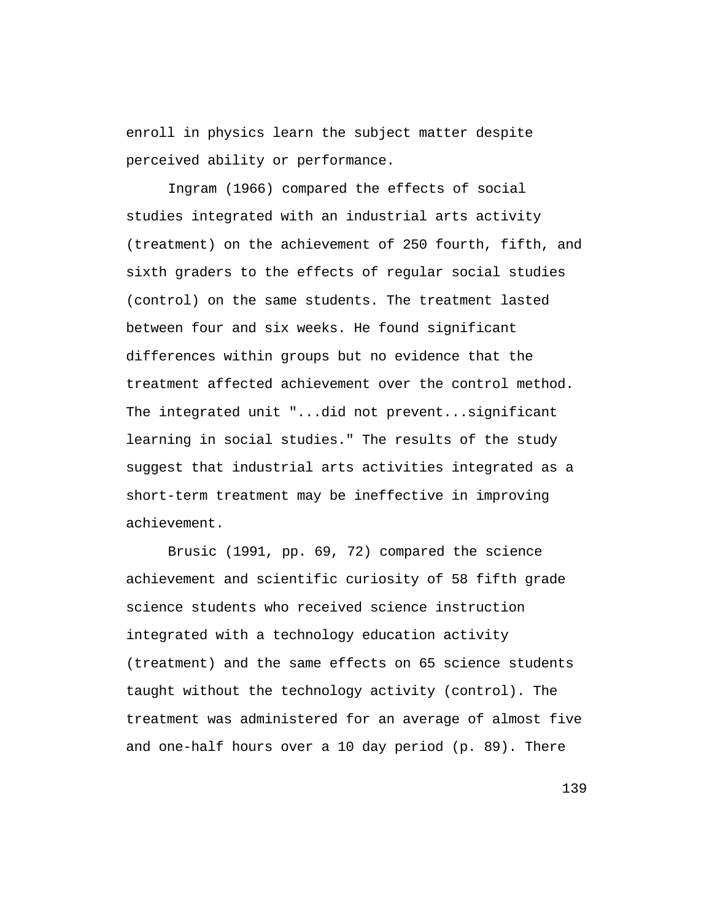enroll in physics learn the subject matter despite perceived ability or performance.

Ingram (1966) compared the effects of social studies integrated with an industrial arts activity (treatment) on the achievement of 250 fourth, fifth, and sixth graders to the effects of regular social studies (control) on the same students. The treatment lasted between four and six weeks. He found significant differences within groups but no evidence that the treatment affected achievement over the control method. The integrated unit "...did not prevent...significant learning in social studies." The results of the study suggest that industrial arts activities integrated as a short-term treatment may be ineffective in improving achievement.

Brusic (1991, pp. 69, 72) compared the science achievement and scientific curiosity of 58 fifth grade science students who received science instruction integrated with a technology education activity (treatment) and the same effects on 65 science students taught without the technology activity (control). The treatment was administered for an average of almost five and one-half hours over a 10 day period (p. 89). There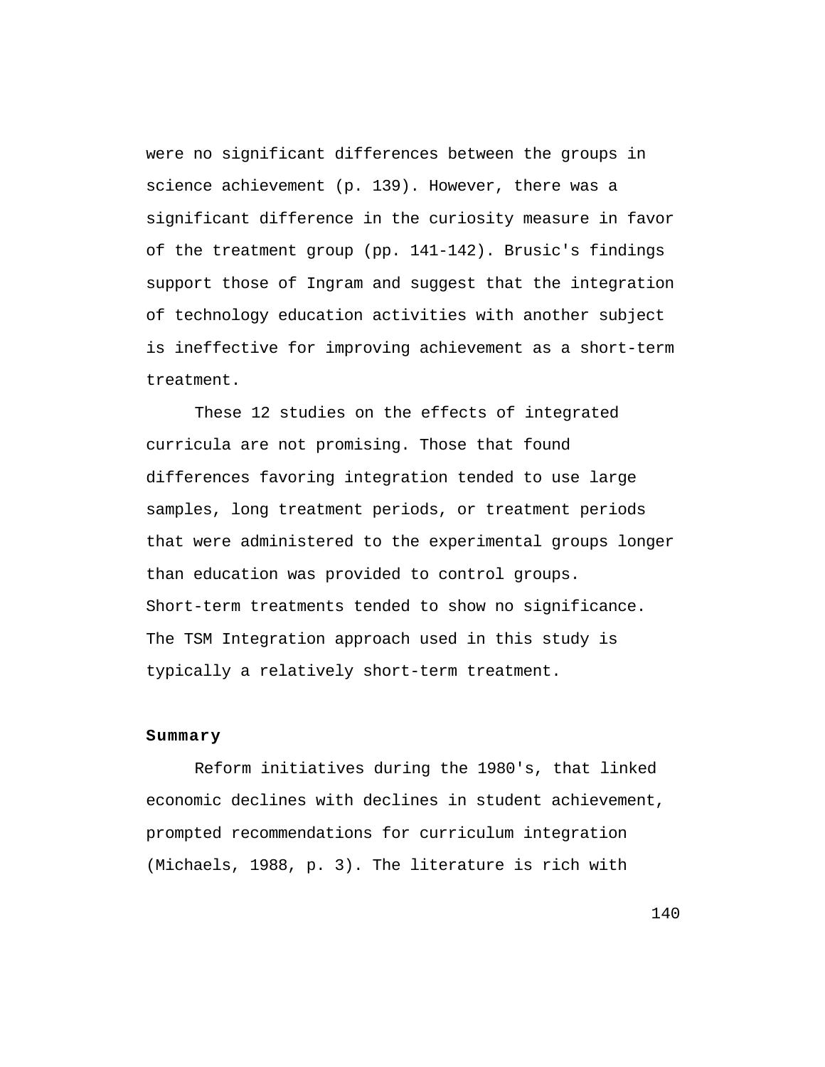were no significant differences between the groups in science achievement (p. 139). However, there was a significant difference in the curiosity measure in favor of the treatment group (pp. 141-142). Brusic's findings support those of Ingram and suggest that the integration of technology education activities with another subject is ineffective for improving achievement as a short-term treatment.

These 12 studies on the effects of integrated curricula are not promising. Those that found differences favoring integration tended to use large samples, long treatment periods, or treatment periods that were administered to the experimental groups longer than education was provided to control groups. Short-term treatments tended to show no significance. The TSM Integration approach used in this study is typically a relatively short-term treatment.

**Summary**

Reform initiatives during the 1980's, that linked economic declines with declines in student achievement, prompted recommendations for curriculum integration (Michaels, 1988, p. 3). The literature is rich with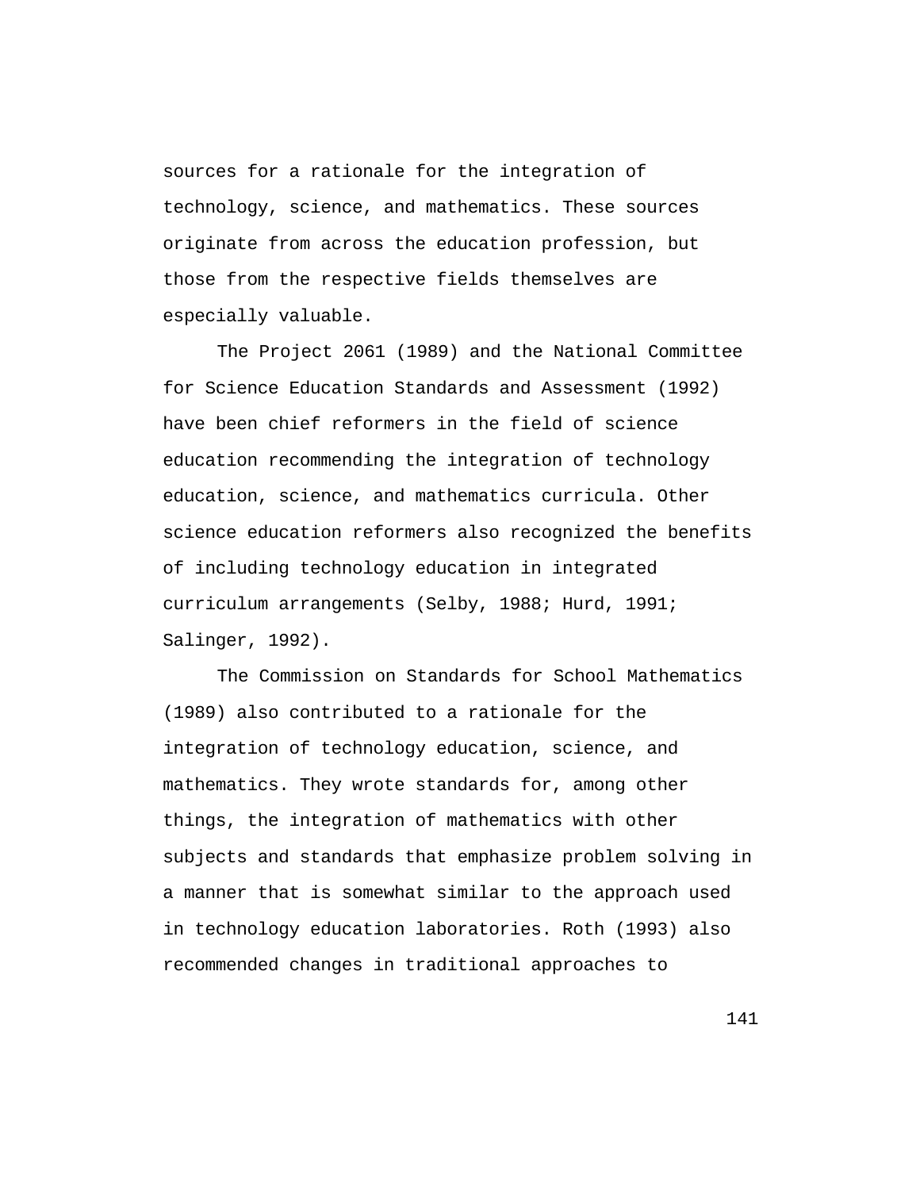sources for a rationale for the integration of technology, science, and mathematics. These sources originate from across the education profession, but those from the respective fields themselves are especially valuable.

The Project 2061 (1989) and the National Committee for Science Education Standards and Assessment (1992) have been chief reformers in the field of science education recommending the integration of technology education, science, and mathematics curricula. Other science education reformers also recognized the benefits of including technology education in integrated curriculum arrangements (Selby, 1988; Hurd, 1991; Salinger, 1992).

The Commission on Standards for School Mathematics (1989) also contributed to a rationale for the integration of technology education, science, and mathematics. They wrote standards for, among other things, the integration of mathematics with other subjects and standards that emphasize problem solving in a manner that is somewhat similar to the approach used in technology education laboratories. Roth (1993) also recommended changes in traditional approaches to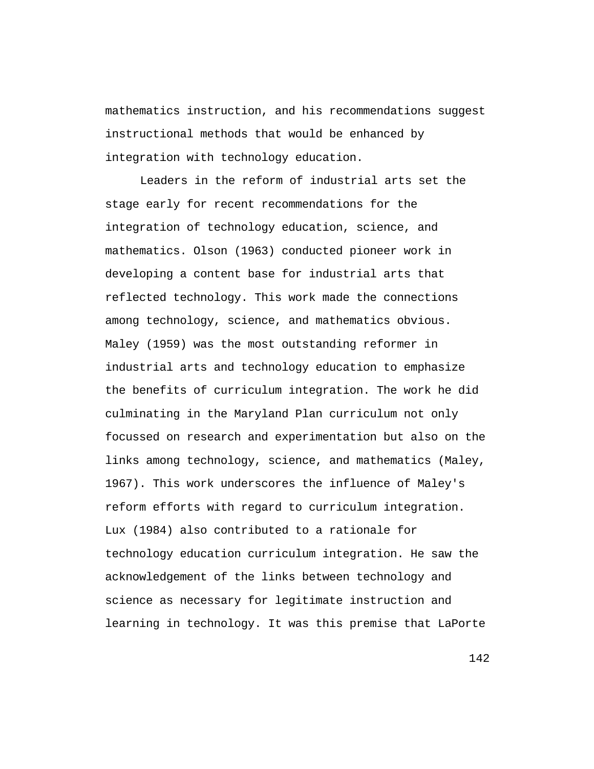mathematics instruction, and his recommendations suggest instructional methods that would be enhanced by integration with technology education.

Leaders in the reform of industrial arts set the stage early for recent recommendations for the integration of technology education, science, and mathematics. Olson (1963) conducted pioneer work in developing a content base for industrial arts that reflected technology. This work made the connections among technology, science, and mathematics obvious. Maley (1959) was the most outstanding reformer in industrial arts and technology education to emphasize the benefits of curriculum integration. The work he did culminating in the Maryland Plan curriculum not only focussed on research and experimentation but also on the links among technology, science, and mathematics (Maley, 1967). This work underscores the influence of Maley's reform efforts with regard to curriculum integration. Lux (1984) also contributed to a rationale for technology education curriculum integration. He saw the acknowledgement of the links between technology and science as necessary for legitimate instruction and learning in technology. It was this premise that LaPorte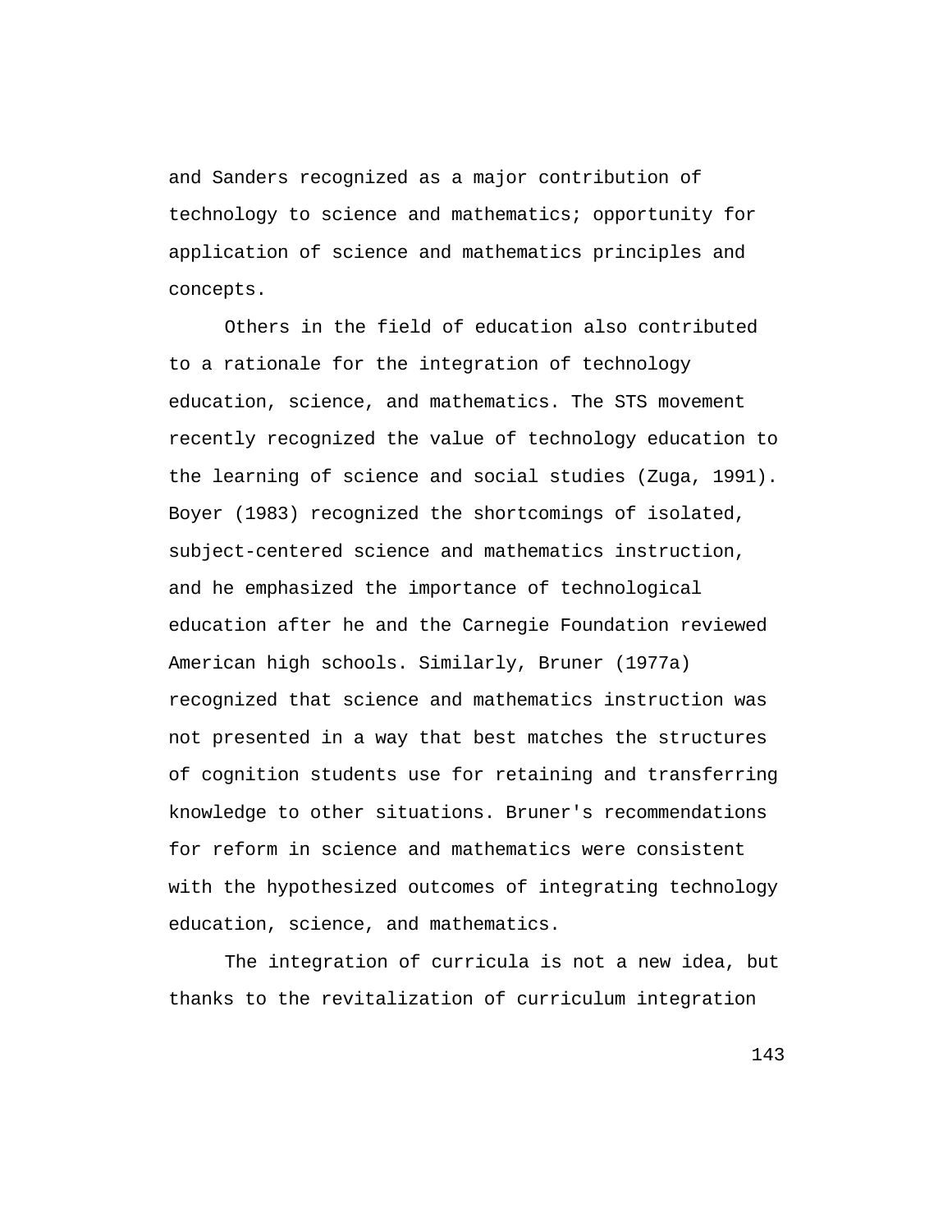and Sanders recognized as a major contribution of technology to science and mathematics; opportunity for application of science and mathematics principles and concepts.

Others in the field of education also contributed to a rationale for the integration of technology education, science, and mathematics. The STS movement recently recognized the value of technology education to the learning of science and social studies (Zuga, 1991). Boyer (1983) recognized the shortcomings of isolated, subject-centered science and mathematics instruction, and he emphasized the importance of technological education after he and the Carnegie Foundation reviewed American high schools. Similarly, Bruner (1977a) recognized that science and mathematics instruction was not presented in a way that best matches the structures of cognition students use for retaining and transferring knowledge to other situations. Bruner's recommendations for reform in science and mathematics were consistent with the hypothesized outcomes of integrating technology education, science, and mathematics.

The integration of curricula is not a new idea, but thanks to the revitalization of curriculum integration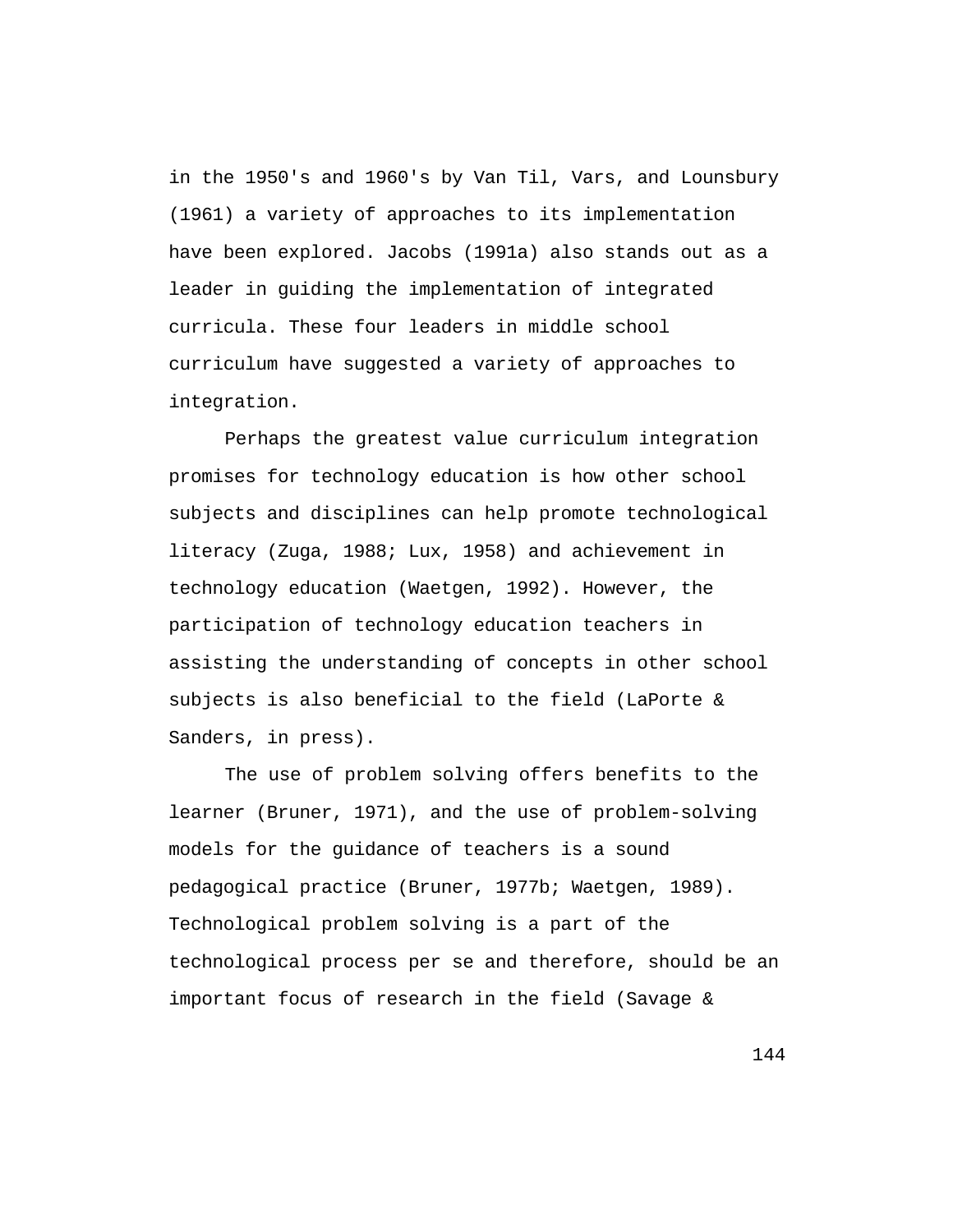in the 1950's and 1960's by Van Til, Vars, and Lounsbury (1961) a variety of approaches to its implementation have been explored. Jacobs (1991a) also stands out as a leader in guiding the implementation of integrated curricula. These four leaders in middle school curriculum have suggested a variety of approaches to integration.

Perhaps the greatest value curriculum integration promises for technology education is how other school subjects and disciplines can help promote technological literacy (Zuga, 1988; Lux, 1958) and achievement in technology education (Waetgen, 1992). However, the participation of technology education teachers in assisting the understanding of concepts in other school subjects is also beneficial to the field (LaPorte & Sanders, in press).

The use of problem solving offers benefits to the learner (Bruner, 1971), and the use of problem-solving models for the guidance of teachers is a sound pedagogical practice (Bruner, 1977b; Waetgen, 1989). Technological problem solving is a part of the technological process per se and therefore, should be an important focus of research in the field (Savage &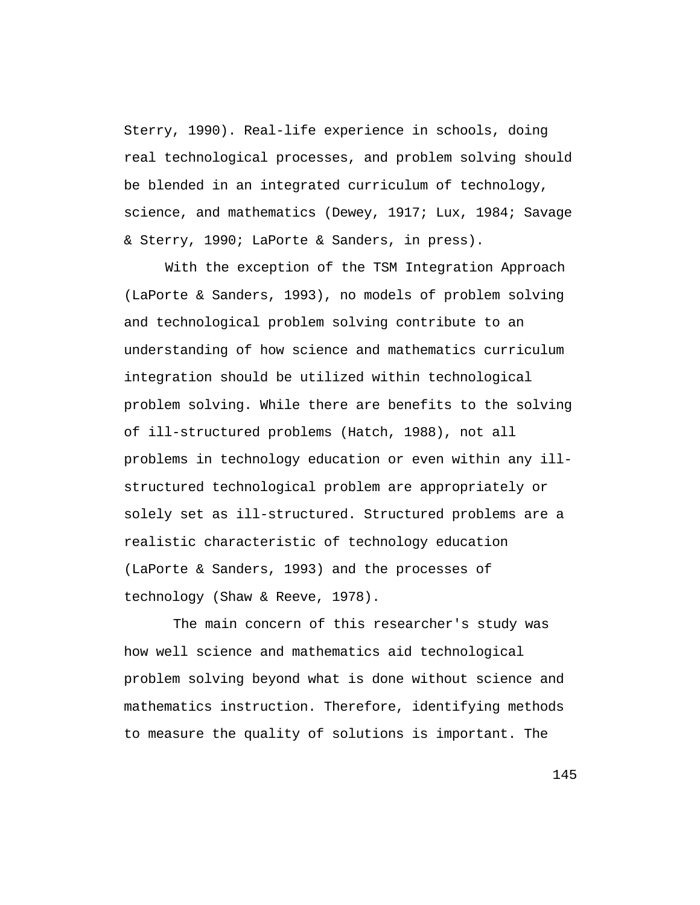Sterry, 1990). Real-life experience in schools, doing real technological processes, and problem solving should be blended in an integrated curriculum of technology, science, and mathematics (Dewey, 1917; Lux, 1984; Savage & Sterry, 1990; LaPorte & Sanders, in press).

With the exception of the TSM Integration Approach (LaPorte & Sanders, 1993), no models of problem solving and technological problem solving contribute to an understanding of how science and mathematics curriculum integration should be utilized within technological problem solving. While there are benefits to the solving of ill-structured problems (Hatch, 1988), not all problems in technology education or even within any ill-structured technological problem are appropriately or solely set as ill-structured. Structured problems are a realistic characteristic of technology education (LaPorte & Sanders, 1993) and the processes of technology (Shaw & Reeve, 1978).

The main concern of this researcher's study was how well science and mathematics aid technological problem solving beyond what is done without science and mathematics instruction. Therefore, identifying methods to measure the quality of solutions is important. The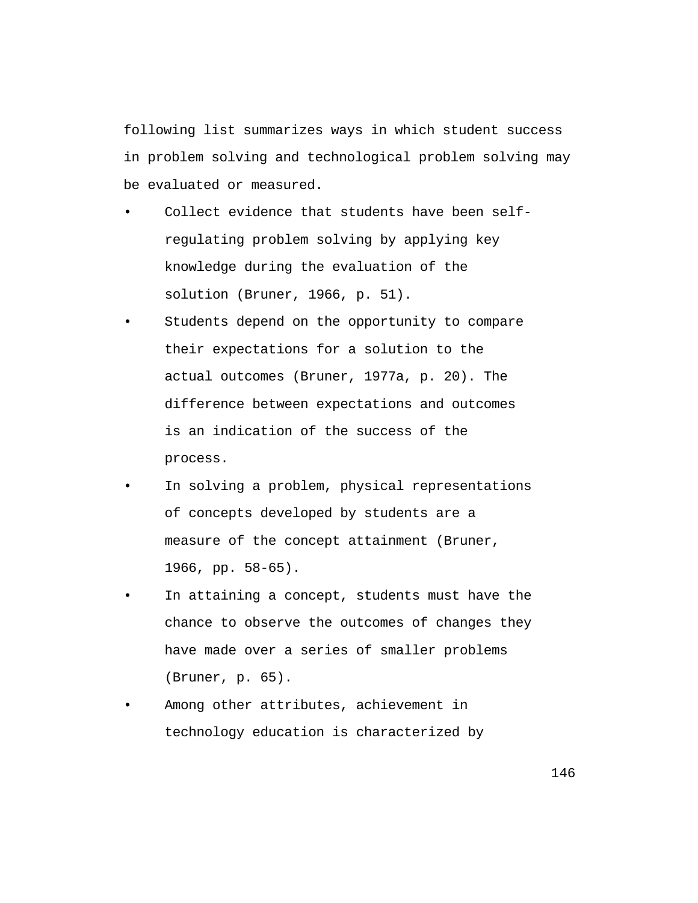following list summarizes ways in which student success in problem solving and technological problem solving may be evaluated or measured.

- Collect evidence that students have been self-regulating problem solving by applying key knowledge during the evaluation of the solution (Bruner, 1966, p. 51).
- Students depend on the opportunity to compare their expectations for a solution to the actual outcomes (Bruner, 1977a, p. 20). The difference between expectations and outcomes is an indication of the success of the process.
- In solving a problem, physical representations of concepts developed by students are a measure of the concept attainment (Bruner, 1966, pp. 58-65).
- In attaining a concept, students must have the chance to observe the outcomes of changes they have made over a series of smaller problems (Bruner, p. 65).
- Among other attributes, achievement in technology education is characterized by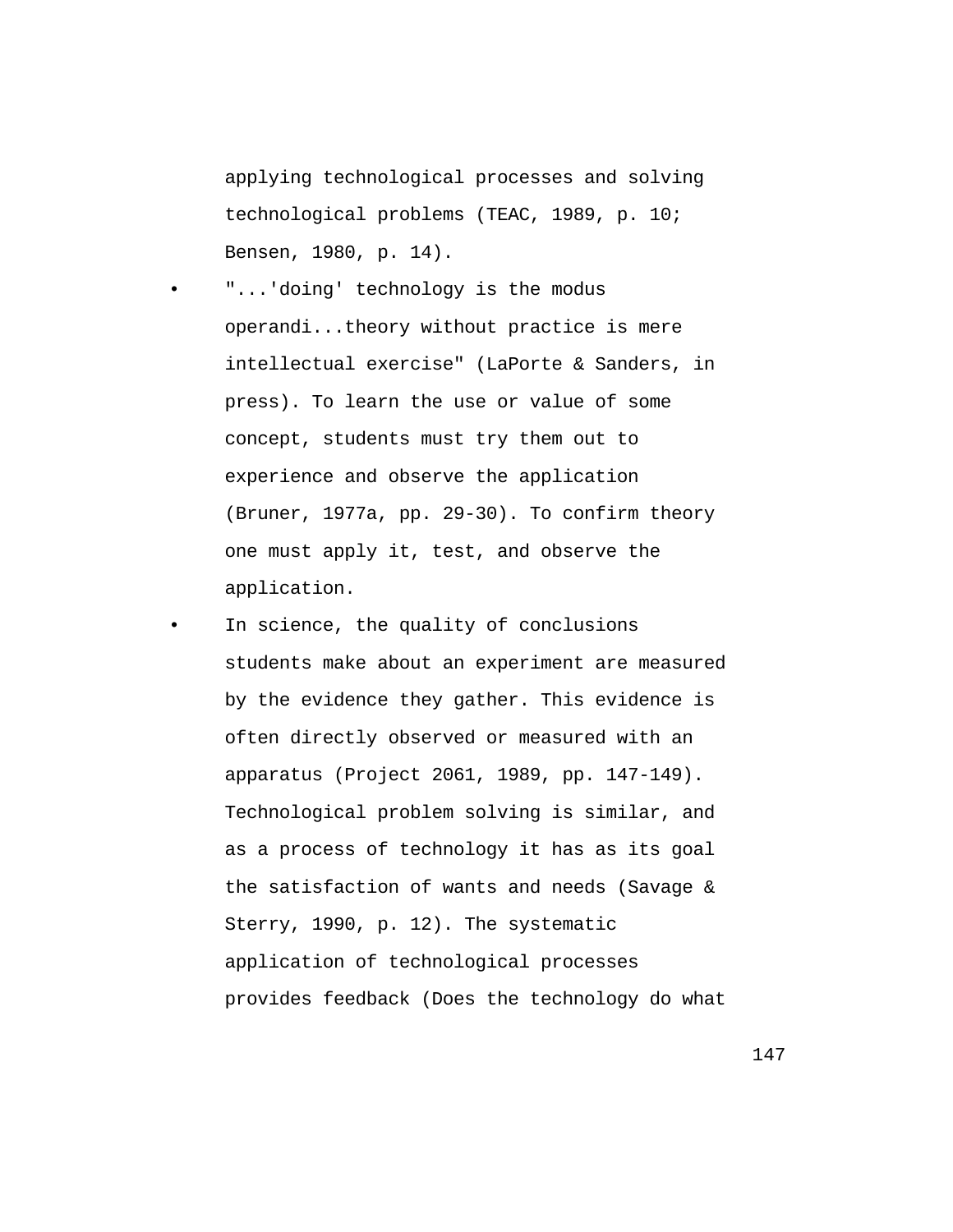applying technological processes and solving technological problems (TEAC, 1989, p. 10; Bensen, 1980, p. 14).

- "...'doing' technology is the modus operandi...theory without practice is mere intellectual exercise" (LaPorte & Sanders, in press). To learn the use or value of some concept, students must try them out to experience and observe the application (Bruner, 1977a, pp. 29-30). To confirm theory one must apply it, test, and observe the application.
- In science, the quality of conclusions students make about an experiment are measured by the evidence they gather. This evidence is often directly observed or measured with an apparatus (Project 2061, 1989, pp. 147-149). Technological problem solving is similar, and as a process of technology it has as its goal the satisfaction of wants and needs (Savage & Sterry, 1990, p. 12). The systematic application of technological processes provides feedback (Does the technology do what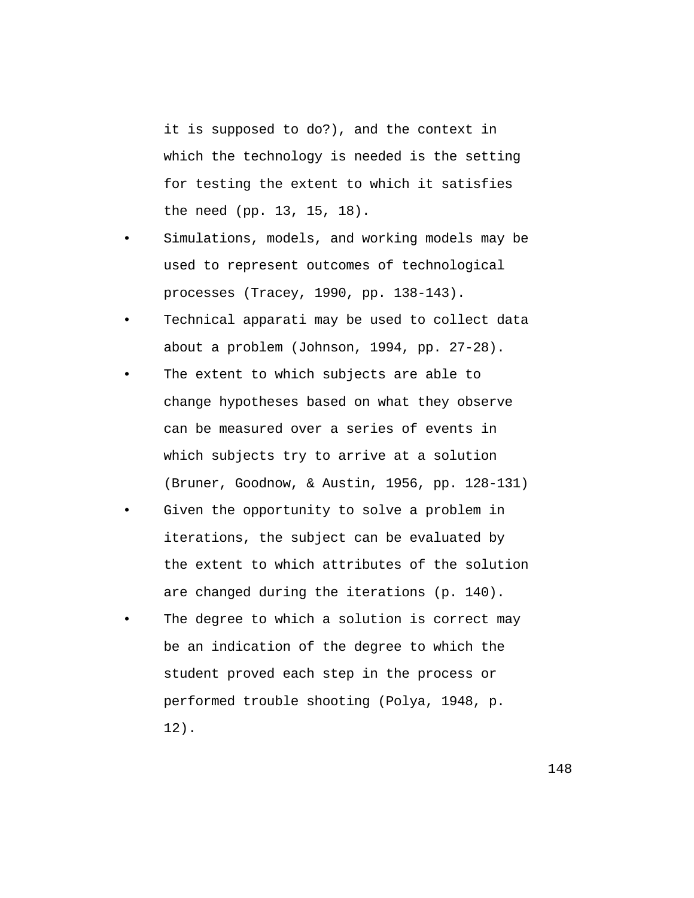it is supposed to do?), and the context in which the technology is needed is the setting for testing the extent to which it satisfies the need (pp. 13, 15, 18).

- Simulations, models, and working models may be used to represent outcomes of technological processes (Tracey, 1990, pp. 138-143).
- Technical apparati may be used to collect data about a problem (Johnson, 1994, pp. 27-28).
- The extent to which subjects are able to change hypotheses based on what they observe can be measured over a series of events in which subjects try to arrive at a solution (Bruner, Goodnow, & Austin, 1956, pp. 128-131)
- Given the opportunity to solve a problem in iterations, the subject can be evaluated by the extent to which attributes of the solution are changed during the iterations (p. 140).
- The degree to which a solution is correct may be an indication of the degree to which the student proved each step in the process or performed trouble shooting (Polya, 1948, p. 12).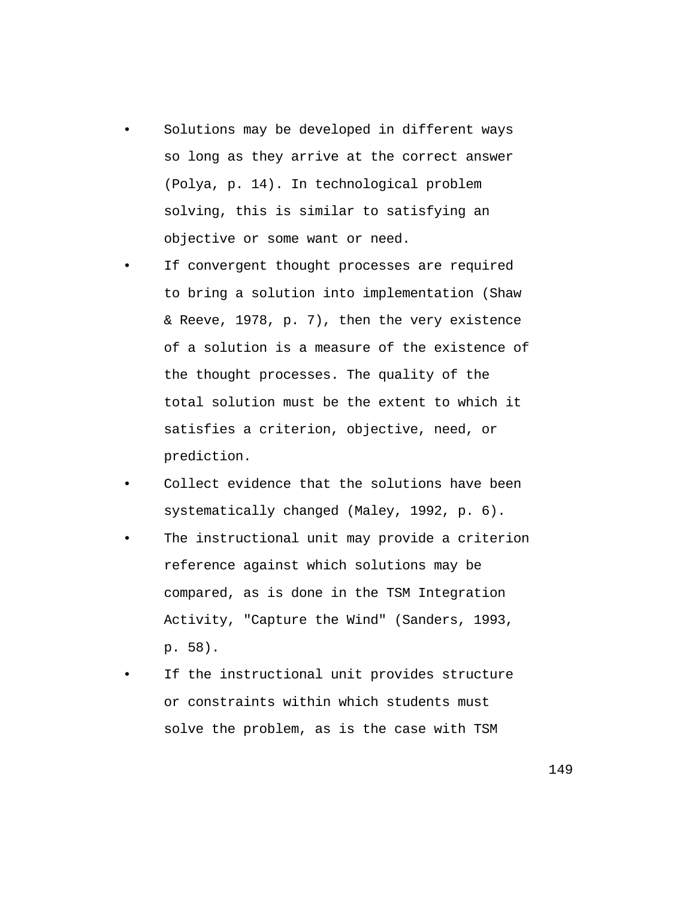- Solutions may be developed in different ways so long as they arrive at the correct answer (Polya, p. 14). In technological problem solving, this is similar to satisfying an objective or some want or need.
- If convergent thought processes are required to bring a solution into implementation (Shaw & Reeve, 1978, p. 7), then the very existence of a solution is a measure of the existence of the thought processes. The quality of the total solution must be the extent to which it satisfies a criterion, objective, need, or prediction.
- Collect evidence that the solutions have been systematically changed (Maley, 1992, p. 6).
- The instructional unit may provide a criterion reference against which solutions may be compared, as is done in the TSM Integration Activity, "Capture the Wind" (Sanders, 1993, p. 58).
- If the instructional unit provides structure or constraints within which students must solve the problem, as is the case with TSM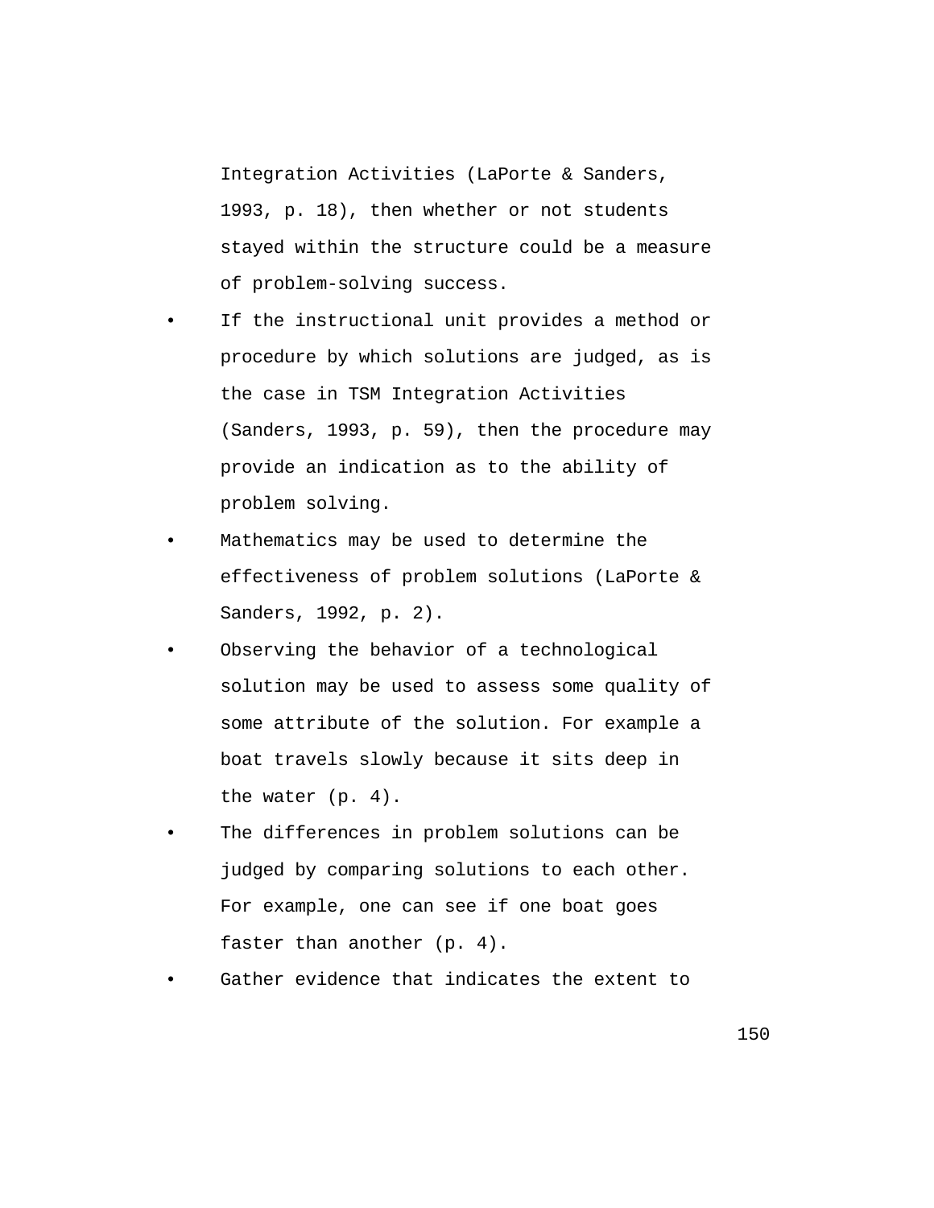Integration Activities (LaPorte & Sanders, 1993, p. 18), then whether or not students stayed within the structure could be a measure of problem-solving success.

- If the instructional unit provides a method or procedure by which solutions are judged, as is the case in TSM Integration Activities (Sanders, 1993, p. 59), then the procedure may provide an indication as to the ability of problem solving.
- Mathematics may be used to determine the effectiveness of problem solutions (LaPorte & Sanders, 1992, p. 2).
- Observing the behavior of a technological solution may be used to assess some quality of some attribute of the solution. For example a boat travels slowly because it sits deep in the water (p. 4).
- The differences in problem solutions can be judged by comparing solutions to each other. For example, one can see if one boat goes faster than another (p. 4).
- Gather evidence that indicates the extent to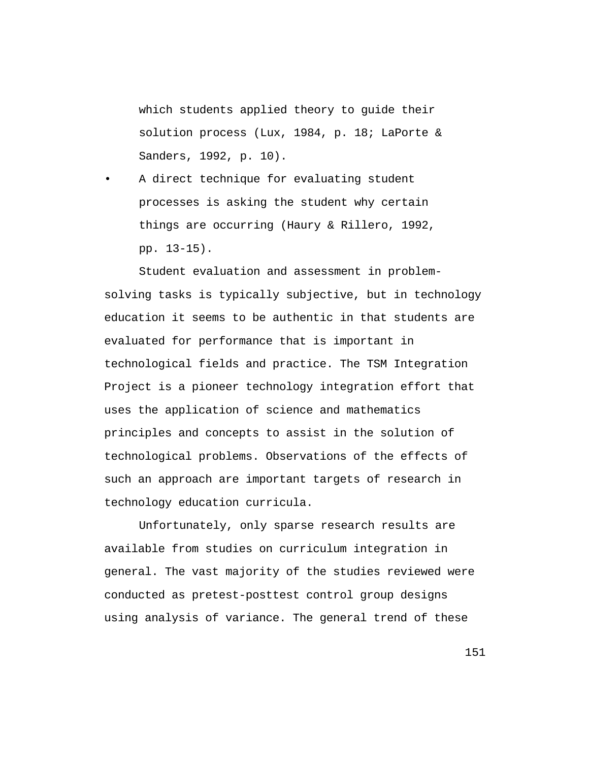which students applied theory to guide their solution process (Lux, 1984, p. 18; LaPorte & Sanders, 1992, p. 10).

- A direct technique for evaluating student processes is asking the student why certain things are occurring (Haury & Rillero, 1992, pp. 13-15).

Student evaluation and assessment in problem-solving tasks is typically subjective, but in technology education it seems to be authentic in that students are evaluated for performance that is important in technological fields and practice. The TSM Integration Project is a pioneer technology integration effort that uses the application of science and mathematics principles and concepts to assist in the solution of technological problems. Observations of the effects of such an approach are important targets of research in technology education curricula.

Unfortunately, only sparse research results are available from studies on curriculum integration in general. The vast majority of the studies reviewed were conducted as pretest-posttest control group designs using analysis of variance. The general trend of these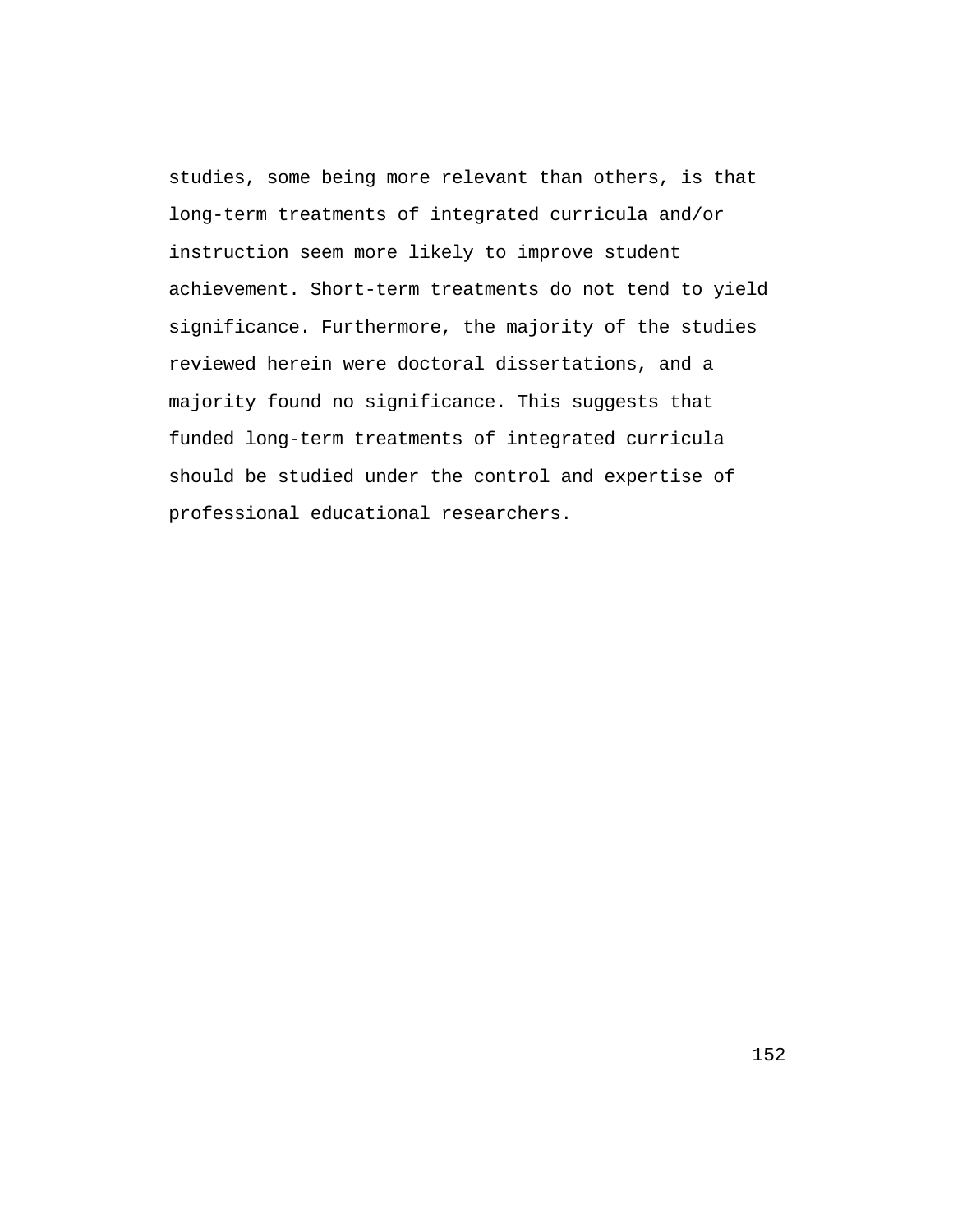studies, some being more relevant than others, is that long-term treatments of integrated curricula and/or instruction seem more likely to improve student achievement. Short-term treatments do not tend to yield significance. Furthermore, the majority of the studies reviewed herein were doctoral dissertations, and a majority found no significance. This suggests that funded long-term treatments of integrated curricula should be studied under the control and expertise of professional educational researchers.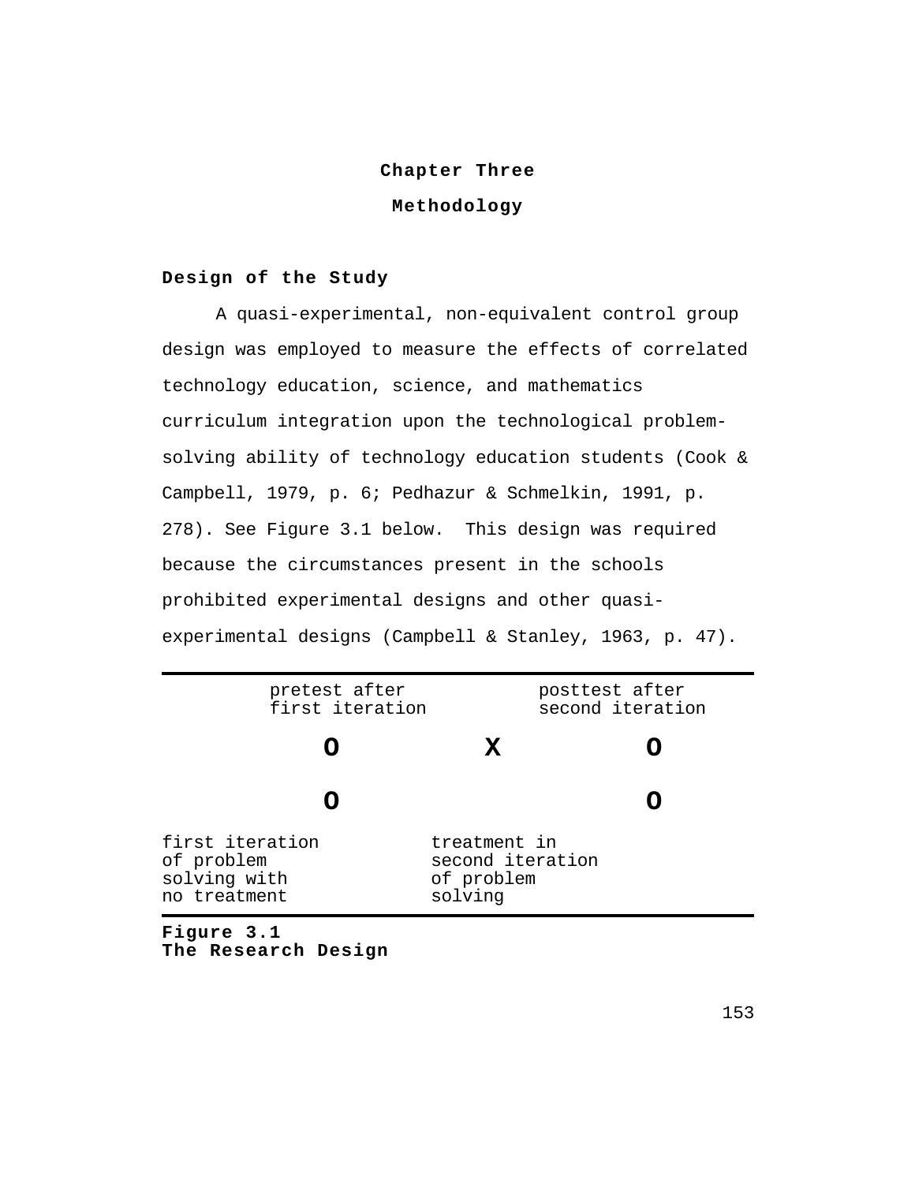# Chapter Three

## Methodology

### Design of the Study

A quasi-experimental, non-equivalent control group design was employed to measure the effects of correlated technology education, science, and mathematics curriculum integration upon the technological problem-solving ability of technology education students (Cook & Campbell, 1979, p. 6; Pedhazur & Schmelkin, 1991, p. 278). See Figure 3.1 below. This design was required because the circumstances present in the schools prohibited experimental designs and other quasi-experimental designs (Campbell & Stanley, 1963, p. 47).

| pretest after first iteration | | posttest after second iteration |
|---|---|---|
| **O** | **X** | **O** |
| **O** | | **O** |
| first iteration of problem solving with no treatment | treatment in second iteration of problem solving | |

**Figure 3.1**
**The Research Design**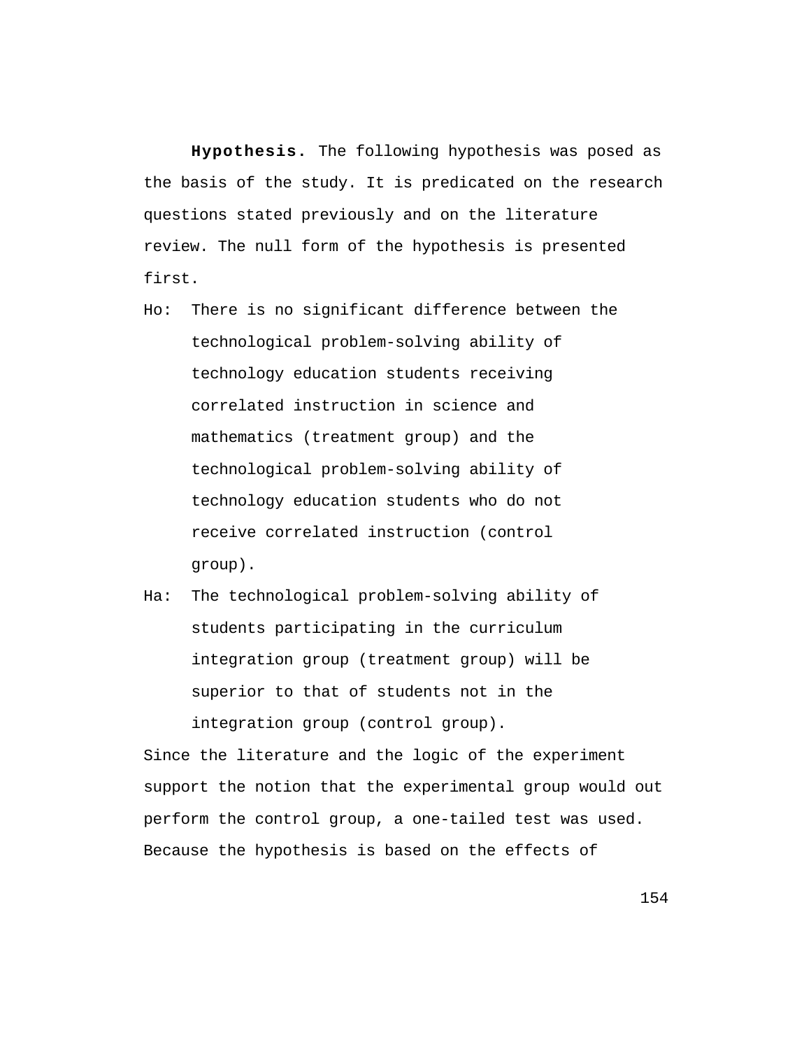**Hypothesis.** The following hypothesis was posed as the basis of the study. It is predicated on the research questions stated previously and on the literature review. The null form of the hypothesis is presented first.

Ho: There is no significant difference between the technological problem-solving ability of technology education students receiving correlated instruction in science and mathematics (treatment group) and the technological problem-solving ability of technology education students who do not receive correlated instruction (control group).

Ha: The technological problem-solving ability of students participating in the curriculum integration group (treatment group) will be superior to that of students not in the integration group (control group).

Since the literature and the logic of the experiment support the notion that the experimental group would out perform the control group, a one-tailed test was used. Because the hypothesis is based on the effects of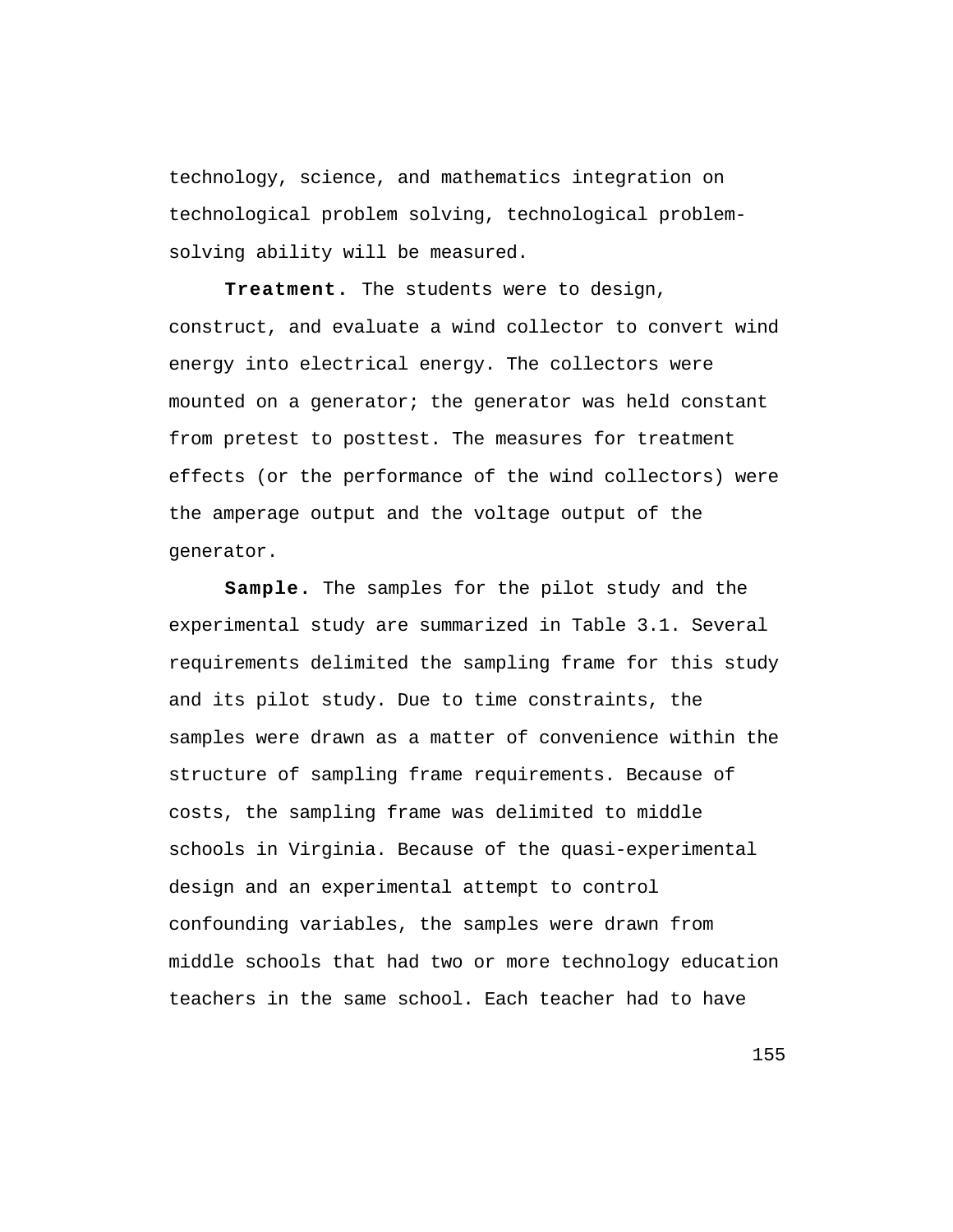technology, science, and mathematics integration on technological problem solving, technological problem-solving ability will be measured.

**Treatment.** The students were to design, construct, and evaluate a wind collector to convert wind energy into electrical energy. The collectors were mounted on a generator; the generator was held constant from pretest to posttest. The measures for treatment effects (or the performance of the wind collectors) were the amperage output and the voltage output of the generator.

**Sample.** The samples for the pilot study and the experimental study are summarized in Table 3.1. Several requirements delimited the sampling frame for this study and its pilot study. Due to time constraints, the samples were drawn as a matter of convenience within the structure of sampling frame requirements. Because of costs, the sampling frame was delimited to middle schools in Virginia. Because of the quasi-experimental design and an experimental attempt to control confounding variables, the samples were drawn from middle schools that had two or more technology education teachers in the same school. Each teacher had to have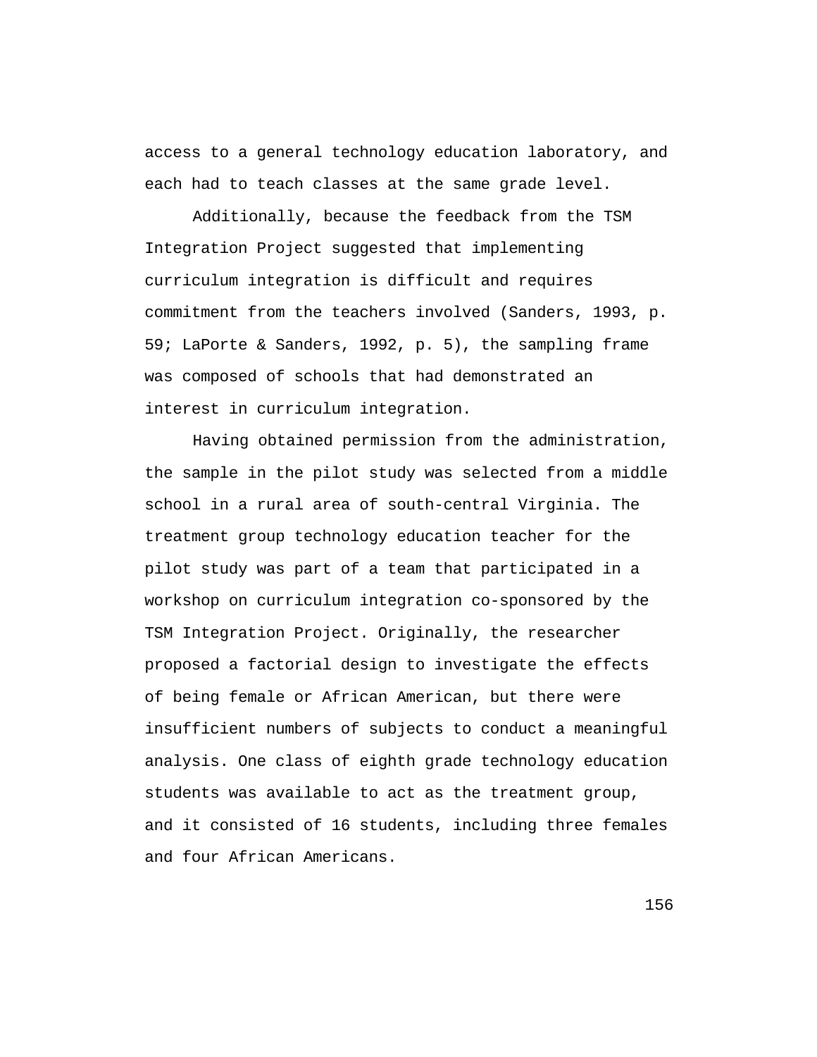access to a general technology education laboratory, and each had to teach classes at the same grade level.

Additionally, because the feedback from the TSM Integration Project suggested that implementing curriculum integration is difficult and requires commitment from the teachers involved (Sanders, 1993, p. 59; LaPorte & Sanders, 1992, p. 5), the sampling frame was composed of schools that had demonstrated an interest in curriculum integration.

Having obtained permission from the administration, the sample in the pilot study was selected from a middle school in a rural area of south-central Virginia. The treatment group technology education teacher for the pilot study was part of a team that participated in a workshop on curriculum integration co-sponsored by the TSM Integration Project. Originally, the researcher proposed a factorial design to investigate the effects of being female or African American, but there were insufficient numbers of subjects to conduct a meaningful analysis. One class of eighth grade technology education students was available to act as the treatment group, and it consisted of 16 students, including three females and four African Americans.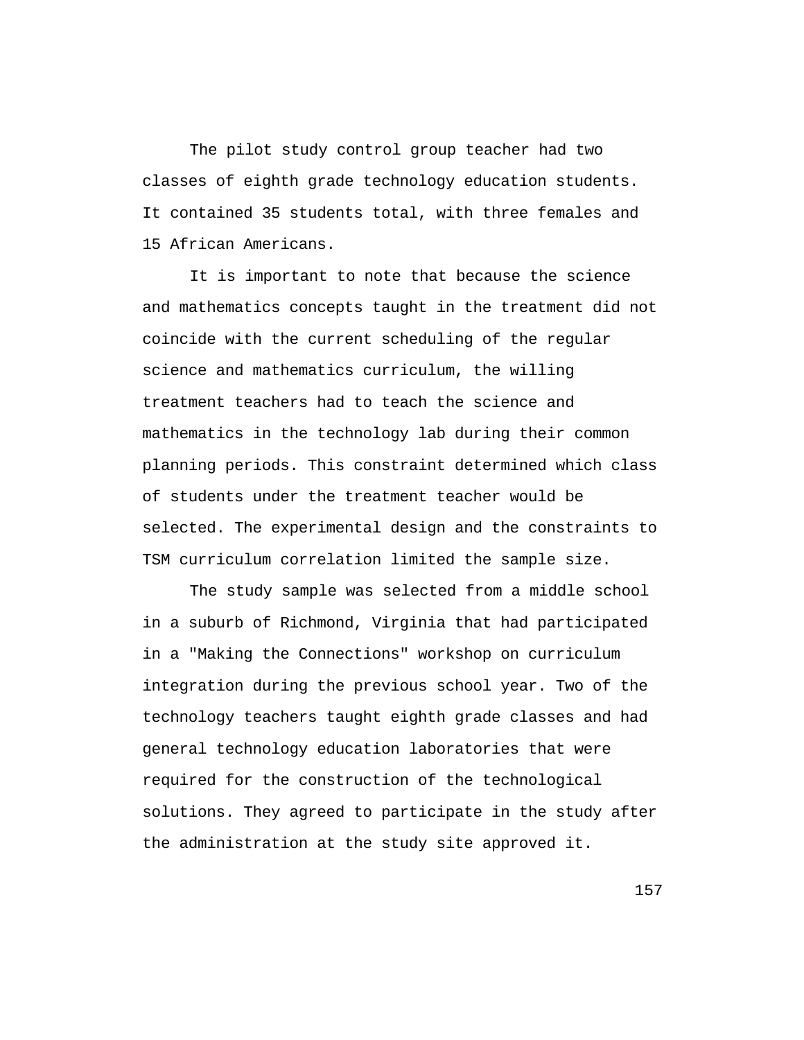The pilot study control group teacher had two classes of eighth grade technology education students. It contained 35 students total, with three females and 15 African Americans.

It is important to note that because the science and mathematics concepts taught in the treatment did not coincide with the current scheduling of the regular science and mathematics curriculum, the willing treatment teachers had to teach the science and mathematics in the technology lab during their common planning periods. This constraint determined which class of students under the treatment teacher would be selected. The experimental design and the constraints to TSM curriculum correlation limited the sample size.

The study sample was selected from a middle school in a suburb of Richmond, Virginia that had participated in a "Making the Connections" workshop on curriculum integration during the previous school year. Two of the technology teachers taught eighth grade classes and had general technology education laboratories that were required for the construction of the technological solutions. They agreed to participate in the study after the administration at the study site approved it.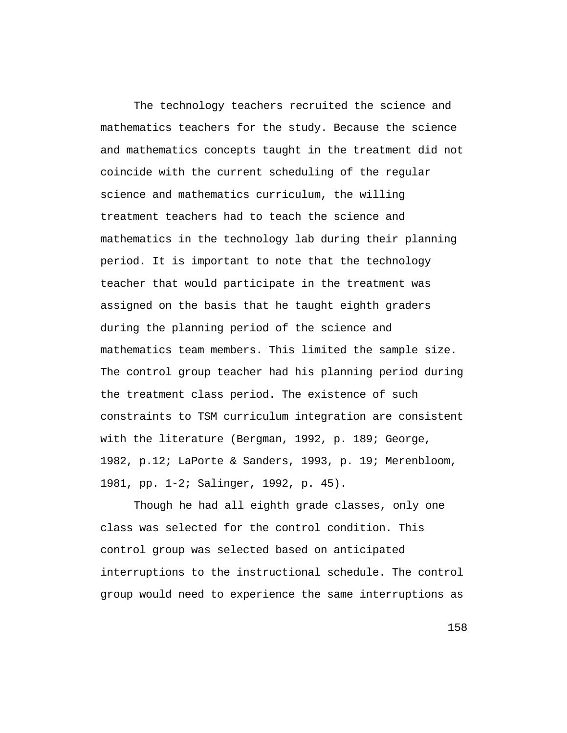The technology teachers recruited the science and mathematics teachers for the study. Because the science and mathematics concepts taught in the treatment did not coincide with the current scheduling of the regular science and mathematics curriculum, the willing treatment teachers had to teach the science and mathematics in the technology lab during their planning period. It is important to note that the technology teacher that would participate in the treatment was assigned on the basis that he taught eighth graders during the planning period of the science and mathematics team members. This limited the sample size. The control group teacher had his planning period during the treatment class period. The existence of such constraints to TSM curriculum integration are consistent with the literature (Bergman, 1992, p. 189; George, 1982, p.12; LaPorte & Sanders, 1993, p. 19; Merenbloom, 1981, pp. 1-2; Salinger, 1992, p. 45).

Though he had all eighth grade classes, only one class was selected for the control condition. This control group was selected based on anticipated interruptions to the instructional schedule. The control group would need to experience the same interruptions as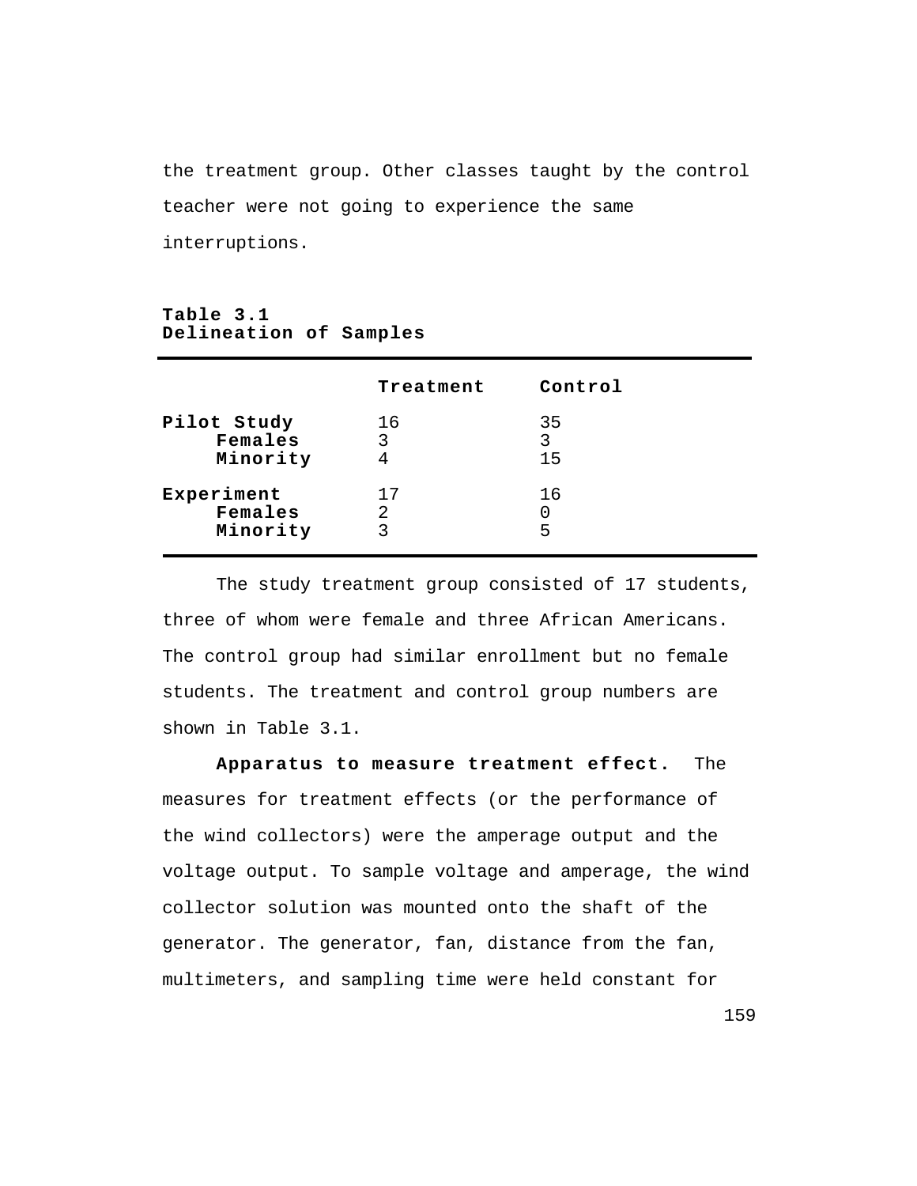the treatment group. Other classes taught by the control teacher were not going to experience the same interruptions.

**Table 3.1**
**Delineation of Samples**

| | Treatment | Control |
|---|---|---|
| **Pilot Study** | 16 | 35 |
| **Females** | 3 | 3 |
| **Minority** | 4 | 15 |
| **Experiment** | 17 | 16 |
| **Females** | 2 | 0 |
| **Minority** | 3 | 5 |

The study treatment group consisted of 17 students, three of whom were female and three African Americans. The control group had similar enrollment but no female students. The treatment and control group numbers are shown in Table 3.1.

**Apparatus to measure treatment effect.** The measures for treatment effects (or the performance of the wind collectors) were the amperage output and the voltage output. To sample voltage and amperage, the wind collector solution was mounted onto the shaft of the generator. The generator, fan, distance from the fan, multimeters, and sampling time were held constant for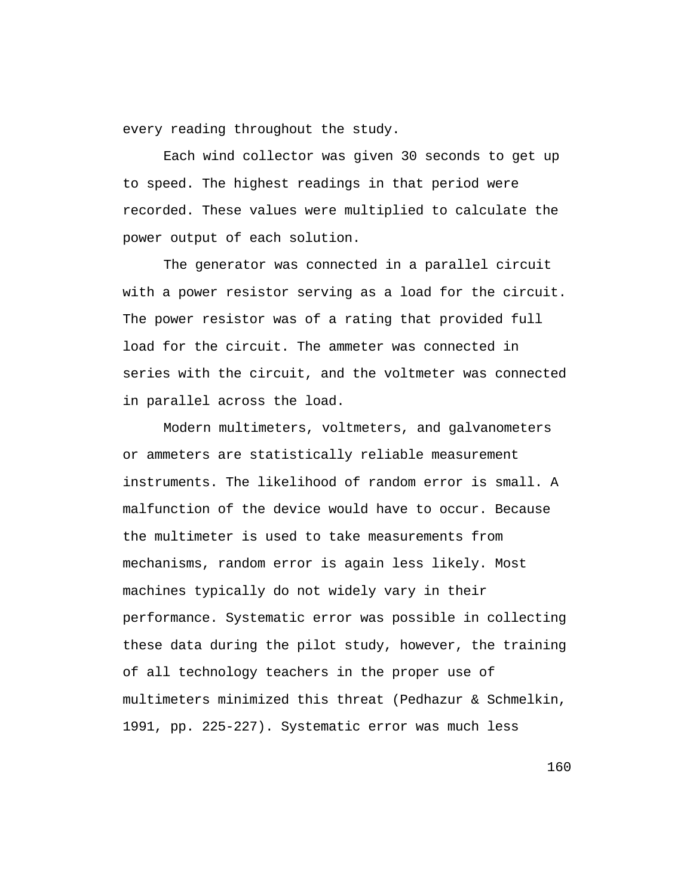every reading throughout the study.

Each wind collector was given 30 seconds to get up to speed. The highest readings in that period were recorded. These values were multiplied to calculate the power output of each solution.

The generator was connected in a parallel circuit with a power resistor serving as a load for the circuit. The power resistor was of a rating that provided full load for the circuit. The ammeter was connected in series with the circuit, and the voltmeter was connected in parallel across the load.

Modern multimeters, voltmeters, and galvanometers or ammeters are statistically reliable measurement instruments. The likelihood of random error is small. A malfunction of the device would have to occur. Because the multimeter is used to take measurements from mechanisms, random error is again less likely. Most machines typically do not widely vary in their performance. Systematic error was possible in collecting these data during the pilot study, however, the training of all technology teachers in the proper use of multimeters minimized this threat (Pedhazur & Schmelkin, 1991, pp. 225-227). Systematic error was much less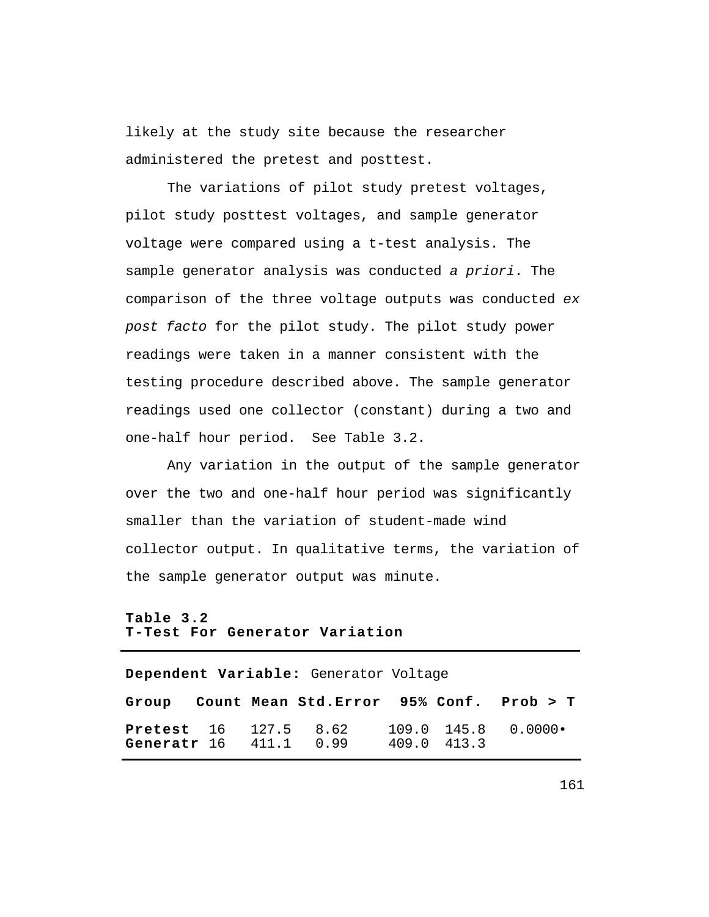likely at the study site because the researcher administered the pretest and posttest.

The variations of pilot study pretest voltages, pilot study posttest voltages, and sample generator voltage were compared using a t-test analysis. The sample generator analysis was conducted *a priori*. The comparison of the three voltage outputs was conducted *ex post facto* for the pilot study. The pilot study power readings were taken in a manner consistent with the testing procedure described above. The sample generator readings used one collector (constant) during a two and one-half hour period.  See Table 3.2.

Any variation in the output of the sample generator over the two and one-half hour period was significantly smaller than the variation of student-made wind collector output. In qualitative terms, the variation of the sample generator output was minute.

**Table 3.2**
**T-Test For Generator Variation**

**Dependent Variable:** Generator Voltage

| **Group** | **Count** | **Mean** | **Std.Error** | **95% Conf.** | | **Prob > T** |
|---|---|---|---|---|---|---|
| **Pretest** | 16 | 127.5 | 8.62 | 109.0 | 145.8 | 0.0000• |
| **Generatr** | 16 | 411.1 | 0.99 | 409.0 | 413.3 | |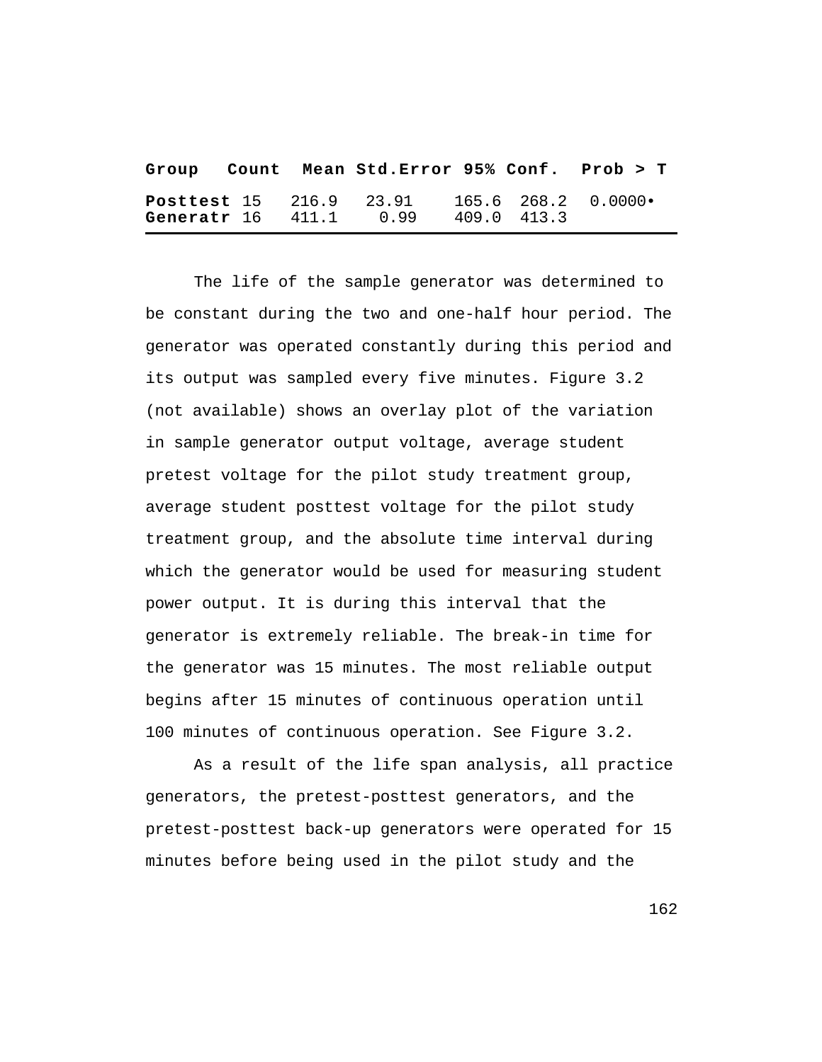| Group | Count | Mean | Std.Error | 95% Conf. | | Prob > T |
|---|---|---|---|---|---|---|
| **Posttest** | 15 | 216.9 | 23.91 | 165.6 | 268.2 | 0.0000• |
| **Generatr** | 16 | 411.1 | 0.99 | 409.0 | 413.3 | |

The life of the sample generator was determined to be constant during the two and one-half hour period. The generator was operated constantly during this period and its output was sampled every five minutes. Figure 3.2 (not available) shows an overlay plot of the variation in sample generator output voltage, average student pretest voltage for the pilot study treatment group, average student posttest voltage for the pilot study treatment group, and the absolute time interval during which the generator would be used for measuring student power output. It is during this interval that the generator is extremely reliable. The break-in time for the generator was 15 minutes. The most reliable output begins after 15 minutes of continuous operation until 100 minutes of continuous operation. See Figure 3.2.

As a result of the life span analysis, all practice generators, the pretest-posttest generators, and the pretest-posttest back-up generators were operated for 15 minutes before being used in the pilot study and the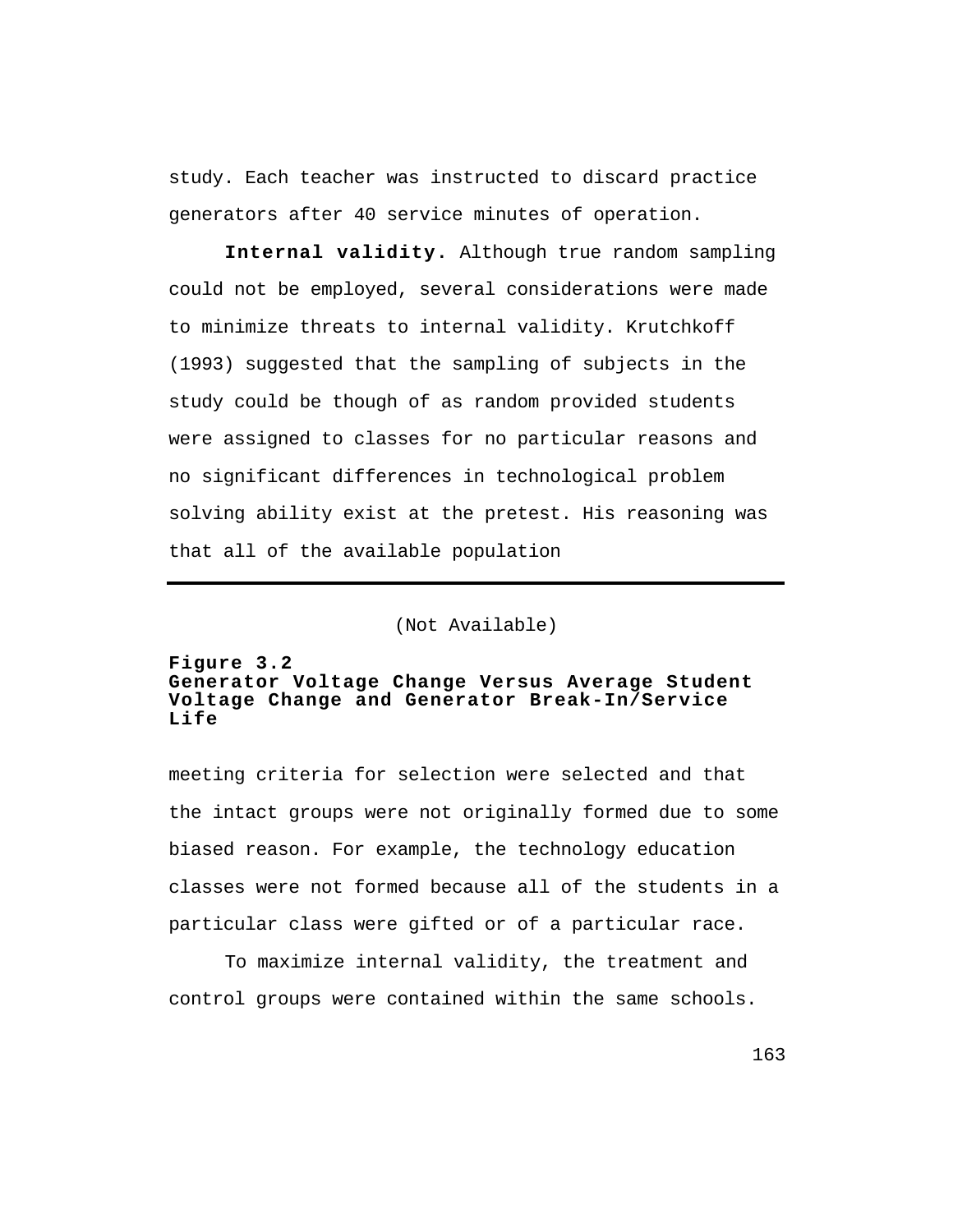study. Each teacher was instructed to discard practice generators after 40 service minutes of operation.

**Internal validity.** Although true random sampling could not be employed, several considerations were made to minimize threats to internal validity. Krutchkoff (1993) suggested that the sampling of subjects in the study could be though of as random provided students were assigned to classes for no particular reasons and no significant differences in technological problem solving ability exist at the pretest. His reasoning was that all of the available population

(Not Available)

**Figure 3.2**
**Generator Voltage Change Versus Average Student Voltage Change and Generator Break-In/Service Life**

meeting criteria for selection were selected and that the intact groups were not originally formed due to some biased reason. For example, the technology education classes were not formed because all of the students in a particular class were gifted or of a particular race.

To maximize internal validity, the treatment and control groups were contained within the same schools.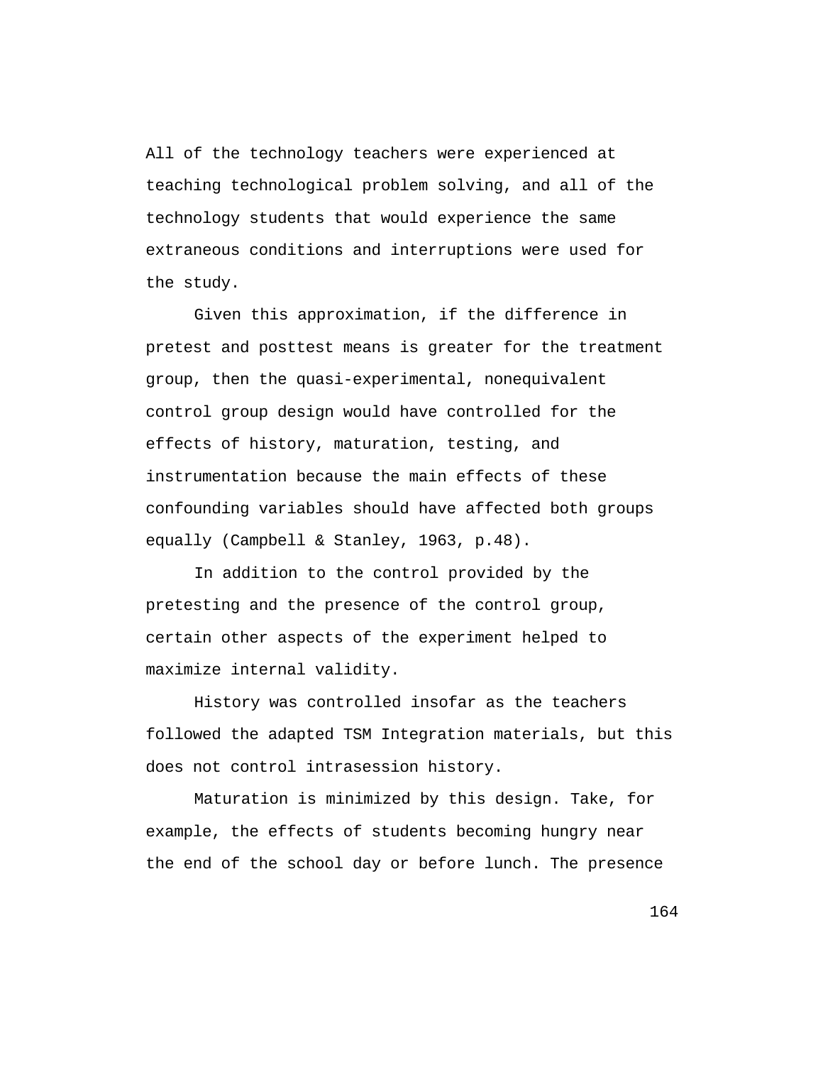All of the technology teachers were experienced at teaching technological problem solving, and all of the technology students that would experience the same extraneous conditions and interruptions were used for the study.

Given this approximation, if the difference in pretest and posttest means is greater for the treatment group, then the quasi-experimental, nonequivalent control group design would have controlled for the effects of history, maturation, testing, and instrumentation because the main effects of these confounding variables should have affected both groups equally (Campbell & Stanley, 1963, p.48).

In addition to the control provided by the pretesting and the presence of the control group, certain other aspects of the experiment helped to maximize internal validity.

History was controlled insofar as the teachers followed the adapted TSM Integration materials, but this does not control intrasession history.

Maturation is minimized by this design. Take, for example, the effects of students becoming hungry near the end of the school day or before lunch. The presence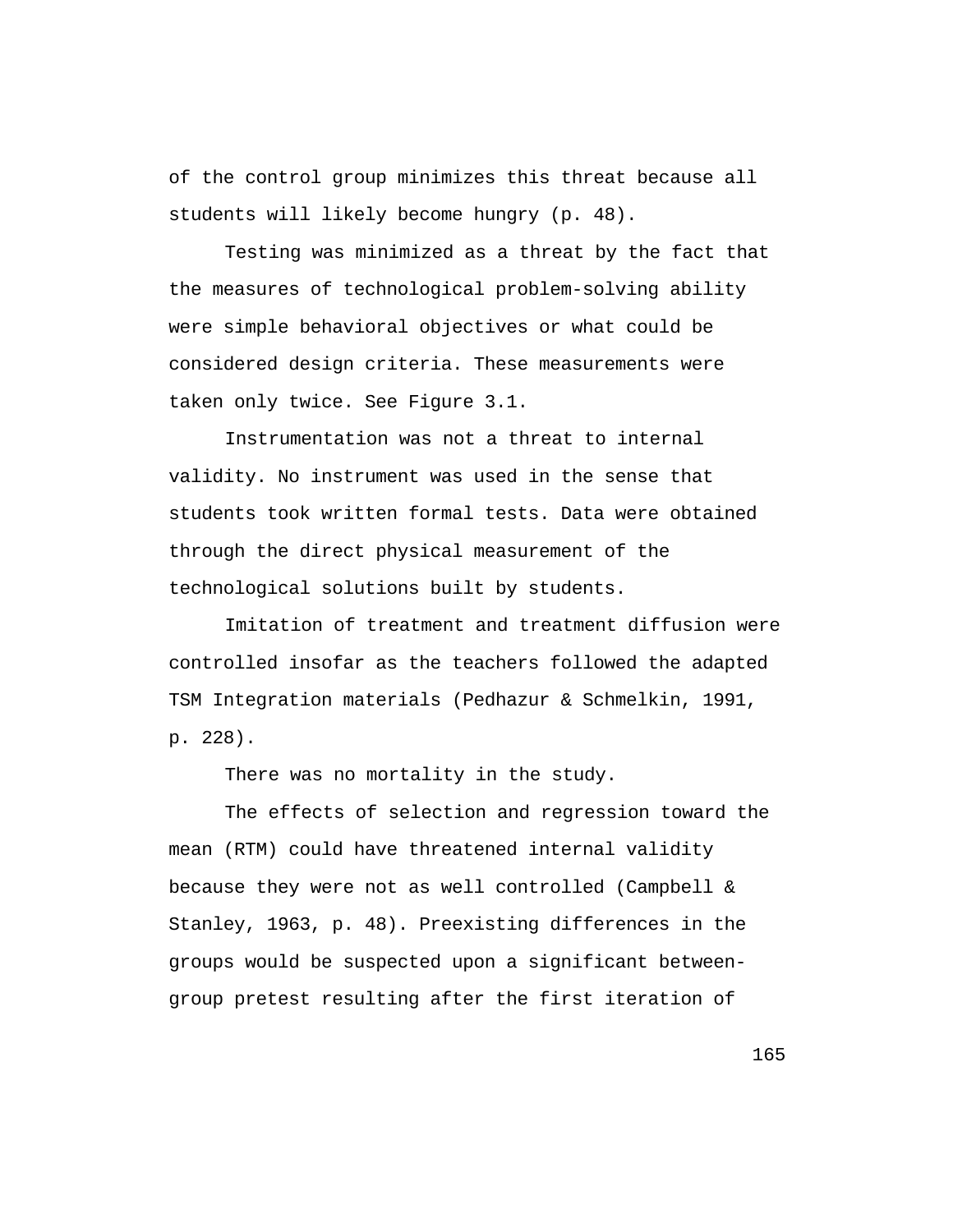of the control group minimizes this threat because all students will likely become hungry (p. 48).

Testing was minimized as a threat by the fact that the measures of technological problem-solving ability were simple behavioral objectives or what could be considered design criteria. These measurements were taken only twice. See Figure 3.1.

Instrumentation was not a threat to internal validity. No instrument was used in the sense that students took written formal tests. Data were obtained through the direct physical measurement of the technological solutions built by students.

Imitation of treatment and treatment diffusion were controlled insofar as the teachers followed the adapted TSM Integration materials (Pedhazur & Schmelkin, 1991, p. 228).

There was no mortality in the study.

The effects of selection and regression toward the mean (RTM) could have threatened internal validity because they were not as well controlled (Campbell & Stanley, 1963, p. 48). Preexisting differences in the groups would be suspected upon a significant between-group pretest resulting after the first iteration of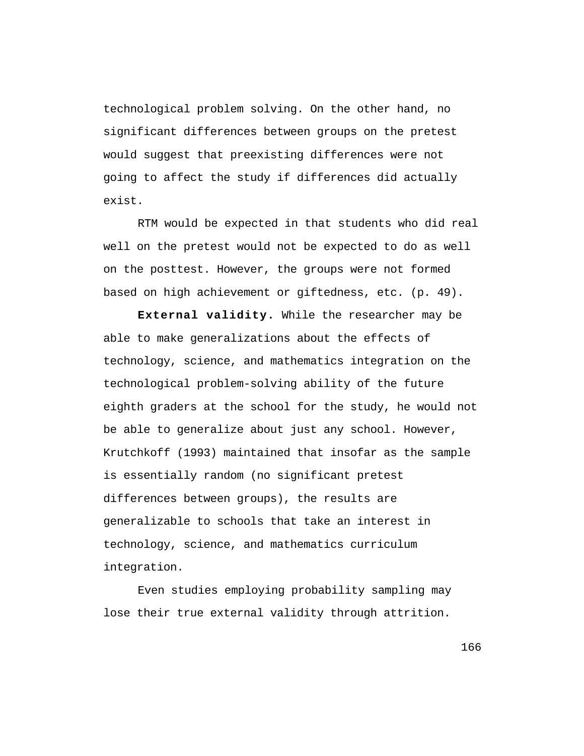technological problem solving. On the other hand, no significant differences between groups on the pretest would suggest that preexisting differences were not going to affect the study if differences did actually exist.

RTM would be expected in that students who did real well on the pretest would not be expected to do as well on the posttest. However, the groups were not formed based on high achievement or giftedness, etc. (p. 49).

**External validity.** While the researcher may be able to make generalizations about the effects of technology, science, and mathematics integration on the technological problem-solving ability of the future eighth graders at the school for the study, he would not be able to generalize about just any school. However, Krutchkoff (1993) maintained that insofar as the sample is essentially random (no significant pretest differences between groups), the results are generalizable to schools that take an interest in technology, science, and mathematics curriculum integration.

Even studies employing probability sampling may lose their true external validity through attrition.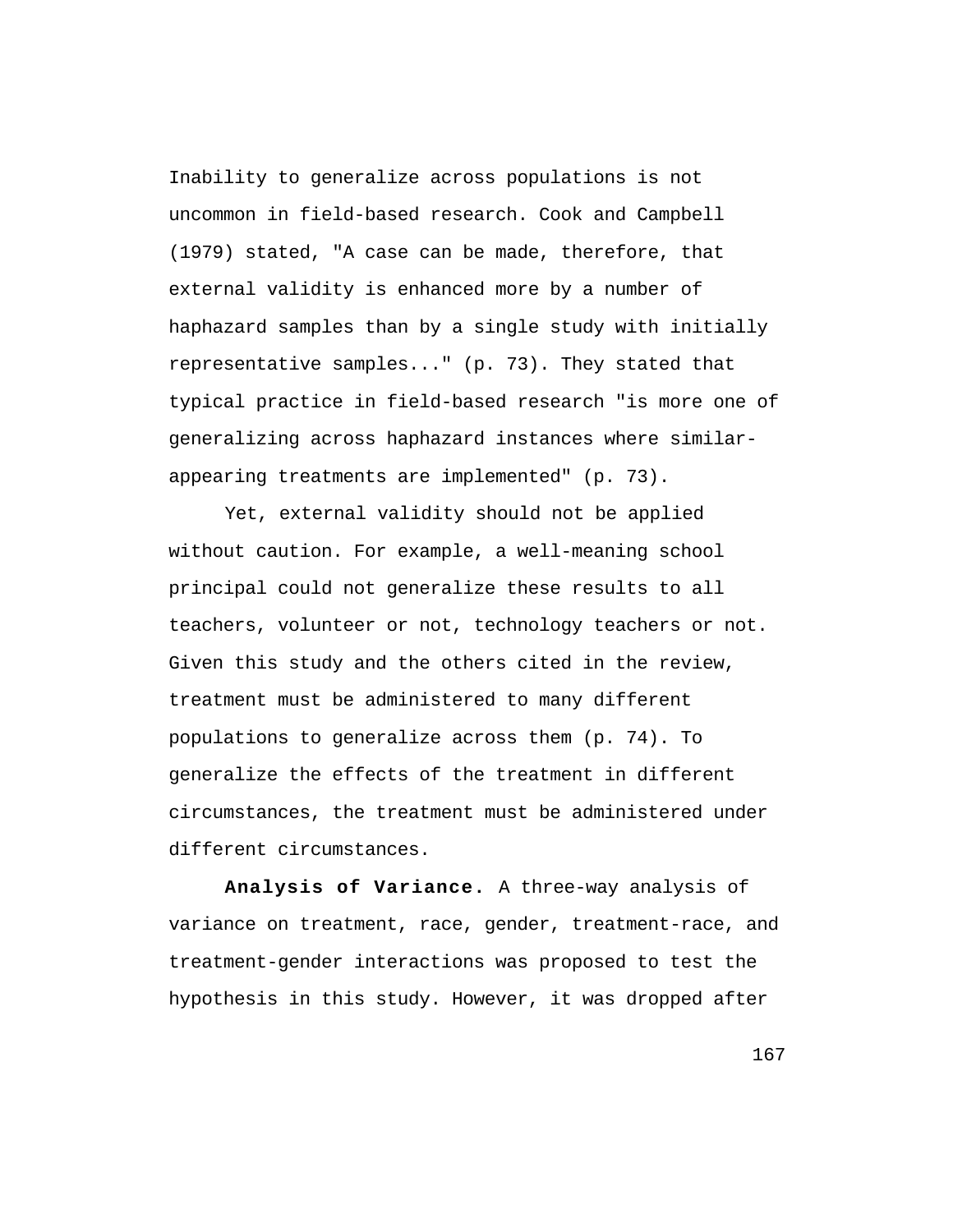Inability to generalize across populations is not uncommon in field-based research. Cook and Campbell (1979) stated, "A case can be made, therefore, that external validity is enhanced more by a number of haphazard samples than by a single study with initially representative samples..." (p. 73). They stated that typical practice in field-based research "is more one of generalizing across haphazard instances where similar-appearing treatments are implemented" (p. 73).

Yet, external validity should not be applied without caution. For example, a well-meaning school principal could not generalize these results to all teachers, volunteer or not, technology teachers or not. Given this study and the others cited in the review, treatment must be administered to many different populations to generalize across them (p. 74). To generalize the effects of the treatment in different circumstances, the treatment must be administered under different circumstances.

**Analysis of Variance.** A three-way analysis of variance on treatment, race, gender, treatment-race, and treatment-gender interactions was proposed to test the hypothesis in this study. However, it was dropped after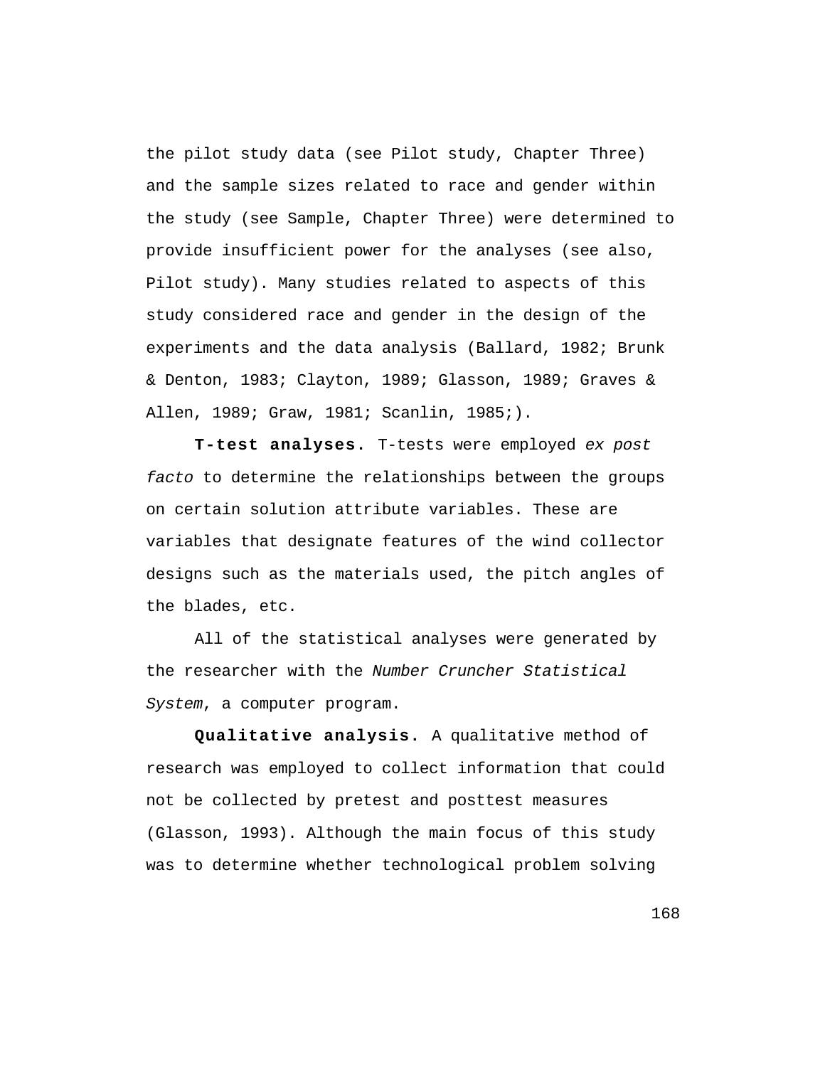the pilot study data (see Pilot study, Chapter Three) and the sample sizes related to race and gender within the study (see Sample, Chapter Three) were determined to provide insufficient power for the analyses (see also, Pilot study). Many studies related to aspects of this study considered race and gender in the design of the experiments and the data analysis (Ballard, 1982; Brunk & Denton, 1983; Clayton, 1989; Glasson, 1989; Graves & Allen, 1989; Graw, 1981; Scanlin, 1985;).

**T-test analyses.** T-tests were employed *ex post facto* to determine the relationships between the groups on certain solution attribute variables. These are variables that designate features of the wind collector designs such as the materials used, the pitch angles of the blades, etc.

All of the statistical analyses were generated by the researcher with the *Number Cruncher Statistical System*, a computer program.

**Qualitative analysis.** A qualitative method of research was employed to collect information that could not be collected by pretest and posttest measures (Glasson, 1993). Although the main focus of this study was to determine whether technological problem solving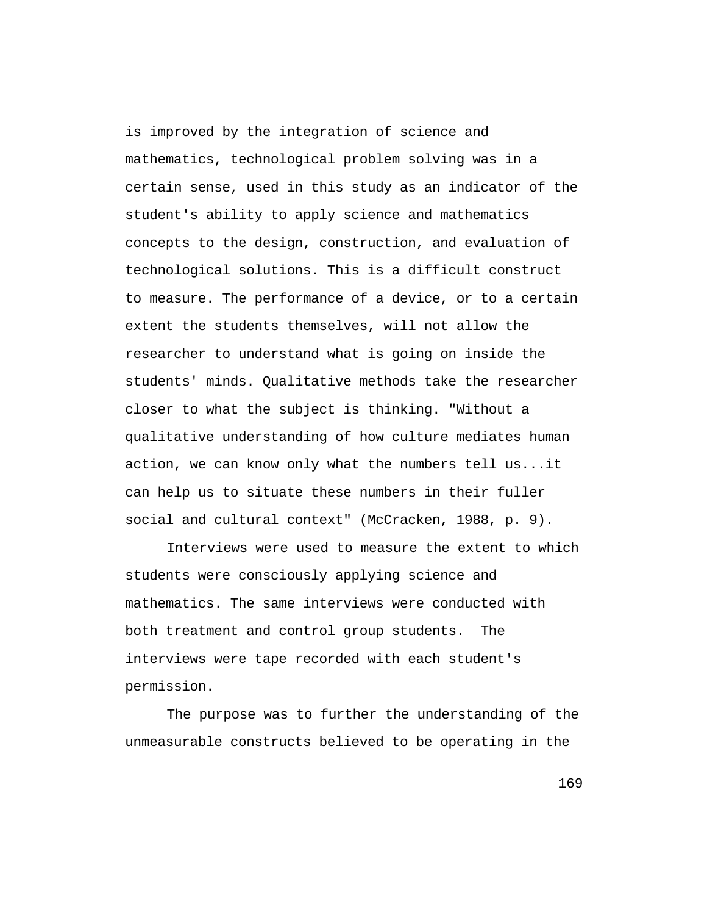is improved by the integration of science and mathematics, technological problem solving was in a certain sense, used in this study as an indicator of the student's ability to apply science and mathematics concepts to the design, construction, and evaluation of technological solutions. This is a difficult construct to measure. The performance of a device, or to a certain extent the students themselves, will not allow the researcher to understand what is going on inside the students' minds. Qualitative methods take the researcher closer to what the subject is thinking. "Without a qualitative understanding of how culture mediates human action, we can know only what the numbers tell us...it can help us to situate these numbers in their fuller social and cultural context" (McCracken, 1988, p. 9).

Interviews were used to measure the extent to which students were consciously applying science and mathematics. The same interviews were conducted with both treatment and control group students. The interviews were tape recorded with each student's permission.

The purpose was to further the understanding of the unmeasurable constructs believed to be operating in the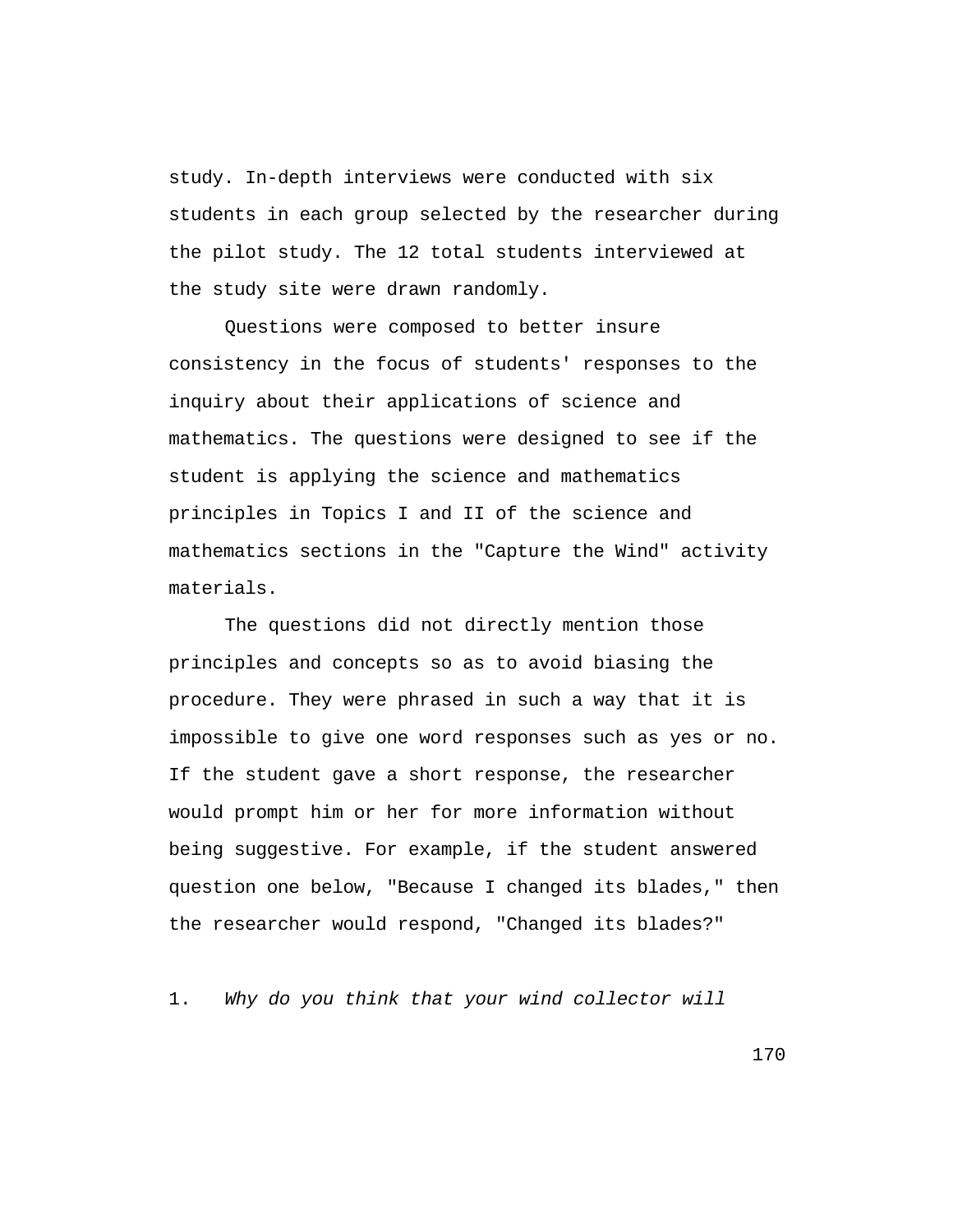study. In-depth interviews were conducted with six students in each group selected by the researcher during the pilot study. The 12 total students interviewed at the study site were drawn randomly.

Questions were composed to better insure consistency in the focus of students' responses to the inquiry about their applications of science and mathematics. The questions were designed to see if the student is applying the science and mathematics principles in Topics I and II of the science and mathematics sections in the "Capture the Wind" activity materials.

The questions did not directly mention those principles and concepts so as to avoid biasing the procedure. They were phrased in such a way that it is impossible to give one word responses such as yes or no. If the student gave a short response, the researcher would prompt him or her for more information without being suggestive. For example, if the student answered question one below, "Because I changed its blades," then the researcher would respond, "Changed its blades?"

1. *Why do you think that your wind collector will*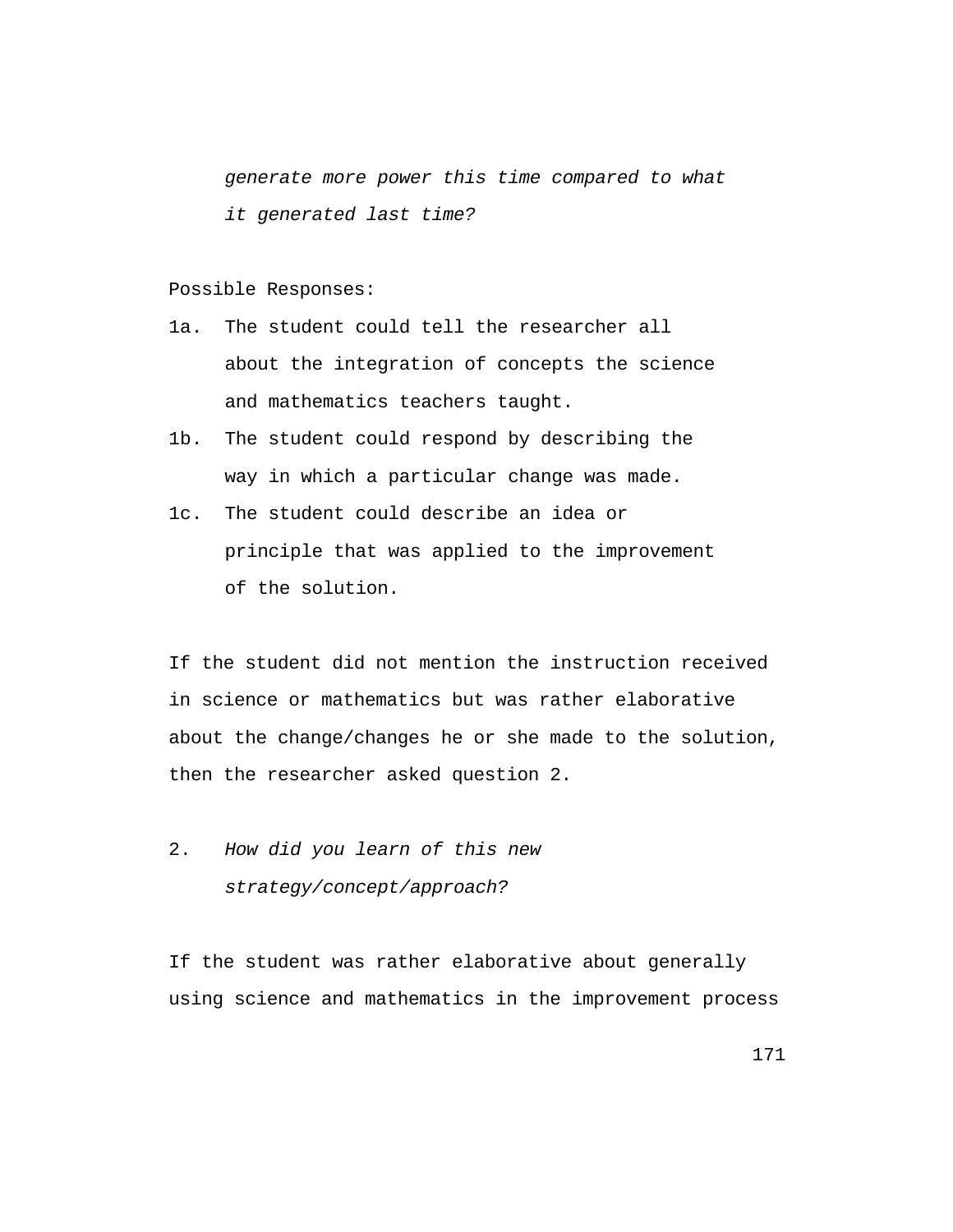*generate more power this time compared to what it generated last time?*

Possible Responses:

1a. The student could tell the researcher all about the integration of concepts the science and mathematics teachers taught.

1b. The student could respond by describing the way in which a particular change was made.

1c. The student could describe an idea or principle that was applied to the improvement of the solution.

If the student did not mention the instruction received in science or mathematics but was rather elaborative about the change/changes he or she made to the solution, then the researcher asked question 2.

2. *How did you learn of this new strategy/concept/approach?*

If the student was rather elaborative about generally using science and mathematics in the improvement process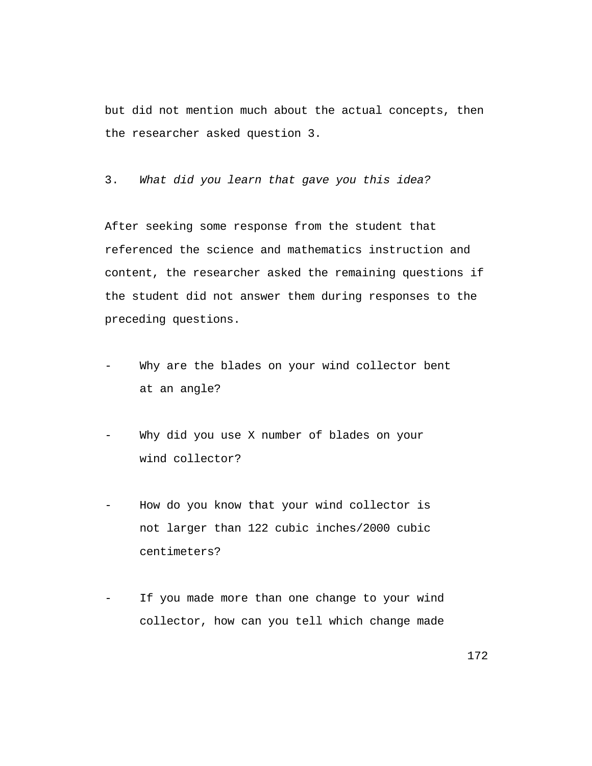but did not mention much about the actual concepts, then the researcher asked question 3.

3. *What did you learn that gave you this idea?*

After seeking some response from the student that referenced the science and mathematics instruction and content, the researcher asked the remaining questions if the student did not answer them during responses to the preceding questions.

- Why are the blades on your wind collector bent at an angle?

- Why did you use X number of blades on your wind collector?

- How do you know that your wind collector is not larger than 122 cubic inches/2000 cubic centimeters?

- If you made more than one change to your wind collector, how can you tell which change made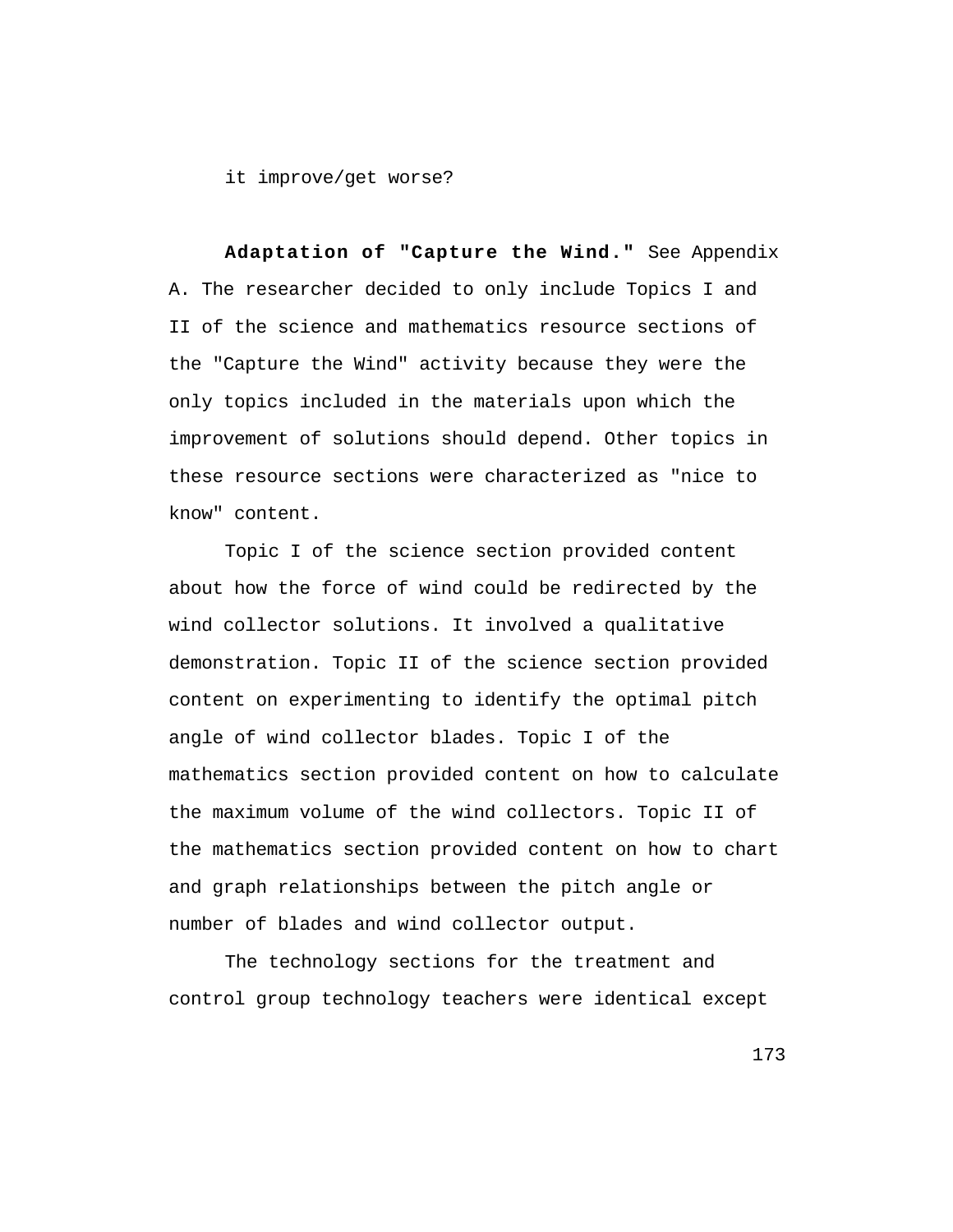it improve/get worse?

**Adaptation of "Capture the Wind."** See Appendix A. The researcher decided to only include Topics I and II of the science and mathematics resource sections of the "Capture the Wind" activity because they were the only topics included in the materials upon which the improvement of solutions should depend. Other topics in these resource sections were characterized as "nice to know" content.

Topic I of the science section provided content about how the force of wind could be redirected by the wind collector solutions. It involved a qualitative demonstration. Topic II of the science section provided content on experimenting to identify the optimal pitch angle of wind collector blades. Topic I of the mathematics section provided content on how to calculate the maximum volume of the wind collectors. Topic II of the mathematics section provided content on how to chart and graph relationships between the pitch angle or number of blades and wind collector output.

The technology sections for the treatment and control group technology teachers were identical except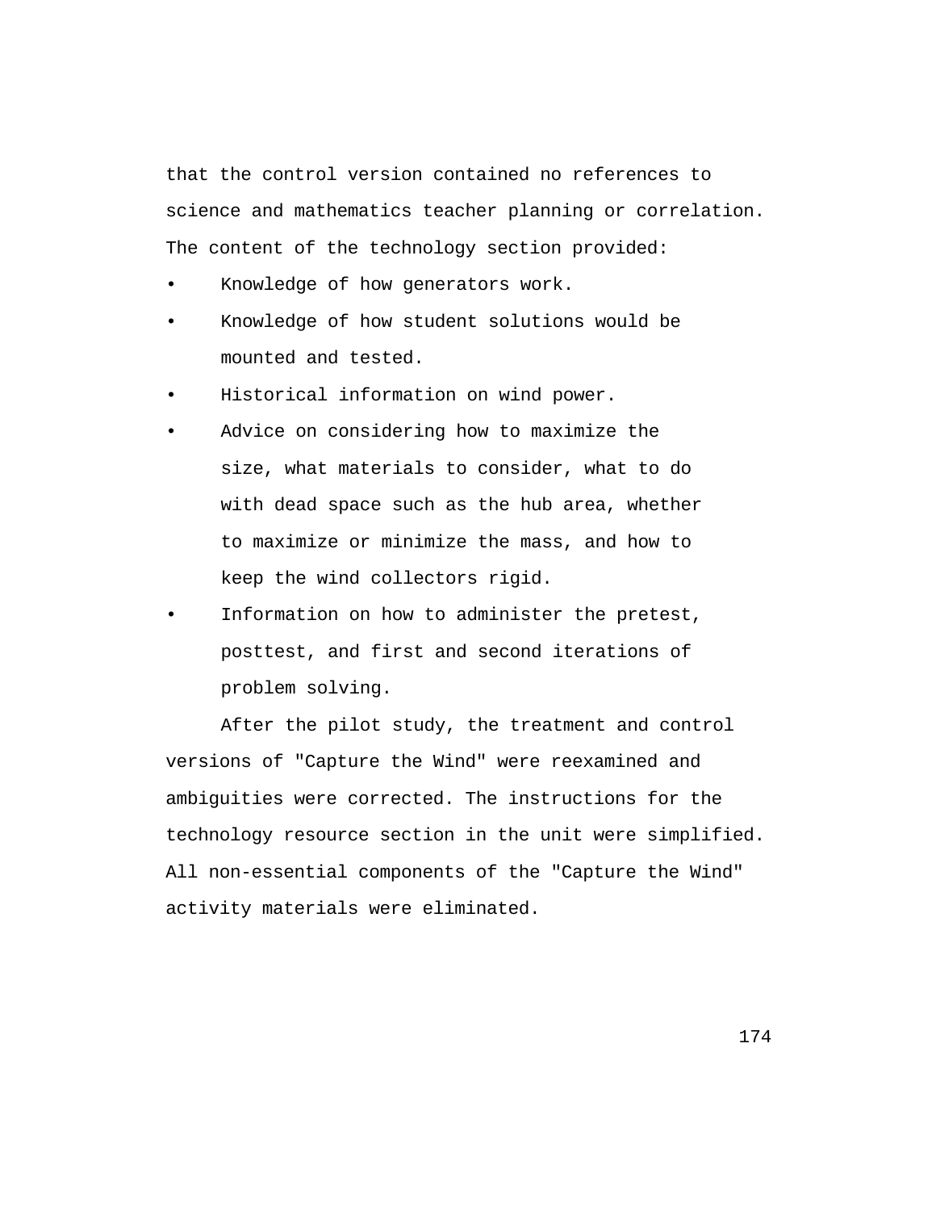that the control version contained no references to science and mathematics teacher planning or correlation. The content of the technology section provided:

- Knowledge of how generators work.
- Knowledge of how student solutions would be mounted and tested.
- Historical information on wind power.
- Advice on considering how to maximize the size, what materials to consider, what to do with dead space such as the hub area, whether to maximize or minimize the mass, and how to keep the wind collectors rigid.
- Information on how to administer the pretest, posttest, and first and second iterations of problem solving.

After the pilot study, the treatment and control versions of "Capture the Wind" were reexamined and ambiguities were corrected. The instructions for the technology resource section in the unit were simplified. All non-essential components of the "Capture the Wind" activity materials were eliminated.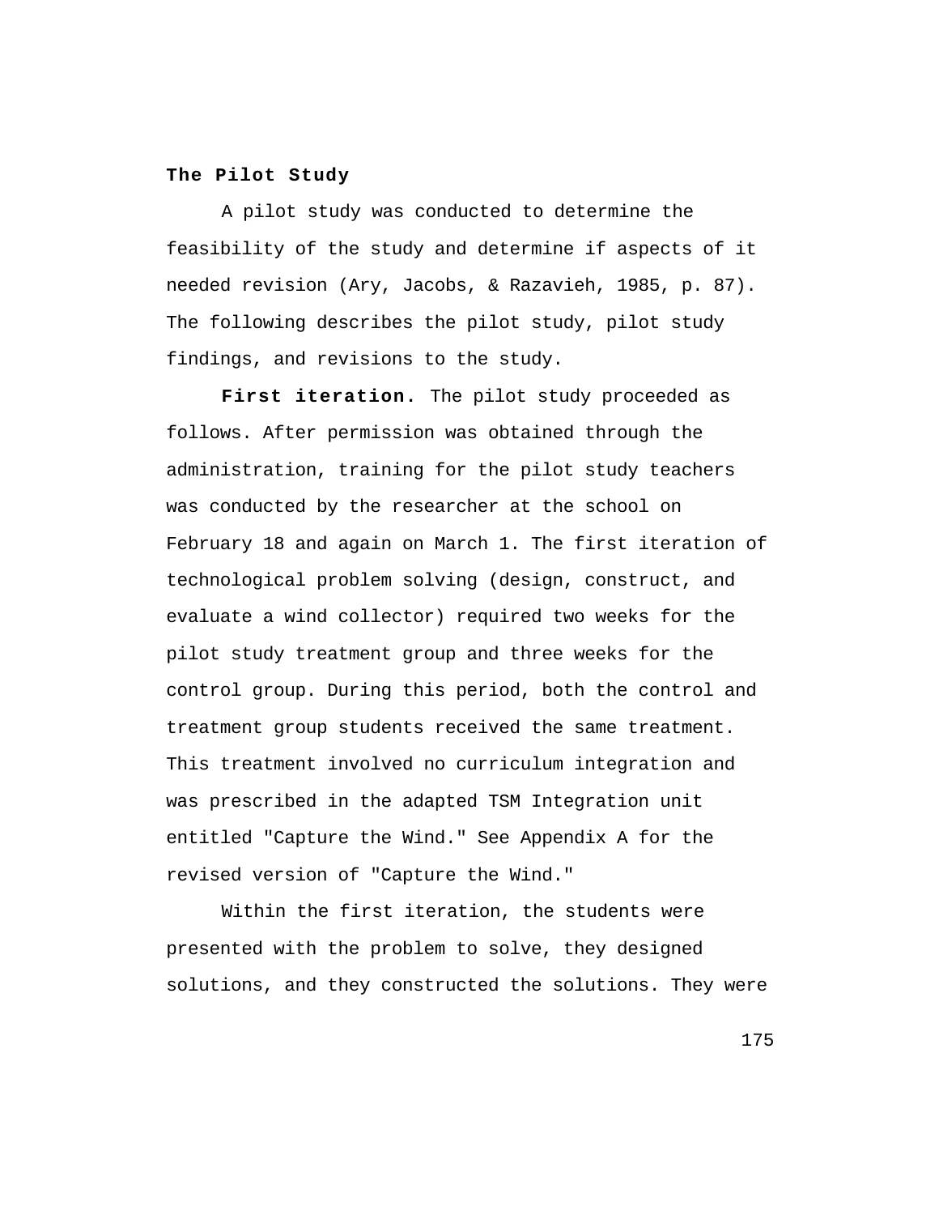## The Pilot Study

A pilot study was conducted to determine the feasibility of the study and determine if aspects of it needed revision (Ary, Jacobs, & Razavieh, 1985, p. 87). The following describes the pilot study, pilot study findings, and revisions to the study.

**First iteration.** The pilot study proceeded as follows. After permission was obtained through the administration, training for the pilot study teachers was conducted by the researcher at the school on February 18 and again on March 1. The first iteration of technological problem solving (design, construct, and evaluate a wind collector) required two weeks for the pilot study treatment group and three weeks for the control group. During this period, both the control and treatment group students received the same treatment. This treatment involved no curriculum integration and was prescribed in the adapted TSM Integration unit entitled "Capture the Wind." See Appendix A for the revised version of "Capture the Wind."

Within the first iteration, the students were presented with the problem to solve, they designed solutions, and they constructed the solutions. They were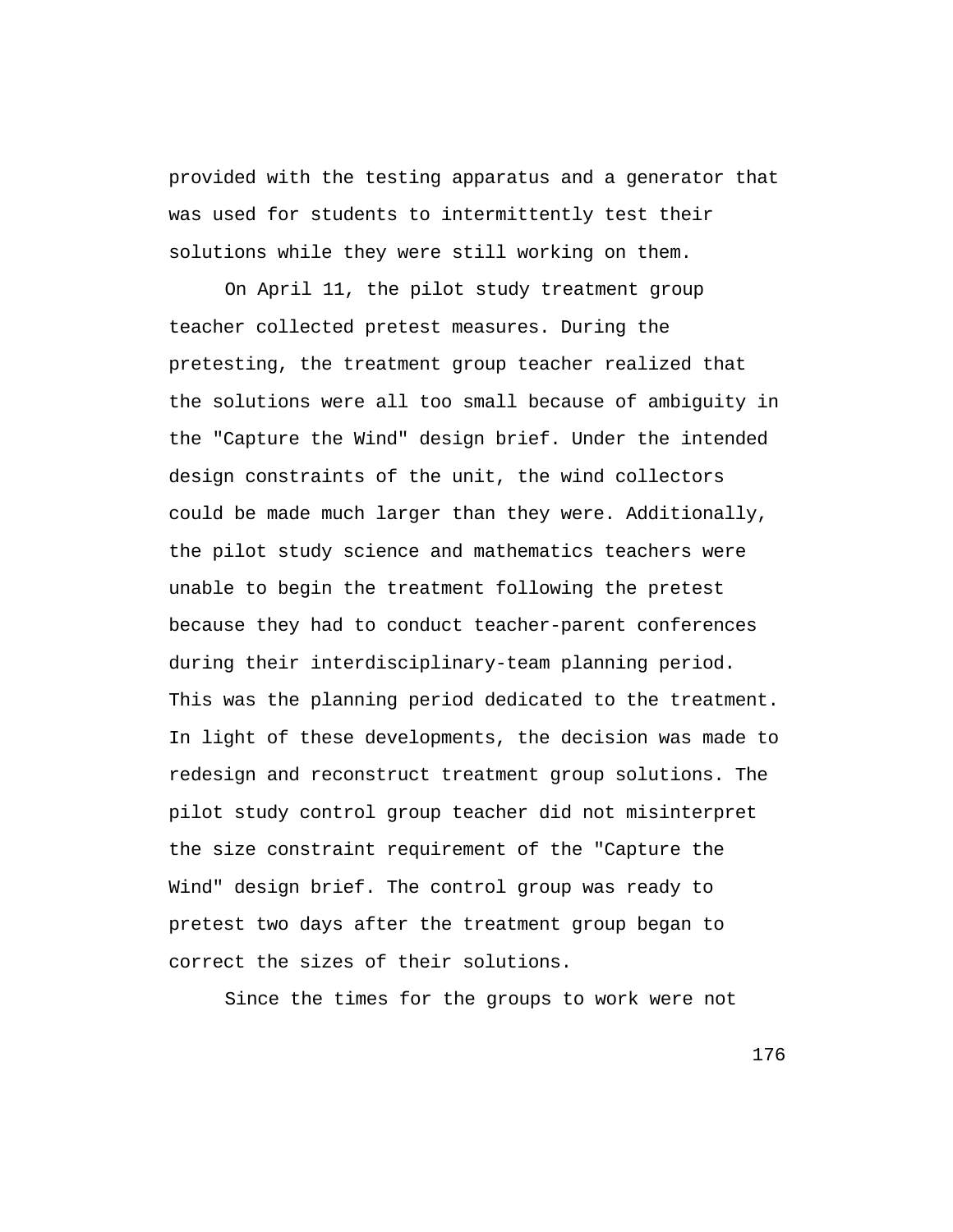provided with the testing apparatus and a generator that was used for students to intermittently test their solutions while they were still working on them.

On April 11, the pilot study treatment group teacher collected pretest measures. During the pretesting, the treatment group teacher realized that the solutions were all too small because of ambiguity in the "Capture the Wind" design brief. Under the intended design constraints of the unit, the wind collectors could be made much larger than they were. Additionally, the pilot study science and mathematics teachers were unable to begin the treatment following the pretest because they had to conduct teacher-parent conferences during their interdisciplinary-team planning period. This was the planning period dedicated to the treatment. In light of these developments, the decision was made to redesign and reconstruct treatment group solutions. The pilot study control group teacher did not misinterpret the size constraint requirement of the "Capture the Wind" design brief. The control group was ready to pretest two days after the treatment group began to correct the sizes of their solutions.

Since the times for the groups to work were not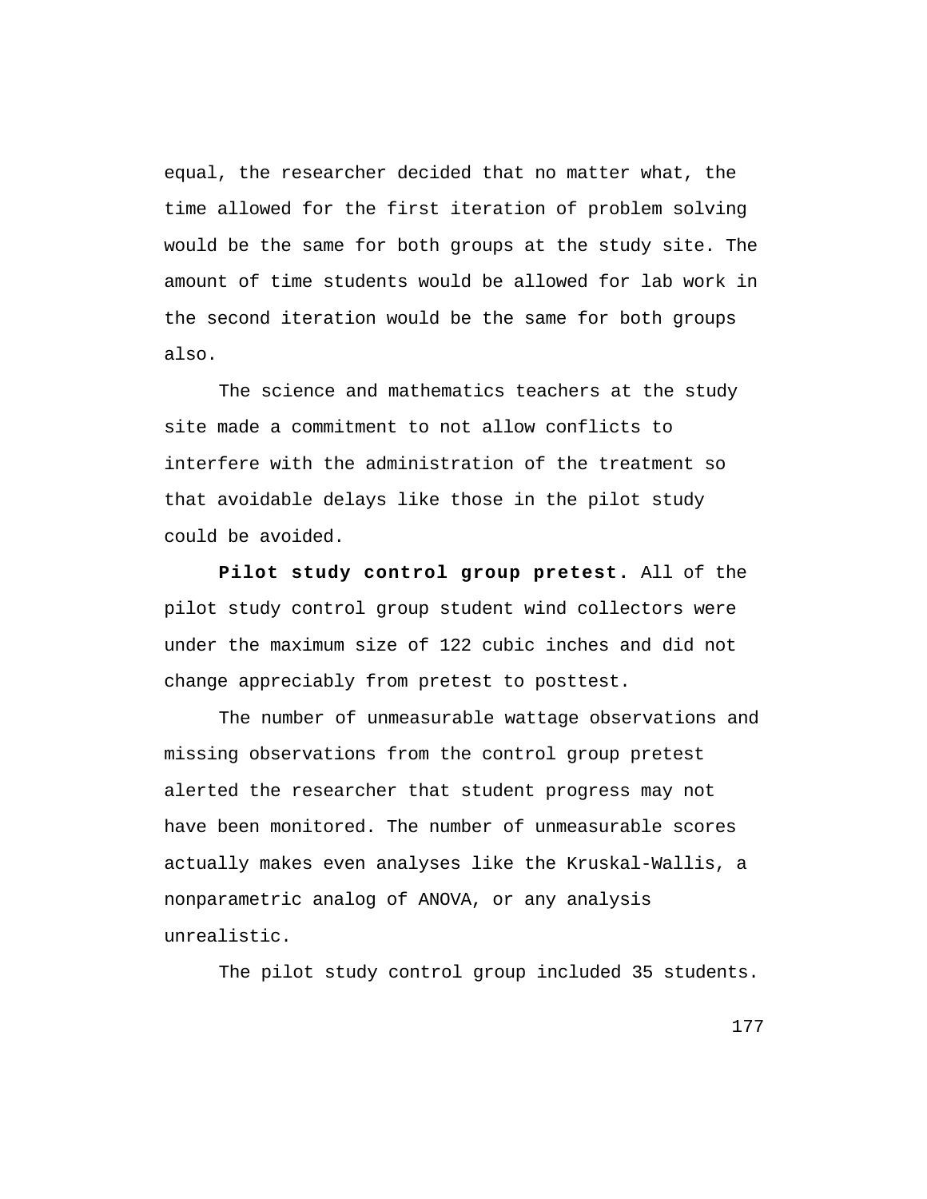equal, the researcher decided that no matter what, the time allowed for the first iteration of problem solving would be the same for both groups at the study site. The amount of time students would be allowed for lab work in the second iteration would be the same for both groups also.

The science and mathematics teachers at the study site made a commitment to not allow conflicts to interfere with the administration of the treatment so that avoidable delays like those in the pilot study could be avoided.

**Pilot study control group pretest.** All of the pilot study control group student wind collectors were under the maximum size of 122 cubic inches and did not change appreciably from pretest to posttest.

The number of unmeasurable wattage observations and missing observations from the control group pretest alerted the researcher that student progress may not have been monitored. The number of unmeasurable scores actually makes even analyses like the Kruskal-Wallis, a nonparametric analog of ANOVA, or any analysis unrealistic.

The pilot study control group included 35 students.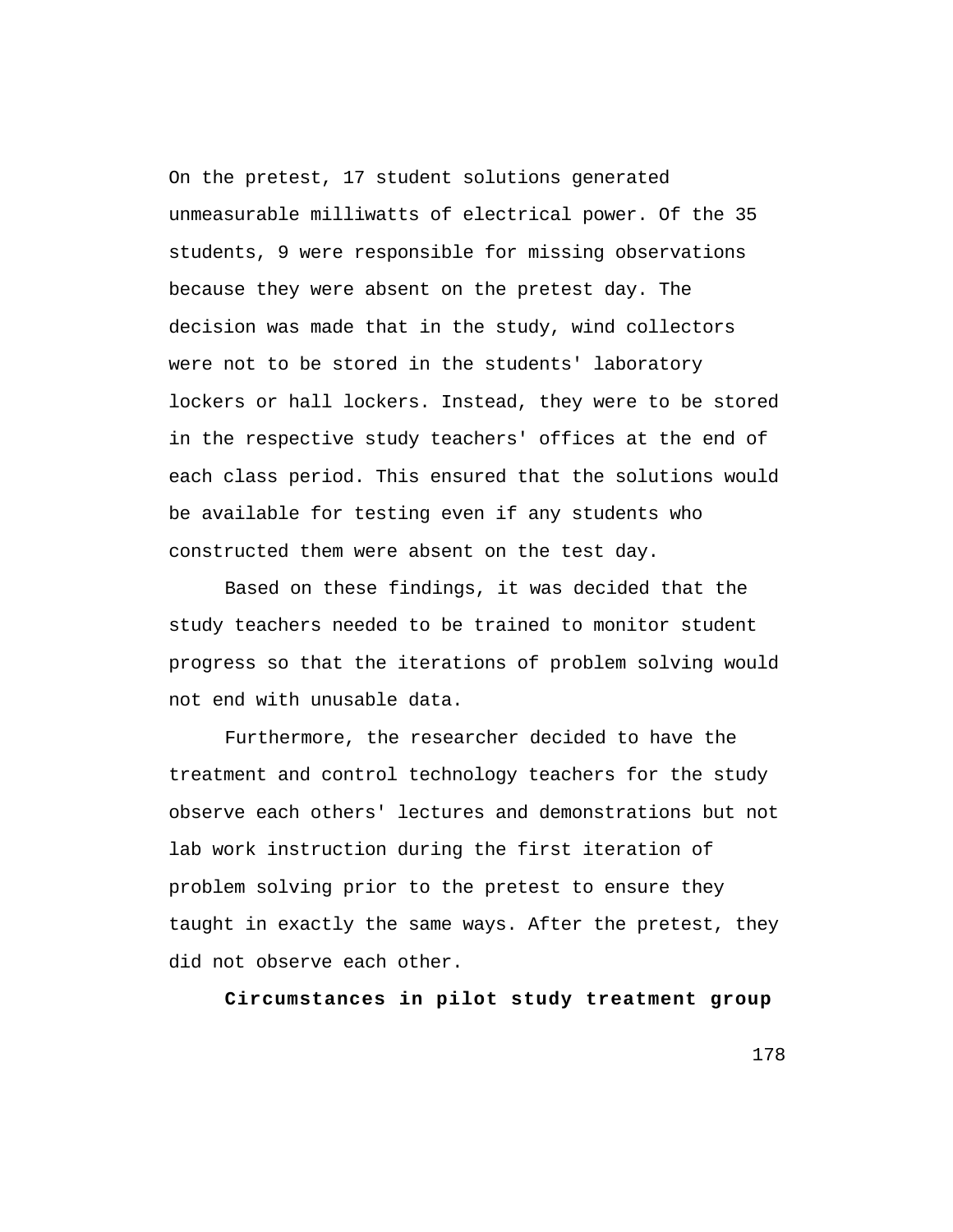On the pretest, 17 student solutions generated unmeasurable milliwatts of electrical power. Of the 35 students, 9 were responsible for missing observations because they were absent on the pretest day. The decision was made that in the study, wind collectors were not to be stored in the students' laboratory lockers or hall lockers. Instead, they were to be stored in the respective study teachers' offices at the end of each class period. This ensured that the solutions would be available for testing even if any students who constructed them were absent on the test day.

Based on these findings, it was decided that the study teachers needed to be trained to monitor student progress so that the iterations of problem solving would not end with unusable data.

Furthermore, the researcher decided to have the treatment and control technology teachers for the study observe each others' lectures and demonstrations but not lab work instruction during the first iteration of problem solving prior to the pretest to ensure they taught in exactly the same ways. After the pretest, they did not observe each other.

**Circumstances in pilot study treatment group**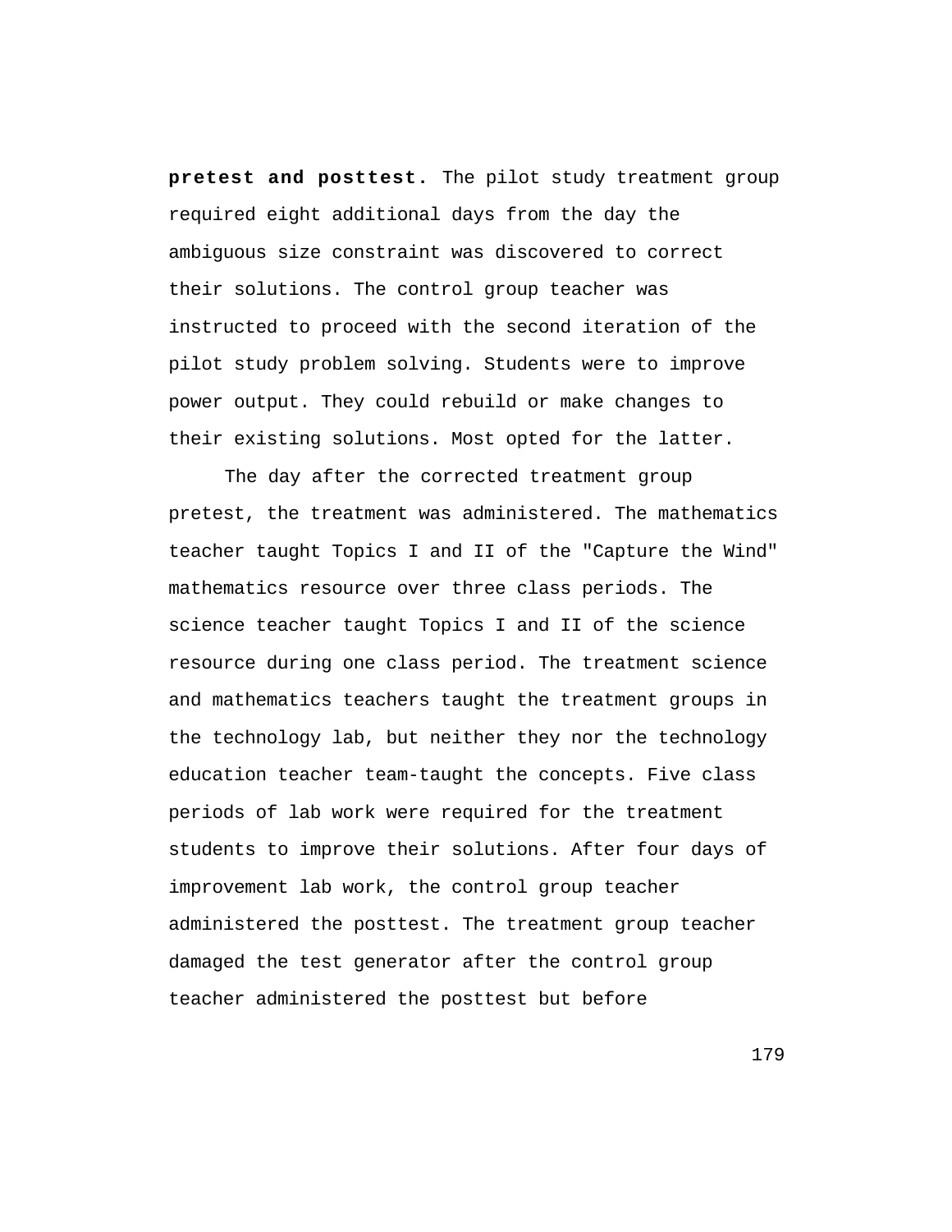**pretest and posttest.** The pilot study treatment group required eight additional days from the day the ambiguous size constraint was discovered to correct their solutions. The control group teacher was instructed to proceed with the second iteration of the pilot study problem solving. Students were to improve power output. They could rebuild or make changes to their existing solutions. Most opted for the latter.

The day after the corrected treatment group pretest, the treatment was administered. The mathematics teacher taught Topics I and II of the "Capture the Wind" mathematics resource over three class periods. The science teacher taught Topics I and II of the science resource during one class period. The treatment science and mathematics teachers taught the treatment groups in the technology lab, but neither they nor the technology education teacher team-taught the concepts. Five class periods of lab work were required for the treatment students to improve their solutions. After four days of improvement lab work, the control group teacher administered the posttest. The treatment group teacher damaged the test generator after the control group teacher administered the posttest but before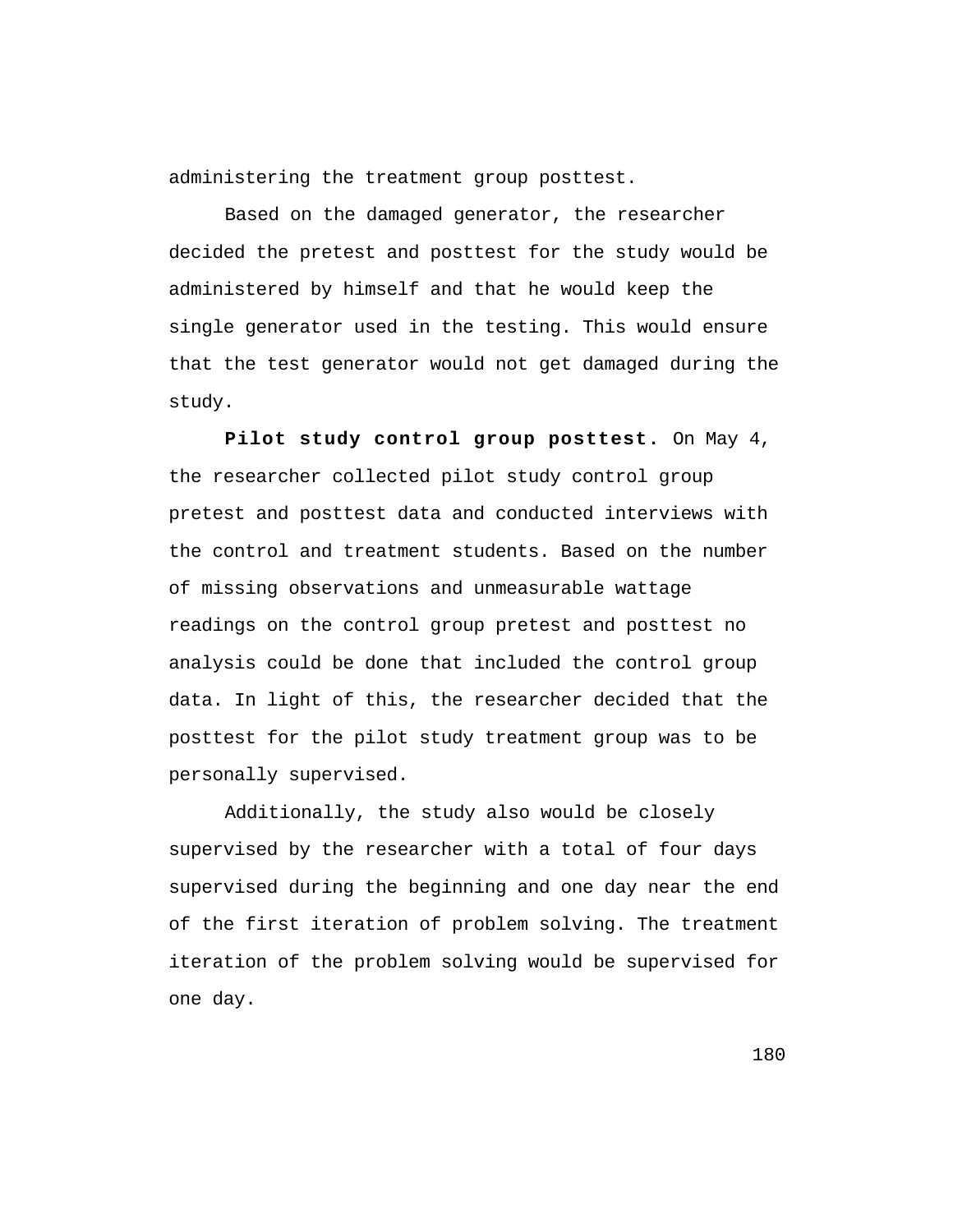administering the treatment group posttest.

Based on the damaged generator, the researcher decided the pretest and posttest for the study would be administered by himself and that he would keep the single generator used in the testing. This would ensure that the test generator would not get damaged during the study.

**Pilot study control group posttest.** On May 4, the researcher collected pilot study control group pretest and posttest data and conducted interviews with the control and treatment students. Based on the number of missing observations and unmeasurable wattage readings on the control group pretest and posttest no analysis could be done that included the control group data. In light of this, the researcher decided that the posttest for the pilot study treatment group was to be personally supervised.

Additionally, the study also would be closely supervised by the researcher with a total of four days supervised during the beginning and one day near the end of the first iteration of problem solving. The treatment iteration of the problem solving would be supervised for one day.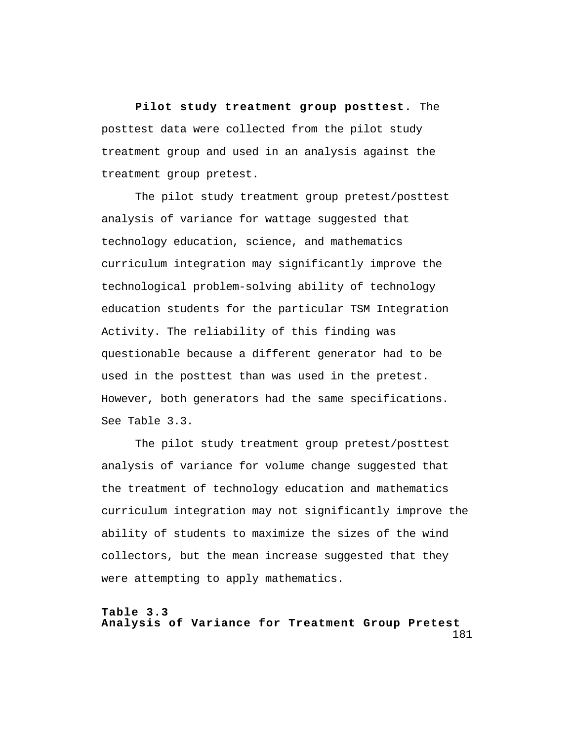**Pilot study treatment group posttest.** The posttest data were collected from the pilot study treatment group and used in an analysis against the treatment group pretest.

The pilot study treatment group pretest/posttest analysis of variance for wattage suggested that technology education, science, and mathematics curriculum integration may significantly improve the technological problem-solving ability of technology education students for the particular TSM Integration Activity. The reliability of this finding was questionable because a different generator had to be used in the posttest than was used in the pretest. However, both generators had the same specifications. See Table 3.3.

The pilot study treatment group pretest/posttest analysis of variance for volume change suggested that the treatment of technology education and mathematics curriculum integration may not significantly improve the ability of students to maximize the sizes of the wind collectors, but the mean increase suggested that they were attempting to apply mathematics.

**Table 3.3**
**Analysis of Variance for Treatment Group Pretest**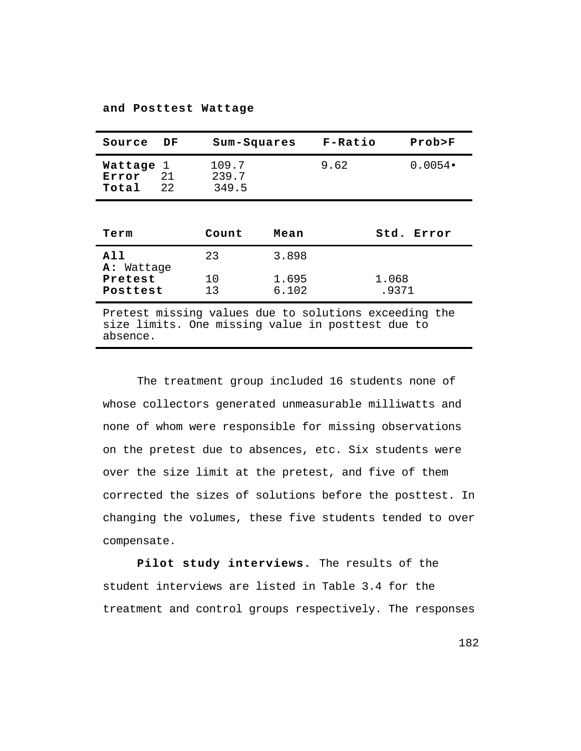**and Posttest Wattage**

| Source | DF | Sum-Squares | F-Ratio | Prob>F |
|---|---|---|---|---|
| **Wattage** | 1 | 109.7 | 9.62 | 0.0054• |
| **Error** | 21 | 239.7 | | |
| **Total** | 22 | 349.5 | | |

| Term | Count | Mean | Std. Error |
|---|---|---|---|
| **All** | 23 | 3.898 | |
| **A:** Wattage | | | |
| **Pretest** | 10 | 1.695 | 1.068 |
| **Posttest** | 13 | 6.102 | .9371 |

Pretest missing values due to solutions exceeding the size limits. One missing value in posttest due to absence.

The treatment group included 16 students none of whose collectors generated unmeasurable milliwatts and none of whom were responsible for missing observations on the pretest due to absences, etc. Six students were over the size limit at the pretest, and five of them corrected the sizes of solutions before the posttest. In changing the volumes, these five students tended to over compensate.

**Pilot study interviews.** The results of the student interviews are listed in Table 3.4 for the treatment and control groups respectively. The responses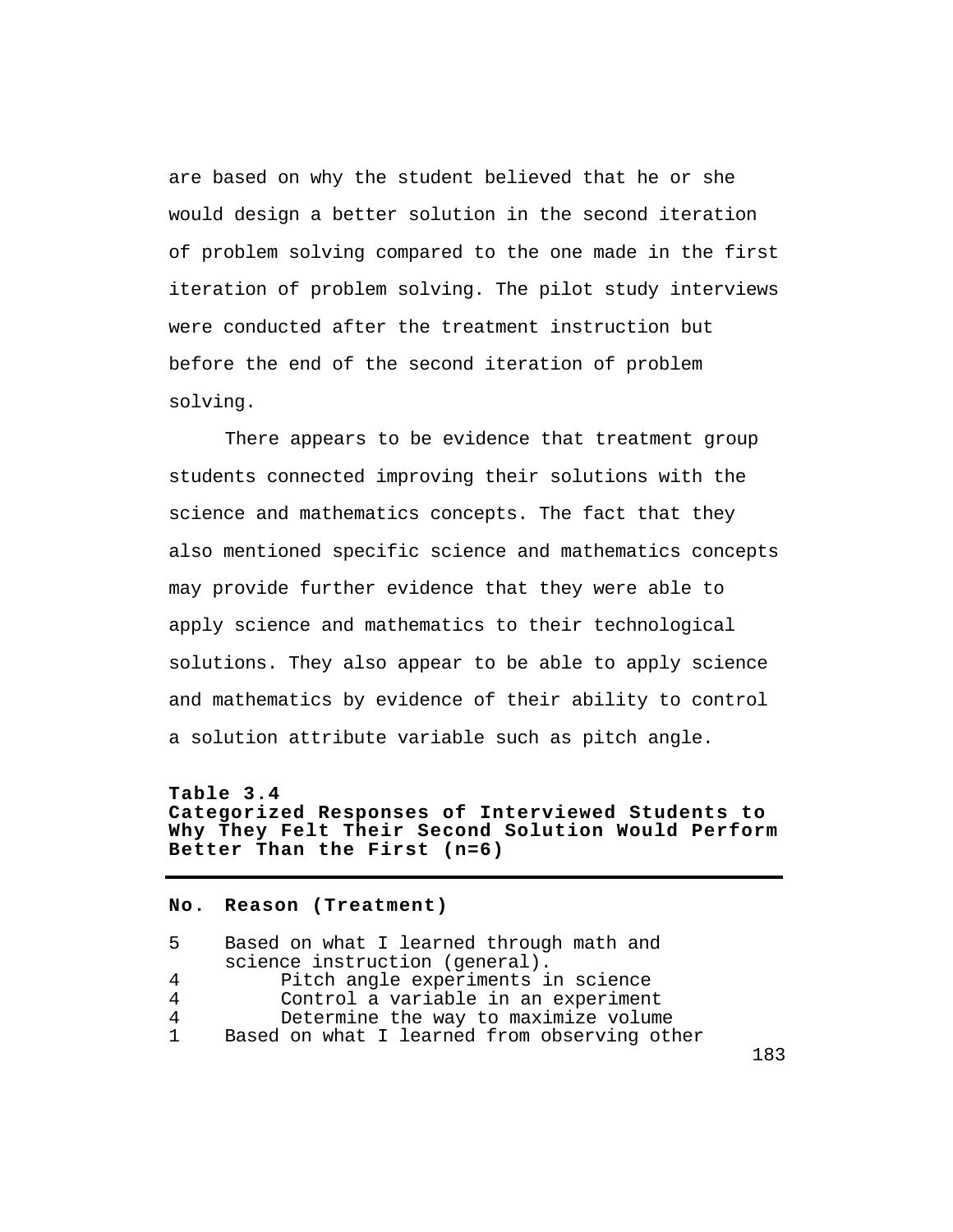are based on why the student believed that he or she would design a better solution in the second iteration of problem solving compared to the one made in the first iteration of problem solving. The pilot study interviews were conducted after the treatment instruction but before the end of the second iteration of problem solving.

There appears to be evidence that treatment group students connected improving their solutions with the science and mathematics concepts. The fact that they also mentioned specific science and mathematics concepts may provide further evidence that they were able to apply science and mathematics to their technological solutions. They also appear to be able to apply science and mathematics by evidence of their ability to control a solution attribute variable such as pitch angle.

**Table 3.4**
**Categorized Responses of Interviewed Students to Why They Felt Their Second Solution Would Perform Better Than the First (n=6)**

| No. | Reason (Treatment) |
|---|---|
| 5 | Based on what I learned through math and science instruction (general). |
| 4 | Pitch angle experiments in science |
| 4 | Control a variable in an experiment |
| 4 | Determine the way to maximize volume |
| 1 | Based on what I learned from observing other |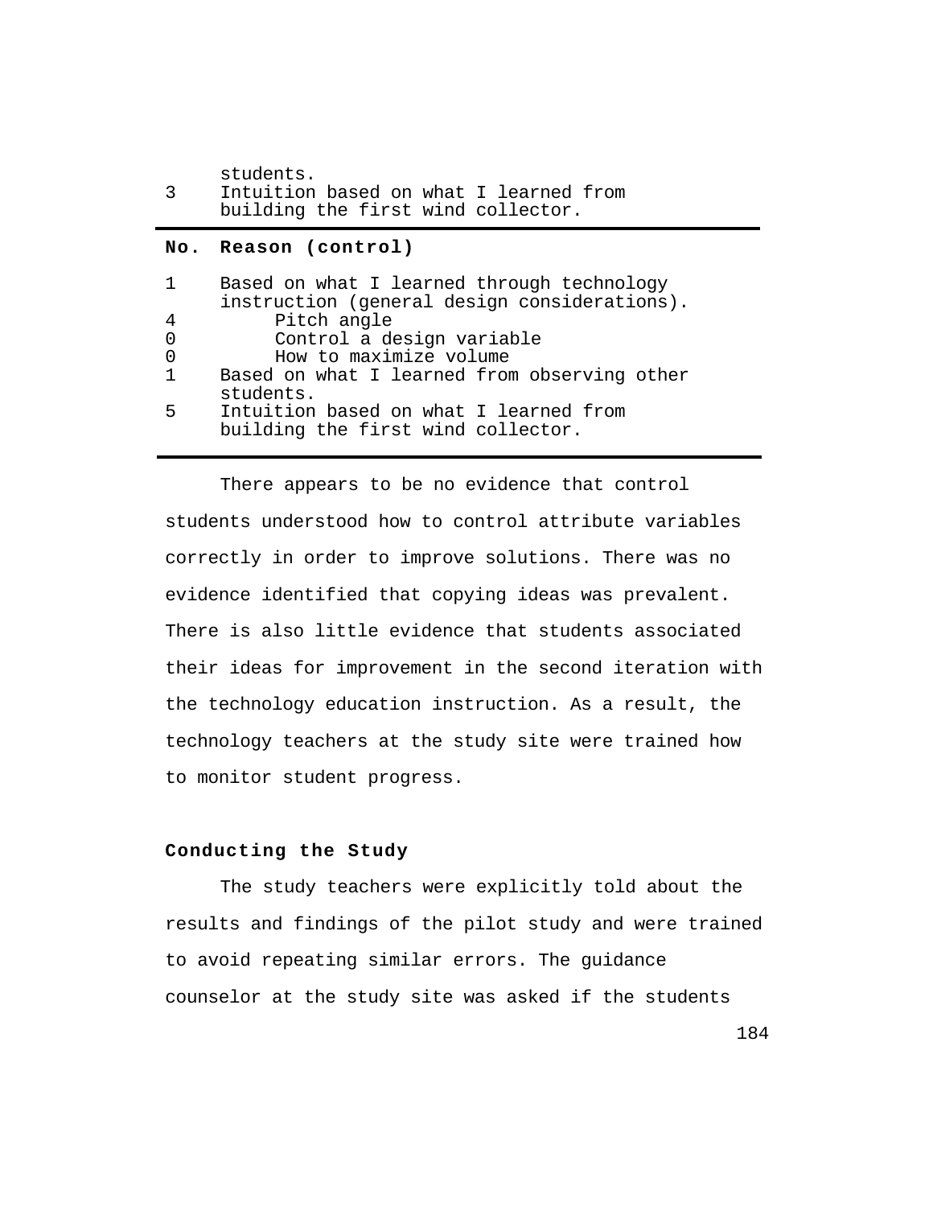| No. | Reason |
|---|---|
| | students. |
| 3 | Intuition based on what I learned from building the first wind collector. |

| No. | Reason (control) |
|---|---|
| 1 | Based on what I learned through technology instruction (general design considerations). |
| 4 | Pitch angle |
| 0 | Control a design variable |
| 0 | How to maximize volume |
| 1 | Based on what I learned from observing other students. |
| 5 | Intuition based on what I learned from building the first wind collector. |

There appears to be no evidence that control students understood how to control attribute variables correctly in order to improve solutions. There was no evidence identified that copying ideas was prevalent. There is also little evidence that students associated their ideas for improvement in the second iteration with the technology education instruction. As a result, the technology teachers at the study site were trained how to monitor student progress.

### Conducting the Study

The study teachers were explicitly told about the results and findings of the pilot study and were trained to avoid repeating similar errors. The guidance counselor at the study site was asked if the students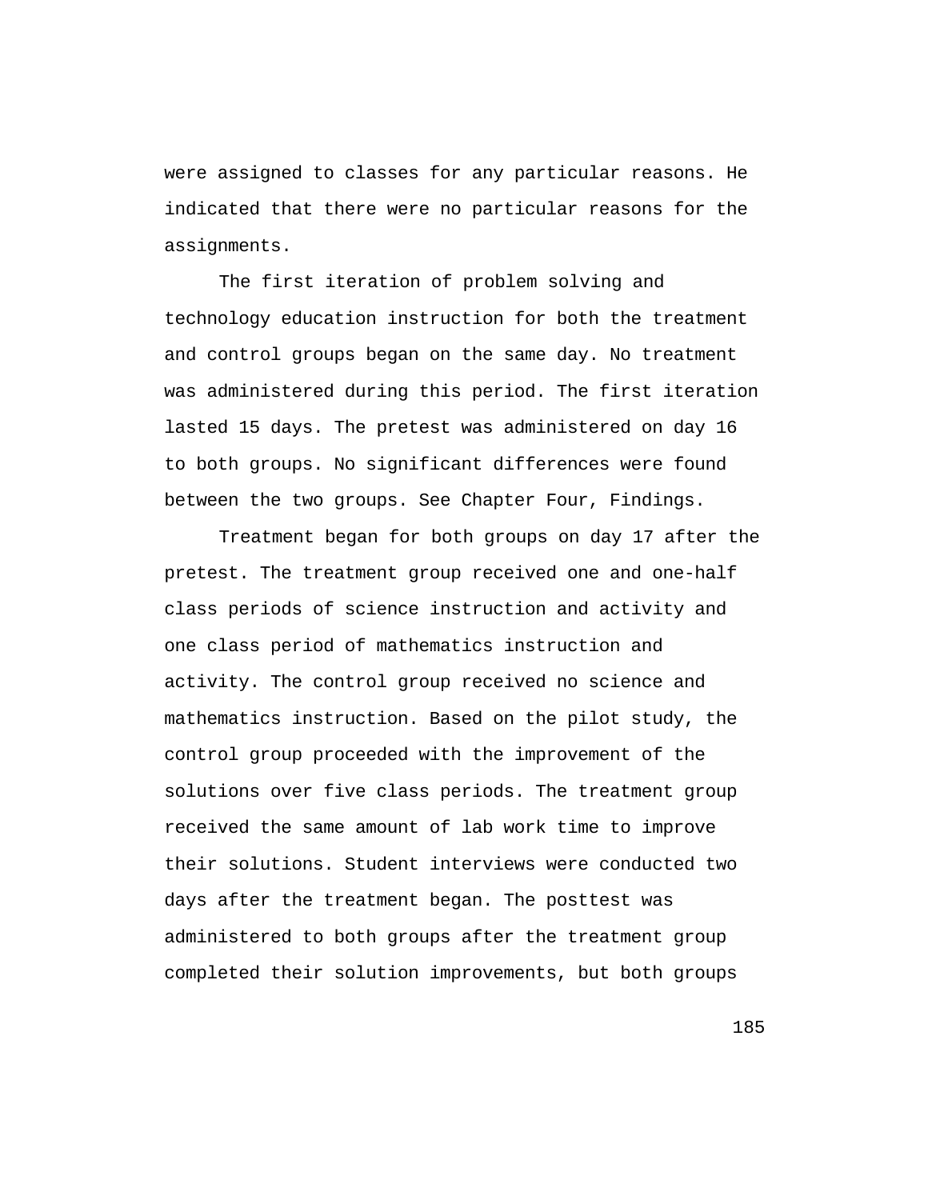were assigned to classes for any particular reasons. He indicated that there were no particular reasons for the assignments.

The first iteration of problem solving and technology education instruction for both the treatment and control groups began on the same day. No treatment was administered during this period. The first iteration lasted 15 days. The pretest was administered on day 16 to both groups. No significant differences were found between the two groups. See Chapter Four, Findings.

Treatment began for both groups on day 17 after the pretest. The treatment group received one and one-half class periods of science instruction and activity and one class period of mathematics instruction and activity. The control group received no science and mathematics instruction. Based on the pilot study, the control group proceeded with the improvement of the solutions over five class periods. The treatment group received the same amount of lab work time to improve their solutions. Student interviews were conducted two days after the treatment began. The posttest was administered to both groups after the treatment group completed their solution improvements, but both groups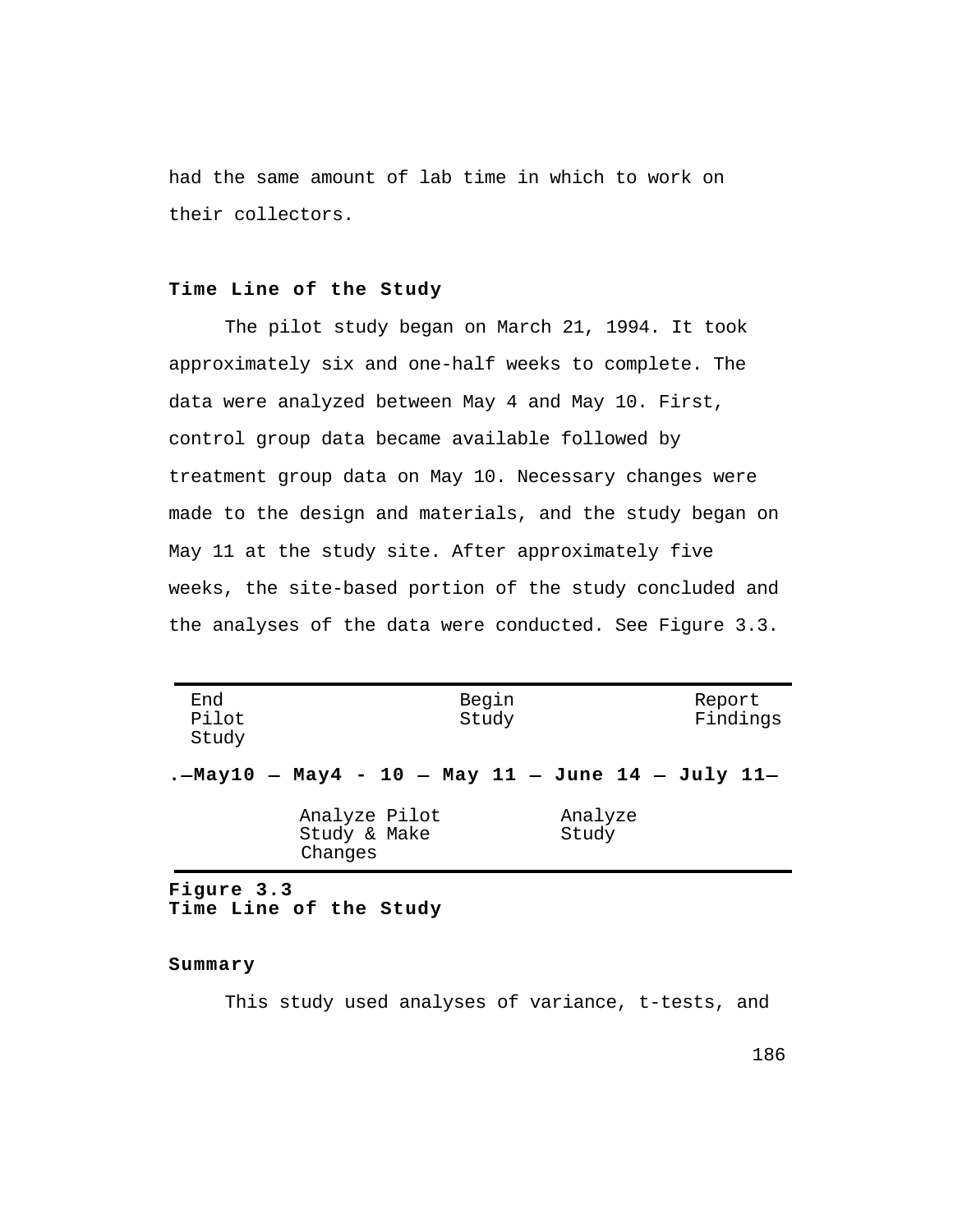had the same amount of lab time in which to work on their collectors.

### Time Line of the Study

The pilot study began on March 21, 1994. It took approximately six and one-half weeks to complete. The data were analyzed between May 4 and May 10. First, control group data became available followed by treatment group data on May 10. Necessary changes were made to the design and materials, and the study began on May 11 at the study site. After approximately five weeks, the site-based portion of the study concluded and the analyses of the data were conducted. See Figure 3.3.

| End Pilot Study | | Begin Study | | Report Findings |
|---|---|---|---|---|
| **May10** | **May4 - 10** | **May 11** | **June 14** | **July 11** |
| | Analyze Pilot Study & Make Changes | | Analyze Study | |

**Figure 3.3**
**Time Line of the Study**

### Summary

This study used analyses of variance, t-tests, and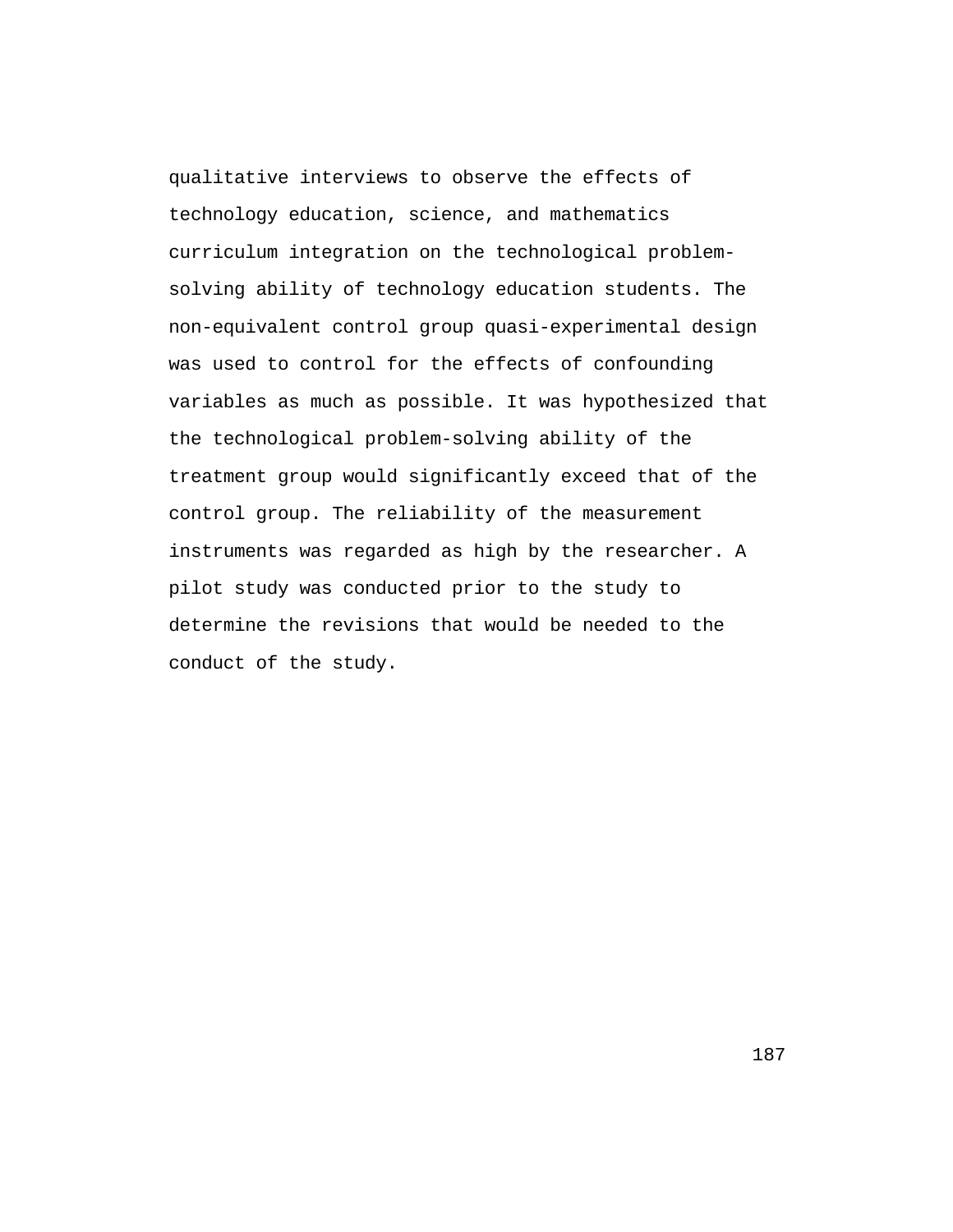qualitative interviews to observe the effects of technology education, science, and mathematics curriculum integration on the technological problem-solving ability of technology education students. The non-equivalent control group quasi-experimental design was used to control for the effects of confounding variables as much as possible. It was hypothesized that the technological problem-solving ability of the treatment group would significantly exceed that of the control group. The reliability of the measurement instruments was regarded as high by the researcher. A pilot study was conducted prior to the study to determine the revisions that would be needed to the conduct of the study.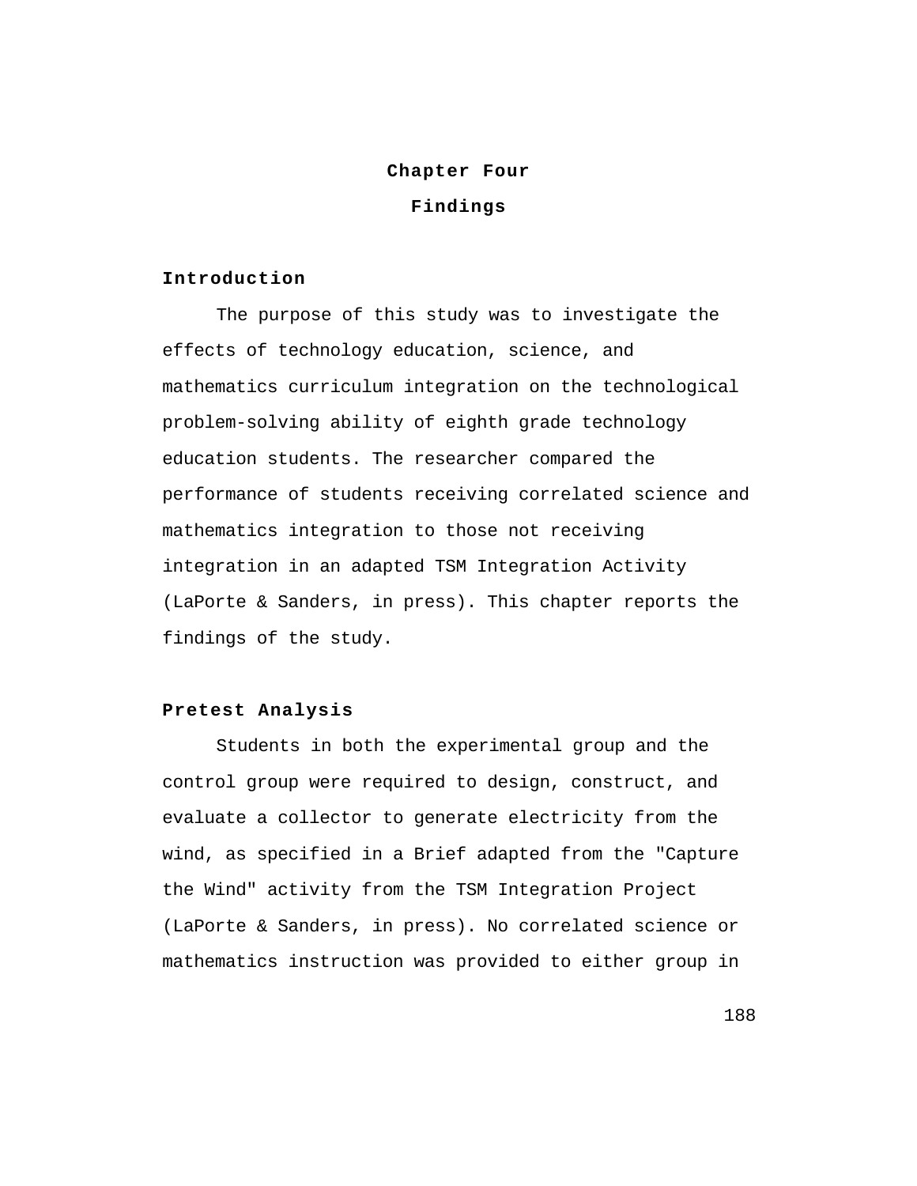# Chapter Four

# Findings

## Introduction

The purpose of this study was to investigate the effects of technology education, science, and mathematics curriculum integration on the technological problem-solving ability of eighth grade technology education students. The researcher compared the performance of students receiving correlated science and mathematics integration to those not receiving integration in an adapted TSM Integration Activity (LaPorte & Sanders, in press). This chapter reports the findings of the study.

## Pretest Analysis

Students in both the experimental group and the control group were required to design, construct, and evaluate a collector to generate electricity from the wind, as specified in a Brief adapted from the "Capture the Wind" activity from the TSM Integration Project (LaPorte & Sanders, in press). No correlated science or mathematics instruction was provided to either group in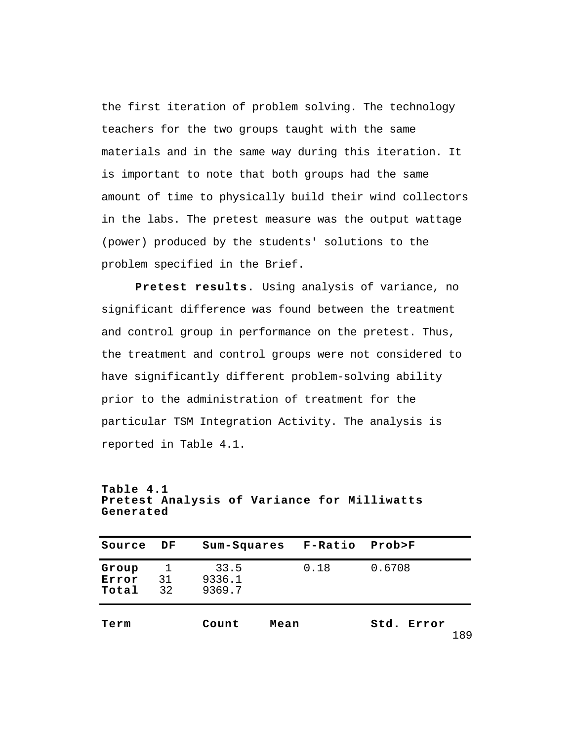the first iteration of problem solving. The technology teachers for the two groups taught with the same materials and in the same way during this iteration. It is important to note that both groups had the same amount of time to physically build their wind collectors in the labs. The pretest measure was the output wattage (power) produced by the students' solutions to the problem specified in the Brief.

**Pretest results.** Using analysis of variance, no significant difference was found between the treatment and control group in performance on the pretest. Thus, the treatment and control groups were not considered to have significantly different problem-solving ability prior to the administration of treatment for the particular TSM Integration Activity. The analysis is reported in Table 4.1.

**Table 4.1**
**Pretest Analysis of Variance for Milliwatts Generated**

| Source | DF | Sum-Squares | F-Ratio | Prob>F |
|---|---|---|---|---|
| Group | 1 | 33.5 | 0.18 | 0.6708 |
| Error | 31 | 9336.1 | | |
| Total | 32 | 9369.7 | | |

| Term | Count | Mean | Std. Error |
|---|---|---|---|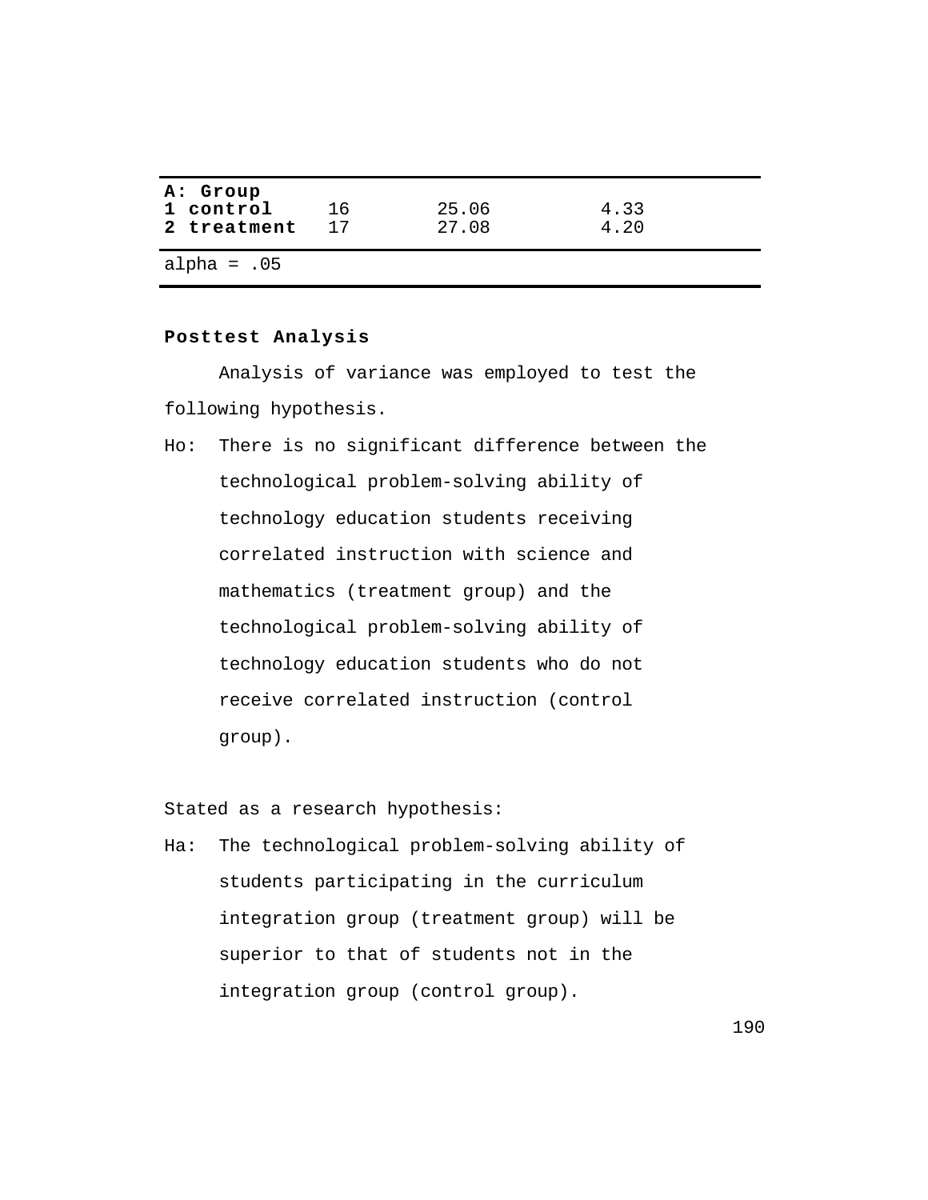| A: Group | | | |
|---|---|---|---|
| **1 control** | 16 | 25.06 | 4.33 |
| **2 treatment** | 17 | 27.08 | 4.20 |
| alpha = .05 | | | |

**Posttest Analysis**

Analysis of variance was employed to test the following hypothesis.

Ho: There is no significant difference between the technological problem-solving ability of technology education students receiving correlated instruction with science and mathematics (treatment group) and the technological problem-solving ability of technology education students who do not receive correlated instruction (control group).

Stated as a research hypothesis:

Ha: The technological problem-solving ability of students participating in the curriculum integration group (treatment group) will be superior to that of students not in the integration group (control group).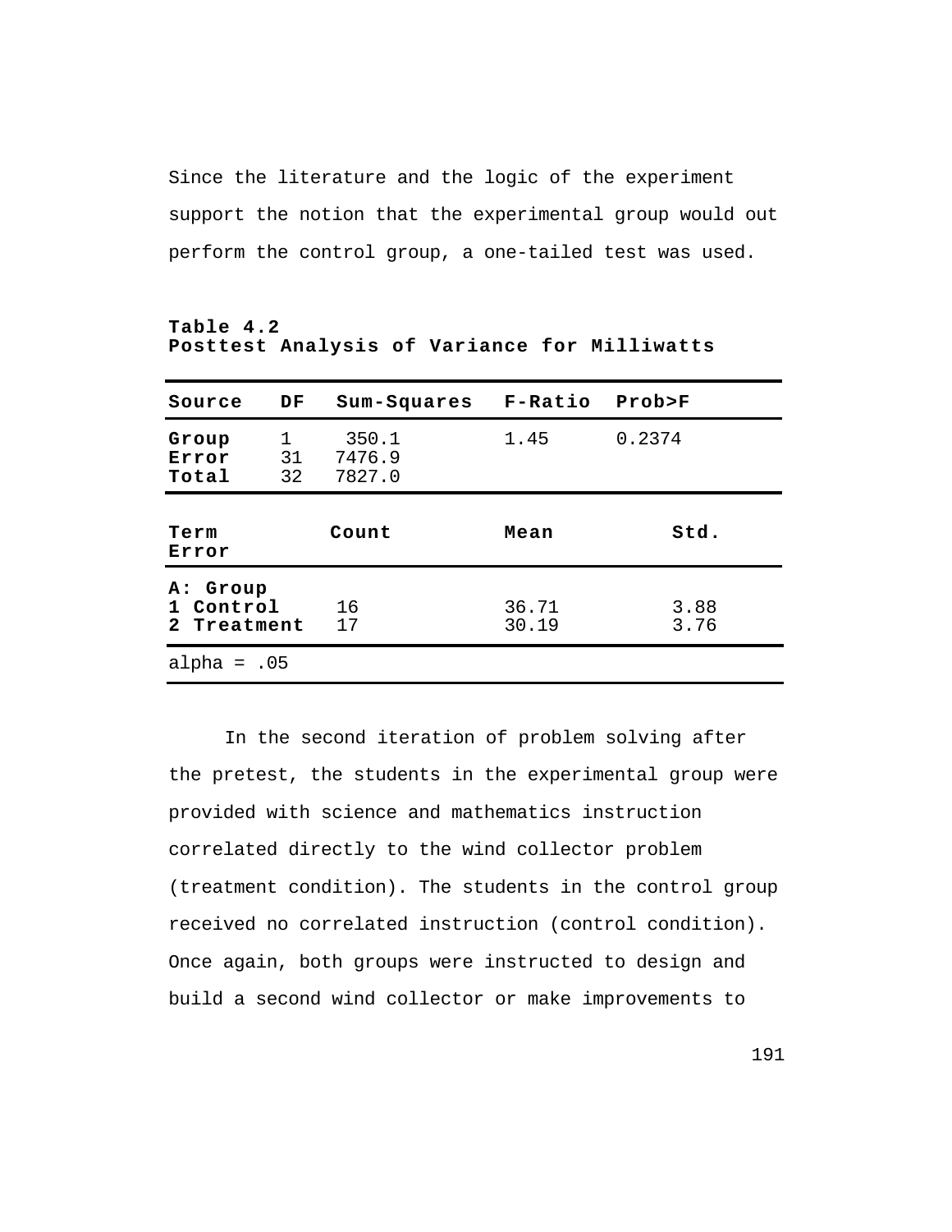Since the literature and the logic of the experiment support the notion that the experimental group would out perform the control group, a one-tailed test was used.

**Table 4.2**
**Posttest Analysis of Variance for Milliwatts**

| Source | DF | Sum-Squares | F-Ratio | Prob>F |
|---|---|---|---|---|
| Group | 1 | 350.1 | 1.45 | 0.2374 |
| Error | 31 | 7476.9 | | |
| Total | 32 | 7827.0 | | |

| Term | Count | Mean | Std. Error |
|---|---|---|---|
| A: Group | | | |
| 1 Control | 16 | 36.71 | 3.88 |
| 2 Treatment | 17 | 30.19 | 3.76 |

alpha = .05

In the second iteration of problem solving after the pretest, the students in the experimental group were provided with science and mathematics instruction correlated directly to the wind collector problem (treatment condition). The students in the control group received no correlated instruction (control condition). Once again, both groups were instructed to design and build a second wind collector or make improvements to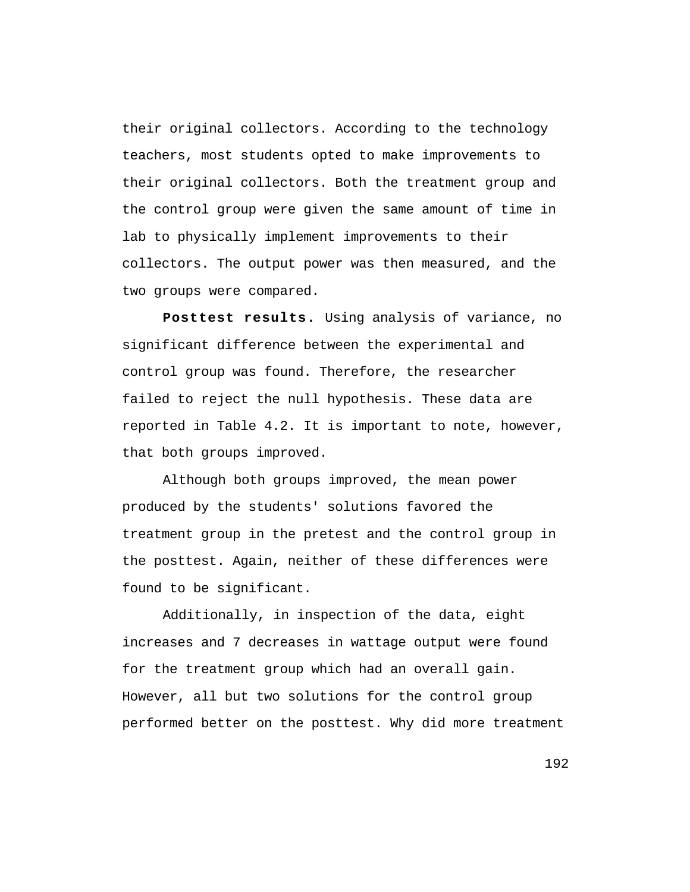their original collectors. According to the technology teachers, most students opted to make improvements to their original collectors. Both the treatment group and the control group were given the same amount of time in lab to physically implement improvements to their collectors. The output power was then measured, and the two groups were compared.

**Posttest results.** Using analysis of variance, no significant difference between the experimental and control group was found. Therefore, the researcher failed to reject the null hypothesis. These data are reported in Table 4.2. It is important to note, however, that both groups improved.

Although both groups improved, the mean power produced by the students' solutions favored the treatment group in the pretest and the control group in the posttest. Again, neither of these differences were found to be significant.

Additionally, in inspection of the data, eight increases and 7 decreases in wattage output were found for the treatment group which had an overall gain. However, all but two solutions for the control group performed better on the posttest. Why did more treatment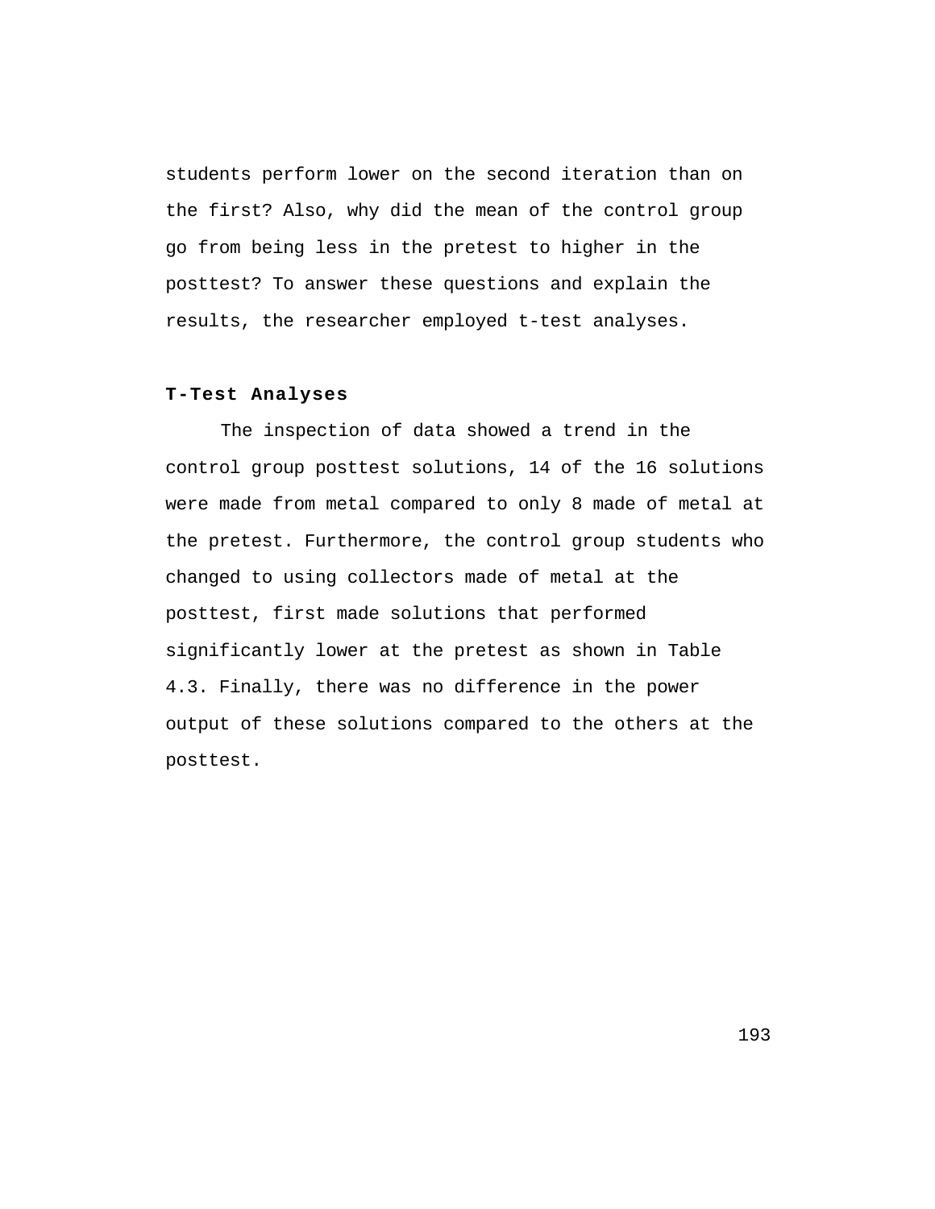students perform lower on the second iteration than on the first? Also, why did the mean of the control group go from being less in the pretest to higher in the posttest? To answer these questions and explain the results, the researcher employed t-test analyses.

**T-Test Analyses**

The inspection of data showed a trend in the control group posttest solutions, 14 of the 16 solutions were made from metal compared to only 8 made of metal at the pretest. Furthermore, the control group students who changed to using collectors made of metal at the posttest, first made solutions that performed significantly lower at the pretest as shown in Table 4.3. Finally, there was no difference in the power output of these solutions compared to the others at the posttest.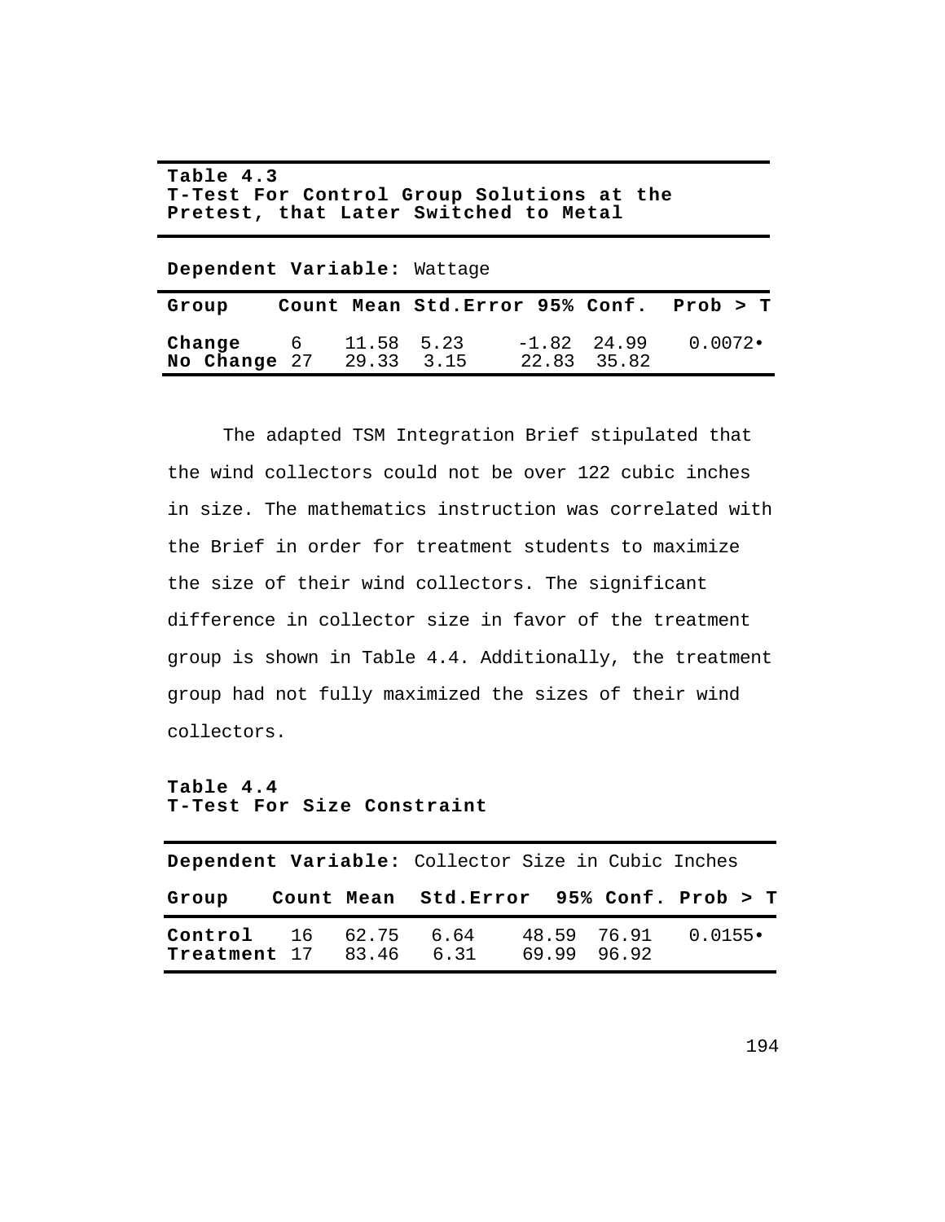**Table 4.3**
**T-Test For Control Group Solutions at the Pretest, that Later Switched to Metal**

**Dependent Variable:** Wattage

| Group | Count | Mean | Std.Error | 95% Conf. | | Prob > T |
|---|---|---|---|---|---|---|
| **Change** | 6 | 11.58 | 5.23 | -1.82 | 24.99 | 0.0072• |
| **No Change** | 27 | 29.33 | 3.15 | 22.83 | 35.82 | |

The adapted TSM Integration Brief stipulated that the wind collectors could not be over 122 cubic inches in size. The mathematics instruction was correlated with the Brief in order for treatment students to maximize the size of their wind collectors. The significant difference in collector size in favor of the treatment group is shown in Table 4.4. Additionally, the treatment group had not fully maximized the sizes of their wind collectors.

**Table 4.4**
**T-Test For Size Constraint**

**Dependent Variable:** Collector Size in Cubic Inches

| Group | Count | Mean | Std.Error | 95% Conf. | | Prob > T |
|---|---|---|---|---|---|---|
| **Control** | 16 | 62.75 | 6.64 | 48.59 | 76.91 | 0.0155• |
| **Treatment** | 17 | 83.46 | 6.31 | 69.99 | 96.92 | |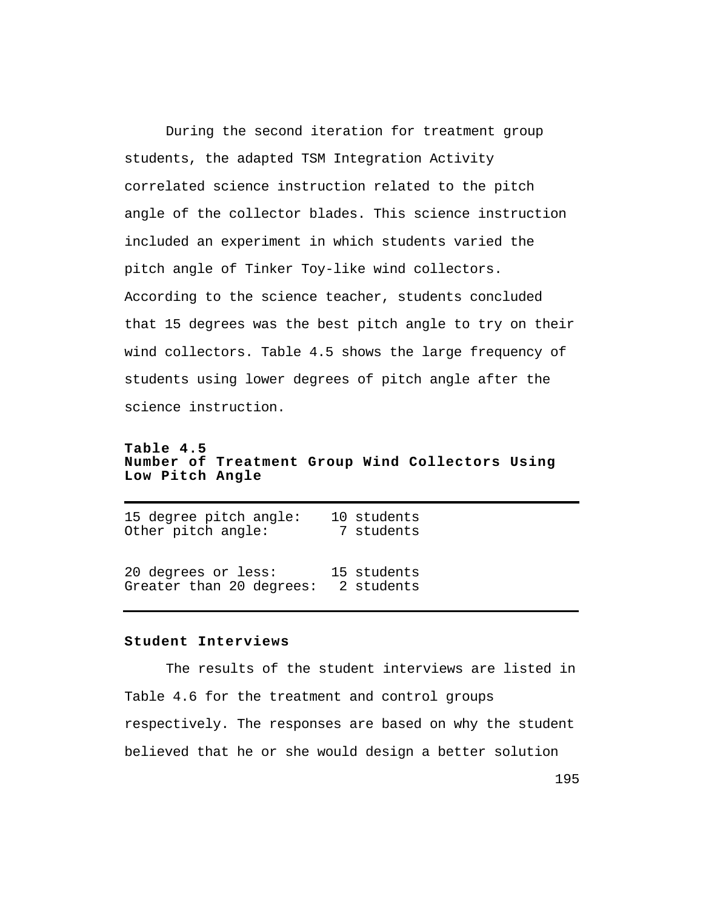During the second iteration for treatment group students, the adapted TSM Integration Activity correlated science instruction related to the pitch angle of the collector blades. This science instruction included an experiment in which students varied the pitch angle of Tinker Toy-like wind collectors. According to the science teacher, students concluded that 15 degrees was the best pitch angle to try on their wind collectors. Table 4.5 shows the large frequency of students using lower degrees of pitch angle after the science instruction.

**Table 4.5**
**Number of Treatment Group Wind Collectors Using Low Pitch Angle**

| | |
|---|---|
| 15 degree pitch angle: | 10 students |
| Other pitch angle: | 7 students |
| | |
| 20 degrees or less: | 15 students |
| Greater than 20 degrees: | 2 students |

### Student Interviews

The results of the student interviews are listed in Table 4.6 for the treatment and control groups respectively. The responses are based on why the student believed that he or she would design a better solution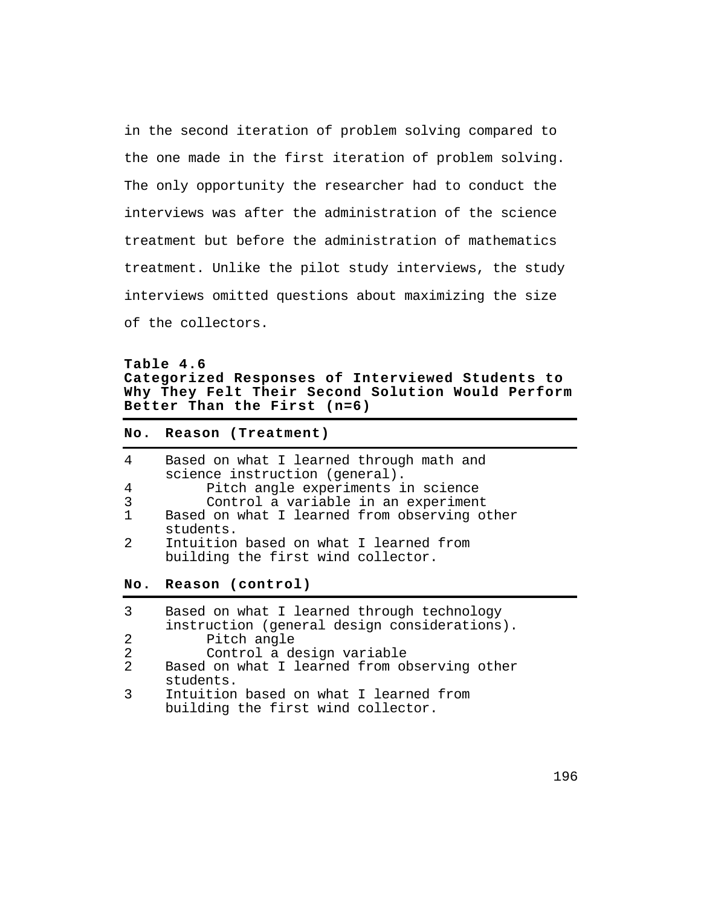in the second iteration of problem solving compared to the one made in the first iteration of problem solving. The only opportunity the researcher had to conduct the interviews was after the administration of the science treatment but before the administration of mathematics treatment. Unlike the pilot study interviews, the study interviews omitted questions about maximizing the size of the collectors.

**Table 4.6**
**Categorized Responses of Interviewed Students to Why They Felt Their Second Solution Would Perform Better Than the First (n=6)**

| No. | Reason (Treatment) |
|---|---|
| 4 | Based on what I learned through math and science instruction (general). |
| 4 | &nbsp;&nbsp;&nbsp;&nbsp;Pitch angle experiments in science |
| 3 | &nbsp;&nbsp;&nbsp;&nbsp;Control a variable in an experiment |
| 1 | Based on what I learned from observing other students. |
| 2 | Intuition based on what I learned from building the first wind collector. |
| **No.** | **Reason (control)** |
| 3 | Based on what I learned through technology instruction (general design considerations). |
| 2 | &nbsp;&nbsp;&nbsp;&nbsp;Pitch angle |
| 2 | &nbsp;&nbsp;&nbsp;&nbsp;Control a design variable |
| 2 | Based on what I learned from observing other students. |
| 3 | Intuition based on what I learned from building the first wind collector. |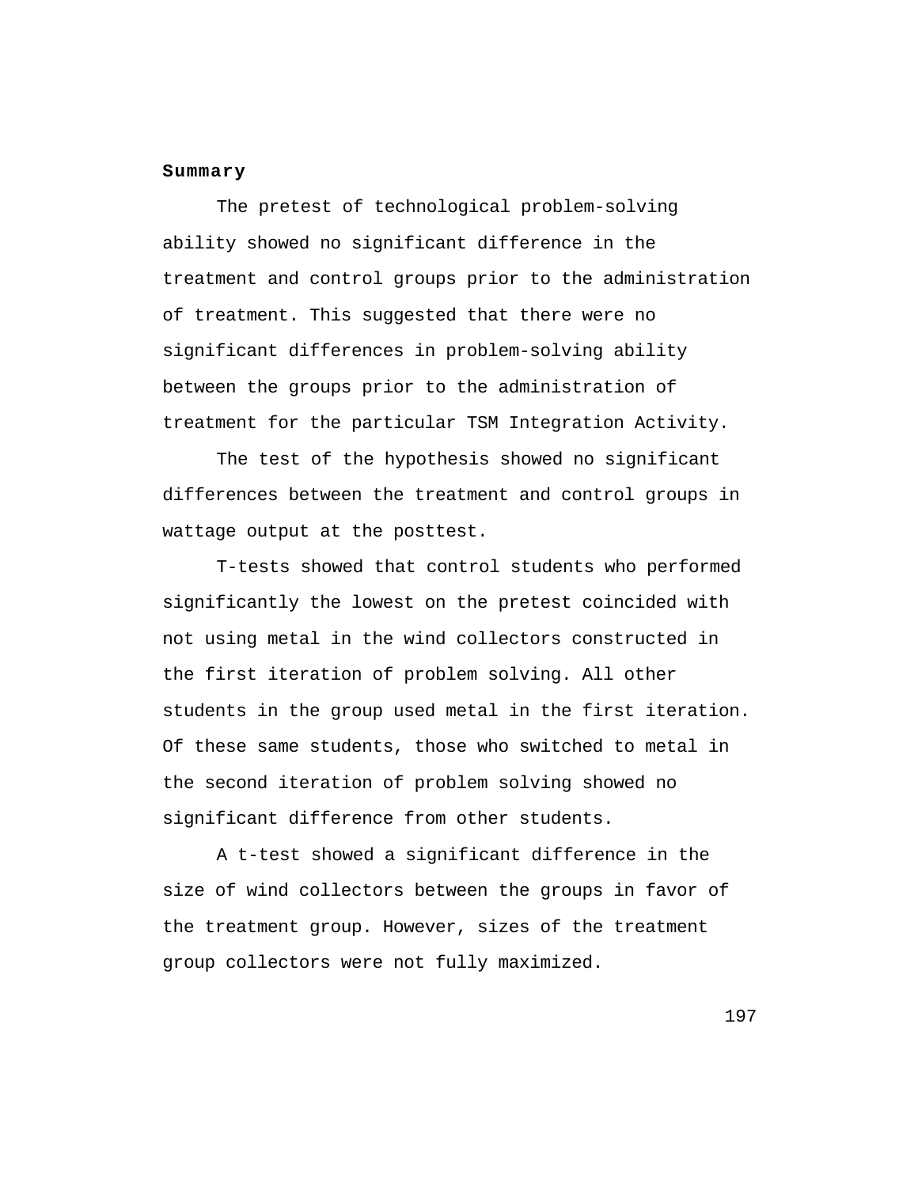## Summary

The pretest of technological problem-solving ability showed no significant difference in the treatment and control groups prior to the administration of treatment. This suggested that there were no significant differences in problem-solving ability between the groups prior to the administration of treatment for the particular TSM Integration Activity.

The test of the hypothesis showed no significant differences between the treatment and control groups in wattage output at the posttest.

T-tests showed that control students who performed significantly the lowest on the pretest coincided with not using metal in the wind collectors constructed in the first iteration of problem solving. All other students in the group used metal in the first iteration. Of these same students, those who switched to metal in the second iteration of problem solving showed no significant difference from other students.

A t-test showed a significant difference in the size of wind collectors between the groups in favor of the treatment group. However, sizes of the treatment group collectors were not fully maximized.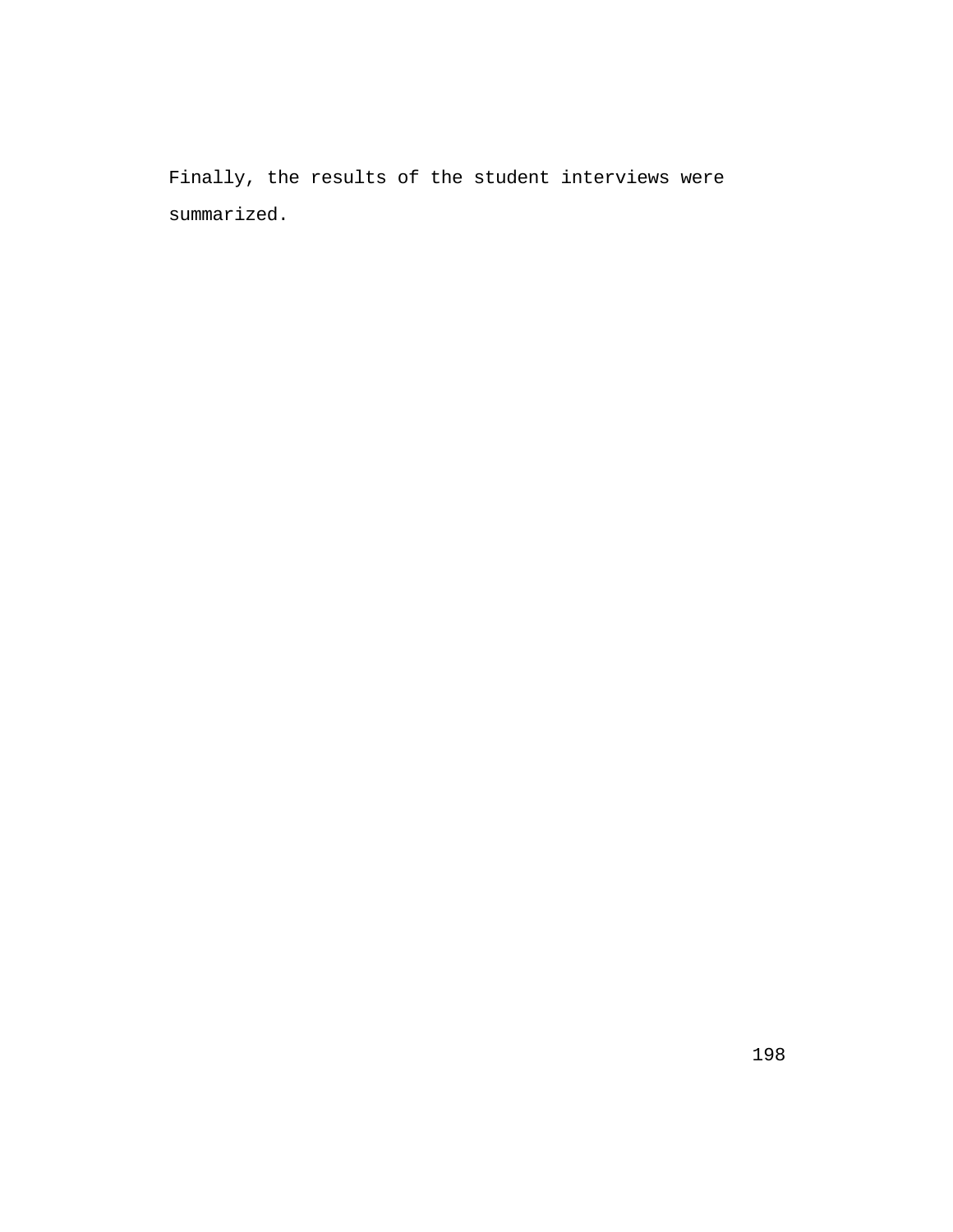Finally, the results of the student interviews were summarized.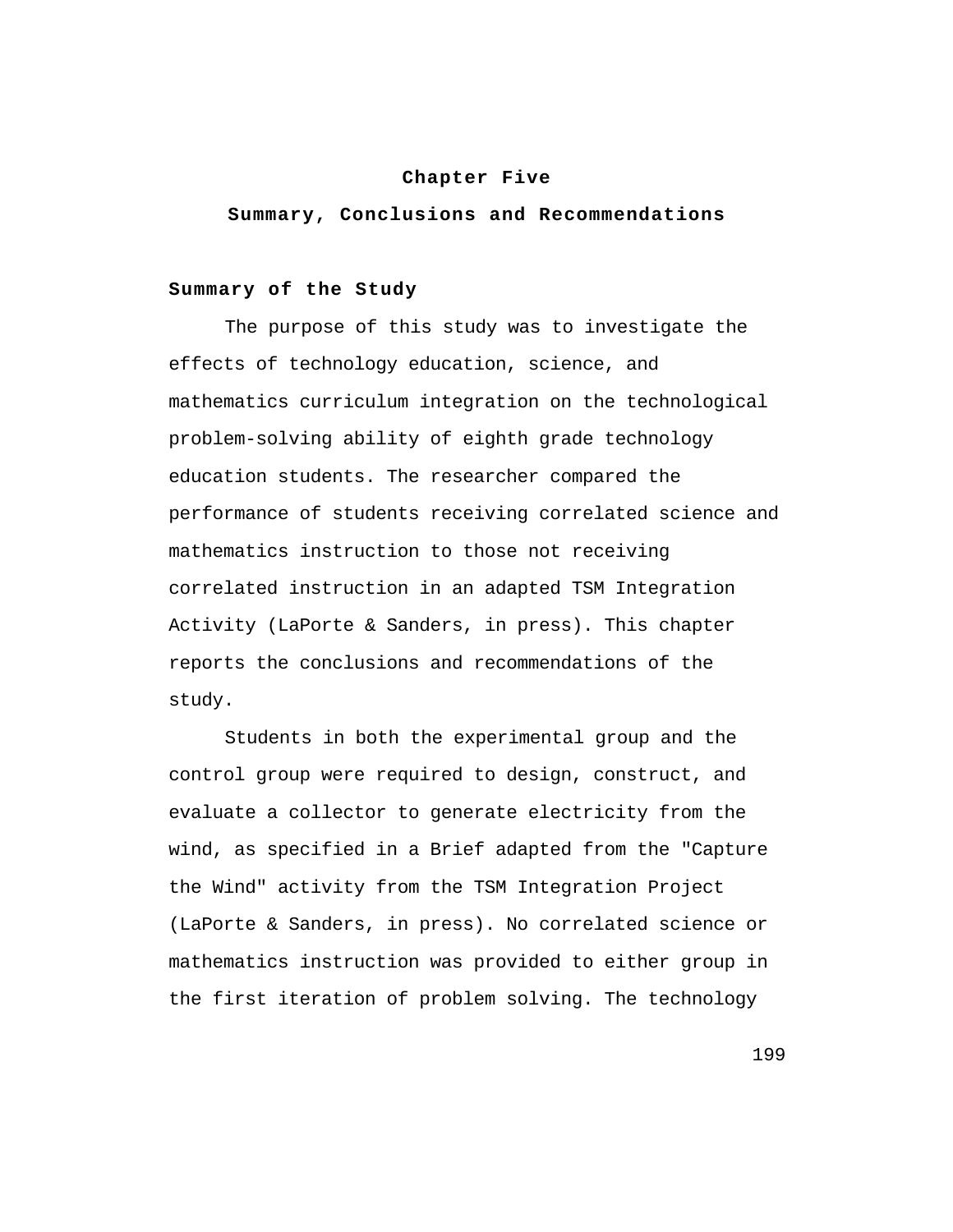# Chapter Five

## Summary, Conclusions and Recommendations

### Summary of the Study

The purpose of this study was to investigate the effects of technology education, science, and mathematics curriculum integration on the technological problem-solving ability of eighth grade technology education students. The researcher compared the performance of students receiving correlated science and mathematics instruction to those not receiving correlated instruction in an adapted TSM Integration Activity (LaPorte & Sanders, in press). This chapter reports the conclusions and recommendations of the study.

Students in both the experimental group and the control group were required to design, construct, and evaluate a collector to generate electricity from the wind, as specified in a Brief adapted from the "Capture the Wind" activity from the TSM Integration Project (LaPorte & Sanders, in press). No correlated science or mathematics instruction was provided to either group in the first iteration of problem solving. The technology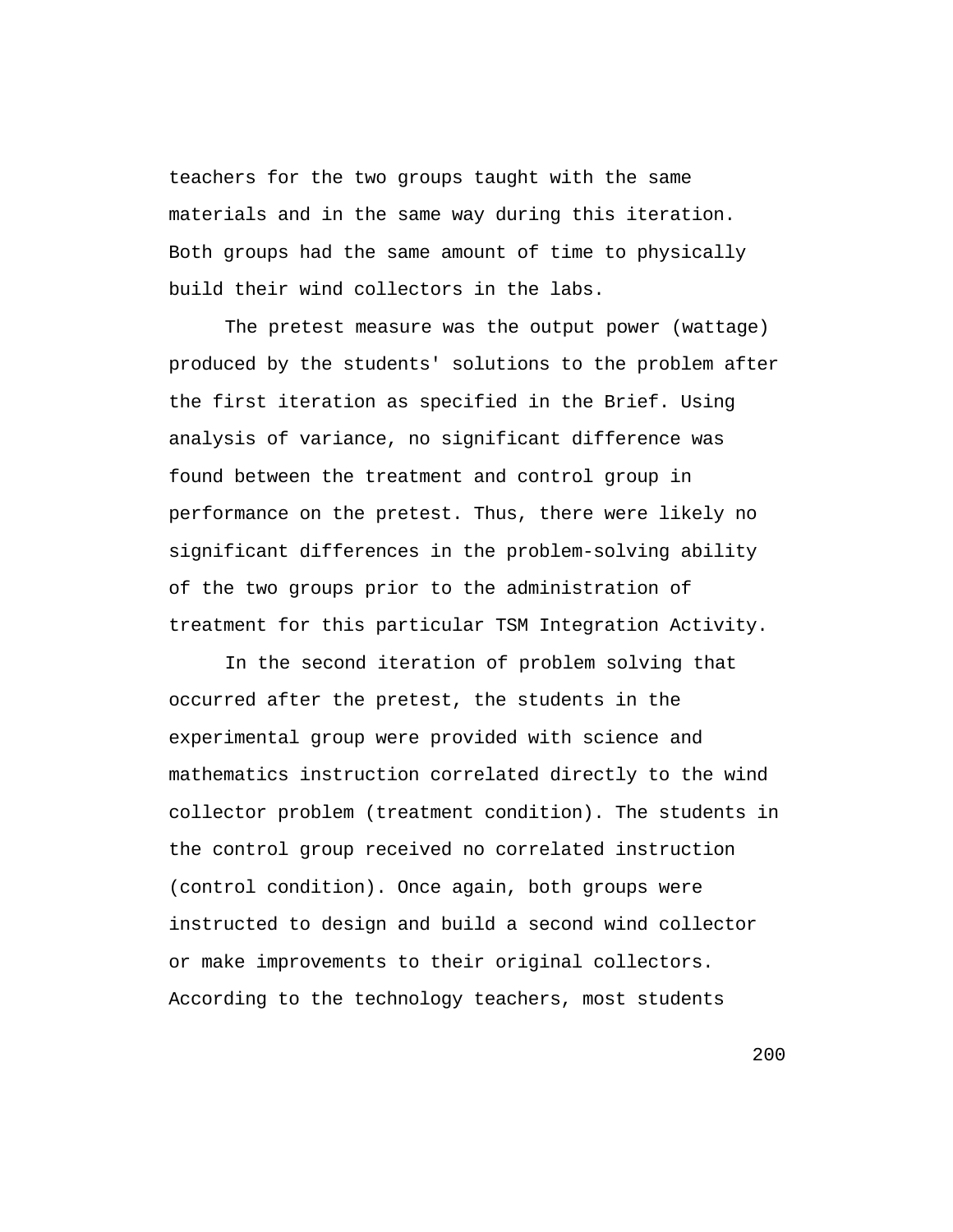teachers for the two groups taught with the same materials and in the same way during this iteration. Both groups had the same amount of time to physically build their wind collectors in the labs.

The pretest measure was the output power (wattage) produced by the students' solutions to the problem after the first iteration as specified in the Brief. Using analysis of variance, no significant difference was found between the treatment and control group in performance on the pretest. Thus, there were likely no significant differences in the problem-solving ability of the two groups prior to the administration of treatment for this particular TSM Integration Activity.

In the second iteration of problem solving that occurred after the pretest, the students in the experimental group were provided with science and mathematics instruction correlated directly to the wind collector problem (treatment condition). The students in the control group received no correlated instruction (control condition). Once again, both groups were instructed to design and build a second wind collector or make improvements to their original collectors. According to the technology teachers, most students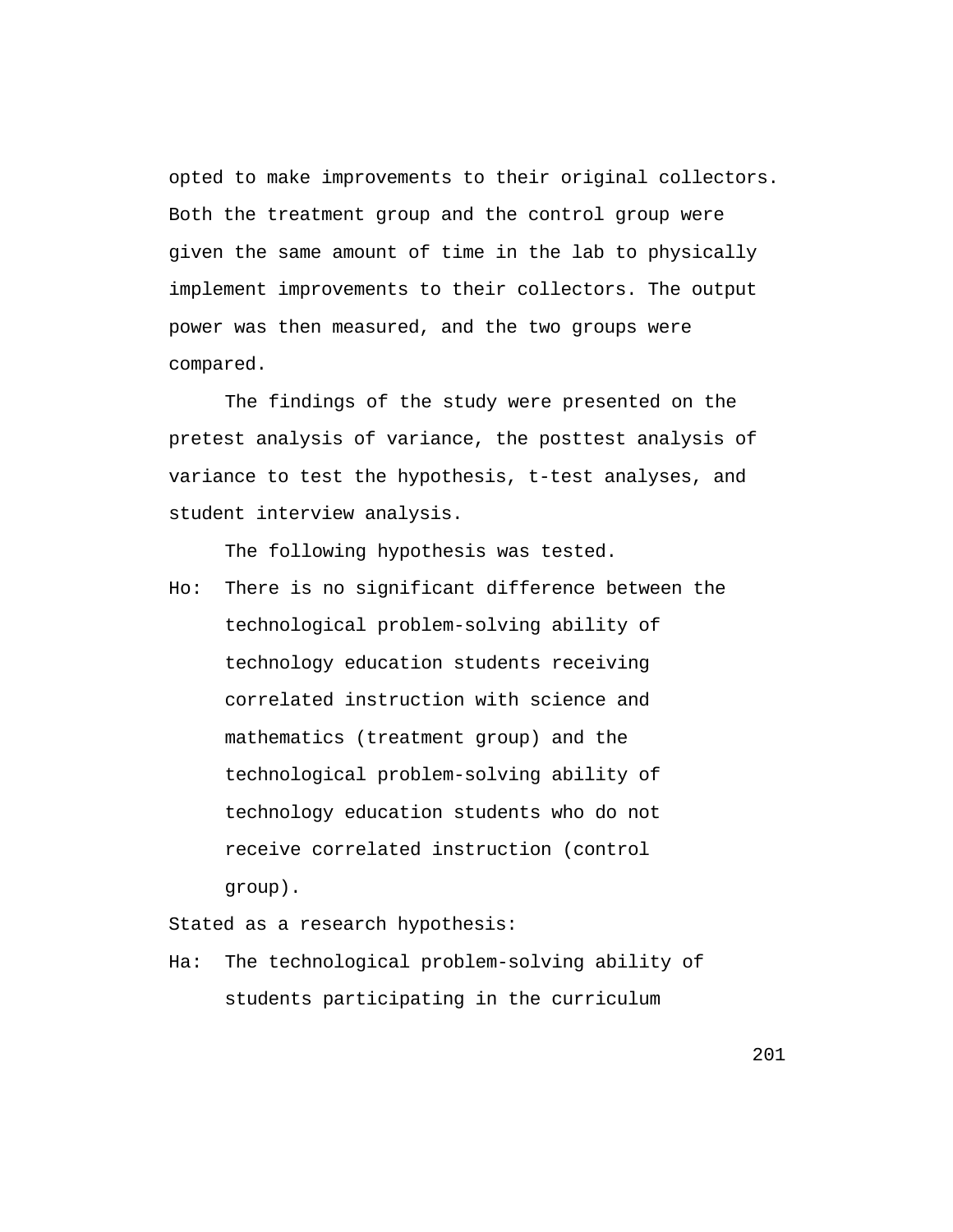opted to make improvements to their original collectors. Both the treatment group and the control group were given the same amount of time in the lab to physically implement improvements to their collectors. The output power was then measured, and the two groups were compared.

The findings of the study were presented on the pretest analysis of variance, the posttest analysis of variance to test the hypothesis, t-test analyses, and student interview analysis.

The following hypothesis was tested.

Ho: There is no significant difference between the technological problem-solving ability of technology education students receiving correlated instruction with science and mathematics (treatment group) and the technological problem-solving ability of technology education students who do not receive correlated instruction (control group).

Stated as a research hypothesis:

Ha: The technological problem-solving ability of students participating in the curriculum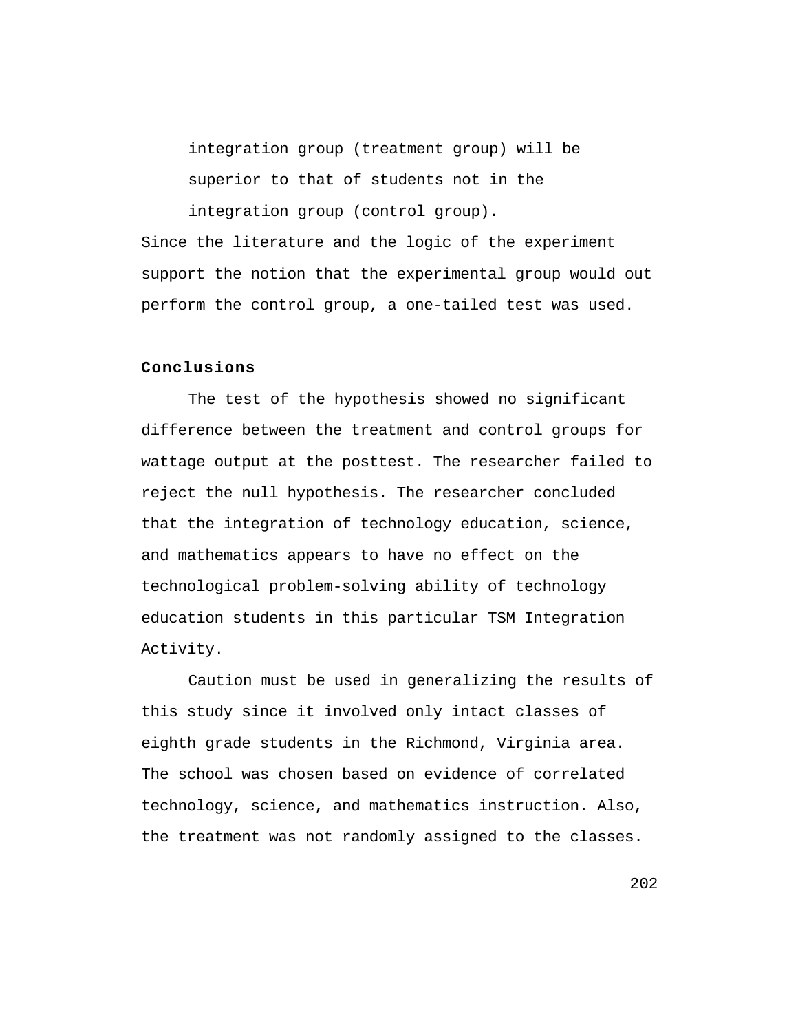integration group (treatment group) will be superior to that of students not in the integration group (control group).

Since the literature and the logic of the experiment support the notion that the experimental group would out perform the control group, a one-tailed test was used.

**Conclusions**

The test of the hypothesis showed no significant difference between the treatment and control groups for wattage output at the posttest. The researcher failed to reject the null hypothesis. The researcher concluded that the integration of technology education, science, and mathematics appears to have no effect on the technological problem-solving ability of technology education students in this particular TSM Integration Activity.

Caution must be used in generalizing the results of this study since it involved only intact classes of eighth grade students in the Richmond, Virginia area. The school was chosen based on evidence of correlated technology, science, and mathematics instruction. Also, the treatment was not randomly assigned to the classes.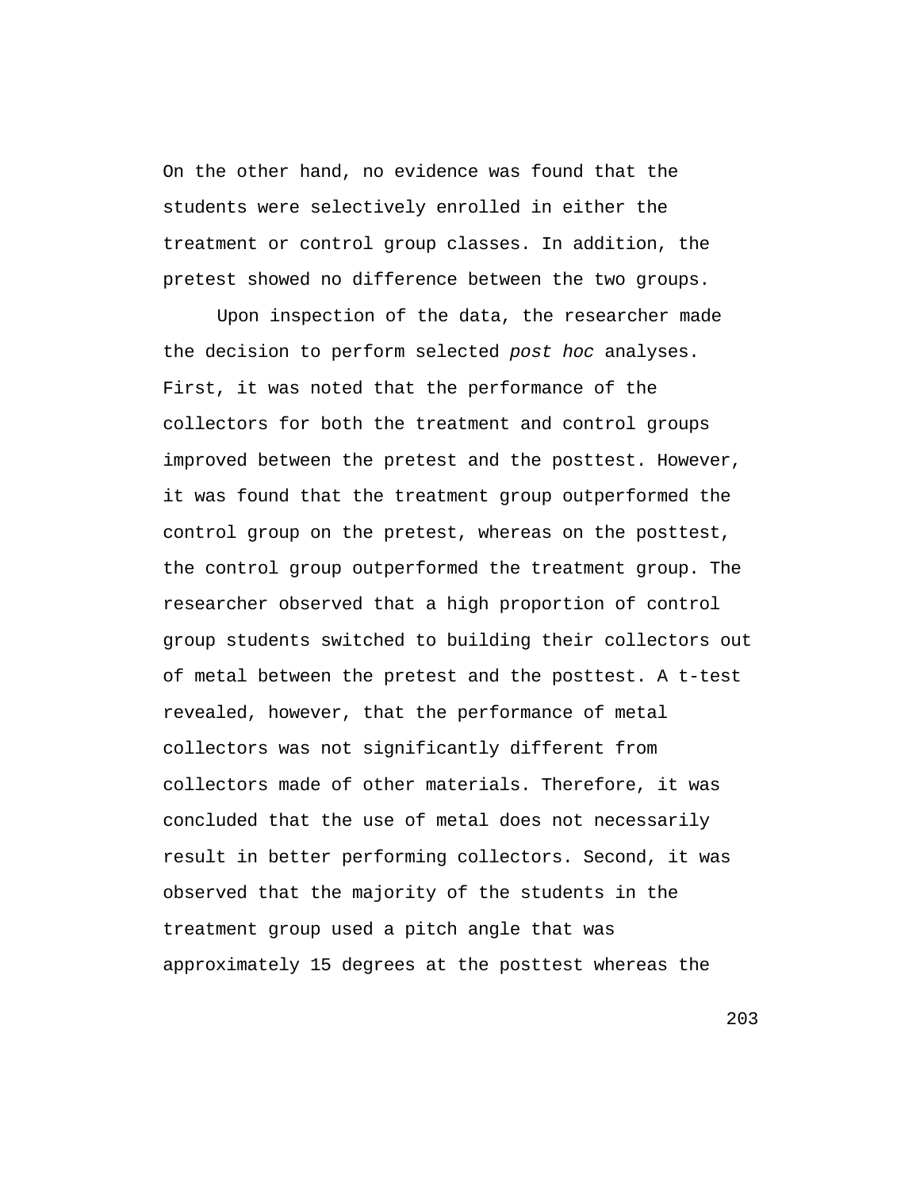On the other hand, no evidence was found that the students were selectively enrolled in either the treatment or control group classes. In addition, the pretest showed no difference between the two groups.

Upon inspection of the data, the researcher made the decision to perform selected *post hoc* analyses. First, it was noted that the performance of the collectors for both the treatment and control groups improved between the pretest and the posttest. However, it was found that the treatment group outperformed the control group on the pretest, whereas on the posttest, the control group outperformed the treatment group. The researcher observed that a high proportion of control group students switched to building their collectors out of metal between the pretest and the posttest. A t-test revealed, however, that the performance of metal collectors was not significantly different from collectors made of other materials. Therefore, it was concluded that the use of metal does not necessarily result in better performing collectors. Second, it was observed that the majority of the students in the treatment group used a pitch angle that was approximately 15 degrees at the posttest whereas the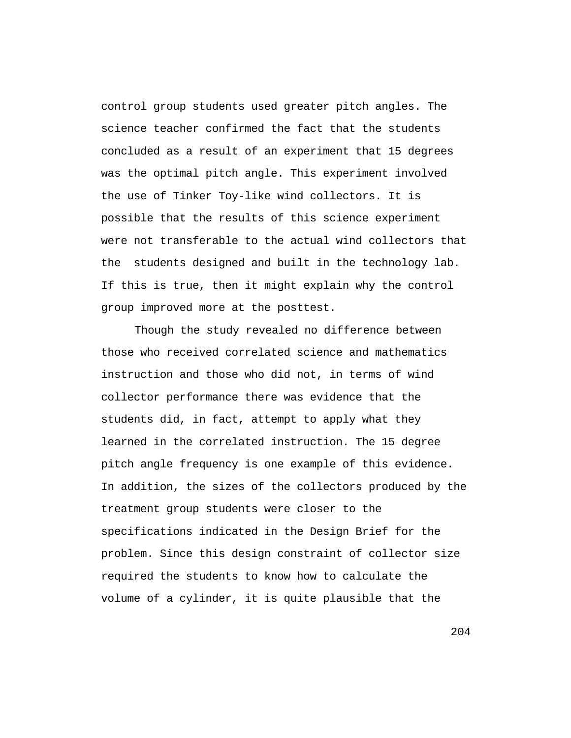control group students used greater pitch angles. The science teacher confirmed the fact that the students concluded as a result of an experiment that 15 degrees was the optimal pitch angle. This experiment involved the use of Tinker Toy-like wind collectors. It is possible that the results of this science experiment were not transferable to the actual wind collectors that the students designed and built in the technology lab. If this is true, then it might explain why the control group improved more at the posttest.

Though the study revealed no difference between those who received correlated science and mathematics instruction and those who did not, in terms of wind collector performance there was evidence that the students did, in fact, attempt to apply what they learned in the correlated instruction. The 15 degree pitch angle frequency is one example of this evidence. In addition, the sizes of the collectors produced by the treatment group students were closer to the specifications indicated in the Design Brief for the problem. Since this design constraint of collector size required the students to know how to calculate the volume of a cylinder, it is quite plausible that the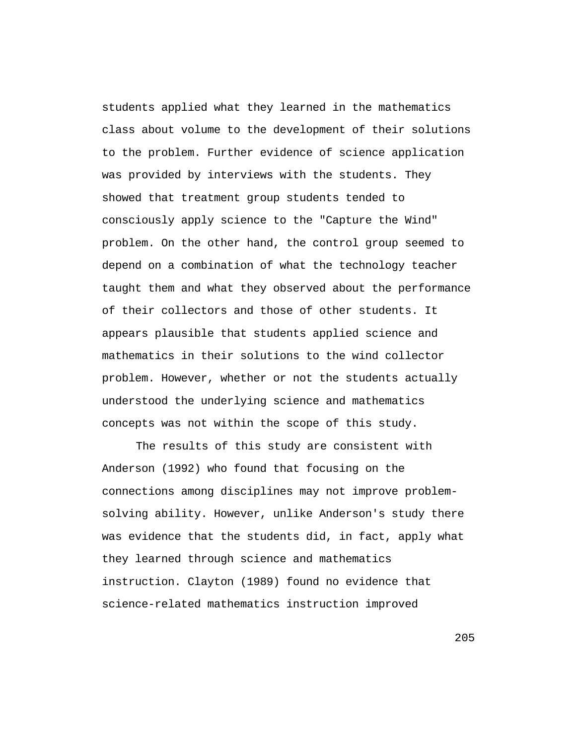students applied what they learned in the mathematics class about volume to the development of their solutions to the problem. Further evidence of science application was provided by interviews with the students. They showed that treatment group students tended to consciously apply science to the "Capture the Wind" problem. On the other hand, the control group seemed to depend on a combination of what the technology teacher taught them and what they observed about the performance of their collectors and those of other students. It appears plausible that students applied science and mathematics in their solutions to the wind collector problem. However, whether or not the students actually understood the underlying science and mathematics concepts was not within the scope of this study.

The results of this study are consistent with Anderson (1992) who found that focusing on the connections among disciplines may not improve problem-solving ability. However, unlike Anderson's study there was evidence that the students did, in fact, apply what they learned through science and mathematics instruction. Clayton (1989) found no evidence that science-related mathematics instruction improved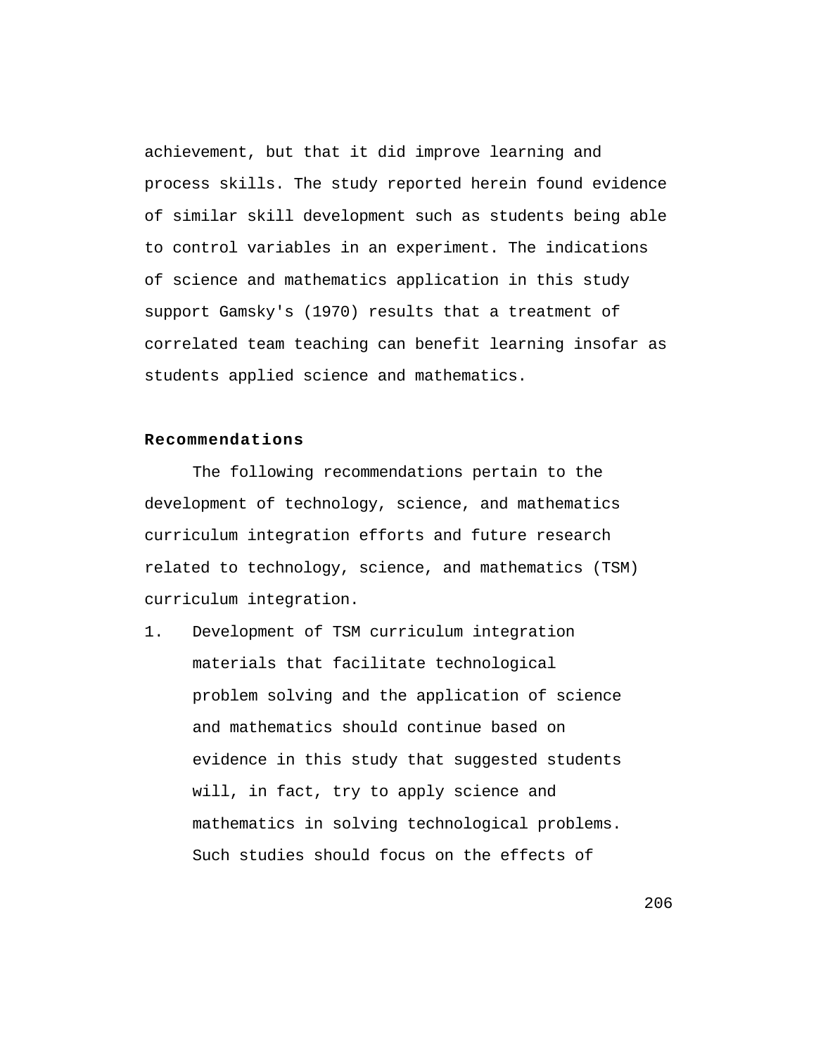achievement, but that it did improve learning and process skills. The study reported herein found evidence of similar skill development such as students being able to control variables in an experiment. The indications of science and mathematics application in this study support Gamsky's (1970) results that a treatment of correlated team teaching can benefit learning insofar as students applied science and mathematics.

**Recommendations**

The following recommendations pertain to the development of technology, science, and mathematics curriculum integration efforts and future research related to technology, science, and mathematics (TSM) curriculum integration.

1. Development of TSM curriculum integration materials that facilitate technological problem solving and the application of science and mathematics should continue based on evidence in this study that suggested students will, in fact, try to apply science and mathematics in solving technological problems. Such studies should focus on the effects of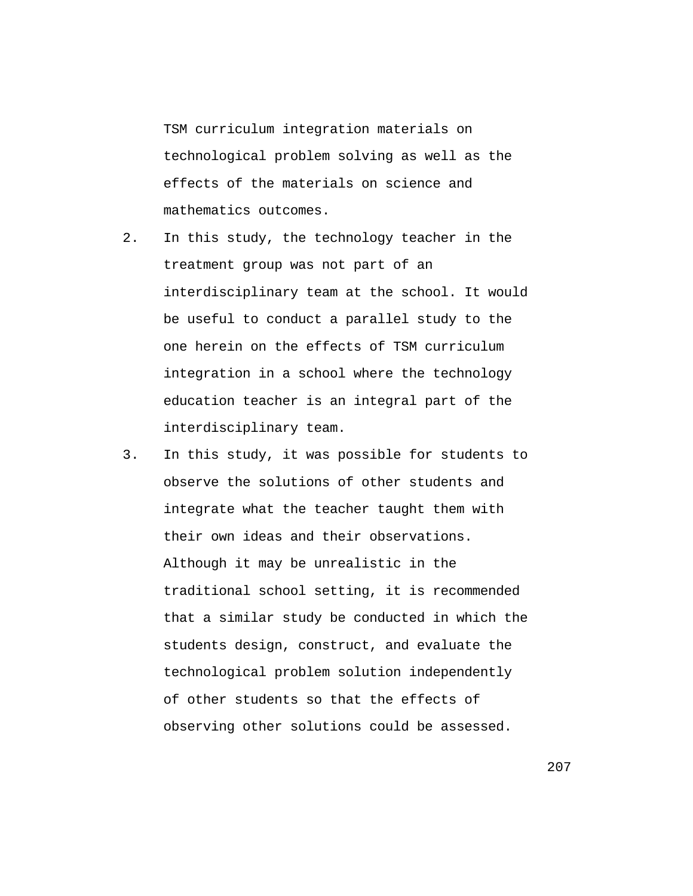TSM curriculum integration materials on technological problem solving as well as the effects of the materials on science and mathematics outcomes.

2. In this study, the technology teacher in the treatment group was not part of an interdisciplinary team at the school. It would be useful to conduct a parallel study to the one herein on the effects of TSM curriculum integration in a school where the technology education teacher is an integral part of the interdisciplinary team.

3. In this study, it was possible for students to observe the solutions of other students and integrate what the teacher taught them with their own ideas and their observations. Although it may be unrealistic in the traditional school setting, it is recommended that a similar study be conducted in which the students design, construct, and evaluate the technological problem solution independently of other students so that the effects of observing other solutions could be assessed.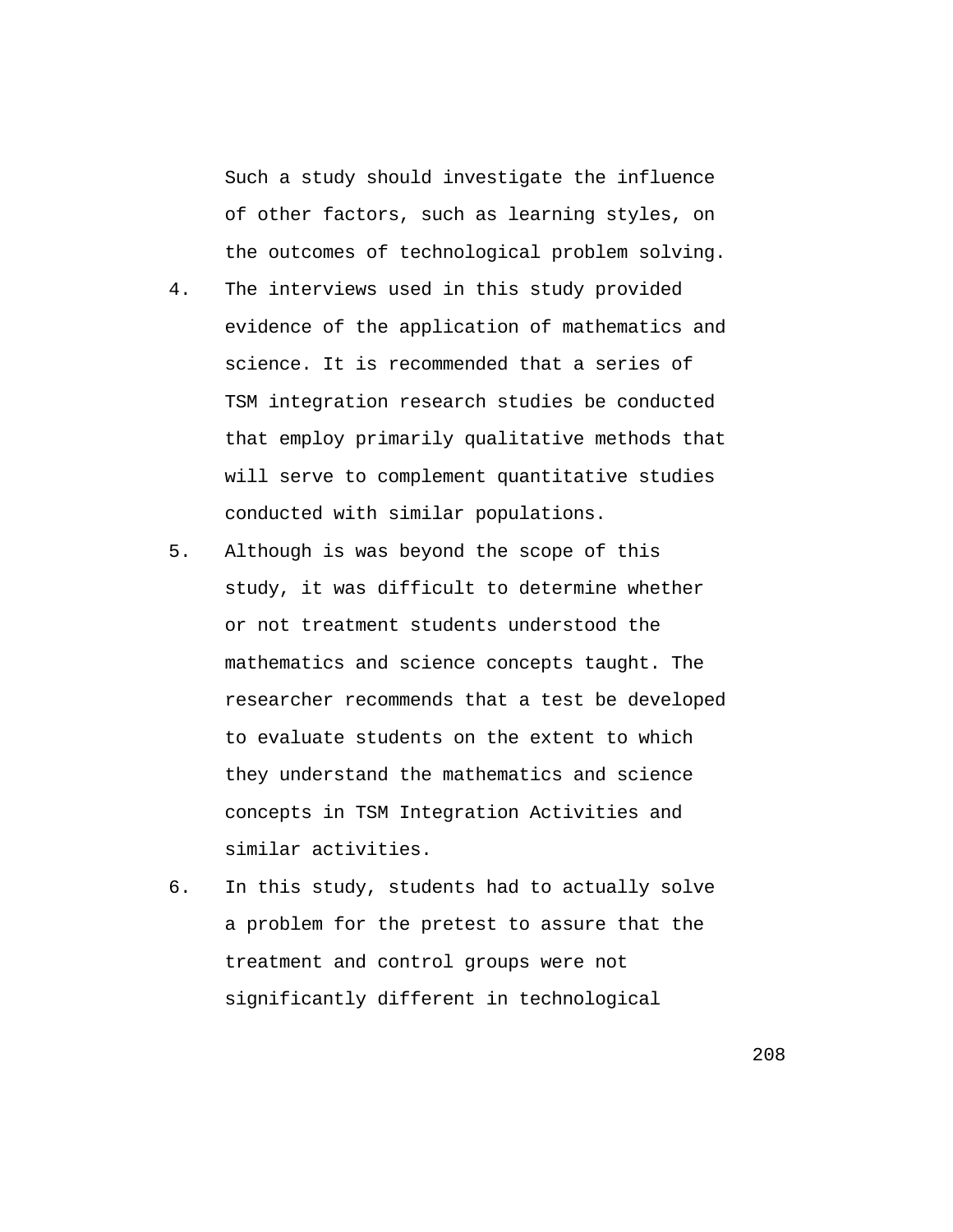Such a study should investigate the influence of other factors, such as learning styles, on the outcomes of technological problem solving.

4. The interviews used in this study provided evidence of the application of mathematics and science. It is recommended that a series of TSM integration research studies be conducted that employ primarily qualitative methods that will serve to complement quantitative studies conducted with similar populations.
5. Although is was beyond the scope of this study, it was difficult to determine whether or not treatment students understood the mathematics and science concepts taught. The researcher recommends that a test be developed to evaluate students on the extent to which they understand the mathematics and science concepts in TSM Integration Activities and similar activities.
6. In this study, students had to actually solve a problem for the pretest to assure that the treatment and control groups were not significantly different in technological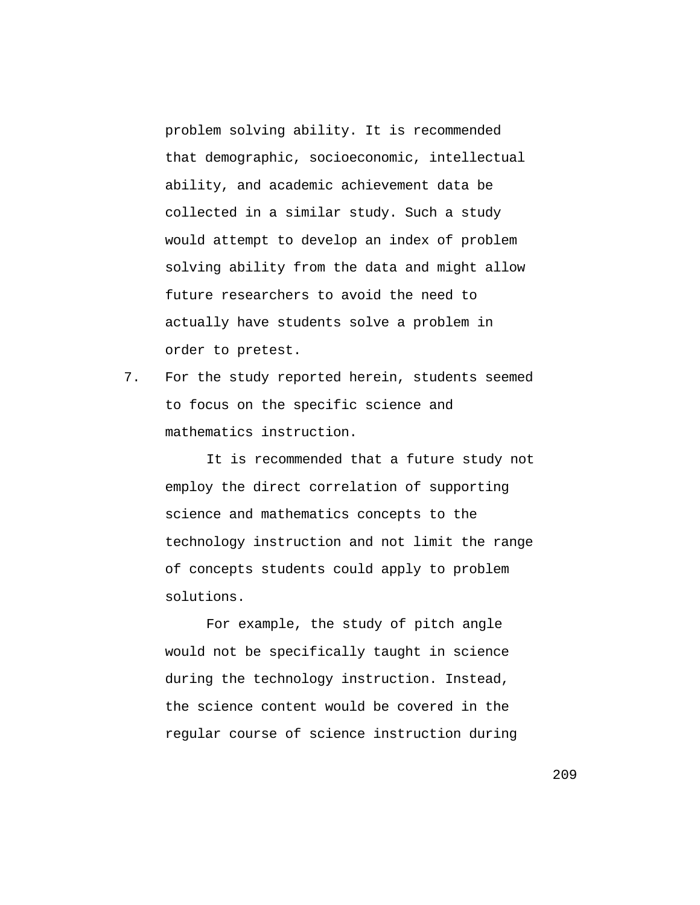problem solving ability. It is recommended that demographic, socioeconomic, intellectual ability, and academic achievement data be collected in a similar study. Such a study would attempt to develop an index of problem solving ability from the data and might allow future researchers to avoid the need to actually have students solve a problem in order to pretest.

7. For the study reported herein, students seemed to focus on the specific science and mathematics instruction.

   It is recommended that a future study not employ the direct correlation of supporting science and mathematics concepts to the technology instruction and not limit the range of concepts students could apply to problem solutions.

   For example, the study of pitch angle would not be specifically taught in science during the technology instruction. Instead, the science content would be covered in the regular course of science instruction during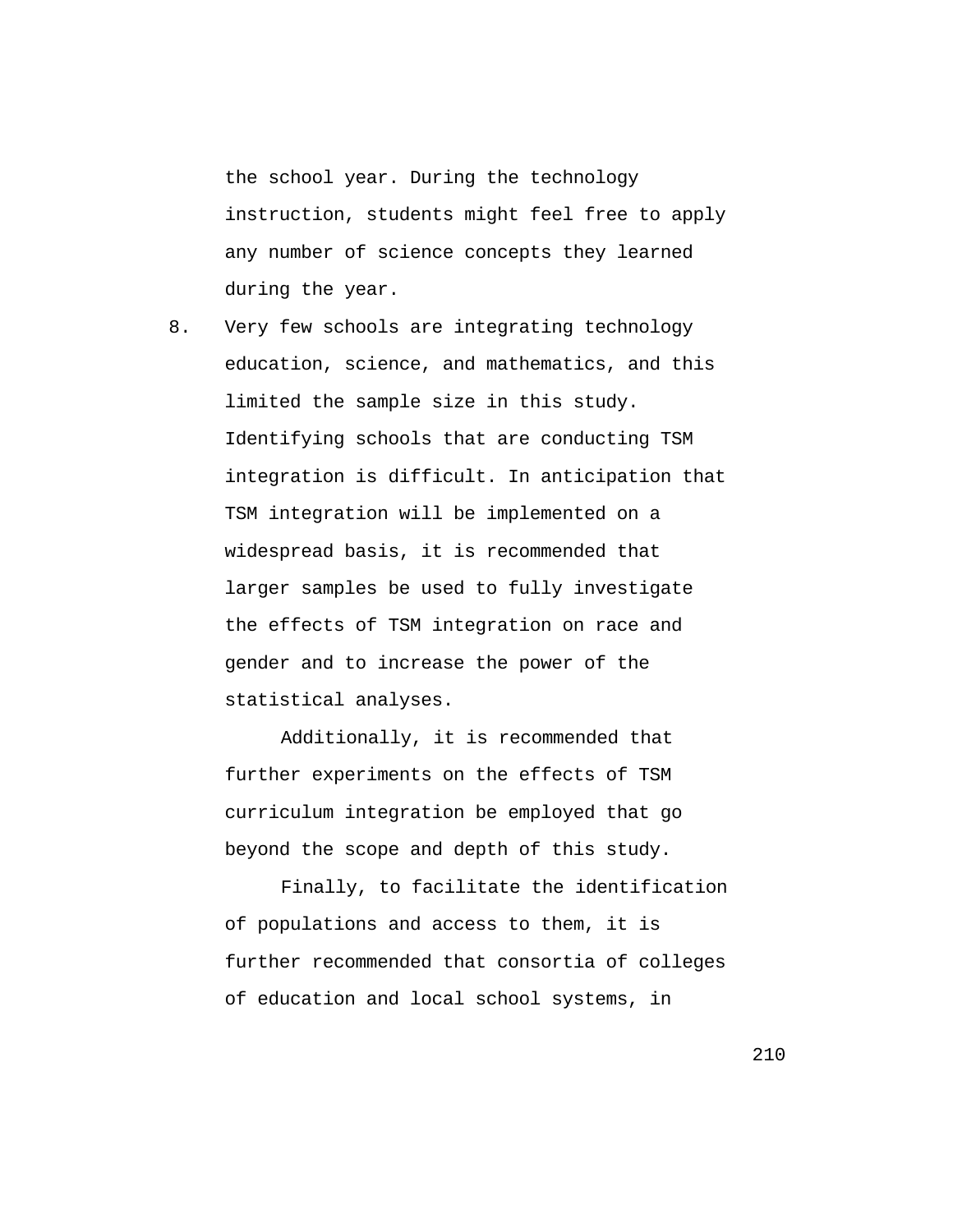the school year. During the technology instruction, students might feel free to apply any number of science concepts they learned during the year.

8. Very few schools are integrating technology education, science, and mathematics, and this limited the sample size in this study. Identifying schools that are conducting TSM integration is difficult. In anticipation that TSM integration will be implemented on a widespread basis, it is recommended that larger samples be used to fully investigate the effects of TSM integration on race and gender and to increase the power of the statistical analyses.

   Additionally, it is recommended that further experiments on the effects of TSM curriculum integration be employed that go beyond the scope and depth of this study.

   Finally, to facilitate the identification of populations and access to them, it is further recommended that consortia of colleges of education and local school systems, in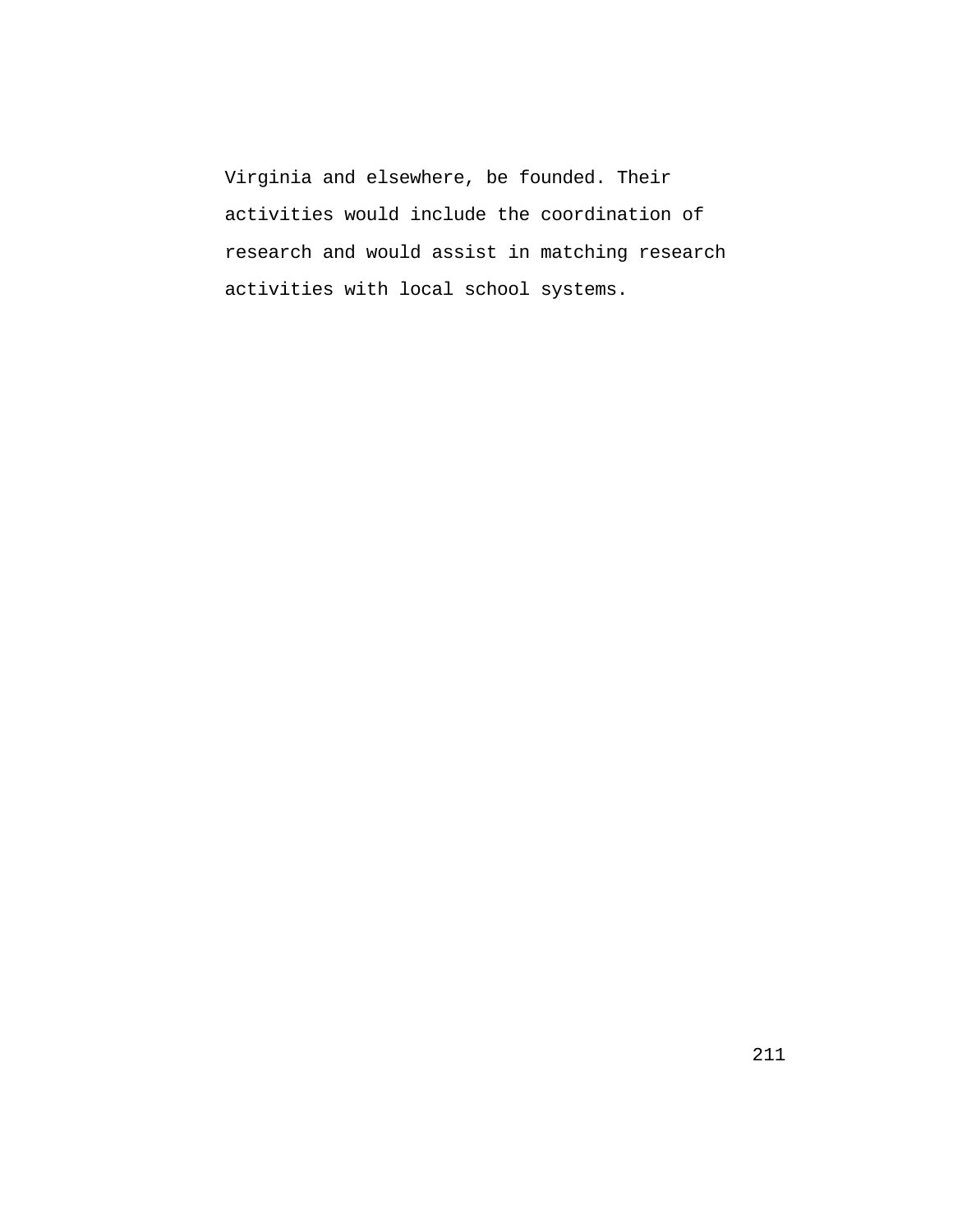Virginia and elsewhere, be founded. Their activities would include the coordination of research and would assist in matching research activities with local school systems.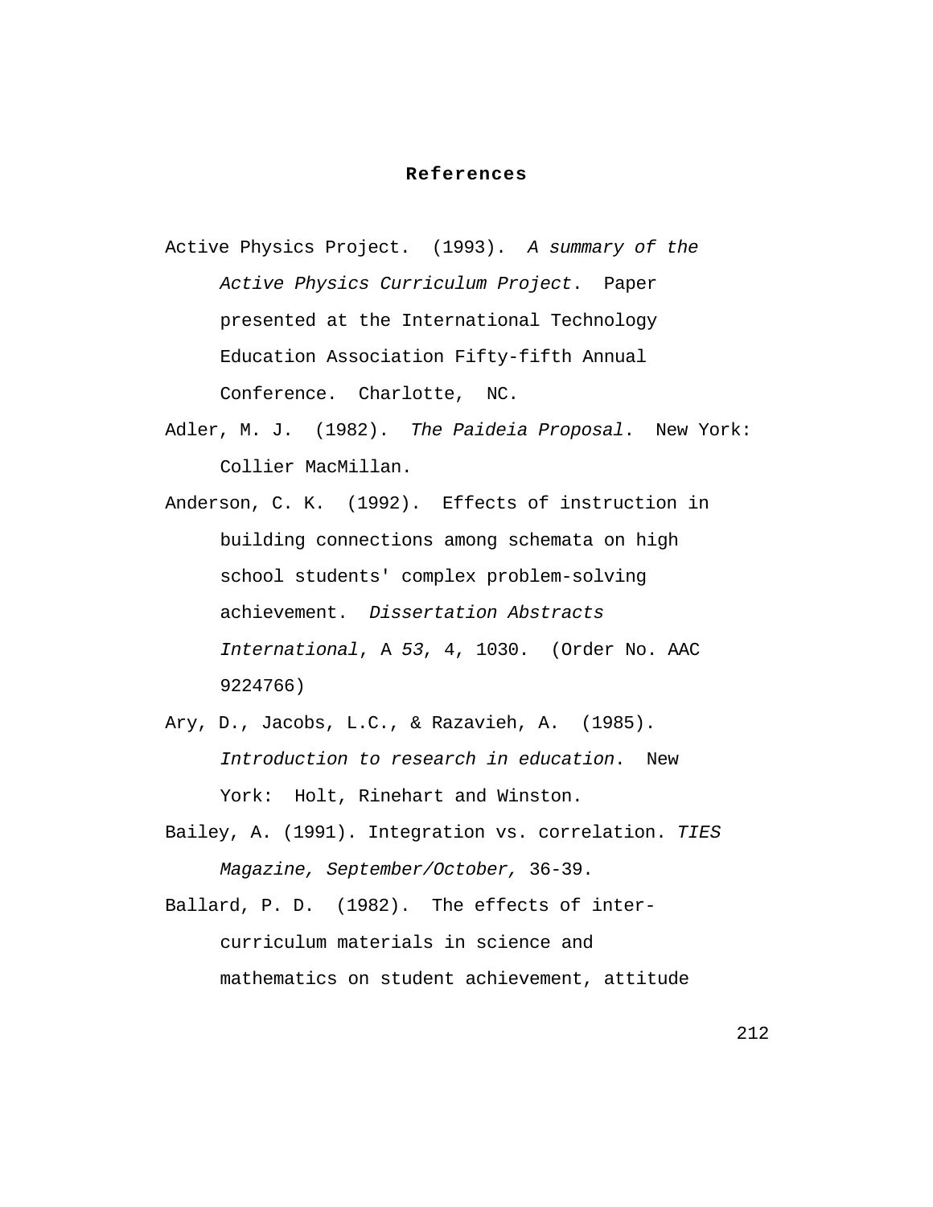# References

Active Physics Project. (1993). *A summary of the Active Physics Curriculum Project*. Paper presented at the International Technology Education Association Fifty-fifth Annual Conference. Charlotte, NC.

Adler, M. J. (1982). *The Paideia Proposal*. New York: Collier MacMillan.

Anderson, C. K. (1992). Effects of instruction in building connections among schemata on high school students' complex problem-solving achievement. *Dissertation Abstracts International*, A *53*, 4, 1030. (Order No. AAC 9224766)

Ary, D., Jacobs, L.C., & Razavieh, A. (1985). *Introduction to research in education*. New York: Holt, Rinehart and Winston.

Bailey, A. (1991). Integration vs. correlation. *TIES Magazine, September/October,* 36-39.

Ballard, P. D. (1982). The effects of inter-curriculum materials in science and mathematics on student achievement, attitude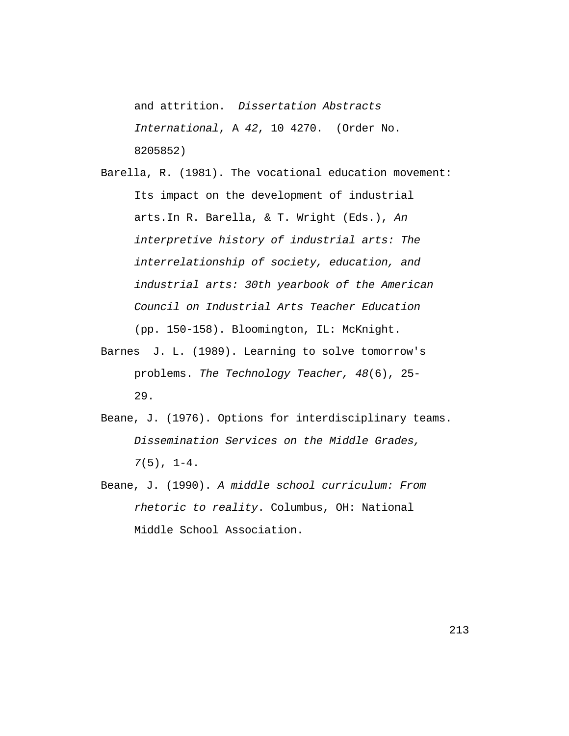and attrition. *Dissertation Abstracts International*, A *42*, 10 4270. (Order No. 8205852)

Barella, R. (1981). The vocational education movement: Its impact on the development of industrial arts.In R. Barella, & T. Wright (Eds.), *An interpretive history of industrial arts: The interrelationship of society, education, and industrial arts: 30th yearbook of the American Council on Industrial Arts Teacher Education* (pp. 150-158). Bloomington, IL: McKnight.

Barnes J. L. (1989). Learning to solve tomorrow's problems. *The Technology Teacher, 48*(6), 25-29.

Beane, J. (1976). Options for interdisciplinary teams. *Dissemination Services on the Middle Grades, 7*(5), 1-4.

Beane, J. (1990). *A middle school curriculum: From rhetoric to reality*. Columbus, OH: National Middle School Association.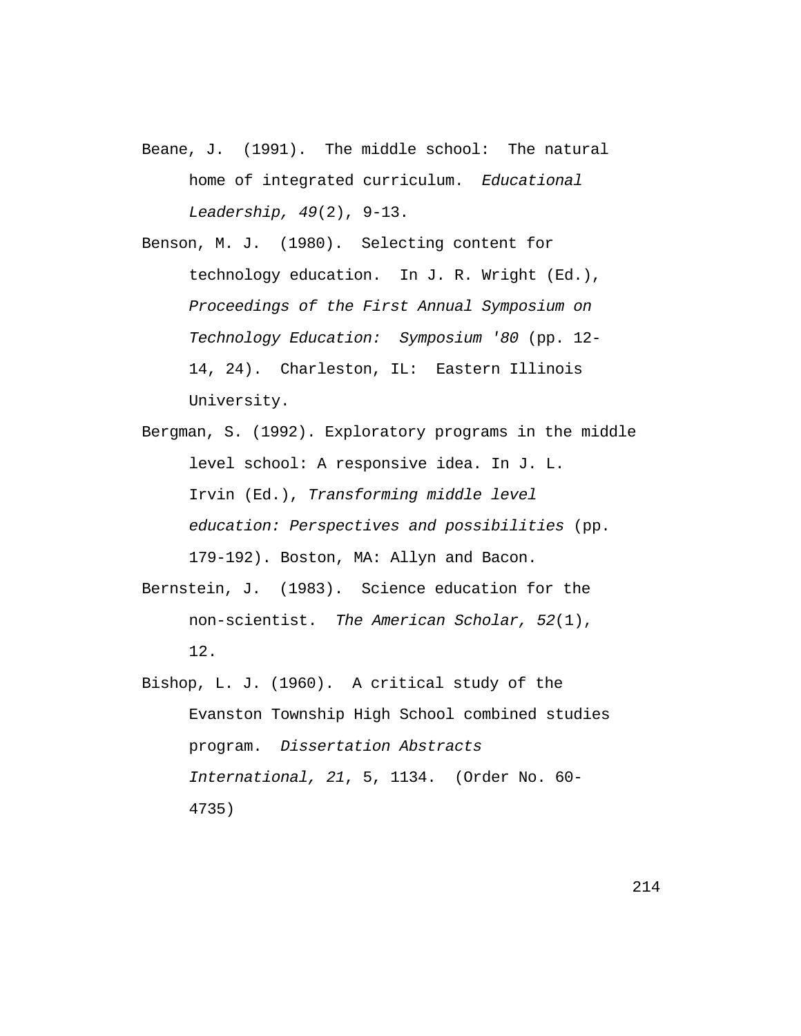Beane, J. (1991). The middle school: The natural home of integrated curriculum. *Educational Leadership, 49*(2), 9-13.

Benson, M. J. (1980). Selecting content for technology education. In J. R. Wright (Ed.), *Proceedings of the First Annual Symposium on Technology Education: Symposium '80* (pp. 12-14, 24). Charleston, IL: Eastern Illinois University.

Bergman, S. (1992). Exploratory programs in the middle level school: A responsive idea. In J. L. Irvin (Ed.), *Transforming middle level education: Perspectives and possibilities* (pp. 179-192). Boston, MA: Allyn and Bacon.

Bernstein, J. (1983). Science education for the non-scientist. *The American Scholar, 52*(1), 12.

Bishop, L. J. (1960). A critical study of the Evanston Township High School combined studies program. *Dissertation Abstracts International, 21*, 5, 1134. (Order No. 60-4735)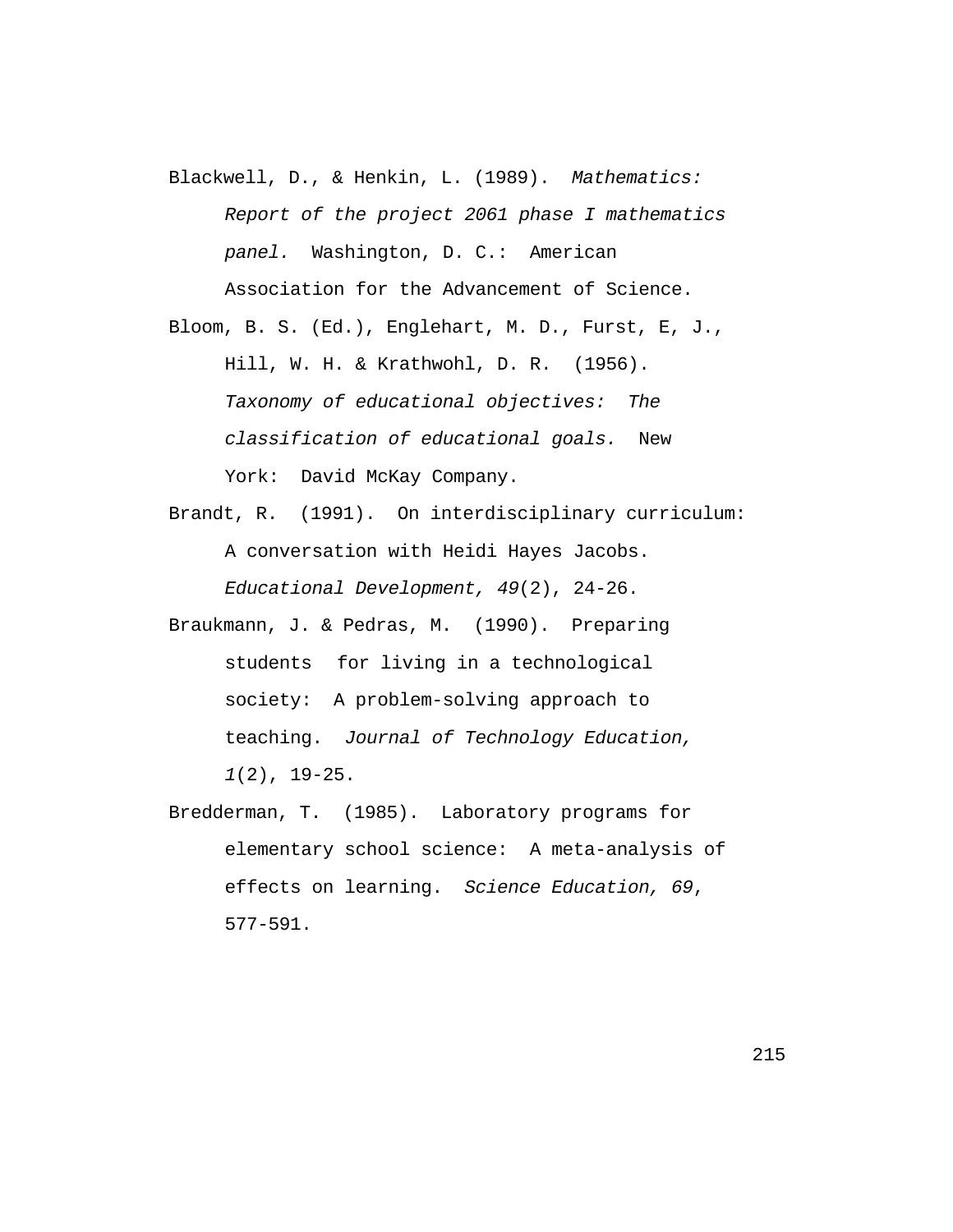Blackwell, D., & Henkin, L. (1989). *Mathematics: Report of the project 2061 phase I mathematics panel.* Washington, D. C.: American Association for the Advancement of Science.

Bloom, B. S. (Ed.), Englehart, M. D., Furst, E, J., Hill, W. H. & Krathwohl, D. R. (1956). *Taxonomy of educational objectives: The classification of educational goals.* New York: David McKay Company.

Brandt, R. (1991). On interdisciplinary curriculum: A conversation with Heidi Hayes Jacobs. *Educational Development, 49*(2), 24-26.

Braukmann, J. & Pedras, M. (1990). Preparing students for living in a technological society: A problem-solving approach to teaching. *Journal of Technology Education, 1*(2), 19-25.

Bredderman, T. (1985). Laboratory programs for elementary school science: A meta-analysis of effects on learning. *Science Education, 69*, 577-591.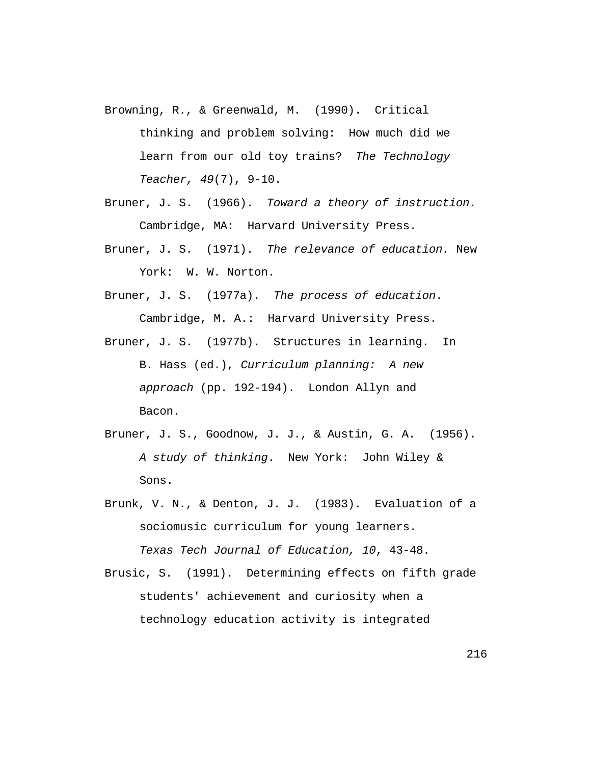Browning, R., & Greenwald, M. (1990). Critical thinking and problem solving: How much did we learn from our old toy trains? *The Technology Teacher, 49*(7), 9-10.

Bruner, J. S. (1966). *Toward a theory of instruction.* Cambridge, MA: Harvard University Press.

Bruner, J. S. (1971). *The relevance of education.* New York: W. W. Norton.

Bruner, J. S. (1977a). *The process of education*. Cambridge, M. A.: Harvard University Press.

Bruner, J. S. (1977b). Structures in learning. In B. Hass (ed.), *Curriculum planning: A new approach* (pp. 192-194). London Allyn and Bacon.

Bruner, J. S., Goodnow, J. J., & Austin, G. A. (1956). *A study of thinking*. New York: John Wiley & Sons.

Brunk, V. N., & Denton, J. J. (1983). Evaluation of a sociomusic curriculum for young learners. *Texas Tech Journal of Education, 10*, 43-48.

Brusic, S. (1991). Determining effects on fifth grade students' achievement and curiosity when a technology education activity is integrated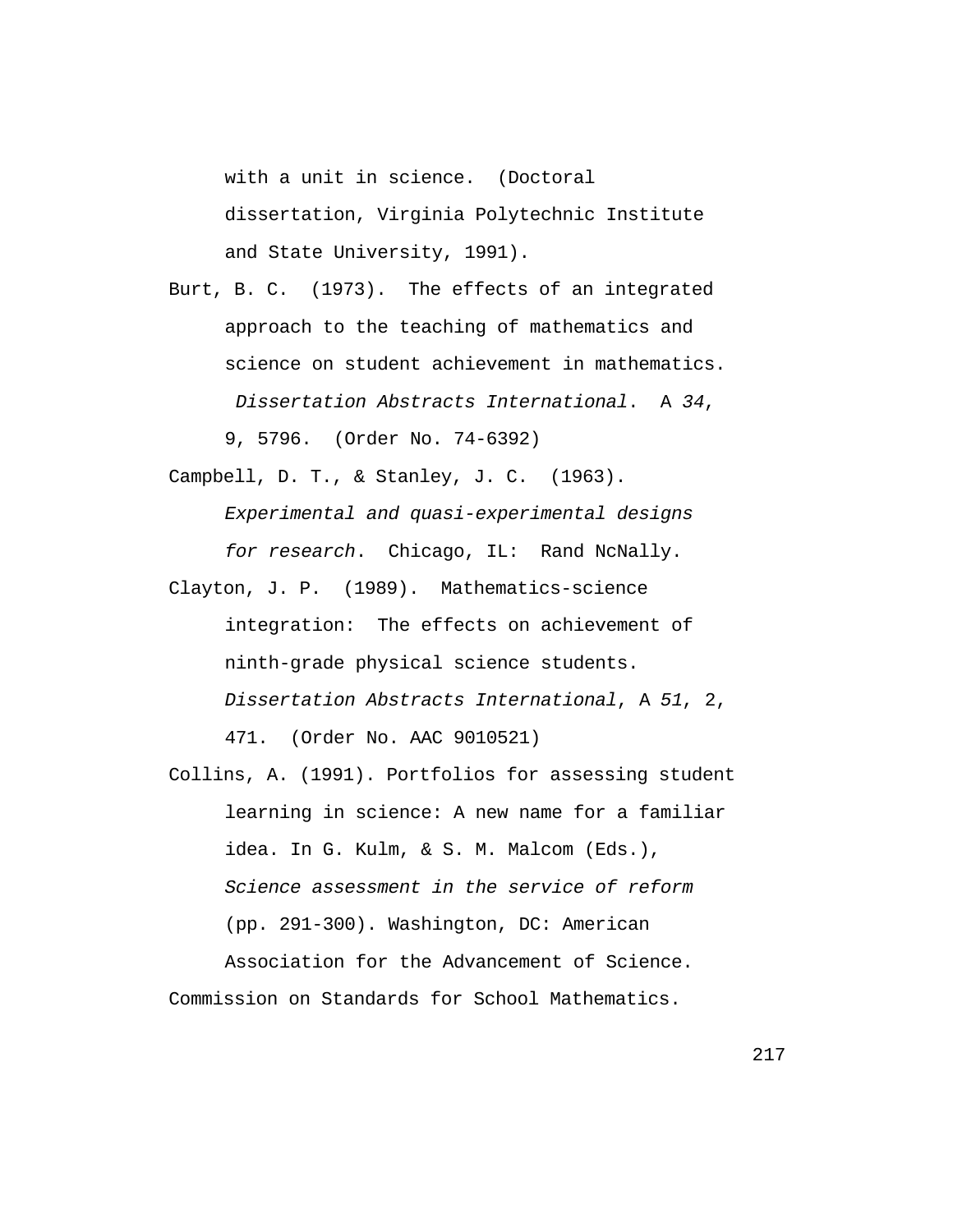with a unit in science. (Doctoral dissertation, Virginia Polytechnic Institute and State University, 1991).

Burt, B. C. (1973). The effects of an integrated approach to the teaching of mathematics and science on student achievement in mathematics. *Dissertation Abstracts International*. A *34*, 9, 5796. (Order No. 74-6392)

Campbell, D. T., & Stanley, J. C. (1963). *Experimental and quasi-experimental designs for research*. Chicago, IL: Rand NcNally.

Clayton, J. P. (1989). Mathematics-science integration: The effects on achievement of ninth-grade physical science students. *Dissertation Abstracts International*, A *51*, 2, 471. (Order No. AAC 9010521)

Collins, A. (1991). Portfolios for assessing student learning in science: A new name for a familiar idea. In G. Kulm, & S. M. Malcom (Eds.), *Science assessment in the service of reform* (pp. 291-300). Washington, DC: American Association for the Advancement of Science.

Commission on Standards for School Mathematics.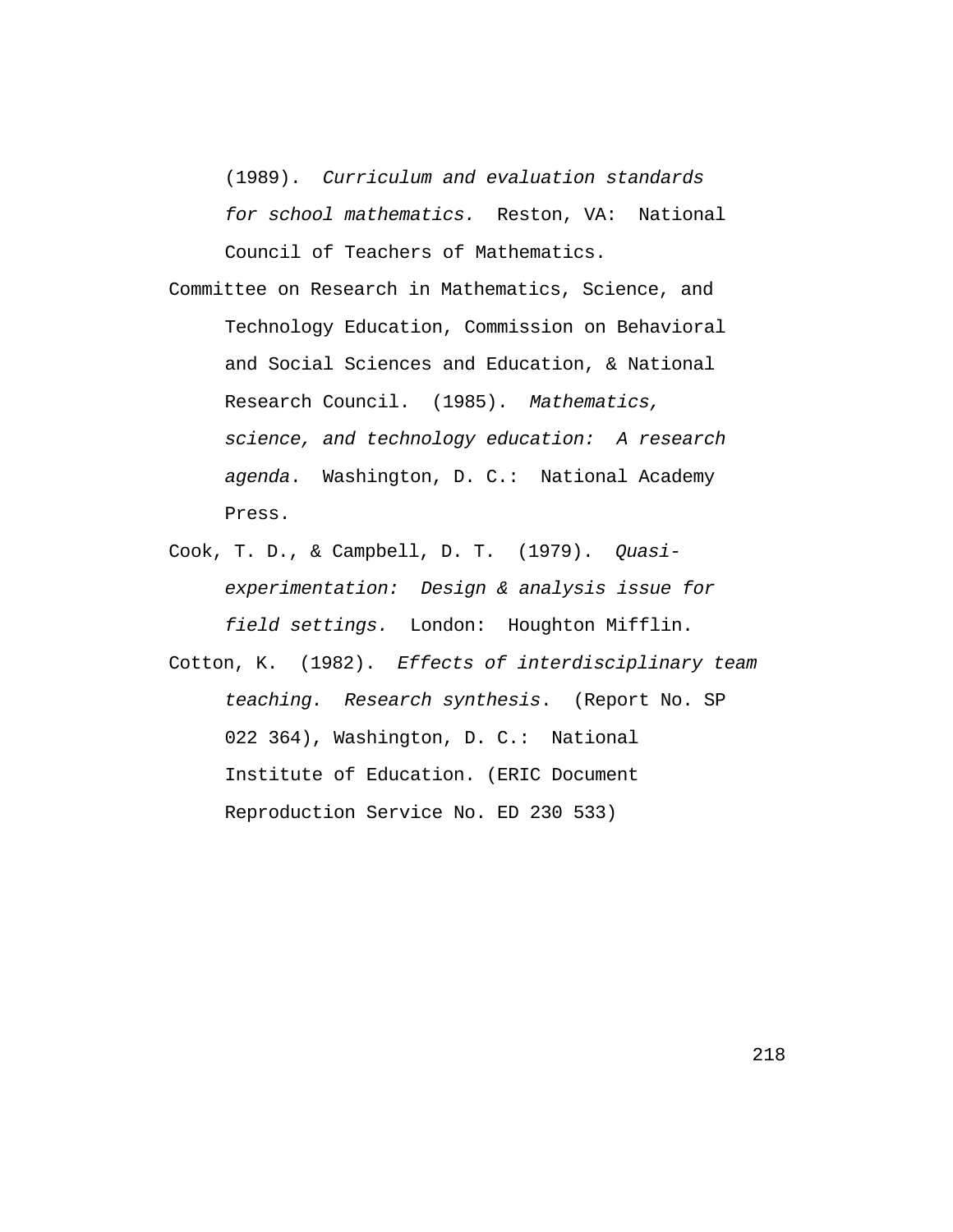(1989). *Curriculum and evaluation standards for school mathematics.* Reston, VA: National Council of Teachers of Mathematics.

Committee on Research in Mathematics, Science, and Technology Education, Commission on Behavioral and Social Sciences and Education, & National Research Council. (1985). *Mathematics, science, and technology education: A research agenda*. Washington, D. C.: National Academy Press.

Cook, T. D., & Campbell, D. T. (1979). *Quasi-experimentation: Design & analysis issue for field settings.* London: Houghton Mifflin.

Cotton, K. (1982). *Effects of interdisciplinary team teaching. Research synthesis*. (Report No. SP 022 364), Washington, D. C.: National Institute of Education. (ERIC Document Reproduction Service No. ED 230 533)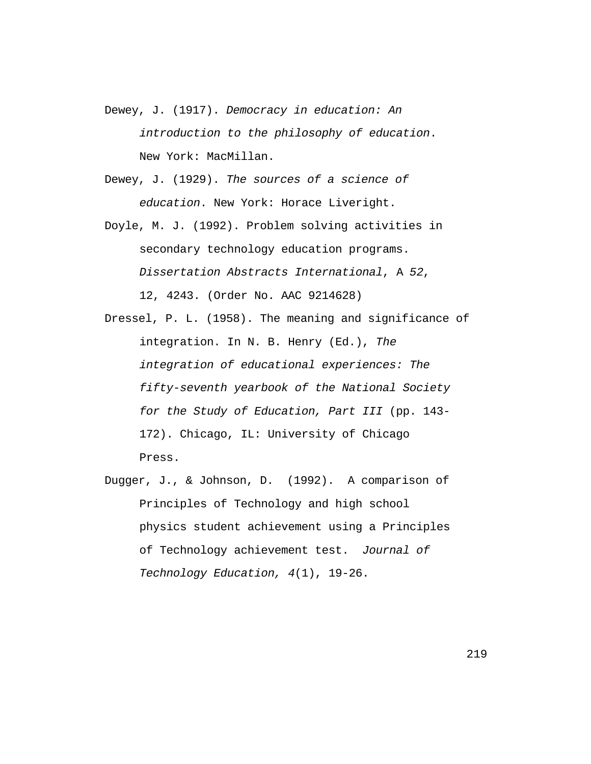Dewey, J. (1917). *Democracy in education: An introduction to the philosophy of education*. New York: MacMillan.

Dewey, J. (1929). *The sources of a science of education*. New York: Horace Liveright.

Doyle, M. J. (1992). Problem solving activities in secondary technology education programs. *Dissertation Abstracts International*, A *52*, 12, 4243. (Order No. AAC 9214628)

Dressel, P. L. (1958). The meaning and significance of integration. In N. B. Henry (Ed.), *The integration of educational experiences: The fifty-seventh yearbook of the National Society for the Study of Education, Part III* (pp. 143-172). Chicago, IL: University of Chicago Press.

Dugger, J., & Johnson, D. (1992). A comparison of Principles of Technology and high school physics student achievement using a Principles of Technology achievement test. *Journal of Technology Education, 4*(1), 19-26.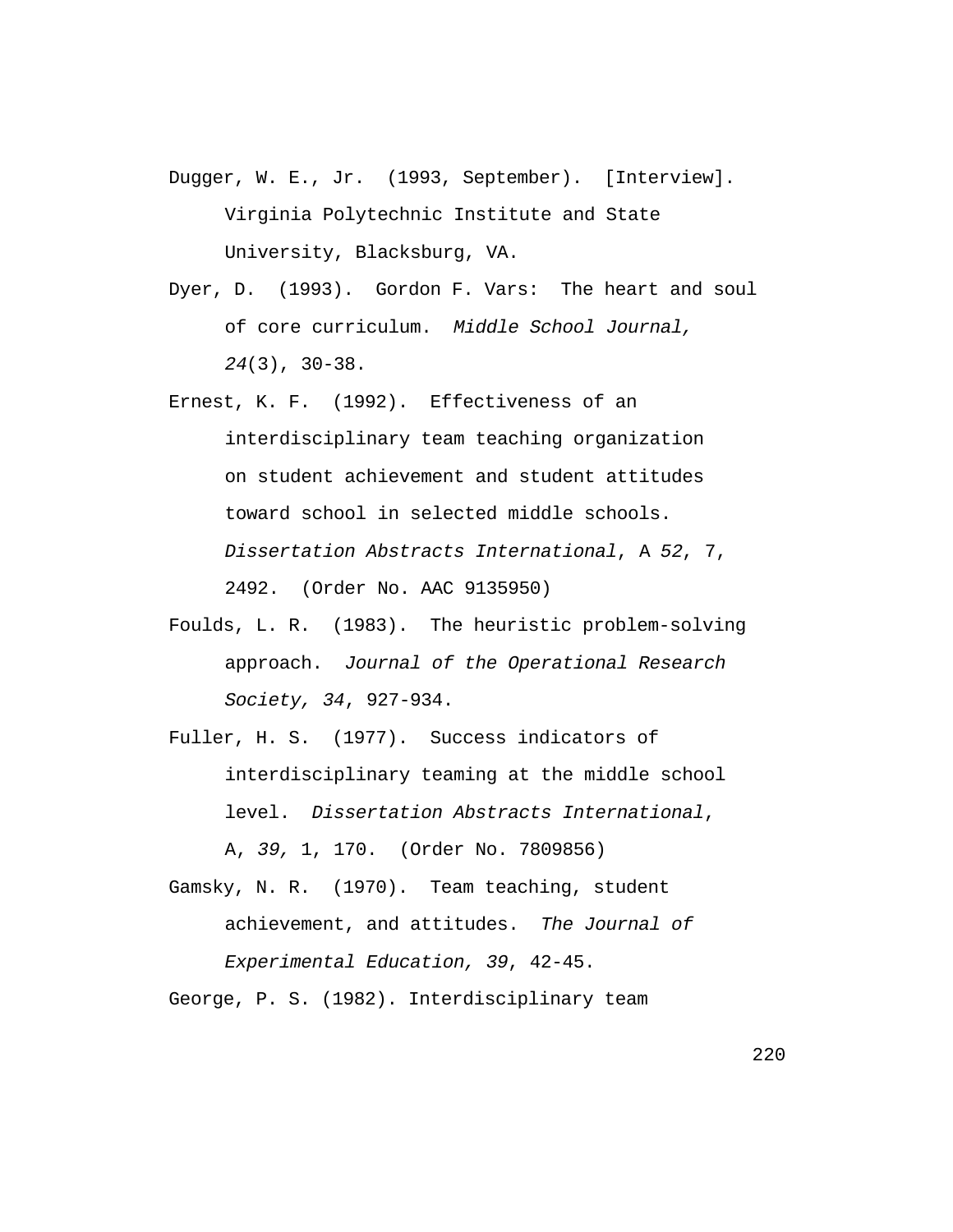Dugger, W. E., Jr. (1993, September). [Interview]. Virginia Polytechnic Institute and State University, Blacksburg, VA.

Dyer, D. (1993). Gordon F. Vars: The heart and soul of core curriculum. *Middle School Journal, 24*(3), 30-38.

Ernest, K. F. (1992). Effectiveness of an interdisciplinary team teaching organization on student achievement and student attitudes toward school in selected middle schools. *Dissertation Abstracts International*, A *52*, 7, 2492. (Order No. AAC 9135950)

Foulds, L. R. (1983). The heuristic problem-solving approach. *Journal of the Operational Research Society, 34*, 927-934.

Fuller, H. S. (1977). Success indicators of interdisciplinary teaming at the middle school level. *Dissertation Abstracts International*, A, *39,* 1, 170. (Order No. 7809856)

Gamsky, N. R. (1970). Team teaching, student achievement, and attitudes. *The Journal of Experimental Education, 39*, 42-45.

George, P. S. (1982). Interdisciplinary team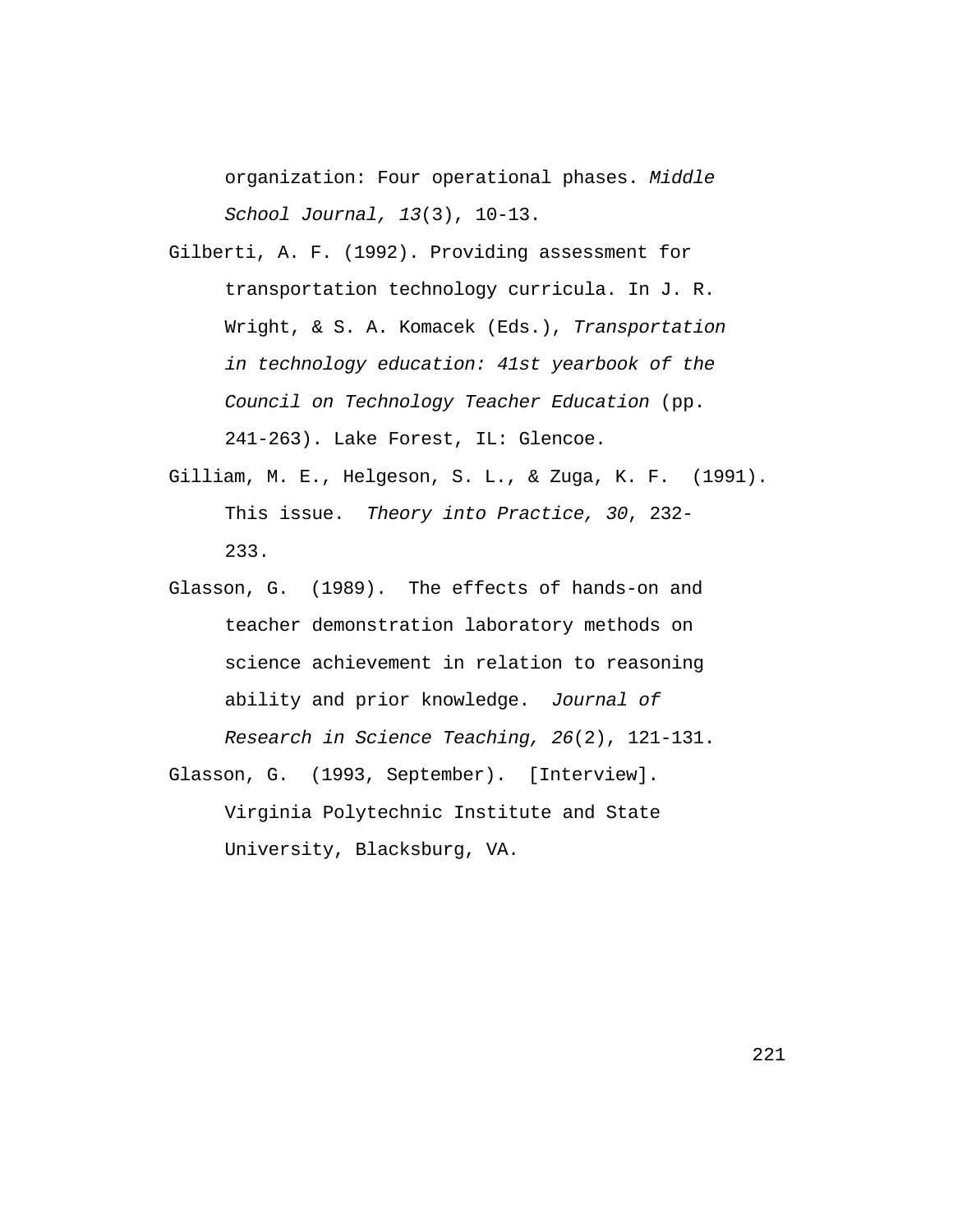organization: Four operational phases. *Middle School Journal, 13*(3), 10-13.

Gilberti, A. F. (1992). Providing assessment for transportation technology curricula. In J. R. Wright, & S. A. Komacek (Eds.), *Transportation in technology education: 41st yearbook of the Council on Technology Teacher Education* (pp. 241-263). Lake Forest, IL: Glencoe.

Gilliam, M. E., Helgeson, S. L., & Zuga, K. F. (1991). This issue. *Theory into Practice, 30*, 232-233.

Glasson, G. (1989). The effects of hands-on and teacher demonstration laboratory methods on science achievement in relation to reasoning ability and prior knowledge. *Journal of Research in Science Teaching, 26*(2), 121-131.

Glasson, G. (1993, September). [Interview]. Virginia Polytechnic Institute and State University, Blacksburg, VA.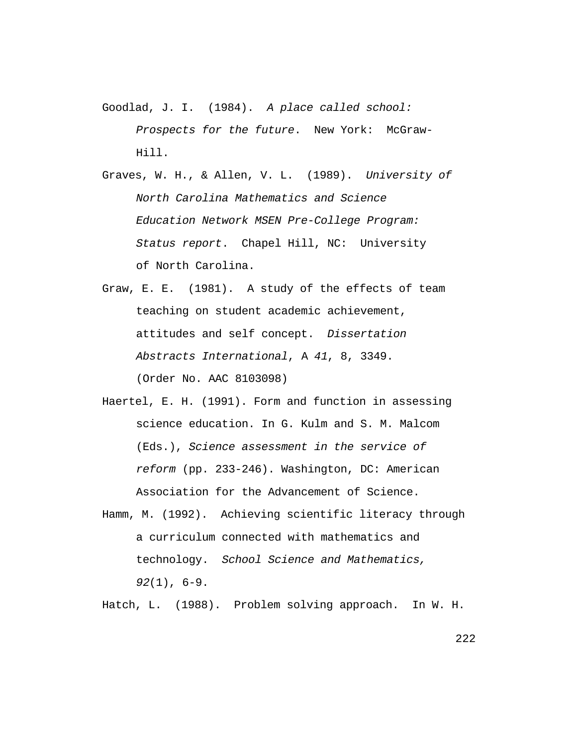Goodlad, J. I. (1984). *A place called school: Prospects for the future*. New York: McGraw-Hill.

Graves, W. H., & Allen, V. L. (1989). *University of North Carolina Mathematics and Science Education Network MSEN Pre-College Program: Status report*. Chapel Hill, NC: University of North Carolina.

Graw, E. E. (1981). A study of the effects of team teaching on student academic achievement, attitudes and self concept. *Dissertation Abstracts International*, A *41*, 8, 3349. (Order No. AAC 8103098)

Haertel, E. H. (1991). Form and function in assessing science education. In G. Kulm and S. M. Malcom (Eds.), *Science assessment in the service of reform* (pp. 233-246). Washington, DC: American Association for the Advancement of Science.

Hamm, M. (1992). Achieving scientific literacy through a curriculum connected with mathematics and technology. *School Science and Mathematics, 92*(1), 6-9.

Hatch, L. (1988). Problem solving approach. In W. H.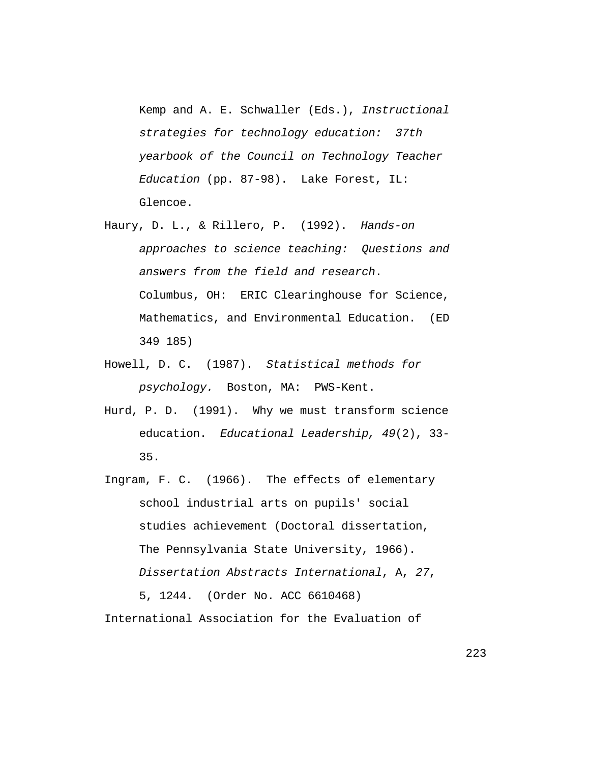Kemp and A. E. Schwaller (Eds.), *Instructional strategies for technology education: 37th yearbook of the Council on Technology Teacher Education* (pp. 87-98). Lake Forest, IL: Glencoe.

Haury, D. L., & Rillero, P. (1992). *Hands-on approaches to science teaching: Questions and answers from the field and research*. Columbus, OH: ERIC Clearinghouse for Science, Mathematics, and Environmental Education. (ED 349 185)

Howell, D. C. (1987). *Statistical methods for psychology.* Boston, MA: PWS-Kent.

Hurd, P. D. (1991). Why we must transform science education. *Educational Leadership, 49*(2), 33-35.

Ingram, F. C. (1966). The effects of elementary school industrial arts on pupils' social studies achievement (Doctoral dissertation, The Pennsylvania State University, 1966). *Dissertation Abstracts International*, A, *27*, 5, 1244. (Order No. ACC 6610468)

International Association for the Evaluation of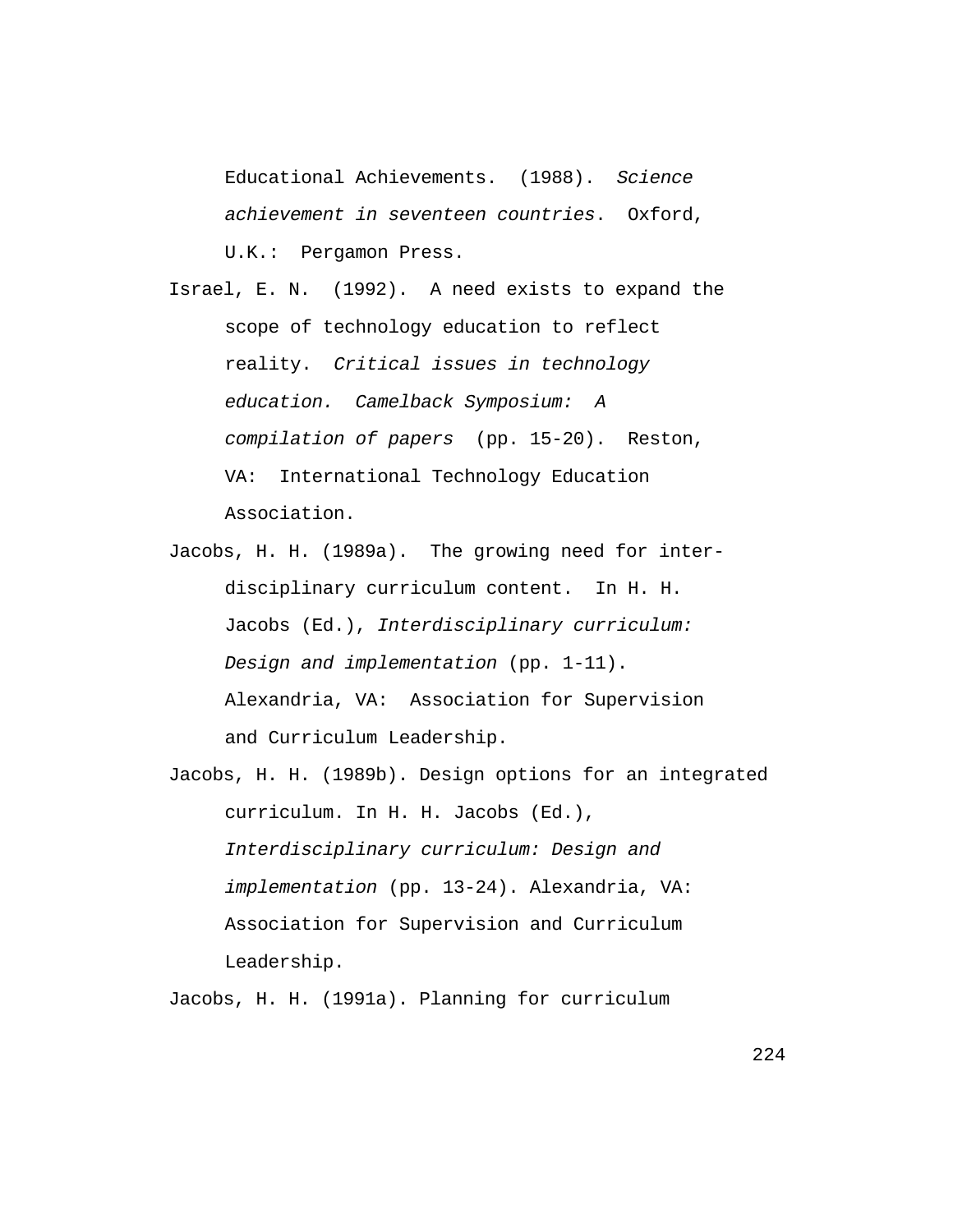Educational Achievements. (1988). *Science achievement in seventeen countries*. Oxford, U.K.: Pergamon Press.

Israel, E. N. (1992). A need exists to expand the scope of technology education to reflect reality. *Critical issues in technology education. Camelback Symposium: A compilation of papers* (pp. 15-20). Reston, VA: International Technology Education Association.

Jacobs, H. H. (1989a). The growing need for interdisciplinary curriculum content. In H. H. Jacobs (Ed.), *Interdisciplinary curriculum: Design and implementation* (pp. 1-11). Alexandria, VA: Association for Supervision and Curriculum Leadership.

Jacobs, H. H. (1989b). Design options for an integrated curriculum. In H. H. Jacobs (Ed.), *Interdisciplinary curriculum: Design and implementation* (pp. 13-24). Alexandria, VA: Association for Supervision and Curriculum Leadership.

Jacobs, H. H. (1991a). Planning for curriculum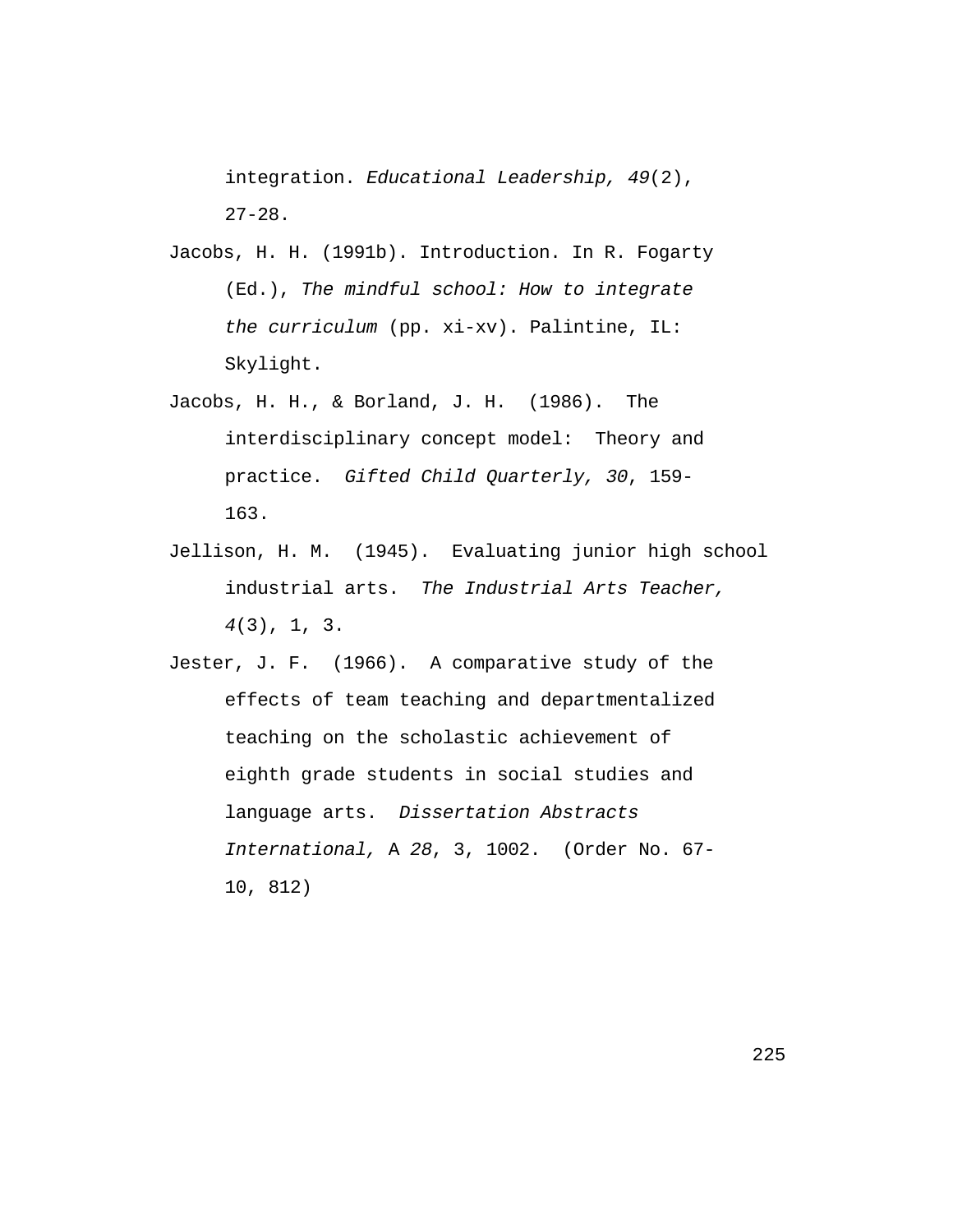integration. *Educational Leadership, 49*(2), 27-28.

Jacobs, H. H. (1991b). Introduction. In R. Fogarty (Ed.), *The mindful school: How to integrate the curriculum* (pp. xi-xv). Palintine, IL: Skylight.

Jacobs, H. H., & Borland, J. H. (1986). The interdisciplinary concept model: Theory and practice. *Gifted Child Quarterly, 30*, 159-163.

Jellison, H. M. (1945). Evaluating junior high school industrial arts. *The Industrial Arts Teacher, 4*(3), 1, 3.

Jester, J. F. (1966). A comparative study of the effects of team teaching and departmentalized teaching on the scholastic achievement of eighth grade students in social studies and language arts. *Dissertation Abstracts International,* A *28*, 3, 1002. (Order No. 67-10, 812)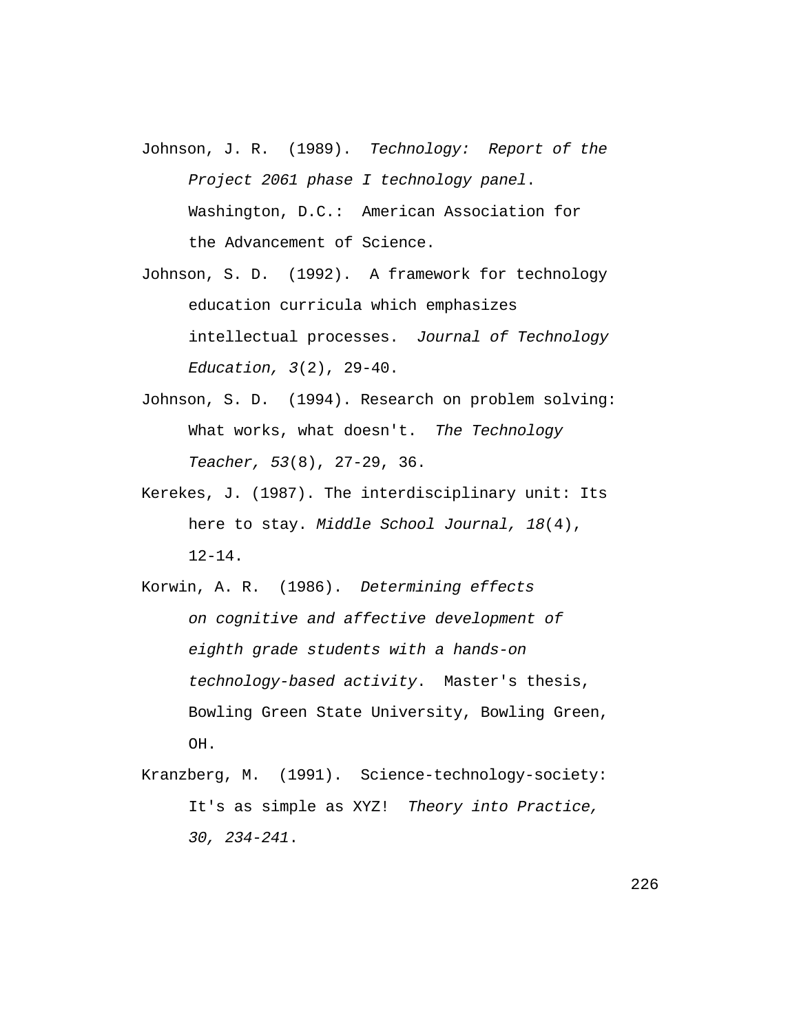Johnson, J. R. (1989). *Technology: Report of the Project 2061 phase I technology panel*. Washington, D.C.: American Association for the Advancement of Science.

Johnson, S. D. (1992). A framework for technology education curricula which emphasizes intellectual processes. *Journal of Technology Education, 3*(2), 29-40.

Johnson, S. D. (1994). Research on problem solving: What works, what doesn't. *The Technology Teacher, 53*(8), 27-29, 36.

Kerekes, J. (1987). The interdisciplinary unit: Its here to stay. *Middle School Journal, 18*(4), 12-14.

Korwin, A. R. (1986). *Determining effects on cognitive and affective development of eighth grade students with a hands-on technology-based activity*. Master's thesis, Bowling Green State University, Bowling Green, OH.

Kranzberg, M. (1991). Science-technology-society: It's as simple as XYZ! *Theory into Practice, 30, 234-241*.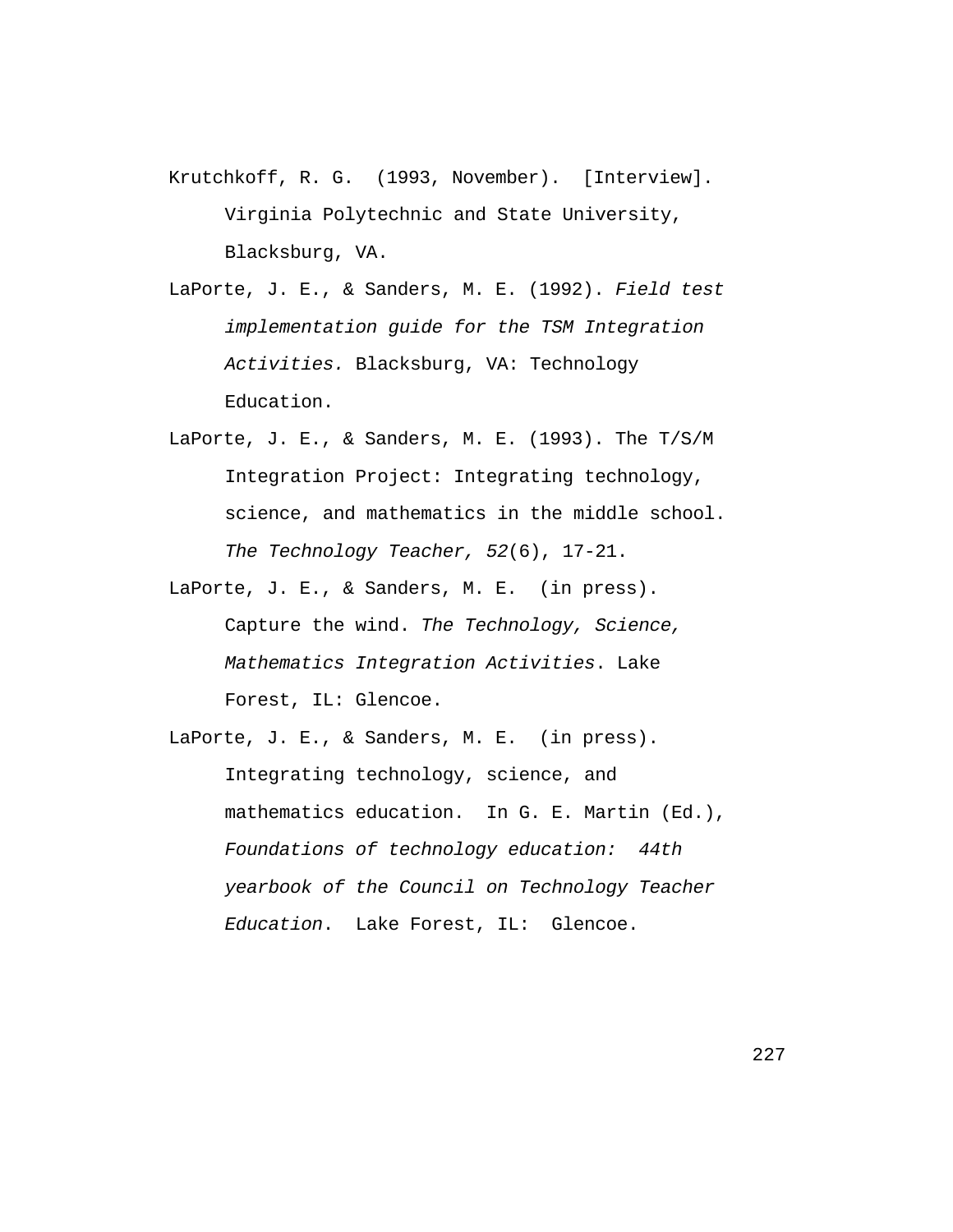Krutchkoff, R. G. (1993, November). [Interview]. Virginia Polytechnic and State University, Blacksburg, VA.

LaPorte, J. E., & Sanders, M. E. (1992). *Field test implementation guide for the TSM Integration Activities.* Blacksburg, VA: Technology Education.

LaPorte, J. E., & Sanders, M. E. (1993). The T/S/M Integration Project: Integrating technology, science, and mathematics in the middle school. *The Technology Teacher, 52*(6), 17-21.

LaPorte, J. E., & Sanders, M. E. (in press). Capture the wind. *The Technology, Science, Mathematics Integration Activities*. Lake Forest, IL: Glencoe.

LaPorte, J. E., & Sanders, M. E. (in press). Integrating technology, science, and mathematics education. In G. E. Martin (Ed.), *Foundations of technology education: 44th yearbook of the Council on Technology Teacher Education*. Lake Forest, IL: Glencoe.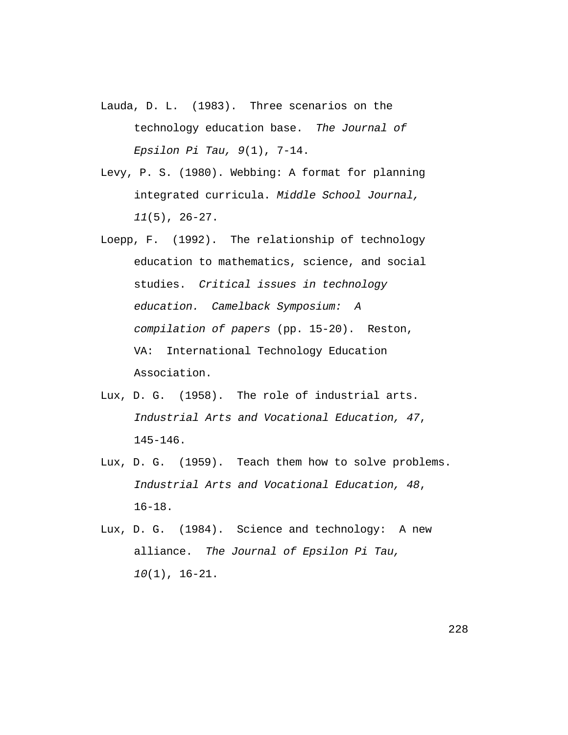Lauda, D. L. (1983). Three scenarios on the technology education base. *The Journal of Epsilon Pi Tau, 9*(1), 7-14.

Levy, P. S. (1980). Webbing: A format for planning integrated curricula. *Middle School Journal, 11*(5), 26-27.

Loepp, F. (1992). The relationship of technology education to mathematics, science, and social studies. *Critical issues in technology education. Camelback Symposium: A compilation of papers* (pp. 15-20). Reston, VA: International Technology Education Association.

Lux, D. G. (1958). The role of industrial arts. *Industrial Arts and Vocational Education, 47*, 145-146.

Lux, D. G. (1959). Teach them how to solve problems. *Industrial Arts and Vocational Education, 48*, 16-18.

Lux, D. G. (1984). Science and technology: A new alliance. *The Journal of Epsilon Pi Tau, 10*(1), 16-21.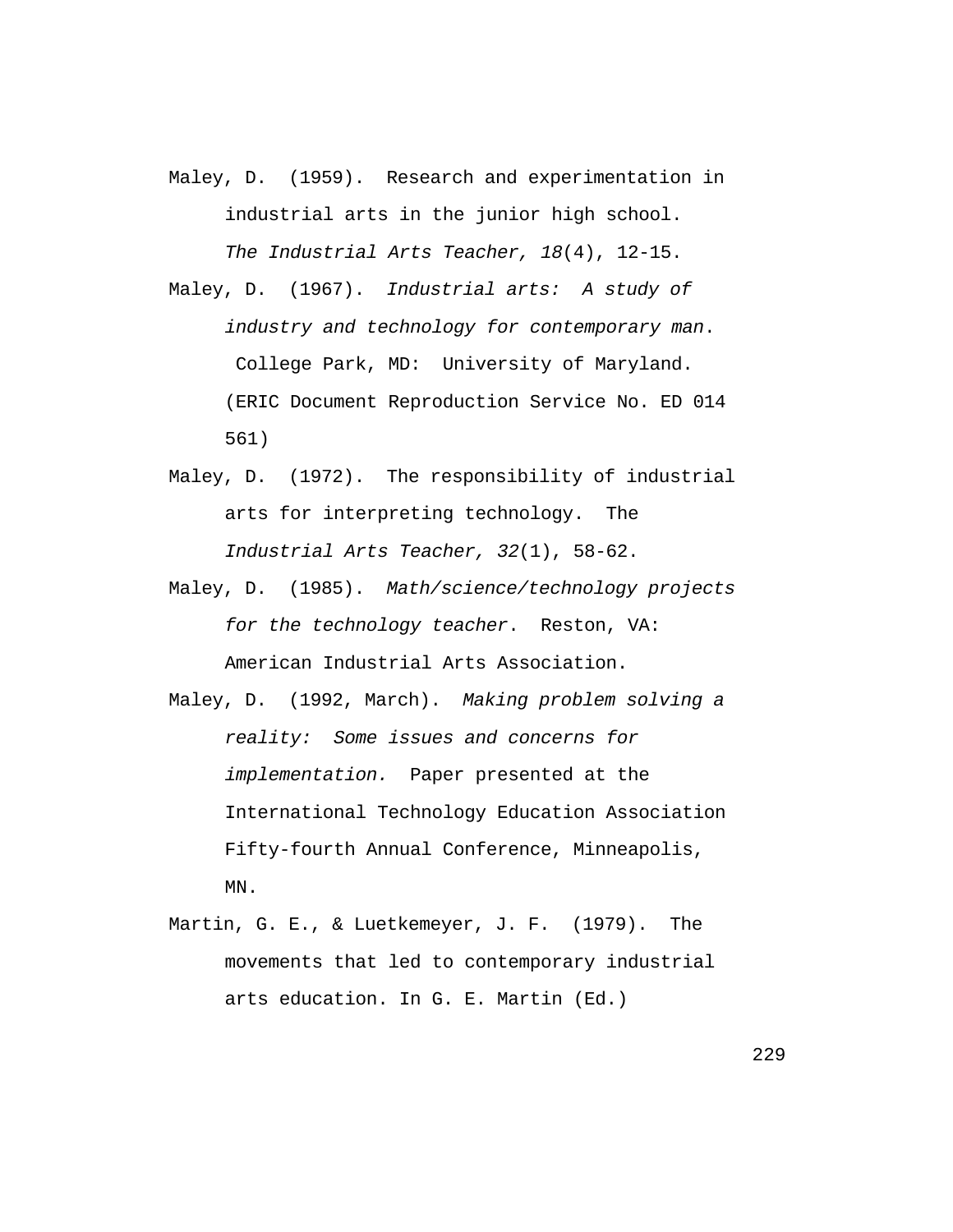Maley, D. (1959). Research and experimentation in industrial arts in the junior high school. *The Industrial Arts Teacher, 18*(4), 12-15.

Maley, D. (1967). *Industrial arts: A study of industry and technology for contemporary man*. College Park, MD: University of Maryland. (ERIC Document Reproduction Service No. ED 014 561)

Maley, D. (1972). The responsibility of industrial arts for interpreting technology. The *Industrial Arts Teacher, 32*(1), 58-62.

Maley, D. (1985). *Math/science/technology projects for the technology teacher*. Reston, VA: American Industrial Arts Association.

Maley, D. (1992, March). *Making problem solving a reality: Some issues and concerns for implementation.* Paper presented at the International Technology Education Association Fifty-fourth Annual Conference, Minneapolis, MN.

Martin, G. E., & Luetkemeyer, J. F. (1979). The movements that led to contemporary industrial arts education. In G. E. Martin (Ed.)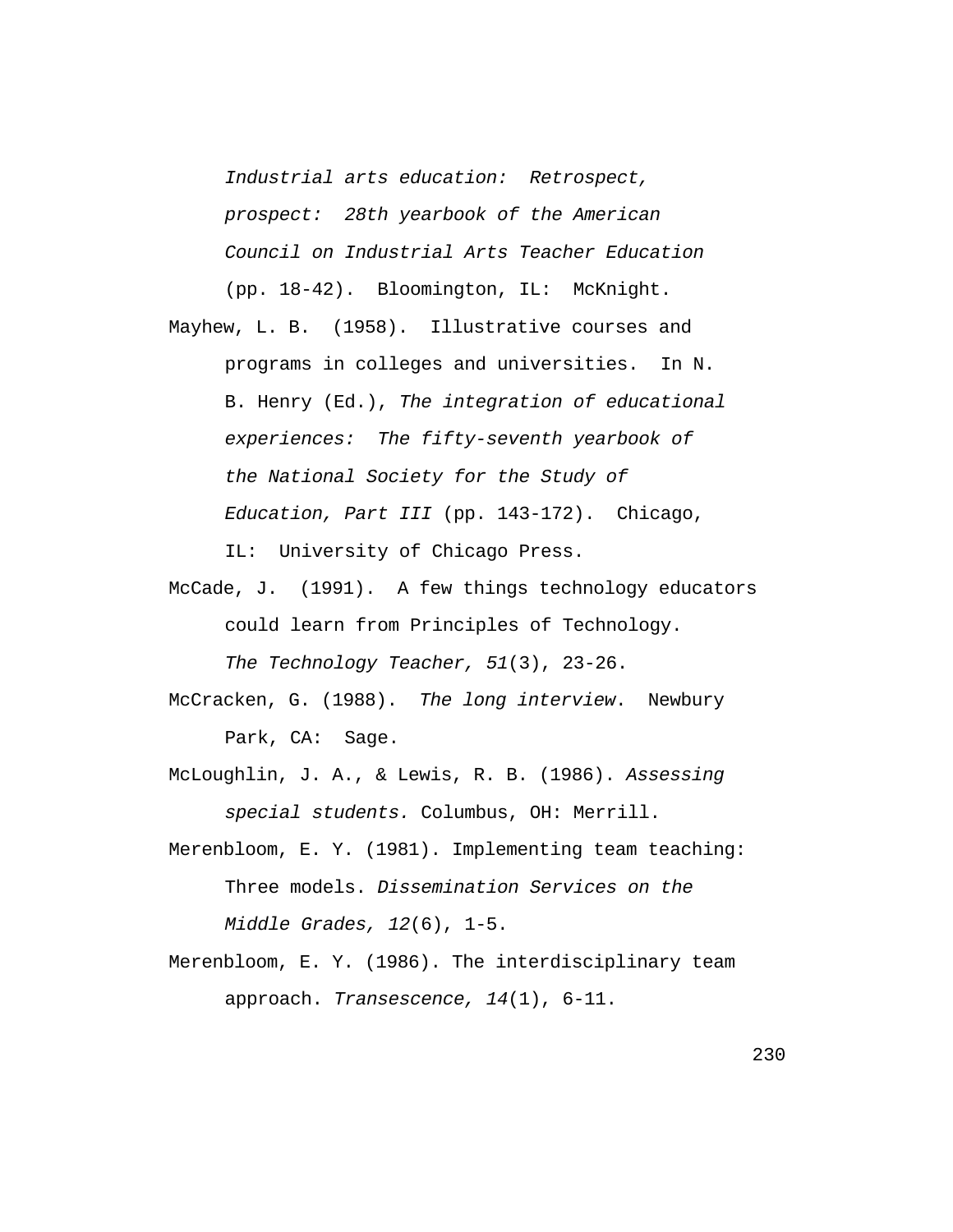*Industrial arts education: Retrospect, prospect: 28th yearbook of the American Council on Industrial Arts Teacher Education* (pp. 18-42). Bloomington, IL: McKnight.

Mayhew, L. B. (1958). Illustrative courses and programs in colleges and universities. In N. B. Henry (Ed.), *The integration of educational experiences: The fifty-seventh yearbook of the National Society for the Study of Education, Part III* (pp. 143-172). Chicago, IL: University of Chicago Press.

McCade, J. (1991). A few things technology educators could learn from Principles of Technology. *The Technology Teacher, 51*(3), 23-26.

McCracken, G. (1988). *The long interview*. Newbury Park, CA: Sage.

McLoughlin, J. A., & Lewis, R. B. (1986). *Assessing special students.* Columbus, OH: Merrill.

Merenbloom, E. Y. (1981). Implementing team teaching: Three models. *Dissemination Services on the Middle Grades, 12*(6), 1-5.

Merenbloom, E. Y. (1986). The interdisciplinary team approach. *Transescence, 14*(1), 6-11.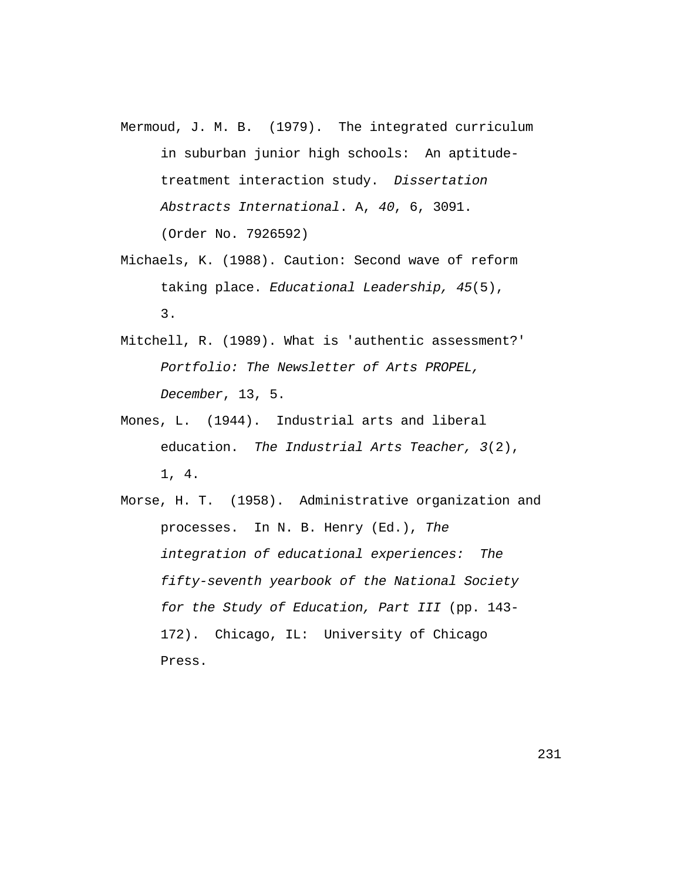Mermoud, J. M. B. (1979). The integrated curriculum in suburban junior high schools: An aptitude-treatment interaction study. *Dissertation Abstracts International*. A, *40*, 6, 3091. (Order No. 7926592)

Michaels, K. (1988). Caution: Second wave of reform taking place. *Educational Leadership, 45*(5), 3.

Mitchell, R. (1989). What is 'authentic assessment?' *Portfolio: The Newsletter of Arts PROPEL, December*, 13, 5.

Mones, L. (1944). Industrial arts and liberal education. *The Industrial Arts Teacher, 3*(2), 1, 4.

Morse, H. T. (1958). Administrative organization and processes. In N. B. Henry (Ed.), *The integration of educational experiences: The fifty-seventh yearbook of the National Society for the Study of Education, Part III* (pp. 143-172). Chicago, IL: University of Chicago Press.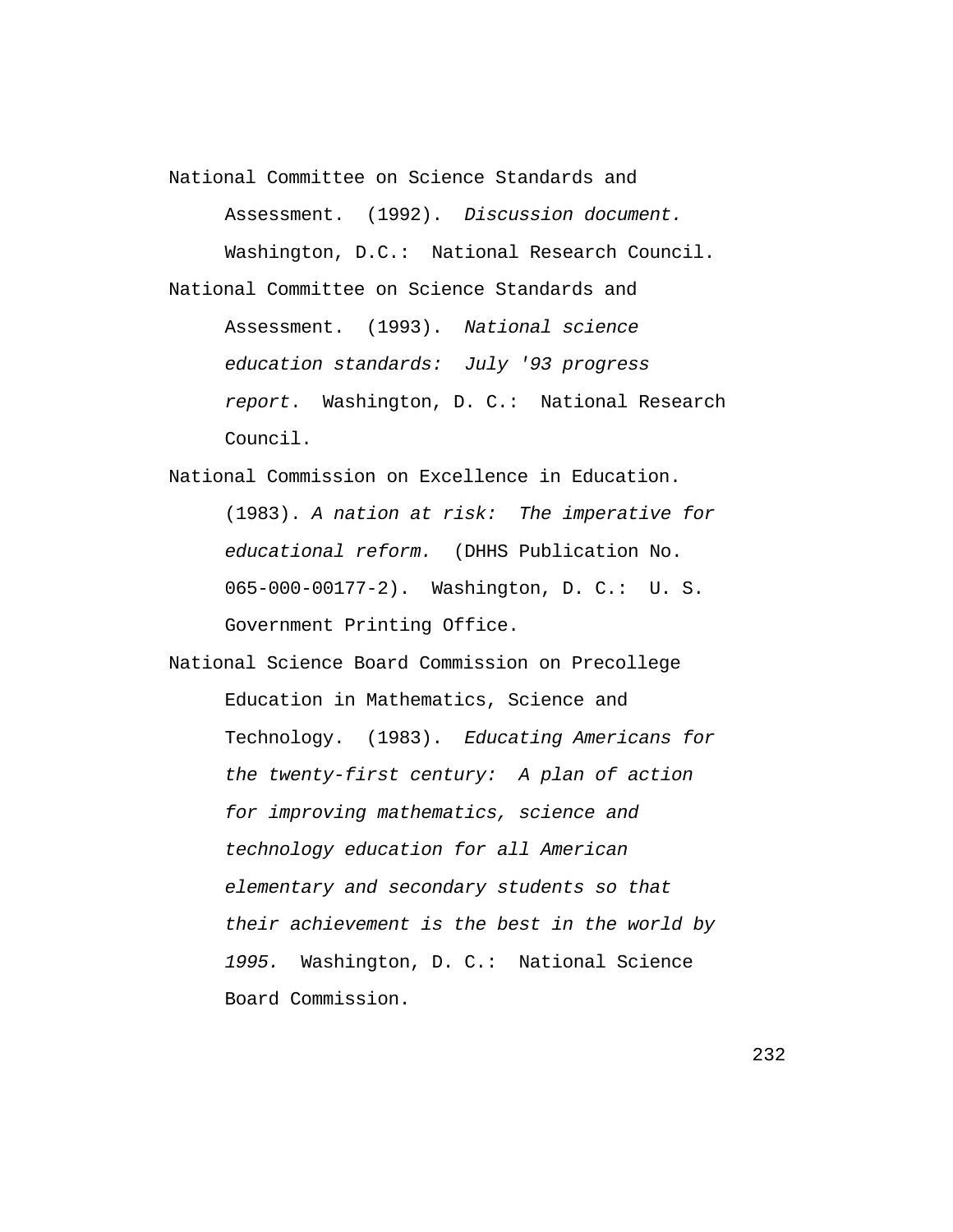National Committee on Science Standards and Assessment. (1992). *Discussion document.* Washington, D.C.: National Research Council.

National Committee on Science Standards and Assessment. (1993). *National science education standards: July '93 progress report*. Washington, D. C.: National Research Council.

National Commission on Excellence in Education. (1983). *A nation at risk: The imperative for educational reform.* (DHHS Publication No. 065-000-00177-2). Washington, D. C.: U. S. Government Printing Office.

National Science Board Commission on Precollege Education in Mathematics, Science and Technology. (1983). *Educating Americans for the twenty-first century: A plan of action for improving mathematics, science and technology education for all American elementary and secondary students so that their achievement is the best in the world by 1995.* Washington, D. C.: National Science Board Commission.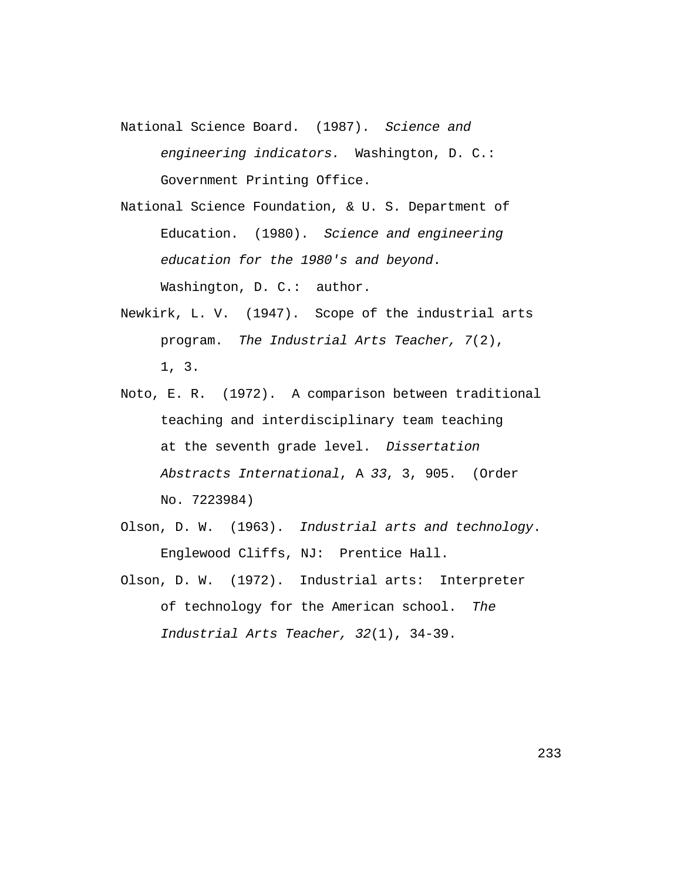National Science Board. (1987). *Science and engineering indicators.* Washington, D. C.: Government Printing Office.

National Science Foundation, & U. S. Department of Education. (1980). *Science and engineering education for the 1980's and beyond*. Washington, D. C.: author.

Newkirk, L. V. (1947). Scope of the industrial arts program. *The Industrial Arts Teacher, 7*(2), 1, 3.

Noto, E. R. (1972). A comparison between traditional teaching and interdisciplinary team teaching at the seventh grade level. *Dissertation Abstracts International*, A *33*, 3, 905. (Order No. 7223984)

Olson, D. W. (1963). *Industrial arts and technology*. Englewood Cliffs, NJ: Prentice Hall.

Olson, D. W. (1972). Industrial arts: Interpreter of technology for the American school. *The Industrial Arts Teacher, 32*(1), 34-39.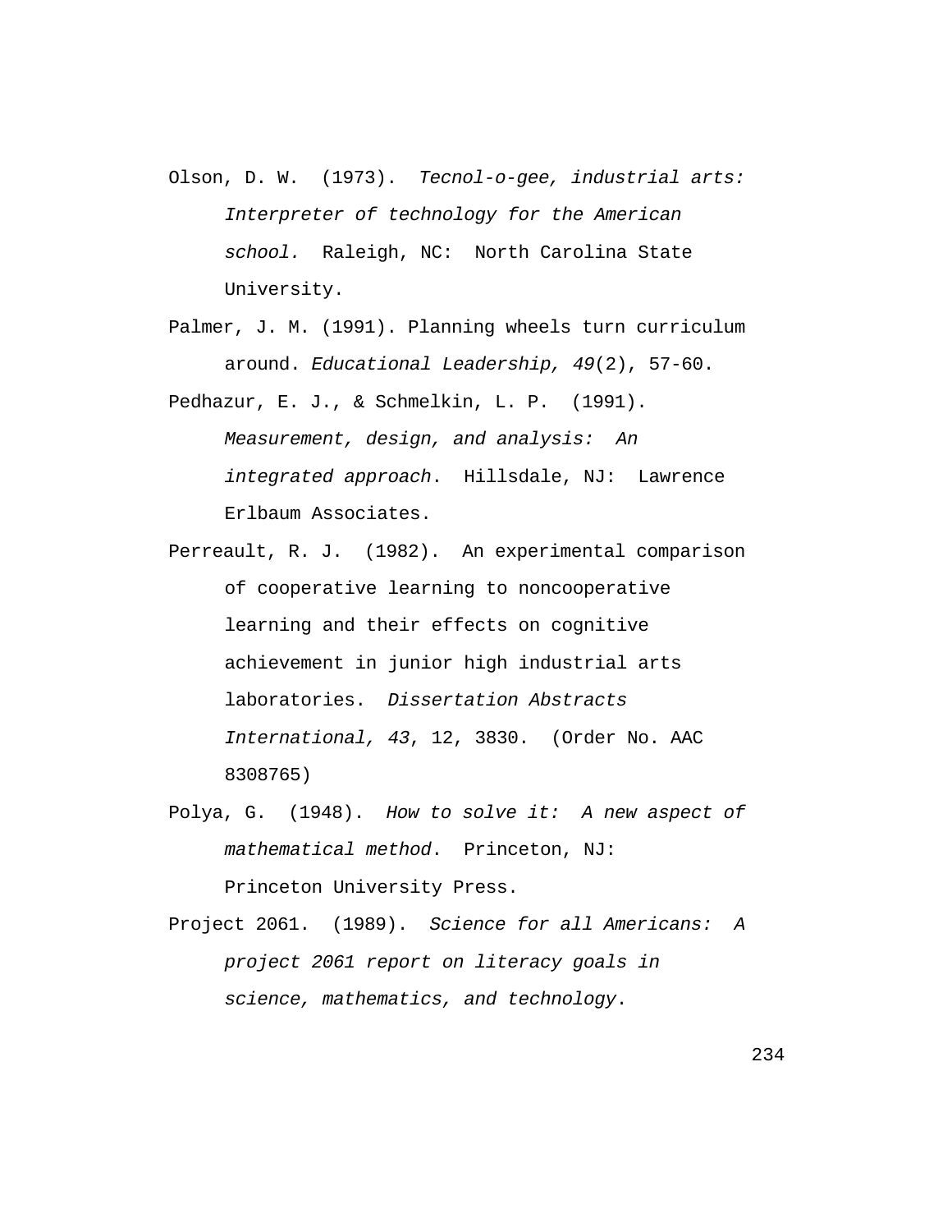Olson, D. W. (1973). *Tecnol-o-gee, industrial arts: Interpreter of technology for the American school.* Raleigh, NC: North Carolina State University.

Palmer, J. M. (1991). Planning wheels turn curriculum around. *Educational Leadership, 49*(2), 57-60.

Pedhazur, E. J., & Schmelkin, L. P. (1991). *Measurement, design, and analysis: An integrated approach*. Hillsdale, NJ: Lawrence Erlbaum Associates.

Perreault, R. J. (1982). An experimental comparison of cooperative learning to noncooperative learning and their effects on cognitive achievement in junior high industrial arts laboratories. *Dissertation Abstracts International, 43*, 12, 3830. (Order No. AAC 8308765)

Polya, G. (1948). *How to solve it: A new aspect of mathematical method*. Princeton, NJ: Princeton University Press.

Project 2061. (1989). *Science for all Americans: A project 2061 report on literacy goals in science, mathematics, and technology*.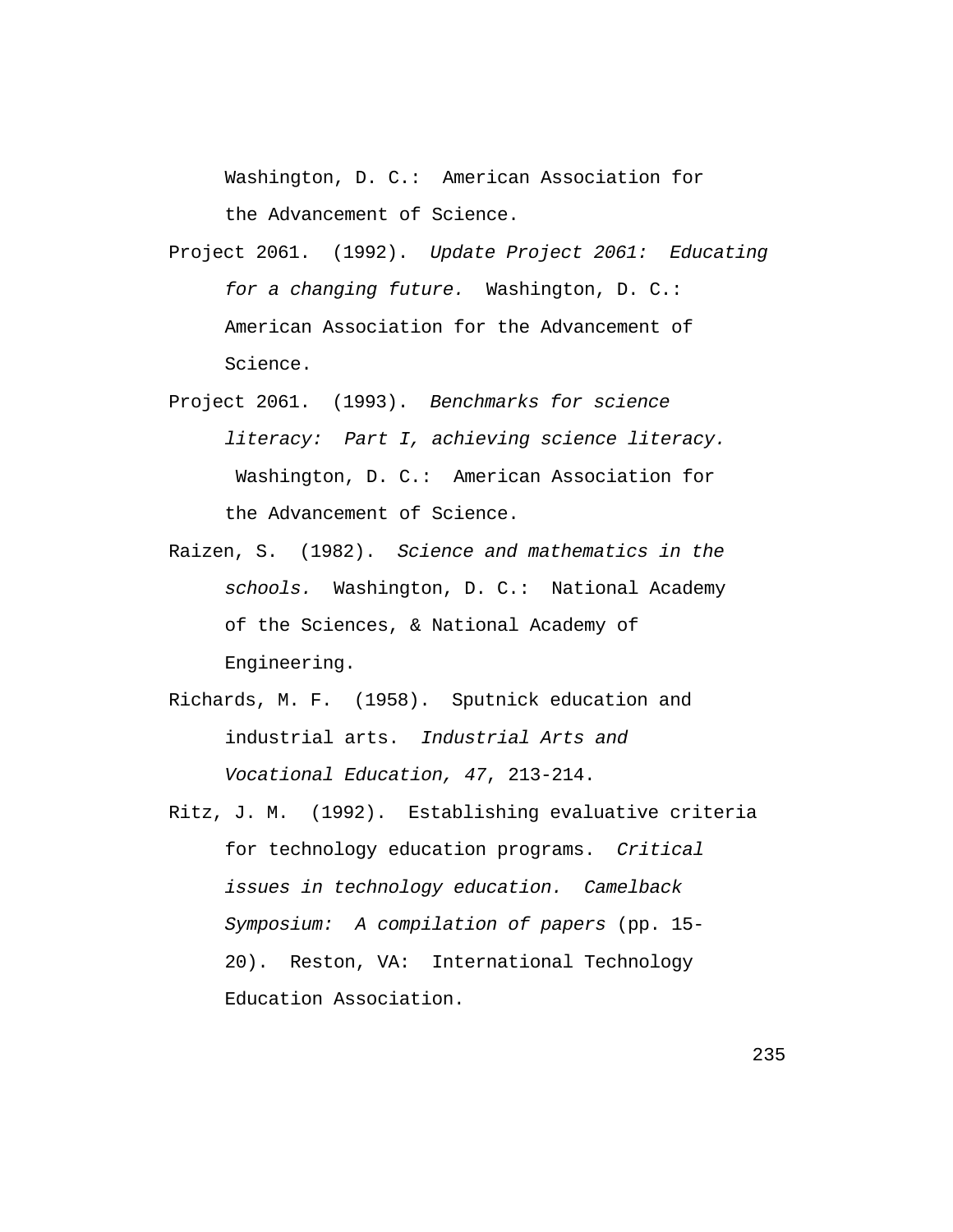Washington, D. C.:  American Association for the Advancement of Science.

Project 2061.  (1992).  *Update Project 2061:  Educating for a changing future.*  Washington, D. C.:  American Association for the Advancement of Science.

Project 2061.  (1993).  *Benchmarks for science literacy:  Part I, achieving science literacy.*  Washington, D. C.:  American Association for the Advancement of Science.

Raizen, S.  (1982).  *Science and mathematics in the schools.*  Washington, D. C.:  National Academy of the Sciences, & National Academy of Engineering.

Richards, M. F.  (1958).  Sputnick education and industrial arts.  *Industrial Arts and Vocational Education, 47*, 213-214.

Ritz, J. M.  (1992).  Establishing evaluative criteria for technology education programs.  *Critical issues in technology education.  Camelback Symposium:  A compilation of papers* (pp. 15-20).  Reston, VA:  International Technology Education Association.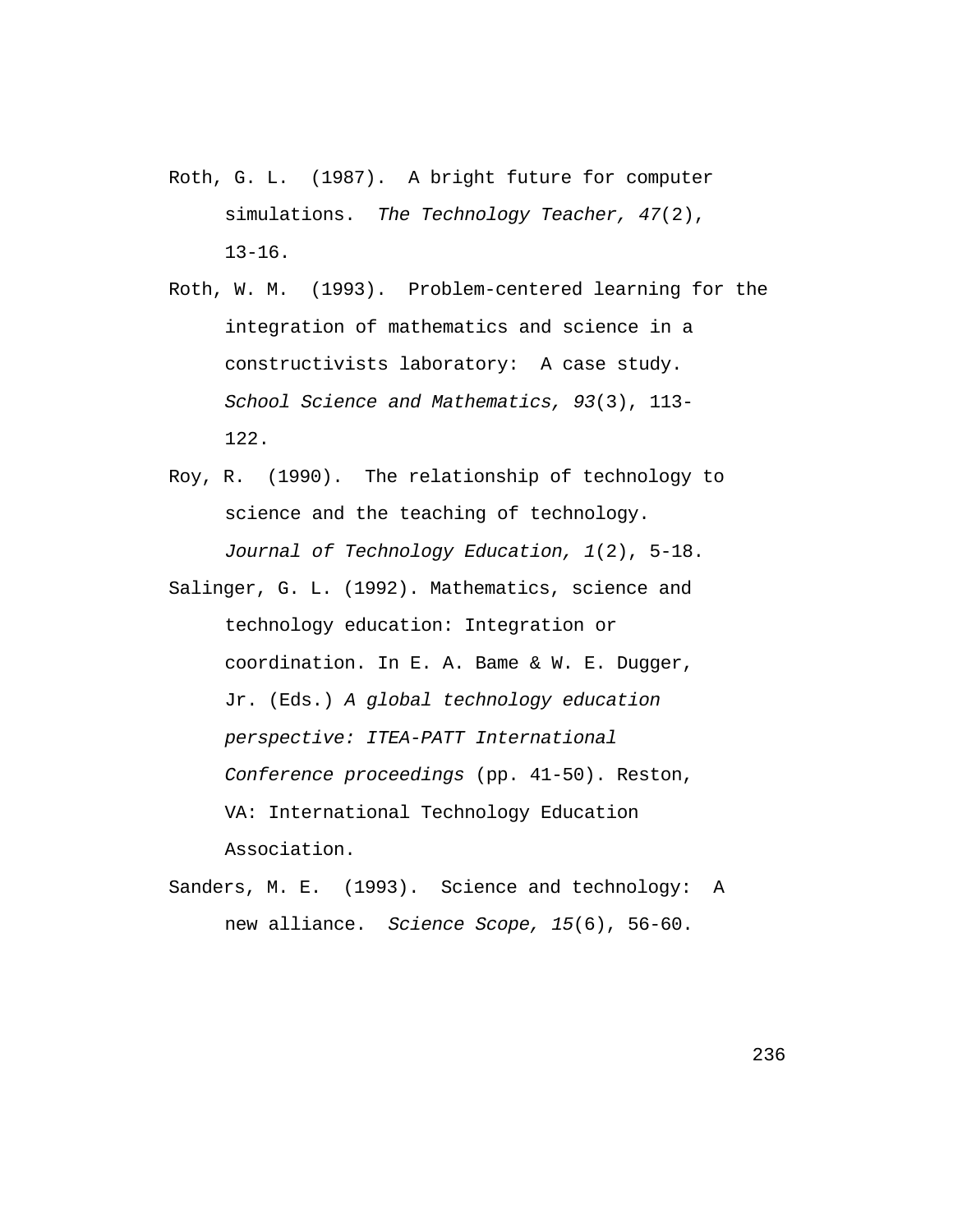Roth, G. L. (1987). A bright future for computer simulations. *The Technology Teacher, 47*(2), 13-16.

Roth, W. M. (1993). Problem-centered learning for the integration of mathematics and science in a constructivists laboratory: A case study. *School Science and Mathematics, 93*(3), 113-122.

Roy, R. (1990). The relationship of technology to science and the teaching of technology. *Journal of Technology Education, 1*(2), 5-18.

Salinger, G. L. (1992). Mathematics, science and technology education: Integration or coordination. In E. A. Bame & W. E. Dugger, Jr. (Eds.) *A global technology education perspective: ITEA-PATT International Conference proceedings* (pp. 41-50). Reston, VA: International Technology Education Association.

Sanders, M. E. (1993). Science and technology: A new alliance. *Science Scope, 15*(6), 56-60.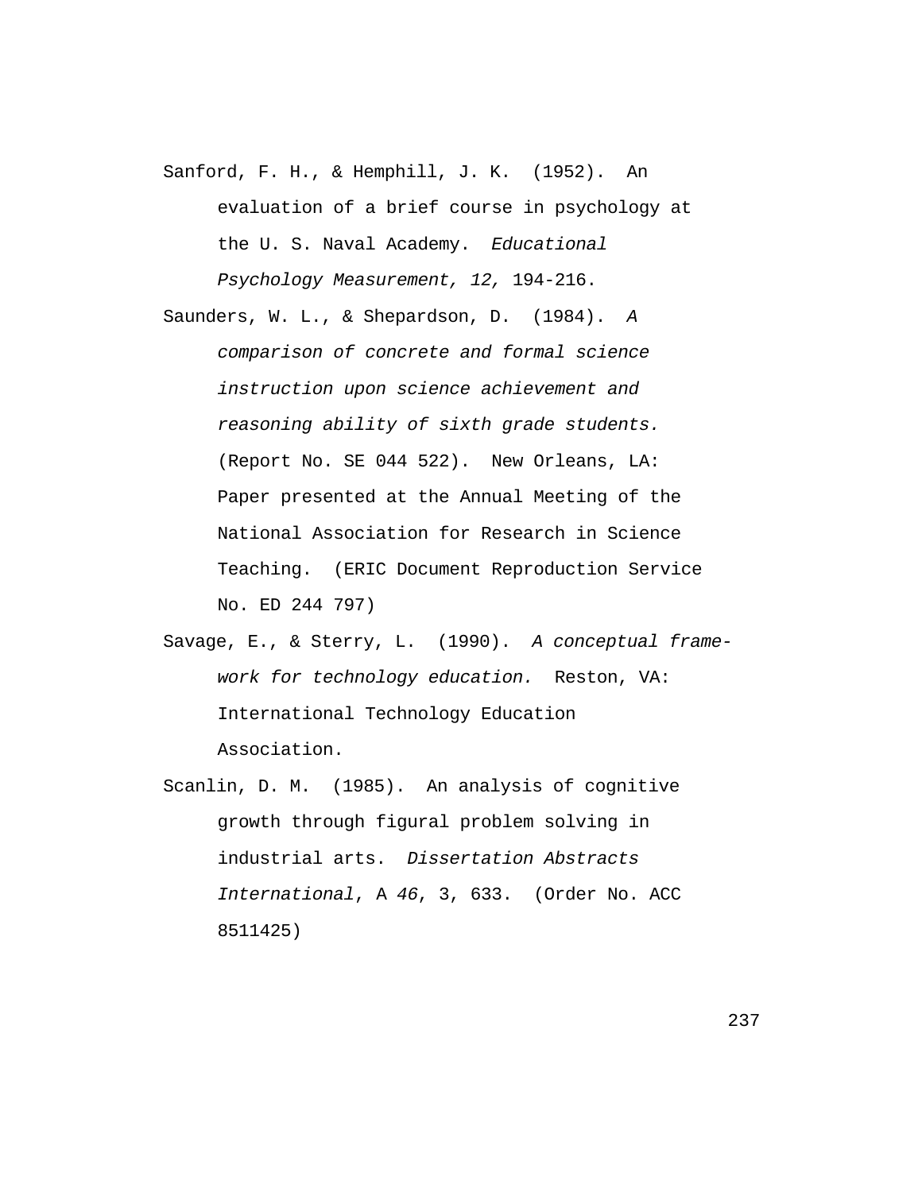Sanford, F. H., & Hemphill, J. K. (1952). An evaluation of a brief course in psychology at the U. S. Naval Academy. *Educational Psychology Measurement, 12,* 194-216.

Saunders, W. L., & Shepardson, D. (1984). *A comparison of concrete and formal science instruction upon science achievement and reasoning ability of sixth grade students.* (Report No. SE 044 522). New Orleans, LA: Paper presented at the Annual Meeting of the National Association for Research in Science Teaching. (ERIC Document Reproduction Service No. ED 244 797)

Savage, E., & Sterry, L. (1990). *A conceptual framework for technology education.* Reston, VA: International Technology Education Association.

Scanlin, D. M. (1985). An analysis of cognitive growth through figural problem solving in industrial arts. *Dissertation Abstracts International*, A *46*, 3, 633. (Order No. ACC 8511425)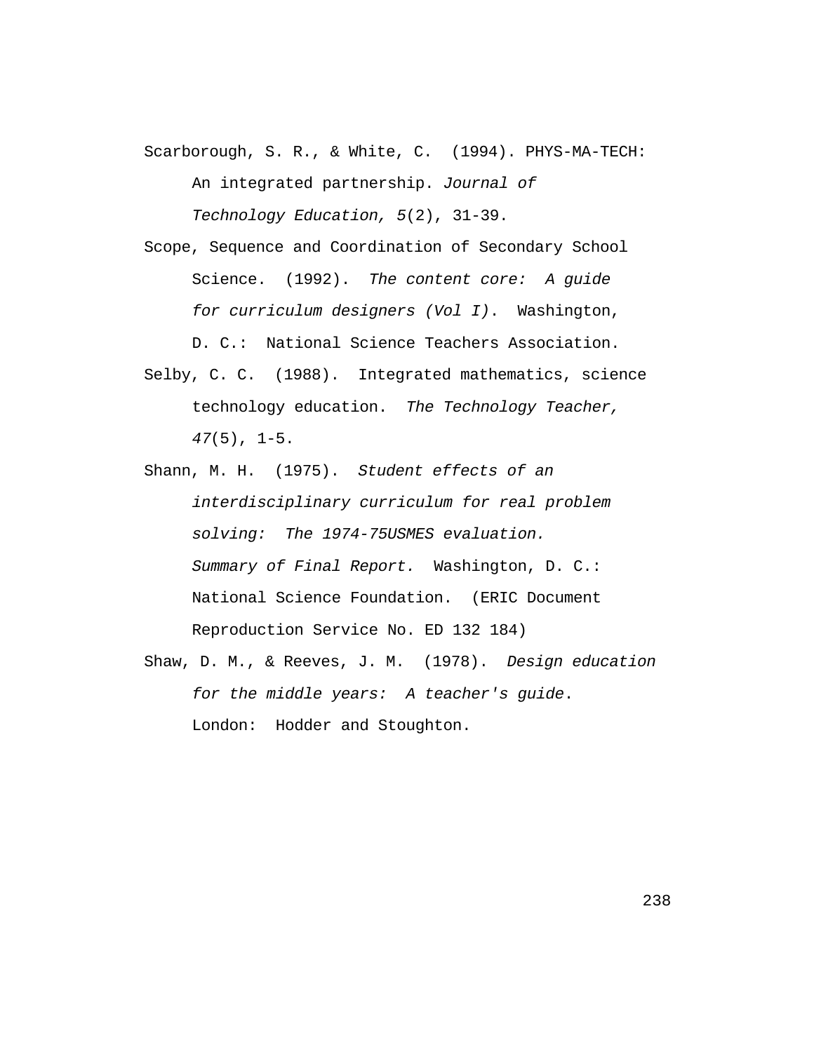Scarborough, S. R., & White, C.  (1994). PHYS-MA-TECH: An integrated partnership. *Journal of Technology Education, 5*(2), 31-39.

Scope, Sequence and Coordination of Secondary School Science.  (1992).  *The content core:  A guide for curriculum designers (Vol I)*.  Washington, D. C.:  National Science Teachers Association.

Selby, C. C.  (1988).  Integrated mathematics, science technology education.  *The Technology Teacher, 47*(5), 1-5.

Shann, M. H.  (1975).  *Student effects of an interdisciplinary curriculum for real problem solving:  The 1974-75USMES evaluation. Summary of Final Report.*  Washington, D. C.: National Science Foundation.  (ERIC Document Reproduction Service No. ED 132 184)

Shaw, D. M., & Reeves, J. M.  (1978).  *Design education for the middle years:  A teacher's guide*. London:  Hodder and Stoughton.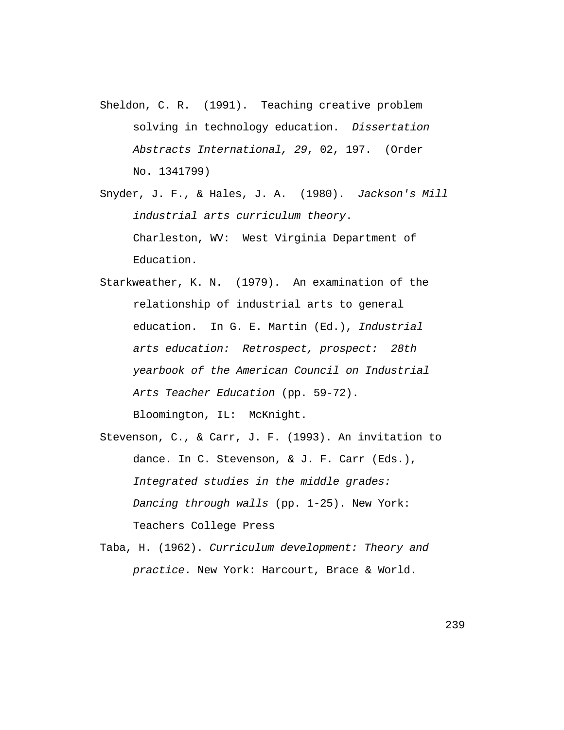Sheldon, C. R. (1991). Teaching creative problem solving in technology education. *Dissertation Abstracts International, 29*, 02, 197. (Order No. 1341799)

Snyder, J. F., & Hales, J. A. (1980). *Jackson's Mill industrial arts curriculum theory*. Charleston, WV: West Virginia Department of Education.

Starkweather, K. N. (1979). An examination of the relationship of industrial arts to general education. In G. E. Martin (Ed.), *Industrial arts education: Retrospect, prospect: 28th yearbook of the American Council on Industrial Arts Teacher Education* (pp. 59-72). Bloomington, IL: McKnight.

Stevenson, C., & Carr, J. F. (1993). An invitation to dance. In C. Stevenson, & J. F. Carr (Eds.), *Integrated studies in the middle grades: Dancing through walls* (pp. 1-25). New York: Teachers College Press

Taba, H. (1962). *Curriculum development: Theory and practice*. New York: Harcourt, Brace & World.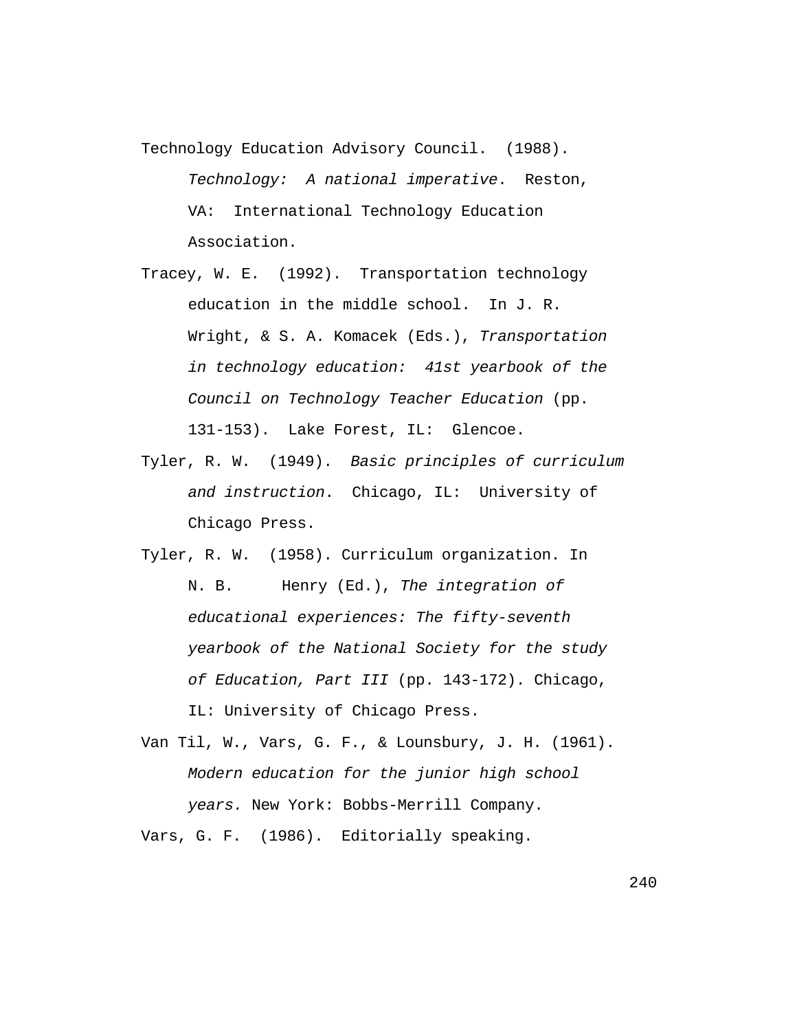Technology Education Advisory Council. (1988). *Technology: A national imperative*. Reston, VA: International Technology Education Association.

Tracey, W. E. (1992). Transportation technology education in the middle school. In J. R. Wright, & S. A. Komacek (Eds.), *Transportation in technology education: 41st yearbook of the Council on Technology Teacher Education* (pp. 131-153). Lake Forest, IL: Glencoe.

Tyler, R. W. (1949). *Basic principles of curriculum and instruction*. Chicago, IL: University of Chicago Press.

Tyler, R. W. (1958). Curriculum organization. In N. B. Henry (Ed.), *The integration of educational experiences: The fifty-seventh yearbook of the National Society for the study of Education, Part III* (pp. 143-172). Chicago, IL: University of Chicago Press.

Van Til, W., Vars, G. F., & Lounsbury, J. H. (1961). *Modern education for the junior high school years.* New York: Bobbs-Merrill Company.

Vars, G. F. (1986). Editorially speaking.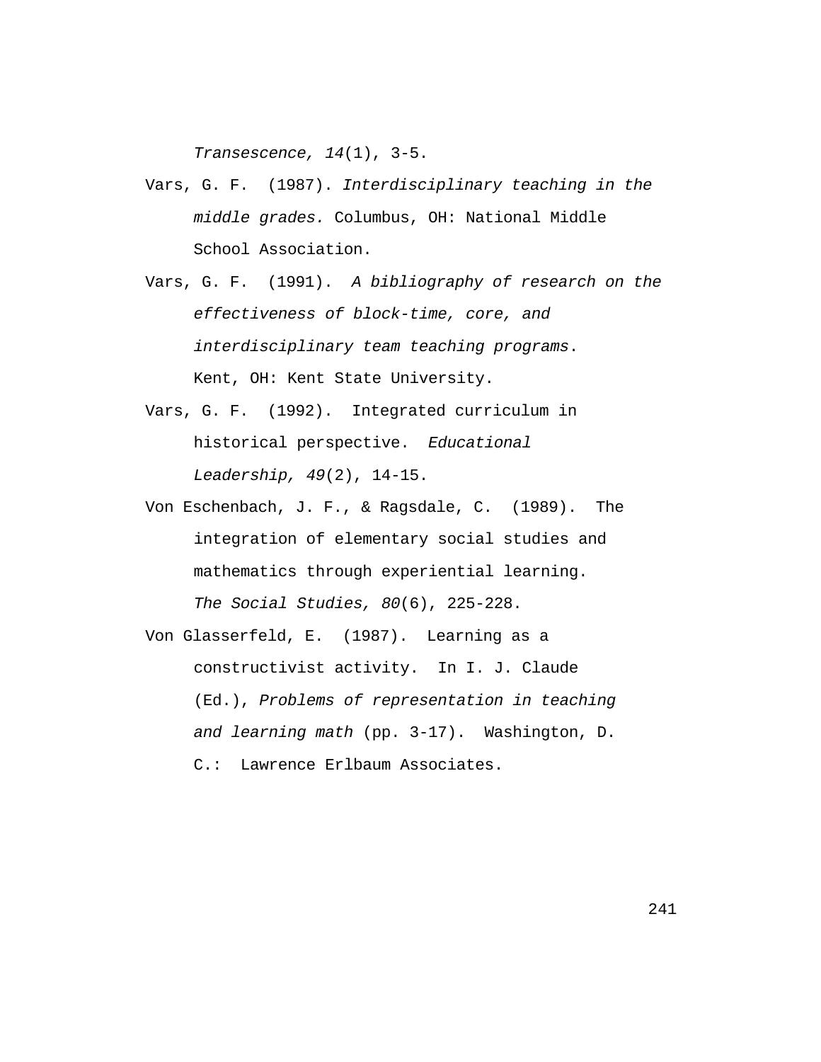*Transescence, 14*(1), 3-5.

Vars, G. F. (1987). *Interdisciplinary teaching in the middle grades.* Columbus, OH: National Middle School Association.

Vars, G. F. (1991). *A bibliography of research on the effectiveness of block-time, core, and interdisciplinary team teaching programs*. Kent, OH: Kent State University.

Vars, G. F. (1992). Integrated curriculum in historical perspective. *Educational Leadership, 49*(2), 14-15.

Von Eschenbach, J. F., & Ragsdale, C. (1989). The integration of elementary social studies and mathematics through experiential learning. *The Social Studies, 80*(6), 225-228.

Von Glasserfeld, E. (1987). Learning as a constructivist activity. In I. J. Claude (Ed.), *Problems of representation in teaching and learning math* (pp. 3-17). Washington, D. C.: Lawrence Erlbaum Associates.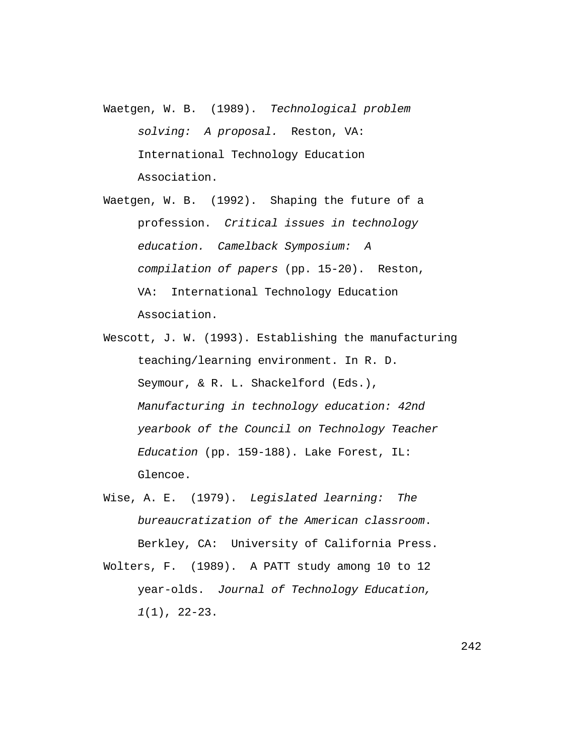Waetgen, W. B. (1989). *Technological problem solving: A proposal.* Reston, VA: International Technology Education Association.

Waetgen, W. B. (1992). Shaping the future of a profession. *Critical issues in technology education. Camelback Symposium: A compilation of papers* (pp. 15-20). Reston, VA: International Technology Education Association.

Wescott, J. W. (1993). Establishing the manufacturing teaching/learning environment. In R. D. Seymour, & R. L. Shackelford (Eds.), *Manufacturing in technology education: 42nd yearbook of the Council on Technology Teacher Education* (pp. 159-188). Lake Forest, IL: Glencoe.

Wise, A. E. (1979). *Legislated learning: The bureaucratization of the American classroom*. Berkley, CA: University of California Press.

Wolters, F. (1989). A PATT study among 10 to 12 year-olds. *Journal of Technology Education, 1*(1), 22-23.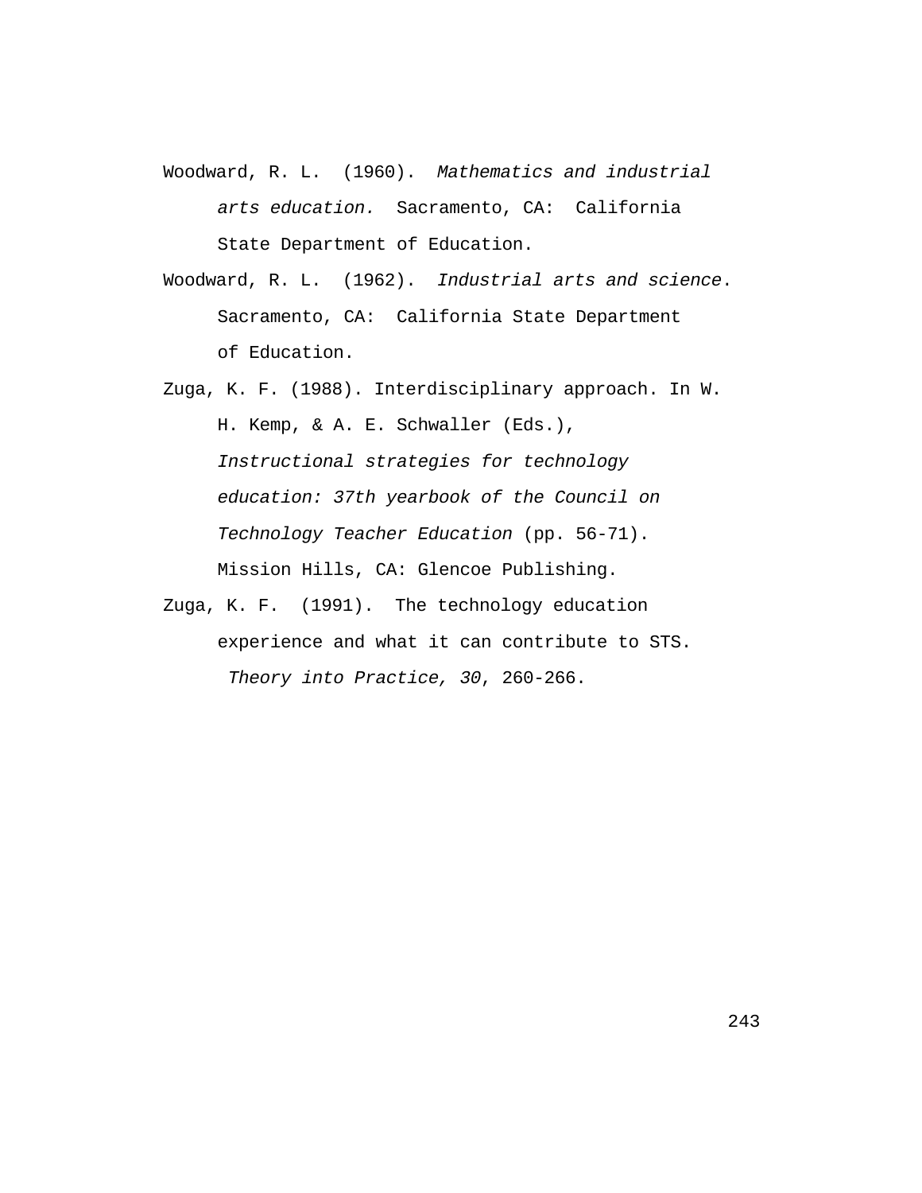Woodward, R. L. (1960). *Mathematics and industrial arts education.* Sacramento, CA: California State Department of Education.

Woodward, R. L. (1962). *Industrial arts and science*. Sacramento, CA: California State Department of Education.

Zuga, K. F. (1988). Interdisciplinary approach. In W. H. Kemp, & A. E. Schwaller (Eds.), *Instructional strategies for technology education: 37th yearbook of the Council on Technology Teacher Education* (pp. 56-71). Mission Hills, CA: Glencoe Publishing.

Zuga, K. F. (1991). The technology education experience and what it can contribute to STS. *Theory into Practice, 30*, 260-266.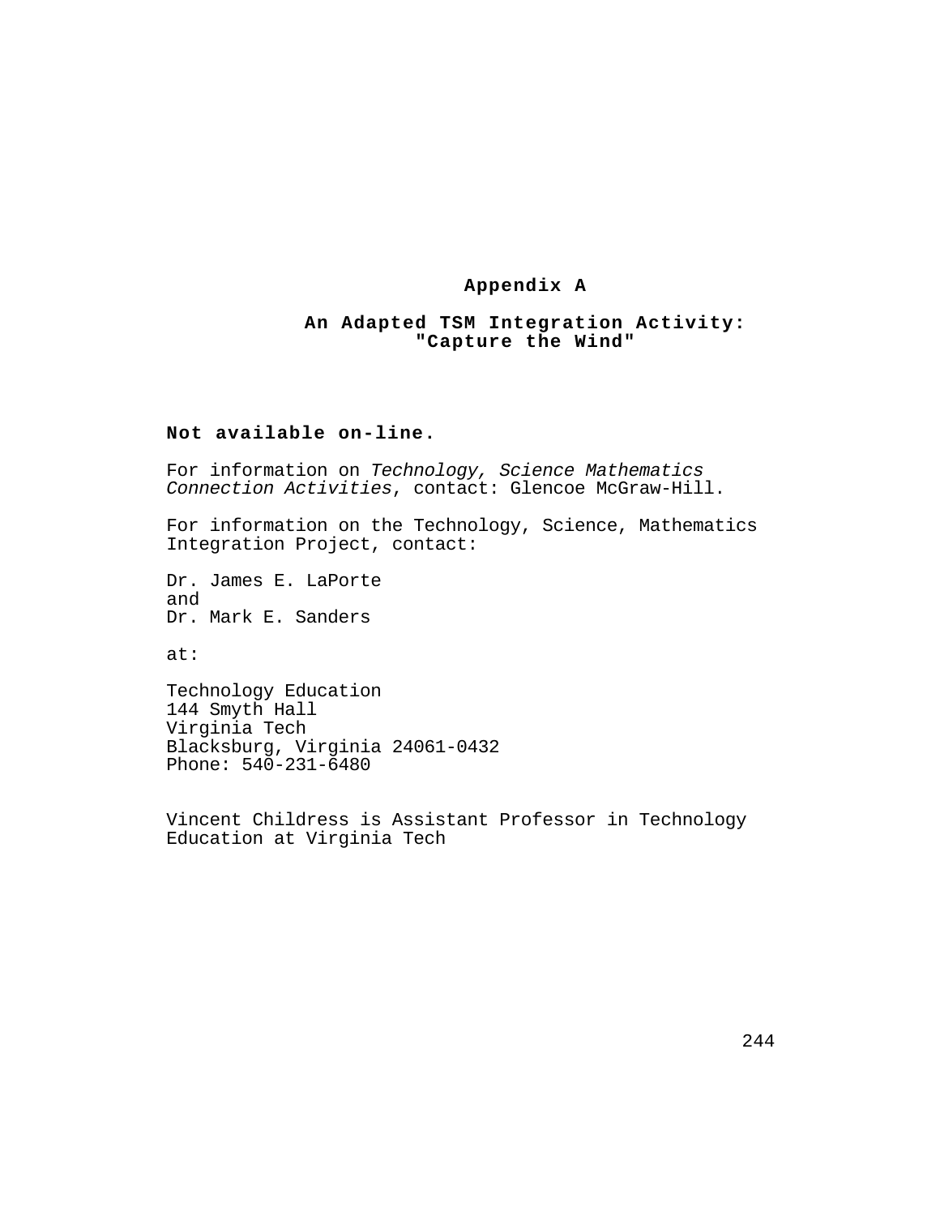# Appendix A

## An Adapted TSM Integration Activity: "Capture the Wind"

**Not available on-line.**

For information on *Technology, Science Mathematics Connection Activities*, contact: Glencoe McGraw-Hill.

For information on the Technology, Science, Mathematics Integration Project, contact:

Dr. James E. LaPorte  
and  
Dr. Mark E. Sanders

at:

Technology Education  
144 Smyth Hall  
Virginia Tech  
Blacksburg, Virginia 24061-0432  
Phone: 540-231-6480

Vincent Childress is Assistant Professor in Technology Education at Virginia Tech